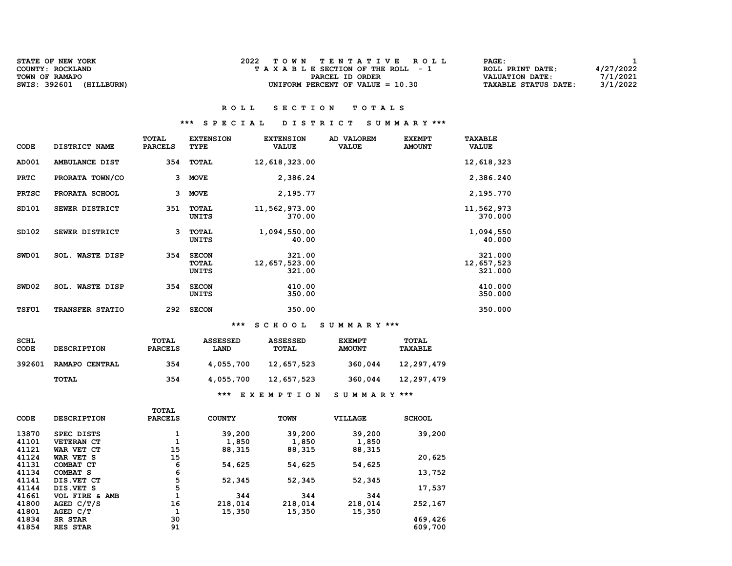STATE OF NEW YORK
COUNTY: ROCKLAND
TOWN OF RAMAPO
SWIS: 392601 (HILLBURN)

2022 TOWN TENTATIVE ROLL
TAXABLE SECTION OF THE ROLL - 1
PARCEL ID ORDER
UNIFORM PERCENT OF VALUE = 10.30

PAGE: 1
ROLL PRINT DATE: 4/27/2022
VALUATION DATE: 7/1/2021
TAXABLE STATUS DATE: 3/1/2022

## ROLL SECTION TOTALS

### *** SPECIAL DISTRICT SUMMARY ***

| CODE | DISTRICT NAME | TOTAL PARCELS | EXTENSION TYPE | EXTENSION VALUE | AD VALOREM VALUE | EXEMPT AMOUNT | TAXABLE VALUE |
|---|---|---|---|---|---|---|---|
| AD001 | AMBULANCE DIST | 354 | TOTAL | 12,618,323.00 | | | 12,618,323 |
| PRTC | PRORATA TOWN/CO | 3 | MOVE | 2,386.24 | | | 2,386.240 |
| PRTSC | PRORATA SCHOOL | 3 | MOVE | 2,195.77 | | | 2,195.770 |
| SD101 | SEWER DISTRICT | 351 | TOTAL | 11,562,973.00 | | | 11,562,973 |
| | | | UNITS | 370.00 | | | 370.000 |
| SD102 | SEWER DISTRICT | 3 | TOTAL | 1,094,550.00 | | | 1,094,550 |
| | | | UNITS | 40.00 | | | 40.000 |
| SWD01 | SOL. WASTE DISP | 354 | SECON | 321.00 | | | 321.000 |
| | | | TOTAL | 12,657,523.00 | | | 12,657,523 |
| | | | UNITS | 321.00 | | | 321.000 |
| SWD02 | SOL. WASTE DISP | 354 | SECON | 410.00 | | | 410.000 |
| | | | UNITS | 350.00 | | | 350.000 |
| TSFU1 | TRANSFER STATIO | 292 | SECON | 350.00 | | | 350.000 |

### *** SCHOOL SUMMARY ***

| SCHL CODE | DESCRIPTION | TOTAL PARCELS | ASSESSED LAND | ASSESSED TOTAL | EXEMPT AMOUNT | TOTAL TAXABLE |
|---|---|---|---|---|---|---|
| 392601 | RAMAPO CENTRAL | 354 | 4,055,700 | 12,657,523 | 360,044 | 12,297,479 |
| | TOTAL | 354 | 4,055,700 | 12,657,523 | 360,044 | 12,297,479 |

### *** EXEMPTION SUMMARY ***

| CODE | DESCRIPTION | TOTAL PARCELS | COUNTY | TOWN | VILLAGE | SCHOOL |
|---|---|---|---|---|---|---|
| 13870 | SPEC DISTS | 1 | 39,200 | 39,200 | 39,200 | 39,200 |
| 41101 | VETERAN CT | 1 | 1,850 | 1,850 | 1,850 | |
| 41121 | WAR VET CT | 15 | 88,315 | 88,315 | 88,315 | |
| 41124 | WAR VET S | 15 | | | | 20,625 |
| 41131 | COMBAT CT | 6 | 54,625 | 54,625 | 54,625 | |
| 41134 | COMBAT S | 6 | | | | 13,752 |
| 41141 | DIS.VET CT | 5 | 52,345 | 52,345 | 52,345 | |
| 41144 | DIS.VET S | 5 | | | | 17,537 |
| 41661 | VOL FIRE & AMB | 1 | 344 | 344 | 344 | |
| 41800 | AGED C/T/S | 16 | 218,014 | 218,014 | 218,014 | 252,167 |
| 41801 | AGED C/T | 1 | 15,350 | 15,350 | 15,350 | |
| 41834 | SR STAR | 30 | | | | 469,426 |
| 41854 | RES STAR | 91 | | | | 609,700 |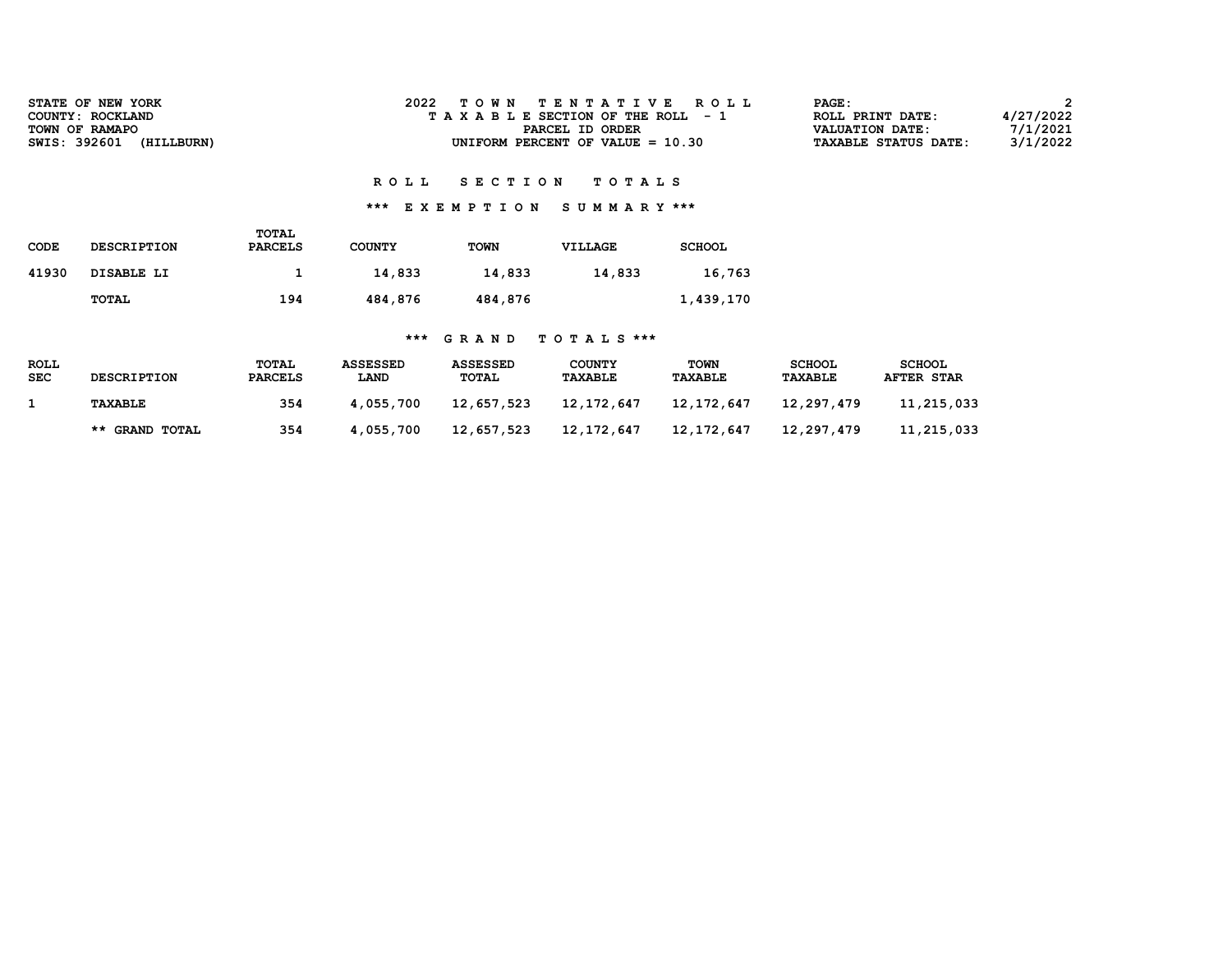STATE OF NEW YORK
COUNTY: ROCKLAND
TOWN OF RAMAPO
SWIS: 392601 (HILLBURN)

2022 TOWN TENTATIVE ROLL
TAXABLE SECTION OF THE ROLL - 1
PARCEL ID ORDER
UNIFORM PERCENT OF VALUE = 10.30

PAGE: 2
ROLL PRINT DATE: 4/27/2022
VALUATION DATE: 7/1/2021
TAXABLE STATUS DATE: 3/1/2022

## ROLL SECTION TOTALS

### *** EXEMPTION SUMMARY ***

| CODE | DESCRIPTION | TOTAL PARCELS | COUNTY | TOWN | VILLAGE | SCHOOL |
|---|---|---|---|---|---|---|
| 41930 | DISABLE LI | 1 | 14,833 | 14,833 | 14,833 | 16,763 |
| | TOTAL | 194 | 484,876 | 484,876 | | 1,439,170 |

### *** GRAND TOTALS ***

| ROLL SEC | DESCRIPTION | TOTAL PARCELS | ASSESSED LAND | ASSESSED TOTAL | COUNTY TAXABLE | TOWN TAXABLE | SCHOOL TAXABLE | SCHOOL AFTER STAR |
|---|---|---|---|---|---|---|---|---|
| 1 | TAXABLE | 354 | 4,055,700 | 12,657,523 | 12,172,647 | 12,172,647 | 12,297,479 | 11,215,033 |
| | ** GRAND TOTAL | 354 | 4,055,700 | 12,657,523 | 12,172,647 | 12,172,647 | 12,297,479 | 11,215,033 |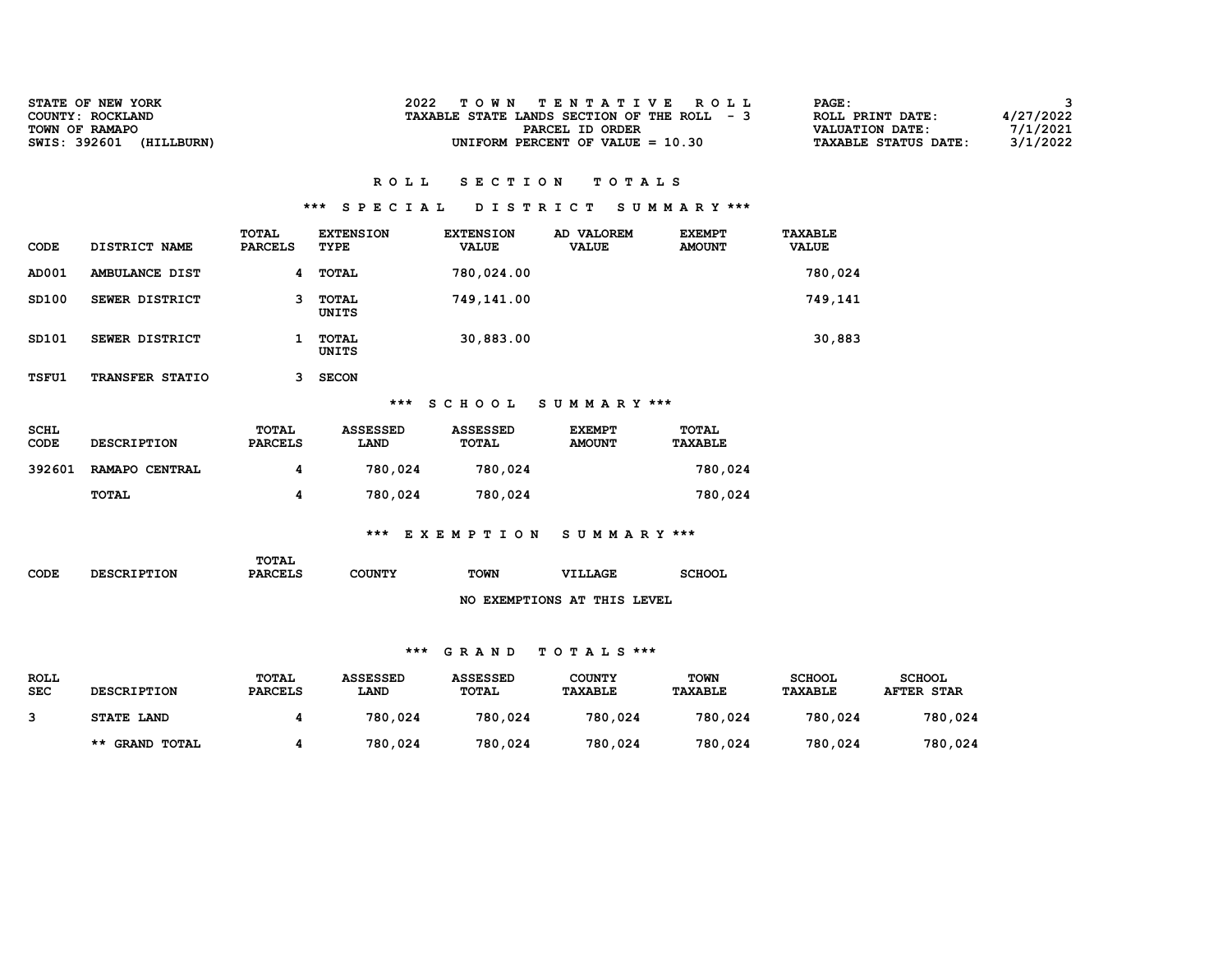STATE OF NEW YORK
COUNTY: ROCKLAND
TOWN OF RAMAPO
SWIS: 392601 (HILLBURN)

2022 TOWN TENTATIVE ROLL
TAXABLE STATE LANDS SECTION OF THE ROLL - 3
PARCEL ID ORDER
UNIFORM PERCENT OF VALUE = 10.30

PAGE: 3
ROLL PRINT DATE: 4/27/2022
VALUATION DATE: 7/1/2021
TAXABLE STATUS DATE: 3/1/2022

## ROLL SECTION TOTALS

### *** SPECIAL DISTRICT SUMMARY ***

| CODE | DISTRICT NAME | TOTAL PARCELS | EXTENSION TYPE | EXTENSION VALUE | AD VALOREM VALUE | EXEMPT AMOUNT | TAXABLE VALUE |
|---|---|---|---|---|---|---|---|
| AD001 | AMBULANCE DIST | 4 | TOTAL | 780,024.00 | | | 780,024 |
| SD100 | SEWER DISTRICT | 3 | TOTAL UNITS | 749,141.00 | | | 749,141 |
| SD101 | SEWER DISTRICT | 1 | TOTAL UNITS | 30,883.00 | | | 30,883 |
| TSFU1 | TRANSFER STATIO | 3 | SECON | | | | |

### *** SCHOOL SUMMARY ***

| SCHL CODE | DESCRIPTION | TOTAL PARCELS | ASSESSED LAND | ASSESSED TOTAL | EXEMPT AMOUNT | TOTAL TAXABLE |
|---|---|---|---|---|---|---|
| 392601 | RAMAPO CENTRAL | 4 | 780,024 | 780,024 | | 780,024 |
| | TOTAL | 4 | 780,024 | 780,024 | | 780,024 |

### *** EXEMPTION SUMMARY ***

| CODE | DESCRIPTION | TOTAL PARCELS | COUNTY | TOWN | VILLAGE | SCHOOL |
|---|---|---|---|---|---|---|

NO EXEMPTIONS AT THIS LEVEL

### *** GRAND TOTALS ***

| ROLL SEC | DESCRIPTION | TOTAL PARCELS | ASSESSED LAND | ASSESSED TOTAL | COUNTY TAXABLE | TOWN TAXABLE | SCHOOL TAXABLE | SCHOOL AFTER STAR |
|---|---|---|---|---|---|---|---|---|
| 3 | STATE LAND | 4 | 780,024 | 780,024 | 780,024 | 780,024 | 780,024 | 780,024 |
| | ** GRAND TOTAL | 4 | 780,024 | 780,024 | 780,024 | 780,024 | 780,024 | 780,024 |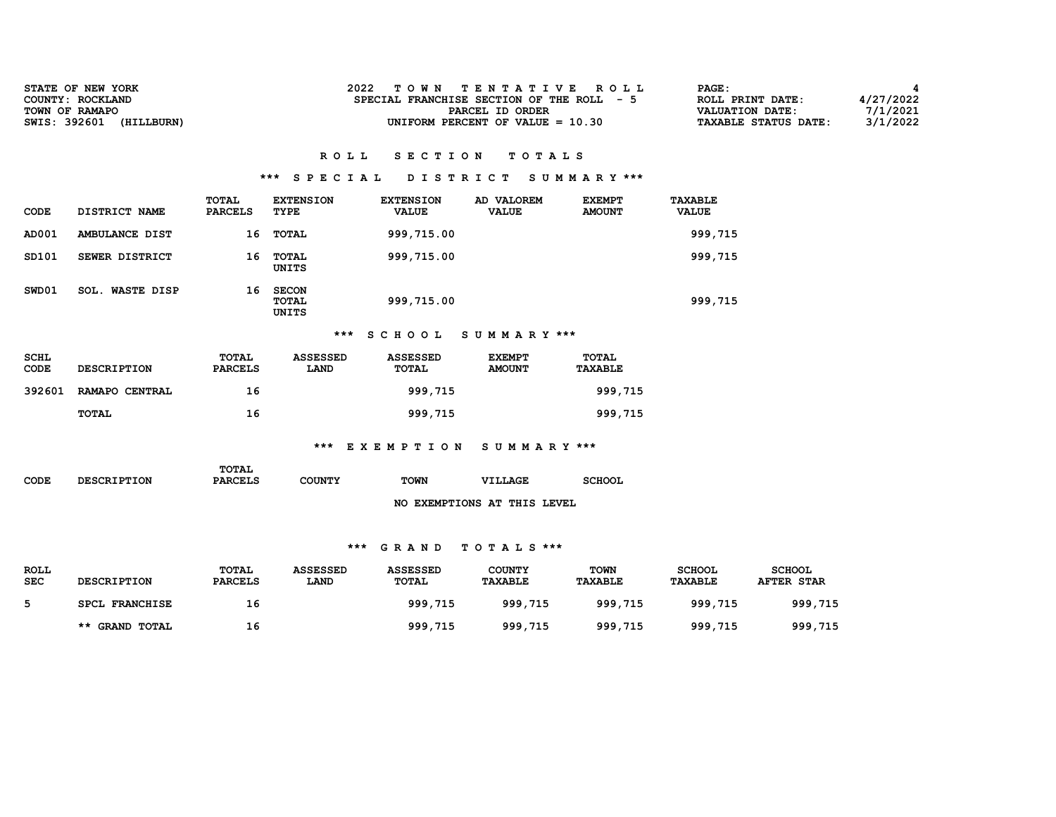STATE OF NEW YORK
COUNTY: ROCKLAND
TOWN OF RAMAPO
SWIS: 392601 (HILLBURN)

2022 TOWN TENTATIVE ROLL
SPECIAL FRANCHISE SECTION OF THE ROLL - 5
PARCEL ID ORDER
UNIFORM PERCENT OF VALUE = 10.30

PAGE: 4
ROLL PRINT DATE: 4/27/2022
VALUATION DATE: 7/1/2021
TAXABLE STATUS DATE: 3/1/2022

# ROLL SECTION TOTALS

## *** SPECIAL DISTRICT SUMMARY ***

| CODE | DISTRICT NAME | TOTAL PARCELS | EXTENSION TYPE | EXTENSION VALUE | AD VALOREM VALUE | EXEMPT AMOUNT | TAXABLE VALUE |
|---|---|---|---|---|---|---|---|
| AD001 | AMBULANCE DIST | 16 | TOTAL | 999,715.00 | | | 999,715 |
| SD101 | SEWER DISTRICT | 16 | TOTAL UNITS | 999,715.00 | | | 999,715 |
| SWD01 | SOL. WASTE DISP | 16 | SECON TOTAL UNITS | 999,715.00 | | | 999,715 |

## *** SCHOOL SUMMARY ***

| SCHL CODE | DESCRIPTION | TOTAL PARCELS | ASSESSED LAND | ASSESSED TOTAL | EXEMPT AMOUNT | TOTAL TAXABLE |
|---|---|---|---|---|---|---|
| 392601 | RAMAPO CENTRAL | 16 | | 999,715 | | 999,715 |
| | TOTAL | 16 | | 999,715 | | 999,715 |

## *** EXEMPTION SUMMARY ***

| CODE | DESCRIPTION | TOTAL PARCELS | COUNTY | TOWN | VILLAGE | SCHOOL |
|---|---|---|---|---|---|---|

NO EXEMPTIONS AT THIS LEVEL

## *** GRAND TOTALS ***

| ROLL SEC | DESCRIPTION | TOTAL PARCELS | ASSESSED LAND | ASSESSED TOTAL | COUNTY TAXABLE | TOWN TAXABLE | SCHOOL TAXABLE | SCHOOL AFTER STAR |
|---|---|---|---|---|---|---|---|---|
| 5 | SPCL FRANCHISE | 16 | | 999,715 | 999,715 | 999,715 | 999,715 | 999,715 |
| | ** GRAND TOTAL | 16 | | 999,715 | 999,715 | 999,715 | 999,715 | 999,715 |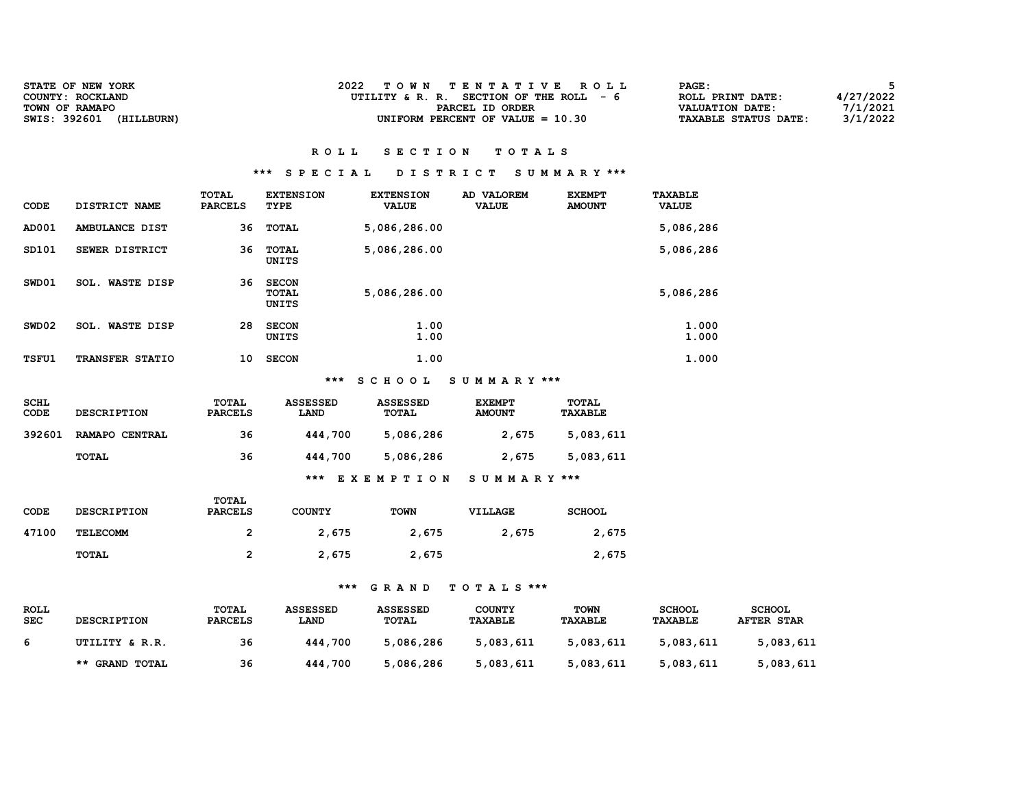STATE OF NEW YORK
COUNTY: ROCKLAND
TOWN OF RAMAPO
SWIS: 392601 (HILLBURN)

2022 TOWN TENTATIVE ROLL
UTILITY & R. R. SECTION OF THE ROLL - 6
PARCEL ID ORDER
UNIFORM PERCENT OF VALUE = 10.30

PAGE: 5
ROLL PRINT DATE: 4/27/2022
VALUATION DATE: 7/1/2021
TAXABLE STATUS DATE: 3/1/2022

## ROLL SECTION TOTALS

### *** SPECIAL DISTRICT SUMMARY ***

| CODE | DISTRICT NAME | TOTAL PARCELS | EXTENSION TYPE | EXTENSION VALUE | AD VALOREM VALUE | EXEMPT AMOUNT | TAXABLE VALUE |
|---|---|---|---|---|---|---|---|
| AD001 | AMBULANCE DIST | 36 | TOTAL | 5,086,286.00 | | | 5,086,286 |
| SD101 | SEWER DISTRICT | 36 | TOTAL UNITS | 5,086,286.00 | | | 5,086,286 |
| SWD01 | SOL. WASTE DISP | 36 | SECON TOTAL UNITS | 5,086,286.00 | | | 5,086,286 |
| SWD02 | SOL. WASTE DISP | 28 | SECON UNITS | 1.00 1.00 | | | 1.000 1.000 |
| TSFU1 | TRANSFER STATIO | 10 | SECON | 1.00 | | | 1.000 |

### *** SCHOOL SUMMARY ***

| SCHL CODE | DESCRIPTION | TOTAL PARCELS | ASSESSED LAND | ASSESSED TOTAL | EXEMPT AMOUNT | TOTAL TAXABLE |
|---|---|---|---|---|---|---|
| 392601 | RAMAPO CENTRAL | 36 | 444,700 | 5,086,286 | 2,675 | 5,083,611 |
| | TOTAL | 36 | 444,700 | 5,086,286 | 2,675 | 5,083,611 |

### *** EXEMPTION SUMMARY ***

| CODE | DESCRIPTION | TOTAL PARCELS | COUNTY | TOWN | VILLAGE | SCHOOL |
|---|---|---|---|---|---|---|
| 47100 | TELECOMM | 2 | 2,675 | 2,675 | 2,675 | 2,675 |
| | TOTAL | 2 | 2,675 | 2,675 | | 2,675 |

### *** GRAND TOTALS ***

| ROLL SEC | DESCRIPTION | TOTAL PARCELS | ASSESSED LAND | ASSESSED TOTAL | COUNTY TAXABLE | TOWN TAXABLE | SCHOOL TAXABLE | SCHOOL AFTER STAR |
|---|---|---|---|---|---|---|---|---|
| 6 | UTILITY & R.R. | 36 | 444,700 | 5,086,286 | 5,083,611 | 5,083,611 | 5,083,611 | 5,083,611 |
| | ** GRAND TOTAL | 36 | 444,700 | 5,086,286 | 5,083,611 | 5,083,611 | 5,083,611 | 5,083,611 |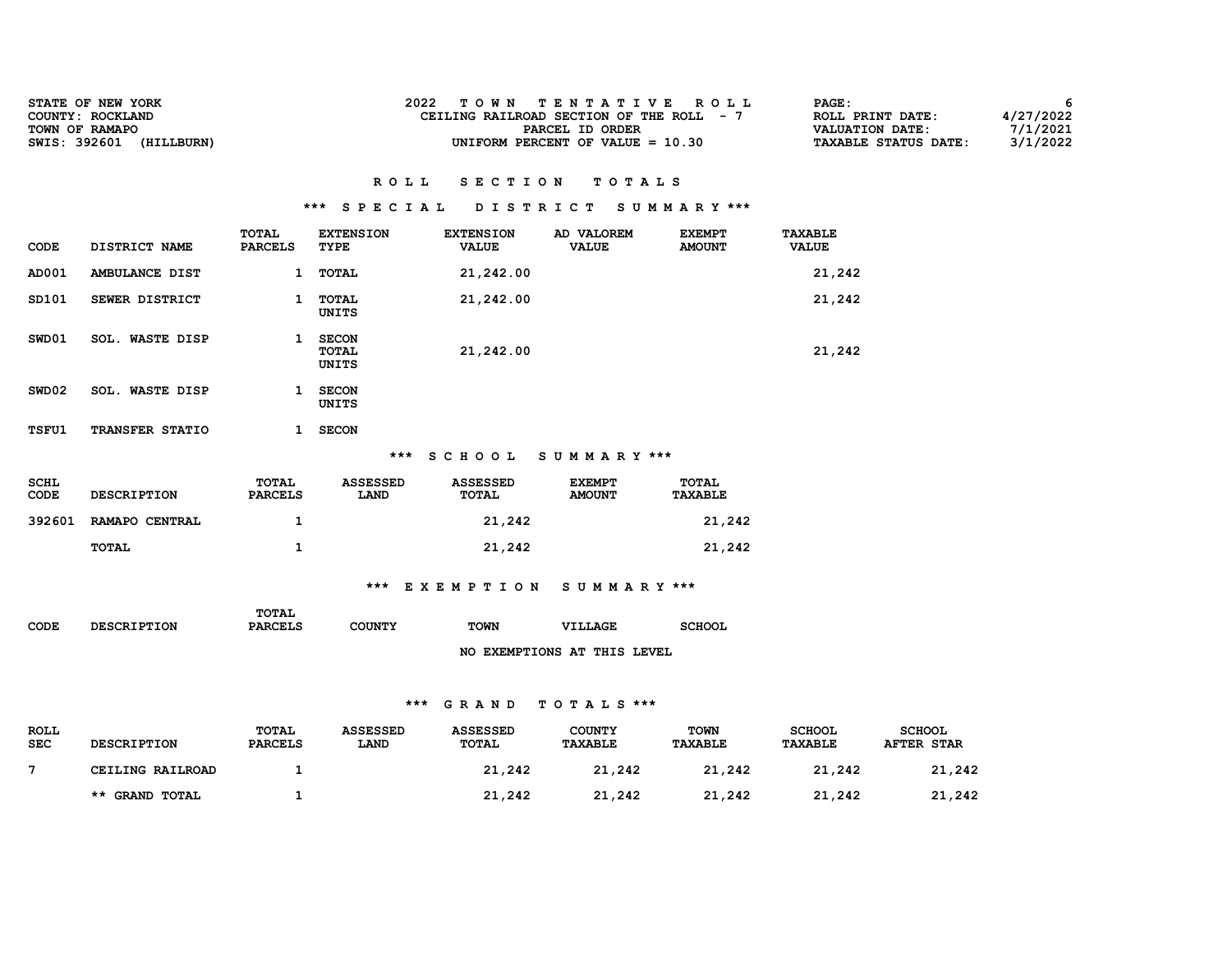STATE OF NEW YORK
COUNTY: ROCKLAND
TOWN OF RAMAPO
SWIS: 392601 (HILLBURN)

2022 TOWN TENTATIVE ROLL
CEILING RAILROAD SECTION OF THE ROLL - 7
PARCEL ID ORDER
UNIFORM PERCENT OF VALUE = 10.30

PAGE: 6
ROLL PRINT DATE: 4/27/2022
VALUATION DATE: 7/1/2021
TAXABLE STATUS DATE: 3/1/2022

## ROLL SECTION TOTALS

### *** SPECIAL DISTRICT SUMMARY ***

| CODE | DISTRICT NAME | TOTAL PARCELS | EXTENSION TYPE | EXTENSION VALUE | AD VALOREM VALUE | EXEMPT AMOUNT | TAXABLE VALUE |
|---|---|---|---|---|---|---|---|
| AD001 | AMBULANCE DIST | 1 | TOTAL | 21,242.00 | | | 21,242 |
| SD101 | SEWER DISTRICT | 1 | TOTAL UNITS | 21,242.00 | | | 21,242 |
| SWD01 | SOL. WASTE DISP | 1 | SECON TOTAL UNITS | 21,242.00 | | | 21,242 |
| SWD02 | SOL. WASTE DISP | 1 | SECON UNITS | | | | |
| TSFU1 | TRANSFER STATIO | 1 | SECON | | | | |

### *** SCHOOL SUMMARY ***

| SCHL CODE | DESCRIPTION | TOTAL PARCELS | ASSESSED LAND | ASSESSED TOTAL | EXEMPT AMOUNT | TOTAL TAXABLE |
|---|---|---|---|---|---|---|
| 392601 | RAMAPO CENTRAL | 1 | | 21,242 | | 21,242 |
| | TOTAL | 1 | | 21,242 | | 21,242 |

### *** EXEMPTION SUMMARY ***

| CODE | DESCRIPTION | TOTAL PARCELS | COUNTY | TOWN | VILLAGE | SCHOOL |
|---|---|---|---|---|---|---|

NO EXEMPTIONS AT THIS LEVEL

### *** GRAND TOTALS ***

| ROLL SEC | DESCRIPTION | TOTAL PARCELS | ASSESSED LAND | ASSESSED TOTAL | COUNTY TAXABLE | TOWN TAXABLE | SCHOOL TAXABLE | SCHOOL AFTER STAR |
|---|---|---|---|---|---|---|---|---|
| 7 | CEILING RAILROAD | 1 | | 21,242 | 21,242 | 21,242 | 21,242 | 21,242 |
| | ** GRAND TOTAL | 1 | | 21,242 | 21,242 | 21,242 | 21,242 | 21,242 |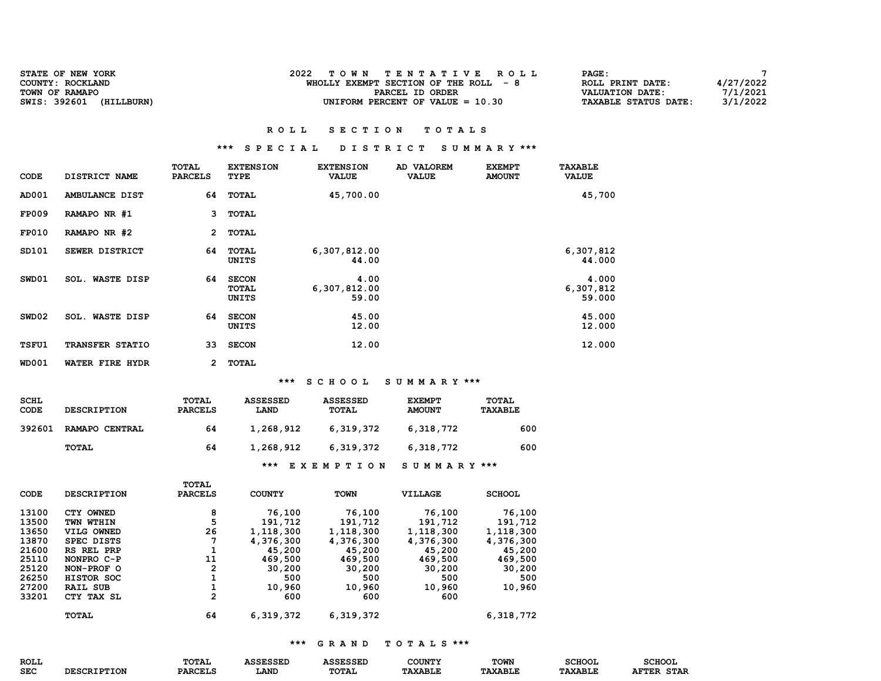STATE OF NEW YORK
COUNTY: ROCKLAND
TOWN OF RAMAPO
SWIS: 392601 (HILLBURN)

2022 TOWN TENTATIVE ROLL
WHOLLY EXEMPT SECTION OF THE ROLL - 8
PARCEL ID ORDER
UNIFORM PERCENT OF VALUE = 10.30

ROLL PRINT DATE: 4/27/2022
VALUATION DATE: 7/1/2021
TAXABLE STATUS DATE: 3/1/2022

## ROLL SECTION TOTALS

### *** SPECIAL DISTRICT SUMMARY ***

| CODE | DISTRICT NAME | TOTAL PARCELS | EXTENSION TYPE | EXTENSION VALUE | AD VALOREM VALUE | EXEMPT AMOUNT | TAXABLE VALUE |
|---|---|---|---|---|---|---|---|
| AD001 | AMBULANCE DIST | 64 | TOTAL | 45,700.00 | | | 45,700 |
| FP009 | RAMAPO NR #1 | 3 | TOTAL | | | | |
| FP010 | RAMAPO NR #2 | 2 | TOTAL | | | | |
| SD101 | SEWER DISTRICT | 64 | TOTAL | 6,307,812.00 | | | 6,307,812 |
| | | | UNITS | 44.00 | | | 44.000 |
| SWD01 | SOL. WASTE DISP | 64 | SECON | 4.00 | | | 4.000 |
| | | | TOTAL | 6,307,812.00 | | | 6,307,812 |
| | | | UNITS | 59.00 | | | 59.000 |
| SWD02 | SOL. WASTE DISP | 64 | SECON | 45.00 | | | 45.000 |
| | | | UNITS | 12.00 | | | 12.000 |
| TSFU1 | TRANSFER STATIO | 33 | SECON | 12.00 | | | 12.000 |
| WD001 | WATER FIRE HYDR | 2 | TOTAL | | | | |

### *** SCHOOL SUMMARY ***

| SCHL CODE | DESCRIPTION | TOTAL PARCELS | ASSESSED LAND | ASSESSED TOTAL | EXEMPT AMOUNT | TOTAL TAXABLE |
|---|---|---|---|---|---|---|
| 392601 | RAMAPO CENTRAL | 64 | 1,268,912 | 6,319,372 | 6,318,772 | 600 |
| | TOTAL | 64 | 1,268,912 | 6,319,372 | 6,318,772 | 600 |

### *** EXEMPTION SUMMARY ***

| CODE | DESCRIPTION | TOTAL PARCELS | COUNTY | TOWN | VILLAGE | SCHOOL |
|---|---|---|---|---|---|---|
| 13100 | CTY OWNED | 8 | 76,100 | 76,100 | 76,100 | 76,100 |
| 13500 | TWN WTHIN | 5 | 191,712 | 191,712 | 191,712 | 191,712 |
| 13650 | VILG OWNED | 26 | 1,118,300 | 1,118,300 | 1,118,300 | 1,118,300 |
| 13870 | SPEC DISTS | 7 | 4,376,300 | 4,376,300 | 4,376,300 | 4,376,300 |
| 21600 | RS REL PRP | 1 | 45,200 | 45,200 | 45,200 | 45,200 |
| 25110 | NONPRO C-P | 11 | 469,500 | 469,500 | 469,500 | 469,500 |
| 25120 | NON-PROF O | 2 | 30,200 | 30,200 | 30,200 | 30,200 |
| 26250 | HISTOR SOC | 1 | 500 | 500 | 500 | 500 |
| 27200 | RAIL SUB | 1 | 10,960 | 10,960 | 10,960 | 10,960 |
| 33201 | CTY TAX SL | 2 | 600 | 600 | 600 | |
| | TOTAL | 64 | 6,319,372 | 6,319,372 | | 6,318,772 |

### *** GRAND TOTALS ***

| ROLL SEC | DESCRIPTION | TOTAL PARCELS | ASSESSED LAND | ASSESSED TOTAL | COUNTY TAXABLE | TOWN TAXABLE | SCHOOL TAXABLE | SCHOOL AFTER STAR |
|---|---|---|---|---|---|---|---|---|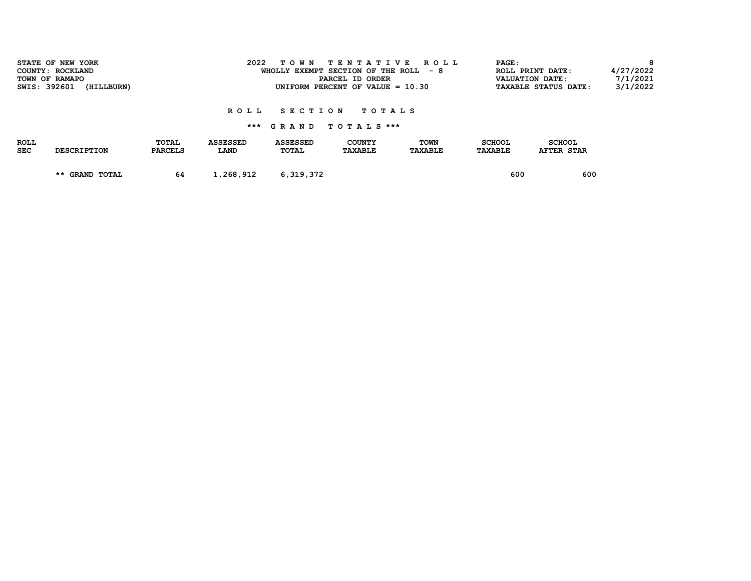STATE OF NEW YORK
COUNTY: ROCKLAND
TOWN OF RAMAPO
SWIS: 392601 (HILLBURN)

2022 TOWN TENTATIVE ROLL
WHOLLY EXEMPT SECTION OF THE ROLL - 8
PARCEL ID ORDER
UNIFORM PERCENT OF VALUE = 10.30

PAGE: 8
ROLL PRINT DATE: 4/27/2022
VALUATION DATE: 7/1/2021
TAXABLE STATUS DATE: 3/1/2022

## ROLL SECTION TOTALS

### *** GRAND TOTALS ***

| ROLL SEC | DESCRIPTION | TOTAL PARCELS | ASSESSED LAND | ASSESSED TOTAL | COUNTY TAXABLE | TOWN TAXABLE | SCHOOL TAXABLE | SCHOOL AFTER STAR |
|---|---|---|---|---|---|---|---|---|
| | ** GRAND TOTAL | 64 | 1,268,912 | 6,319,372 | | | 600 | 600 |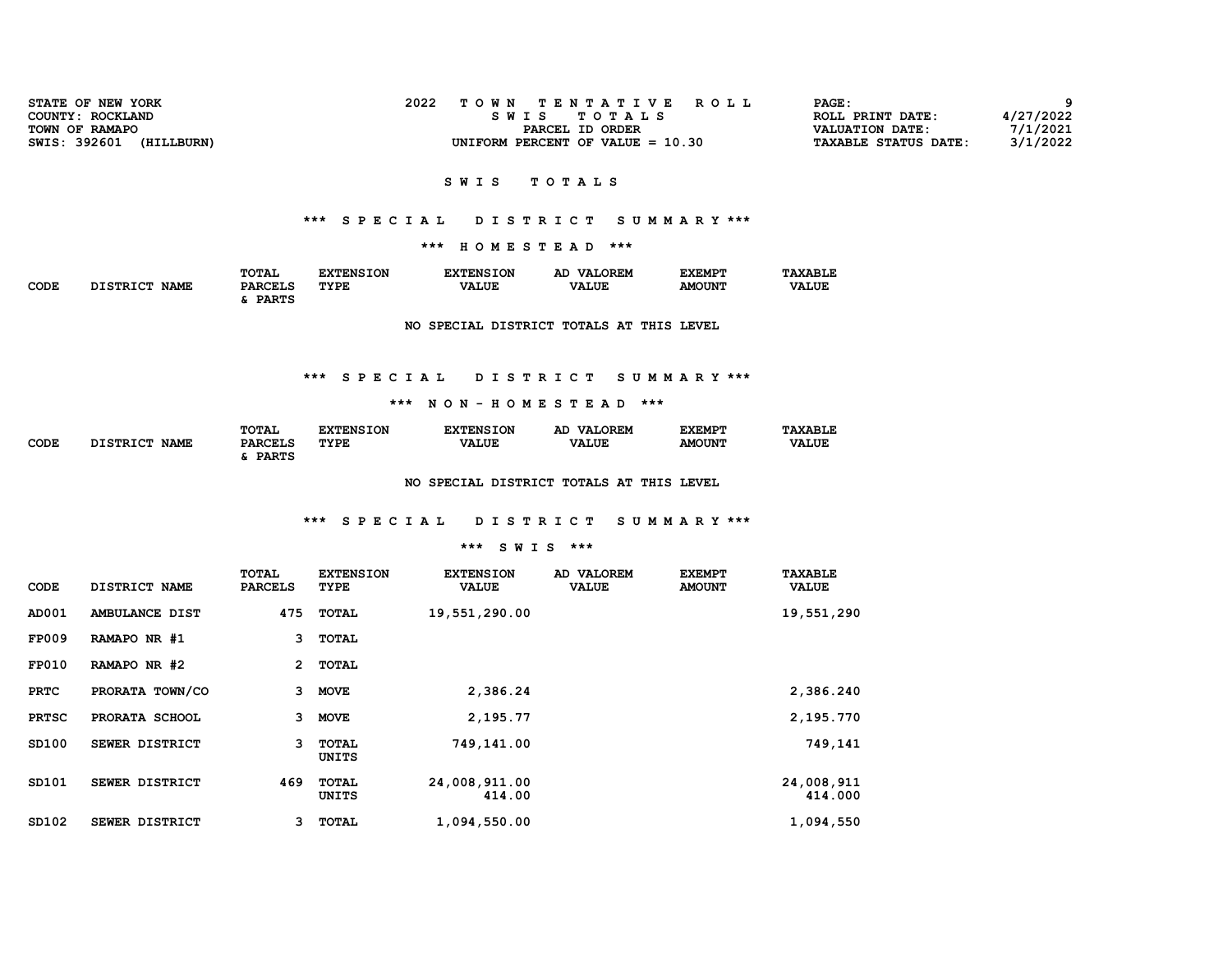STATE OF NEW YORK
COUNTY: ROCKLAND
TOWN OF RAMAPO
SWIS: 392601 (HILLBURN)

2022 TOWN TENTATIVE ROLL
SWIS TOTALS
PARCEL ID ORDER
UNIFORM PERCENT OF VALUE = 10.30

PAGE: 9
ROLL PRINT DATE: 4/27/2022
VALUATION DATE: 7/1/2021
TAXABLE STATUS DATE: 3/1/2022

# SWIS TOTALS

## *** SPECIAL DISTRICT SUMMARY ***

### *** HOMESTEAD ***

| CODE | DISTRICT NAME | TOTAL PARCELS & PARTS | EXTENSION TYPE | EXTENSION VALUE | AD VALOREM VALUE | EXEMPT AMOUNT | TAXABLE VALUE |
|---|---|---|---|---|---|---|---|

NO SPECIAL DISTRICT TOTALS AT THIS LEVEL

## *** SPECIAL DISTRICT SUMMARY ***

### *** NON-HOMESTEAD ***

| CODE | DISTRICT NAME | TOTAL PARCELS & PARTS | EXTENSION TYPE | EXTENSION VALUE | AD VALOREM VALUE | EXEMPT AMOUNT | TAXABLE VALUE |
|---|---|---|---|---|---|---|---|

NO SPECIAL DISTRICT TOTALS AT THIS LEVEL

## *** SPECIAL DISTRICT SUMMARY ***

### *** SWIS ***

| CODE | DISTRICT NAME | TOTAL PARCELS | EXTENSION TYPE | EXTENSION VALUE | AD VALOREM VALUE | EXEMPT AMOUNT | TAXABLE VALUE |
|---|---|---|---|---|---|---|---|
| AD001 | AMBULANCE DIST | 475 | TOTAL | 19,551,290.00 | | | 19,551,290 |
| FP009 | RAMAPO NR #1 | 3 | TOTAL | | | | |
| FP010 | RAMAPO NR #2 | 2 | TOTAL | | | | |
| PRTC | PRORATA TOWN/CO | 3 | MOVE | 2,386.24 | | | 2,386.240 |
| PRTSC | PRORATA SCHOOL | 3 | MOVE | 2,195.77 | | | 2,195.770 |
| SD100 | SEWER DISTRICT | 3 | TOTAL UNITS | 749,141.00 | | | 749,141 |
| SD101 | SEWER DISTRICT | 469 | TOTAL UNITS | 24,008,911.00 414.00 | | | 24,008,911 414.000 |
| SD102 | SEWER DISTRICT | 3 | TOTAL | 1,094,550.00 | | | 1,094,550 |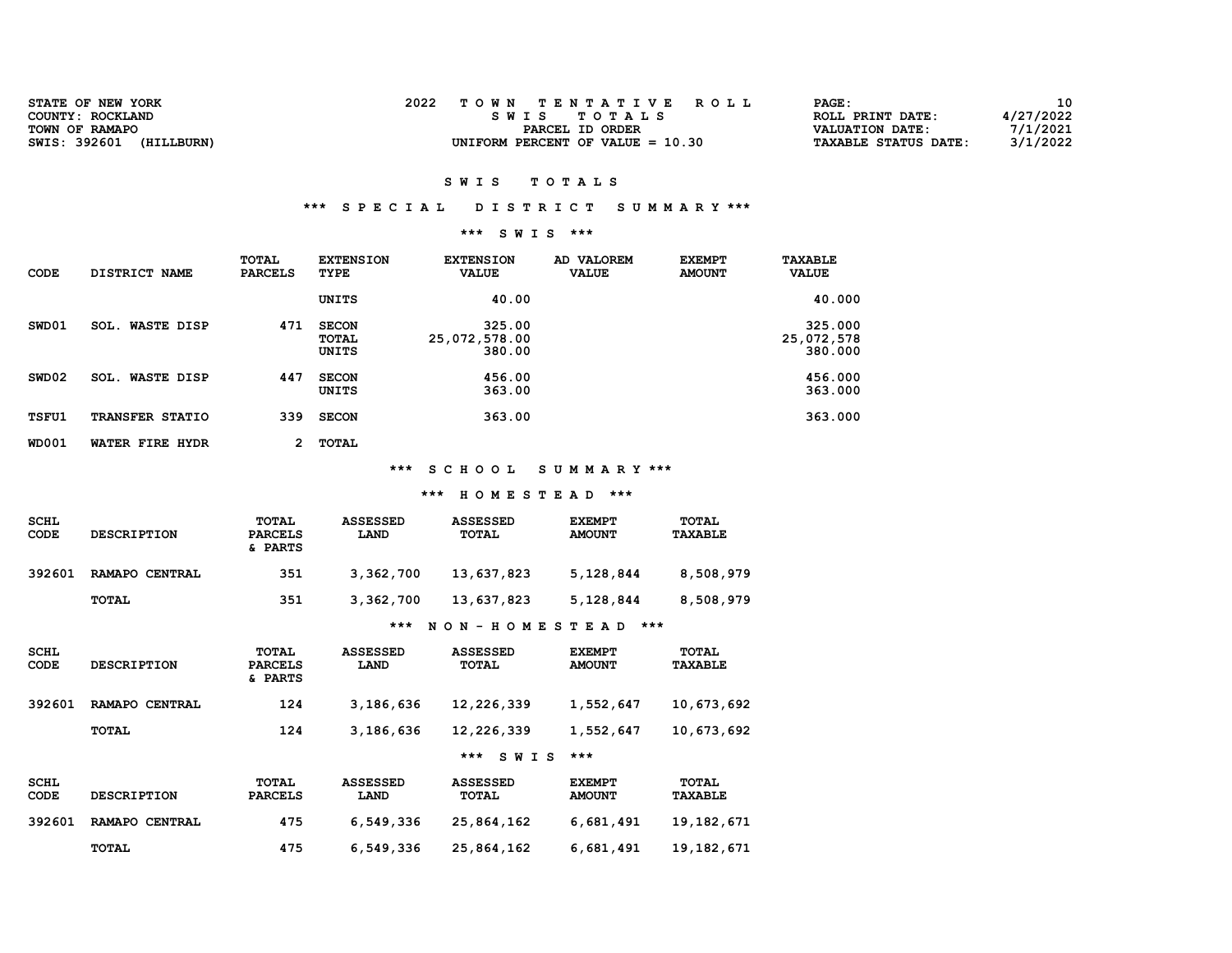STATE OF NEW YORK
COUNTY: ROCKLAND
TOWN OF RAMAPO
SWIS: 392601 (HILLBURN)

2022 TOWN TENTATIVE ROLL
SWIS TOTALS
PARCEL ID ORDER
UNIFORM PERCENT OF VALUE = 10.30

ROLL PRINT DATE: 4/27/2022
VALUATION DATE: 7/1/2021
TAXABLE STATUS DATE: 3/1/2022

## SWIS TOTALS

### *** SPECIAL DISTRICT SUMMARY ***

#### *** SWIS ***

| CODE | DISTRICT NAME | TOTAL PARCELS | EXTENSION TYPE | EXTENSION VALUE | AD VALOREM VALUE | EXEMPT AMOUNT | TAXABLE VALUE |
|---|---|---|---|---|---|---|---|
| | | | UNITS | 40.00 | | | 40.000 |
| SWD01 | SOL. WASTE DISP | 471 | SECON | 325.00 | | | 325.000 |
| | | | TOTAL | 25,072,578.00 | | | 25,072,578 |
| | | | UNITS | 380.00 | | | 380.000 |
| SWD02 | SOL. WASTE DISP | 447 | SECON | 456.00 | | | 456.000 |
| | | | UNITS | 363.00 | | | 363.000 |
| TSFU1 | TRANSFER STATIO | 339 | SECON | 363.00 | | | 363.000 |
| WD001 | WATER FIRE HYDR | 2 | TOTAL | | | | |

### *** SCHOOL SUMMARY ***

#### *** HOMESTEAD ***

| SCHL CODE | DESCRIPTION | TOTAL PARCELS & PARTS | ASSESSED LAND | ASSESSED TOTAL | EXEMPT AMOUNT | TOTAL TAXABLE |
|---|---|---|---|---|---|---|
| 392601 | RAMAPO CENTRAL | 351 | 3,362,700 | 13,637,823 | 5,128,844 | 8,508,979 |
| | TOTAL | 351 | 3,362,700 | 13,637,823 | 5,128,844 | 8,508,979 |

#### *** NON-HOMESTEAD ***

| SCHL CODE | DESCRIPTION | TOTAL PARCELS & PARTS | ASSESSED LAND | ASSESSED TOTAL | EXEMPT AMOUNT | TOTAL TAXABLE |
|---|---|---|---|---|---|---|
| 392601 | RAMAPO CENTRAL | 124 | 3,186,636 | 12,226,339 | 1,552,647 | 10,673,692 |
| | TOTAL | 124 | 3,186,636 | 12,226,339 | 1,552,647 | 10,673,692 |

#### *** SWIS ***

| SCHL CODE | DESCRIPTION | TOTAL PARCELS | ASSESSED LAND | ASSESSED TOTAL | EXEMPT AMOUNT | TOTAL TAXABLE |
|---|---|---|---|---|---|---|
| 392601 | RAMAPO CENTRAL | 475 | 6,549,336 | 25,864,162 | 6,681,491 | 19,182,671 |
| | TOTAL | 475 | 6,549,336 | 25,864,162 | 6,681,491 | 19,182,671 |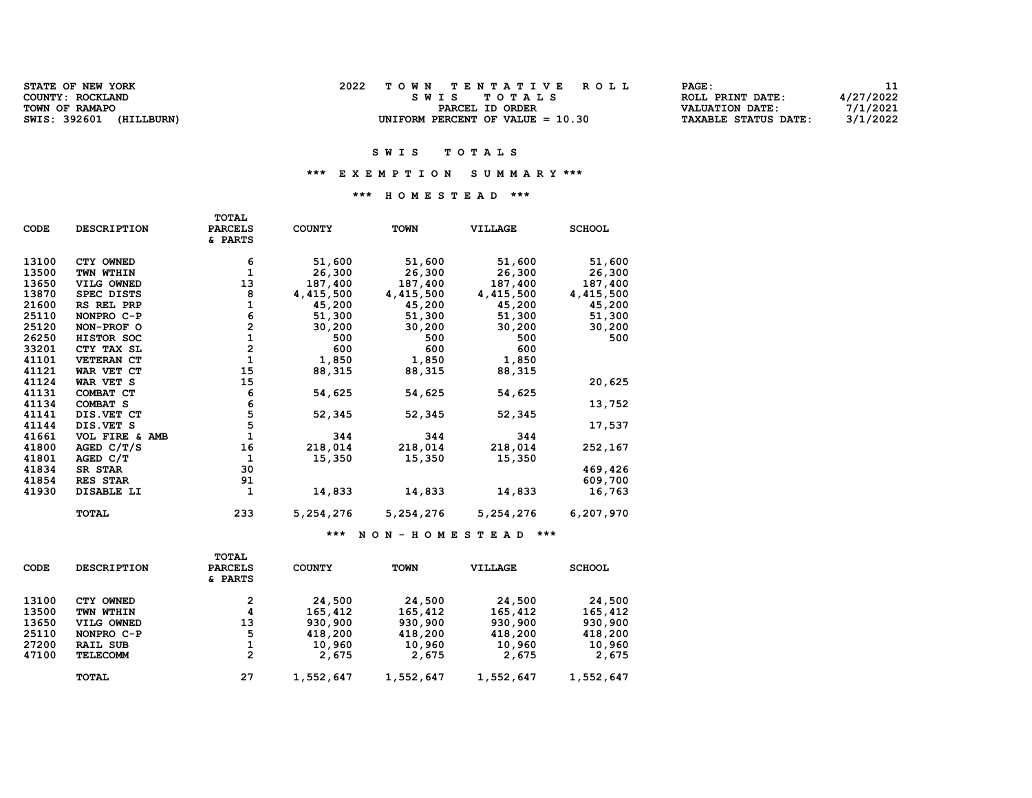STATE OF NEW YORK
COUNTY: ROCKLAND
TOWN OF RAMAPO
SWIS: 392601 (HILLBURN)

2022 TOWN TENTATIVE ROLL
SWIS TOTALS
PARCEL ID ORDER
UNIFORM PERCENT OF VALUE = 10.30

ROLL PRINT DATE: 4/27/2022
VALUATION DATE: 7/1/2021
TAXABLE STATUS DATE: 3/1/2022

## SWIS TOTALS

### *** EXEMPTION SUMMARY ***

### *** HOMESTEAD ***

| CODE | DESCRIPTION | TOTAL PARCELS & PARTS | COUNTY | TOWN | VILLAGE | SCHOOL |
|---|---|---|---|---|---|---|
| 13100 | CTY OWNED | 6 | 51,600 | 51,600 | 51,600 | 51,600 |
| 13500 | TWN WTHIN | 1 | 26,300 | 26,300 | 26,300 | 26,300 |
| 13650 | VILG OWNED | 13 | 187,400 | 187,400 | 187,400 | 187,400 |
| 13870 | SPEC DISTS | 8 | 4,415,500 | 4,415,500 | 4,415,500 | 4,415,500 |
| 21600 | RS REL PRP | 1 | 45,200 | 45,200 | 45,200 | 45,200 |
| 25110 | NONPRO C-P | 6 | 51,300 | 51,300 | 51,300 | 51,300 |
| 25120 | NON-PROF O | 2 | 30,200 | 30,200 | 30,200 | 30,200 |
| 26250 | HISTOR SOC | 1 | 500 | 500 | 500 | 500 |
| 33201 | CTY TAX SL | 2 | 600 | 600 | 600 | |
| 41101 | VETERAN CT | 1 | 1,850 | 1,850 | 1,850 | |
| 41121 | WAR VET CT | 15 | 88,315 | 88,315 | 88,315 | |
| 41124 | WAR VET S | 15 | | | | 20,625 |
| 41131 | COMBAT CT | 6 | 54,625 | 54,625 | 54,625 | |
| 41134 | COMBAT S | 6 | | | | 13,752 |
| 41141 | DIS.VET CT | 5 | 52,345 | 52,345 | 52,345 | |
| 41144 | DIS.VET S | 5 | | | | 17,537 |
| 41661 | VOL FIRE & AMB | 1 | 344 | 344 | 344 | |
| 41800 | AGED C/T/S | 16 | 218,014 | 218,014 | 218,014 | 252,167 |
| 41801 | AGED C/T | 1 | 15,350 | 15,350 | 15,350 | |
| 41834 | SR STAR | 30 | | | | 469,426 |
| 41854 | RES STAR | 91 | | | | 609,700 |
| 41930 | DISABLE LI | 1 | 14,833 | 14,833 | 14,833 | 16,763 |
| | TOTAL | 233 | 5,254,276 | 5,254,276 | 5,254,276 | 6,207,970 |

### *** NON-HOMESTEAD ***

| CODE | DESCRIPTION | TOTAL PARCELS & PARTS | COUNTY | TOWN | VILLAGE | SCHOOL |
|---|---|---|---|---|---|---|
| 13100 | CTY OWNED | 2 | 24,500 | 24,500 | 24,500 | 24,500 |
| 13500 | TWN WTHIN | 4 | 165,412 | 165,412 | 165,412 | 165,412 |
| 13650 | VILG OWNED | 13 | 930,900 | 930,900 | 930,900 | 930,900 |
| 25110 | NONPRO C-P | 5 | 418,200 | 418,200 | 418,200 | 418,200 |
| 27200 | RAIL SUB | 1 | 10,960 | 10,960 | 10,960 | 10,960 |
| 47100 | TELECOMM | 2 | 2,675 | 2,675 | 2,675 | 2,675 |
| | TOTAL | 27 | 1,552,647 | 1,552,647 | 1,552,647 | 1,552,647 |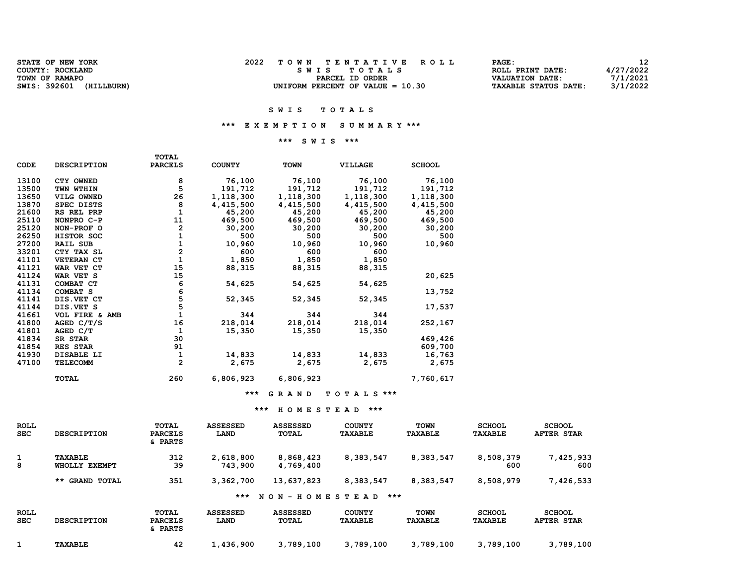STATE OF NEW YORK
COUNTY: ROCKLAND
TOWN OF RAMAPO
SWIS: 392601 (HILLBURN)

2022 TOWN TENTATIVE ROLL
SWIS TOTALS
PARCEL ID ORDER
UNIFORM PERCENT OF VALUE = 10.30

PAGE: 12
ROLL PRINT DATE: 4/27/2022
VALUATION DATE: 7/1/2021
TAXABLE STATUS DATE: 3/1/2022

## SWIS TOTALS

### *** EXEMPTION SUMMARY ***

### *** SWIS ***

| CODE | DESCRIPTION | TOTAL PARCELS | COUNTY | TOWN | VILLAGE | SCHOOL |
|---|---|---|---|---|---|---|
| 13100 | CTY OWNED | 8 | 76,100 | 76,100 | 76,100 | 76,100 |
| 13500 | TWN WTHIN | 5 | 191,712 | 191,712 | 191,712 | 191,712 |
| 13650 | VILG OWNED | 26 | 1,118,300 | 1,118,300 | 1,118,300 | 1,118,300 |
| 13870 | SPEC DISTS | 8 | 4,415,500 | 4,415,500 | 4,415,500 | 4,415,500 |
| 21600 | RS REL PRP | 1 | 45,200 | 45,200 | 45,200 | 45,200 |
| 25110 | NONPRO C-P | 11 | 469,500 | 469,500 | 469,500 | 469,500 |
| 25120 | NON-PROF O | 2 | 30,200 | 30,200 | 30,200 | 30,200 |
| 26250 | HISTOR SOC | 1 | 500 | 500 | 500 | 500 |
| 27200 | RAIL SUB | 1 | 10,960 | 10,960 | 10,960 | 10,960 |
| 33201 | CTY TAX SL | 2 | 600 | 600 | 600 | |
| 41101 | VETERAN CT | 1 | 1,850 | 1,850 | 1,850 | |
| 41121 | WAR VET CT | 15 | 88,315 | 88,315 | 88,315 | |
| 41124 | WAR VET S | 15 | | | | 20,625 |
| 41131 | COMBAT CT | 6 | 54,625 | 54,625 | 54,625 | |
| 41134 | COMBAT S | 6 | | | | 13,752 |
| 41141 | DIS.VET CT | 5 | 52,345 | 52,345 | 52,345 | |
| 41144 | DIS.VET S | 5 | | | | 17,537 |
| 41661 | VOL FIRE & AMB | 1 | 344 | 344 | 344 | |
| 41800 | AGED C/T/S | 16 | 218,014 | 218,014 | 218,014 | 252,167 |
| 41801 | AGED C/T | 1 | 15,350 | 15,350 | 15,350 | |
| 41834 | SR STAR | 30 | | | | 469,426 |
| 41854 | RES STAR | 91 | | | | 609,700 |
| 41930 | DISABLE LI | 1 | 14,833 | 14,833 | 14,833 | 16,763 |
| 47100 | TELECOMM | 2 | 2,675 | 2,675 | 2,675 | 2,675 |
| | TOTAL | 260 | 6,806,923 | 6,806,923 | | 7,760,617 |

### *** GRAND TOTALS ***

### *** HOMESTEAD ***

| ROLL SEC | DESCRIPTION | TOTAL PARCELS & PARTS | ASSESSED LAND | ASSESSED TOTAL | COUNTY TAXABLE | TOWN TAXABLE | SCHOOL TAXABLE | SCHOOL AFTER STAR |
|---|---|---|---|---|---|---|---|---|
| 1 | TAXABLE | 312 | 2,618,800 | 8,868,423 | 8,383,547 | 8,383,547 | 8,508,379 | 7,425,933 |
| 8 | WHOLLY EXEMPT | 39 | 743,900 | 4,769,400 | | | 600 | 600 |
| | ** GRAND TOTAL | 351 | 3,362,700 | 13,637,823 | 8,383,547 | 8,383,547 | 8,508,979 | 7,426,533 |

### *** NON-HOMESTEAD ***

| ROLL SEC | DESCRIPTION | TOTAL PARCELS & PARTS | ASSESSED LAND | ASSESSED TOTAL | COUNTY TAXABLE | TOWN TAXABLE | SCHOOL TAXABLE | SCHOOL AFTER STAR |
|---|---|---|---|---|---|---|---|---|
| 1 | TAXABLE | 42 | 1,436,900 | 3,789,100 | 3,789,100 | 3,789,100 | 3,789,100 | 3,789,100 |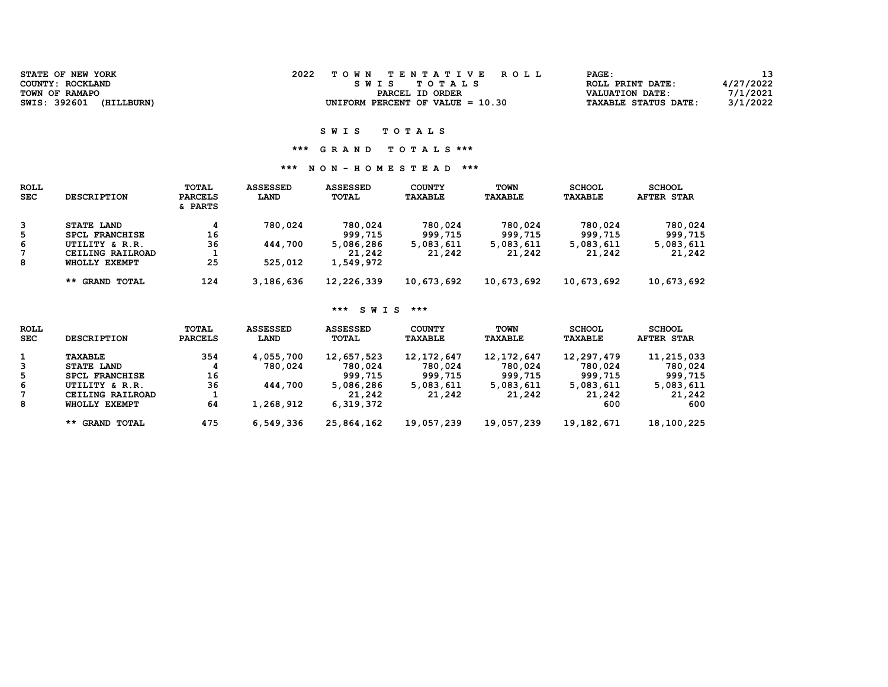STATE OF NEW YORK
COUNTY: ROCKLAND
TOWN OF RAMAPO
SWIS: 392601 (HILLBURN)

2022 TOWN TENTATIVE ROLL
SWIS TOTALS
PARCEL ID ORDER
UNIFORM PERCENT OF VALUE = 10.30

PAGE: 13
ROLL PRINT DATE: 4/27/2022
VALUATION DATE: 7/1/2021
TAXABLE STATUS DATE: 3/1/2022

## SWIS TOTALS

### *** GRAND TOTALS ***

### *** NON-HOMESTEAD ***

| ROLL SEC | DESCRIPTION | TOTAL PARCELS & PARTS | ASSESSED LAND | ASSESSED TOTAL | COUNTY TAXABLE | TOWN TAXABLE | SCHOOL TAXABLE | SCHOOL AFTER STAR |
|---|---|---|---|---|---|---|---|---|
| 3 | STATE LAND | 4 | 780,024 | 780,024 | 780,024 | 780,024 | 780,024 | 780,024 |
| 5 | SPCL FRANCHISE | 16 | | 999,715 | 999,715 | 999,715 | 999,715 | 999,715 |
| 6 | UTILITY & R.R. | 36 | 444,700 | 5,086,286 | 5,083,611 | 5,083,611 | 5,083,611 | 5,083,611 |
| 7 | CEILING RAILROAD | 1 | | 21,242 | 21,242 | 21,242 | 21,242 | 21,242 |
| 8 | WHOLLY EXEMPT | 25 | 525,012 | 1,549,972 | | | | |
| | ** GRAND TOTAL | 124 | 3,186,636 | 12,226,339 | 10,673,692 | 10,673,692 | 10,673,692 | 10,673,692 |

### *** SWIS ***

| ROLL SEC | DESCRIPTION | TOTAL PARCELS | ASSESSED LAND | ASSESSED TOTAL | COUNTY TAXABLE | TOWN TAXABLE | SCHOOL TAXABLE | SCHOOL AFTER STAR |
|---|---|---|---|---|---|---|---|---|
| 1 | TAXABLE | 354 | 4,055,700 | 12,657,523 | 12,172,647 | 12,172,647 | 12,297,479 | 11,215,033 |
| 3 | STATE LAND | 4 | 780,024 | 780,024 | 780,024 | 780,024 | 780,024 | 780,024 |
| 5 | SPCL FRANCHISE | 16 | | 999,715 | 999,715 | 999,715 | 999,715 | 999,715 |
| 6 | UTILITY & R.R. | 36 | 444,700 | 5,086,286 | 5,083,611 | 5,083,611 | 5,083,611 | 5,083,611 |
| 7 | CEILING RAILROAD | 1 | | 21,242 | 21,242 | 21,242 | 21,242 | 21,242 |
| 8 | WHOLLY EXEMPT | 64 | 1,268,912 | 6,319,372 | | | 600 | 600 |
| | ** GRAND TOTAL | 475 | 6,549,336 | 25,864,162 | 19,057,239 | 19,057,239 | 19,182,671 | 18,100,225 |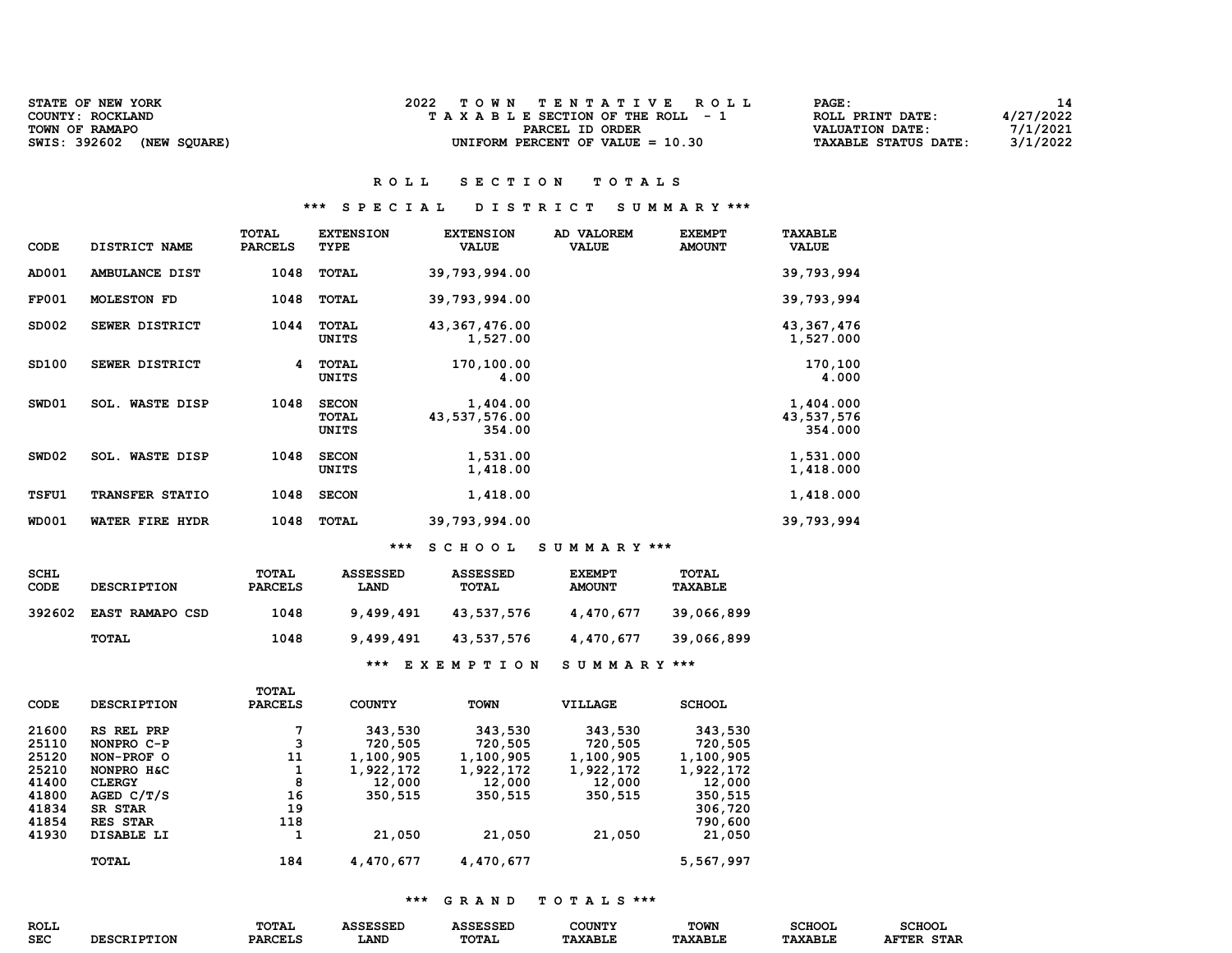STATE OF NEW YORK
COUNTY: ROCKLAND
TOWN OF RAMAPO
SWIS: 392602 (NEW SQUARE)

2022 TOWN TENTATIVE ROLL
TAXABLE SECTION OF THE ROLL - 1
PARCEL ID ORDER
UNIFORM PERCENT OF VALUE = 10.30

PAGE: 14
ROLL PRINT DATE: 4/27/2022
VALUATION DATE: 7/1/2021
TAXABLE STATUS DATE: 3/1/2022

# ROLL SECTION TOTALS

## *** SPECIAL DISTRICT SUMMARY ***

| CODE | DISTRICT NAME | TOTAL PARCELS | EXTENSION TYPE | EXTENSION VALUE | AD VALOREM VALUE | EXEMPT AMOUNT | TAXABLE VALUE |
|---|---|---|---|---|---|---|---|
| AD001 | AMBULANCE DIST | 1048 | TOTAL | 39,793,994.00 | | | 39,793,994 |
| FP001 | MOLESTON FD | 1048 | TOTAL | 39,793,994.00 | | | 39,793,994 |
| SD002 | SEWER DISTRICT | 1044 | TOTAL | 43,367,476.00 | | | 43,367,476 |
| | | | UNITS | 1,527.00 | | | 1,527.000 |
| SD100 | SEWER DISTRICT | 4 | TOTAL | 170,100.00 | | | 170,100 |
| | | | UNITS | 4.00 | | | 4.000 |
| SWD01 | SOL. WASTE DISP | 1048 | SECON | 1,404.00 | | | 1,404.000 |
| | | | TOTAL | 43,537,576.00 | | | 43,537,576 |
| | | | UNITS | 354.00 | | | 354.000 |
| SWD02 | SOL. WASTE DISP | 1048 | SECON | 1,531.00 | | | 1,531.000 |
| | | | UNITS | 1,418.00 | | | 1,418.000 |
| TSFU1 | TRANSFER STATIO | 1048 | SECON | 1,418.00 | | | 1,418.000 |
| WD001 | WATER FIRE HYDR | 1048 | TOTAL | 39,793,994.00 | | | 39,793,994 |

## *** SCHOOL SUMMARY ***

| SCHL CODE | DESCRIPTION | TOTAL PARCELS | ASSESSED LAND | ASSESSED TOTAL | EXEMPT AMOUNT | TOTAL TAXABLE |
|---|---|---|---|---|---|---|
| 392602 | EAST RAMAPO CSD | 1048 | 9,499,491 | 43,537,576 | 4,470,677 | 39,066,899 |
| | TOTAL | 1048 | 9,499,491 | 43,537,576 | 4,470,677 | 39,066,899 |

## *** EXEMPTION SUMMARY ***

| CODE | DESCRIPTION | TOTAL PARCELS | COUNTY | TOWN | VILLAGE | SCHOOL |
|---|---|---|---|---|---|---|
| 21600 | RS REL PRP | 7 | 343,530 | 343,530 | 343,530 | 343,530 |
| 25110 | NONPRO C-P | 3 | 720,505 | 720,505 | 720,505 | 720,505 |
| 25120 | NON-PROF O | 11 | 1,100,905 | 1,100,905 | 1,100,905 | 1,100,905 |
| 25210 | NONPRO H&C | 1 | 1,922,172 | 1,922,172 | 1,922,172 | 1,922,172 |
| 41400 | CLERGY | 8 | 12,000 | 12,000 | 12,000 | 12,000 |
| 41800 | AGED C/T/S | 16 | 350,515 | 350,515 | 350,515 | 350,515 |
| 41834 | SR STAR | 19 | | | | 306,720 |
| 41854 | RES STAR | 118 | | | | 790,600 |
| 41930 | DISABLE LI | 1 | 21,050 | 21,050 | 21,050 | 21,050 |
| | TOTAL | 184 | 4,470,677 | 4,470,677 | | 5,567,997 |

## *** GRAND TOTALS ***

| ROLL SEC | DESCRIPTION | TOTAL PARCELS | ASSESSED LAND | ASSESSED TOTAL | COUNTY TAXABLE | TOWN TAXABLE | SCHOOL TAXABLE | SCHOOL AFTER STAR |
|---|---|---|---|---|---|---|---|---|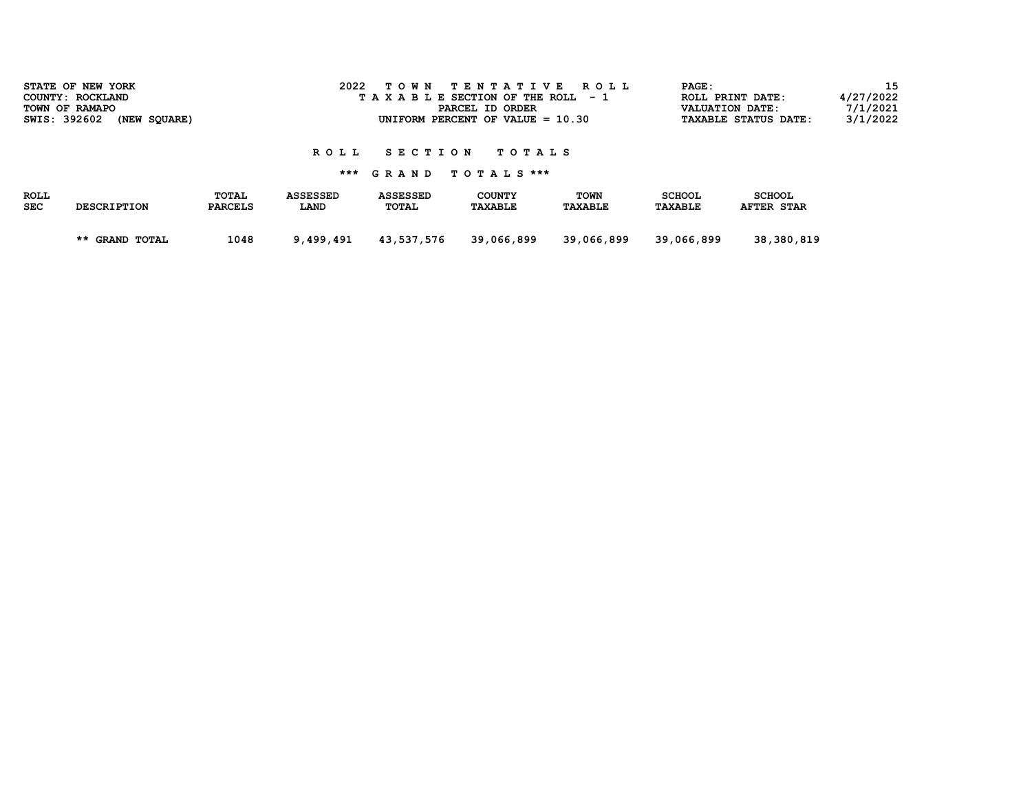STATE OF NEW YORK
COUNTY: ROCKLAND
TOWN OF RAMAPO
SWIS: 392602 (NEW SQUARE)

2022 T O W N T E N T A T I V E R O L L
T A X A B L E SECTION OF THE ROLL - 1
PARCEL ID ORDER
UNIFORM PERCENT OF VALUE = 10.30

ROLL PRINT DATE: 4/27/2022
VALUATION DATE: 7/1/2021
TAXABLE STATUS DATE: 3/1/2022

## R O L L S E C T I O N T O T A L S

### *** G R A N D T O T A L S ***

| ROLL SEC | DESCRIPTION | TOTAL PARCELS | ASSESSED LAND | ASSESSED TOTAL | COUNTY TAXABLE | TOWN TAXABLE | SCHOOL TAXABLE | SCHOOL AFTER STAR |
|---|---|---|---|---|---|---|---|---|
| | ** GRAND TOTAL | 1048 | 9,499,491 | 43,537,576 | 39,066,899 | 39,066,899 | 39,066,899 | 38,380,819 |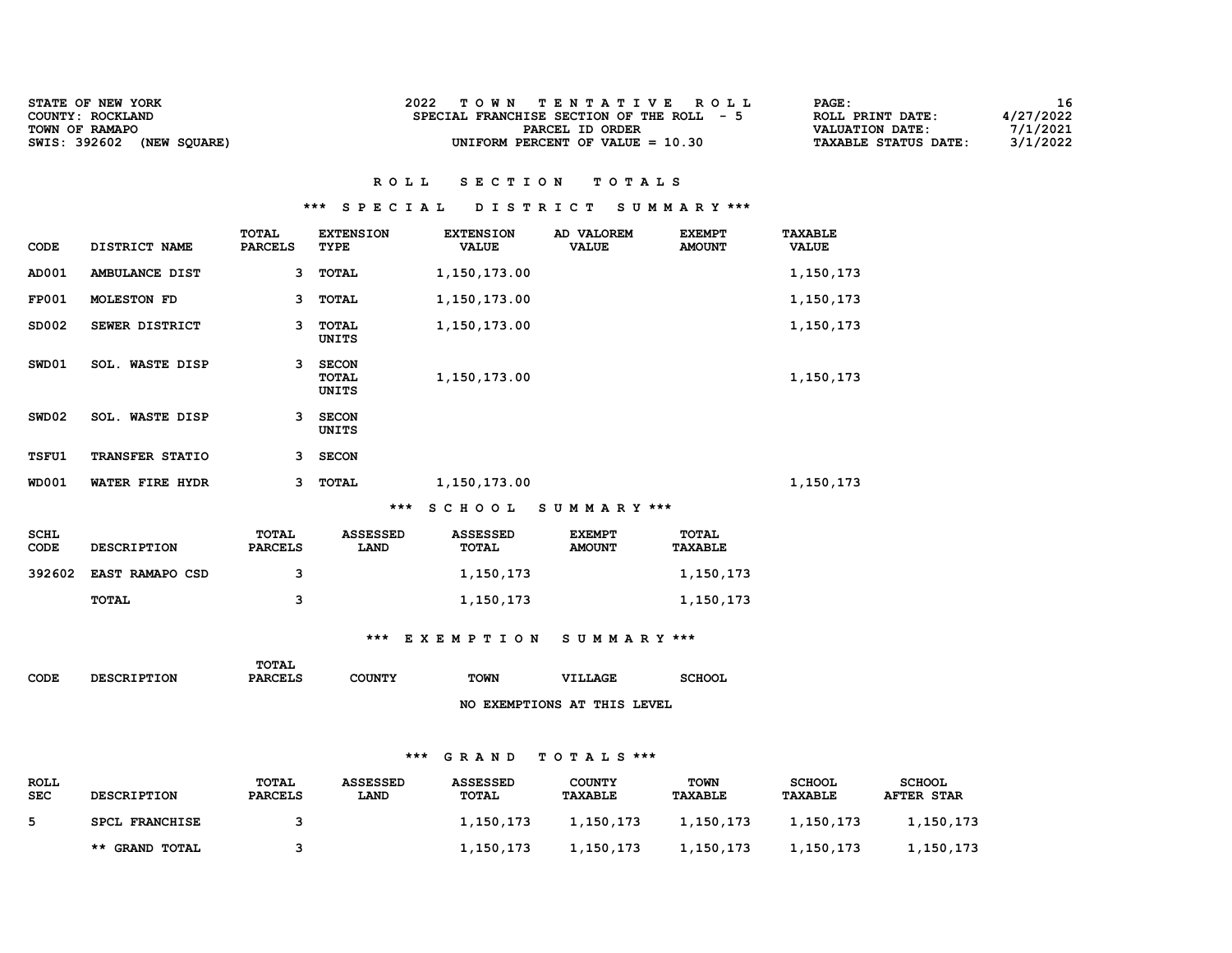STATE OF NEW YORK
COUNTY: ROCKLAND
TOWN OF RAMAPO
SWIS: 392602 (NEW SQUARE)

2022 TOWN TENTATIVE ROLL
SPECIAL FRANCHISE SECTION OF THE ROLL - 5
PARCEL ID ORDER
UNIFORM PERCENT OF VALUE = 10.30

ROLL PRINT DATE: 4/27/2022
VALUATION DATE: 7/1/2021
TAXABLE STATUS DATE: 3/1/2022

## ROLL SECTION TOTALS

### *** SPECIAL DISTRICT SUMMARY ***

| CODE | DISTRICT NAME | TOTAL PARCELS | EXTENSION TYPE | EXTENSION VALUE | AD VALOREM VALUE | EXEMPT AMOUNT | TAXABLE VALUE |
|---|---|---|---|---|---|---|---|
| AD001 | AMBULANCE DIST | 3 | TOTAL | 1,150,173.00 | | | 1,150,173 |
| FP001 | MOLESTON FD | 3 | TOTAL | 1,150,173.00 | | | 1,150,173 |
| SD002 | SEWER DISTRICT | 3 | TOTAL UNITS | 1,150,173.00 | | | 1,150,173 |
| SWD01 | SOL. WASTE DISP | 3 | SECON TOTAL UNITS | 1,150,173.00 | | | 1,150,173 |
| SWD02 | SOL. WASTE DISP | 3 | SECON UNITS | | | | |
| TSFU1 | TRANSFER STATIO | 3 | SECON | | | | |
| WD001 | WATER FIRE HYDR | 3 | TOTAL | 1,150,173.00 | | | 1,150,173 |

### *** SCHOOL SUMMARY ***

| SCHL CODE | DESCRIPTION | TOTAL PARCELS | ASSESSED LAND | ASSESSED TOTAL | EXEMPT AMOUNT | TOTAL TAXABLE |
|---|---|---|---|---|---|---|
| 392602 | EAST RAMAPO CSD | 3 | | 1,150,173 | | 1,150,173 |
| | TOTAL | 3 | | 1,150,173 | | 1,150,173 |

### *** EXEMPTION SUMMARY ***

| CODE | DESCRIPTION | TOTAL PARCELS | COUNTY | TOWN | VILLAGE | SCHOOL |
|---|---|---|---|---|---|---|

NO EXEMPTIONS AT THIS LEVEL

### *** GRAND TOTALS ***

| ROLL SEC | DESCRIPTION | TOTAL PARCELS | ASSESSED LAND | ASSESSED TOTAL | COUNTY TAXABLE | TOWN TAXABLE | SCHOOL TAXABLE | SCHOOL AFTER STAR |
|---|---|---|---|---|---|---|---|---|
| 5 | SPCL FRANCHISE | 3 | | 1,150,173 | 1,150,173 | 1,150,173 | 1,150,173 | 1,150,173 |
| | ** GRAND TOTAL | 3 | | 1,150,173 | 1,150,173 | 1,150,173 | 1,150,173 | 1,150,173 |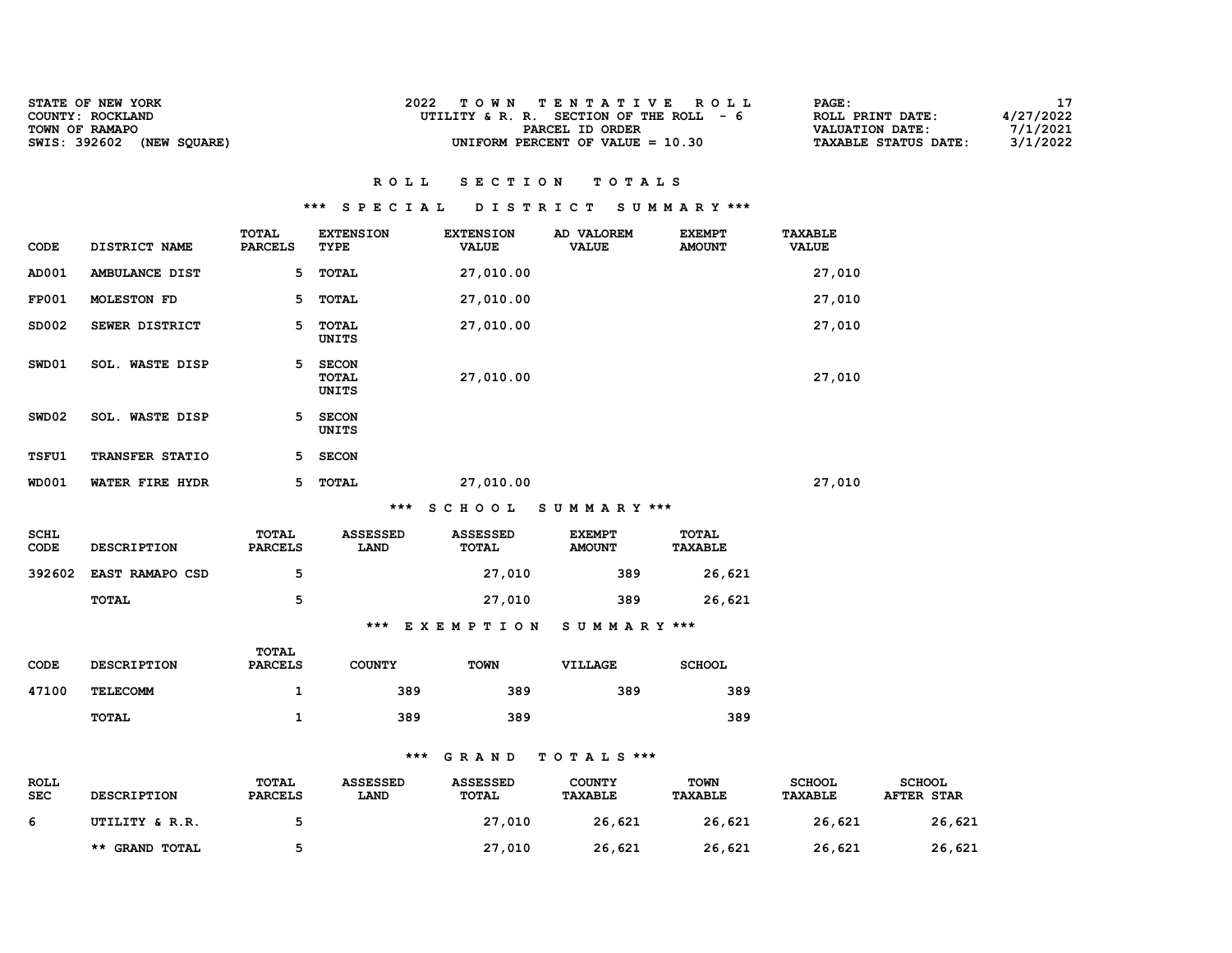STATE OF NEW YORK
COUNTY: ROCKLAND
TOWN OF RAMAPO
SWIS: 392602 (NEW SQUARE)

2022 TOWN TENTATIVE ROLL
UTILITY & R. R. SECTION OF THE ROLL - 6
PARCEL ID ORDER
UNIFORM PERCENT OF VALUE = 10.30

PAGE: 17
ROLL PRINT DATE: 4/27/2022
VALUATION DATE: 7/1/2021
TAXABLE STATUS DATE: 3/1/2022

## ROLL SECTION TOTALS

### *** SPECIAL DISTRICT SUMMARY ***

| CODE | DISTRICT NAME | TOTAL PARCELS | EXTENSION TYPE | EXTENSION VALUE | AD VALOREM VALUE | EXEMPT AMOUNT | TAXABLE VALUE |
|---|---|---|---|---|---|---|---|
| AD001 | AMBULANCE DIST | 5 | TOTAL | 27,010.00 | | | 27,010 |
| FP001 | MOLESTON FD | 5 | TOTAL | 27,010.00 | | | 27,010 |
| SD002 | SEWER DISTRICT | 5 | TOTAL UNITS | 27,010.00 | | | 27,010 |
| SWD01 | SOL. WASTE DISP | 5 | SECON TOTAL UNITS | 27,010.00 | | | 27,010 |
| SWD02 | SOL. WASTE DISP | 5 | SECON UNITS | | | | |
| TSFU1 | TRANSFER STATIO | 5 | SECON | | | | |
| WD001 | WATER FIRE HYDR | 5 | TOTAL | 27,010.00 | | | 27,010 |

### *** SCHOOL SUMMARY ***

| SCHL CODE | DESCRIPTION | TOTAL PARCELS | ASSESSED LAND | ASSESSED TOTAL | EXEMPT AMOUNT | TOTAL TAXABLE |
|---|---|---|---|---|---|---|
| 392602 | EAST RAMAPO CSD | 5 | | 27,010 | 389 | 26,621 |
| | TOTAL | 5 | | 27,010 | 389 | 26,621 |

### *** EXEMPTION SUMMARY ***

| CODE | DESCRIPTION | TOTAL PARCELS | COUNTY | TOWN | VILLAGE | SCHOOL |
|---|---|---|---|---|---|---|
| 47100 | TELECOMM | 1 | 389 | 389 | 389 | 389 |
| | TOTAL | 1 | 389 | 389 | | 389 |

### *** GRAND TOTALS ***

| ROLL SEC | DESCRIPTION | TOTAL PARCELS | ASSESSED LAND | ASSESSED TOTAL | COUNTY TAXABLE | TOWN TAXABLE | SCHOOL TAXABLE | SCHOOL AFTER STAR |
|---|---|---|---|---|---|---|---|---|
| 6 | UTILITY & R.R. | 5 | | 27,010 | 26,621 | 26,621 | 26,621 | 26,621 |
| | ** GRAND TOTAL | 5 | | 27,010 | 26,621 | 26,621 | 26,621 | 26,621 |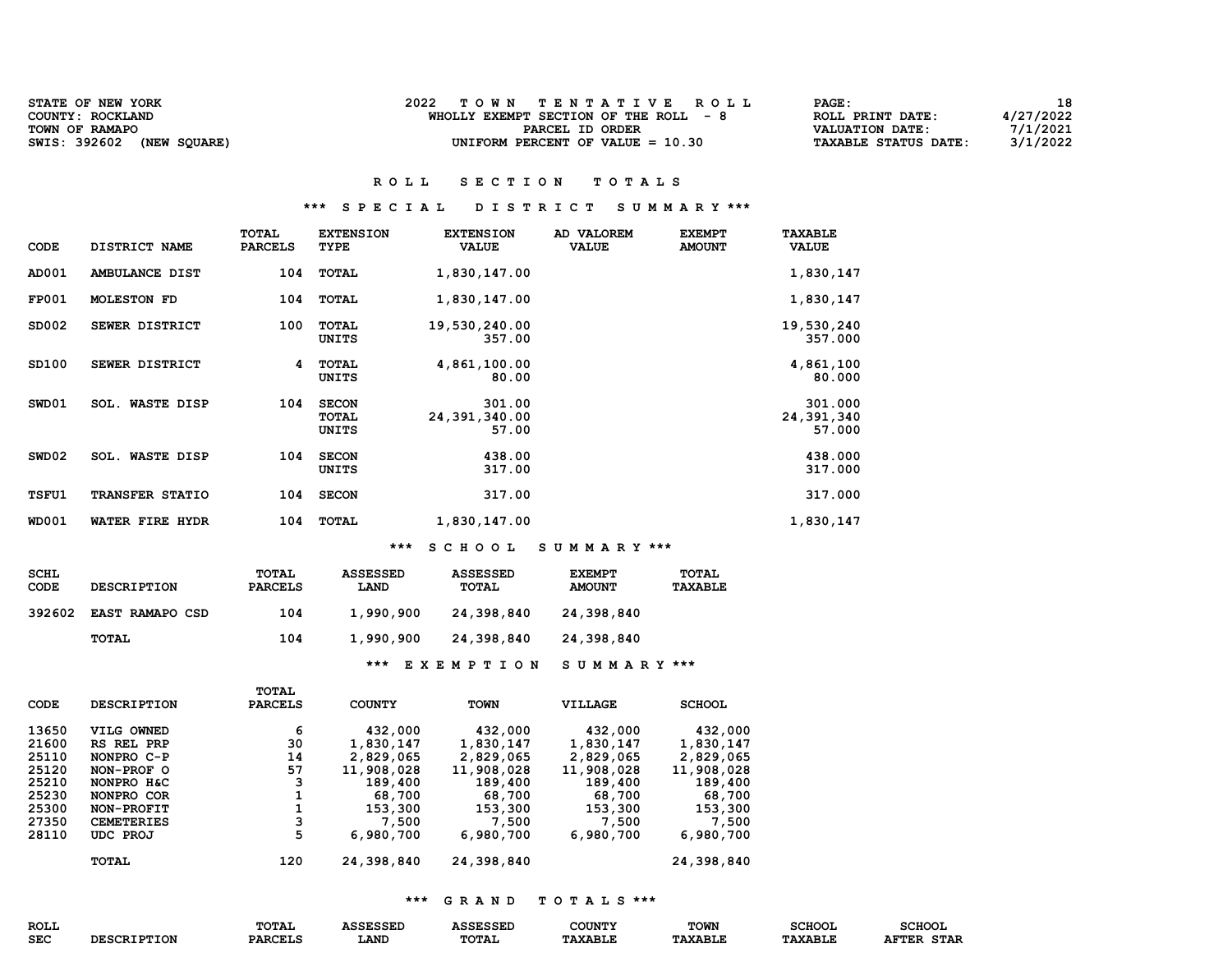STATE OF NEW YORK
COUNTY: ROCKLAND
TOWN OF RAMAPO
SWIS: 392602 (NEW SQUARE)

2022 TOWN TENTATIVE ROLL
WHOLLY EXEMPT SECTION OF THE ROLL - 8
PARCEL ID ORDER
UNIFORM PERCENT OF VALUE = 10.30

ROLL PRINT DATE: 4/27/2022
VALUATION DATE: 7/1/2021
TAXABLE STATUS DATE: 3/1/2022

## ROLL SECTION TOTALS

### *** SPECIAL DISTRICT SUMMARY ***

| CODE | DISTRICT NAME | TOTAL PARCELS | EXTENSION TYPE | EXTENSION VALUE | AD VALOREM VALUE | EXEMPT AMOUNT | TAXABLE VALUE |
|---|---|---|---|---|---|---|---|
| AD001 | AMBULANCE DIST | 104 | TOTAL | 1,830,147.00 | | | 1,830,147 |
| FP001 | MOLESTON FD | 104 | TOTAL | 1,830,147.00 | | | 1,830,147 |
| SD002 | SEWER DISTRICT | 100 | TOTAL | 19,530,240.00 | | | 19,530,240 |
| | | | UNITS | 357.00 | | | 357.000 |
| SD100 | SEWER DISTRICT | 4 | TOTAL | 4,861,100.00 | | | 4,861,100 |
| | | | UNITS | 80.00 | | | 80.000 |
| SWD01 | SOL. WASTE DISP | 104 | SECON | 301.00 | | | 301.000 |
| | | | TOTAL | 24,391,340.00 | | | 24,391,340 |
| | | | UNITS | 57.00 | | | 57.000 |
| SWD02 | SOL. WASTE DISP | 104 | SECON | 438.00 | | | 438.000 |
| | | | UNITS | 317.00 | | | 317.000 |
| TSFU1 | TRANSFER STATIO | 104 | SECON | 317.00 | | | 317.000 |
| WD001 | WATER FIRE HYDR | 104 | TOTAL | 1,830,147.00 | | | 1,830,147 |

### *** SCHOOL SUMMARY ***

| SCHL CODE | DESCRIPTION | TOTAL PARCELS | ASSESSED LAND | ASSESSED TOTAL | EXEMPT AMOUNT | TOTAL TAXABLE |
|---|---|---|---|---|---|---|
| 392602 | EAST RAMAPO CSD | 104 | 1,990,900 | 24,398,840 | 24,398,840 | |
| | TOTAL | 104 | 1,990,900 | 24,398,840 | 24,398,840 | |

### *** EXEMPTION SUMMARY ***

| CODE | DESCRIPTION | TOTAL PARCELS | COUNTY | TOWN | VILLAGE | SCHOOL |
|---|---|---|---|---|---|---|
| 13650 | VILG OWNED | 6 | 432,000 | 432,000 | 432,000 | 432,000 |
| 21600 | RS REL PRP | 30 | 1,830,147 | 1,830,147 | 1,830,147 | 1,830,147 |
| 25110 | NONPRO C-P | 14 | 2,829,065 | 2,829,065 | 2,829,065 | 2,829,065 |
| 25120 | NON-PROF O | 57 | 11,908,028 | 11,908,028 | 11,908,028 | 11,908,028 |
| 25210 | NONPRO H&C | 3 | 189,400 | 189,400 | 189,400 | 189,400 |
| 25230 | NONPRO COR | 1 | 68,700 | 68,700 | 68,700 | 68,700 |
| 25300 | NON-PROFIT | 1 | 153,300 | 153,300 | 153,300 | 153,300 |
| 27350 | CEMETERIES | 3 | 7,500 | 7,500 | 7,500 | 7,500 |
| 28110 | UDC PROJ | 5 | 6,980,700 | 6,980,700 | 6,980,700 | 6,980,700 |
| | TOTAL | 120 | 24,398,840 | 24,398,840 | | 24,398,840 |

### *** GRAND TOTALS ***

| ROLL SEC | DESCRIPTION | TOTAL PARCELS | ASSESSED LAND | ASSESSED TOTAL | COUNTY TAXABLE | TOWN TAXABLE | SCHOOL TAXABLE | SCHOOL AFTER STAR |
|---|---|---|---|---|---|---|---|---|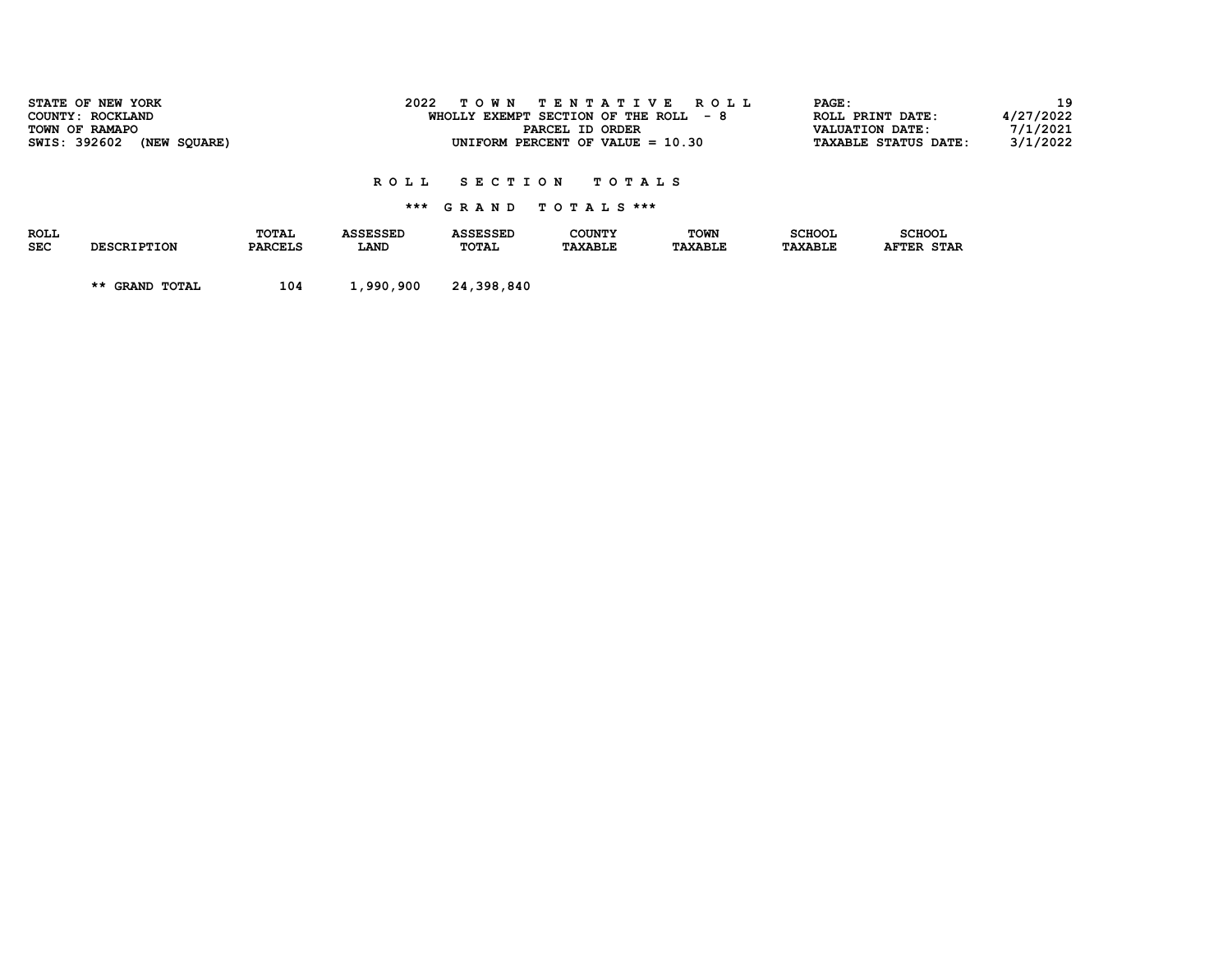STATE OF NEW YORK
COUNTY: ROCKLAND
TOWN OF RAMAPO
SWIS: 392602 (NEW SQUARE)

2022 TOWN TENTATIVE ROLL
WHOLLY EXEMPT SECTION OF THE ROLL - 8
PARCEL ID ORDER
UNIFORM PERCENT OF VALUE = 10.30

PAGE: 19
ROLL PRINT DATE: 4/27/2022
VALUATION DATE: 7/1/2021
TAXABLE STATUS DATE: 3/1/2022

## ROLL SECTION TOTALS

### *** GRAND TOTALS ***

| ROLL SEC | DESCRIPTION | TOTAL PARCELS | ASSESSED LAND | ASSESSED TOTAL | COUNTY TAXABLE | TOWN TAXABLE | SCHOOL TAXABLE | SCHOOL AFTER STAR |
|---|---|---|---|---|---|---|---|---|
| | ** GRAND TOTAL | 104 | 1,990,900 | 24,398,840 | | | | |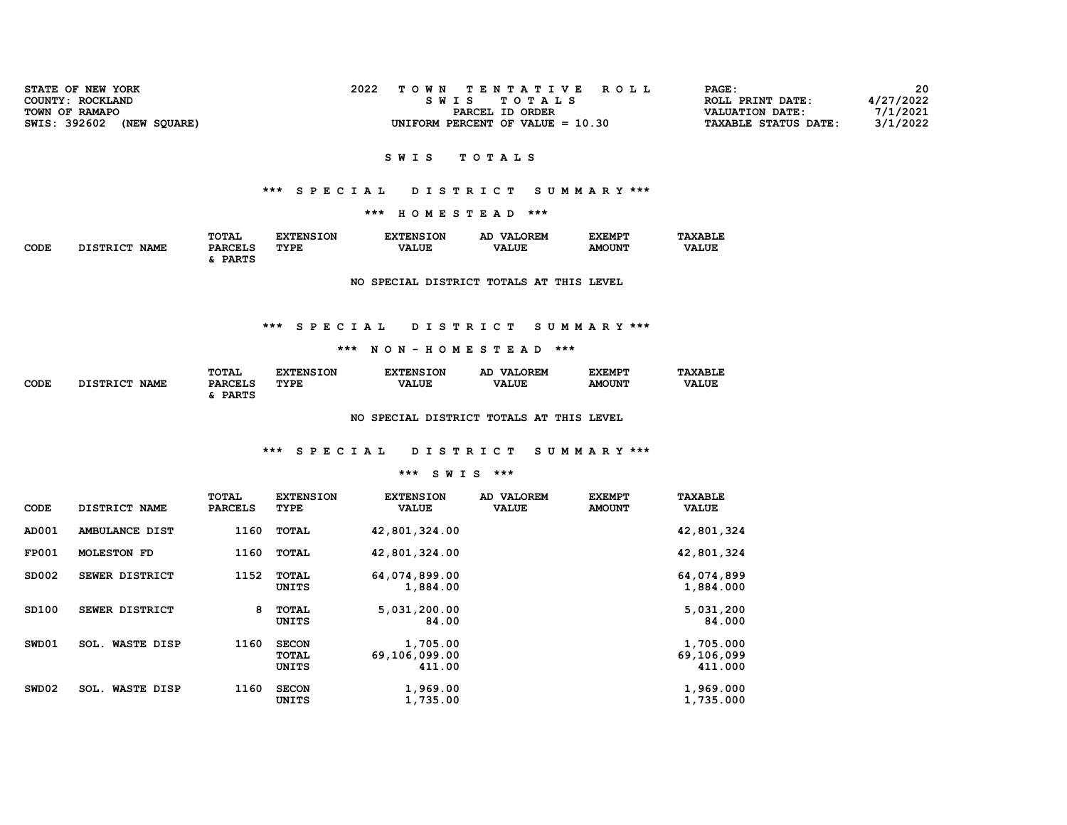STATE OF NEW YORK
COUNTY: ROCKLAND
TOWN OF RAMAPO
SWIS: 392602 (NEW SQUARE)

2022 TOWN TENTATIVE ROLL
SWIS TOTALS
PARCEL ID ORDER
UNIFORM PERCENT OF VALUE = 10.30

ROLL PRINT DATE: 4/27/2022
VALUATION DATE: 7/1/2021
TAXABLE STATUS DATE: 3/1/2022

# SWIS TOTALS

## *** SPECIAL DISTRICT SUMMARY ***

### *** HOMESTEAD ***

| CODE | DISTRICT NAME | TOTAL PARCELS & PARTS | EXTENSION TYPE | EXTENSION VALUE | AD VALOREM VALUE | EXEMPT AMOUNT | TAXABLE VALUE |
|---|---|---|---|---|---|---|---|

NO SPECIAL DISTRICT TOTALS AT THIS LEVEL

## *** SPECIAL DISTRICT SUMMARY ***

### *** NON-HOMESTEAD ***

| CODE | DISTRICT NAME | TOTAL PARCELS & PARTS | EXTENSION TYPE | EXTENSION VALUE | AD VALOREM VALUE | EXEMPT AMOUNT | TAXABLE VALUE |
|---|---|---|---|---|---|---|---|

NO SPECIAL DISTRICT TOTALS AT THIS LEVEL

## *** SPECIAL DISTRICT SUMMARY ***

### *** SWIS ***

| CODE | DISTRICT NAME | TOTAL PARCELS | EXTENSION TYPE | EXTENSION VALUE | AD VALOREM VALUE | EXEMPT AMOUNT | TAXABLE VALUE |
|---|---|---|---|---|---|---|---|
| AD001 | AMBULANCE DIST | 1160 | TOTAL | 42,801,324.00 | | | 42,801,324 |
| FP001 | MOLESTON FD | 1160 | TOTAL | 42,801,324.00 | | | 42,801,324 |
| SD002 | SEWER DISTRICT | 1152 | TOTAL | 64,074,899.00 | | | 64,074,899 |
| | | | UNITS | 1,884.00 | | | 1,884.000 |
| SD100 | SEWER DISTRICT | 8 | TOTAL | 5,031,200.00 | | | 5,031,200 |
| | | | UNITS | 84.00 | | | 84.000 |
| SWD01 | SOL. WASTE DISP | 1160 | SECON | 1,705.00 | | | 1,705.000 |
| | | | TOTAL | 69,106,099.00 | | | 69,106,099 |
| | | | UNITS | 411.00 | | | 411.000 |
| SWD02 | SOL. WASTE DISP | 1160 | SECON | 1,969.00 | | | 1,969.000 |
| | | | UNITS | 1,735.00 | | | 1,735.000 |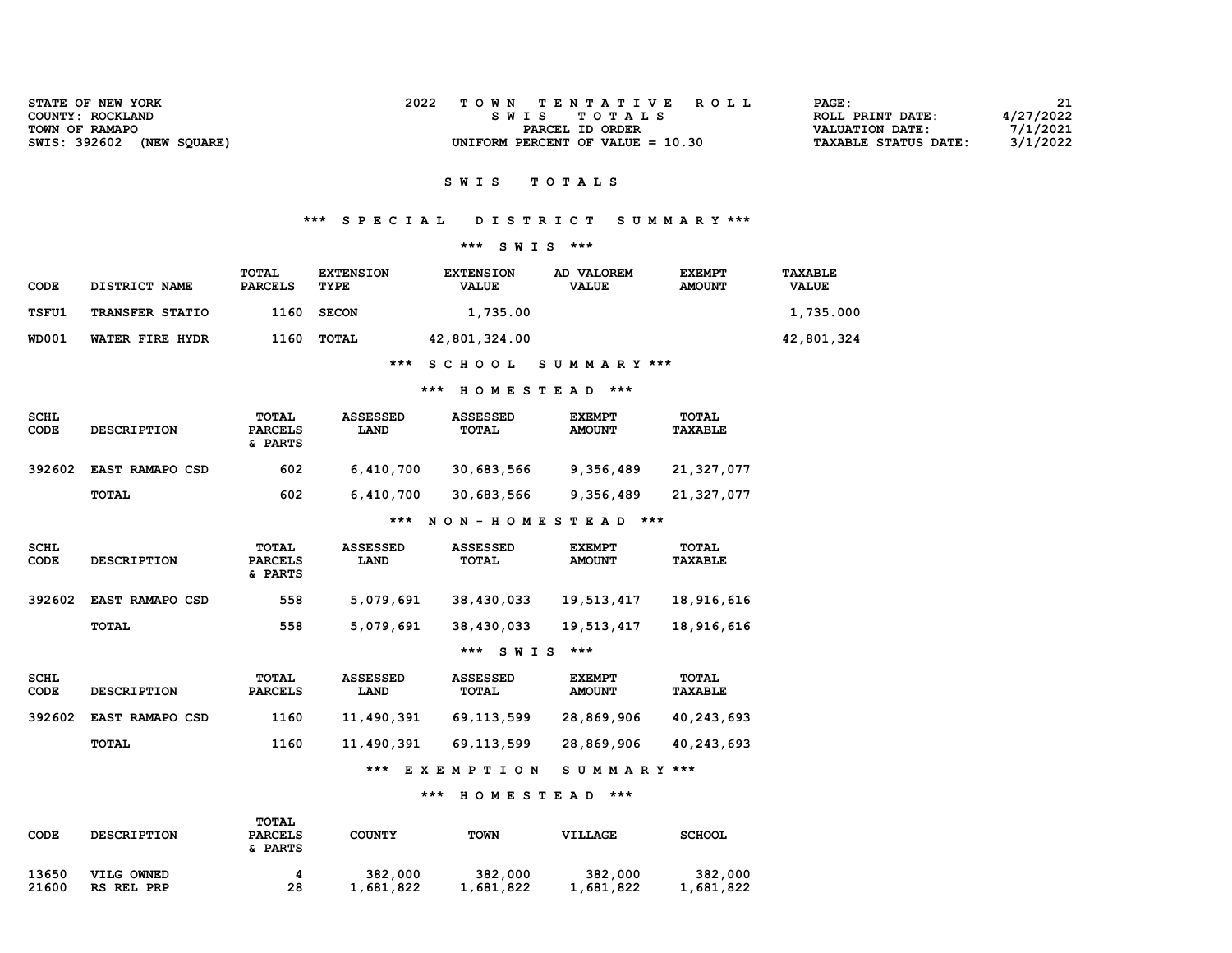STATE OF NEW YORK
COUNTY: ROCKLAND
TOWN OF RAMAPO
SWIS: 392602 (NEW SQUARE)

2022 TOWN TENTATIVE ROLL
SWIS TOTALS
PARCEL ID ORDER
UNIFORM PERCENT OF VALUE = 10.30

ROLL PRINT DATE: 4/27/2022
VALUATION DATE: 7/1/2021
TAXABLE STATUS DATE: 3/1/2022

## SWIS TOTALS

### *** SPECIAL DISTRICT SUMMARY ***

#### *** SWIS ***

| CODE | DISTRICT NAME | TOTAL PARCELS | EXTENSION TYPE | EXTENSION VALUE | AD VALOREM VALUE | EXEMPT AMOUNT | TAXABLE VALUE |
|---|---|---|---|---|---|---|---|
| TSFU1 | TRANSFER STATIO | 1160 | SECON | 1,735.00 | | | 1,735.000 |
| WD001 | WATER FIRE HYDR | 1160 | TOTAL | 42,801,324.00 | | | 42,801,324 |

### *** SCHOOL SUMMARY ***

#### *** HOMESTEAD ***

| SCHL CODE | DESCRIPTION | TOTAL PARCELS & PARTS | ASSESSED LAND | ASSESSED TOTAL | EXEMPT AMOUNT | TOTAL TAXABLE |
|---|---|---|---|---|---|---|
| 392602 | EAST RAMAPO CSD | 602 | 6,410,700 | 30,683,566 | 9,356,489 | 21,327,077 |
| | TOTAL | 602 | 6,410,700 | 30,683,566 | 9,356,489 | 21,327,077 |

#### *** NON-HOMESTEAD ***

| SCHL CODE | DESCRIPTION | TOTAL PARCELS & PARTS | ASSESSED LAND | ASSESSED TOTAL | EXEMPT AMOUNT | TOTAL TAXABLE |
|---|---|---|---|---|---|---|
| 392602 | EAST RAMAPO CSD | 558 | 5,079,691 | 38,430,033 | 19,513,417 | 18,916,616 |
| | TOTAL | 558 | 5,079,691 | 38,430,033 | 19,513,417 | 18,916,616 |

#### *** SWIS ***

| SCHL CODE | DESCRIPTION | TOTAL PARCELS | ASSESSED LAND | ASSESSED TOTAL | EXEMPT AMOUNT | TOTAL TAXABLE |
|---|---|---|---|---|---|---|
| 392602 | EAST RAMAPO CSD | 1160 | 11,490,391 | 69,113,599 | 28,869,906 | 40,243,693 |
| | TOTAL | 1160 | 11,490,391 | 69,113,599 | 28,869,906 | 40,243,693 |

### *** EXEMPTION SUMMARY ***

#### *** HOMESTEAD ***

| CODE | DESCRIPTION | TOTAL PARCELS & PARTS | COUNTY | TOWN | VILLAGE | SCHOOL |
|---|---|---|---|---|---|---|
| 13650 | VILG OWNED | 4 | 382,000 | 382,000 | 382,000 | 382,000 |
| 21600 | RS REL PRP | 28 | 1,681,822 | 1,681,822 | 1,681,822 | 1,681,822 |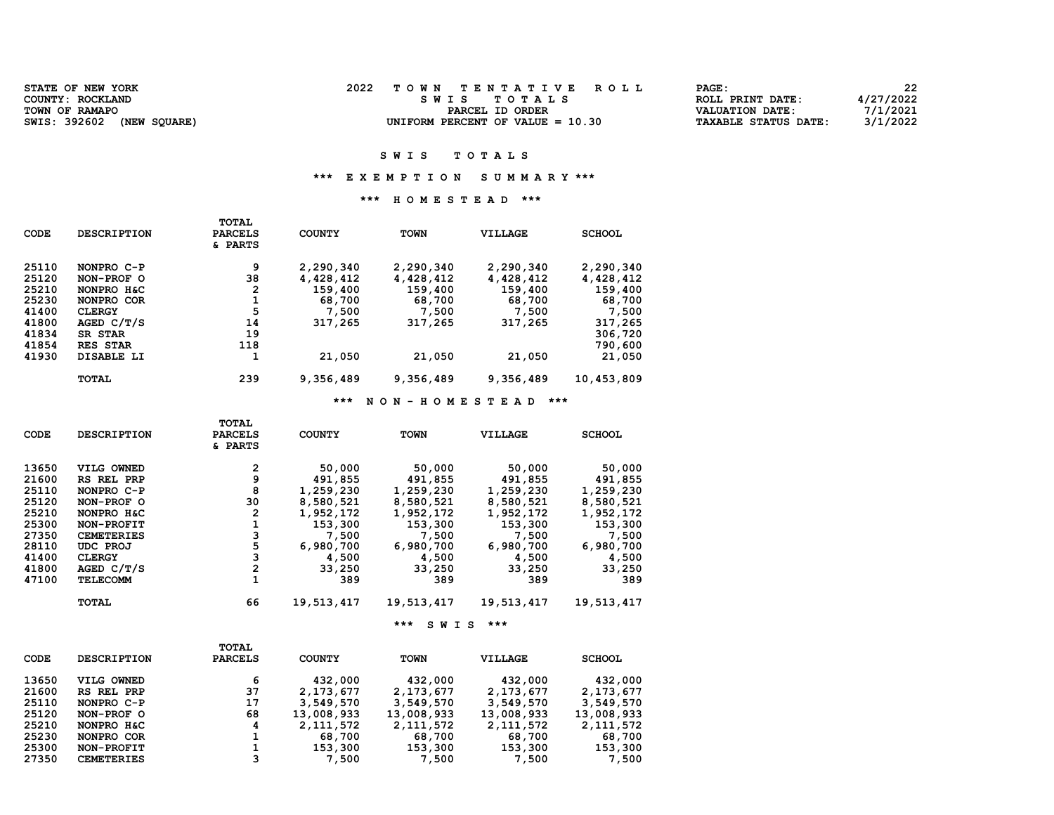STATE OF NEW YORK
COUNTY: ROCKLAND
TOWN OF RAMAPO
SWIS: 392602 (NEW SQUARE)

2022 TOWN TENTATIVE ROLL
SWIS TOTALS
PARCEL ID ORDER
UNIFORM PERCENT OF VALUE = 10.30

ROLL PRINT DATE: 4/27/2022
VALUATION DATE: 7/1/2021
TAXABLE STATUS DATE: 3/1/2022

## SWIS TOTALS

### *** EXEMPTION SUMMARY ***

### *** HOMESTEAD ***

| CODE | DESCRIPTION | TOTAL PARCELS & PARTS | COUNTY | TOWN | VILLAGE | SCHOOL |
|---|---|---|---|---|---|---|
| 25110 | NONPRO C-P | 9 | 2,290,340 | 2,290,340 | 2,290,340 | 2,290,340 |
| 25120 | NON-PROF O | 38 | 4,428,412 | 4,428,412 | 4,428,412 | 4,428,412 |
| 25210 | NONPRO H&C | 2 | 159,400 | 159,400 | 159,400 | 159,400 |
| 25230 | NONPRO COR | 1 | 68,700 | 68,700 | 68,700 | 68,700 |
| 41400 | CLERGY | 5 | 7,500 | 7,500 | 7,500 | 7,500 |
| 41800 | AGED C/T/S | 14 | 317,265 | 317,265 | 317,265 | 317,265 |
| 41834 | SR STAR | 19 | | | | 306,720 |
| 41854 | RES STAR | 118 | | | | 790,600 |
| 41930 | DISABLE LI | 1 | 21,050 | 21,050 | 21,050 | 21,050 |
| | TOTAL | 239 | 9,356,489 | 9,356,489 | 9,356,489 | 10,453,809 |

### *** NON-HOMESTEAD ***

| CODE | DESCRIPTION | TOTAL PARCELS & PARTS | COUNTY | TOWN | VILLAGE | SCHOOL |
|---|---|---|---|---|---|---|
| 13650 | VILG OWNED | 2 | 50,000 | 50,000 | 50,000 | 50,000 |
| 21600 | RS REL PRP | 9 | 491,855 | 491,855 | 491,855 | 491,855 |
| 25110 | NONPRO C-P | 8 | 1,259,230 | 1,259,230 | 1,259,230 | 1,259,230 |
| 25120 | NON-PROF O | 30 | 8,580,521 | 8,580,521 | 8,580,521 | 8,580,521 |
| 25210 | NONPRO H&C | 2 | 1,952,172 | 1,952,172 | 1,952,172 | 1,952,172 |
| 25300 | NON-PROFIT | 1 | 153,300 | 153,300 | 153,300 | 153,300 |
| 27350 | CEMETERIES | 3 | 7,500 | 7,500 | 7,500 | 7,500 |
| 28110 | UDC PROJ | 5 | 6,980,700 | 6,980,700 | 6,980,700 | 6,980,700 |
| 41400 | CLERGY | 3 | 4,500 | 4,500 | 4,500 | 4,500 |
| 41800 | AGED C/T/S | 2 | 33,250 | 33,250 | 33,250 | 33,250 |
| 47100 | TELECOMM | 1 | 389 | 389 | 389 | 389 |
| | TOTAL | 66 | 19,513,417 | 19,513,417 | 19,513,417 | 19,513,417 |

### *** SWIS ***

| CODE | DESCRIPTION | TOTAL PARCELS | COUNTY | TOWN | VILLAGE | SCHOOL |
|---|---|---|---|---|---|---|
| 13650 | VILG OWNED | 6 | 432,000 | 432,000 | 432,000 | 432,000 |
| 21600 | RS REL PRP | 37 | 2,173,677 | 2,173,677 | 2,173,677 | 2,173,677 |
| 25110 | NONPRO C-P | 17 | 3,549,570 | 3,549,570 | 3,549,570 | 3,549,570 |
| 25120 | NON-PROF O | 68 | 13,008,933 | 13,008,933 | 13,008,933 | 13,008,933 |
| 25210 | NONPRO H&C | 4 | 2,111,572 | 2,111,572 | 2,111,572 | 2,111,572 |
| 25230 | NONPRO COR | 1 | 68,700 | 68,700 | 68,700 | 68,700 |
| 25300 | NON-PROFIT | 1 | 153,300 | 153,300 | 153,300 | 153,300 |
| 27350 | CEMETERIES | 3 | 7,500 | 7,500 | 7,500 | 7,500 |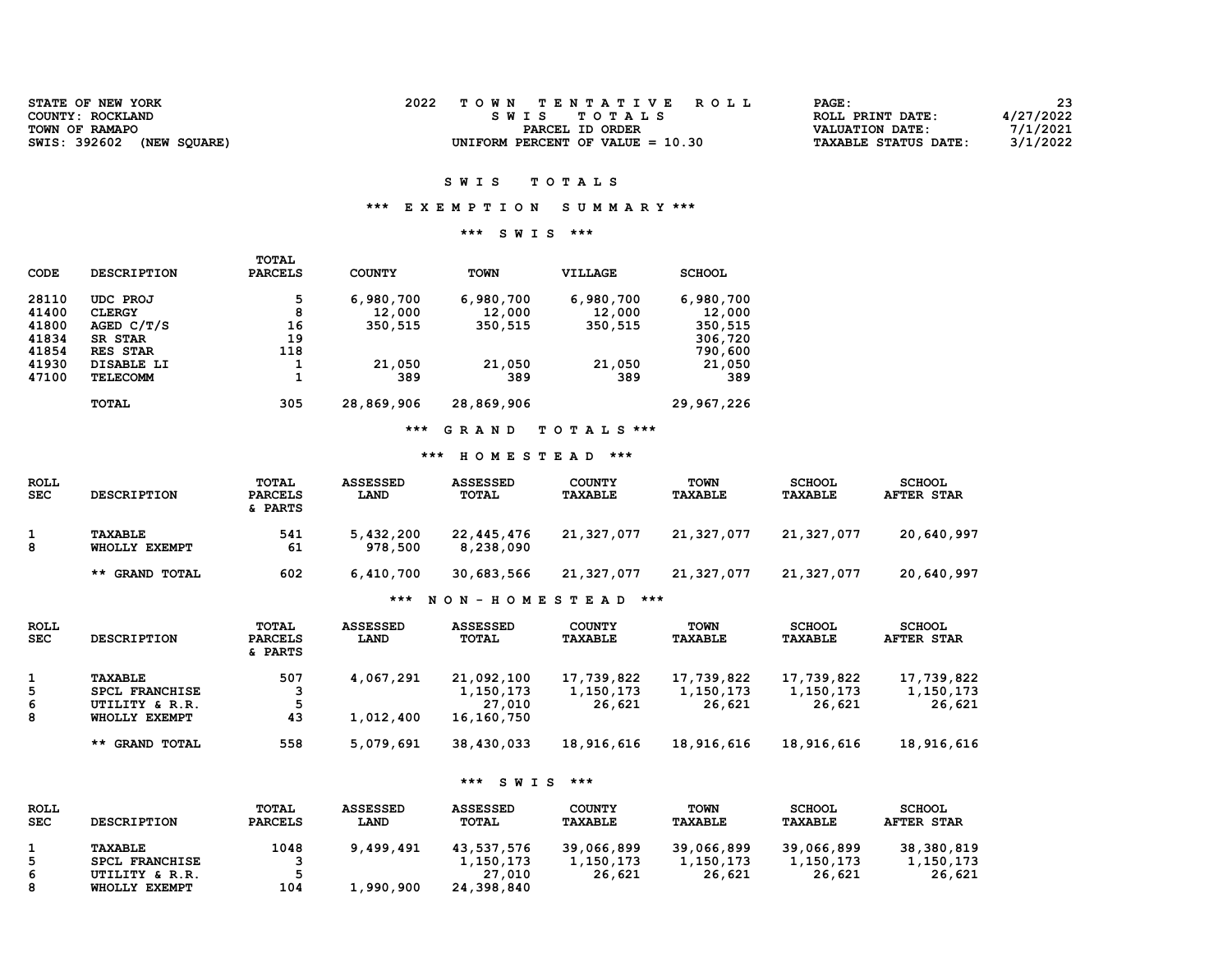STATE OF NEW YORK
COUNTY: ROCKLAND
TOWN OF RAMAPO
SWIS: 392602 (NEW SQUARE)

2022 TOWN TENTATIVE ROLL
SWIS TOTALS
PARCEL ID ORDER
UNIFORM PERCENT OF VALUE = 10.30

PAGE: 23
ROLL PRINT DATE: 4/27/2022
VALUATION DATE: 7/1/2021
TAXABLE STATUS DATE: 3/1/2022

## SWIS TOTALS

### *** EXEMPTION SUMMARY ***

### *** SWIS ***

| CODE | DESCRIPTION | TOTAL PARCELS | COUNTY | TOWN | VILLAGE | SCHOOL |
|---|---|---|---|---|---|---|
| 28110 | UDC PROJ | 5 | 6,980,700 | 6,980,700 | 6,980,700 | 6,980,700 |
| 41400 | CLERGY | 8 | 12,000 | 12,000 | 12,000 | 12,000 |
| 41800 | AGED C/T/S | 16 | 350,515 | 350,515 | 350,515 | 350,515 |
| 41834 | SR STAR | 19 | | | | 306,720 |
| 41854 | RES STAR | 118 | | | | 790,600 |
| 41930 | DISABLE LI | 1 | 21,050 | 21,050 | 21,050 | 21,050 |
| 47100 | TELECOMM | 1 | 389 | 389 | 389 | 389 |
| | TOTAL | 305 | 28,869,906 | 28,869,906 | | 29,967,226 |

### *** GRAND TOTALS ***

### *** HOMESTEAD ***

| ROLL SEC | DESCRIPTION | TOTAL PARCELS & PARTS | ASSESSED LAND | ASSESSED TOTAL | COUNTY TAXABLE | TOWN TAXABLE | SCHOOL TAXABLE | SCHOOL AFTER STAR |
|---|---|---|---|---|---|---|---|---|
| 1 | TAXABLE | 541 | 5,432,200 | 22,445,476 | 21,327,077 | 21,327,077 | 21,327,077 | 20,640,997 |
| 8 | WHOLLY EXEMPT | 61 | 978,500 | 8,238,090 | | | | |
| | ** GRAND TOTAL | 602 | 6,410,700 | 30,683,566 | 21,327,077 | 21,327,077 | 21,327,077 | 20,640,997 |

### *** NON-HOMESTEAD ***

| ROLL SEC | DESCRIPTION | TOTAL PARCELS & PARTS | ASSESSED LAND | ASSESSED TOTAL | COUNTY TAXABLE | TOWN TAXABLE | SCHOOL TAXABLE | SCHOOL AFTER STAR |
|---|---|---|---|---|---|---|---|---|
| 1 | TAXABLE | 507 | 4,067,291 | 21,092,100 | 17,739,822 | 17,739,822 | 17,739,822 | 17,739,822 |
| 5 | SPCL FRANCHISE | 3 | | 1,150,173 | 1,150,173 | 1,150,173 | 1,150,173 | 1,150,173 |
| 6 | UTILITY & R.R. | 5 | | 27,010 | 26,621 | 26,621 | 26,621 | 26,621 |
| 8 | WHOLLY EXEMPT | 43 | 1,012,400 | 16,160,750 | | | | |
| | ** GRAND TOTAL | 558 | 5,079,691 | 38,430,033 | 18,916,616 | 18,916,616 | 18,916,616 | 18,916,616 |

### *** SWIS ***

| ROLL SEC | DESCRIPTION | TOTAL PARCELS | ASSESSED LAND | ASSESSED TOTAL | COUNTY TAXABLE | TOWN TAXABLE | SCHOOL TAXABLE | SCHOOL AFTER STAR |
|---|---|---|---|---|---|---|---|---|
| 1 | TAXABLE | 1048 | 9,499,491 | 43,537,576 | 39,066,899 | 39,066,899 | 39,066,899 | 38,380,819 |
| 5 | SPCL FRANCHISE | 3 | | 1,150,173 | 1,150,173 | 1,150,173 | 1,150,173 | 1,150,173 |
| 6 | UTILITY & R.R. | 5 | | 27,010 | 26,621 | 26,621 | 26,621 | 26,621 |
| 8 | WHOLLY EXEMPT | 104 | 1,990,900 | 24,398,840 | | | | |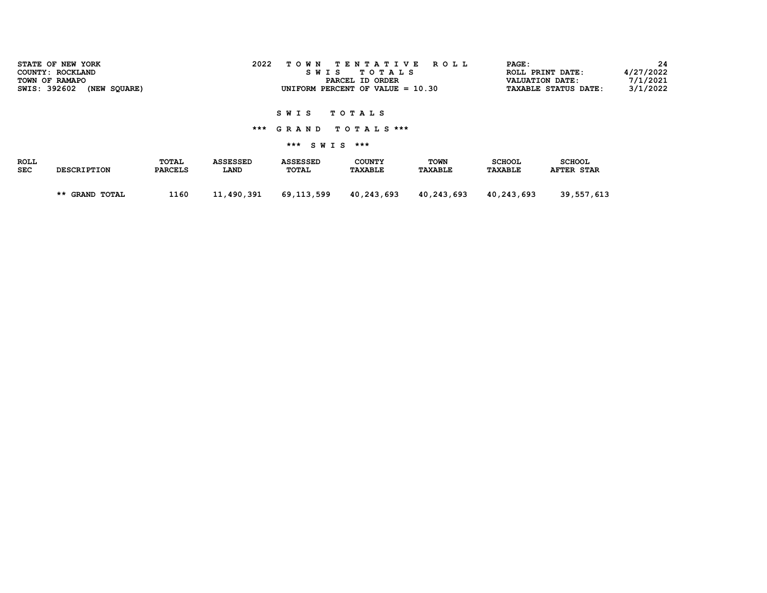STATE OF NEW YORK
COUNTY: ROCKLAND
TOWN OF RAMAPO
SWIS: 392602 (NEW SQUARE)

2022 TOWN TENTATIVE ROLL
SWIS TOTALS
PARCEL ID ORDER
UNIFORM PERCENT OF VALUE = 10.30

PAGE: 24
ROLL PRINT DATE: 4/27/2022
VALUATION DATE: 7/1/2021
TAXABLE STATUS DATE: 3/1/2022

## SWIS TOTALS

### *** GRAND TOTALS ***

### *** SWIS ***

| ROLL SEC | DESCRIPTION | TOTAL PARCELS | ASSESSED LAND | ASSESSED TOTAL | COUNTY TAXABLE | TOWN TAXABLE | SCHOOL TAXABLE | SCHOOL AFTER STAR |
|---|---|---|---|---|---|---|---|---|
| | ** GRAND TOTAL | 1160 | 11,490,391 | 69,113,599 | 40,243,693 | 40,243,693 | 40,243,693 | 39,557,613 |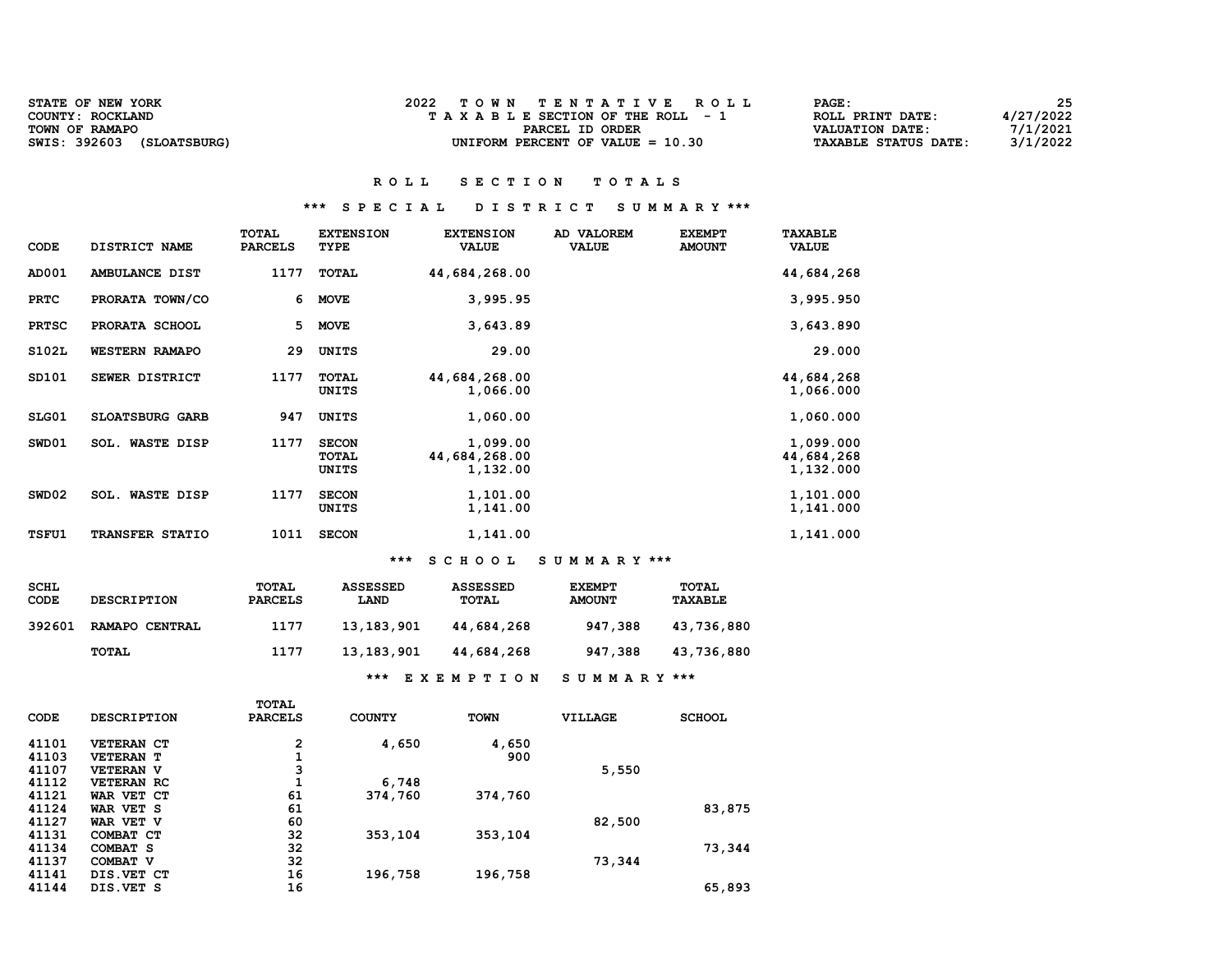STATE OF NEW YORK
COUNTY: ROCKLAND
TOWN OF RAMAPO
SWIS: 392603 (SLOATSBURG)

2022 TOWN TENTATIVE ROLL
TAXABLE SECTION OF THE ROLL - 1
PARCEL ID ORDER
UNIFORM PERCENT OF VALUE = 10.30

ROLL PRINT DATE: 4/27/2022
VALUATION DATE: 7/1/2021
TAXABLE STATUS DATE: 3/1/2022

# ROLL SECTION TOTALS

## *** SPECIAL DISTRICT SUMMARY ***

| CODE | DISTRICT NAME | TOTAL PARCELS | EXTENSION TYPE | EXTENSION VALUE | AD VALOREM VALUE | EXEMPT AMOUNT | TAXABLE VALUE |
|---|---|---|---|---|---|---|---|
| AD001 | AMBULANCE DIST | 1177 | TOTAL | 44,684,268.00 | | | 44,684,268 |
| PRTC | PRORATA TOWN/CO | 6 | MOVE | 3,995.95 | | | 3,995.950 |
| PRTSC | PRORATA SCHOOL | 5 | MOVE | 3,643.89 | | | 3,643.890 |
| S102L | WESTERN RAMAPO | 29 | UNITS | 29.00 | | | 29.000 |
| SD101 | SEWER DISTRICT | 1177 | TOTAL | 44,684,268.00 | | | 44,684,268 |
| | | | UNITS | 1,066.00 | | | 1,066.000 |
| SLG01 | SLOATSBURG GARB | 947 | UNITS | 1,060.00 | | | 1,060.000 |
| SWD01 | SOL. WASTE DISP | 1177 | SECON | 1,099.00 | | | 1,099.000 |
| | | | TOTAL | 44,684,268.00 | | | 44,684,268 |
| | | | UNITS | 1,132.00 | | | 1,132.000 |
| SWD02 | SOL. WASTE DISP | 1177 | SECON | 1,101.00 | | | 1,101.000 |
| | | | UNITS | 1,141.00 | | | 1,141.000 |
| TSFU1 | TRANSFER STATIO | 1011 | SECON | 1,141.00 | | | 1,141.000 |

## *** SCHOOL SUMMARY ***

| SCHL CODE | DESCRIPTION | TOTAL PARCELS | ASSESSED LAND | ASSESSED TOTAL | EXEMPT AMOUNT | TOTAL TAXABLE |
|---|---|---|---|---|---|---|
| 392601 | RAMAPO CENTRAL | 1177 | 13,183,901 | 44,684,268 | 947,388 | 43,736,880 |
| | TOTAL | 1177 | 13,183,901 | 44,684,268 | 947,388 | 43,736,880 |

## *** EXEMPTION SUMMARY ***

| CODE | DESCRIPTION | TOTAL PARCELS | COUNTY | TOWN | VILLAGE | SCHOOL |
|---|---|---|---|---|---|---|
| 41101 | VETERAN CT | 2 | 4,650 | 4,650 | | |
| 41103 | VETERAN T | 1 | | 900 | | |
| 41107 | VETERAN V | 3 | | | 5,550 | |
| 41112 | VETERAN RC | 1 | 6,748 | | | |
| 41121 | WAR VET CT | 61 | 374,760 | 374,760 | | |
| 41124 | WAR VET S | 61 | | | | 83,875 |
| 41127 | WAR VET V | 60 | | | 82,500 | |
| 41131 | COMBAT CT | 32 | 353,104 | 353,104 | | |
| 41134 | COMBAT S | 32 | | | | 73,344 |
| 41137 | COMBAT V | 32 | | | 73,344 | |
| 41141 | DIS.VET CT | 16 | 196,758 | 196,758 | | |
| 41144 | DIS.VET S | 16 | | | | 65,893 |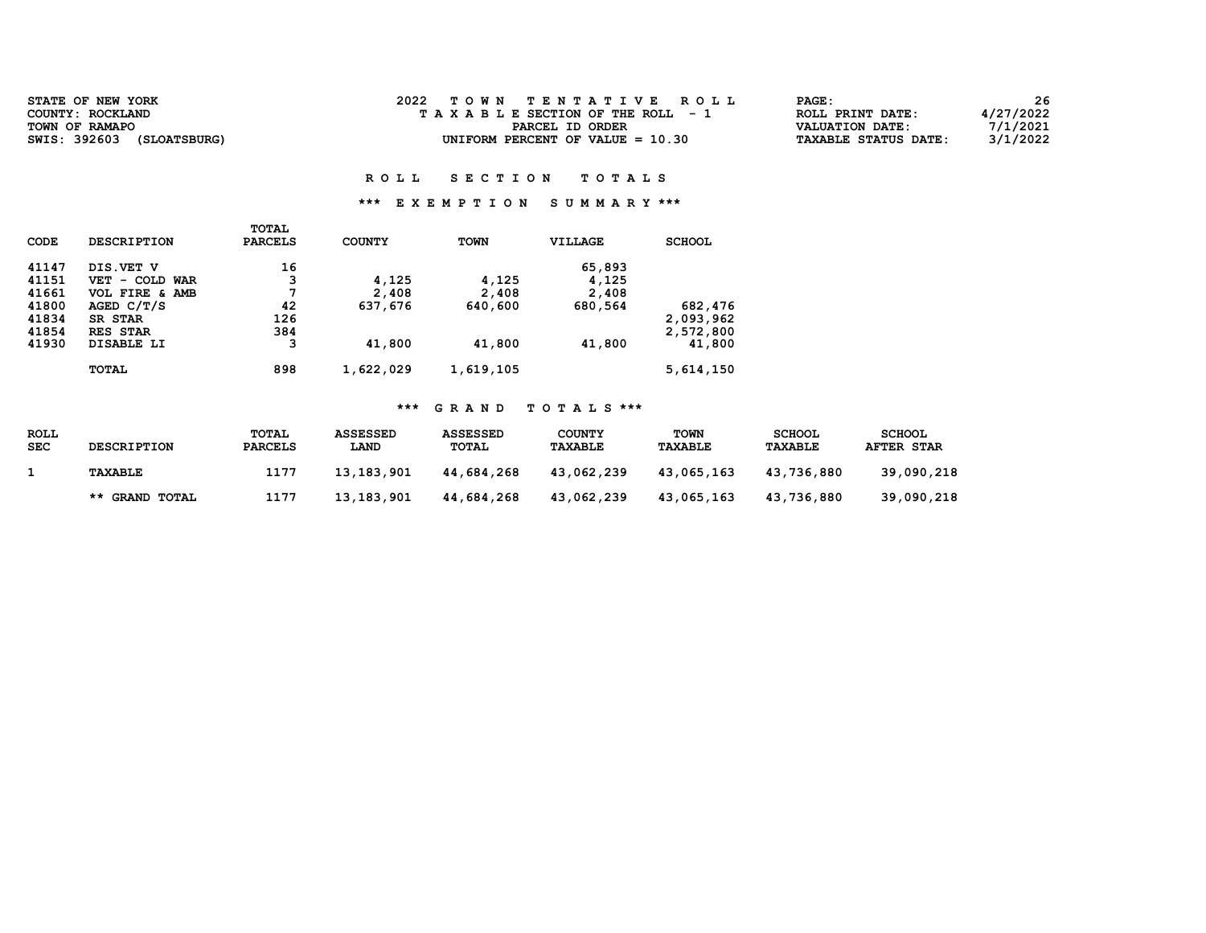STATE OF NEW YORK
COUNTY: ROCKLAND
TOWN OF RAMAPO
SWIS: 392603 (SLOATSBURG)

2022 TOWN TENTATIVE ROLL
TAXABLE SECTION OF THE ROLL - 1
PARCEL ID ORDER
UNIFORM PERCENT OF VALUE = 10.30

ROLL PRINT DATE: 4/27/2022
VALUATION DATE: 7/1/2021
TAXABLE STATUS DATE: 3/1/2022

## ROLL SECTION TOTALS

### *** EXEMPTION SUMMARY ***

| CODE | DESCRIPTION | TOTAL PARCELS | COUNTY | TOWN | VILLAGE | SCHOOL |
|---|---|---|---|---|---|---|
| 41147 | DIS.VET V | 16 | | | 65,893 | |
| 41151 | VET - COLD WAR | 3 | 4,125 | 4,125 | 4,125 | |
| 41661 | VOL FIRE & AMB | 7 | 2,408 | 2,408 | 2,408 | |
| 41800 | AGED C/T/S | 42 | 637,676 | 640,600 | 680,564 | 682,476 |
| 41834 | SR STAR | 126 | | | | 2,093,962 |
| 41854 | RES STAR | 384 | | | | 2,572,800 |
| 41930 | DISABLE LI | 3 | 41,800 | 41,800 | 41,800 | 41,800 |
| | TOTAL | 898 | 1,622,029 | 1,619,105 | | 5,614,150 |

### *** GRAND TOTALS ***

| ROLL SEC | DESCRIPTION | TOTAL PARCELS | ASSESSED LAND | ASSESSED TOTAL | COUNTY TAXABLE | TOWN TAXABLE | SCHOOL TAXABLE | SCHOOL AFTER STAR |
|---|---|---|---|---|---|---|---|---|
| 1 | TAXABLE | 1177 | 13,183,901 | 44,684,268 | 43,062,239 | 43,065,163 | 43,736,880 | 39,090,218 |
| | ** GRAND TOTAL | 1177 | 13,183,901 | 44,684,268 | 43,062,239 | 43,065,163 | 43,736,880 | 39,090,218 |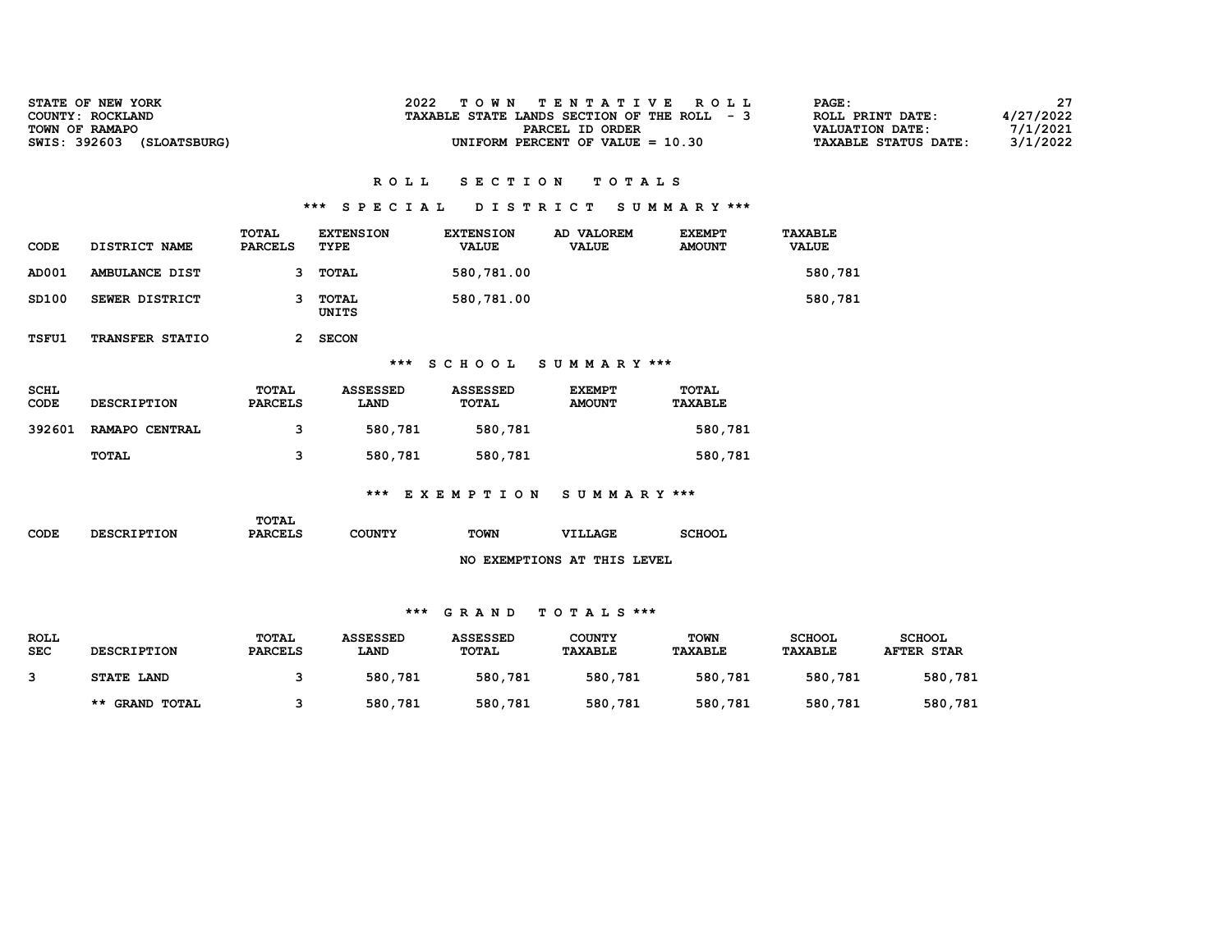STATE OF NEW YORK
COUNTY: ROCKLAND
TOWN OF RAMAPO
SWIS: 392603 (SLOATSBURG)

2022 TOWN TENTATIVE ROLL
TAXABLE STATE LANDS SECTION OF THE ROLL - 3
PARCEL ID ORDER
UNIFORM PERCENT OF VALUE = 10.30

PAGE: 27
ROLL PRINT DATE: 4/27/2022
VALUATION DATE: 7/1/2021
TAXABLE STATUS DATE: 3/1/2022

# ROLL SECTION TOTALS

## *** SPECIAL DISTRICT SUMMARY ***

| CODE | DISTRICT NAME | TOTAL PARCELS | EXTENSION TYPE | EXTENSION VALUE | AD VALOREM VALUE | EXEMPT AMOUNT | TAXABLE VALUE |
|---|---|---|---|---|---|---|---|
| AD001 | AMBULANCE DIST | 3 | TOTAL | 580,781.00 | | | 580,781 |
| SD100 | SEWER DISTRICT | 3 | TOTAL UNITS | 580,781.00 | | | 580,781 |
| TSFU1 | TRANSFER STATIO | 2 | SECON | | | | |

## *** SCHOOL SUMMARY ***

| SCHL CODE | DESCRIPTION | TOTAL PARCELS | ASSESSED LAND | ASSESSED TOTAL | EXEMPT AMOUNT | TOTAL TAXABLE |
|---|---|---|---|---|---|---|
| 392601 | RAMAPO CENTRAL | 3 | 580,781 | 580,781 | | 580,781 |
| | TOTAL | 3 | 580,781 | 580,781 | | 580,781 |

## *** EXEMPTION SUMMARY ***

| CODE | DESCRIPTION | TOTAL PARCELS | COUNTY | TOWN | VILLAGE | SCHOOL |
|---|---|---|---|---|---|---|

NO EXEMPTIONS AT THIS LEVEL

## *** GRAND TOTALS ***

| ROLL SEC | DESCRIPTION | TOTAL PARCELS | ASSESSED LAND | ASSESSED TOTAL | COUNTY TAXABLE | TOWN TAXABLE | SCHOOL TAXABLE | SCHOOL AFTER STAR |
|---|---|---|---|---|---|---|---|---|
| 3 | STATE LAND | 3 | 580,781 | 580,781 | 580,781 | 580,781 | 580,781 | 580,781 |
| | ** GRAND TOTAL | 3 | 580,781 | 580,781 | 580,781 | 580,781 | 580,781 | 580,781 |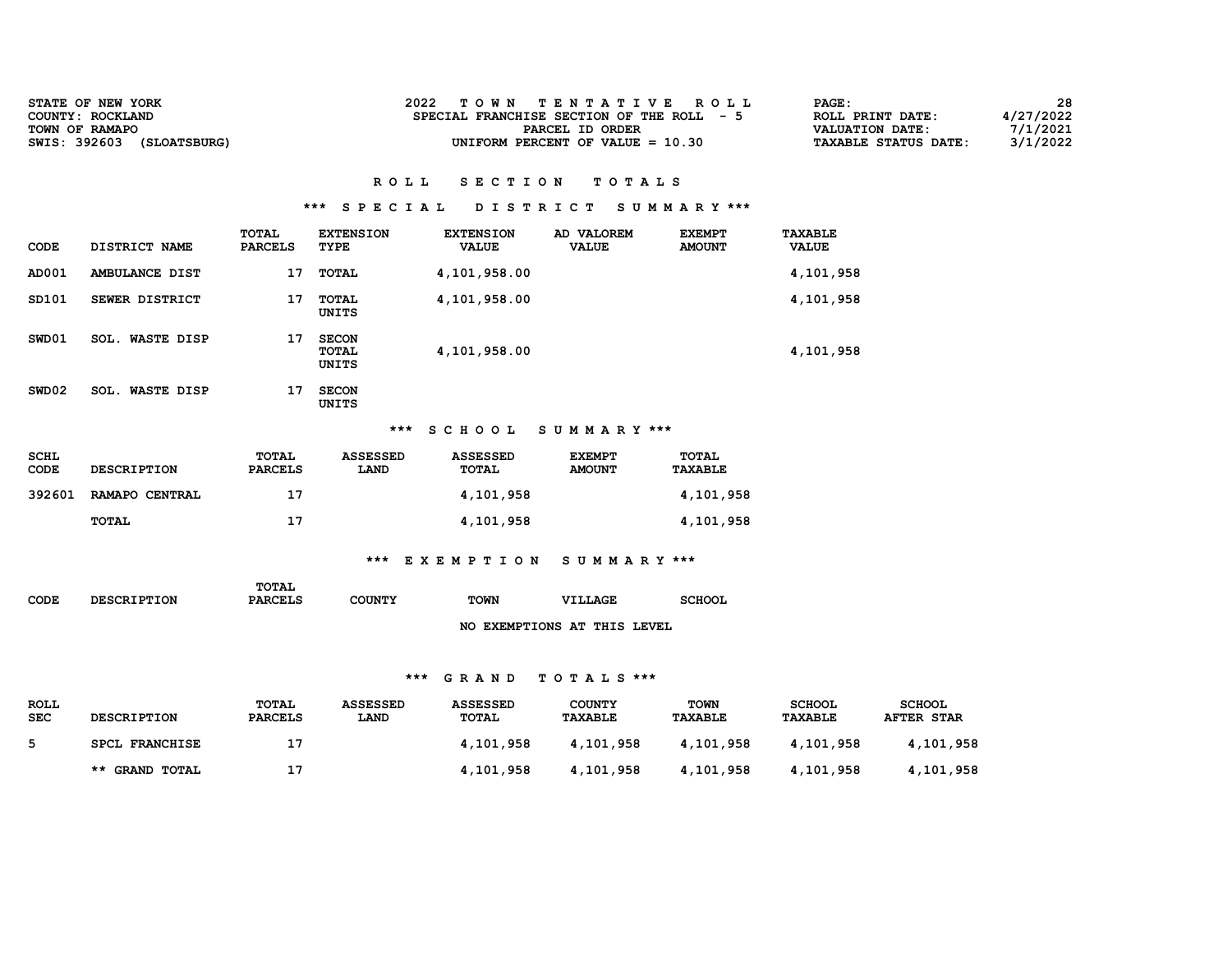STATE OF NEW YORK
COUNTY: ROCKLAND
TOWN OF RAMAPO
SWIS: 392603 (SLOATSBURG)

2022 TOWN TENTATIVE ROLL
SPECIAL FRANCHISE SECTION OF THE ROLL - 5
PARCEL ID ORDER
UNIFORM PERCENT OF VALUE = 10.30

PAGE: 28
ROLL PRINT DATE: 4/27/2022
VALUATION DATE: 7/1/2021
TAXABLE STATUS DATE: 3/1/2022

## ROLL SECTION TOTALS

### *** SPECIAL DISTRICT SUMMARY ***

| CODE | DISTRICT NAME | TOTAL PARCELS | EXTENSION TYPE | EXTENSION VALUE | AD VALOREM VALUE | EXEMPT AMOUNT | TAXABLE VALUE |
|---|---|---|---|---|---|---|---|
| AD001 | AMBULANCE DIST | 17 | TOTAL | 4,101,958.00 | | | 4,101,958 |
| SD101 | SEWER DISTRICT | 17 | TOTAL UNITS | 4,101,958.00 | | | 4,101,958 |
| SWD01 | SOL. WASTE DISP | 17 | SECON TOTAL UNITS | 4,101,958.00 | | | 4,101,958 |
| SWD02 | SOL. WASTE DISP | 17 | SECON UNITS | | | | |

### *** SCHOOL SUMMARY ***

| SCHL CODE | DESCRIPTION | TOTAL PARCELS | ASSESSED LAND | ASSESSED TOTAL | EXEMPT AMOUNT | TOTAL TAXABLE |
|---|---|---|---|---|---|---|
| 392601 | RAMAPO CENTRAL | 17 | | 4,101,958 | | 4,101,958 |
| | TOTAL | 17 | | 4,101,958 | | 4,101,958 |

### *** EXEMPTION SUMMARY ***

| CODE | DESCRIPTION | TOTAL PARCELS | COUNTY | TOWN | VILLAGE | SCHOOL |
|---|---|---|---|---|---|---|

NO EXEMPTIONS AT THIS LEVEL

### *** GRAND TOTALS ***

| ROLL SEC | DESCRIPTION | TOTAL PARCELS | ASSESSED LAND | ASSESSED TOTAL | COUNTY TAXABLE | TOWN TAXABLE | SCHOOL TAXABLE | SCHOOL AFTER STAR |
|---|---|---|---|---|---|---|---|---|
| 5 | SPCL FRANCHISE | 17 | | 4,101,958 | 4,101,958 | 4,101,958 | 4,101,958 | 4,101,958 |
| | ** GRAND TOTAL | 17 | | 4,101,958 | 4,101,958 | 4,101,958 | 4,101,958 | 4,101,958 |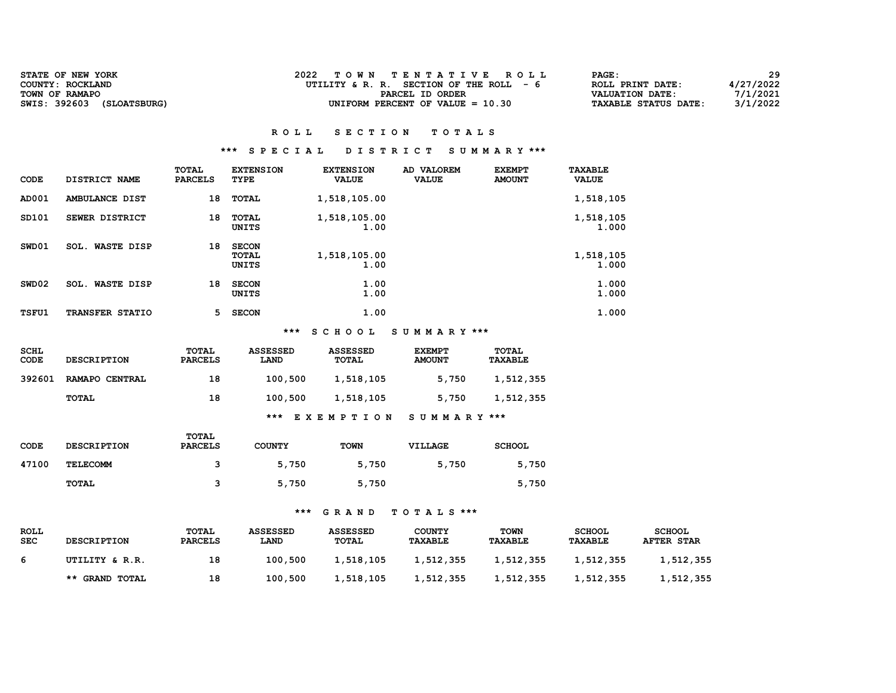STATE OF NEW YORK
COUNTY: ROCKLAND
TOWN OF RAMAPO
SWIS: 392603 (SLOATSBURG)

2022 TOWN TENTATIVE ROLL
UTILITY & R. R. SECTION OF THE ROLL - 6
PARCEL ID ORDER
UNIFORM PERCENT OF VALUE = 10.30

ROLL PRINT DATE: 4/27/2022
VALUATION DATE: 7/1/2021
TAXABLE STATUS DATE: 3/1/2022

## ROLL SECTION TOTALS

### *** SPECIAL DISTRICT SUMMARY ***

| CODE | DISTRICT NAME | TOTAL PARCELS | EXTENSION TYPE | EXTENSION VALUE | AD VALOREM VALUE | EXEMPT AMOUNT | TAXABLE VALUE |
|---|---|---|---|---|---|---|---|
| AD001 | AMBULANCE DIST | 18 | TOTAL | 1,518,105.00 | | | 1,518,105 |
| SD101 | SEWER DISTRICT | 18 | TOTAL | 1,518,105.00 | | | 1,518,105 |
| | | | UNITS | 1.00 | | | 1.000 |
| SWD01 | SOL. WASTE DISP | 18 | SECON | | | | |
| | | | TOTAL | 1,518,105.00 | | | 1,518,105 |
| | | | UNITS | 1.00 | | | 1.000 |
| SWD02 | SOL. WASTE DISP | 18 | SECON | 1.00 | | | 1.000 |
| | | | UNITS | 1.00 | | | 1.000 |
| TSFU1 | TRANSFER STATIO | 5 | SECON | 1.00 | | | 1.000 |

### *** SCHOOL SUMMARY ***

| SCHL CODE | DESCRIPTION | TOTAL PARCELS | ASSESSED LAND | ASSESSED TOTAL | EXEMPT AMOUNT | TOTAL TAXABLE |
|---|---|---|---|---|---|---|
| 392601 | RAMAPO CENTRAL | 18 | 100,500 | 1,518,105 | 5,750 | 1,512,355 |
| | TOTAL | 18 | 100,500 | 1,518,105 | 5,750 | 1,512,355 |

### *** EXEMPTION SUMMARY ***

| CODE | DESCRIPTION | TOTAL PARCELS | COUNTY | TOWN | VILLAGE | SCHOOL |
|---|---|---|---|---|---|---|
| 47100 | TELECOMM | 3 | 5,750 | 5,750 | 5,750 | 5,750 |
| | TOTAL | 3 | 5,750 | 5,750 | | 5,750 |

### *** GRAND TOTALS ***

| ROLL SEC | DESCRIPTION | TOTAL PARCELS | ASSESSED LAND | ASSESSED TOTAL | COUNTY TAXABLE | TOWN TAXABLE | SCHOOL TAXABLE | SCHOOL AFTER STAR |
|---|---|---|---|---|---|---|---|---|
| 6 | UTILITY & R.R. | 18 | 100,500 | 1,518,105 | 1,512,355 | 1,512,355 | 1,512,355 | 1,512,355 |
| | ** GRAND TOTAL | 18 | 100,500 | 1,518,105 | 1,512,355 | 1,512,355 | 1,512,355 | 1,512,355 |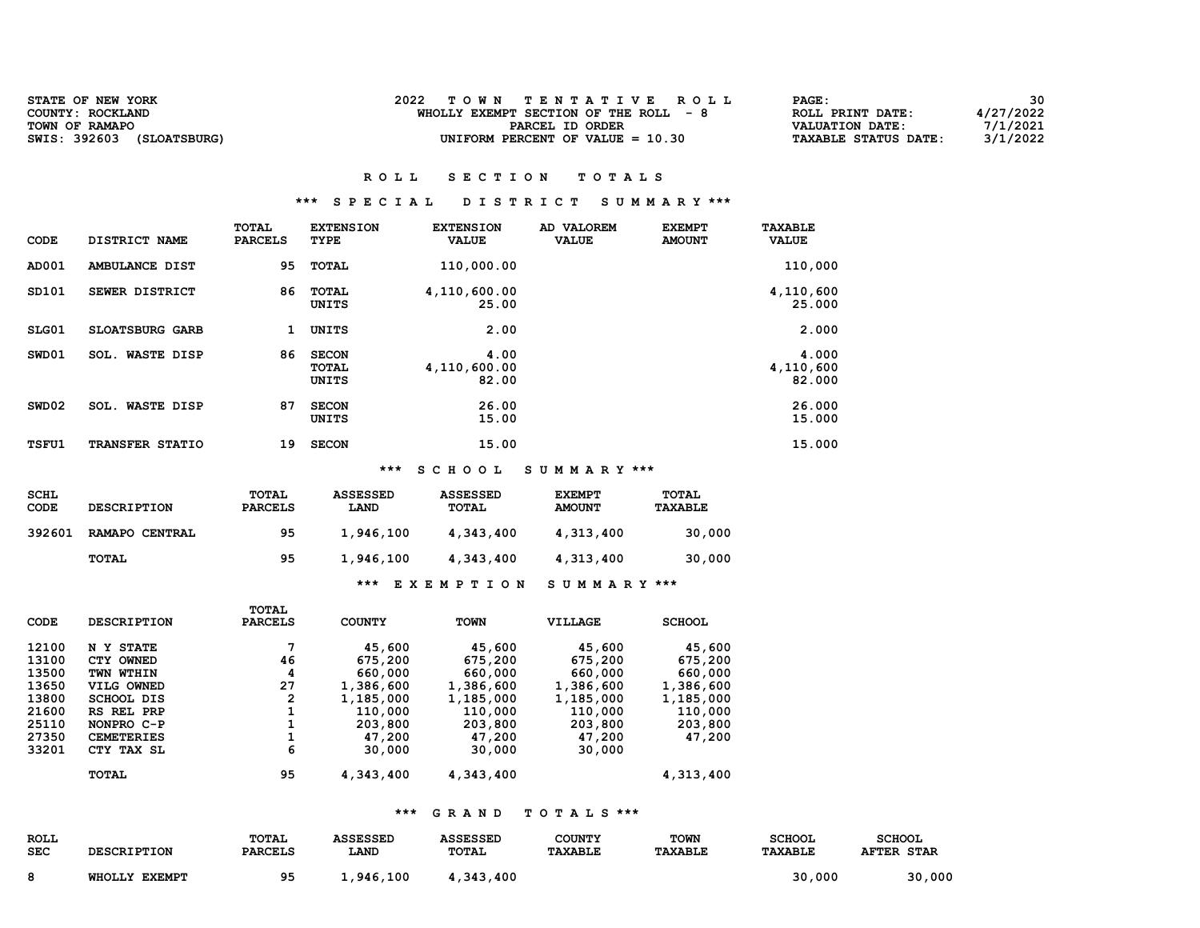STATE OF NEW YORK
COUNTY: ROCKLAND
TOWN OF RAMAPO
SWIS: 392603 (SLOATSBURG)

2022 TOWN TENTATIVE ROLL
WHOLLY EXEMPT SECTION OF THE ROLL - 8
PARCEL ID ORDER
UNIFORM PERCENT OF VALUE = 10.30

PAGE: 30
ROLL PRINT DATE: 4/27/2022
VALUATION DATE: 7/1/2021
TAXABLE STATUS DATE: 3/1/2022

## ROLL SECTION TOTALS

### *** SPECIAL DISTRICT SUMMARY ***

| CODE | DISTRICT NAME | TOTAL PARCELS | EXTENSION TYPE | EXTENSION VALUE | AD VALOREM VALUE | EXEMPT AMOUNT | TAXABLE VALUE |
|---|---|---|---|---|---|---|---|
| AD001 | AMBULANCE DIST | 95 | TOTAL | 110,000.00 | | | 110,000 |
| SD101 | SEWER DISTRICT | 86 | TOTAL | 4,110,600.00 | | | 4,110,600 |
| | | | UNITS | 25.00 | | | 25.000 |
| SLG01 | SLOATSBURG GARB | 1 | UNITS | 2.00 | | | 2.000 |
| SWD01 | SOL. WASTE DISP | 86 | SECON | 4.00 | | | 4.000 |
| | | | TOTAL | 4,110,600.00 | | | 4,110,600 |
| | | | UNITS | 82.00 | | | 82.000 |
| SWD02 | SOL. WASTE DISP | 87 | SECON | 26.00 | | | 26.000 |
| | | | UNITS | 15.00 | | | 15.000 |
| TSFU1 | TRANSFER STATIO | 19 | SECON | 15.00 | | | 15.000 |

### *** SCHOOL SUMMARY ***

| SCHL CODE | DESCRIPTION | TOTAL PARCELS | ASSESSED LAND | ASSESSED TOTAL | EXEMPT AMOUNT | TOTAL TAXABLE |
|---|---|---|---|---|---|---|
| 392601 | RAMAPO CENTRAL | 95 | 1,946,100 | 4,343,400 | 4,313,400 | 30,000 |
| | TOTAL | 95 | 1,946,100 | 4,343,400 | 4,313,400 | 30,000 |

### *** EXEMPTION SUMMARY ***

| CODE | DESCRIPTION | TOTAL PARCELS | COUNTY | TOWN | VILLAGE | SCHOOL |
|---|---|---|---|---|---|---|
| 12100 | N Y STATE | 7 | 45,600 | 45,600 | 45,600 | 45,600 |
| 13100 | CTY OWNED | 46 | 675,200 | 675,200 | 675,200 | 675,200 |
| 13500 | TWN WTHIN | 4 | 660,000 | 660,000 | 660,000 | 660,000 |
| 13650 | VILG OWNED | 27 | 1,386,600 | 1,386,600 | 1,386,600 | 1,386,600 |
| 13800 | SCHOOL DIS | 2 | 1,185,000 | 1,185,000 | 1,185,000 | 1,185,000 |
| 21600 | RS REL PRP | 1 | 110,000 | 110,000 | 110,000 | 110,000 |
| 25110 | NONPRO C-P | 1 | 203,800 | 203,800 | 203,800 | 203,800 |
| 27350 | CEMETERIES | 1 | 47,200 | 47,200 | 47,200 | 47,200 |
| 33201 | CTY TAX SL | 6 | 30,000 | 30,000 | 30,000 | |
| | TOTAL | 95 | 4,343,400 | 4,343,400 | | 4,313,400 |

### *** GRAND TOTALS ***

| ROLL SEC | DESCRIPTION | TOTAL PARCELS | ASSESSED LAND | ASSESSED TOTAL | COUNTY TAXABLE | TOWN TAXABLE | SCHOOL TAXABLE | SCHOOL AFTER STAR |
|---|---|---|---|---|---|---|---|---|
| 8 | WHOLLY EXEMPT | 95 | 1,946,100 | 4,343,400 | | | 30,000 | 30,000 |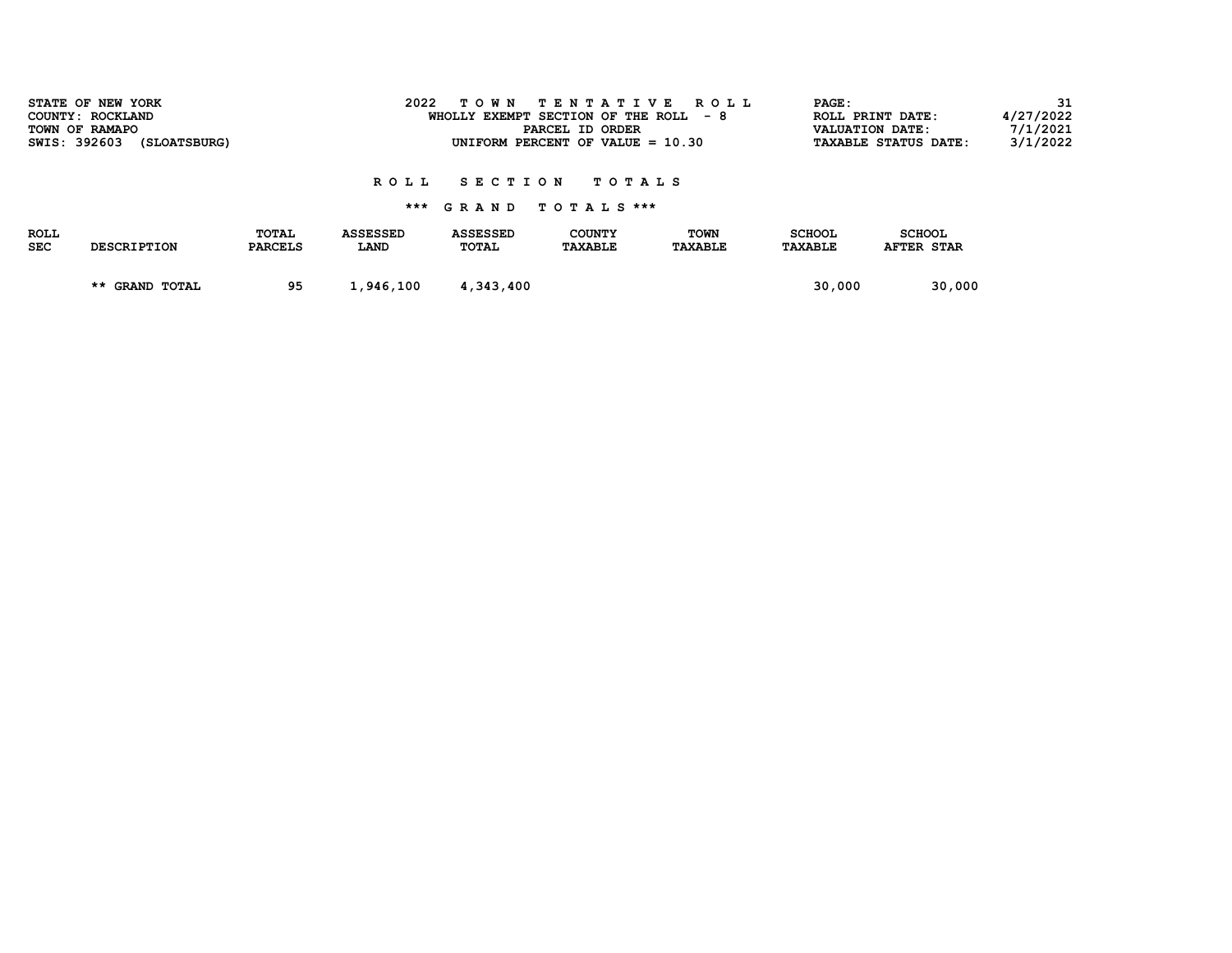STATE OF NEW YORK
COUNTY: ROCKLAND
TOWN OF RAMAPO
SWIS: 392603 (SLOATSBURG)

2022 TOWN TENTATIVE ROLL
WHOLLY EXEMPT SECTION OF THE ROLL - 8
PARCEL ID ORDER
UNIFORM PERCENT OF VALUE = 10.30

PAGE: 31
ROLL PRINT DATE: 4/27/2022
VALUATION DATE: 7/1/2021
TAXABLE STATUS DATE: 3/1/2022

## ROLL SECTION TOTALS

### *** GRAND TOTALS ***

| ROLL SEC | DESCRIPTION | TOTAL PARCELS | ASSESSED LAND | ASSESSED TOTAL | COUNTY TAXABLE | TOWN TAXABLE | SCHOOL TAXABLE | SCHOOL AFTER STAR |
|---|---|---|---|---|---|---|---|---|
| | ** GRAND TOTAL | 95 | 1,946,100 | 4,343,400 | | | 30,000 | 30,000 |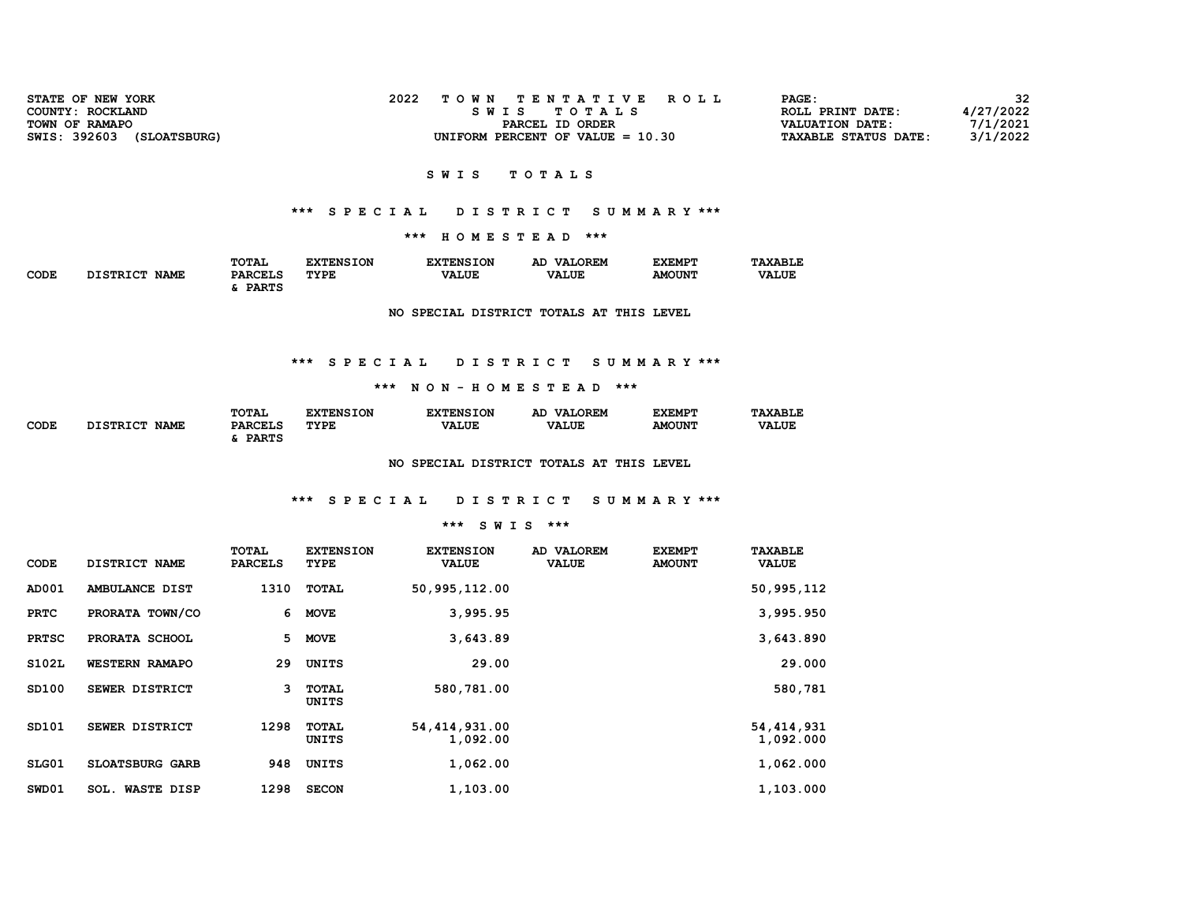STATE OF NEW YORK
COUNTY: ROCKLAND
TOWN OF RAMAPO
SWIS: 392603 (SLOATSBURG)

2022 TOWN TENTATIVE ROLL
SWIS TOTALS
PARCEL ID ORDER
UNIFORM PERCENT OF VALUE = 10.30

ROLL PRINT DATE: 4/27/2022
VALUATION DATE: 7/1/2021
TAXABLE STATUS DATE: 3/1/2022

# SWIS TOTALS

## *** SPECIAL DISTRICT SUMMARY ***

### *** HOMESTEAD ***

| CODE | DISTRICT NAME | TOTAL PARCELS & PARTS | EXTENSION TYPE | EXTENSION VALUE | AD VALOREM VALUE | EXEMPT AMOUNT | TAXABLE VALUE |
|---|---|---|---|---|---|---|---|

NO SPECIAL DISTRICT TOTALS AT THIS LEVEL

## *** SPECIAL DISTRICT SUMMARY ***

### *** NON-HOMESTEAD ***

| CODE | DISTRICT NAME | TOTAL PARCELS & PARTS | EXTENSION TYPE | EXTENSION VALUE | AD VALOREM VALUE | EXEMPT AMOUNT | TAXABLE VALUE |
|---|---|---|---|---|---|---|---|

NO SPECIAL DISTRICT TOTALS AT THIS LEVEL

## *** SPECIAL DISTRICT SUMMARY ***

### *** SWIS ***

| CODE | DISTRICT NAME | TOTAL PARCELS | EXTENSION TYPE | EXTENSION VALUE | AD VALOREM VALUE | EXEMPT AMOUNT | TAXABLE VALUE |
|---|---|---|---|---|---|---|---|
| AD001 | AMBULANCE DIST | 1310 | TOTAL | 50,995,112.00 | | | 50,995,112 |
| PRTC | PRORATA TOWN/CO | 6 | MOVE | 3,995.95 | | | 3,995.950 |
| PRTSC | PRORATA SCHOOL | 5 | MOVE | 3,643.89 | | | 3,643.890 |
| S102L | WESTERN RAMAPO | 29 | UNITS | 29.00 | | | 29.000 |
| SD100 | SEWER DISTRICT | 3 | TOTAL UNITS | 580,781.00 | | | 580,781 |
| SD101 | SEWER DISTRICT | 1298 | TOTAL UNITS | 54,414,931.00 1,092.00 | | | 54,414,931 1,092.000 |
| SLG01 | SLOATSBURG GARB | 948 | UNITS | 1,062.00 | | | 1,062.000 |
| SWD01 | SOL. WASTE DISP | 1298 | SECON | 1,103.00 | | | 1,103.000 |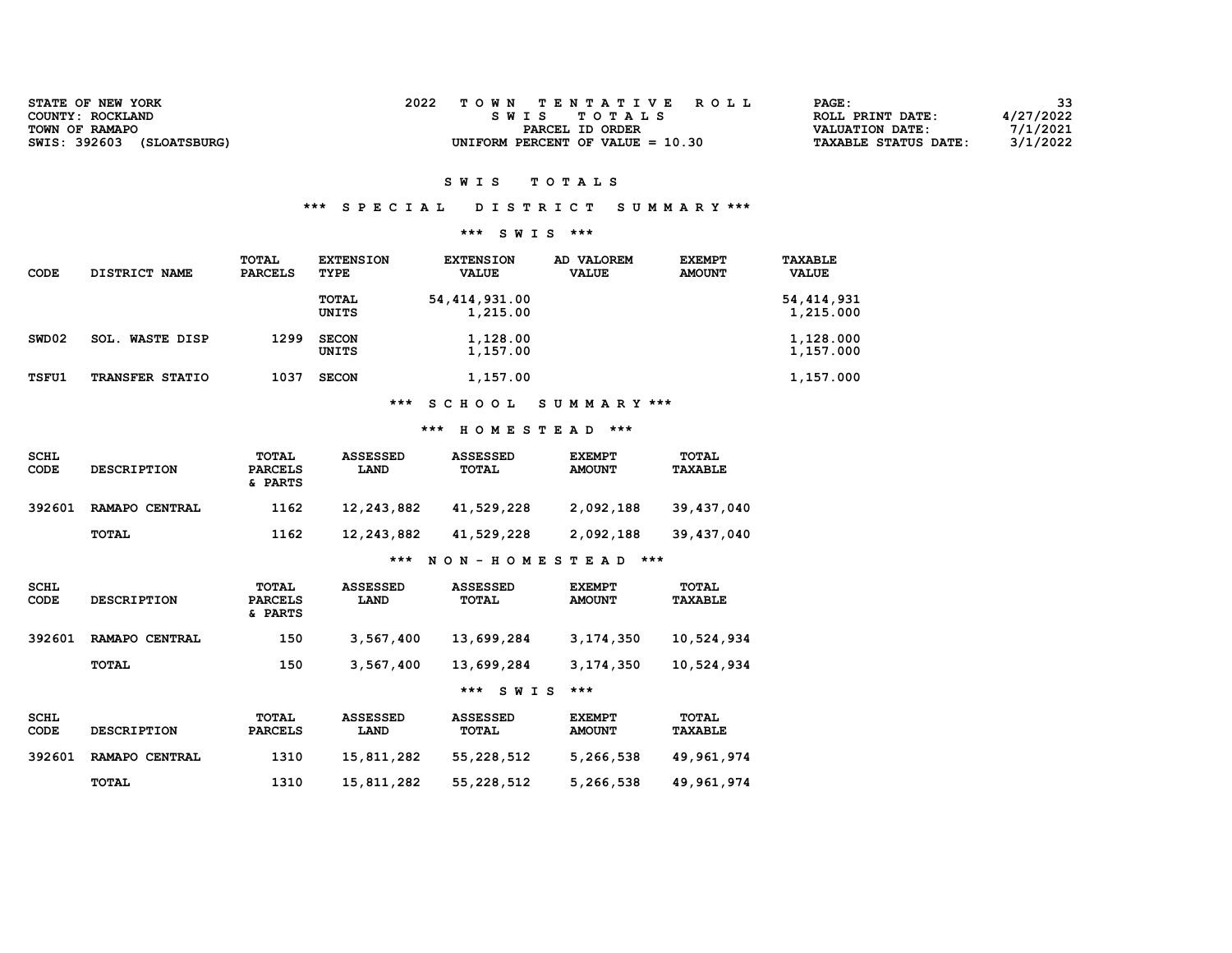STATE OF NEW YORK
COUNTY: ROCKLAND
TOWN OF RAMAPO
SWIS: 392603 (SLOATSBURG)

2022 TOWN TENTATIVE ROLL
SWIS TOTALS
PARCEL ID ORDER
UNIFORM PERCENT OF VALUE = 10.30

PAGE: 33
ROLL PRINT DATE: 4/27/2022
VALUATION DATE: 7/1/2021
TAXABLE STATUS DATE: 3/1/2022

# S W I S T O T A L S

## *** S P E C I A L D I S T R I C T S U M M A R Y ***

### *** S W I S ***

| CODE | DISTRICT NAME | TOTAL PARCELS | EXTENSION TYPE | EXTENSION VALUE | AD VALOREM VALUE | EXEMPT AMOUNT | TAXABLE VALUE |
|---|---|---|---|---|---|---|---|
| | | | TOTAL | 54,414,931.00 | | | 54,414,931 |
| | | | UNITS | 1,215.00 | | | 1,215.000 |
| SWD02 | SOL. WASTE DISP | 1299 | SECON | 1,128.00 | | | 1,128.000 |
| | | | UNITS | 1,157.00 | | | 1,157.000 |
| TSFU1 | TRANSFER STATIO | 1037 | SECON | 1,157.00 | | | 1,157.000 |

## *** S C H O O L S U M M A R Y ***

### *** H O M E S T E A D ***

| SCHL CODE | DESCRIPTION | TOTAL PARCELS & PARTS | ASSESSED LAND | ASSESSED TOTAL | EXEMPT AMOUNT | TOTAL TAXABLE |
|---|---|---|---|---|---|---|
| 392601 | RAMAPO CENTRAL | 1162 | 12,243,882 | 41,529,228 | 2,092,188 | 39,437,040 |
| | TOTAL | 1162 | 12,243,882 | 41,529,228 | 2,092,188 | 39,437,040 |

### *** N O N - H O M E S T E A D ***

| SCHL CODE | DESCRIPTION | TOTAL PARCELS & PARTS | ASSESSED LAND | ASSESSED TOTAL | EXEMPT AMOUNT | TOTAL TAXABLE |
|---|---|---|---|---|---|---|
| 392601 | RAMAPO CENTRAL | 150 | 3,567,400 | 13,699,284 | 3,174,350 | 10,524,934 |
| | TOTAL | 150 | 3,567,400 | 13,699,284 | 3,174,350 | 10,524,934 |

### *** S W I S ***

| SCHL CODE | DESCRIPTION | TOTAL PARCELS | ASSESSED LAND | ASSESSED TOTAL | EXEMPT AMOUNT | TOTAL TAXABLE |
|---|---|---|---|---|---|---|
| 392601 | RAMAPO CENTRAL | 1310 | 15,811,282 | 55,228,512 | 5,266,538 | 49,961,974 |
| | TOTAL | 1310 | 15,811,282 | 55,228,512 | 5,266,538 | 49,961,974 |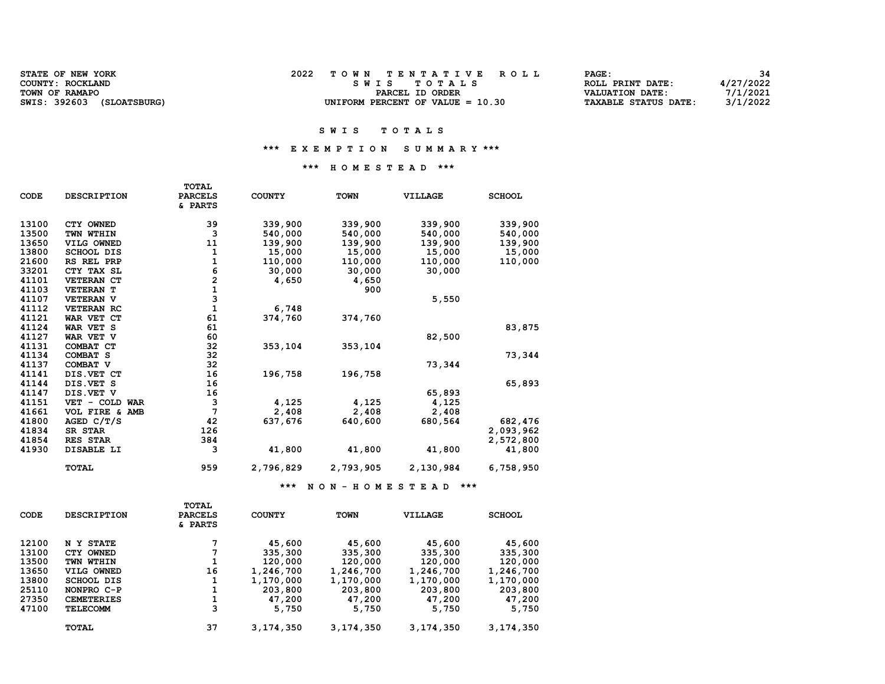STATE OF NEW YORK
COUNTY: ROCKLAND
TOWN OF RAMAPO
SWIS: 392603 (SLOATSBURG)

2022 TOWN TENTATIVE ROLL
SWIS TOTALS
PARCEL ID ORDER
UNIFORM PERCENT OF VALUE = 10.30

ROLL PRINT DATE: 4/27/2022
VALUATION DATE: 7/1/2021
TAXABLE STATUS DATE: 3/1/2022

## SWIS TOTALS

### *** EXEMPTION SUMMARY ***

### *** HOMESTEAD ***

| CODE | DESCRIPTION | TOTAL PARCELS & PARTS | COUNTY | TOWN | VILLAGE | SCHOOL |
|---|---|---|---|---|---|---|
| 13100 | CTY OWNED | 39 | 339,900 | 339,900 | 339,900 | 339,900 |
| 13500 | TWN WTHIN | 3 | 540,000 | 540,000 | 540,000 | 540,000 |
| 13650 | VILG OWNED | 11 | 139,900 | 139,900 | 139,900 | 139,900 |
| 13800 | SCHOOL DIS | 1 | 15,000 | 15,000 | 15,000 | 15,000 |
| 21600 | RS REL PRP | 1 | 110,000 | 110,000 | 110,000 | 110,000 |
| 33201 | CTY TAX SL | 6 | 30,000 | 30,000 | 30,000 | |
| 41101 | VETERAN CT | 2 | 4,650 | 4,650 | | |
| 41103 | VETERAN T | 1 | | 900 | | |
| 41107 | VETERAN V | 3 | | | 5,550 | |
| 41112 | VETERAN RC | 1 | 6,748 | | | |
| 41121 | WAR VET CT | 61 | 374,760 | 374,760 | | |
| 41124 | WAR VET S | 61 | | | | 83,875 |
| 41127 | WAR VET V | 60 | | | 82,500 | |
| 41131 | COMBAT CT | 32 | 353,104 | 353,104 | | |
| 41134 | COMBAT S | 32 | | | | 73,344 |
| 41137 | COMBAT V | 32 | | | 73,344 | |
| 41141 | DIS.VET CT | 16 | 196,758 | 196,758 | | |
| 41144 | DIS.VET S | 16 | | | | 65,893 |
| 41147 | DIS.VET V | 16 | | | 65,893 | |
| 41151 | VET - COLD WAR | 3 | 4,125 | 4,125 | 4,125 | |
| 41661 | VOL FIRE & AMB | 7 | 2,408 | 2,408 | 2,408 | |
| 41800 | AGED C/T/S | 42 | 637,676 | 640,600 | 680,564 | 682,476 |
| 41834 | SR STAR | 126 | | | | 2,093,962 |
| 41854 | RES STAR | 384 | | | | 2,572,800 |
| 41930 | DISABLE LI | 3 | 41,800 | 41,800 | 41,800 | 41,800 |
| | TOTAL | 959 | 2,796,829 | 2,793,905 | 2,130,984 | 6,758,950 |

### *** NON-HOMESTEAD ***

| CODE | DESCRIPTION | TOTAL PARCELS & PARTS | COUNTY | TOWN | VILLAGE | SCHOOL |
|---|---|---|---|---|---|---|
| 12100 | N Y STATE | 7 | 45,600 | 45,600 | 45,600 | 45,600 |
| 13100 | CTY OWNED | 7 | 335,300 | 335,300 | 335,300 | 335,300 |
| 13500 | TWN WTHIN | 1 | 120,000 | 120,000 | 120,000 | 120,000 |
| 13650 | VILG OWNED | 16 | 1,246,700 | 1,246,700 | 1,246,700 | 1,246,700 |
| 13800 | SCHOOL DIS | 1 | 1,170,000 | 1,170,000 | 1,170,000 | 1,170,000 |
| 25110 | NONPRO C-P | 1 | 203,800 | 203,800 | 203,800 | 203,800 |
| 27350 | CEMETERIES | 1 | 47,200 | 47,200 | 47,200 | 47,200 |
| 47100 | TELECOMM | 3 | 5,750 | 5,750 | 5,750 | 5,750 |
| | TOTAL | 37 | 3,174,350 | 3,174,350 | 3,174,350 | 3,174,350 |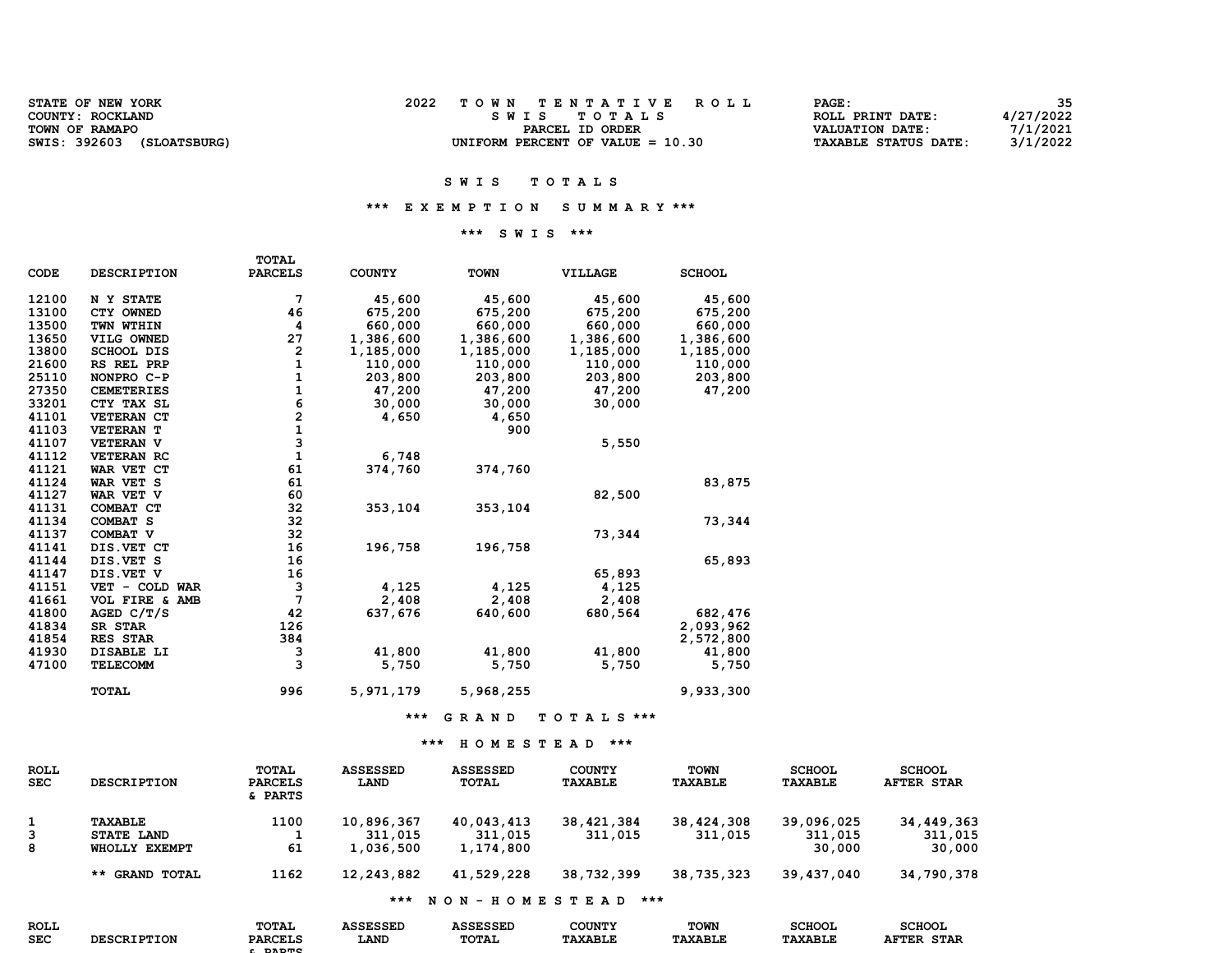STATE OF NEW YORK
COUNTY: ROCKLAND
TOWN OF RAMAPO
SWIS: 392603 (SLOATSBURG)

2022 TOWN TENTATIVE ROLL
SWIS TOTALS
PARCEL ID ORDER
UNIFORM PERCENT OF VALUE = 10.30

PAGE: 35
ROLL PRINT DATE: 4/27/2022
VALUATION DATE: 7/1/2021
TAXABLE STATUS DATE: 3/1/2022

## SWIS TOTALS

### *** EXEMPTION SUMMARY ***

### *** SWIS ***

| CODE | DESCRIPTION | TOTAL PARCELS | COUNTY | TOWN | VILLAGE | SCHOOL |
|---|---|---|---|---|---|---|
| 12100 | N Y STATE | 7 | 45,600 | 45,600 | 45,600 | 45,600 |
| 13100 | CTY OWNED | 46 | 675,200 | 675,200 | 675,200 | 675,200 |
| 13500 | TWN WTHIN | 4 | 660,000 | 660,000 | 660,000 | 660,000 |
| 13650 | VILG OWNED | 27 | 1,386,600 | 1,386,600 | 1,386,600 | 1,386,600 |
| 13800 | SCHOOL DIS | 2 | 1,185,000 | 1,185,000 | 1,185,000 | 1,185,000 |
| 21600 | RS REL PRP | 1 | 110,000 | 110,000 | 110,000 | 110,000 |
| 25110 | NONPRO C-P | 1 | 203,800 | 203,800 | 203,800 | 203,800 |
| 27350 | CEMETERIES | 1 | 47,200 | 47,200 | 47,200 | 47,200 |
| 33201 | CTY TAX SL | 6 | 30,000 | 30,000 | 30,000 | |
| 41101 | VETERAN CT | 2 | 4,650 | 4,650 | | |
| 41103 | VETERAN T | 1 | | 900 | | |
| 41107 | VETERAN V | 3 | | | 5,550 | |
| 41112 | VETERAN RC | 1 | 6,748 | | | |
| 41121 | WAR VET CT | 61 | 374,760 | 374,760 | | |
| 41124 | WAR VET S | 61 | | | | 83,875 |
| 41127 | WAR VET V | 60 | | | 82,500 | |
| 41131 | COMBAT CT | 32 | 353,104 | 353,104 | | |
| 41134 | COMBAT S | 32 | | | | 73,344 |
| 41137 | COMBAT V | 32 | | | 73,344 | |
| 41141 | DIS.VET CT | 16 | 196,758 | 196,758 | | |
| 41144 | DIS.VET S | 16 | | | | 65,893 |
| 41147 | DIS.VET V | 16 | | | 65,893 | |
| 41151 | VET - COLD WAR | 3 | 4,125 | 4,125 | 4,125 | |
| 41661 | VOL FIRE & AMB | 7 | 2,408 | 2,408 | 2,408 | |
| 41800 | AGED C/T/S | 42 | 637,676 | 640,600 | 680,564 | 682,476 |
| 41834 | SR STAR | 126 | | | | 2,093,962 |
| 41854 | RES STAR | 384 | | | | 2,572,800 |
| 41930 | DISABLE LI | 3 | 41,800 | 41,800 | 41,800 | 41,800 |
| 47100 | TELECOMM | 3 | 5,750 | 5,750 | 5,750 | 5,750 |
| | TOTAL | 996 | 5,971,179 | 5,968,255 | | 9,933,300 |

### *** GRAND TOTALS ***

### *** HOMESTEAD ***

| ROLL SEC | DESCRIPTION | TOTAL PARCELS & PARTS | ASSESSED LAND | ASSESSED TOTAL | COUNTY TAXABLE | TOWN TAXABLE | SCHOOL TAXABLE | SCHOOL AFTER STAR |
|---|---|---|---|---|---|---|---|---|
| 1 | TAXABLE | 1100 | 10,896,367 | 40,043,413 | 38,421,384 | 38,424,308 | 39,096,025 | 34,449,363 |
| 3 | STATE LAND | 1 | 311,015 | 311,015 | 311,015 | 311,015 | 311,015 | 311,015 |
| 8 | WHOLLY EXEMPT | 61 | 1,036,500 | 1,174,800 | | | 30,000 | 30,000 |
| | ** GRAND TOTAL | 1162 | 12,243,882 | 41,529,228 | 38,732,399 | 38,735,323 | 39,437,040 | 34,790,378 |

### *** NON-HOMESTEAD ***

| ROLL SEC | DESCRIPTION | TOTAL PARCELS & PARTS | ASSESSED LAND | ASSESSED TOTAL | COUNTY TAXABLE | TOWN TAXABLE | SCHOOL TAXABLE | SCHOOL AFTER STAR |
|---|---|---|---|---|---|---|---|---|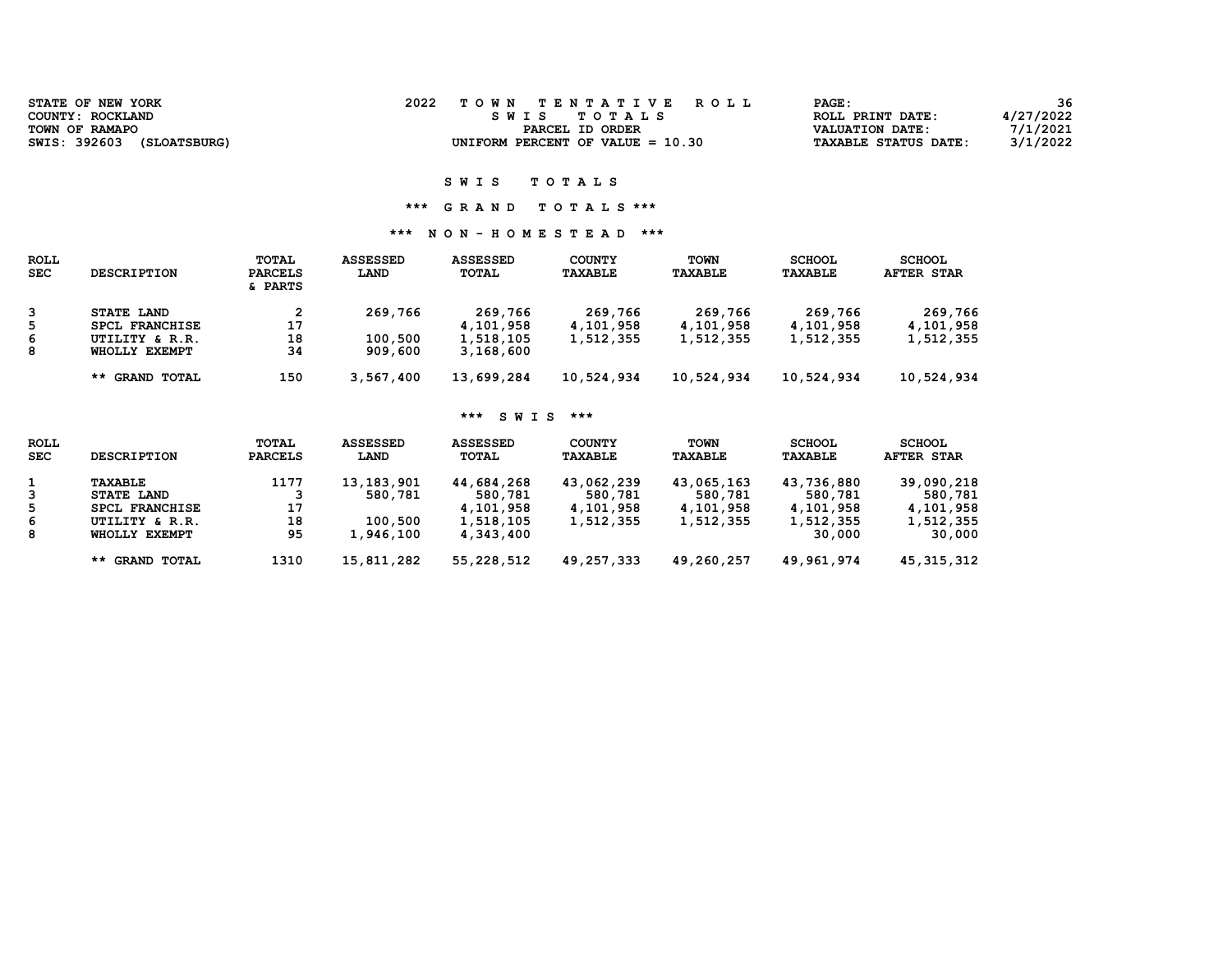STATE OF NEW YORK
COUNTY: ROCKLAND
TOWN OF RAMAPO
SWIS: 392603 (SLOATSBURG)

2022 TOWN TENTATIVE ROLL
SWIS TOTALS
PARCEL ID ORDER
UNIFORM PERCENT OF VALUE = 10.30

ROLL PRINT DATE: 4/27/2022
VALUATION DATE: 7/1/2021
TAXABLE STATUS DATE: 3/1/2022

## SWIS TOTALS

### *** GRAND TOTALS ***

### *** NON-HOMESTEAD ***

| ROLL SEC | DESCRIPTION | TOTAL PARCELS & PARTS | ASSESSED LAND | ASSESSED TOTAL | COUNTY TAXABLE | TOWN TAXABLE | SCHOOL TAXABLE | SCHOOL AFTER STAR |
|---|---|---|---|---|---|---|---|---|
| 3 | STATE LAND | 2 | 269,766 | 269,766 | 269,766 | 269,766 | 269,766 | 269,766 |
| 5 | SPCL FRANCHISE | 17 | | 4,101,958 | 4,101,958 | 4,101,958 | 4,101,958 | 4,101,958 |
| 6 | UTILITY & R.R. | 18 | 100,500 | 1,518,105 | 1,512,355 | 1,512,355 | 1,512,355 | 1,512,355 |
| 8 | WHOLLY EXEMPT | 34 | 909,600 | 3,168,600 | | | | |
| | ** GRAND TOTAL | 150 | 3,567,400 | 13,699,284 | 10,524,934 | 10,524,934 | 10,524,934 | 10,524,934 |

### *** SWIS ***

| ROLL SEC | DESCRIPTION | TOTAL PARCELS | ASSESSED LAND | ASSESSED TOTAL | COUNTY TAXABLE | TOWN TAXABLE | SCHOOL TAXABLE | SCHOOL AFTER STAR |
|---|---|---|---|---|---|---|---|---|
| 1 | TAXABLE | 1177 | 13,183,901 | 44,684,268 | 43,062,239 | 43,065,163 | 43,736,880 | 39,090,218 |
| 3 | STATE LAND | 3 | 580,781 | 580,781 | 580,781 | 580,781 | 580,781 | 580,781 |
| 5 | SPCL FRANCHISE | 17 | | 4,101,958 | 4,101,958 | 4,101,958 | 4,101,958 | 4,101,958 |
| 6 | UTILITY & R.R. | 18 | 100,500 | 1,518,105 | 1,512,355 | 1,512,355 | 1,512,355 | 1,512,355 |
| 8 | WHOLLY EXEMPT | 95 | 1,946,100 | 4,343,400 | | | 30,000 | 30,000 |
| | ** GRAND TOTAL | 1310 | 15,811,282 | 55,228,512 | 49,257,333 | 49,260,257 | 49,961,974 | 45,315,312 |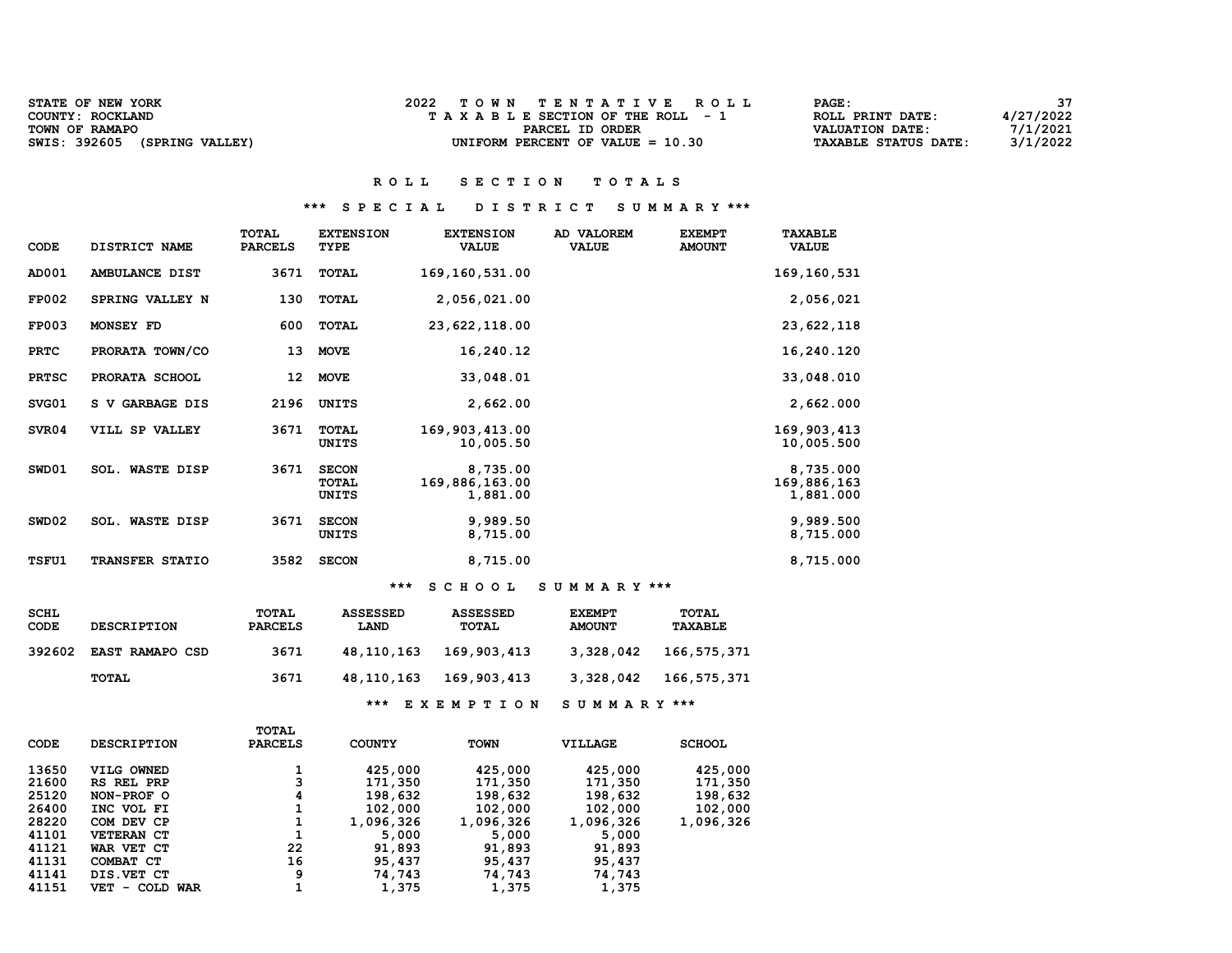STATE OF NEW YORK
COUNTY: ROCKLAND
TOWN OF RAMAPO
SWIS: 392605 (SPRING VALLEY)

2022 TOWN TENTATIVE ROLL
TAXABLE SECTION OF THE ROLL - 1
PARCEL ID ORDER
UNIFORM PERCENT OF VALUE = 10.30

ROLL PRINT DATE: 4/27/2022
VALUATION DATE: 7/1/2021
TAXABLE STATUS DATE: 3/1/2022

# ROLL SECTION TOTALS

## *** SPECIAL DISTRICT SUMMARY ***

| CODE | DISTRICT NAME | TOTAL PARCELS | EXTENSION TYPE | EXTENSION VALUE | AD VALOREM VALUE | EXEMPT AMOUNT | TAXABLE VALUE |
|---|---|---|---|---|---|---|---|
| AD001 | AMBULANCE DIST | 3671 | TOTAL | 169,160,531.00 | | | 169,160,531 |
| FP002 | SPRING VALLEY N | 130 | TOTAL | 2,056,021.00 | | | 2,056,021 |
| FP003 | MONSEY FD | 600 | TOTAL | 23,622,118.00 | | | 23,622,118 |
| PRTC | PRORATA TOWN/CO | 13 | MOVE | 16,240.12 | | | 16,240.120 |
| PRTSC | PRORATA SCHOOL | 12 | MOVE | 33,048.01 | | | 33,048.010 |
| SVG01 | S V GARBAGE DIS | 2196 | UNITS | 2,662.00 | | | 2,662.000 |
| SVR04 | VILL SP VALLEY | 3671 | TOTAL | 169,903,413.00 | | | 169,903,413 |
| | | | UNITS | 10,005.50 | | | 10,005.500 |
| SWD01 | SOL. WASTE DISP | 3671 | SECON | 8,735.00 | | | 8,735.000 |
| | | | TOTAL | 169,886,163.00 | | | 169,886,163 |
| | | | UNITS | 1,881.00 | | | 1,881.000 |
| SWD02 | SOL. WASTE DISP | 3671 | SECON | 9,989.50 | | | 9,989.500 |
| | | | UNITS | 8,715.00 | | | 8,715.000 |
| TSFU1 | TRANSFER STATIO | 3582 | SECON | 8,715.00 | | | 8,715.000 |

## *** SCHOOL SUMMARY ***

| SCHL CODE | DESCRIPTION | TOTAL PARCELS | ASSESSED LAND | ASSESSED TOTAL | EXEMPT AMOUNT | TOTAL TAXABLE |
|---|---|---|---|---|---|---|
| 392602 | EAST RAMAPO CSD | 3671 | 48,110,163 | 169,903,413 | 3,328,042 | 166,575,371 |
| | TOTAL | 3671 | 48,110,163 | 169,903,413 | 3,328,042 | 166,575,371 |

## *** EXEMPTION SUMMARY ***

| CODE | DESCRIPTION | TOTAL PARCELS | COUNTY | TOWN | VILLAGE | SCHOOL |
|---|---|---|---|---|---|---|
| 13650 | VILG OWNED | 1 | 425,000 | 425,000 | 425,000 | 425,000 |
| 21600 | RS REL PRP | 3 | 171,350 | 171,350 | 171,350 | 171,350 |
| 25120 | NON-PROF O | 4 | 198,632 | 198,632 | 198,632 | 198,632 |
| 26400 | INC VOL FI | 1 | 102,000 | 102,000 | 102,000 | 102,000 |
| 28220 | COM DEV CP | 1 | 1,096,326 | 1,096,326 | 1,096,326 | 1,096,326 |
| 41101 | VETERAN CT | 1 | 5,000 | 5,000 | 5,000 | |
| 41121 | WAR VET CT | 22 | 91,893 | 91,893 | 91,893 | |
| 41131 | COMBAT CT | 16 | 95,437 | 95,437 | 95,437 | |
| 41141 | DIS.VET CT | 9 | 74,743 | 74,743 | 74,743 | |
| 41151 | VET - COLD WAR | 1 | 1,375 | 1,375 | 1,375 | |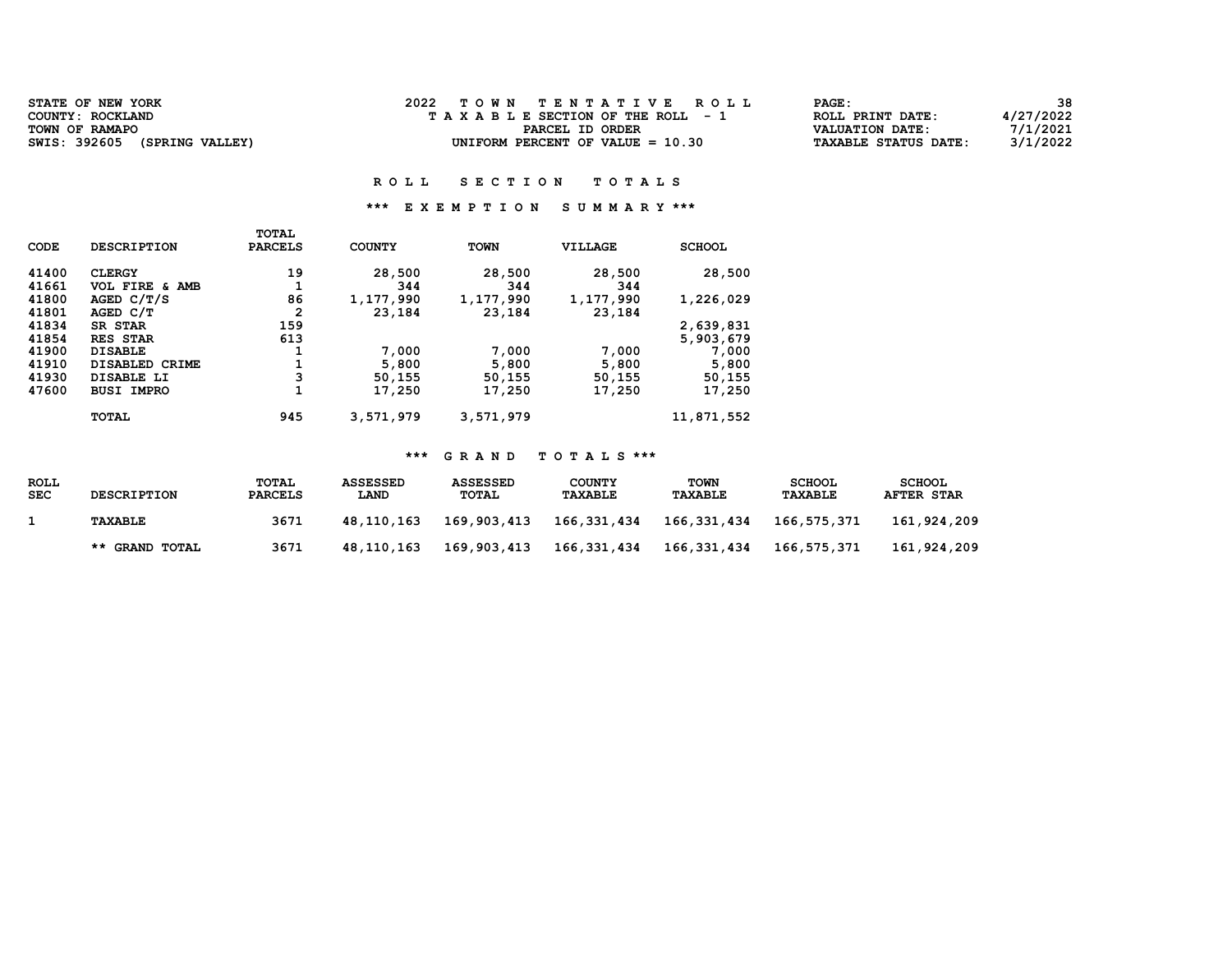STATE OF NEW YORK
COUNTY: ROCKLAND
TOWN OF RAMAPO
SWIS: 392605 (SPRING VALLEY)

2022 TOWN TENTATIVE ROLL
TAXABLE SECTION OF THE ROLL - 1
PARCEL ID ORDER
UNIFORM PERCENT OF VALUE = 10.30

PAGE: 38
ROLL PRINT DATE: 4/27/2022
VALUATION DATE: 7/1/2021
TAXABLE STATUS DATE: 3/1/2022

## ROLL SECTION TOTALS

### *** EXEMPTION SUMMARY ***

| CODE | DESCRIPTION | TOTAL PARCELS | COUNTY | TOWN | VILLAGE | SCHOOL |
|---|---|---|---|---|---|---|
| 41400 | CLERGY | 19 | 28,500 | 28,500 | 28,500 | 28,500 |
| 41661 | VOL FIRE & AMB | 1 | 344 | 344 | 344 | |
| 41800 | AGED C/T/S | 86 | 1,177,990 | 1,177,990 | 1,177,990 | 1,226,029 |
| 41801 | AGED C/T | 2 | 23,184 | 23,184 | 23,184 | |
| 41834 | SR STAR | 159 | | | | 2,639,831 |
| 41854 | RES STAR | 613 | | | | 5,903,679 |
| 41900 | DISABLE | 1 | 7,000 | 7,000 | 7,000 | 7,000 |
| 41910 | DISABLED CRIME | 1 | 5,800 | 5,800 | 5,800 | 5,800 |
| 41930 | DISABLE LI | 3 | 50,155 | 50,155 | 50,155 | 50,155 |
| 47600 | BUSI IMPRO | 1 | 17,250 | 17,250 | 17,250 | 17,250 |
| | TOTAL | 945 | 3,571,979 | 3,571,979 | | 11,871,552 |

### *** GRAND TOTALS ***

| ROLL SEC | DESCRIPTION | TOTAL PARCELS | ASSESSED LAND | ASSESSED TOTAL | COUNTY TAXABLE | TOWN TAXABLE | SCHOOL TAXABLE | SCHOOL AFTER STAR |
|---|---|---|---|---|---|---|---|---|
| 1 | TAXABLE | 3671 | 48,110,163 | 169,903,413 | 166,331,434 | 166,331,434 | 166,575,371 | 161,924,209 |
| | ** GRAND TOTAL | 3671 | 48,110,163 | 169,903,413 | 166,331,434 | 166,331,434 | 166,575,371 | 161,924,209 |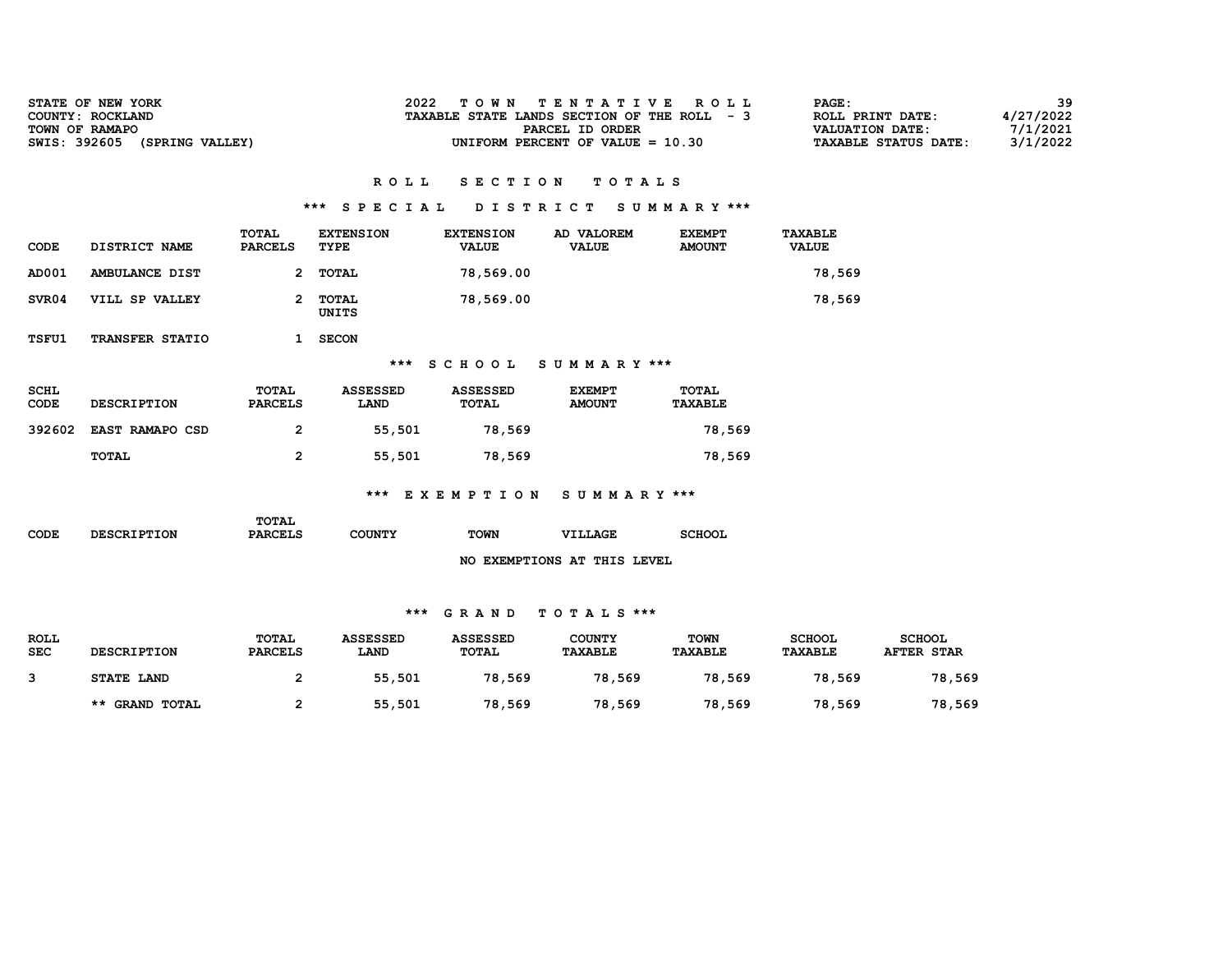STATE OF NEW YORK
COUNTY: ROCKLAND
TOWN OF RAMAPO
SWIS: 392605 (SPRING VALLEY)

2022 TOWN TENTATIVE ROLL
TAXABLE STATE LANDS SECTION OF THE ROLL - 3
PARCEL ID ORDER
UNIFORM PERCENT OF VALUE = 10.30

PAGE: 39
ROLL PRINT DATE: 4/27/2022
VALUATION DATE: 7/1/2021
TAXABLE STATUS DATE: 3/1/2022

## ROLL SECTION TOTALS

### *** SPECIAL DISTRICT SUMMARY ***

| CODE | DISTRICT NAME | TOTAL PARCELS | EXTENSION TYPE | EXTENSION VALUE | AD VALOREM VALUE | EXEMPT AMOUNT | TAXABLE VALUE |
|---|---|---|---|---|---|---|---|
| AD001 | AMBULANCE DIST | 2 | TOTAL | 78,569.00 | | | 78,569 |
| SVR04 | VILL SP VALLEY | 2 | TOTAL UNITS | 78,569.00 | | | 78,569 |
| TSFU1 | TRANSFER STATIO | 1 | SECON | | | | |

### *** SCHOOL SUMMARY ***

| SCHL CODE | DESCRIPTION | TOTAL PARCELS | ASSESSED LAND | ASSESSED TOTAL | EXEMPT AMOUNT | TOTAL TAXABLE |
|---|---|---|---|---|---|---|
| 392602 | EAST RAMAPO CSD | 2 | 55,501 | 78,569 | | 78,569 |
| | TOTAL | 2 | 55,501 | 78,569 | | 78,569 |

### *** EXEMPTION SUMMARY ***

| CODE | DESCRIPTION | TOTAL PARCELS | COUNTY | TOWN | VILLAGE | SCHOOL |
|---|---|---|---|---|---|---|

NO EXEMPTIONS AT THIS LEVEL

### *** GRAND TOTALS ***

| ROLL SEC | DESCRIPTION | TOTAL PARCELS | ASSESSED LAND | ASSESSED TOTAL | COUNTY TAXABLE | TOWN TAXABLE | SCHOOL TAXABLE | SCHOOL AFTER STAR |
|---|---|---|---|---|---|---|---|---|
| 3 | STATE LAND | 2 | 55,501 | 78,569 | 78,569 | 78,569 | 78,569 | 78,569 |
| | ** GRAND TOTAL | 2 | 55,501 | 78,569 | 78,569 | 78,569 | 78,569 | 78,569 |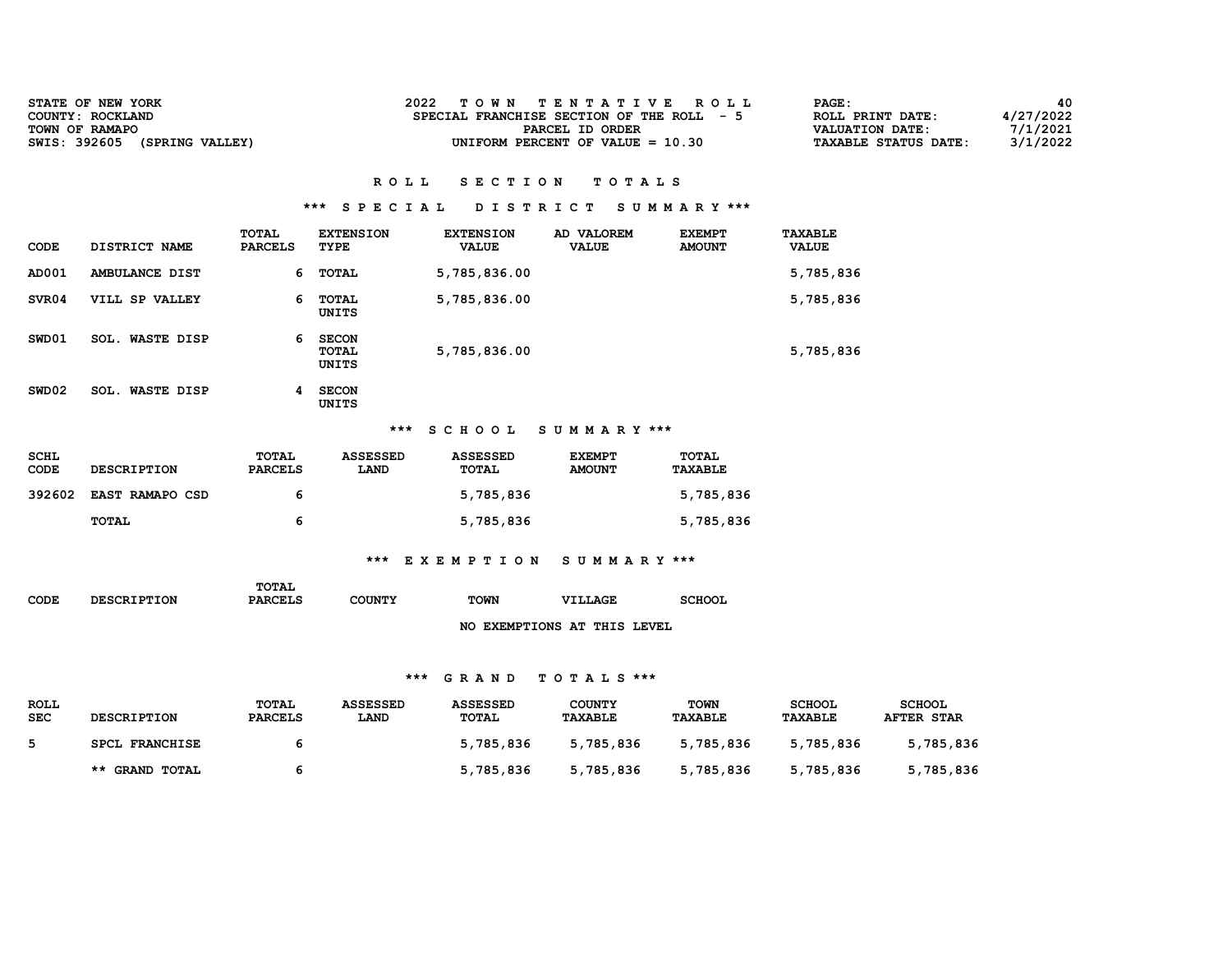STATE OF NEW YORK
COUNTY: ROCKLAND
TOWN OF RAMAPO
SWIS: 392605 (SPRING VALLEY)

2022 TOWN TENTATIVE ROLL
SPECIAL FRANCHISE SECTION OF THE ROLL - 5
PARCEL ID ORDER
UNIFORM PERCENT OF VALUE = 10.30

ROLL PRINT DATE: 4/27/2022
VALUATION DATE: 7/1/2021
TAXABLE STATUS DATE: 3/1/2022

## ROLL SECTION TOTALS

### *** SPECIAL DISTRICT SUMMARY ***

| CODE | DISTRICT NAME | TOTAL PARCELS | EXTENSION TYPE | EXTENSION VALUE | AD VALOREM VALUE | EXEMPT AMOUNT | TAXABLE VALUE |
|---|---|---|---|---|---|---|---|
| AD001 | AMBULANCE DIST | 6 | TOTAL | 5,785,836.00 | | | 5,785,836 |
| SVR04 | VILL SP VALLEY | 6 | TOTAL UNITS | 5,785,836.00 | | | 5,785,836 |
| SWD01 | SOL. WASTE DISP | 6 | SECON TOTAL UNITS | 5,785,836.00 | | | 5,785,836 |
| SWD02 | SOL. WASTE DISP | 4 | SECON UNITS | | | | |

### *** SCHOOL SUMMARY ***

| SCHL CODE | DESCRIPTION | TOTAL PARCELS | ASSESSED LAND | ASSESSED TOTAL | EXEMPT AMOUNT | TOTAL TAXABLE |
|---|---|---|---|---|---|---|
| 392602 | EAST RAMAPO CSD | 6 | | 5,785,836 | | 5,785,836 |
| | TOTAL | 6 | | 5,785,836 | | 5,785,836 |

### *** EXEMPTION SUMMARY ***

| CODE | DESCRIPTION | TOTAL PARCELS | COUNTY | TOWN | VILLAGE | SCHOOL |
|---|---|---|---|---|---|---|

NO EXEMPTIONS AT THIS LEVEL

### *** GRAND TOTALS ***

| ROLL SEC | DESCRIPTION | TOTAL PARCELS | ASSESSED LAND | ASSESSED TOTAL | COUNTY TAXABLE | TOWN TAXABLE | SCHOOL TAXABLE | SCHOOL AFTER STAR |
|---|---|---|---|---|---|---|---|---|
| 5 | SPCL FRANCHISE | 6 | | 5,785,836 | 5,785,836 | 5,785,836 | 5,785,836 | 5,785,836 |
| | ** GRAND TOTAL | 6 | | 5,785,836 | 5,785,836 | 5,785,836 | 5,785,836 | 5,785,836 |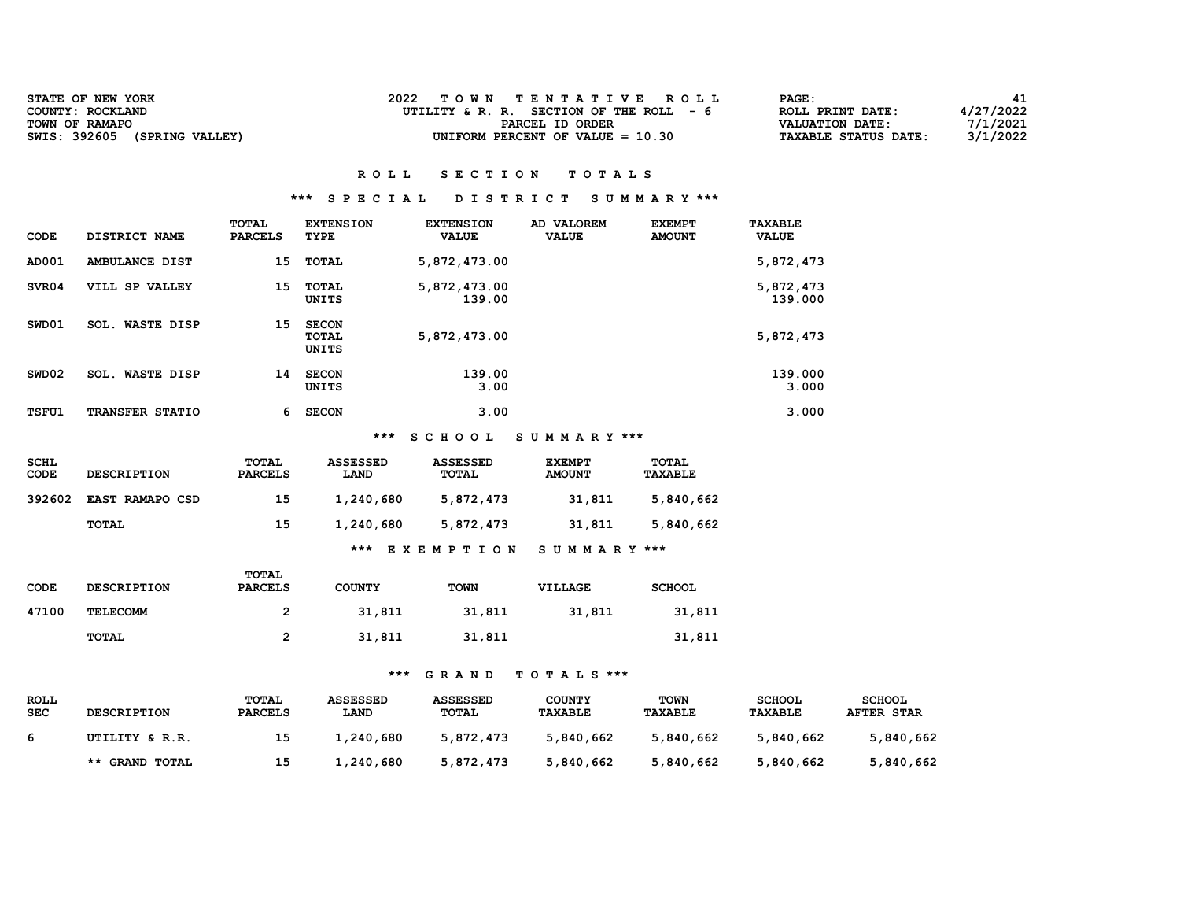STATE OF NEW YORK
COUNTY: ROCKLAND
TOWN OF RAMAPO
SWIS: 392605 (SPRING VALLEY)

2022 TOWN TENTATIVE ROLL
UTILITY & R. R. SECTION OF THE ROLL - 6
PARCEL ID ORDER
UNIFORM PERCENT OF VALUE = 10.30

PAGE: 41
ROLL PRINT DATE: 4/27/2022
VALUATION DATE: 7/1/2021
TAXABLE STATUS DATE: 3/1/2022

## ROLL SECTION TOTALS

### *** SPECIAL DISTRICT SUMMARY ***

| CODE | DISTRICT NAME | TOTAL PARCELS | EXTENSION TYPE | EXTENSION VALUE | AD VALOREM VALUE | EXEMPT AMOUNT | TAXABLE VALUE |
|---|---|---|---|---|---|---|---|
| AD001 | AMBULANCE DIST | 15 | TOTAL | 5,872,473.00 | | | 5,872,473 |
| SVR04 | VILL SP VALLEY | 15 | TOTAL<br>UNITS | 5,872,473.00<br>139.00 | | | 5,872,473<br>139.000 |
| SWD01 | SOL. WASTE DISP | 15 | SECON<br>TOTAL<br>UNITS | 5,872,473.00 | | | 5,872,473 |
| SWD02 | SOL. WASTE DISP | 14 | SECON<br>UNITS | 139.00<br>3.00 | | | 139.000<br>3.000 |
| TSFU1 | TRANSFER STATIO | 6 | SECON | 3.00 | | | 3.000 |

### *** SCHOOL SUMMARY ***

| SCHL CODE | DESCRIPTION | TOTAL PARCELS | ASSESSED LAND | ASSESSED TOTAL | EXEMPT AMOUNT | TOTAL TAXABLE |
|---|---|---|---|---|---|---|
| 392602 | EAST RAMAPO CSD | 15 | 1,240,680 | 5,872,473 | 31,811 | 5,840,662 |
| | TOTAL | 15 | 1,240,680 | 5,872,473 | 31,811 | 5,840,662 |

### *** EXEMPTION SUMMARY ***

| CODE | DESCRIPTION | TOTAL PARCELS | COUNTY | TOWN | VILLAGE | SCHOOL |
|---|---|---|---|---|---|---|
| 47100 | TELECOMM | 2 | 31,811 | 31,811 | 31,811 | 31,811 |
| | TOTAL | 2 | 31,811 | 31,811 | | 31,811 |

### *** GRAND TOTALS ***

| ROLL SEC | DESCRIPTION | TOTAL PARCELS | ASSESSED LAND | ASSESSED TOTAL | COUNTY TAXABLE | TOWN TAXABLE | SCHOOL TAXABLE | SCHOOL AFTER STAR |
|---|---|---|---|---|---|---|---|---|
| 6 | UTILITY & R.R. | 15 | 1,240,680 | 5,872,473 | 5,840,662 | 5,840,662 | 5,840,662 | 5,840,662 |
| | ** GRAND TOTAL | 15 | 1,240,680 | 5,872,473 | 5,840,662 | 5,840,662 | 5,840,662 | 5,840,662 |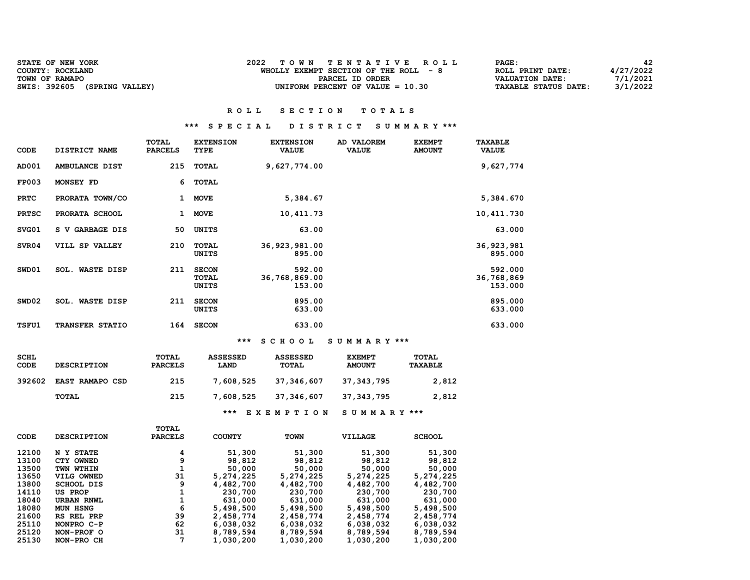STATE OF NEW YORK
COUNTY: ROCKLAND
TOWN OF RAMAPO
SWIS: 392605 (SPRING VALLEY)

2022 TOWN TENTATIVE ROLL
WHOLLY EXEMPT SECTION OF THE ROLL - 8
PARCEL ID ORDER
UNIFORM PERCENT OF VALUE = 10.30

ROLL PRINT DATE: 4/27/2022
VALUATION DATE: 7/1/2021
TAXABLE STATUS DATE: 3/1/2022

## ROLL SECTION TOTALS

### *** SPECIAL DISTRICT SUMMARY ***

| CODE | DISTRICT NAME | TOTAL PARCELS | EXTENSION TYPE | EXTENSION VALUE | AD VALOREM VALUE | EXEMPT AMOUNT | TAXABLE VALUE |
|---|---|---|---|---|---|---|---|
| AD001 | AMBULANCE DIST | 215 | TOTAL | 9,627,774.00 | | | 9,627,774 |
| FP003 | MONSEY FD | 6 | TOTAL | | | | |
| PRTC | PRORATA TOWN/CO | 1 | MOVE | 5,384.67 | | | 5,384.670 |
| PRTSC | PRORATA SCHOOL | 1 | MOVE | 10,411.73 | | | 10,411.730 |
| SVG01 | S V GARBAGE DIS | 50 | UNITS | 63.00 | | | 63.000 |
| SVR04 | VILL SP VALLEY | 210 | TOTAL | 36,923,981.00 | | | 36,923,981 |
| | | | UNITS | 895.00 | | | 895.000 |
| SWD01 | SOL. WASTE DISP | 211 | SECON | 592.00 | | | 592.000 |
| | | | TOTAL | 36,768,869.00 | | | 36,768,869 |
| | | | UNITS | 153.00 | | | 153.000 |
| SWD02 | SOL. WASTE DISP | 211 | SECON | 895.00 | | | 895.000 |
| | | | UNITS | 633.00 | | | 633.000 |
| TSFU1 | TRANSFER STATIO | 164 | SECON | 633.00 | | | 633.000 |

### *** SCHOOL SUMMARY ***

| SCHL CODE | DESCRIPTION | TOTAL PARCELS | ASSESSED LAND | ASSESSED TOTAL | EXEMPT AMOUNT | TOTAL TAXABLE |
|---|---|---|---|---|---|---|
| 392602 | EAST RAMAPO CSD | 215 | 7,608,525 | 37,346,607 | 37,343,795 | 2,812 |
| | TOTAL | 215 | 7,608,525 | 37,346,607 | 37,343,795 | 2,812 |

### *** EXEMPTION SUMMARY ***

| CODE | DESCRIPTION | TOTAL PARCELS | COUNTY | TOWN | VILLAGE | SCHOOL |
|---|---|---|---|---|---|---|
| 12100 | N Y STATE | 4 | 51,300 | 51,300 | 51,300 | 51,300 |
| 13100 | CTY OWNED | 9 | 98,812 | 98,812 | 98,812 | 98,812 |
| 13500 | TWN WTHIN | 1 | 50,000 | 50,000 | 50,000 | 50,000 |
| 13650 | VILG OWNED | 31 | 5,274,225 | 5,274,225 | 5,274,225 | 5,274,225 |
| 13800 | SCHOOL DIS | 9 | 4,482,700 | 4,482,700 | 4,482,700 | 4,482,700 |
| 14110 | US PROP | 1 | 230,700 | 230,700 | 230,700 | 230,700 |
| 18040 | URBAN RNWL | 1 | 631,000 | 631,000 | 631,000 | 631,000 |
| 18080 | MUN HSNG | 6 | 5,498,500 | 5,498,500 | 5,498,500 | 5,498,500 |
| 21600 | RS REL PRP | 39 | 2,458,774 | 2,458,774 | 2,458,774 | 2,458,774 |
| 25110 | NONPRO C-P | 62 | 6,038,032 | 6,038,032 | 6,038,032 | 6,038,032 |
| 25120 | NON-PROF O | 31 | 8,789,594 | 8,789,594 | 8,789,594 | 8,789,594 |
| 25130 | NON-PRO CH | 7 | 1,030,200 | 1,030,200 | 1,030,200 | 1,030,200 |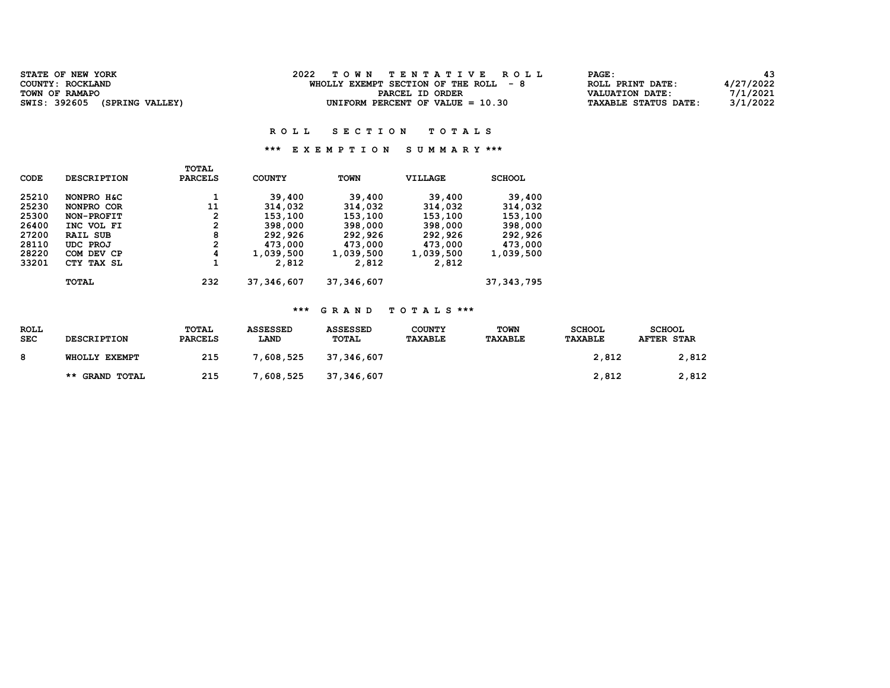STATE OF NEW YORK
COUNTY: ROCKLAND
TOWN OF RAMAPO
SWIS: 392605 (SPRING VALLEY)

2022 TOWN TENTATIVE ROLL
WHOLLY EXEMPT SECTION OF THE ROLL - 8
PARCEL ID ORDER
UNIFORM PERCENT OF VALUE = 10.30

PAGE: 43
ROLL PRINT DATE: 4/27/2022
VALUATION DATE: 7/1/2021
TAXABLE STATUS DATE: 3/1/2022

## ROLL SECTION TOTALS

### *** EXEMPTION SUMMARY ***

| CODE | DESCRIPTION | TOTAL PARCELS | COUNTY | TOWN | VILLAGE | SCHOOL |
|---|---|---|---|---|---|---|
| 25210 | NONPRO H&C | 1 | 39,400 | 39,400 | 39,400 | 39,400 |
| 25230 | NONPRO COR | 11 | 314,032 | 314,032 | 314,032 | 314,032 |
| 25300 | NON-PROFIT | 2 | 153,100 | 153,100 | 153,100 | 153,100 |
| 26400 | INC VOL FI | 2 | 398,000 | 398,000 | 398,000 | 398,000 |
| 27200 | RAIL SUB | 8 | 292,926 | 292,926 | 292,926 | 292,926 |
| 28110 | UDC PROJ | 2 | 473,000 | 473,000 | 473,000 | 473,000 |
| 28220 | COM DEV CP | 4 | 1,039,500 | 1,039,500 | 1,039,500 | 1,039,500 |
| 33201 | CTY TAX SL | 1 | 2,812 | 2,812 | 2,812 | |
| | TOTAL | 232 | 37,346,607 | 37,346,607 | | 37,343,795 |

### *** GRAND TOTALS ***

| ROLL SEC | DESCRIPTION | TOTAL PARCELS | ASSESSED LAND | ASSESSED TOTAL | COUNTY TAXABLE | TOWN TAXABLE | SCHOOL TAXABLE | SCHOOL AFTER STAR |
|---|---|---|---|---|---|---|---|---|
| 8 | WHOLLY EXEMPT | 215 | 7,608,525 | 37,346,607 | | | 2,812 | 2,812 |
| | ** GRAND TOTAL | 215 | 7,608,525 | 37,346,607 | | | 2,812 | 2,812 |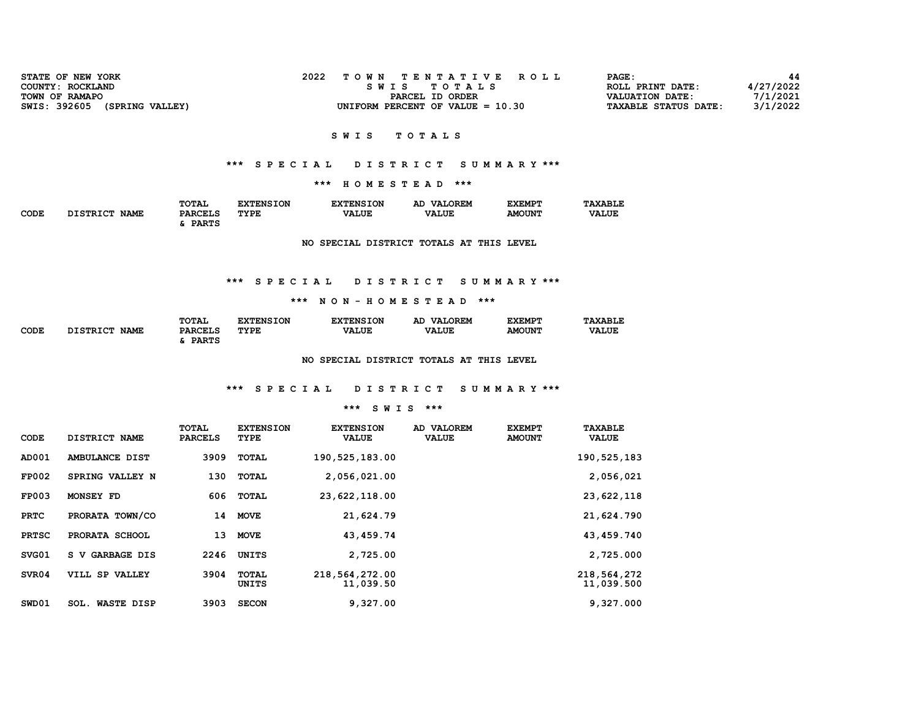STATE OF NEW YORK
COUNTY: ROCKLAND
TOWN OF RAMAPO
SWIS: 392605 (SPRING VALLEY)

2022 TOWN TENTATIVE ROLL
SWIS TOTALS
PARCEL ID ORDER
UNIFORM PERCENT OF VALUE = 10.30

PAGE: 44
ROLL PRINT DATE: 4/27/2022
VALUATION DATE: 7/1/2021
TAXABLE STATUS DATE: 3/1/2022

# SWIS TOTALS

## *** SPECIAL DISTRICT SUMMARY ***

### *** HOMESTEAD ***

| CODE | DISTRICT NAME | TOTAL PARCELS & PARTS | EXTENSION TYPE | EXTENSION VALUE | AD VALOREM VALUE | EXEMPT AMOUNT | TAXABLE VALUE |
|---|---|---|---|---|---|---|---|

NO SPECIAL DISTRICT TOTALS AT THIS LEVEL

## *** SPECIAL DISTRICT SUMMARY ***

### *** NON-HOMESTEAD ***

| CODE | DISTRICT NAME | TOTAL PARCELS & PARTS | EXTENSION TYPE | EXTENSION VALUE | AD VALOREM VALUE | EXEMPT AMOUNT | TAXABLE VALUE |
|---|---|---|---|---|---|---|---|

NO SPECIAL DISTRICT TOTALS AT THIS LEVEL

## *** SPECIAL DISTRICT SUMMARY ***

### *** SWIS ***

| CODE | DISTRICT NAME | TOTAL PARCELS | EXTENSION TYPE | EXTENSION VALUE | AD VALOREM VALUE | EXEMPT AMOUNT | TAXABLE VALUE |
|---|---|---|---|---|---|---|---|
| AD001 | AMBULANCE DIST | 3909 | TOTAL | 190,525,183.00 | | | 190,525,183 |
| FP002 | SPRING VALLEY N | 130 | TOTAL | 2,056,021.00 | | | 2,056,021 |
| FP003 | MONSEY FD | 606 | TOTAL | 23,622,118.00 | | | 23,622,118 |
| PRTC | PRORATA TOWN/CO | 14 | MOVE | 21,624.79 | | | 21,624.790 |
| PRTSC | PRORATA SCHOOL | 13 | MOVE | 43,459.74 | | | 43,459.740 |
| SVG01 | S V GARBAGE DIS | 2246 | UNITS | 2,725.00 | | | 2,725.000 |
| SVR04 | VILL SP VALLEY | 3904 | TOTAL | 218,564,272.00 | | | 218,564,272 |
| | | | UNITS | 11,039.50 | | | 11,039.500 |
| SWD01 | SOL. WASTE DISP | 3903 | SECON | 9,327.00 | | | 9,327.000 |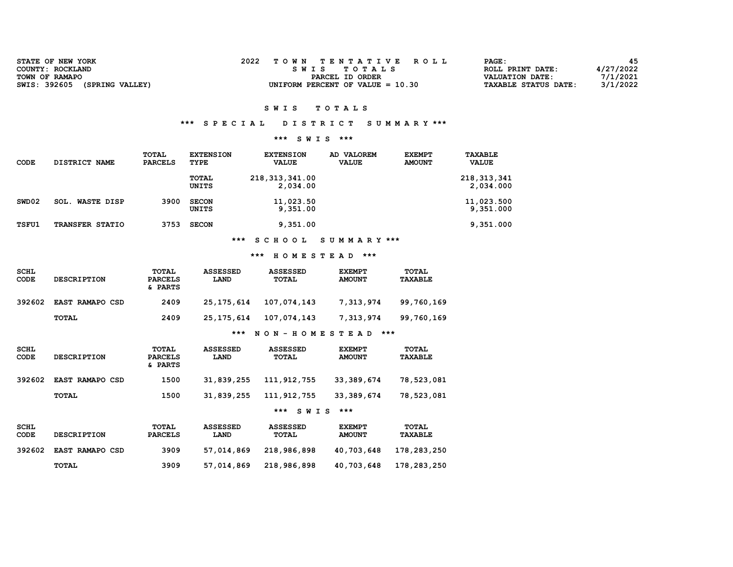STATE OF NEW YORK
COUNTY: ROCKLAND
TOWN OF RAMAPO
SWIS: 392605 (SPRING VALLEY)

2022 TOWN TENTATIVE ROLL
SWIS TOTALS
PARCEL ID ORDER
UNIFORM PERCENT OF VALUE = 10.30

ROLL PRINT DATE: 4/27/2022
VALUATION DATE: 7/1/2021
TAXABLE STATUS DATE: 3/1/2022

## SWIS TOTALS

### *** SPECIAL DISTRICT SUMMARY ***

#### *** SWIS ***

| CODE | DISTRICT NAME | TOTAL PARCELS | EXTENSION TYPE | EXTENSION VALUE | AD VALOREM VALUE | EXEMPT AMOUNT | TAXABLE VALUE |
|---|---|---|---|---|---|---|---|
| | | | TOTAL | 218,313,341.00 | | | 218,313,341 |
| | | | UNITS | 2,034.00 | | | 2,034.000 |
| SWD02 | SOL. WASTE DISP | 3900 | SECON | 11,023.50 | | | 11,023.500 |
| | | | UNITS | 9,351.00 | | | 9,351.000 |
| TSFU1 | TRANSFER STATIO | 3753 | SECON | 9,351.00 | | | 9,351.000 |

### *** SCHOOL SUMMARY ***

#### *** HOMESTEAD ***

| SCHL CODE | DESCRIPTION | TOTAL PARCELS & PARTS | ASSESSED LAND | ASSESSED TOTAL | EXEMPT AMOUNT | TOTAL TAXABLE |
|---|---|---|---|---|---|---|
| 392602 | EAST RAMAPO CSD | 2409 | 25,175,614 | 107,074,143 | 7,313,974 | 99,760,169 |
| | TOTAL | 2409 | 25,175,614 | 107,074,143 | 7,313,974 | 99,760,169 |

#### *** NON-HOMESTEAD ***

| SCHL CODE | DESCRIPTION | TOTAL PARCELS & PARTS | ASSESSED LAND | ASSESSED TOTAL | EXEMPT AMOUNT | TOTAL TAXABLE |
|---|---|---|---|---|---|---|
| 392602 | EAST RAMAPO CSD | 1500 | 31,839,255 | 111,912,755 | 33,389,674 | 78,523,081 |
| | TOTAL | 1500 | 31,839,255 | 111,912,755 | 33,389,674 | 78,523,081 |

#### *** SWIS ***

| SCHL CODE | DESCRIPTION | TOTAL PARCELS | ASSESSED LAND | ASSESSED TOTAL | EXEMPT AMOUNT | TOTAL TAXABLE |
|---|---|---|---|---|---|---|
| 392602 | EAST RAMAPO CSD | 3909 | 57,014,869 | 218,986,898 | 40,703,648 | 178,283,250 |
| | TOTAL | 3909 | 57,014,869 | 218,986,898 | 40,703,648 | 178,283,250 |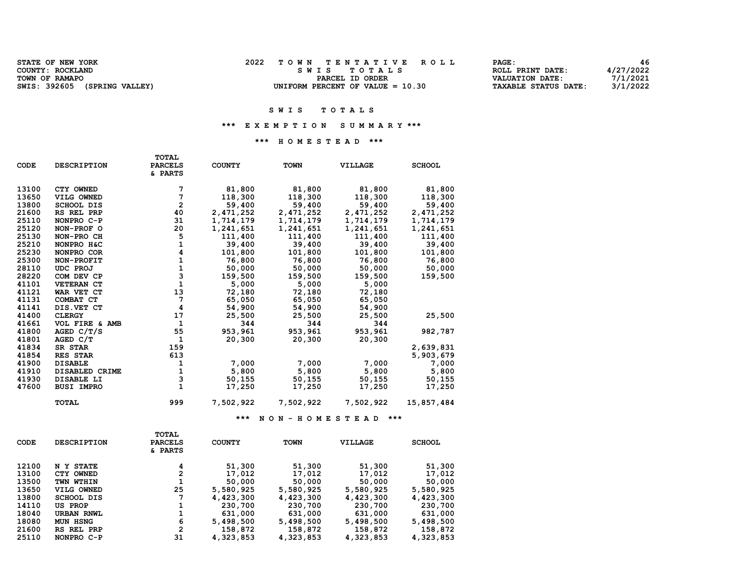STATE OF NEW YORK
COUNTY: ROCKLAND
TOWN OF RAMAPO
SWIS: 392605 (SPRING VALLEY)

2022 TOWN TENTATIVE ROLL
SWIS TOTALS
PARCEL ID ORDER
UNIFORM PERCENT OF VALUE = 10.30

ROLL PRINT DATE: 4/27/2022
VALUATION DATE: 7/1/2021
TAXABLE STATUS DATE: 3/1/2022

## SWIS TOTALS

### *** EXEMPTION SUMMARY ***

### *** HOMESTEAD ***

| CODE | DESCRIPTION | TOTAL PARCELS & PARTS | COUNTY | TOWN | VILLAGE | SCHOOL |
|---|---|---|---|---|---|---|
| 13100 | CTY OWNED | 7 | 81,800 | 81,800 | 81,800 | 81,800 |
| 13650 | VILG OWNED | 7 | 118,300 | 118,300 | 118,300 | 118,300 |
| 13800 | SCHOOL DIS | 2 | 59,400 | 59,400 | 59,400 | 59,400 |
| 21600 | RS REL PRP | 40 | 2,471,252 | 2,471,252 | 2,471,252 | 2,471,252 |
| 25110 | NONPRO C-P | 31 | 1,714,179 | 1,714,179 | 1,714,179 | 1,714,179 |
| 25120 | NON-PROF O | 20 | 1,241,651 | 1,241,651 | 1,241,651 | 1,241,651 |
| 25130 | NON-PRO CH | 5 | 111,400 | 111,400 | 111,400 | 111,400 |
| 25210 | NONPRO H&C | 1 | 39,400 | 39,400 | 39,400 | 39,400 |
| 25230 | NONPRO COR | 4 | 101,800 | 101,800 | 101,800 | 101,800 |
| 25300 | NON-PROFIT | 1 | 76,800 | 76,800 | 76,800 | 76,800 |
| 28110 | UDC PROJ | 1 | 50,000 | 50,000 | 50,000 | 50,000 |
| 28220 | COM DEV CP | 3 | 159,500 | 159,500 | 159,500 | 159,500 |
| 41101 | VETERAN CT | 1 | 5,000 | 5,000 | 5,000 | |
| 41121 | WAR VET CT | 13 | 72,180 | 72,180 | 72,180 | |
| 41131 | COMBAT CT | 7 | 65,050 | 65,050 | 65,050 | |
| 41141 | DIS.VET CT | 4 | 54,900 | 54,900 | 54,900 | |
| 41400 | CLERGY | 17 | 25,500 | 25,500 | 25,500 | 25,500 |
| 41661 | VOL FIRE & AMB | 1 | 344 | 344 | 344 | |
| 41800 | AGED C/T/S | 55 | 953,961 | 953,961 | 953,961 | 982,787 |
| 41801 | AGED C/T | 1 | 20,300 | 20,300 | 20,300 | |
| 41834 | SR STAR | 159 | | | | 2,639,831 |
| 41854 | RES STAR | 613 | | | | 5,903,679 |
| 41900 | DISABLE | 1 | 7,000 | 7,000 | 7,000 | 7,000 |
| 41910 | DISABLED CRIME | 1 | 5,800 | 5,800 | 5,800 | 5,800 |
| 41930 | DISABLE LI | 3 | 50,155 | 50,155 | 50,155 | 50,155 |
| 47600 | BUSI IMPRO | 1 | 17,250 | 17,250 | 17,250 | 17,250 |
| | TOTAL | 999 | 7,502,922 | 7,502,922 | 7,502,922 | 15,857,484 |

### *** NON-HOMESTEAD ***

| CODE | DESCRIPTION | TOTAL PARCELS & PARTS | COUNTY | TOWN | VILLAGE | SCHOOL |
|---|---|---|---|---|---|---|
| 12100 | N Y STATE | 4 | 51,300 | 51,300 | 51,300 | 51,300 |
| 13100 | CTY OWNED | 2 | 17,012 | 17,012 | 17,012 | 17,012 |
| 13500 | TWN WTHIN | 1 | 50,000 | 50,000 | 50,000 | 50,000 |
| 13650 | VILG OWNED | 25 | 5,580,925 | 5,580,925 | 5,580,925 | 5,580,925 |
| 13800 | SCHOOL DIS | 7 | 4,423,300 | 4,423,300 | 4,423,300 | 4,423,300 |
| 14110 | US PROP | 1 | 230,700 | 230,700 | 230,700 | 230,700 |
| 18040 | URBAN RNWL | 1 | 631,000 | 631,000 | 631,000 | 631,000 |
| 18080 | MUN HSNG | 6 | 5,498,500 | 5,498,500 | 5,498,500 | 5,498,500 |
| 21600 | RS REL PRP | 2 | 158,872 | 158,872 | 158,872 | 158,872 |
| 25110 | NONPRO C-P | 31 | 4,323,853 | 4,323,853 | 4,323,853 | 4,323,853 |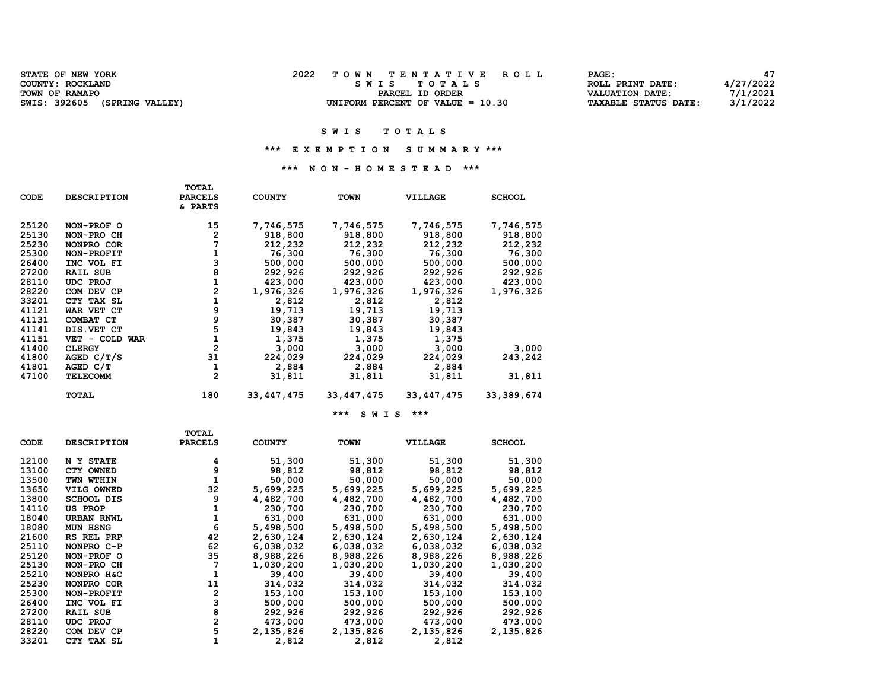STATE OF NEW YORK
COUNTY: ROCKLAND
TOWN OF RAMAPO
SWIS: 392605 (SPRING VALLEY)

2022 TOWN TENTATIVE ROLL
SWIS TOTALS
PARCEL ID ORDER
UNIFORM PERCENT OF VALUE = 10.30

ROLL PRINT DATE: 4/27/2022
VALUATION DATE: 7/1/2021
TAXABLE STATUS DATE: 3/1/2022

## SWIS TOTALS

### *** EXEMPTION SUMMARY ***

### *** NON-HOMESTEAD ***

| CODE | DESCRIPTION | TOTAL PARCELS & PARTS | COUNTY | TOWN | VILLAGE | SCHOOL |
|---|---|---|---|---|---|---|
| 25120 | NON-PROF O | 15 | 7,746,575 | 7,746,575 | 7,746,575 | 7,746,575 |
| 25130 | NON-PRO CH | 2 | 918,800 | 918,800 | 918,800 | 918,800 |
| 25230 | NONPRO COR | 7 | 212,232 | 212,232 | 212,232 | 212,232 |
| 25300 | NON-PROFIT | 1 | 76,300 | 76,300 | 76,300 | 76,300 |
| 26400 | INC VOL FI | 3 | 500,000 | 500,000 | 500,000 | 500,000 |
| 27200 | RAIL SUB | 8 | 292,926 | 292,926 | 292,926 | 292,926 |
| 28110 | UDC PROJ | 1 | 423,000 | 423,000 | 423,000 | 423,000 |
| 28220 | COM DEV CP | 2 | 1,976,326 | 1,976,326 | 1,976,326 | 1,976,326 |
| 33201 | CTY TAX SL | 1 | 2,812 | 2,812 | 2,812 | |
| 41121 | WAR VET CT | 9 | 19,713 | 19,713 | 19,713 | |
| 41131 | COMBAT CT | 9 | 30,387 | 30,387 | 30,387 | |
| 41141 | DIS.VET CT | 5 | 19,843 | 19,843 | 19,843 | |
| 41151 | VET - COLD WAR | 1 | 1,375 | 1,375 | 1,375 | |
| 41400 | CLERGY | 2 | 3,000 | 3,000 | 3,000 | 3,000 |
| 41800 | AGED C/T/S | 31 | 224,029 | 224,029 | 224,029 | 243,242 |
| 41801 | AGED C/T | 1 | 2,884 | 2,884 | 2,884 | |
| 47100 | TELECOMM | 2 | 31,811 | 31,811 | 31,811 | 31,811 |
| | TOTAL | 180 | 33,447,475 | 33,447,475 | 33,447,475 | 33,389,674 |

### *** SWIS ***

| CODE | DESCRIPTION | TOTAL PARCELS | COUNTY | TOWN | VILLAGE | SCHOOL |
|---|---|---|---|---|---|---|
| 12100 | N Y STATE | 4 | 51,300 | 51,300 | 51,300 | 51,300 |
| 13100 | CTY OWNED | 9 | 98,812 | 98,812 | 98,812 | 98,812 |
| 13500 | TWN WTHIN | 1 | 50,000 | 50,000 | 50,000 | 50,000 |
| 13650 | VILG OWNED | 32 | 5,699,225 | 5,699,225 | 5,699,225 | 5,699,225 |
| 13800 | SCHOOL DIS | 9 | 4,482,700 | 4,482,700 | 4,482,700 | 4,482,700 |
| 14110 | US PROP | 1 | 230,700 | 230,700 | 230,700 | 230,700 |
| 18040 | URBAN RNWL | 1 | 631,000 | 631,000 | 631,000 | 631,000 |
| 18080 | MUN HSNG | 6 | 5,498,500 | 5,498,500 | 5,498,500 | 5,498,500 |
| 21600 | RS REL PRP | 42 | 2,630,124 | 2,630,124 | 2,630,124 | 2,630,124 |
| 25110 | NONPRO C-P | 62 | 6,038,032 | 6,038,032 | 6,038,032 | 6,038,032 |
| 25120 | NON-PROF O | 35 | 8,988,226 | 8,988,226 | 8,988,226 | 8,988,226 |
| 25130 | NON-PRO CH | 7 | 1,030,200 | 1,030,200 | 1,030,200 | 1,030,200 |
| 25210 | NONPRO H&C | 1 | 39,400 | 39,400 | 39,400 | 39,400 |
| 25230 | NONPRO COR | 11 | 314,032 | 314,032 | 314,032 | 314,032 |
| 25300 | NON-PROFIT | 2 | 153,100 | 153,100 | 153,100 | 153,100 |
| 26400 | INC VOL FI | 3 | 500,000 | 500,000 | 500,000 | 500,000 |
| 27200 | RAIL SUB | 8 | 292,926 | 292,926 | 292,926 | 292,926 |
| 28110 | UDC PROJ | 2 | 473,000 | 473,000 | 473,000 | 473,000 |
| 28220 | COM DEV CP | 5 | 2,135,826 | 2,135,826 | 2,135,826 | 2,135,826 |
| 33201 | CTY TAX SL | 1 | 2,812 | 2,812 | 2,812 | |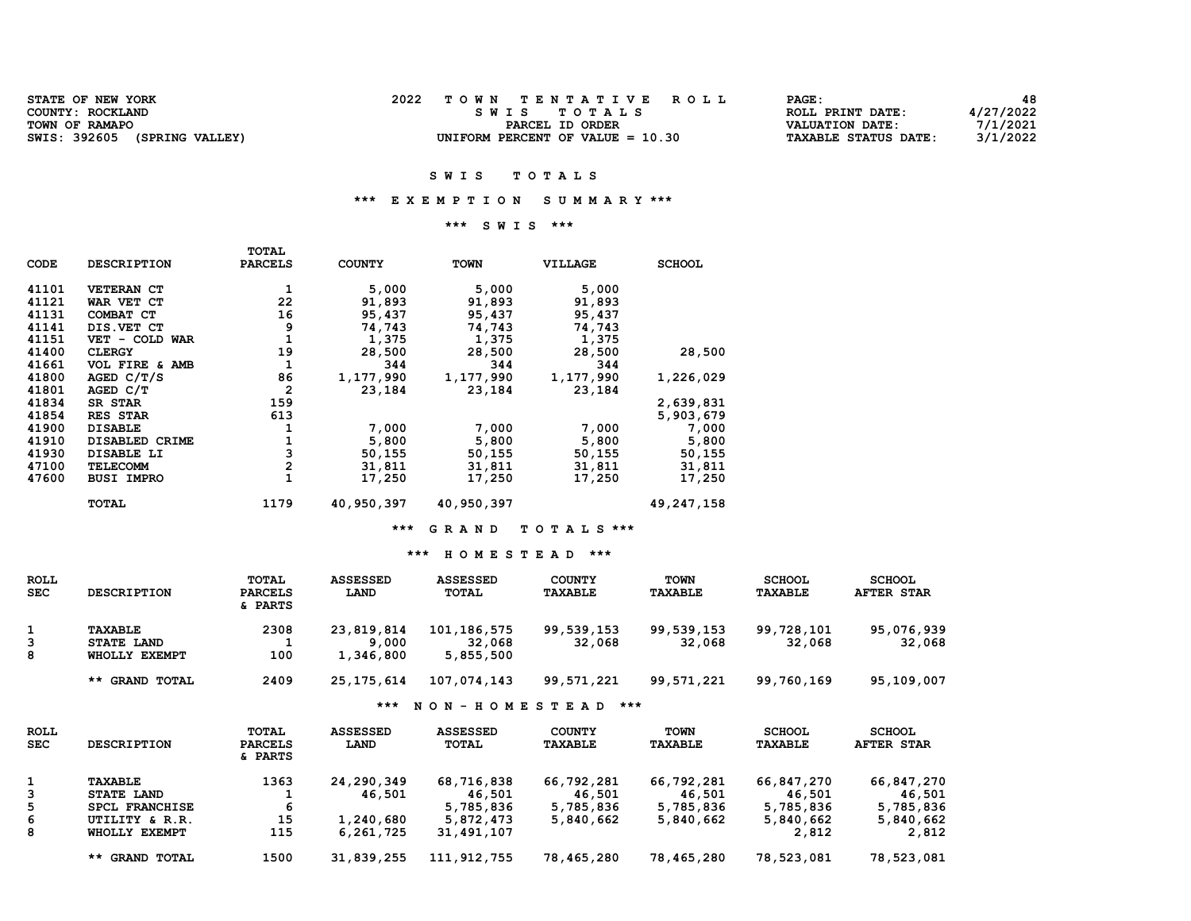STATE OF NEW YORK
COUNTY: ROCKLAND
TOWN OF RAMAPO
SWIS: 392605 (SPRING VALLEY)

2022 TOWN TENTATIVE ROLL
SWIS TOTALS
PARCEL ID ORDER
UNIFORM PERCENT OF VALUE = 10.30

ROLL PRINT DATE: 4/27/2022
VALUATION DATE: 7/1/2021
TAXABLE STATUS DATE: 3/1/2022

## SWIS TOTALS

### *** EXEMPTION SUMMARY ***

### *** SWIS ***

| CODE | DESCRIPTION | TOTAL PARCELS | COUNTY | TOWN | VILLAGE | SCHOOL |
|---|---|---|---|---|---|---|
| 41101 | VETERAN CT | 1 | 5,000 | 5,000 | 5,000 | |
| 41121 | WAR VET CT | 22 | 91,893 | 91,893 | 91,893 | |
| 41131 | COMBAT CT | 16 | 95,437 | 95,437 | 95,437 | |
| 41141 | DIS.VET CT | 9 | 74,743 | 74,743 | 74,743 | |
| 41151 | VET - COLD WAR | 1 | 1,375 | 1,375 | 1,375 | |
| 41400 | CLERGY | 19 | 28,500 | 28,500 | 28,500 | 28,500 |
| 41661 | VOL FIRE & AMB | 1 | 344 | 344 | 344 | |
| 41800 | AGED C/T/S | 86 | 1,177,990 | 1,177,990 | 1,177,990 | 1,226,029 |
| 41801 | AGED C/T | 2 | 23,184 | 23,184 | 23,184 | |
| 41834 | SR STAR | 159 | | | | 2,639,831 |
| 41854 | RES STAR | 613 | | | | 5,903,679 |
| 41900 | DISABLE | 1 | 7,000 | 7,000 | 7,000 | 7,000 |
| 41910 | DISABLED CRIME | 1 | 5,800 | 5,800 | 5,800 | 5,800 |
| 41930 | DISABLE LI | 3 | 50,155 | 50,155 | 50,155 | 50,155 |
| 47100 | TELECOMM | 2 | 31,811 | 31,811 | 31,811 | 31,811 |
| 47600 | BUSI IMPRO | 1 | 17,250 | 17,250 | 17,250 | 17,250 |
| | TOTAL | 1179 | 40,950,397 | 40,950,397 | | 49,247,158 |

### *** GRAND TOTALS ***

### *** HOMESTEAD ***

| ROLL SEC | DESCRIPTION | TOTAL PARCELS & PARTS | ASSESSED LAND | ASSESSED TOTAL | COUNTY TAXABLE | TOWN TAXABLE | SCHOOL TAXABLE | SCHOOL AFTER STAR |
|---|---|---|---|---|---|---|---|---|
| 1 | TAXABLE | 2308 | 23,819,814 | 101,186,575 | 99,539,153 | 99,539,153 | 99,728,101 | 95,076,939 |
| 3 | STATE LAND | 1 | 9,000 | 32,068 | 32,068 | 32,068 | 32,068 | 32,068 |
| 8 | WHOLLY EXEMPT | 100 | 1,346,800 | 5,855,500 | | | | |
| | ** GRAND TOTAL | 2409 | 25,175,614 | 107,074,143 | 99,571,221 | 99,571,221 | 99,760,169 | 95,109,007 |

### *** NON-HOMESTEAD ***

| ROLL SEC | DESCRIPTION | TOTAL PARCELS & PARTS | ASSESSED LAND | ASSESSED TOTAL | COUNTY TAXABLE | TOWN TAXABLE | SCHOOL TAXABLE | SCHOOL AFTER STAR |
|---|---|---|---|---|---|---|---|---|
| 1 | TAXABLE | 1363 | 24,290,349 | 68,716,838 | 66,792,281 | 66,792,281 | 66,847,270 | 66,847,270 |
| 3 | STATE LAND | 1 | 46,501 | 46,501 | 46,501 | 46,501 | 46,501 | 46,501 |
| 5 | SPCL FRANCHISE | 6 | | 5,785,836 | 5,785,836 | 5,785,836 | 5,785,836 | 5,785,836 |
| 6 | UTILITY & R.R. | 15 | 1,240,680 | 5,872,473 | 5,840,662 | 5,840,662 | 5,840,662 | 5,840,662 |
| 8 | WHOLLY EXEMPT | 115 | 6,261,725 | 31,491,107 | | | 2,812 | 2,812 |
| | ** GRAND TOTAL | 1500 | 31,839,255 | 111,912,755 | 78,465,280 | 78,465,280 | 78,523,081 | 78,523,081 |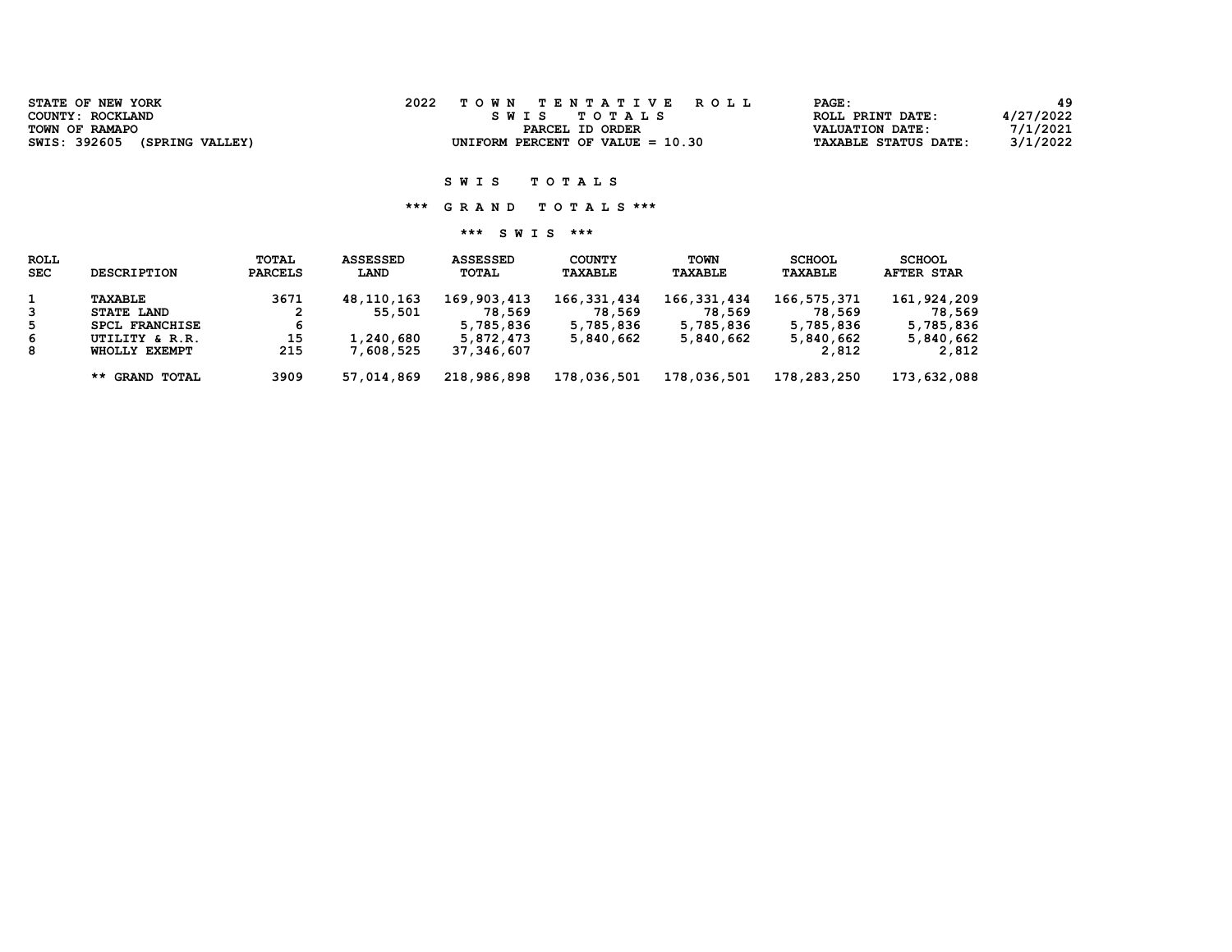STATE OF NEW YORK
COUNTY: ROCKLAND
TOWN OF RAMAPO
SWIS: 392605 (SPRING VALLEY)

2022 TOWN TENTATIVE ROLL
SWIS TOTALS
PARCEL ID ORDER
UNIFORM PERCENT OF VALUE = 10.30

ROLL PRINT DATE: 4/27/2022
VALUATION DATE: 7/1/2021
TAXABLE STATUS DATE: 3/1/2022

## SWIS TOTALS

### *** GRAND TOTALS ***

### *** SWIS ***

| ROLL SEC | DESCRIPTION | TOTAL PARCELS | ASSESSED LAND | ASSESSED TOTAL | COUNTY TAXABLE | TOWN TAXABLE | SCHOOL TAXABLE | SCHOOL AFTER STAR |
|---|---|---|---|---|---|---|---|---|
| 1 | TAXABLE | 3671 | 48,110,163 | 169,903,413 | 166,331,434 | 166,331,434 | 166,575,371 | 161,924,209 |
| 3 | STATE LAND | 2 | 55,501 | 78,569 | 78,569 | 78,569 | 78,569 | 78,569 |
| 5 | SPCL FRANCHISE | 6 | | 5,785,836 | 5,785,836 | 5,785,836 | 5,785,836 | 5,785,836 |
| 6 | UTILITY & R.R. | 15 | 1,240,680 | 5,872,473 | 5,840,662 | 5,840,662 | 5,840,662 | 5,840,662 |
| 8 | WHOLLY EXEMPT | 215 | 7,608,525 | 37,346,607 | | | 2,812 | 2,812 |
| | ** GRAND TOTAL | 3909 | 57,014,869 | 218,986,898 | 178,036,501 | 178,036,501 | 178,283,250 | 173,632,088 |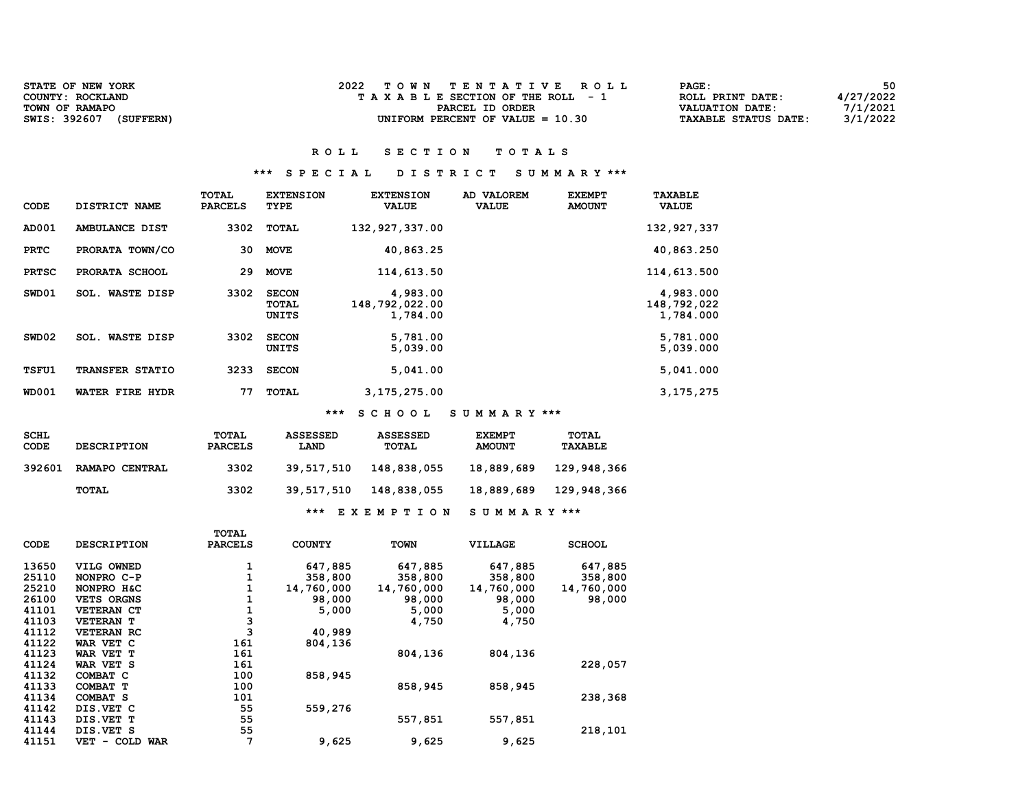STATE OF NEW YORK
COUNTY: ROCKLAND
TOWN OF RAMAPO
SWIS: 392607 (SUFFERN)

2022 TOWN TENTATIVE ROLL
TAXABLE SECTION OF THE ROLL - 1
PARCEL ID ORDER
UNIFORM PERCENT OF VALUE = 10.30

PAGE: 50
ROLL PRINT DATE: 4/27/2022
VALUATION DATE: 7/1/2021
TAXABLE STATUS DATE: 3/1/2022

# ROLL SECTION TOTALS

## *** SPECIAL DISTRICT SUMMARY ***

| CODE | DISTRICT NAME | TOTAL PARCELS | EXTENSION TYPE | EXTENSION VALUE | AD VALOREM VALUE | EXEMPT AMOUNT | TAXABLE VALUE |
|---|---|---|---|---|---|---|---|
| AD001 | AMBULANCE DIST | 3302 | TOTAL | 132,927,337.00 | | | 132,927,337 |
| PRTC | PRORATA TOWN/CO | 30 | MOVE | 40,863.25 | | | 40,863.250 |
| PRTSC | PRORATA SCHOOL | 29 | MOVE | 114,613.50 | | | 114,613.500 |
| SWD01 | SOL. WASTE DISP | 3302 | SECON | 4,983.00 | | | 4,983.000 |
| | | | TOTAL | 148,792,022.00 | | | 148,792,022 |
| | | | UNITS | 1,784.00 | | | 1,784.000 |
| SWD02 | SOL. WASTE DISP | 3302 | SECON | 5,781.00 | | | 5,781.000 |
| | | | UNITS | 5,039.00 | | | 5,039.000 |
| TSFU1 | TRANSFER STATIO | 3233 | SECON | 5,041.00 | | | 5,041.000 |
| WD001 | WATER FIRE HYDR | 77 | TOTAL | 3,175,275.00 | | | 3,175,275 |

## *** SCHOOL SUMMARY ***

| SCHL CODE | DESCRIPTION | TOTAL PARCELS | ASSESSED LAND | ASSESSED TOTAL | EXEMPT AMOUNT | TOTAL TAXABLE |
|---|---|---|---|---|---|---|
| 392601 | RAMAPO CENTRAL | 3302 | 39,517,510 | 148,838,055 | 18,889,689 | 129,948,366 |
| | TOTAL | 3302 | 39,517,510 | 148,838,055 | 18,889,689 | 129,948,366 |

## *** EXEMPTION SUMMARY ***

| CODE | DESCRIPTION | TOTAL PARCELS | COUNTY | TOWN | VILLAGE | SCHOOL |
|---|---|---|---|---|---|---|
| 13650 | VILG OWNED | 1 | 647,885 | 647,885 | 647,885 | 647,885 |
| 25110 | NONPRO C-P | 1 | 358,800 | 358,800 | 358,800 | 358,800 |
| 25210 | NONPRO H&C | 1 | 14,760,000 | 14,760,000 | 14,760,000 | 14,760,000 |
| 26100 | VETS ORGNS | 1 | 98,000 | 98,000 | 98,000 | 98,000 |
| 41101 | VETERAN CT | 1 | 5,000 | 5,000 | 5,000 | |
| 41103 | VETERAN T | 3 | | 4,750 | 4,750 | |
| 41112 | VETERAN RC | 3 | 40,989 | | | |
| 41122 | WAR VET C | 161 | 804,136 | | | |
| 41123 | WAR VET T | 161 | | 804,136 | 804,136 | |
| 41124 | WAR VET S | 161 | | | | 228,057 |
| 41132 | COMBAT C | 100 | 858,945 | | | |
| 41133 | COMBAT T | 100 | | 858,945 | 858,945 | |
| 41134 | COMBAT S | 101 | | | | 238,368 |
| 41142 | DIS.VET C | 55 | 559,276 | | | |
| 41143 | DIS.VET T | 55 | | 557,851 | 557,851 | |
| 41144 | DIS.VET S | 55 | | | | 218,101 |
| 41151 | VET - COLD WAR | 7 | 9,625 | 9,625 | 9,625 | |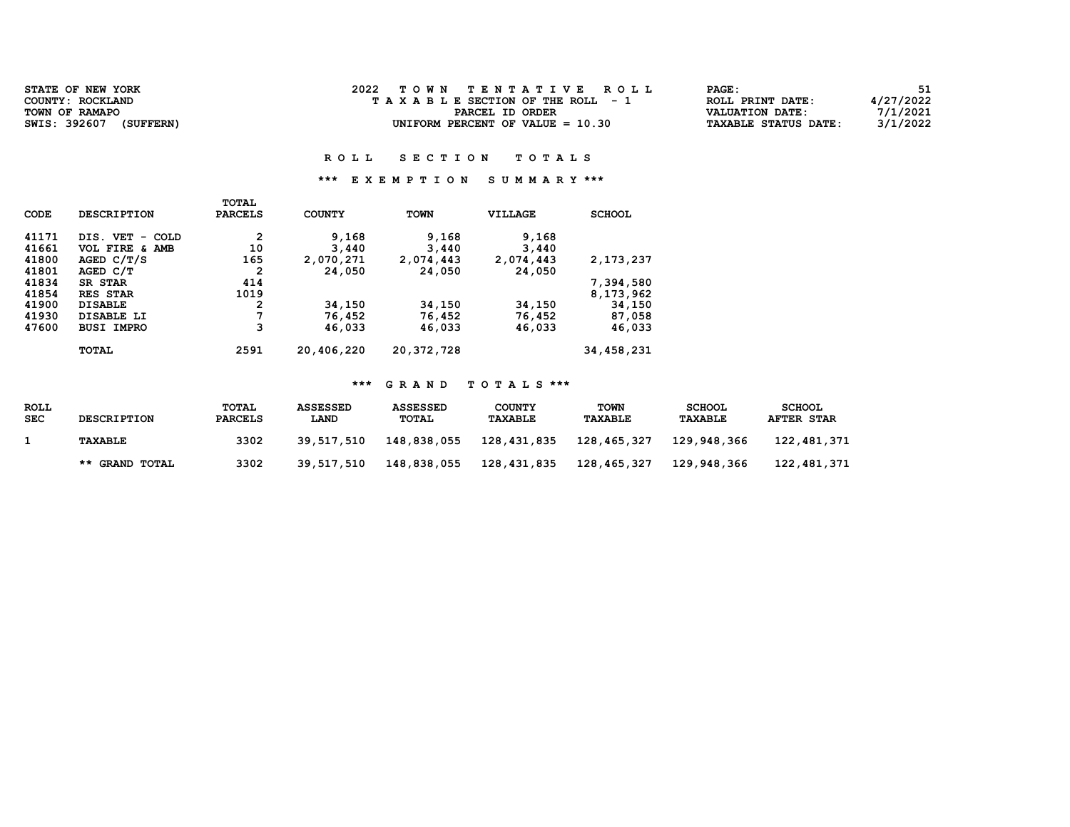STATE OF NEW YORK
COUNTY: ROCKLAND
TOWN OF RAMAPO
SWIS: 392607 (SUFFERN)

2022 TOWN TENTATIVE ROLL
TAXABLE SECTION OF THE ROLL - 1
PARCEL ID ORDER
UNIFORM PERCENT OF VALUE = 10.30

ROLL PRINT DATE: 4/27/2022
VALUATION DATE: 7/1/2021
TAXABLE STATUS DATE: 3/1/2022

## ROLL SECTION TOTALS

### *** EXEMPTION SUMMARY ***

| CODE | DESCRIPTION | TOTAL PARCELS | COUNTY | TOWN | VILLAGE | SCHOOL |
|---|---|---|---|---|---|---|
| 41171 | DIS. VET - COLD | 2 | 9,168 | 9,168 | 9,168 | |
| 41661 | VOL FIRE & AMB | 10 | 3,440 | 3,440 | 3,440 | |
| 41800 | AGED C/T/S | 165 | 2,070,271 | 2,074,443 | 2,074,443 | 2,173,237 |
| 41801 | AGED C/T | 2 | 24,050 | 24,050 | 24,050 | |
| 41834 | SR STAR | 414 | | | | 7,394,580 |
| 41854 | RES STAR | 1019 | | | | 8,173,962 |
| 41900 | DISABLE | 2 | 34,150 | 34,150 | 34,150 | 34,150 |
| 41930 | DISABLE LI | 7 | 76,452 | 76,452 | 76,452 | 87,058 |
| 47600 | BUSI IMPRO | 3 | 46,033 | 46,033 | 46,033 | 46,033 |
| | TOTAL | 2591 | 20,406,220 | 20,372,728 | | 34,458,231 |

### *** GRAND TOTALS ***

| ROLL SEC | DESCRIPTION | TOTAL PARCELS | ASSESSED LAND | ASSESSED TOTAL | COUNTY TAXABLE | TOWN TAXABLE | SCHOOL TAXABLE | SCHOOL AFTER STAR |
|---|---|---|---|---|---|---|---|---|
| 1 | TAXABLE | 3302 | 39,517,510 | 148,838,055 | 128,431,835 | 128,465,327 | 129,948,366 | 122,481,371 |
| | ** GRAND TOTAL | 3302 | 39,517,510 | 148,838,055 | 128,431,835 | 128,465,327 | 129,948,366 | 122,481,371 |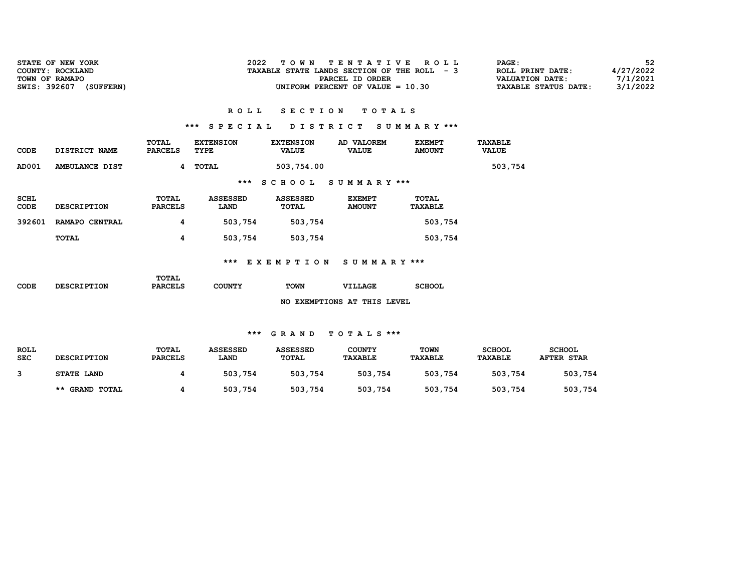STATE OF NEW YORK
COUNTY: ROCKLAND
TOWN OF RAMAPO
SWIS: 392607 (SUFFERN)

2022 TOWN TENTATIVE ROLL
TAXABLE STATE LANDS SECTION OF THE ROLL - 3
PARCEL ID ORDER
UNIFORM PERCENT OF VALUE = 10.30

ROLL PRINT DATE: 4/27/2022
VALUATION DATE: 7/1/2021
TAXABLE STATUS DATE: 3/1/2022

# ROLL SECTION TOTALS

## *** SPECIAL DISTRICT SUMMARY ***

| CODE | DISTRICT NAME | TOTAL PARCELS | EXTENSION TYPE | EXTENSION VALUE | AD VALOREM VALUE | EXEMPT AMOUNT | TAXABLE VALUE |
|---|---|---|---|---|---|---|---|
| AD001 | AMBULANCE DIST | 4 | TOTAL | 503,754.00 | | | 503,754 |

## *** SCHOOL SUMMARY ***

| SCHL CODE | DESCRIPTION | TOTAL PARCELS | ASSESSED LAND | ASSESSED TOTAL | EXEMPT AMOUNT | TOTAL TAXABLE |
|---|---|---|---|---|---|---|
| 392601 | RAMAPO CENTRAL | 4 | 503,754 | 503,754 | | 503,754 |
| | TOTAL | 4 | 503,754 | 503,754 | | 503,754 |

## *** EXEMPTION SUMMARY ***

| CODE | DESCRIPTION | TOTAL PARCELS | COUNTY | TOWN | VILLAGE | SCHOOL |
|---|---|---|---|---|---|---|

NO EXEMPTIONS AT THIS LEVEL

## *** GRAND TOTALS ***

| ROLL SEC | DESCRIPTION | TOTAL PARCELS | ASSESSED LAND | ASSESSED TOTAL | COUNTY TAXABLE | TOWN TAXABLE | SCHOOL TAXABLE | SCHOOL AFTER STAR |
|---|---|---|---|---|---|---|---|---|
| 3 | STATE LAND | 4 | 503,754 | 503,754 | 503,754 | 503,754 | 503,754 | 503,754 |
| | ** GRAND TOTAL | 4 | 503,754 | 503,754 | 503,754 | 503,754 | 503,754 | 503,754 |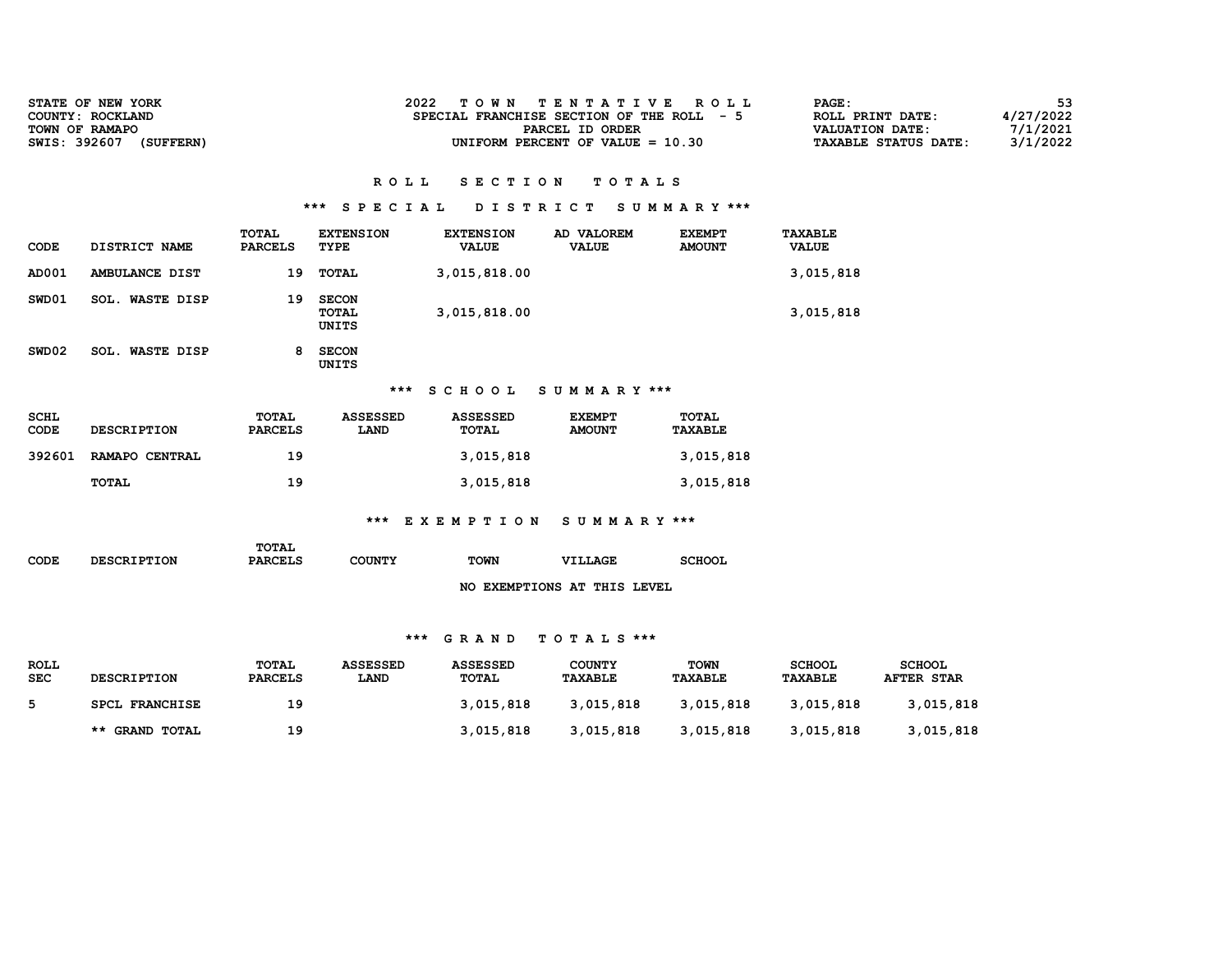STATE OF NEW YORK
COUNTY: ROCKLAND
TOWN OF RAMAPO
SWIS: 392607 (SUFFERN)

2022 TOWN TENTATIVE ROLL
SPECIAL FRANCHISE SECTION OF THE ROLL - 5
PARCEL ID ORDER
UNIFORM PERCENT OF VALUE = 10.30

PAGE: 53
ROLL PRINT DATE: 4/27/2022
VALUATION DATE: 7/1/2021
TAXABLE STATUS DATE: 3/1/2022

## ROLL SECTION TOTALS

### *** SPECIAL DISTRICT SUMMARY ***

| CODE | DISTRICT NAME | TOTAL PARCELS | EXTENSION TYPE | EXTENSION VALUE | AD VALOREM VALUE | EXEMPT AMOUNT | TAXABLE VALUE |
|---|---|---|---|---|---|---|---|
| AD001 | AMBULANCE DIST | 19 | TOTAL | 3,015,818.00 | | | 3,015,818 |
| SWD01 | SOL. WASTE DISP | 19 | SECON TOTAL UNITS | 3,015,818.00 | | | 3,015,818 |
| SWD02 | SOL. WASTE DISP | 8 | SECON UNITS | | | | |

### *** SCHOOL SUMMARY ***

| SCHL CODE | DESCRIPTION | TOTAL PARCELS | ASSESSED LAND | ASSESSED TOTAL | EXEMPT AMOUNT | TOTAL TAXABLE |
|---|---|---|---|---|---|---|
| 392601 | RAMAPO CENTRAL | 19 | | 3,015,818 | | 3,015,818 |
| | TOTAL | 19 | | 3,015,818 | | 3,015,818 |

### *** EXEMPTION SUMMARY ***

| CODE | DESCRIPTION | TOTAL PARCELS | COUNTY | TOWN | VILLAGE | SCHOOL |
|---|---|---|---|---|---|---|

NO EXEMPTIONS AT THIS LEVEL

### *** GRAND TOTALS ***

| ROLL SEC | DESCRIPTION | TOTAL PARCELS | ASSESSED LAND | ASSESSED TOTAL | COUNTY TAXABLE | TOWN TAXABLE | SCHOOL TAXABLE | SCHOOL AFTER STAR |
|---|---|---|---|---|---|---|---|---|
| 5 | SPCL FRANCHISE | 19 | | 3,015,818 | 3,015,818 | 3,015,818 | 3,015,818 | 3,015,818 |
| | ** GRAND TOTAL | 19 | | 3,015,818 | 3,015,818 | 3,015,818 | 3,015,818 | 3,015,818 |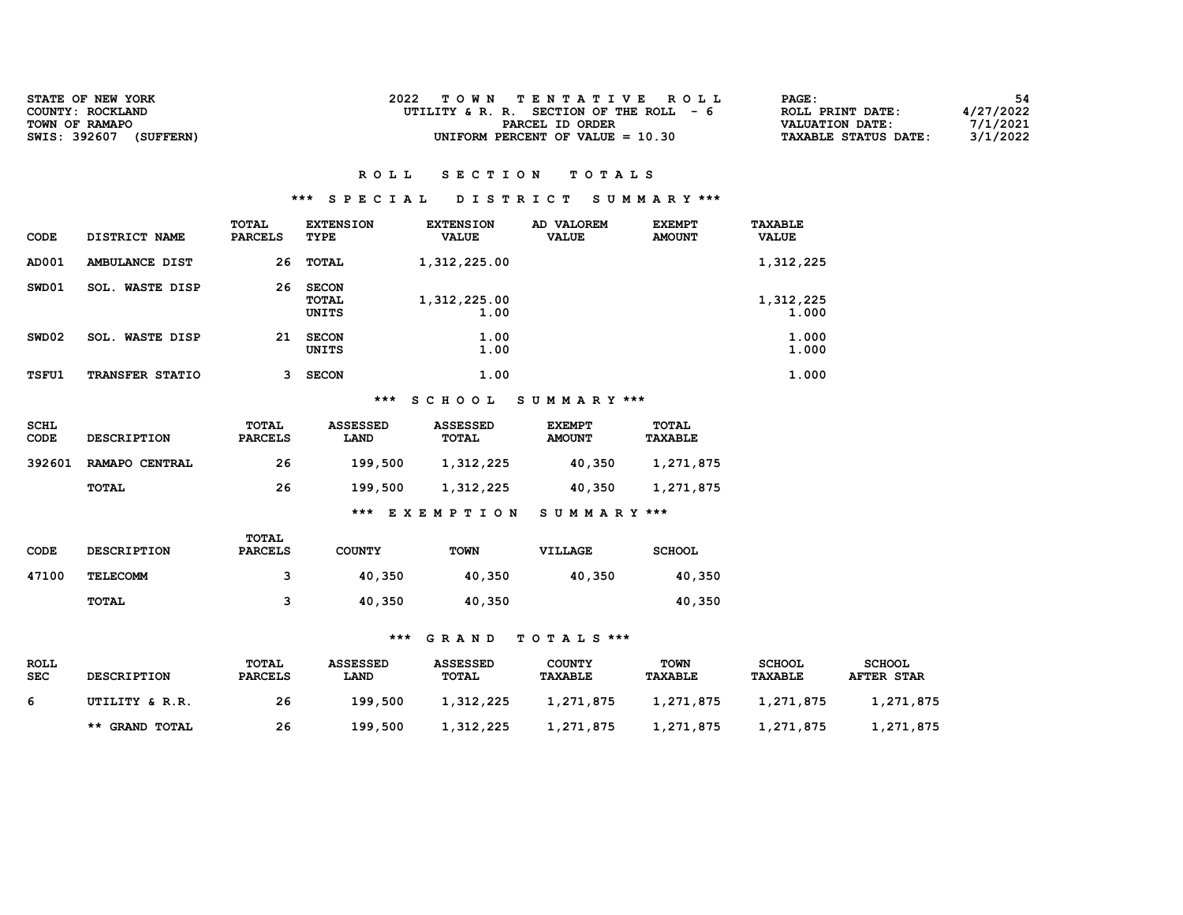STATE OF NEW YORK
COUNTY: ROCKLAND
TOWN OF RAMAPO
SWIS: 392607 (SUFFERN)

2022 TOWN TENTATIVE ROLL
UTILITY & R. R. SECTION OF THE ROLL - 6
PARCEL ID ORDER
UNIFORM PERCENT OF VALUE = 10.30

PAGE: 54
ROLL PRINT DATE: 4/27/2022
VALUATION DATE: 7/1/2021
TAXABLE STATUS DATE: 3/1/2022

## ROLL SECTION TOTALS

### *** SPECIAL DISTRICT SUMMARY ***

| CODE | DISTRICT NAME | TOTAL PARCELS | EXTENSION TYPE | EXTENSION VALUE | AD VALOREM VALUE | EXEMPT AMOUNT | TAXABLE VALUE |
|---|---|---|---|---|---|---|---|
| AD001 | AMBULANCE DIST | 26 | TOTAL | 1,312,225.00 | | | 1,312,225 |
| SWD01 | SOL. WASTE DISP | 26 | SECON | | | | |
| | | | TOTAL | 1,312,225.00 | | | 1,312,225 |
| | | | UNITS | 1.00 | | | 1.000 |
| SWD02 | SOL. WASTE DISP | 21 | SECON | 1.00 | | | 1.000 |
| | | | UNITS | 1.00 | | | 1.000 |
| TSFU1 | TRANSFER STATIO | 3 | SECON | 1.00 | | | 1.000 |

### *** SCHOOL SUMMARY ***

| SCHL CODE | DESCRIPTION | TOTAL PARCELS | ASSESSED LAND | ASSESSED TOTAL | EXEMPT AMOUNT | TOTAL TAXABLE |
|---|---|---|---|---|---|---|
| 392601 | RAMAPO CENTRAL | 26 | 199,500 | 1,312,225 | 40,350 | 1,271,875 |
| | TOTAL | 26 | 199,500 | 1,312,225 | 40,350 | 1,271,875 |

### *** EXEMPTION SUMMARY ***

| CODE | DESCRIPTION | TOTAL PARCELS | COUNTY | TOWN | VILLAGE | SCHOOL |
|---|---|---|---|---|---|---|
| 47100 | TELECOMM | 3 | 40,350 | 40,350 | 40,350 | 40,350 |
| | TOTAL | 3 | 40,350 | 40,350 | | 40,350 |

### *** GRAND TOTALS ***

| ROLL SEC | DESCRIPTION | TOTAL PARCELS | ASSESSED LAND | ASSESSED TOTAL | COUNTY TAXABLE | TOWN TAXABLE | SCHOOL TAXABLE | SCHOOL AFTER STAR |
|---|---|---|---|---|---|---|---|---|
| 6 | UTILITY & R.R. | 26 | 199,500 | 1,312,225 | 1,271,875 | 1,271,875 | 1,271,875 | 1,271,875 |
| | ** GRAND TOTAL | 26 | 199,500 | 1,312,225 | 1,271,875 | 1,271,875 | 1,271,875 | 1,271,875 |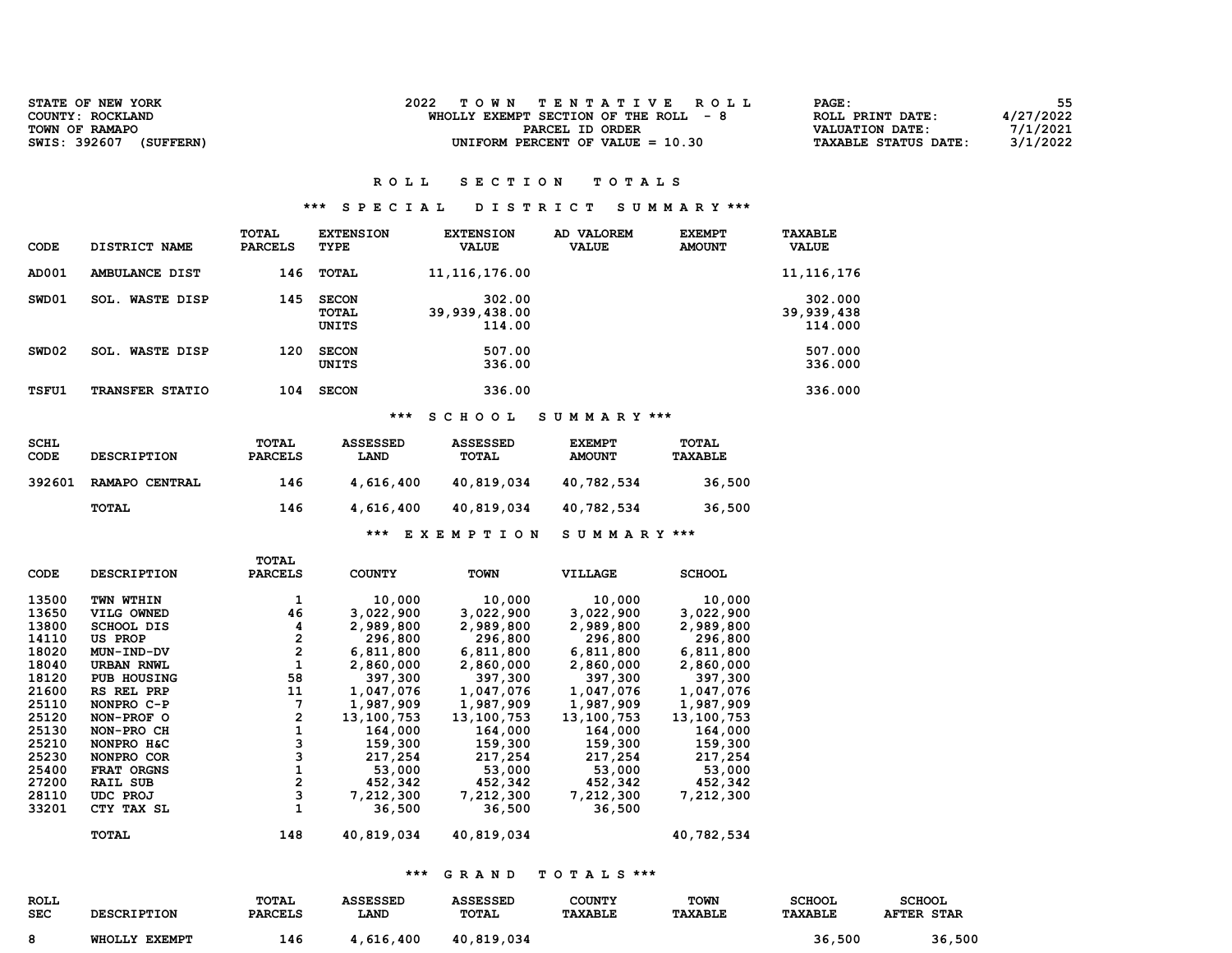STATE OF NEW YORK
COUNTY: ROCKLAND
TOWN OF RAMAPO
SWIS: 392607 (SUFFERN)

2022 TOWN TENTATIVE ROLL
WHOLLY EXEMPT SECTION OF THE ROLL - 8
PARCEL ID ORDER
UNIFORM PERCENT OF VALUE = 10.30

ROLL PRINT DATE: 4/27/2022
VALUATION DATE: 7/1/2021
TAXABLE STATUS DATE: 3/1/2022

## ROLL SECTION TOTALS

### *** SPECIAL DISTRICT SUMMARY ***

| CODE | DISTRICT NAME | TOTAL PARCELS | EXTENSION TYPE | EXTENSION VALUE | AD VALOREM VALUE | EXEMPT AMOUNT | TAXABLE VALUE |
|---|---|---|---|---|---|---|---|
| AD001 | AMBULANCE DIST | 146 | TOTAL | 11,116,176.00 | | | 11,116,176 |
| SWD01 | SOL. WASTE DISP | 145 | SECON | 302.00 | | | 302.000 |
| | | | TOTAL | 39,939,438.00 | | | 39,939,438 |
| | | | UNITS | 114.00 | | | 114.000 |
| SWD02 | SOL. WASTE DISP | 120 | SECON | 507.00 | | | 507.000 |
| | | | UNITS | 336.00 | | | 336.000 |
| TSFU1 | TRANSFER STATIO | 104 | SECON | 336.00 | | | 336.000 |

### *** SCHOOL SUMMARY ***

| SCHL CODE | DESCRIPTION | TOTAL PARCELS | ASSESSED LAND | ASSESSED TOTAL | EXEMPT AMOUNT | TOTAL TAXABLE |
|---|---|---|---|---|---|---|
| 392601 | RAMAPO CENTRAL | 146 | 4,616,400 | 40,819,034 | 40,782,534 | 36,500 |
| | TOTAL | 146 | 4,616,400 | 40,819,034 | 40,782,534 | 36,500 |

### *** EXEMPTION SUMMARY ***

| CODE | DESCRIPTION | TOTAL PARCELS | COUNTY | TOWN | VILLAGE | SCHOOL |
|---|---|---|---|---|---|---|
| 13500 | TWN WTHIN | 1 | 10,000 | 10,000 | 10,000 | 10,000 |
| 13650 | VILG OWNED | 46 | 3,022,900 | 3,022,900 | 3,022,900 | 3,022,900 |
| 13800 | SCHOOL DIS | 4 | 2,989,800 | 2,989,800 | 2,989,800 | 2,989,800 |
| 14110 | US PROP | 2 | 296,800 | 296,800 | 296,800 | 296,800 |
| 18020 | MUN-IND-DV | 2 | 6,811,800 | 6,811,800 | 6,811,800 | 6,811,800 |
| 18040 | URBAN RNWL | 1 | 2,860,000 | 2,860,000 | 2,860,000 | 2,860,000 |
| 18120 | PUB HOUSING | 58 | 397,300 | 397,300 | 397,300 | 397,300 |
| 21600 | RS REL PRP | 11 | 1,047,076 | 1,047,076 | 1,047,076 | 1,047,076 |
| 25110 | NONPRO C-P | 7 | 1,987,909 | 1,987,909 | 1,987,909 | 1,987,909 |
| 25120 | NON-PROF O | 2 | 13,100,753 | 13,100,753 | 13,100,753 | 13,100,753 |
| 25130 | NON-PRO CH | 1 | 164,000 | 164,000 | 164,000 | 164,000 |
| 25210 | NONPRO H&C | 3 | 159,300 | 159,300 | 159,300 | 159,300 |
| 25230 | NONPRO COR | 3 | 217,254 | 217,254 | 217,254 | 217,254 |
| 25400 | FRAT ORGNS | 1 | 53,000 | 53,000 | 53,000 | 53,000 |
| 27200 | RAIL SUB | 2 | 452,342 | 452,342 | 452,342 | 452,342 |
| 28110 | UDC PROJ | 3 | 7,212,300 | 7,212,300 | 7,212,300 | 7,212,300 |
| 33201 | CTY TAX SL | 1 | 36,500 | 36,500 | 36,500 | |
| | TOTAL | 148 | 40,819,034 | 40,819,034 | | 40,782,534 |

### *** GRAND TOTALS ***

| ROLL SEC | DESCRIPTION | TOTAL PARCELS | ASSESSED LAND | ASSESSED TOTAL | COUNTY TAXABLE | TOWN TAXABLE | SCHOOL TAXABLE | SCHOOL AFTER STAR |
|---|---|---|---|---|---|---|---|---|
| 8 | WHOLLY EXEMPT | 146 | 4,616,400 | 40,819,034 | | | 36,500 | 36,500 |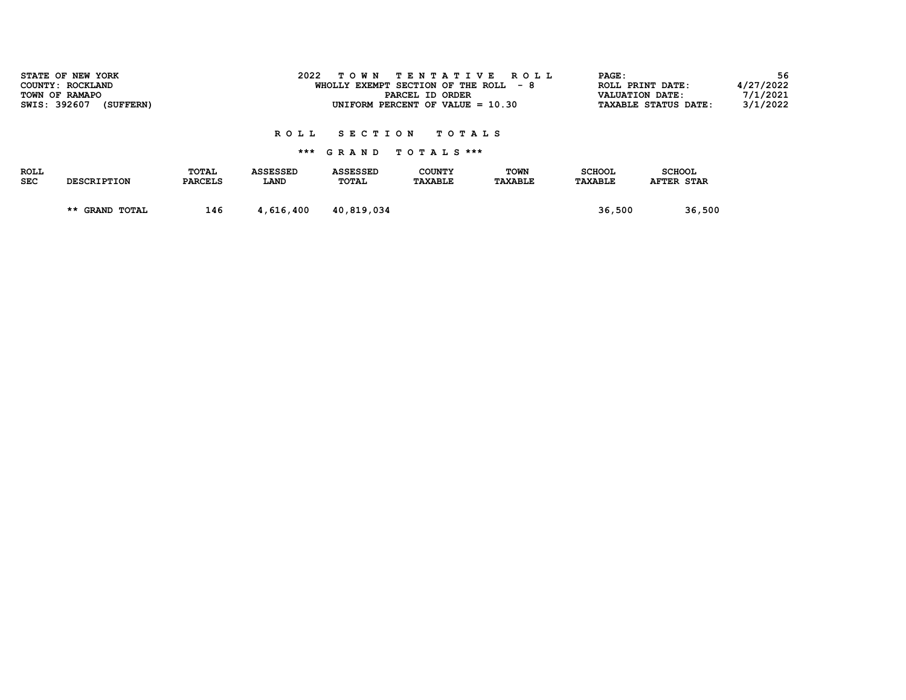STATE OF NEW YORK
COUNTY: ROCKLAND
TOWN OF RAMAPO
SWIS: 392607 (SUFFERN)

2022 TOWN TENTATIVE ROLL
WHOLLY EXEMPT SECTION OF THE ROLL - 8
PARCEL ID ORDER
UNIFORM PERCENT OF VALUE = 10.30

ROLL PRINT DATE: 4/27/2022
VALUATION DATE: 7/1/2021
TAXABLE STATUS DATE: 3/1/2022

## ROLL SECTION TOTALS

### *** GRAND TOTALS ***

| ROLL SEC | DESCRIPTION | TOTAL PARCELS | ASSESSED LAND | ASSESSED TOTAL | COUNTY TAXABLE | TOWN TAXABLE | SCHOOL TAXABLE | SCHOOL AFTER STAR |
|---|---|---|---|---|---|---|---|---|
| | ** GRAND TOTAL | 146 | 4,616,400 | 40,819,034 | | | 36,500 | 36,500 |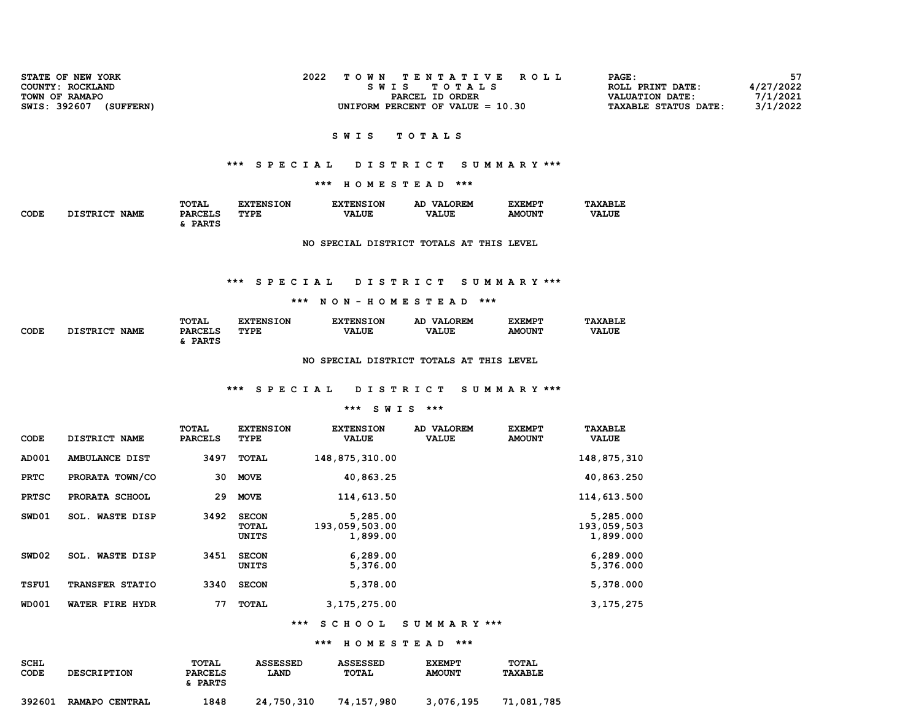STATE OF NEW YORK
COUNTY: ROCKLAND
TOWN OF RAMAPO
SWIS: 392607 (SUFFERN)

2022 TOWN TENTATIVE ROLL
SWIS TOTALS
PARCEL ID ORDER
UNIFORM PERCENT OF VALUE = 10.30

ROLL PRINT DATE: 4/27/2022
VALUATION DATE: 7/1/2021
TAXABLE STATUS DATE: 3/1/2022

# SWIS TOTALS

## *** SPECIAL DISTRICT SUMMARY ***

### *** HOMESTEAD ***

| CODE | DISTRICT NAME | TOTAL PARCELS & PARTS | EXTENSION TYPE | EXTENSION VALUE | AD VALOREM VALUE | EXEMPT AMOUNT | TAXABLE VALUE |
|---|---|---|---|---|---|---|---|

NO SPECIAL DISTRICT TOTALS AT THIS LEVEL

## *** SPECIAL DISTRICT SUMMARY ***

### *** NON-HOMESTEAD ***

| CODE | DISTRICT NAME | TOTAL PARCELS & PARTS | EXTENSION TYPE | EXTENSION VALUE | AD VALOREM VALUE | EXEMPT AMOUNT | TAXABLE VALUE |
|---|---|---|---|---|---|---|---|

NO SPECIAL DISTRICT TOTALS AT THIS LEVEL

## *** SPECIAL DISTRICT SUMMARY ***

### *** SWIS ***

| CODE | DISTRICT NAME | TOTAL PARCELS | EXTENSION TYPE | EXTENSION VALUE | AD VALOREM VALUE | EXEMPT AMOUNT | TAXABLE VALUE |
|---|---|---|---|---|---|---|---|
| AD001 | AMBULANCE DIST | 3497 | TOTAL | 148,875,310.00 | | | 148,875,310 |
| PRTC | PRORATA TOWN/CO | 30 | MOVE | 40,863.25 | | | 40,863.250 |
| PRTSC | PRORATA SCHOOL | 29 | MOVE | 114,613.50 | | | 114,613.500 |
| SWD01 | SOL. WASTE DISP | 3492 | SECON | 5,285.00 | | | 5,285.000 |
| | | | TOTAL | 193,059,503.00 | | | 193,059,503 |
| | | | UNITS | 1,899.00 | | | 1,899.000 |
| SWD02 | SOL. WASTE DISP | 3451 | SECON | 6,289.00 | | | 6,289.000 |
| | | | UNITS | 5,376.00 | | | 5,376.000 |
| TSFU1 | TRANSFER STATIO | 3340 | SECON | 5,378.00 | | | 5,378.000 |
| WD001 | WATER FIRE HYDR | 77 | TOTAL | 3,175,275.00 | | | 3,175,275 |

## *** SCHOOL SUMMARY ***

### *** HOMESTEAD ***

| SCHL CODE | DESCRIPTION | TOTAL PARCELS & PARTS | ASSESSED LAND | ASSESSED TOTAL | EXEMPT AMOUNT | TOTAL TAXABLE |
|---|---|---|---|---|---|---|
| 392601 | RAMAPO CENTRAL | 1848 | 24,750,310 | 74,157,980 | 3,076,195 | 71,081,785 |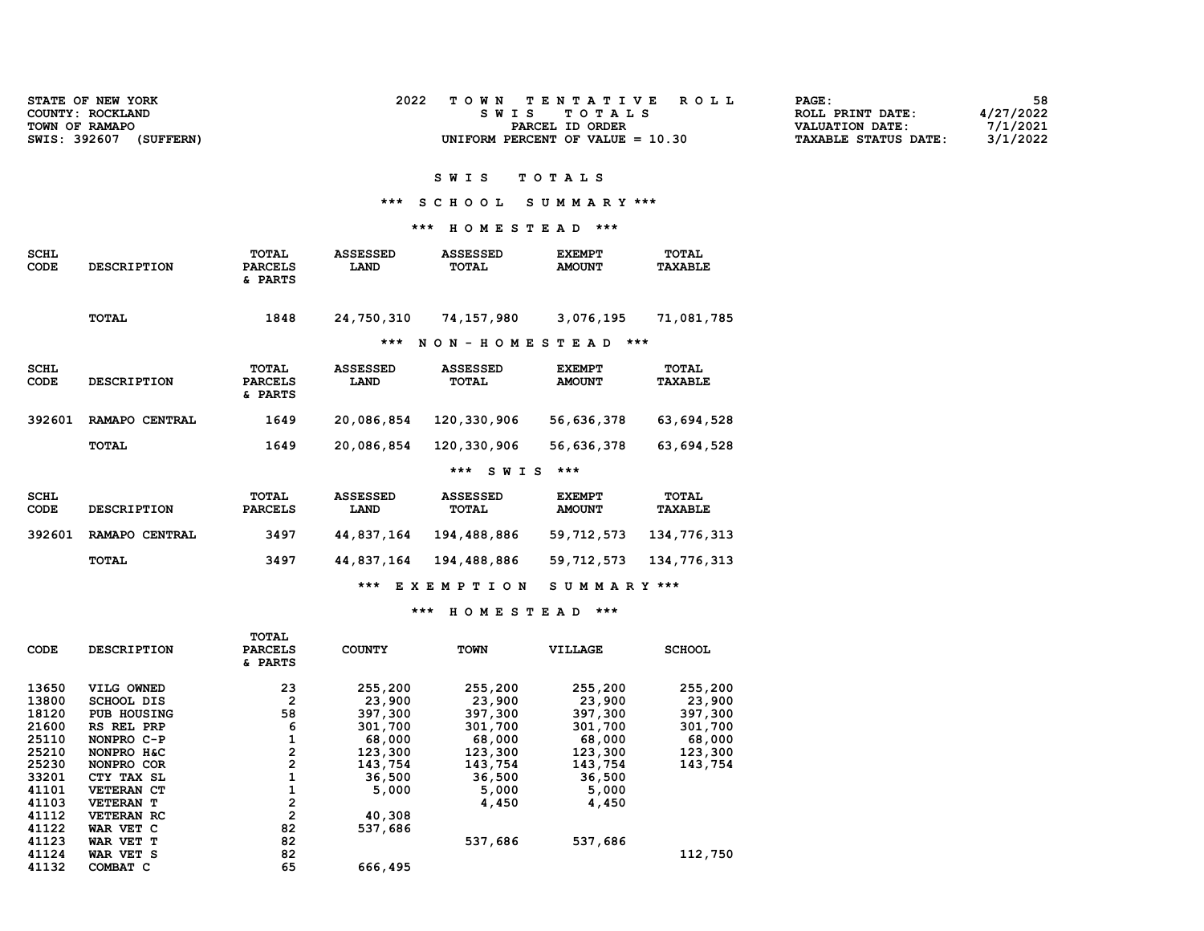STATE OF NEW YORK
COUNTY: ROCKLAND
TOWN OF RAMAPO
SWIS: 392607 (SUFFERN)

2022 TOWN TENTATIVE ROLL
SWIS TOTALS
PARCEL ID ORDER
UNIFORM PERCENT OF VALUE = 10.30

ROLL PRINT DATE: 4/27/2022
VALUATION DATE: 7/1/2021
TAXABLE STATUS DATE: 3/1/2022

# SWIS TOTALS

## *** SCHOOL SUMMARY ***

### *** HOMESTEAD ***

| SCHL CODE | DESCRIPTION | TOTAL PARCELS & PARTS | ASSESSED LAND | ASSESSED TOTAL | EXEMPT AMOUNT | TOTAL TAXABLE |
|---|---|---|---|---|---|---|
| | TOTAL | 1848 | 24,750,310 | 74,157,980 | 3,076,195 | 71,081,785 |

### *** NON-HOMESTEAD ***

| SCHL CODE | DESCRIPTION | TOTAL PARCELS & PARTS | ASSESSED LAND | ASSESSED TOTAL | EXEMPT AMOUNT | TOTAL TAXABLE |
|---|---|---|---|---|---|---|
| 392601 | RAMAPO CENTRAL | 1649 | 20,086,854 | 120,330,906 | 56,636,378 | 63,694,528 |
| | TOTAL | 1649 | 20,086,854 | 120,330,906 | 56,636,378 | 63,694,528 |

### *** SWIS ***

| SCHL CODE | DESCRIPTION | TOTAL PARCELS | ASSESSED LAND | ASSESSED TOTAL | EXEMPT AMOUNT | TOTAL TAXABLE |
|---|---|---|---|---|---|---|
| 392601 | RAMAPO CENTRAL | 3497 | 44,837,164 | 194,488,886 | 59,712,573 | 134,776,313 |
| | TOTAL | 3497 | 44,837,164 | 194,488,886 | 59,712,573 | 134,776,313 |

## *** EXEMPTION SUMMARY ***

### *** HOMESTEAD ***

| CODE | DESCRIPTION | TOTAL PARCELS & PARTS | COUNTY | TOWN | VILLAGE | SCHOOL |
|---|---|---|---|---|---|---|
| 13650 | VILG OWNED | 23 | 255,200 | 255,200 | 255,200 | 255,200 |
| 13800 | SCHOOL DIS | 2 | 23,900 | 23,900 | 23,900 | 23,900 |
| 18120 | PUB HOUSING | 58 | 397,300 | 397,300 | 397,300 | 397,300 |
| 21600 | RS REL PRP | 6 | 301,700 | 301,700 | 301,700 | 301,700 |
| 25110 | NONPRO C-P | 1 | 68,000 | 68,000 | 68,000 | 68,000 |
| 25210 | NONPRO H&C | 2 | 123,300 | 123,300 | 123,300 | 123,300 |
| 25230 | NONPRO COR | 2 | 143,754 | 143,754 | 143,754 | 143,754 |
| 33201 | CTY TAX SL | 1 | 36,500 | 36,500 | 36,500 | |
| 41101 | VETERAN CT | 1 | 5,000 | 5,000 | 5,000 | |
| 41103 | VETERAN T | 2 | | 4,450 | 4,450 | |
| 41112 | VETERAN RC | 2 | 40,308 | | | |
| 41122 | WAR VET C | 82 | 537,686 | | | |
| 41123 | WAR VET T | 82 | | 537,686 | 537,686 | |
| 41124 | WAR VET S | 82 | | | | 112,750 |
| 41132 | COMBAT C | 65 | 666,495 | | | |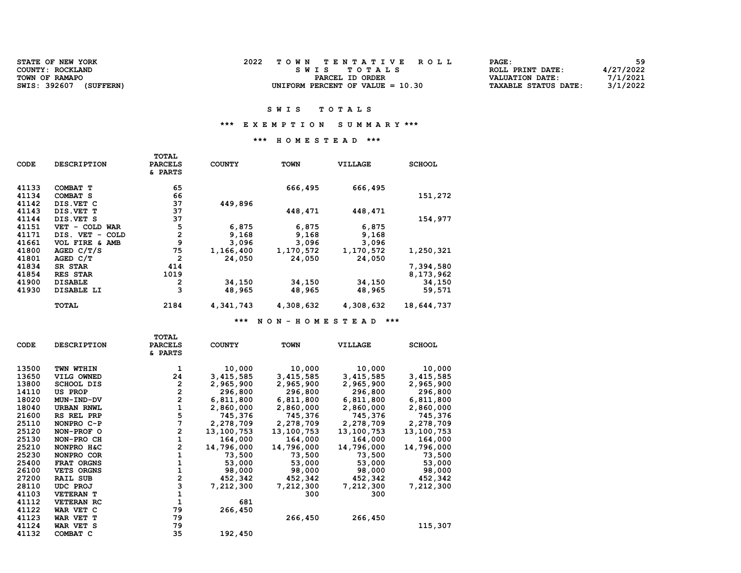STATE OF NEW YORK
COUNTY: ROCKLAND
TOWN OF RAMAPO
SWIS: 392607 (SUFFERN)

2022 TOWN TENTATIVE ROLL
SWIS TOTALS
PARCEL ID ORDER
UNIFORM PERCENT OF VALUE = 10.30

PAGE: 59
ROLL PRINT DATE: 4/27/2022
VALUATION DATE: 7/1/2021
TAXABLE STATUS DATE: 3/1/2022

## SWIS TOTALS

### *** EXEMPTION SUMMARY ***

### *** HOMESTEAD ***

| CODE | DESCRIPTION | TOTAL PARCELS & PARTS | COUNTY | TOWN | VILLAGE | SCHOOL |
|---|---|---|---|---|---|---|
| 41133 | COMBAT T | 65 | | 666,495 | 666,495 | |
| 41134 | COMBAT S | 66 | | | | 151,272 |
| 41142 | DIS.VET C | 37 | 449,896 | | | |
| 41143 | DIS.VET T | 37 | | 448,471 | 448,471 | |
| 41144 | DIS.VET S | 37 | | | | 154,977 |
| 41151 | VET - COLD WAR | 5 | 6,875 | 6,875 | 6,875 | |
| 41171 | DIS. VET - COLD | 2 | 9,168 | 9,168 | 9,168 | |
| 41661 | VOL FIRE & AMB | 9 | 3,096 | 3,096 | 3,096 | |
| 41800 | AGED C/T/S | 75 | 1,166,400 | 1,170,572 | 1,170,572 | 1,250,321 |
| 41801 | AGED C/T | 2 | 24,050 | 24,050 | 24,050 | |
| 41834 | SR STAR | 414 | | | | 7,394,580 |
| 41854 | RES STAR | 1019 | | | | 8,173,962 |
| 41900 | DISABLE | 2 | 34,150 | 34,150 | 34,150 | 34,150 |
| 41930 | DISABLE LI | 3 | 48,965 | 48,965 | 48,965 | 59,571 |
| | TOTAL | 2184 | 4,341,743 | 4,308,632 | 4,308,632 | 18,644,737 |

### *** NON-HOMESTEAD ***

| CODE | DESCRIPTION | TOTAL PARCELS & PARTS | COUNTY | TOWN | VILLAGE | SCHOOL |
|---|---|---|---|---|---|---|
| 13500 | TWN WTHIN | 1 | 10,000 | 10,000 | 10,000 | 10,000 |
| 13650 | VILG OWNED | 24 | 3,415,585 | 3,415,585 | 3,415,585 | 3,415,585 |
| 13800 | SCHOOL DIS | 2 | 2,965,900 | 2,965,900 | 2,965,900 | 2,965,900 |
| 14110 | US PROP | 2 | 296,800 | 296,800 | 296,800 | 296,800 |
| 18020 | MUN-IND-DV | 2 | 6,811,800 | 6,811,800 | 6,811,800 | 6,811,800 |
| 18040 | URBAN RNWL | 1 | 2,860,000 | 2,860,000 | 2,860,000 | 2,860,000 |
| 21600 | RS REL PRP | 5 | 745,376 | 745,376 | 745,376 | 745,376 |
| 25110 | NONPRO C-P | 7 | 2,278,709 | 2,278,709 | 2,278,709 | 2,278,709 |
| 25120 | NON-PROF O | 2 | 13,100,753 | 13,100,753 | 13,100,753 | 13,100,753 |
| 25130 | NON-PRO CH | 1 | 164,000 | 164,000 | 164,000 | 164,000 |
| 25210 | NONPRO H&C | 2 | 14,796,000 | 14,796,000 | 14,796,000 | 14,796,000 |
| 25230 | NONPRO COR | 1 | 73,500 | 73,500 | 73,500 | 73,500 |
| 25400 | FRAT ORGNS | 1 | 53,000 | 53,000 | 53,000 | 53,000 |
| 26100 | VETS ORGNS | 1 | 98,000 | 98,000 | 98,000 | 98,000 |
| 27200 | RAIL SUB | 2 | 452,342 | 452,342 | 452,342 | 452,342 |
| 28110 | UDC PROJ | 3 | 7,212,300 | 7,212,300 | 7,212,300 | 7,212,300 |
| 41103 | VETERAN T | 1 | | 300 | 300 | |
| 41112 | VETERAN RC | 1 | 681 | | | |
| 41122 | WAR VET C | 79 | 266,450 | | | |
| 41123 | WAR VET T | 79 | | 266,450 | 266,450 | |
| 41124 | WAR VET S | 79 | | | | 115,307 |
| 41132 | COMBAT C | 35 | 192,450 | | | |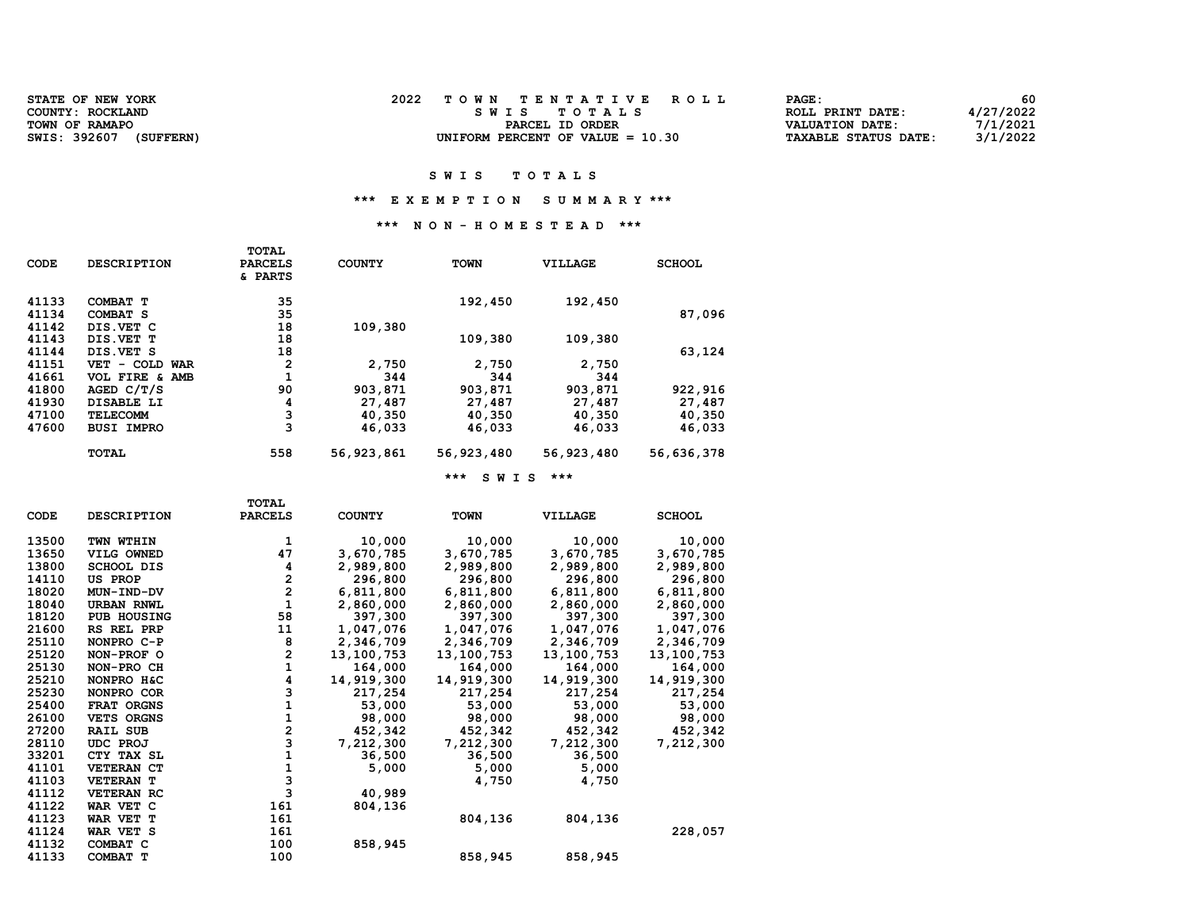STATE OF NEW YORK
COUNTY: ROCKLAND
TOWN OF RAMAPO
SWIS: 392607 (SUFFERN)

2022 TOWN TENTATIVE ROLL
SWIS TOTALS
PARCEL ID ORDER
UNIFORM PERCENT OF VALUE = 10.30

ROLL PRINT DATE: 4/27/2022
VALUATION DATE: 7/1/2021
TAXABLE STATUS DATE: 3/1/2022

## SWIS TOTALS

### *** EXEMPTION SUMMARY ***

### *** NON-HOMESTEAD ***

| CODE | DESCRIPTION | TOTAL PARCELS & PARTS | COUNTY | TOWN | VILLAGE | SCHOOL |
|---|---|---|---|---|---|---|
| 41133 | COMBAT T | 35 | | 192,450 | 192,450 | |
| 41134 | COMBAT S | 35 | | | | 87,096 |
| 41142 | DIS.VET C | 18 | 109,380 | | | |
| 41143 | DIS.VET T | 18 | | 109,380 | 109,380 | |
| 41144 | DIS.VET S | 18 | | | | 63,124 |
| 41151 | VET - COLD WAR | 2 | 2,750 | 2,750 | 2,750 | |
| 41661 | VOL FIRE & AMB | 1 | 344 | 344 | 344 | |
| 41800 | AGED C/T/S | 90 | 903,871 | 903,871 | 903,871 | 922,916 |
| 41930 | DISABLE LI | 4 | 27,487 | 27,487 | 27,487 | 27,487 |
| 47100 | TELECOMM | 3 | 40,350 | 40,350 | 40,350 | 40,350 |
| 47600 | BUSI IMPRO | 3 | 46,033 | 46,033 | 46,033 | 46,033 |
| | TOTAL | 558 | 56,923,861 | 56,923,480 | 56,923,480 | 56,636,378 |

### *** SWIS ***

| CODE | DESCRIPTION | TOTAL PARCELS | COUNTY | TOWN | VILLAGE | SCHOOL |
|---|---|---|---|---|---|---|
| 13500 | TWN WTHIN | 1 | 10,000 | 10,000 | 10,000 | 10,000 |
| 13650 | VILG OWNED | 47 | 3,670,785 | 3,670,785 | 3,670,785 | 3,670,785 |
| 13800 | SCHOOL DIS | 4 | 2,989,800 | 2,989,800 | 2,989,800 | 2,989,800 |
| 14110 | US PROP | 2 | 296,800 | 296,800 | 296,800 | 296,800 |
| 18020 | MUN-IND-DV | 2 | 6,811,800 | 6,811,800 | 6,811,800 | 6,811,800 |
| 18040 | URBAN RNWL | 1 | 2,860,000 | 2,860,000 | 2,860,000 | 2,860,000 |
| 18120 | PUB HOUSING | 58 | 397,300 | 397,300 | 397,300 | 397,300 |
| 21600 | RS REL PRP | 11 | 1,047,076 | 1,047,076 | 1,047,076 | 1,047,076 |
| 25110 | NONPRO C-P | 8 | 2,346,709 | 2,346,709 | 2,346,709 | 2,346,709 |
| 25120 | NON-PROF O | 2 | 13,100,753 | 13,100,753 | 13,100,753 | 13,100,753 |
| 25130 | NON-PRO CH | 1 | 164,000 | 164,000 | 164,000 | 164,000 |
| 25210 | NONPRO H&C | 4 | 14,919,300 | 14,919,300 | 14,919,300 | 14,919,300 |
| 25230 | NONPRO COR | 3 | 217,254 | 217,254 | 217,254 | 217,254 |
| 25400 | FRAT ORGNS | 1 | 53,000 | 53,000 | 53,000 | 53,000 |
| 26100 | VETS ORGNS | 1 | 98,000 | 98,000 | 98,000 | 98,000 |
| 27200 | RAIL SUB | 2 | 452,342 | 452,342 | 452,342 | 452,342 |
| 28110 | UDC PROJ | 3 | 7,212,300 | 7,212,300 | 7,212,300 | 7,212,300 |
| 33201 | CTY TAX SL | 1 | 36,500 | 36,500 | 36,500 | |
| 41101 | VETERAN CT | 1 | 5,000 | 5,000 | 5,000 | |
| 41103 | VETERAN T | 3 | | 4,750 | 4,750 | |
| 41112 | VETERAN RC | 3 | 40,989 | | | |
| 41122 | WAR VET C | 161 | 804,136 | | | |
| 41123 | WAR VET T | 161 | | 804,136 | 804,136 | |
| 41124 | WAR VET S | 161 | | | | 228,057 |
| 41132 | COMBAT C | 100 | 858,945 | | | |
| 41133 | COMBAT T | 100 | | 858,945 | 858,945 | |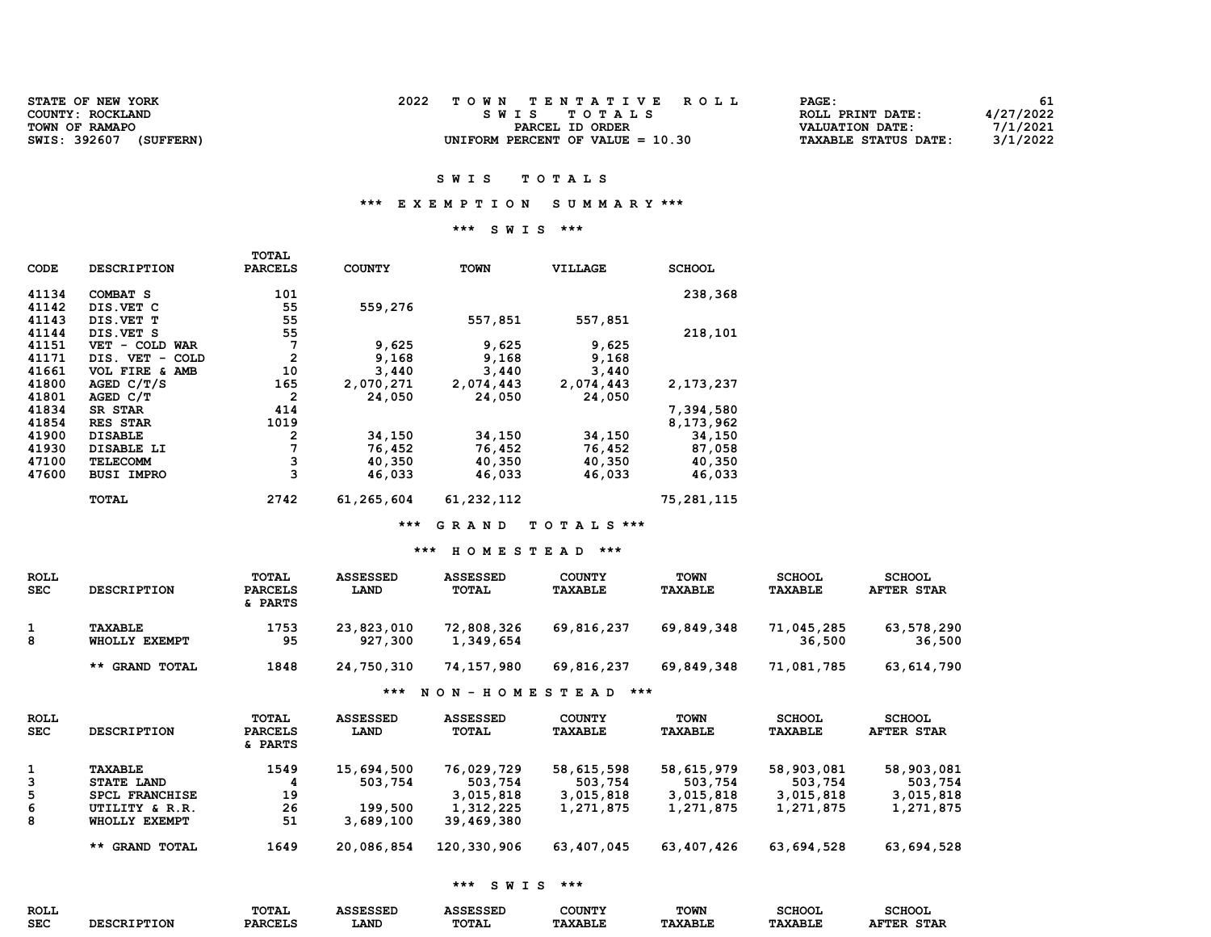STATE OF NEW YORK
COUNTY: ROCKLAND
TOWN OF RAMAPO
SWIS: 392607 (SUFFERN)

2022 TOWN TENTATIVE ROLL
SWIS TOTALS
PARCEL ID ORDER
UNIFORM PERCENT OF VALUE = 10.30

ROLL PRINT DATE: 4/27/2022
VALUATION DATE: 7/1/2021
TAXABLE STATUS DATE: 3/1/2022

## SWIS TOTALS

### *** EXEMPTION SUMMARY ***

### *** SWIS ***

| CODE | DESCRIPTION | TOTAL PARCELS | COUNTY | TOWN | VILLAGE | SCHOOL |
|---|---|---|---|---|---|---|
| 41134 | COMBAT S | 101 | | | | 238,368 |
| 41142 | DIS.VET C | 55 | 559,276 | | | |
| 41143 | DIS.VET T | 55 | | 557,851 | 557,851 | |
| 41144 | DIS.VET S | 55 | | | | 218,101 |
| 41151 | VET - COLD WAR | 7 | 9,625 | 9,625 | 9,625 | |
| 41171 | DIS. VET - COLD | 2 | 9,168 | 9,168 | 9,168 | |
| 41661 | VOL FIRE & AMB | 10 | 3,440 | 3,440 | 3,440 | |
| 41800 | AGED C/T/S | 165 | 2,070,271 | 2,074,443 | 2,074,443 | 2,173,237 |
| 41801 | AGED C/T | 2 | 24,050 | 24,050 | 24,050 | |
| 41834 | SR STAR | 414 | | | | 7,394,580 |
| 41854 | RES STAR | 1019 | | | | 8,173,962 |
| 41900 | DISABLE | 2 | 34,150 | 34,150 | 34,150 | 34,150 |
| 41930 | DISABLE LI | 7 | 76,452 | 76,452 | 76,452 | 87,058 |
| 47100 | TELECOMM | 3 | 40,350 | 40,350 | 40,350 | 40,350 |
| 47600 | BUSI IMPRO | 3 | 46,033 | 46,033 | 46,033 | 46,033 |
| | TOTAL | 2742 | 61,265,604 | 61,232,112 | | 75,281,115 |

### *** GRAND TOTALS ***

### *** HOMESTEAD ***

| ROLL SEC | DESCRIPTION | TOTAL PARCELS & PARTS | ASSESSED LAND | ASSESSED TOTAL | COUNTY TAXABLE | TOWN TAXABLE | SCHOOL TAXABLE | SCHOOL AFTER STAR |
|---|---|---|---|---|---|---|---|---|
| 1 | TAXABLE | 1753 | 23,823,010 | 72,808,326 | 69,816,237 | 69,849,348 | 71,045,285 | 63,578,290 |
| 8 | WHOLLY EXEMPT | 95 | 927,300 | 1,349,654 | | | 36,500 | 36,500 |
| | ** GRAND TOTAL | 1848 | 24,750,310 | 74,157,980 | 69,816,237 | 69,849,348 | 71,081,785 | 63,614,790 |

### *** NON-HOMESTEAD ***

| ROLL SEC | DESCRIPTION | TOTAL PARCELS & PARTS | ASSESSED LAND | ASSESSED TOTAL | COUNTY TAXABLE | TOWN TAXABLE | SCHOOL TAXABLE | SCHOOL AFTER STAR |
|---|---|---|---|---|---|---|---|---|
| 1 | TAXABLE | 1549 | 15,694,500 | 76,029,729 | 58,615,598 | 58,615,979 | 58,903,081 | 58,903,081 |
| 3 | STATE LAND | 4 | 503,754 | 503,754 | 503,754 | 503,754 | 503,754 | 503,754 |
| 5 | SPCL FRANCHISE | 19 | | 3,015,818 | 3,015,818 | 3,015,818 | 3,015,818 | 3,015,818 |
| 6 | UTILITY & R.R. | 26 | 199,500 | 1,312,225 | 1,271,875 | 1,271,875 | 1,271,875 | 1,271,875 |
| 8 | WHOLLY EXEMPT | 51 | 3,689,100 | 39,469,380 | | | | |
| | ** GRAND TOTAL | 1649 | 20,086,854 | 120,330,906 | 63,407,045 | 63,407,426 | 63,694,528 | 63,694,528 |

### *** SWIS ***

| ROLL SEC | DESCRIPTION | TOTAL PARCELS | ASSESSED LAND | ASSESSED TOTAL | COUNTY TAXABLE | TOWN TAXABLE | SCHOOL TAXABLE | SCHOOL AFTER STAR |
|---|---|---|---|---|---|---|---|---|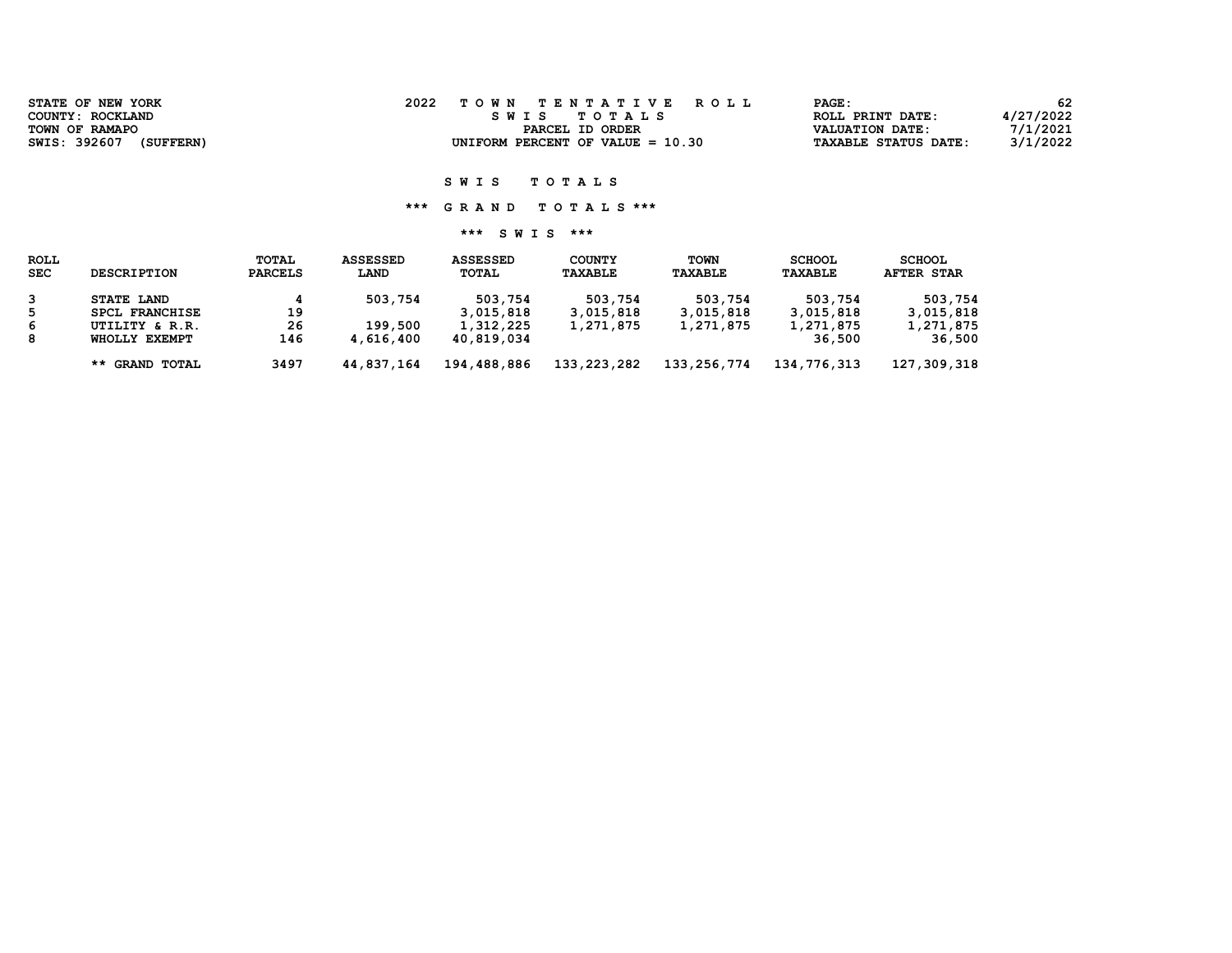STATE OF NEW YORK
COUNTY: ROCKLAND
TOWN OF RAMAPO
SWIS: 392607 (SUFFERN)

2022 TOWN TENTATIVE ROLL
SWIS TOTALS
PARCEL ID ORDER
UNIFORM PERCENT OF VALUE = 10.30

ROLL PRINT DATE: 4/27/2022
VALUATION DATE: 7/1/2021
TAXABLE STATUS DATE: 3/1/2022

## S W I S   T O T A L S

### *** G R A N D   T O T A L S ***

### *** S W I S ***

| ROLL SEC | DESCRIPTION | TOTAL PARCELS | ASSESSED LAND | ASSESSED TOTAL | COUNTY TAXABLE | TOWN TAXABLE | SCHOOL TAXABLE | SCHOOL AFTER STAR |
|---|---|---|---|---|---|---|---|---|
| 3 | STATE LAND | 4 | 503,754 | 503,754 | 503,754 | 503,754 | 503,754 | 503,754 |
| 5 | SPCL FRANCHISE | 19 | | 3,015,818 | 3,015,818 | 3,015,818 | 3,015,818 | 3,015,818 |
| 6 | UTILITY & R.R. | 26 | 199,500 | 1,312,225 | 1,271,875 | 1,271,875 | 1,271,875 | 1,271,875 |
| 8 | WHOLLY EXEMPT | 146 | 4,616,400 | 40,819,034 | | | 36,500 | 36,500 |
| | ** GRAND TOTAL | 3497 | 44,837,164 | 194,488,886 | 133,223,282 | 133,256,774 | 134,776,313 | 127,309,318 |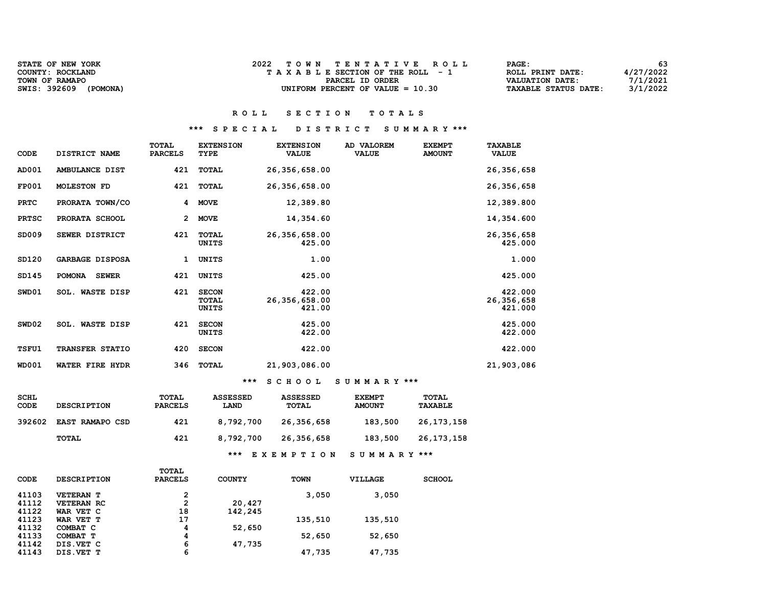STATE OF NEW YORK
COUNTY: ROCKLAND
TOWN OF RAMAPO
SWIS: 392609 (POMONA)

2022 TOWN TENTATIVE ROLL
TAXABLE SECTION OF THE ROLL - 1
PARCEL ID ORDER
UNIFORM PERCENT OF VALUE = 10.30

ROLL PRINT DATE: 4/27/2022
VALUATION DATE: 7/1/2021
TAXABLE STATUS DATE: 3/1/2022

# ROLL SECTION TOTALS

## *** SPECIAL DISTRICT SUMMARY ***

| CODE | DISTRICT NAME | TOTAL PARCELS | EXTENSION TYPE | EXTENSION VALUE | AD VALOREM VALUE | EXEMPT AMOUNT | TAXABLE VALUE |
|---|---|---|---|---|---|---|---|
| AD001 | AMBULANCE DIST | 421 | TOTAL | 26,356,658.00 | | | 26,356,658 |
| FP001 | MOLESTON FD | 421 | TOTAL | 26,356,658.00 | | | 26,356,658 |
| PRTC | PRORATA TOWN/CO | 4 | MOVE | 12,389.80 | | | 12,389.800 |
| PRTSC | PRORATA SCHOOL | 2 | MOVE | 14,354.60 | | | 14,354.600 |
| SD009 | SEWER DISTRICT | 421 | TOTAL | 26,356,658.00 | | | 26,356,658 |
| | | | UNITS | 425.00 | | | 425.000 |
| SD120 | GARBAGE DISPOSA | 1 | UNITS | 1.00 | | | 1.000 |
| SD145 | POMONA SEWER | 421 | UNITS | 425.00 | | | 425.000 |
| SWD01 | SOL. WASTE DISP | 421 | SECON | 422.00 | | | 422.000 |
| | | | TOTAL | 26,356,658.00 | | | 26,356,658 |
| | | | UNITS | 421.00 | | | 421.000 |
| SWD02 | SOL. WASTE DISP | 421 | SECON | 425.00 | | | 425.000 |
| | | | UNITS | 422.00 | | | 422.000 |
| TSFU1 | TRANSFER STATIO | 420 | SECON | 422.00 | | | 422.000 |
| WD001 | WATER FIRE HYDR | 346 | TOTAL | 21,903,086.00 | | | 21,903,086 |

## *** SCHOOL SUMMARY ***

| SCHL CODE | DESCRIPTION | TOTAL PARCELS | ASSESSED LAND | ASSESSED TOTAL | EXEMPT AMOUNT | TOTAL TAXABLE |
|---|---|---|---|---|---|---|
| 392602 | EAST RAMAPO CSD | 421 | 8,792,700 | 26,356,658 | 183,500 | 26,173,158 |
| | TOTAL | 421 | 8,792,700 | 26,356,658 | 183,500 | 26,173,158 |

## *** EXEMPTION SUMMARY ***

| CODE | DESCRIPTION | TOTAL PARCELS | COUNTY | TOWN | VILLAGE | SCHOOL |
|---|---|---|---|---|---|---|
| 41103 | VETERAN T | 2 | | 3,050 | 3,050 | |
| 41112 | VETERAN RC | 2 | 20,427 | | | |
| 41122 | WAR VET C | 18 | 142,245 | | | |
| 41123 | WAR VET T | 17 | | 135,510 | 135,510 | |
| 41132 | COMBAT C | 4 | 52,650 | | | |
| 41133 | COMBAT T | 4 | | 52,650 | 52,650 | |
| 41142 | DIS.VET C | 6 | 47,735 | | | |
| 41143 | DIS.VET T | 6 | | 47,735 | 47,735 | |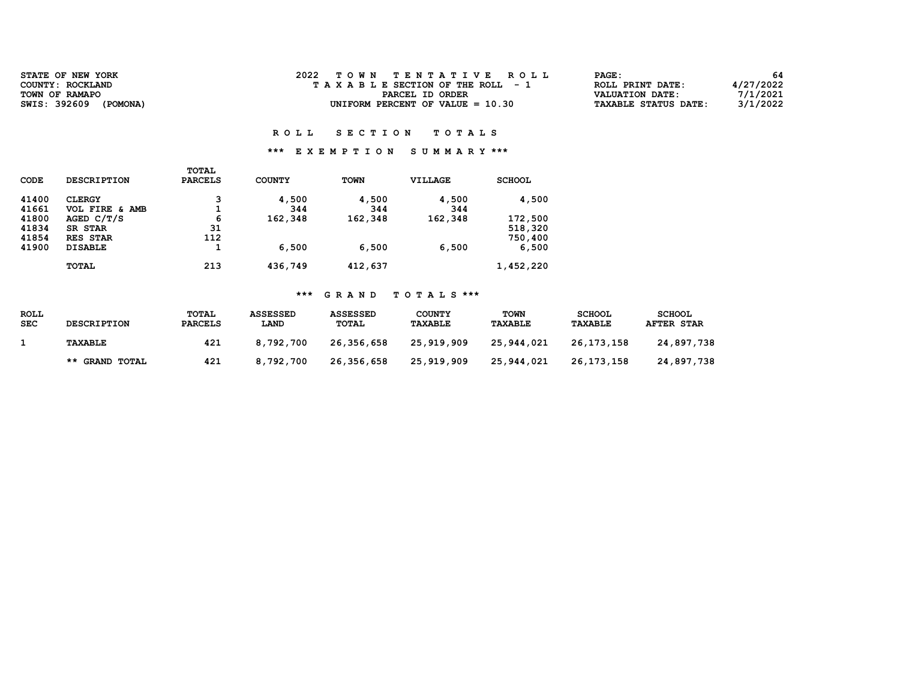STATE OF NEW YORK
COUNTY: ROCKLAND
TOWN OF RAMAPO
SWIS: 392609 (POMONA)

2022 TOWN TENTATIVE ROLL
TAXABLE SECTION OF THE ROLL - 1
PARCEL ID ORDER
UNIFORM PERCENT OF VALUE = 10.30

ROLL PRINT DATE: 4/27/2022
VALUATION DATE: 7/1/2021
TAXABLE STATUS DATE: 3/1/2022

# ROLL SECTION TOTALS

## *** EXEMPTION SUMMARY ***

| CODE | DESCRIPTION | TOTAL PARCELS | COUNTY | TOWN | VILLAGE | SCHOOL |
|---|---|---|---|---|---|---|
| 41400 | CLERGY | 3 | 4,500 | 4,500 | 4,500 | 4,500 |
| 41661 | VOL FIRE & AMB | 1 | 344 | 344 | 344 | |
| 41800 | AGED C/T/S | 6 | 162,348 | 162,348 | 162,348 | 172,500 |
| 41834 | SR STAR | 31 | | | | 518,320 |
| 41854 | RES STAR | 112 | | | | 750,400 |
| 41900 | DISABLE | 1 | 6,500 | 6,500 | 6,500 | 6,500 |
| | TOTAL | 213 | 436,749 | 412,637 | | 1,452,220 |

## *** GRAND TOTALS ***

| ROLL SEC | DESCRIPTION | TOTAL PARCELS | ASSESSED LAND | ASSESSED TOTAL | COUNTY TAXABLE | TOWN TAXABLE | SCHOOL TAXABLE | SCHOOL AFTER STAR |
|---|---|---|---|---|---|---|---|---|
| 1 | TAXABLE | 421 | 8,792,700 | 26,356,658 | 25,919,909 | 25,944,021 | 26,173,158 | 24,897,738 |
| | ** GRAND TOTAL | 421 | 8,792,700 | 26,356,658 | 25,919,909 | 25,944,021 | 26,173,158 | 24,897,738 |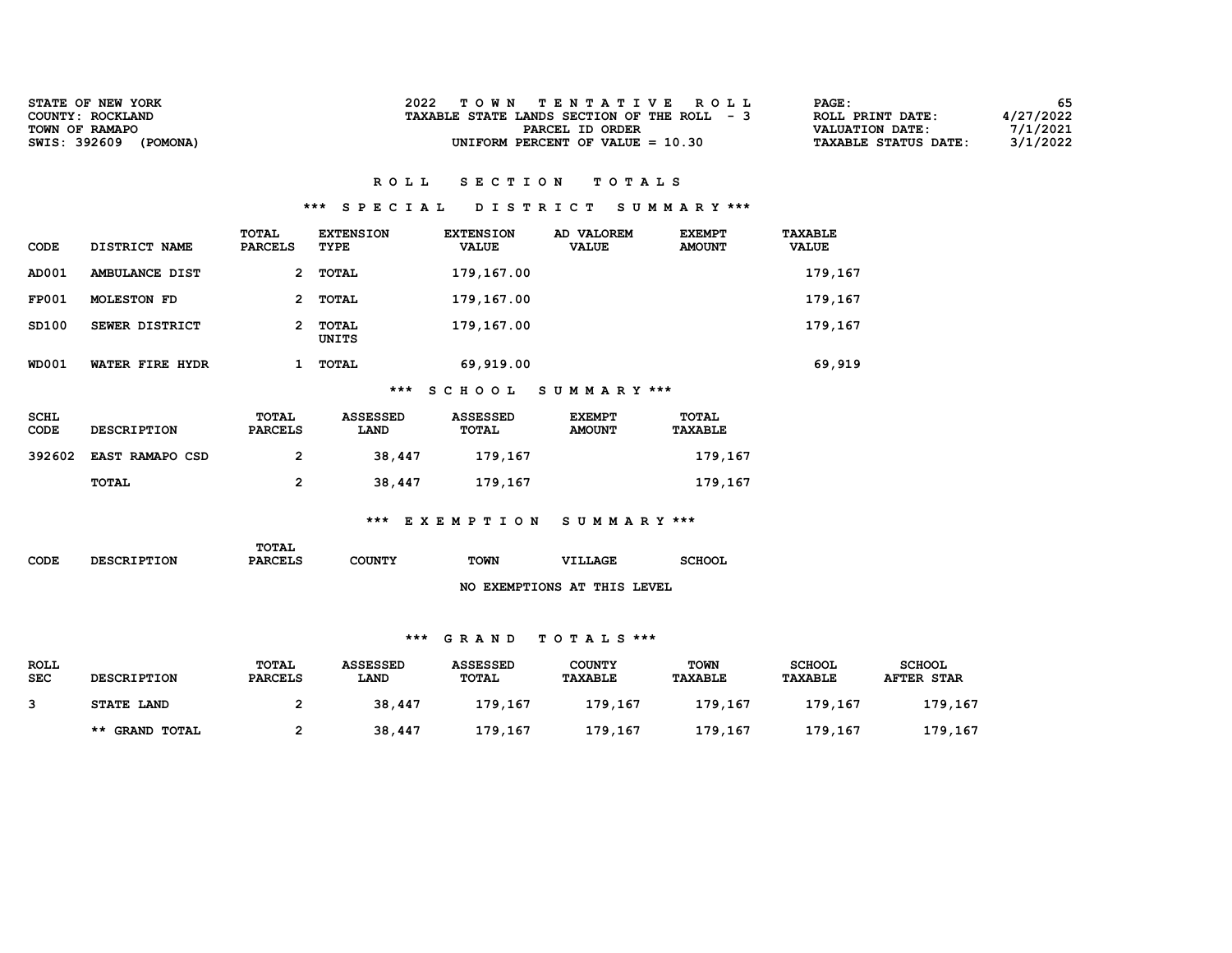STATE OF NEW YORK
COUNTY: ROCKLAND
TOWN OF RAMAPO
SWIS: 392609 (POMONA)

2022 TOWN TENTATIVE ROLL
TAXABLE STATE LANDS SECTION OF THE ROLL - 3
PARCEL ID ORDER
UNIFORM PERCENT OF VALUE = 10.30

ROLL PRINT DATE: 4/27/2022
VALUATION DATE: 7/1/2021
TAXABLE STATUS DATE: 3/1/2022

## ROLL SECTION TOTALS

### *** SPECIAL DISTRICT SUMMARY ***

| CODE | DISTRICT NAME | TOTAL PARCELS | EXTENSION TYPE | EXTENSION VALUE | AD VALOREM VALUE | EXEMPT AMOUNT | TAXABLE VALUE |
|---|---|---|---|---|---|---|---|
| AD001 | AMBULANCE DIST | 2 | TOTAL | 179,167.00 | | | 179,167 |
| FP001 | MOLESTON FD | 2 | TOTAL | 179,167.00 | | | 179,167 |
| SD100 | SEWER DISTRICT | 2 | TOTAL UNITS | 179,167.00 | | | 179,167 |
| WD001 | WATER FIRE HYDR | 1 | TOTAL | 69,919.00 | | | 69,919 |

### *** SCHOOL SUMMARY ***

| SCHL CODE | DESCRIPTION | TOTAL PARCELS | ASSESSED LAND | ASSESSED TOTAL | EXEMPT AMOUNT | TOTAL TAXABLE |
|---|---|---|---|---|---|---|
| 392602 | EAST RAMAPO CSD | 2 | 38,447 | 179,167 | | 179,167 |
| | TOTAL | 2 | 38,447 | 179,167 | | 179,167 |

### *** EXEMPTION SUMMARY ***

| CODE | DESCRIPTION | TOTAL PARCELS | COUNTY | TOWN | VILLAGE | SCHOOL |
|---|---|---|---|---|---|---|

NO EXEMPTIONS AT THIS LEVEL

### *** GRAND TOTALS ***

| ROLL SEC | DESCRIPTION | TOTAL PARCELS | ASSESSED LAND | ASSESSED TOTAL | COUNTY TAXABLE | TOWN TAXABLE | SCHOOL TAXABLE | SCHOOL AFTER STAR |
|---|---|---|---|---|---|---|---|---|
| 3 | STATE LAND | 2 | 38,447 | 179,167 | 179,167 | 179,167 | 179,167 | 179,167 |
| | ** GRAND TOTAL | 2 | 38,447 | 179,167 | 179,167 | 179,167 | 179,167 | 179,167 |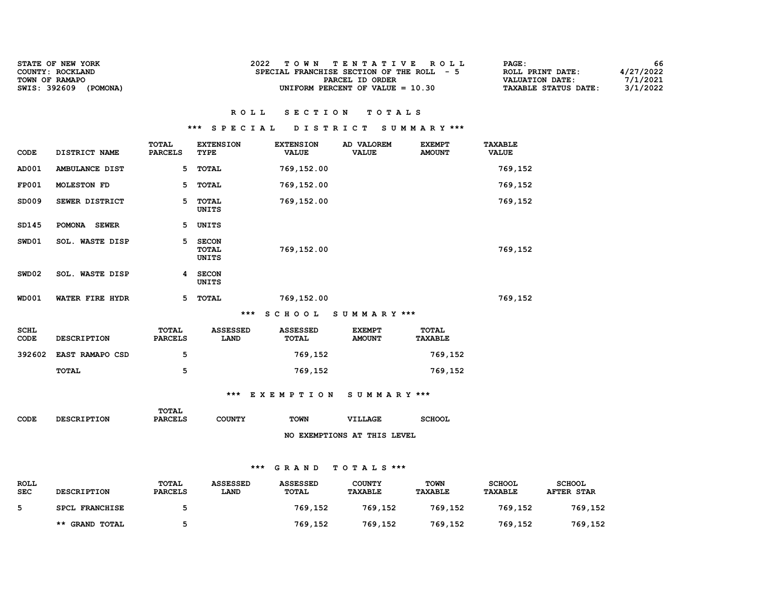STATE OF NEW YORK
COUNTY: ROCKLAND
TOWN OF RAMAPO
SWIS: 392609 (POMONA)

2022 TOWN TENTATIVE ROLL
SPECIAL FRANCHISE SECTION OF THE ROLL - 5
PARCEL ID ORDER
UNIFORM PERCENT OF VALUE = 10.30

ROLL PRINT DATE: 4/27/2022
VALUATION DATE: 7/1/2021
TAXABLE STATUS DATE: 3/1/2022

# ROLL SECTION TOTALS

## *** SPECIAL DISTRICT SUMMARY ***

| CODE | DISTRICT NAME | TOTAL PARCELS | EXTENSION TYPE | EXTENSION VALUE | AD VALOREM VALUE | EXEMPT AMOUNT | TAXABLE VALUE |
|---|---|---|---|---|---|---|---|
| AD001 | AMBULANCE DIST | 5 | TOTAL | 769,152.00 | | | 769,152 |
| FP001 | MOLESTON FD | 5 | TOTAL | 769,152.00 | | | 769,152 |
| SD009 | SEWER DISTRICT | 5 | TOTAL UNITS | 769,152.00 | | | 769,152 |
| SD145 | POMONA SEWER | 5 | UNITS | | | | |
| SWD01 | SOL. WASTE DISP | 5 | SECON TOTAL UNITS | 769,152.00 | | | 769,152 |
| SWD02 | SOL. WASTE DISP | 4 | SECON UNITS | | | | |
| WD001 | WATER FIRE HYDR | 5 | TOTAL | 769,152.00 | | | 769,152 |

## *** SCHOOL SUMMARY ***

| SCHL CODE | DESCRIPTION | TOTAL PARCELS | ASSESSED LAND | ASSESSED TOTAL | EXEMPT AMOUNT | TOTAL TAXABLE |
|---|---|---|---|---|---|---|
| 392602 | EAST RAMAPO CSD | 5 | | 769,152 | | 769,152 |
| | TOTAL | 5 | | 769,152 | | 769,152 |

## *** EXEMPTION SUMMARY ***

| CODE | DESCRIPTION | TOTAL PARCELS | COUNTY | TOWN | VILLAGE | SCHOOL |
|---|---|---|---|---|---|---|

NO EXEMPTIONS AT THIS LEVEL

## *** GRAND TOTALS ***

| ROLL SEC | DESCRIPTION | TOTAL PARCELS | ASSESSED LAND | ASSESSED TOTAL | COUNTY TAXABLE | TOWN TAXABLE | SCHOOL TAXABLE | SCHOOL AFTER STAR |
|---|---|---|---|---|---|---|---|---|
| 5 | SPCL FRANCHISE | 5 | | 769,152 | 769,152 | 769,152 | 769,152 | 769,152 |
| | ** GRAND TOTAL | 5 | | 769,152 | 769,152 | 769,152 | 769,152 | 769,152 |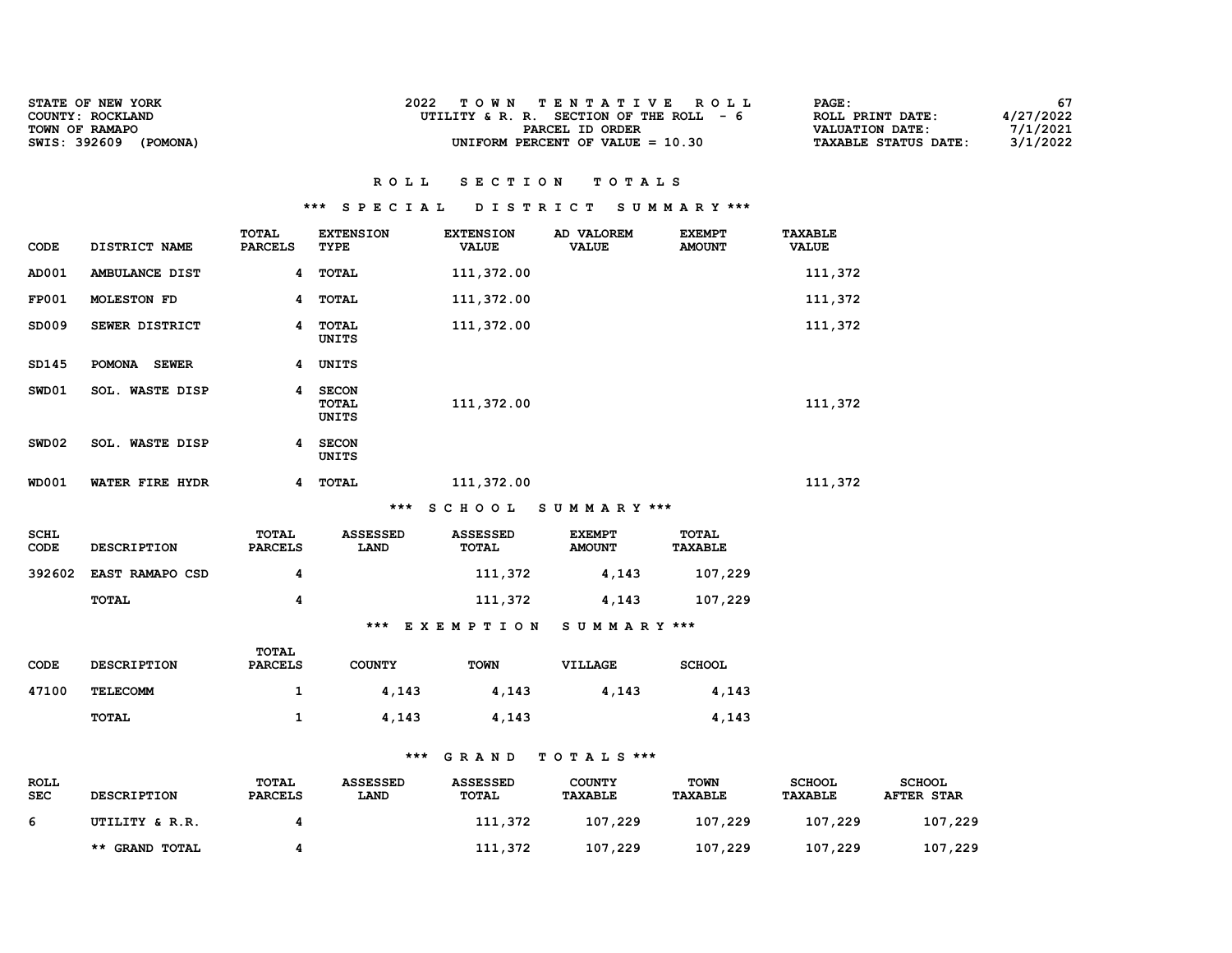STATE OF NEW YORK
COUNTY: ROCKLAND
TOWN OF RAMAPO
SWIS: 392609 (POMONA)

2022 TOWN TENTATIVE ROLL
UTILITY & R. R. SECTION OF THE ROLL - 6
PARCEL ID ORDER
UNIFORM PERCENT OF VALUE = 10.30

ROLL PRINT DATE: 4/27/2022
VALUATION DATE: 7/1/2021
TAXABLE STATUS DATE: 3/1/2022

# ROLL SECTION TOTALS

## *** SPECIAL DISTRICT SUMMARY ***

| CODE | DISTRICT NAME | TOTAL PARCELS | EXTENSION TYPE | EXTENSION VALUE | AD VALOREM VALUE | EXEMPT AMOUNT | TAXABLE VALUE |
|---|---|---|---|---|---|---|---|
| AD001 | AMBULANCE DIST | 4 | TOTAL | 111,372.00 | | | 111,372 |
| FP001 | MOLESTON FD | 4 | TOTAL | 111,372.00 | | | 111,372 |
| SD009 | SEWER DISTRICT | 4 | TOTAL UNITS | 111,372.00 | | | 111,372 |
| SD145 | POMONA SEWER | 4 | UNITS | | | | |
| SWD01 | SOL. WASTE DISP | 4 | SECON TOTAL UNITS | 111,372.00 | | | 111,372 |
| SWD02 | SOL. WASTE DISP | 4 | SECON UNITS | | | | |
| WD001 | WATER FIRE HYDR | 4 | TOTAL | 111,372.00 | | | 111,372 |

## *** SCHOOL SUMMARY ***

| SCHL CODE | DESCRIPTION | TOTAL PARCELS | ASSESSED LAND | ASSESSED TOTAL | EXEMPT AMOUNT | TOTAL TAXABLE |
|---|---|---|---|---|---|---|
| 392602 | EAST RAMAPO CSD | 4 | | 111,372 | 4,143 | 107,229 |
| | TOTAL | 4 | | 111,372 | 4,143 | 107,229 |

## *** EXEMPTION SUMMARY ***

| CODE | DESCRIPTION | TOTAL PARCELS | COUNTY | TOWN | VILLAGE | SCHOOL |
|---|---|---|---|---|---|---|
| 47100 | TELECOMM | 1 | 4,143 | 4,143 | 4,143 | 4,143 |
| | TOTAL | 1 | 4,143 | 4,143 | | 4,143 |

## *** GRAND TOTALS ***

| ROLL SEC | DESCRIPTION | TOTAL PARCELS | ASSESSED LAND | ASSESSED TOTAL | COUNTY TAXABLE | TOWN TAXABLE | SCHOOL TAXABLE | SCHOOL AFTER STAR |
|---|---|---|---|---|---|---|---|---|
| 6 | UTILITY & R.R. | 4 | | 111,372 | 107,229 | 107,229 | 107,229 | 107,229 |
| | ** GRAND TOTAL | 4 | | 111,372 | 107,229 | 107,229 | 107,229 | 107,229 |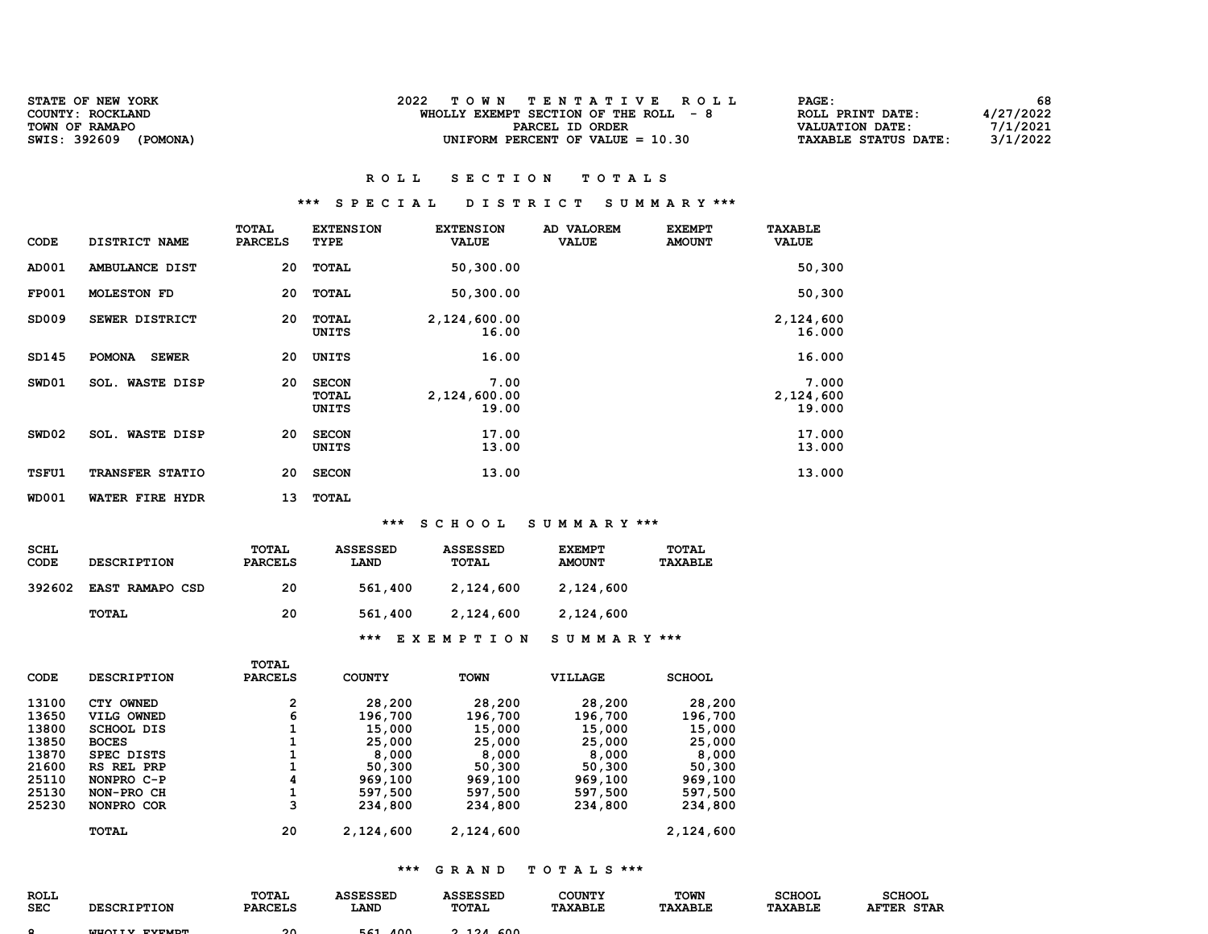STATE OF NEW YORK
COUNTY: ROCKLAND
TOWN OF RAMAPO
SWIS: 392609 (POMONA)

2022 TOWN TENTATIVE ROLL
WHOLLY EXEMPT SECTION OF THE ROLL - 8
PARCEL ID ORDER
UNIFORM PERCENT OF VALUE = 10.30

ROLL PRINT DATE: 4/27/2022
VALUATION DATE: 7/1/2021
TAXABLE STATUS DATE: 3/1/2022

## ROLL SECTION TOTALS

### *** SPECIAL DISTRICT SUMMARY ***

| CODE | DISTRICT NAME | TOTAL PARCELS | EXTENSION TYPE | EXTENSION VALUE | AD VALOREM VALUE | EXEMPT AMOUNT | TAXABLE VALUE |
|---|---|---|---|---|---|---|---|
| AD001 | AMBULANCE DIST | 20 | TOTAL | 50,300.00 | | | 50,300 |
| FP001 | MOLESTON FD | 20 | TOTAL | 50,300.00 | | | 50,300 |
| SD009 | SEWER DISTRICT | 20 | TOTAL | 2,124,600.00 | | | 2,124,600 |
| | | | UNITS | 16.00 | | | 16.000 |
| SD145 | POMONA SEWER | 20 | UNITS | 16.00 | | | 16.000 |
| SWD01 | SOL. WASTE DISP | 20 | SECON | 7.00 | | | 7.000 |
| | | | TOTAL | 2,124,600.00 | | | 2,124,600 |
| | | | UNITS | 19.00 | | | 19.000 |
| SWD02 | SOL. WASTE DISP | 20 | SECON | 17.00 | | | 17.000 |
| | | | UNITS | 13.00 | | | 13.000 |
| TSFU1 | TRANSFER STATIO | 20 | SECON | 13.00 | | | 13.000 |
| WD001 | WATER FIRE HYDR | 13 | TOTAL | | | | |

### *** SCHOOL SUMMARY ***

| SCHL CODE | DESCRIPTION | TOTAL PARCELS | ASSESSED LAND | ASSESSED TOTAL | EXEMPT AMOUNT | TOTAL TAXABLE |
|---|---|---|---|---|---|---|
| 392602 | EAST RAMAPO CSD | 20 | 561,400 | 2,124,600 | 2,124,600 | |
| | TOTAL | 20 | 561,400 | 2,124,600 | 2,124,600 | |

### *** EXEMPTION SUMMARY ***

| CODE | DESCRIPTION | TOTAL PARCELS | COUNTY | TOWN | VILLAGE | SCHOOL |
|---|---|---|---|---|---|---|
| 13100 | CTY OWNED | 2 | 28,200 | 28,200 | 28,200 | 28,200 |
| 13650 | VILG OWNED | 6 | 196,700 | 196,700 | 196,700 | 196,700 |
| 13800 | SCHOOL DIS | 1 | 15,000 | 15,000 | 15,000 | 15,000 |
| 13850 | BOCES | 1 | 25,000 | 25,000 | 25,000 | 25,000 |
| 13870 | SPEC DISTS | 1 | 8,000 | 8,000 | 8,000 | 8,000 |
| 21600 | RS REL PRP | 1 | 50,300 | 50,300 | 50,300 | 50,300 |
| 25110 | NONPRO C-P | 4 | 969,100 | 969,100 | 969,100 | 969,100 |
| 25130 | NON-PRO CH | 1 | 597,500 | 597,500 | 597,500 | 597,500 |
| 25230 | NONPRO COR | 3 | 234,800 | 234,800 | 234,800 | 234,800 |
| | TOTAL | 20 | 2,124,600 | 2,124,600 | | 2,124,600 |

### *** GRAND TOTALS ***

| ROLL SEC | DESCRIPTION | TOTAL PARCELS | ASSESSED LAND | ASSESSED TOTAL | COUNTY TAXABLE | TOWN TAXABLE | SCHOOL TAXABLE | SCHOOL AFTER STAR |
|---|---|---|---|---|---|---|---|---|
| 8 | WHOLLY EXEMPT | 20 | 561,400 | 2,124,600 | | | | |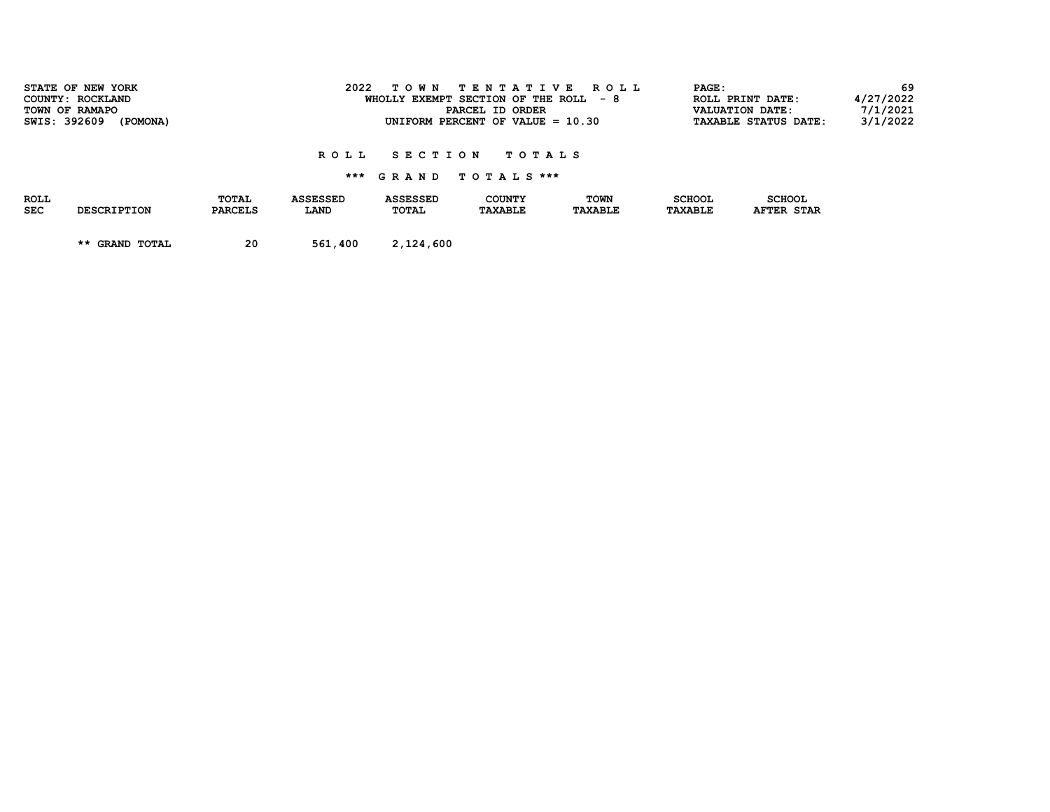STATE OF NEW YORK
COUNTY: ROCKLAND
TOWN OF RAMAPO
SWIS: 392609 (POMONA)

2022 T O W N T E N T A T I V E R O L L
WHOLLY EXEMPT SECTION OF THE ROLL - 8
PARCEL ID ORDER
UNIFORM PERCENT OF VALUE = 10.30

PAGE: 69
ROLL PRINT DATE: 4/27/2022
VALUATION DATE: 7/1/2021
TAXABLE STATUS DATE: 3/1/2022

## R O L L S E C T I O N T O T A L S

### *** G R A N D T O T A L S ***

| ROLL SEC | DESCRIPTION | TOTAL PARCELS | ASSESSED LAND | ASSESSED TOTAL | COUNTY TAXABLE | TOWN TAXABLE | SCHOOL TAXABLE | SCHOOL AFTER STAR |
|---|---|---|---|---|---|---|---|---|
| | ** GRAND TOTAL | 20 | 561,400 | 2,124,600 | | | | |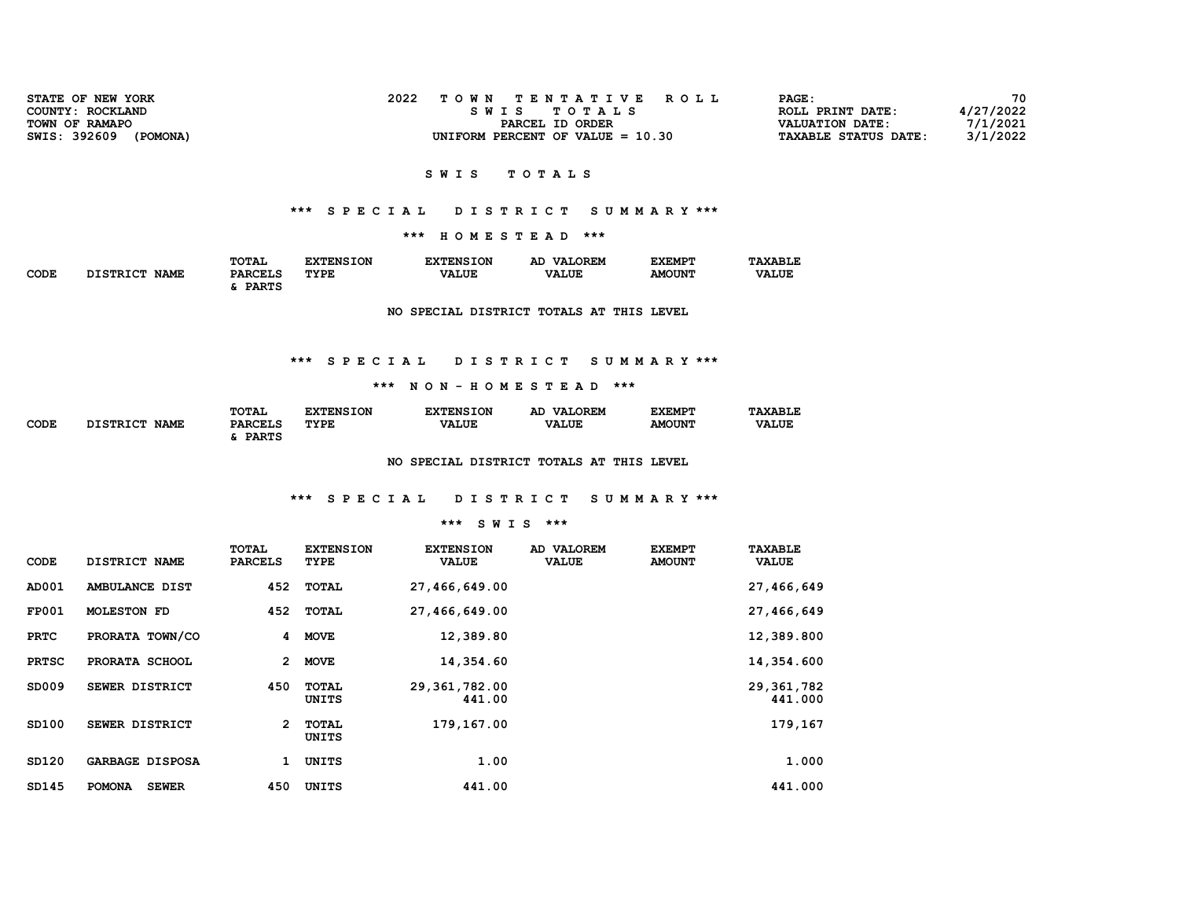STATE OF NEW YORK
COUNTY: ROCKLAND
TOWN OF RAMAPO
SWIS: 392609 (POMONA)

2022 TOWN TENTATIVE ROLL
SWIS TOTALS
PARCEL ID ORDER
UNIFORM PERCENT OF VALUE = 10.30

ROLL PRINT DATE: 4/27/2022
VALUATION DATE: 7/1/2021
TAXABLE STATUS DATE: 3/1/2022

# SWIS TOTALS

## *** SPECIAL DISTRICT SUMMARY ***

### *** HOMESTEAD ***

| CODE | DISTRICT NAME | TOTAL PARCELS & PARTS | EXTENSION TYPE | EXTENSION VALUE | AD VALOREM VALUE | EXEMPT AMOUNT | TAXABLE VALUE |
|---|---|---|---|---|---|---|---|

NO SPECIAL DISTRICT TOTALS AT THIS LEVEL

## *** SPECIAL DISTRICT SUMMARY ***

### *** NON-HOMESTEAD ***

| CODE | DISTRICT NAME | TOTAL PARCELS & PARTS | EXTENSION TYPE | EXTENSION VALUE | AD VALOREM VALUE | EXEMPT AMOUNT | TAXABLE VALUE |
|---|---|---|---|---|---|---|---|

NO SPECIAL DISTRICT TOTALS AT THIS LEVEL

## *** SPECIAL DISTRICT SUMMARY ***

### *** SWIS ***

| CODE | DISTRICT NAME | TOTAL PARCELS | EXTENSION TYPE | EXTENSION VALUE | AD VALOREM VALUE | EXEMPT AMOUNT | TAXABLE VALUE |
|---|---|---|---|---|---|---|---|
| AD001 | AMBULANCE DIST | 452 | TOTAL | 27,466,649.00 | | | 27,466,649 |
| FP001 | MOLESTON FD | 452 | TOTAL | 27,466,649.00 | | | 27,466,649 |
| PRTC | PRORATA TOWN/CO | 4 | MOVE | 12,389.80 | | | 12,389.800 |
| PRTSC | PRORATA SCHOOL | 2 | MOVE | 14,354.60 | | | 14,354.600 |
| SD009 | SEWER DISTRICT | 450 | TOTAL | 29,361,782.00 | | | 29,361,782 |
| | | | UNITS | 441.00 | | | 441.000 |
| SD100 | SEWER DISTRICT | 2 | TOTAL | 179,167.00 | | | 179,167 |
| | | | UNITS | | | | |
| SD120 | GARBAGE DISPOSA | 1 | UNITS | 1.00 | | | 1.000 |
| SD145 | POMONA SEWER | 450 | UNITS | 441.00 | | | 441.000 |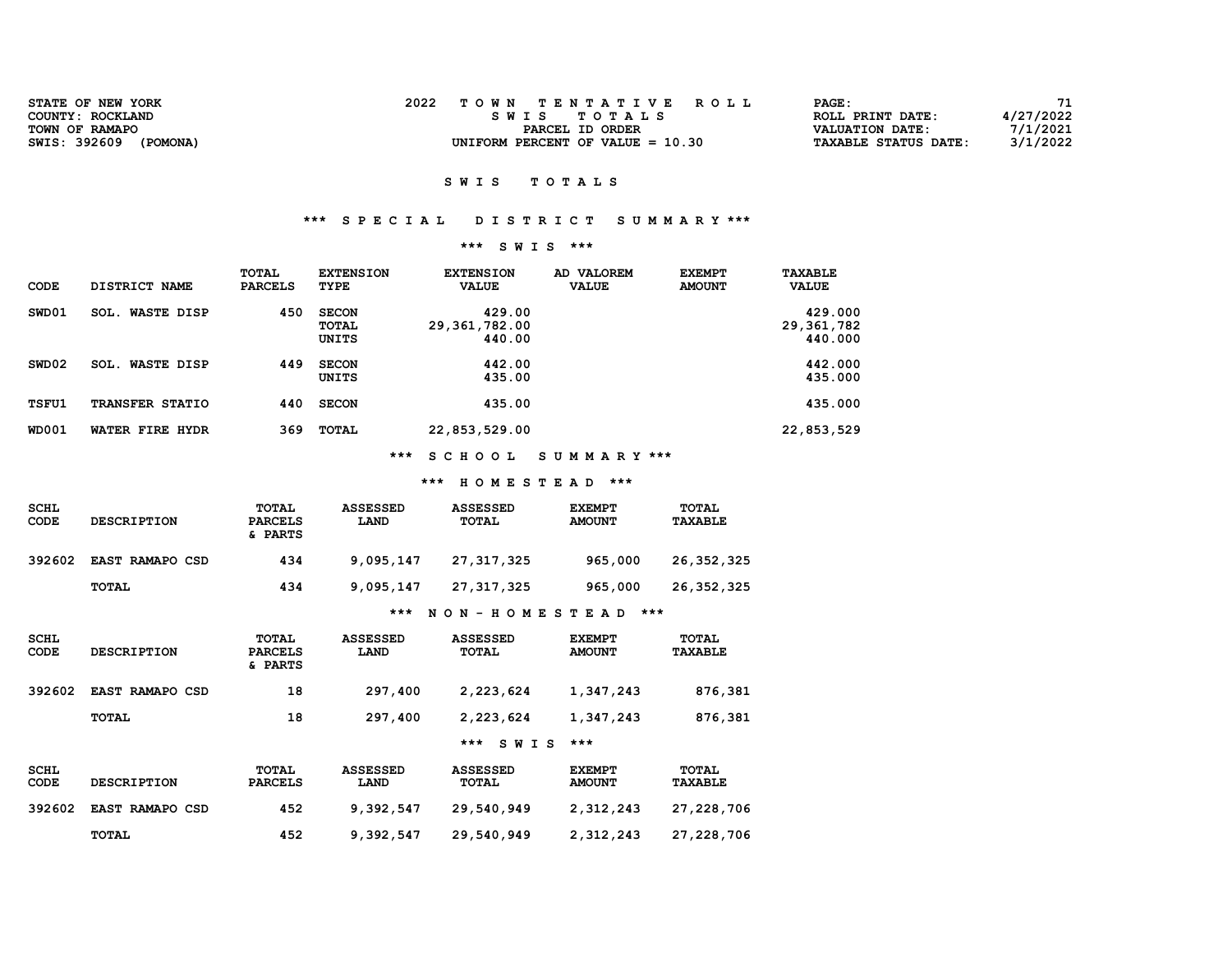STATE OF NEW YORK
COUNTY: ROCKLAND
TOWN OF RAMAPO
SWIS: 392609 (POMONA)

2022 TOWN TENTATIVE ROLL
SWIS TOTALS
PARCEL ID ORDER
UNIFORM PERCENT OF VALUE = 10.30

ROLL PRINT DATE: 4/27/2022
VALUATION DATE: 7/1/2021
TAXABLE STATUS DATE: 3/1/2022

# SWIS TOTALS

## *** SPECIAL DISTRICT SUMMARY ***

### *** SWIS ***

| CODE | DISTRICT NAME | TOTAL PARCELS | EXTENSION TYPE | EXTENSION VALUE | AD VALOREM VALUE | EXEMPT AMOUNT | TAXABLE VALUE |
|---|---|---|---|---|---|---|---|
| SWD01 | SOL. WASTE DISP | 450 | SECON | 429.00 | | | 429.000 |
| | | | TOTAL | 29,361,782.00 | | | 29,361,782 |
| | | | UNITS | 440.00 | | | 440.000 |
| SWD02 | SOL. WASTE DISP | 449 | SECON | 442.00 | | | 442.000 |
| | | | UNITS | 435.00 | | | 435.000 |
| TSFU1 | TRANSFER STATIO | 440 | SECON | 435.00 | | | 435.000 |
| WD001 | WATER FIRE HYDR | 369 | TOTAL | 22,853,529.00 | | | 22,853,529 |

## *** SCHOOL SUMMARY ***

### *** HOMESTEAD ***

| SCHL CODE | DESCRIPTION | TOTAL PARCELS & PARTS | ASSESSED LAND | ASSESSED TOTAL | EXEMPT AMOUNT | TOTAL TAXABLE |
|---|---|---|---|---|---|---|
| 392602 | EAST RAMAPO CSD | 434 | 9,095,147 | 27,317,325 | 965,000 | 26,352,325 |
| | TOTAL | 434 | 9,095,147 | 27,317,325 | 965,000 | 26,352,325 |

### *** NON-HOMESTEAD ***

| SCHL CODE | DESCRIPTION | TOTAL PARCELS & PARTS | ASSESSED LAND | ASSESSED TOTAL | EXEMPT AMOUNT | TOTAL TAXABLE |
|---|---|---|---|---|---|---|
| 392602 | EAST RAMAPO CSD | 18 | 297,400 | 2,223,624 | 1,347,243 | 876,381 |
| | TOTAL | 18 | 297,400 | 2,223,624 | 1,347,243 | 876,381 |

### *** SWIS ***

| SCHL CODE | DESCRIPTION | TOTAL PARCELS | ASSESSED LAND | ASSESSED TOTAL | EXEMPT AMOUNT | TOTAL TAXABLE |
|---|---|---|---|---|---|---|
| 392602 | EAST RAMAPO CSD | 452 | 9,392,547 | 29,540,949 | 2,312,243 | 27,228,706 |
| | TOTAL | 452 | 9,392,547 | 29,540,949 | 2,312,243 | 27,228,706 |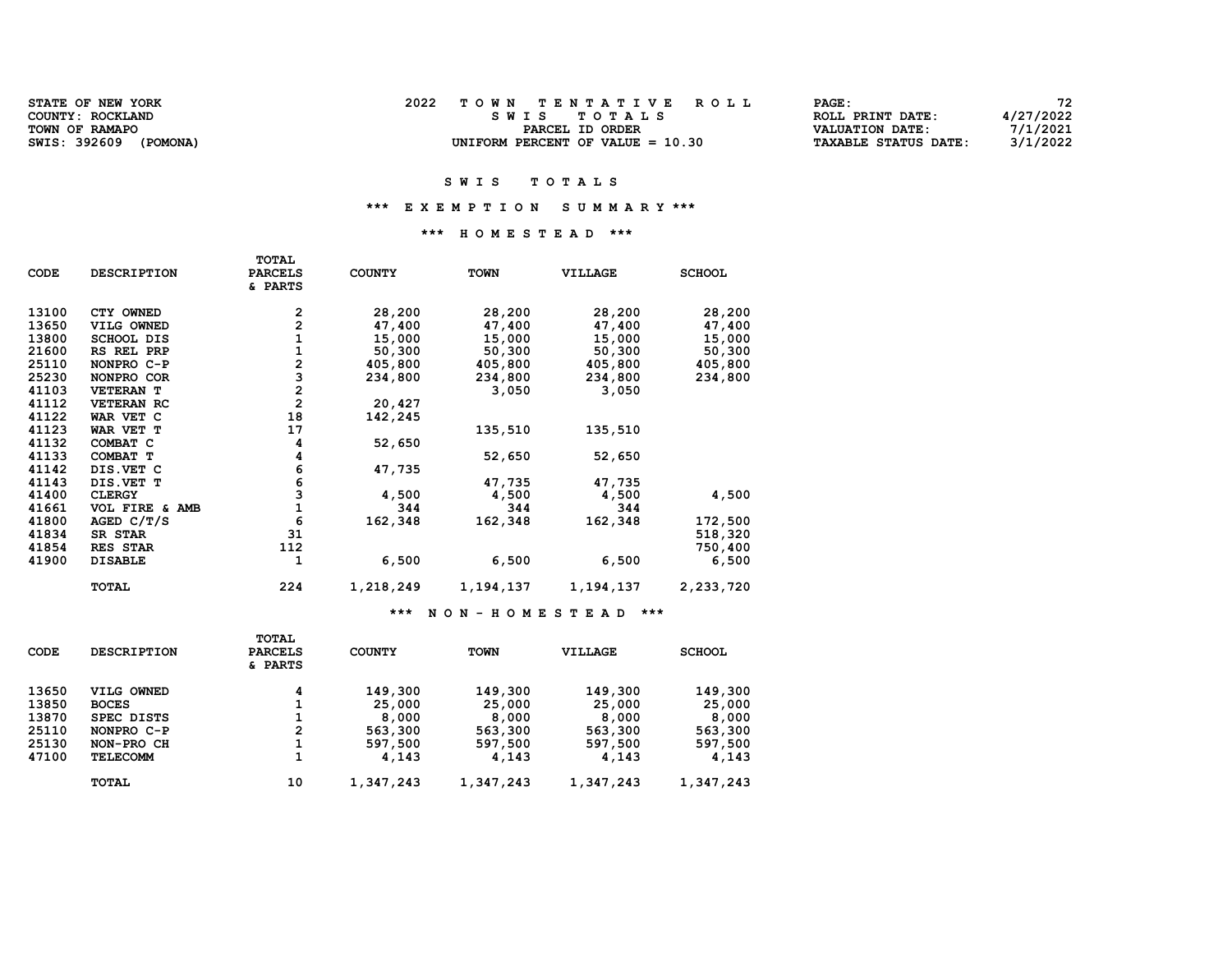STATE OF NEW YORK
COUNTY: ROCKLAND
TOWN OF RAMAPO
SWIS: 392609 (POMONA)

2022 TOWN TENTATIVE ROLL
SWIS TOTALS
PARCEL ID ORDER
UNIFORM PERCENT OF VALUE = 10.30

ROLL PRINT DATE: 4/27/2022
VALUATION DATE: 7/1/2021
TAXABLE STATUS DATE: 3/1/2022

# SWIS TOTALS

## *** EXEMPTION SUMMARY ***

### *** HOMESTEAD ***

| CODE | DESCRIPTION | TOTAL PARCELS & PARTS | COUNTY | TOWN | VILLAGE | SCHOOL |
|---|---|---|---|---|---|---|
| 13100 | CTY OWNED | 2 | 28,200 | 28,200 | 28,200 | 28,200 |
| 13650 | VILG OWNED | 2 | 47,400 | 47,400 | 47,400 | 47,400 |
| 13800 | SCHOOL DIS | 1 | 15,000 | 15,000 | 15,000 | 15,000 |
| 21600 | RS REL PRP | 1 | 50,300 | 50,300 | 50,300 | 50,300 |
| 25110 | NONPRO C-P | 2 | 405,800 | 405,800 | 405,800 | 405,800 |
| 25230 | NONPRO COR | 3 | 234,800 | 234,800 | 234,800 | 234,800 |
| 41103 | VETERAN T | 2 | | 3,050 | 3,050 | |
| 41112 | VETERAN RC | 2 | 20,427 | | | |
| 41122 | WAR VET C | 18 | 142,245 | | | |
| 41123 | WAR VET T | 17 | | 135,510 | 135,510 | |
| 41132 | COMBAT C | 4 | 52,650 | | | |
| 41133 | COMBAT T | 4 | | 52,650 | 52,650 | |
| 41142 | DIS.VET C | 6 | 47,735 | | | |
| 41143 | DIS.VET T | 6 | | 47,735 | 47,735 | |
| 41400 | CLERGY | 3 | 4,500 | 4,500 | 4,500 | 4,500 |
| 41661 | VOL FIRE & AMB | 1 | 344 | 344 | 344 | |
| 41800 | AGED C/T/S | 6 | 162,348 | 162,348 | 162,348 | 172,500 |
| 41834 | SR STAR | 31 | | | | 518,320 |
| 41854 | RES STAR | 112 | | | | 750,400 |
| 41900 | DISABLE | 1 | 6,500 | 6,500 | 6,500 | 6,500 |
| | TOTAL | 224 | 1,218,249 | 1,194,137 | 1,194,137 | 2,233,720 |

### *** NON-HOMESTEAD ***

| CODE | DESCRIPTION | TOTAL PARCELS & PARTS | COUNTY | TOWN | VILLAGE | SCHOOL |
|---|---|---|---|---|---|---|
| 13650 | VILG OWNED | 4 | 149,300 | 149,300 | 149,300 | 149,300 |
| 13850 | BOCES | 1 | 25,000 | 25,000 | 25,000 | 25,000 |
| 13870 | SPEC DISTS | 1 | 8,000 | 8,000 | 8,000 | 8,000 |
| 25110 | NONPRO C-P | 2 | 563,300 | 563,300 | 563,300 | 563,300 |
| 25130 | NON-PRO CH | 1 | 597,500 | 597,500 | 597,500 | 597,500 |
| 47100 | TELECOMM | 1 | 4,143 | 4,143 | 4,143 | 4,143 |
| | TOTAL | 10 | 1,347,243 | 1,347,243 | 1,347,243 | 1,347,243 |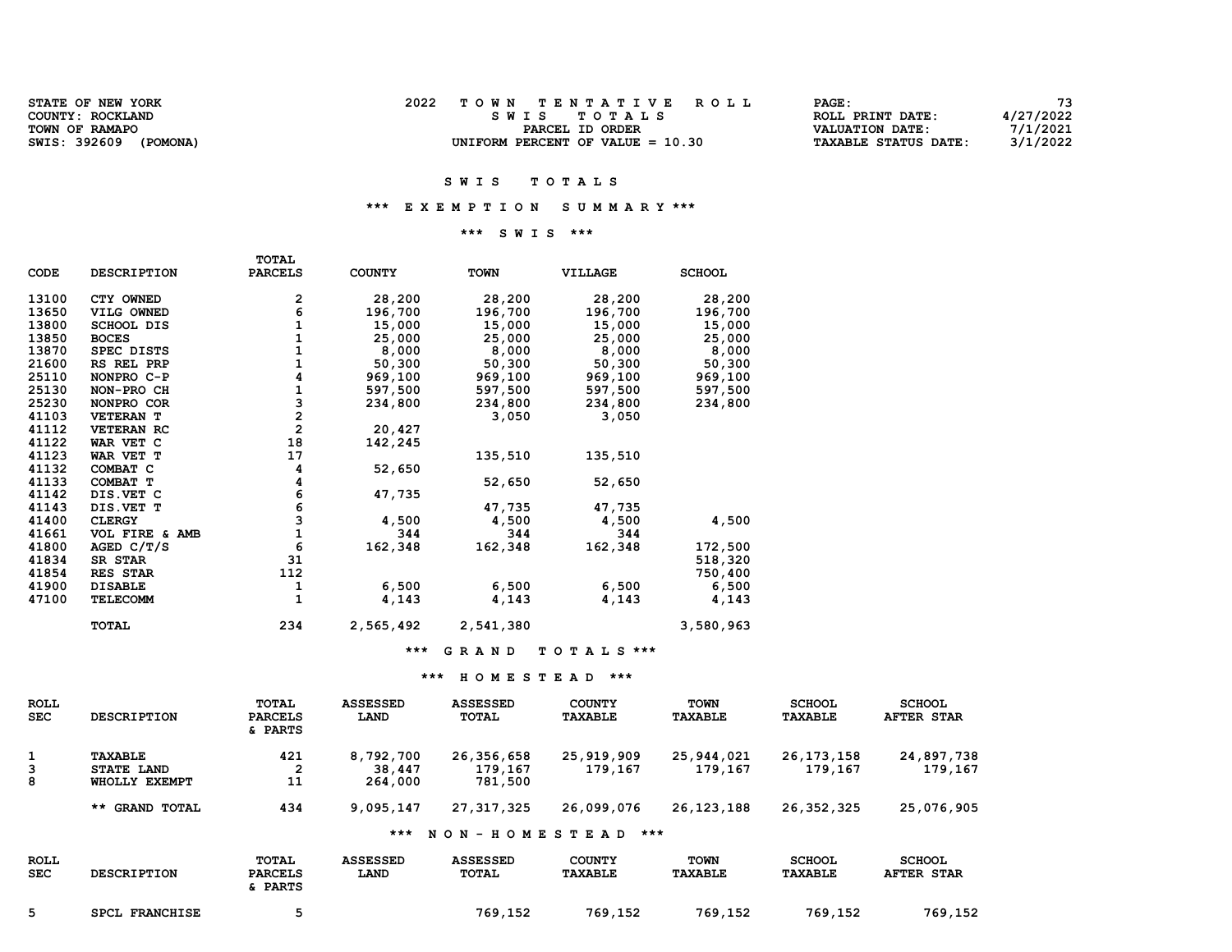STATE OF NEW YORK
COUNTY: ROCKLAND
TOWN OF RAMAPO
SWIS: 392609 (POMONA)

2022 TOWN TENTATIVE ROLL
SWIS TOTALS
PARCEL ID ORDER
UNIFORM PERCENT OF VALUE = 10.30

ROLL PRINT DATE: 4/27/2022
VALUATION DATE: 7/1/2021
TAXABLE STATUS DATE: 3/1/2022

## SWIS TOTALS

### *** EXEMPTION SUMMARY ***

### *** SWIS ***

| CODE | DESCRIPTION | TOTAL PARCELS | COUNTY | TOWN | VILLAGE | SCHOOL |
|---|---|---|---|---|---|---|
| 13100 | CTY OWNED | 2 | 28,200 | 28,200 | 28,200 | 28,200 |
| 13650 | VILG OWNED | 6 | 196,700 | 196,700 | 196,700 | 196,700 |
| 13800 | SCHOOL DIS | 1 | 15,000 | 15,000 | 15,000 | 15,000 |
| 13850 | BOCES | 1 | 25,000 | 25,000 | 25,000 | 25,000 |
| 13870 | SPEC DISTS | 1 | 8,000 | 8,000 | 8,000 | 8,000 |
| 21600 | RS REL PRP | 1 | 50,300 | 50,300 | 50,300 | 50,300 |
| 25110 | NONPRO C-P | 4 | 969,100 | 969,100 | 969,100 | 969,100 |
| 25130 | NON-PRO CH | 1 | 597,500 | 597,500 | 597,500 | 597,500 |
| 25230 | NONPRO COR | 3 | 234,800 | 234,800 | 234,800 | 234,800 |
| 41103 | VETERAN T | 2 | | 3,050 | 3,050 | |
| 41112 | VETERAN RC | 2 | 20,427 | | | |
| 41122 | WAR VET C | 18 | 142,245 | | | |
| 41123 | WAR VET T | 17 | | 135,510 | 135,510 | |
| 41132 | COMBAT C | 4 | 52,650 | | | |
| 41133 | COMBAT T | 4 | | 52,650 | 52,650 | |
| 41142 | DIS.VET C | 6 | 47,735 | | | |
| 41143 | DIS.VET T | 6 | | 47,735 | 47,735 | |
| 41400 | CLERGY | 3 | 4,500 | 4,500 | 4,500 | 4,500 |
| 41661 | VOL FIRE & AMB | 1 | 344 | 344 | 344 | |
| 41800 | AGED C/T/S | 6 | 162,348 | 162,348 | 162,348 | 172,500 |
| 41834 | SR STAR | 31 | | | | 518,320 |
| 41854 | RES STAR | 112 | | | | 750,400 |
| 41900 | DISABLE | 1 | 6,500 | 6,500 | 6,500 | 6,500 |
| 47100 | TELECOMM | 1 | 4,143 | 4,143 | 4,143 | 4,143 |
| | TOTAL | 234 | 2,565,492 | 2,541,380 | | 3,580,963 |

### *** GRAND TOTALS ***

### *** HOMESTEAD ***

| ROLL SEC | DESCRIPTION | TOTAL PARCELS & PARTS | ASSESSED LAND | ASSESSED TOTAL | COUNTY TAXABLE | TOWN TAXABLE | SCHOOL TAXABLE | SCHOOL AFTER STAR |
|---|---|---|---|---|---|---|---|---|
| 1 | TAXABLE | 421 | 8,792,700 | 26,356,658 | 25,919,909 | 25,944,021 | 26,173,158 | 24,897,738 |
| 3 | STATE LAND | 2 | 38,447 | 179,167 | 179,167 | 179,167 | 179,167 | 179,167 |
| 8 | WHOLLY EXEMPT | 11 | 264,000 | 781,500 | | | | |
| | ** GRAND TOTAL | 434 | 9,095,147 | 27,317,325 | 26,099,076 | 26,123,188 | 26,352,325 | 25,076,905 |

### *** NON-HOMESTEAD ***

| ROLL SEC | DESCRIPTION | TOTAL PARCELS & PARTS | ASSESSED LAND | ASSESSED TOTAL | COUNTY TAXABLE | TOWN TAXABLE | SCHOOL TAXABLE | SCHOOL AFTER STAR |
|---|---|---|---|---|---|---|---|---|
| 5 | SPCL FRANCHISE | 5 | | 769,152 | 769,152 | 769,152 | 769,152 | 769,152 |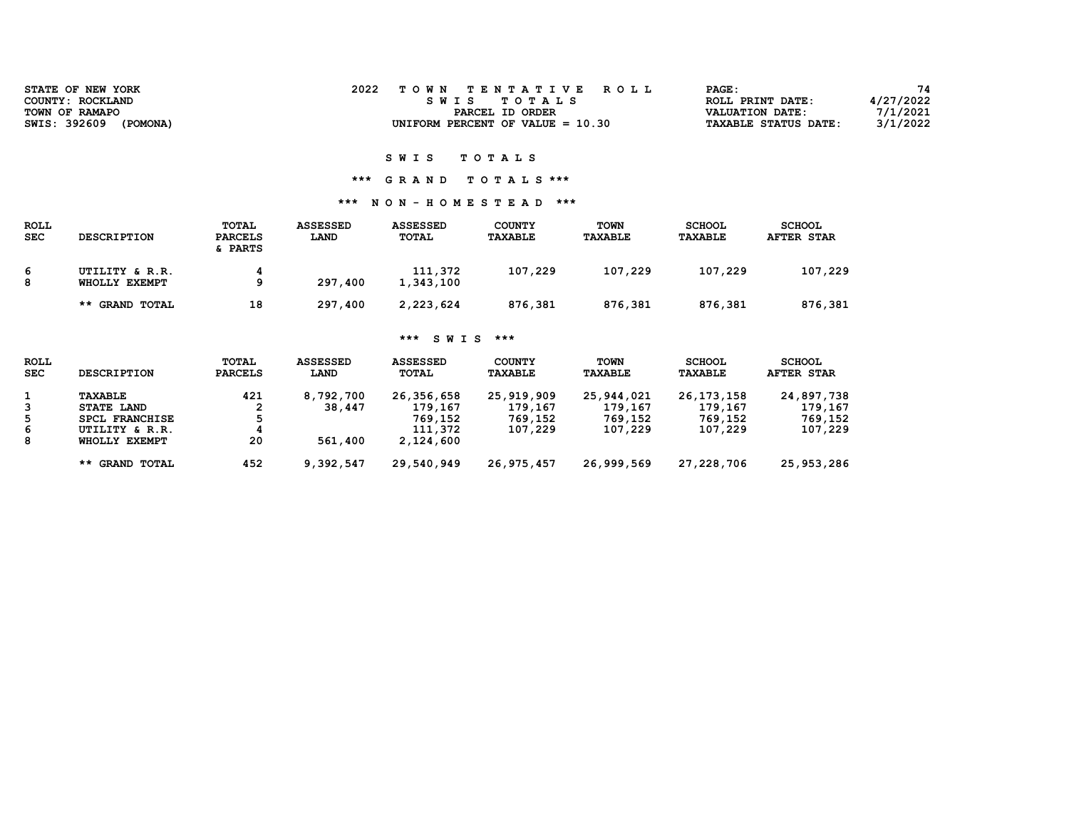STATE OF NEW YORK
COUNTY: ROCKLAND
TOWN OF RAMAPO
SWIS: 392609 (POMONA)

2022 TOWN TENTATIVE ROLL
SWIS TOTALS
PARCEL ID ORDER
UNIFORM PERCENT OF VALUE = 10.30

PAGE: 74
ROLL PRINT DATE: 4/27/2022
VALUATION DATE: 7/1/2021
TAXABLE STATUS DATE: 3/1/2022

## SWIS TOTALS

### *** GRAND TOTALS ***

### *** NON-HOMESTEAD ***

| ROLL SEC | DESCRIPTION | TOTAL PARCELS & PARTS | ASSESSED LAND | ASSESSED TOTAL | COUNTY TAXABLE | TOWN TAXABLE | SCHOOL TAXABLE | SCHOOL AFTER STAR |
|---|---|---|---|---|---|---|---|---|
| 6 | UTILITY & R.R. | 4 | | 111,372 | 107,229 | 107,229 | 107,229 | 107,229 |
| 8 | WHOLLY EXEMPT | 9 | 297,400 | 1,343,100 | | | | |
| | ** GRAND TOTAL | 18 | 297,400 | 2,223,624 | 876,381 | 876,381 | 876,381 | 876,381 |

### *** SWIS ***

| ROLL SEC | DESCRIPTION | TOTAL PARCELS | ASSESSED LAND | ASSESSED TOTAL | COUNTY TAXABLE | TOWN TAXABLE | SCHOOL TAXABLE | SCHOOL AFTER STAR |
|---|---|---|---|---|---|---|---|---|
| 1 | TAXABLE | 421 | 8,792,700 | 26,356,658 | 25,919,909 | 25,944,021 | 26,173,158 | 24,897,738 |
| 3 | STATE LAND | 2 | 38,447 | 179,167 | 179,167 | 179,167 | 179,167 | 179,167 |
| 5 | SPCL FRANCHISE | 5 | | 769,152 | 769,152 | 769,152 | 769,152 | 769,152 |
| 6 | UTILITY & R.R. | 4 | | 111,372 | 107,229 | 107,229 | 107,229 | 107,229 |
| 8 | WHOLLY EXEMPT | 20 | 561,400 | 2,124,600 | | | | |
| | ** GRAND TOTAL | 452 | 9,392,547 | 29,540,949 | 26,975,457 | 26,999,569 | 27,228,706 | 25,953,286 |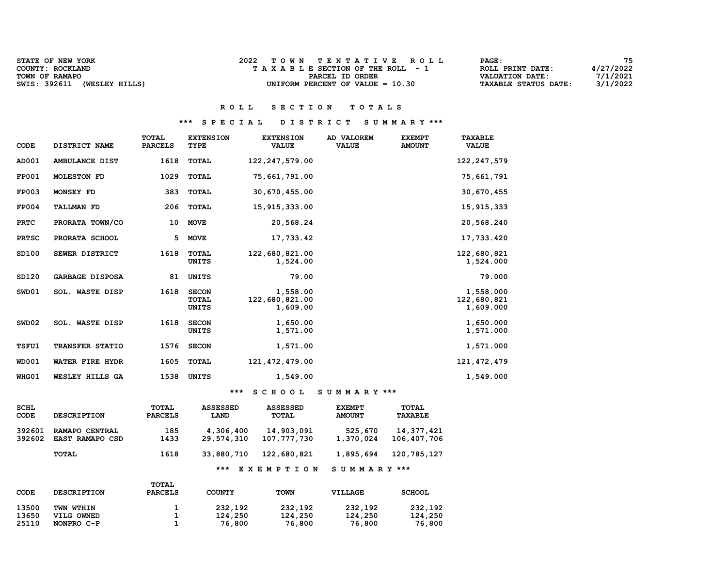STATE OF NEW YORK
COUNTY: ROCKLAND
TOWN OF RAMAPO
SWIS: 392611 (WESLEY HILLS)

2022 TOWN TENTATIVE ROLL
TAXABLE SECTION OF THE ROLL - 1
PARCEL ID ORDER
UNIFORM PERCENT OF VALUE = 10.30

PAGE: 75
ROLL PRINT DATE: 4/27/2022
VALUATION DATE: 7/1/2021
TAXABLE STATUS DATE: 3/1/2022

## ROLL SECTION TOTALS

### *** SPECIAL DISTRICT SUMMARY ***

| CODE | DISTRICT NAME | TOTAL PARCELS | EXTENSION TYPE | EXTENSION VALUE | AD VALOREM VALUE | EXEMPT AMOUNT | TAXABLE VALUE |
|---|---|---|---|---|---|---|---|
| AD001 | AMBULANCE DIST | 1618 | TOTAL | 122,247,579.00 | | | 122,247,579 |
| FP001 | MOLESTON FD | 1029 | TOTAL | 75,661,791.00 | | | 75,661,791 |
| FP003 | MONSEY FD | 383 | TOTAL | 30,670,455.00 | | | 30,670,455 |
| FP004 | TALLMAN FD | 206 | TOTAL | 15,915,333.00 | | | 15,915,333 |
| PRTC | PRORATA TOWN/CO | 10 | MOVE | 20,568.24 | | | 20,568.240 |
| PRTSC | PRORATA SCHOOL | 5 | MOVE | 17,733.42 | | | 17,733.420 |
| SD100 | SEWER DISTRICT | 1618 | TOTAL | 122,680,821.00 | | | 122,680,821 |
| | | | UNITS | 1,524.00 | | | 1,524.000 |
| SD120 | GARBAGE DISPOSA | 81 | UNITS | 79.00 | | | 79.000 |
| SWD01 | SOL. WASTE DISP | 1618 | SECON | 1,558.00 | | | 1,558.000 |
| | | | TOTAL | 122,680,821.00 | | | 122,680,821 |
| | | | UNITS | 1,609.00 | | | 1,609.000 |
| SWD02 | SOL. WASTE DISP | 1618 | SECON | 1,650.00 | | | 1,650.000 |
| | | | UNITS | 1,571.00 | | | 1,571.000 |
| TSFU1 | TRANSFER STATIO | 1576 | SECON | 1,571.00 | | | 1,571.000 |
| WD001 | WATER FIRE HYDR | 1605 | TOTAL | 121,472,479.00 | | | 121,472,479 |
| WHG01 | WESLEY HILLS GA | 1538 | UNITS | 1,549.00 | | | 1,549.000 |

### *** SCHOOL SUMMARY ***

| SCHL CODE | DESCRIPTION | TOTAL PARCELS | ASSESSED LAND | ASSESSED TOTAL | EXEMPT AMOUNT | TOTAL TAXABLE |
|---|---|---|---|---|---|---|
| 392601 | RAMAPO CENTRAL | 185 | 4,306,400 | 14,903,091 | 525,670 | 14,377,421 |
| 392602 | EAST RAMAPO CSD | 1433 | 29,574,310 | 107,777,730 | 1,370,024 | 106,407,706 |
| | TOTAL | 1618 | 33,880,710 | 122,680,821 | 1,895,694 | 120,785,127 |

### *** EXEMPTION SUMMARY ***

| CODE | DESCRIPTION | TOTAL PARCELS | COUNTY | TOWN | VILLAGE | SCHOOL |
|---|---|---|---|---|---|---|
| 13500 | TWN WTHIN | 1 | 232,192 | 232,192 | 232,192 | 232,192 |
| 13650 | VILG OWNED | 1 | 124,250 | 124,250 | 124,250 | 124,250 |
| 25110 | NONPRO C-P | 1 | 76,800 | 76,800 | 76,800 | 76,800 |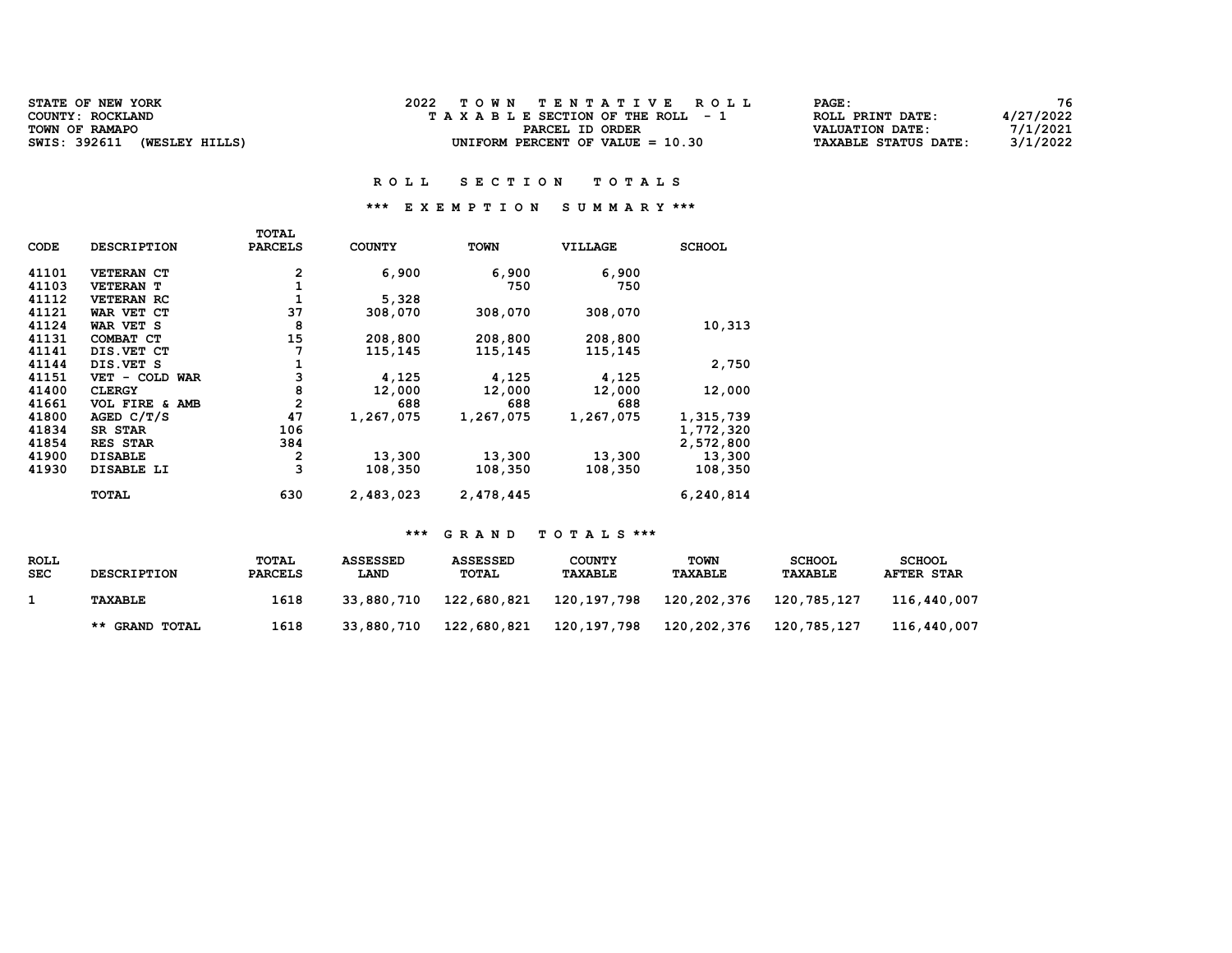STATE OF NEW YORK
COUNTY: ROCKLAND
TOWN OF RAMAPO
SWIS: 392611 (WESLEY HILLS)

2022 TOWN TENTATIVE ROLL
TAXABLE SECTION OF THE ROLL - 1
PARCEL ID ORDER
UNIFORM PERCENT OF VALUE = 10.30

ROLL PRINT DATE: 4/27/2022
VALUATION DATE: 7/1/2021
TAXABLE STATUS DATE: 3/1/2022

## ROLL SECTION TOTALS

### *** EXEMPTION SUMMARY ***

| CODE | DESCRIPTION | TOTAL PARCELS | COUNTY | TOWN | VILLAGE | SCHOOL |
|---|---|---|---|---|---|---|
| 41101 | VETERAN CT | 2 | 6,900 | 6,900 | 6,900 | |
| 41103 | VETERAN T | 1 | | 750 | 750 | |
| 41112 | VETERAN RC | 1 | 5,328 | | | |
| 41121 | WAR VET CT | 37 | 308,070 | 308,070 | 308,070 | |
| 41124 | WAR VET S | 8 | | | | 10,313 |
| 41131 | COMBAT CT | 15 | 208,800 | 208,800 | 208,800 | |
| 41141 | DIS.VET CT | 7 | 115,145 | 115,145 | 115,145 | |
| 41144 | DIS.VET S | 1 | | | | 2,750 |
| 41151 | VET - COLD WAR | 3 | 4,125 | 4,125 | 4,125 | |
| 41400 | CLERGY | 8 | 12,000 | 12,000 | 12,000 | 12,000 |
| 41661 | VOL FIRE & AMB | 2 | 688 | 688 | 688 | |
| 41800 | AGED C/T/S | 47 | 1,267,075 | 1,267,075 | 1,267,075 | 1,315,739 |
| 41834 | SR STAR | 106 | | | | 1,772,320 |
| 41854 | RES STAR | 384 | | | | 2,572,800 |
| 41900 | DISABLE | 2 | 13,300 | 13,300 | 13,300 | 13,300 |
| 41930 | DISABLE LI | 3 | 108,350 | 108,350 | 108,350 | 108,350 |
| | TOTAL | 630 | 2,483,023 | 2,478,445 | | 6,240,814 |

### *** GRAND TOTALS ***

| ROLL SEC | DESCRIPTION | TOTAL PARCELS | ASSESSED LAND | ASSESSED TOTAL | COUNTY TAXABLE | TOWN TAXABLE | SCHOOL TAXABLE | SCHOOL AFTER STAR |
|---|---|---|---|---|---|---|---|---|
| 1 | TAXABLE | 1618 | 33,880,710 | 122,680,821 | 120,197,798 | 120,202,376 | 120,785,127 | 116,440,007 |
| | ** GRAND TOTAL | 1618 | 33,880,710 | 122,680,821 | 120,197,798 | 120,202,376 | 120,785,127 | 116,440,007 |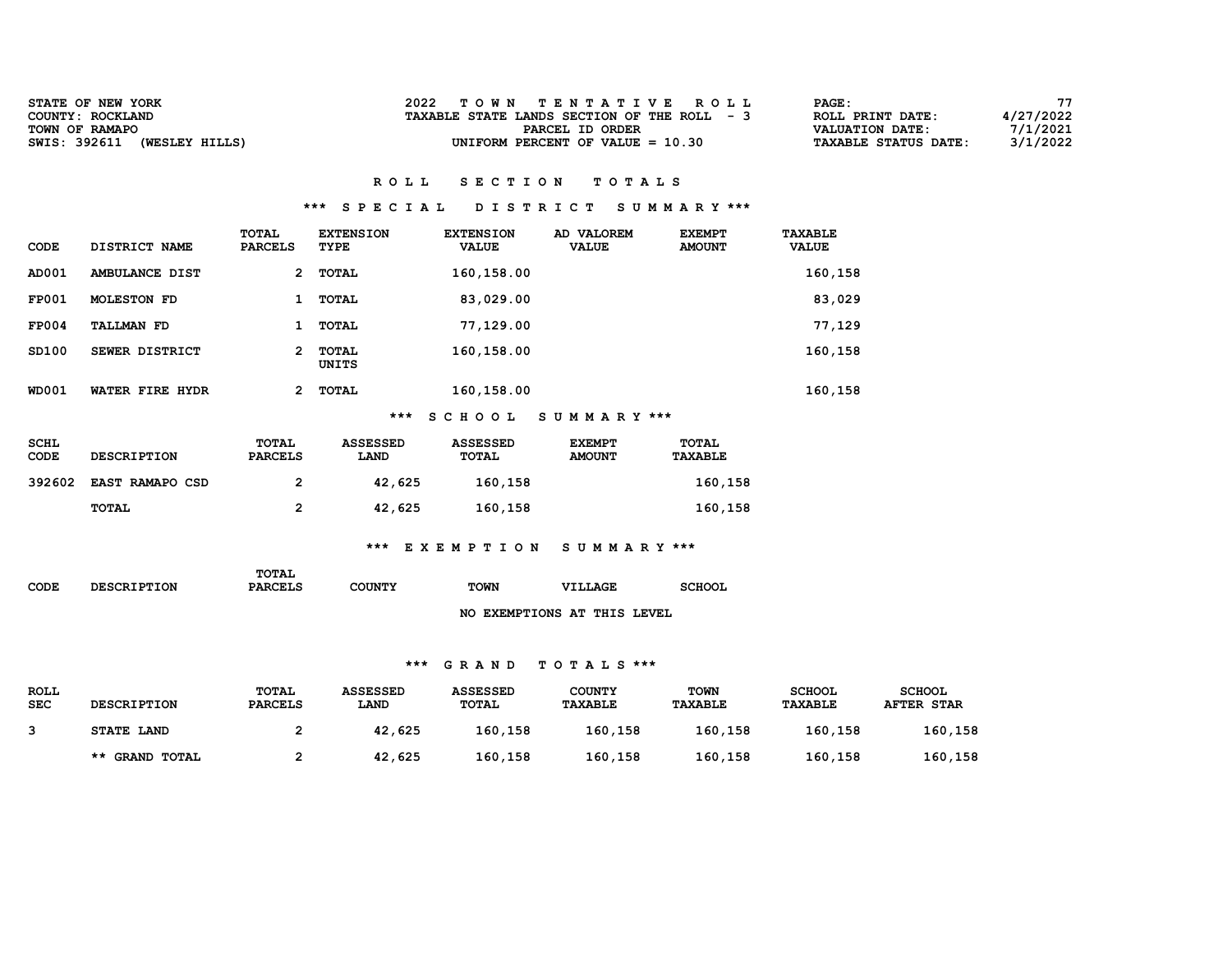STATE OF NEW YORK
COUNTY: ROCKLAND
TOWN OF RAMAPO
SWIS: 392611 (WESLEY HILLS)

2022 T O W N T E N T A T I V E R O L L
TAXABLE STATE LANDS SECTION OF THE ROLL - 3
PARCEL ID ORDER
UNIFORM PERCENT OF VALUE = 10.30

PAGE: 77
ROLL PRINT DATE: 4/27/2022
VALUATION DATE: 7/1/2021
TAXABLE STATUS DATE: 3/1/2022

# R O L L S E C T I O N T O T A L S

## *** S P E C I A L D I S T R I C T S U M M A R Y ***

| CODE | DISTRICT NAME | TOTAL PARCELS | EXTENSION TYPE | EXTENSION VALUE | AD VALOREM VALUE | EXEMPT AMOUNT | TAXABLE VALUE |
|---|---|---|---|---|---|---|---|
| AD001 | AMBULANCE DIST | 2 | TOTAL | 160,158.00 | | | 160,158 |
| FP001 | MOLESTON FD | 1 | TOTAL | 83,029.00 | | | 83,029 |
| FP004 | TALLMAN FD | 1 | TOTAL | 77,129.00 | | | 77,129 |
| SD100 | SEWER DISTRICT | 2 | TOTAL UNITS | 160,158.00 | | | 160,158 |
| WD001 | WATER FIRE HYDR | 2 | TOTAL | 160,158.00 | | | 160,158 |

## *** S C H O O L S U M M A R Y ***

| SCHL CODE | DESCRIPTION | TOTAL PARCELS | ASSESSED LAND | ASSESSED TOTAL | EXEMPT AMOUNT | TOTAL TAXABLE |
|---|---|---|---|---|---|---|
| 392602 | EAST RAMAPO CSD | 2 | 42,625 | 160,158 | | 160,158 |
| | TOTAL | 2 | 42,625 | 160,158 | | 160,158 |

## *** E X E M P T I O N S U M M A R Y ***

| CODE | DESCRIPTION | TOTAL PARCELS | COUNTY | TOWN | VILLAGE | SCHOOL |
|---|---|---|---|---|---|---|

NO EXEMPTIONS AT THIS LEVEL

## *** G R A N D T O T A L S ***

| ROLL SEC | DESCRIPTION | TOTAL PARCELS | ASSESSED LAND | ASSESSED TOTAL | COUNTY TAXABLE | TOWN TAXABLE | SCHOOL TAXABLE | SCHOOL AFTER STAR |
|---|---|---|---|---|---|---|---|---|
| 3 | STATE LAND | 2 | 42,625 | 160,158 | 160,158 | 160,158 | 160,158 | 160,158 |
| | ** GRAND TOTAL | 2 | 42,625 | 160,158 | 160,158 | 160,158 | 160,158 | 160,158 |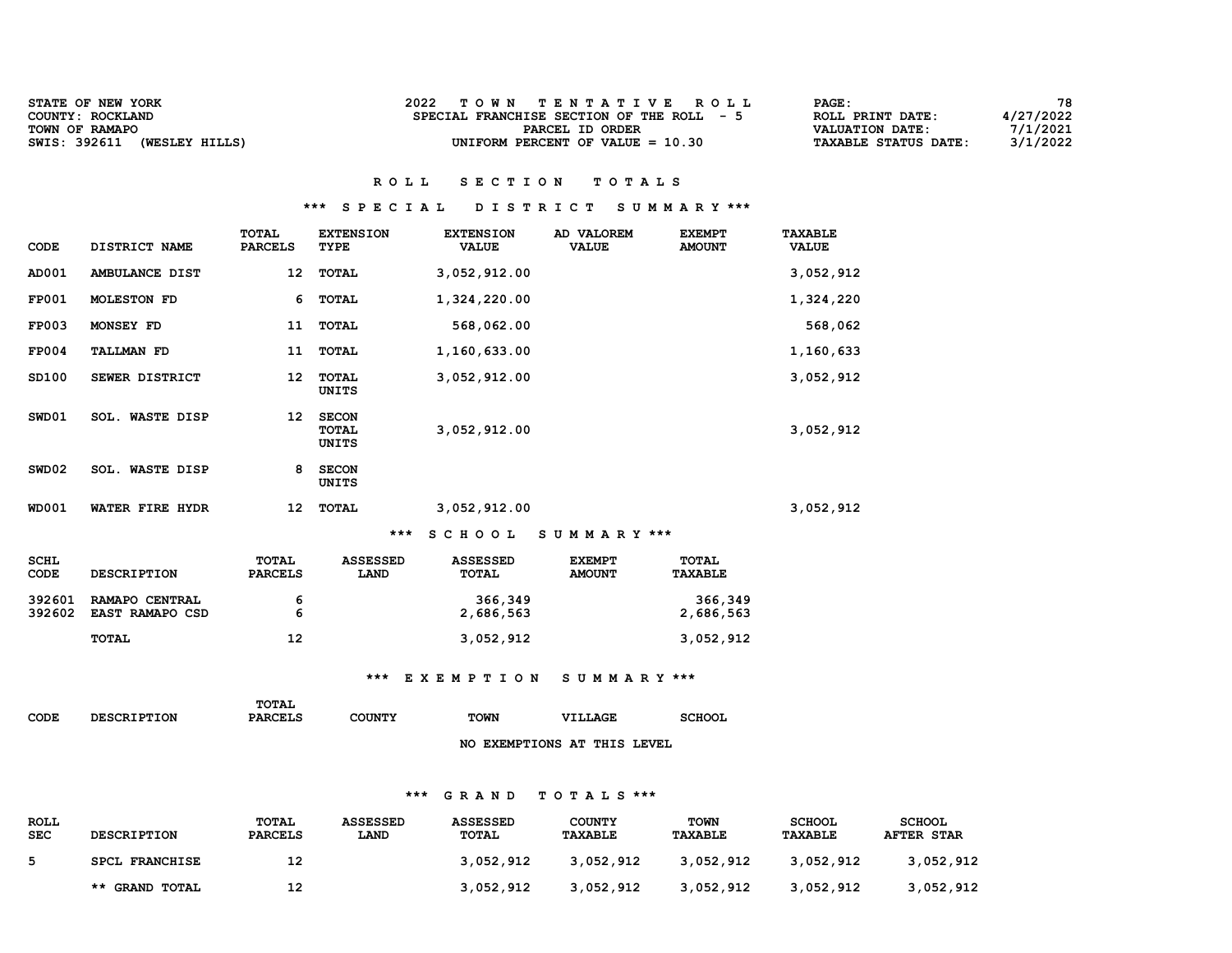STATE OF NEW YORK
COUNTY: ROCKLAND
TOWN OF RAMAPO
SWIS: 392611 (WESLEY HILLS)

2022 TOWN TENTATIVE ROLL
SPECIAL FRANCHISE SECTION OF THE ROLL - 5
PARCEL ID ORDER
UNIFORM PERCENT OF VALUE = 10.30

ROLL PRINT DATE: 4/27/2022
VALUATION DATE: 7/1/2021
TAXABLE STATUS DATE: 3/1/2022

## ROLL SECTION TOTALS

### *** SPECIAL DISTRICT SUMMARY ***

| CODE | DISTRICT NAME | TOTAL PARCELS | EXTENSION TYPE | EXTENSION VALUE | AD VALOREM VALUE | EXEMPT AMOUNT | TAXABLE VALUE |
|---|---|---|---|---|---|---|---|
| AD001 | AMBULANCE DIST | 12 | TOTAL | 3,052,912.00 | | | 3,052,912 |
| FP001 | MOLESTON FD | 6 | TOTAL | 1,324,220.00 | | | 1,324,220 |
| FP003 | MONSEY FD | 11 | TOTAL | 568,062.00 | | | 568,062 |
| FP004 | TALLMAN FD | 11 | TOTAL | 1,160,633.00 | | | 1,160,633 |
| SD100 | SEWER DISTRICT | 12 | TOTAL UNITS | 3,052,912.00 | | | 3,052,912 |
| SWD01 | SOL. WASTE DISP | 12 | SECON TOTAL UNITS | 3,052,912.00 | | | 3,052,912 |
| SWD02 | SOL. WASTE DISP | 8 | SECON UNITS | | | | |
| WD001 | WATER FIRE HYDR | 12 | TOTAL | 3,052,912.00 | | | 3,052,912 |

### *** SCHOOL SUMMARY ***

| SCHL CODE | DESCRIPTION | TOTAL PARCELS | ASSESSED LAND | ASSESSED TOTAL | EXEMPT AMOUNT | TOTAL TAXABLE |
|---|---|---|---|---|---|---|
| 392601 | RAMAPO CENTRAL | 6 | | 366,349 | | 366,349 |
| 392602 | EAST RAMAPO CSD | 6 | | 2,686,563 | | 2,686,563 |
| | TOTAL | 12 | | 3,052,912 | | 3,052,912 |

### *** EXEMPTION SUMMARY ***

| CODE | DESCRIPTION | TOTAL PARCELS | COUNTY | TOWN | VILLAGE | SCHOOL |
|---|---|---|---|---|---|---|

NO EXEMPTIONS AT THIS LEVEL

### *** GRAND TOTALS ***

| ROLL SEC | DESCRIPTION | TOTAL PARCELS | ASSESSED LAND | ASSESSED TOTAL | COUNTY TAXABLE | TOWN TAXABLE | SCHOOL TAXABLE | SCHOOL AFTER STAR |
|---|---|---|---|---|---|---|---|---|
| 5 | SPCL FRANCHISE | 12 | | 3,052,912 | 3,052,912 | 3,052,912 | 3,052,912 | 3,052,912 |
| | ** GRAND TOTAL | 12 | | 3,052,912 | 3,052,912 | 3,052,912 | 3,052,912 | 3,052,912 |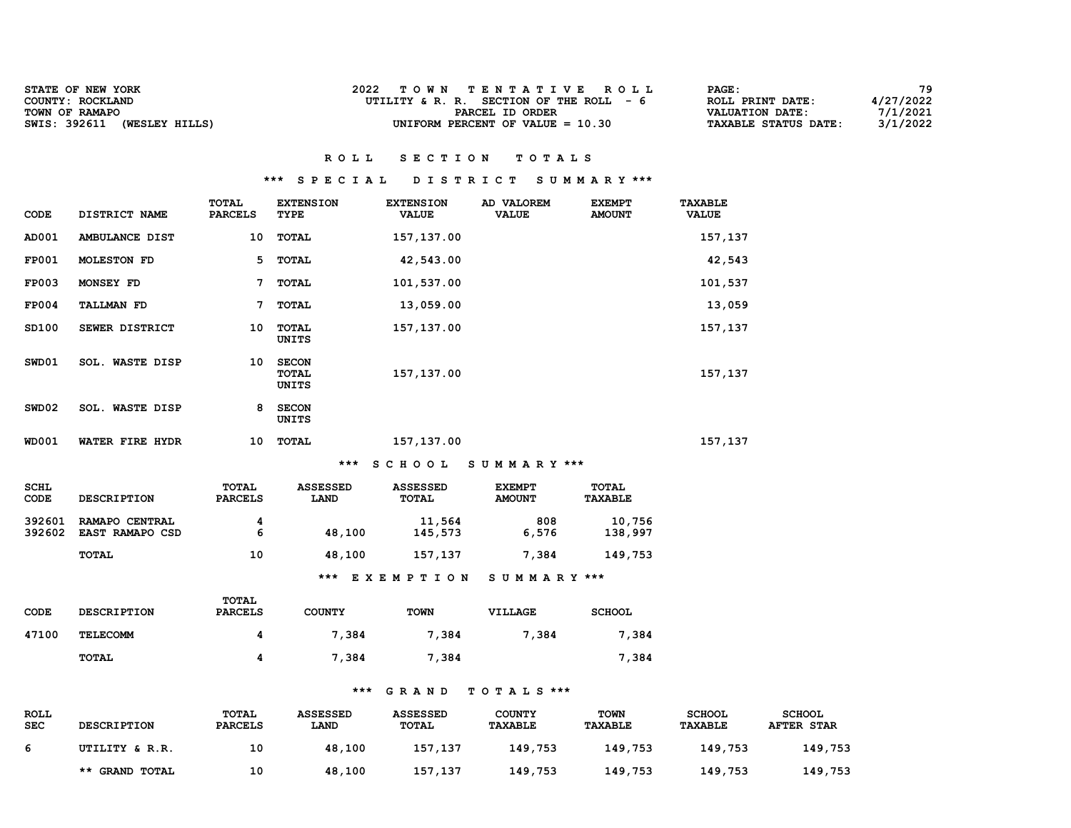STATE OF NEW YORK
COUNTY: ROCKLAND
TOWN OF RAMAPO
SWIS: 392611 (WESLEY HILLS)

2022 TOWN TENTATIVE ROLL
UTILITY & R. R. SECTION OF THE ROLL - 6
PARCEL ID ORDER
UNIFORM PERCENT OF VALUE = 10.30

PAGE: 79
ROLL PRINT DATE: 4/27/2022
VALUATION DATE: 7/1/2021
TAXABLE STATUS DATE: 3/1/2022

## ROLL SECTION TOTALS

### *** SPECIAL DISTRICT SUMMARY ***

| CODE | DISTRICT NAME | TOTAL PARCELS | EXTENSION TYPE | EXTENSION VALUE | AD VALOREM VALUE | EXEMPT AMOUNT | TAXABLE VALUE |
|---|---|---|---|---|---|---|---|
| AD001 | AMBULANCE DIST | 10 | TOTAL | 157,137.00 | | | 157,137 |
| FP001 | MOLESTON FD | 5 | TOTAL | 42,543.00 | | | 42,543 |
| FP003 | MONSEY FD | 7 | TOTAL | 101,537.00 | | | 101,537 |
| FP004 | TALLMAN FD | 7 | TOTAL | 13,059.00 | | | 13,059 |
| SD100 | SEWER DISTRICT | 10 | TOTAL UNITS | 157,137.00 | | | 157,137 |
| SWD01 | SOL. WASTE DISP | 10 | SECON TOTAL UNITS | 157,137.00 | | | 157,137 |
| SWD02 | SOL. WASTE DISP | 8 | SECON UNITS | | | | |
| WD001 | WATER FIRE HYDR | 10 | TOTAL | 157,137.00 | | | 157,137 |

### *** SCHOOL SUMMARY ***

| SCHL CODE | DESCRIPTION | TOTAL PARCELS | ASSESSED LAND | ASSESSED TOTAL | EXEMPT AMOUNT | TOTAL TAXABLE |
|---|---|---|---|---|---|---|
| 392601 | RAMAPO CENTRAL | 4 | | 11,564 | 808 | 10,756 |
| 392602 | EAST RAMAPO CSD | 6 | 48,100 | 145,573 | 6,576 | 138,997 |
| | TOTAL | 10 | 48,100 | 157,137 | 7,384 | 149,753 |

### *** EXEMPTION SUMMARY ***

| CODE | DESCRIPTION | TOTAL PARCELS | COUNTY | TOWN | VILLAGE | SCHOOL |
|---|---|---|---|---|---|---|
| 47100 | TELECOMM | 4 | 7,384 | 7,384 | 7,384 | 7,384 |
| | TOTAL | 4 | 7,384 | 7,384 | | 7,384 |

### *** GRAND TOTALS ***

| ROLL SEC | DESCRIPTION | TOTAL PARCELS | ASSESSED LAND | ASSESSED TOTAL | COUNTY TAXABLE | TOWN TAXABLE | SCHOOL TAXABLE | SCHOOL AFTER STAR |
|---|---|---|---|---|---|---|---|---|
| 6 | UTILITY & R.R. | 10 | 48,100 | 157,137 | 149,753 | 149,753 | 149,753 | 149,753 |
| | ** GRAND TOTAL | 10 | 48,100 | 157,137 | 149,753 | 149,753 | 149,753 | 149,753 |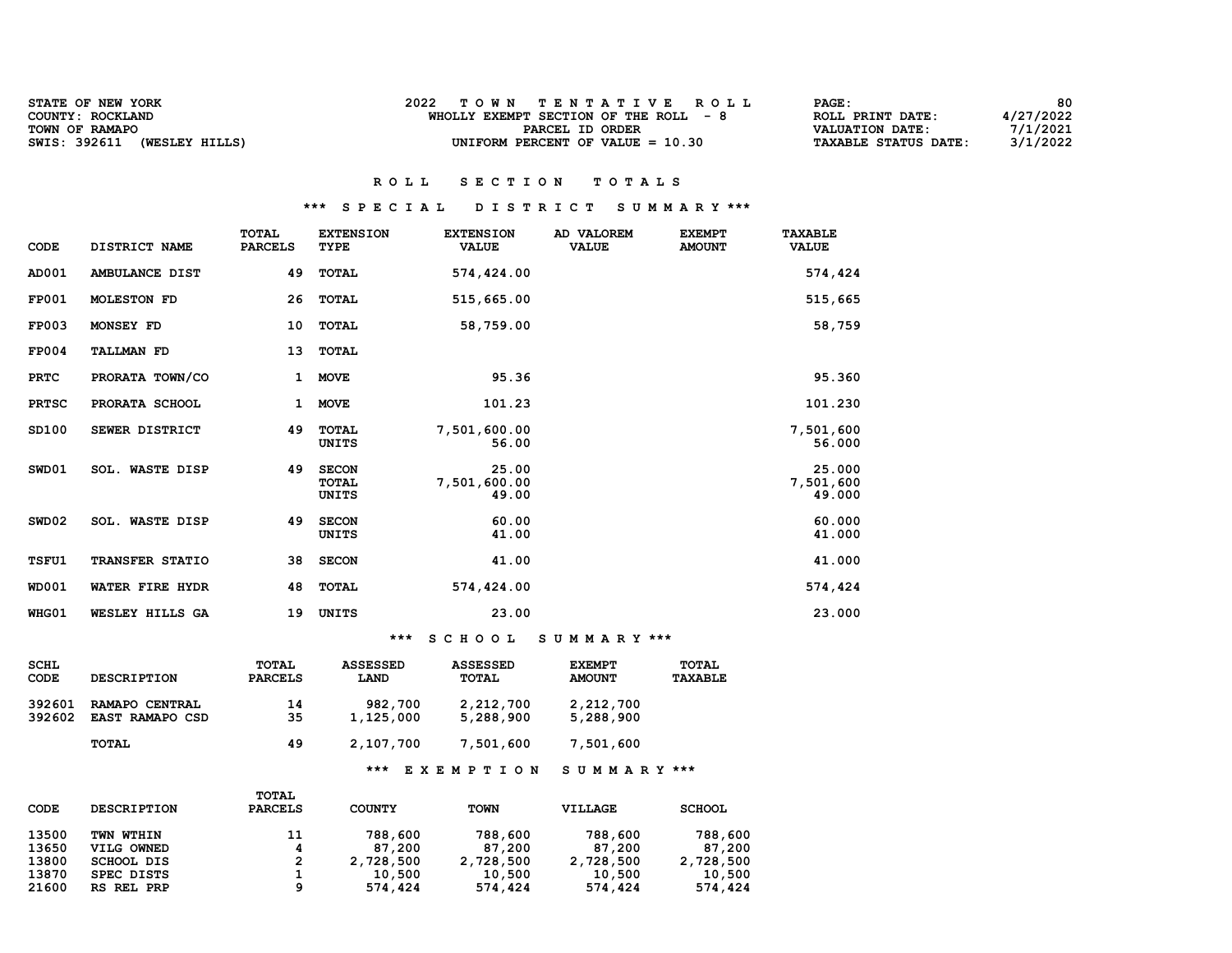STATE OF NEW YORK
COUNTY: ROCKLAND
TOWN OF RAMAPO
SWIS: 392611 (WESLEY HILLS)

2022 TOWN TENTATIVE ROLL
WHOLLY EXEMPT SECTION OF THE ROLL - 8
PARCEL ID ORDER
UNIFORM PERCENT OF VALUE = 10.30

ROLL PRINT DATE: 4/27/2022
VALUATION DATE: 7/1/2021
TAXABLE STATUS DATE: 3/1/2022

# ROLL SECTION TOTALS

## *** SPECIAL DISTRICT SUMMARY ***

| CODE | DISTRICT NAME | TOTAL PARCELS | EXTENSION TYPE | EXTENSION VALUE | AD VALOREM VALUE | EXEMPT AMOUNT | TAXABLE VALUE |
|---|---|---|---|---|---|---|---|
| AD001 | AMBULANCE DIST | 49 | TOTAL | 574,424.00 | | | 574,424 |
| FP001 | MOLESTON FD | 26 | TOTAL | 515,665.00 | | | 515,665 |
| FP003 | MONSEY FD | 10 | TOTAL | 58,759.00 | | | 58,759 |
| FP004 | TALLMAN FD | 13 | TOTAL | | | | |
| PRTC | PRORATA TOWN/CO | 1 | MOVE | 95.36 | | | 95.360 |
| PRTSC | PRORATA SCHOOL | 1 | MOVE | 101.23 | | | 101.230 |
| SD100 | SEWER DISTRICT | 49 | TOTAL | 7,501,600.00 | | | 7,501,600 |
| | | | UNITS | 56.00 | | | 56.000 |
| SWD01 | SOL. WASTE DISP | 49 | SECON | 25.00 | | | 25.000 |
| | | | TOTAL | 7,501,600.00 | | | 7,501,600 |
| | | | UNITS | 49.00 | | | 49.000 |
| SWD02 | SOL. WASTE DISP | 49 | SECON | 60.00 | | | 60.000 |
| | | | UNITS | 41.00 | | | 41.000 |
| TSFU1 | TRANSFER STATIO | 38 | SECON | 41.00 | | | 41.000 |
| WD001 | WATER FIRE HYDR | 48 | TOTAL | 574,424.00 | | | 574,424 |
| WHG01 | WESLEY HILLS GA | 19 | UNITS | 23.00 | | | 23.000 |

## *** SCHOOL SUMMARY ***

| SCHL CODE | DESCRIPTION | TOTAL PARCELS | ASSESSED LAND | ASSESSED TOTAL | EXEMPT AMOUNT | TOTAL TAXABLE |
|---|---|---|---|---|---|---|
| 392601 | RAMAPO CENTRAL | 14 | 982,700 | 2,212,700 | 2,212,700 | |
| 392602 | EAST RAMAPO CSD | 35 | 1,125,000 | 5,288,900 | 5,288,900 | |
| | TOTAL | 49 | 2,107,700 | 7,501,600 | 7,501,600 | |

## *** EXEMPTION SUMMARY ***

| CODE | DESCRIPTION | TOTAL PARCELS | COUNTY | TOWN | VILLAGE | SCHOOL |
|---|---|---|---|---|---|---|
| 13500 | TWN WTHIN | 11 | 788,600 | 788,600 | 788,600 | 788,600 |
| 13650 | VILG OWNED | 4 | 87,200 | 87,200 | 87,200 | 87,200 |
| 13800 | SCHOOL DIS | 2 | 2,728,500 | 2,728,500 | 2,728,500 | 2,728,500 |
| 13870 | SPEC DISTS | 1 | 10,500 | 10,500 | 10,500 | 10,500 |
| 21600 | RS REL PRP | 9 | 574,424 | 574,424 | 574,424 | 574,424 |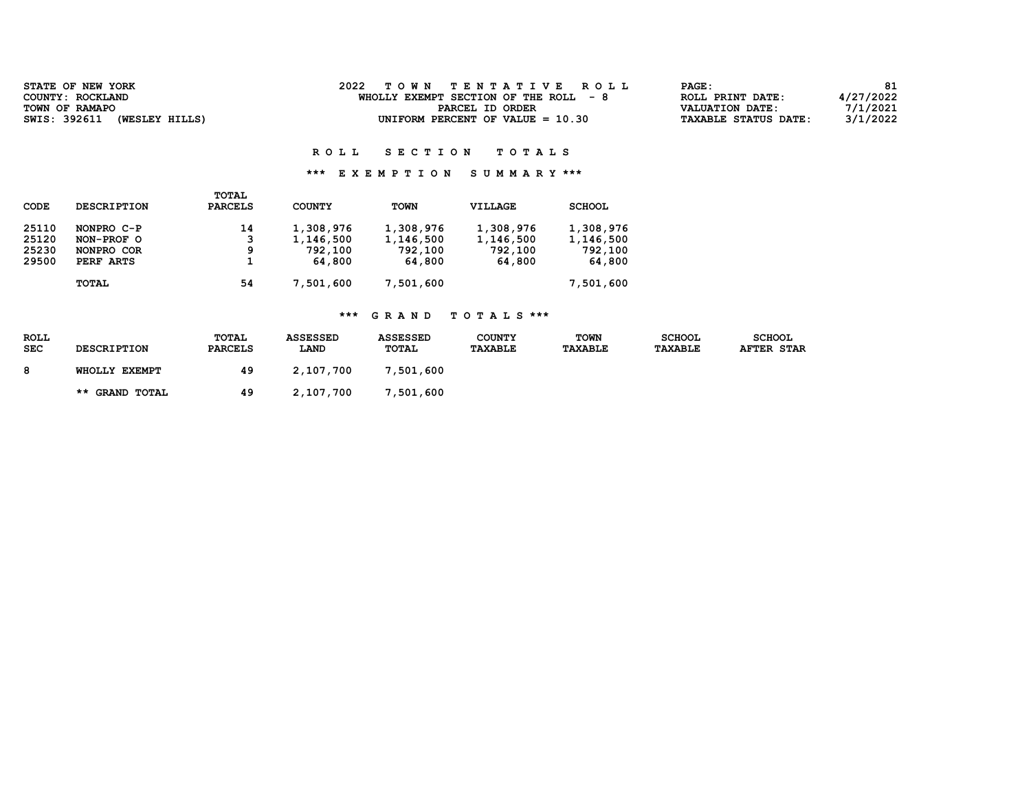STATE OF NEW YORK
COUNTY: ROCKLAND
TOWN OF RAMAPO
SWIS: 392611 (WESLEY HILLS)

2022 TOWN TENTATIVE ROLL
WHOLLY EXEMPT SECTION OF THE ROLL - 8
PARCEL ID ORDER
UNIFORM PERCENT OF VALUE = 10.30

ROLL PRINT DATE: 4/27/2022
VALUATION DATE: 7/1/2021
TAXABLE STATUS DATE: 3/1/2022

## ROLL SECTION TOTALS

### *** EXEMPTION SUMMARY ***

| CODE | DESCRIPTION | TOTAL PARCELS | COUNTY | TOWN | VILLAGE | SCHOOL |
|---|---|---|---|---|---|---|
| 25110 | NONPRO C-P | 14 | 1,308,976 | 1,308,976 | 1,308,976 | 1,308,976 |
| 25120 | NON-PROF O | 3 | 1,146,500 | 1,146,500 | 1,146,500 | 1,146,500 |
| 25230 | NONPRO COR | 9 | 792,100 | 792,100 | 792,100 | 792,100 |
| 29500 | PERF ARTS | 1 | 64,800 | 64,800 | 64,800 | 64,800 |
| | TOTAL | 54 | 7,501,600 | 7,501,600 | | 7,501,600 |

### *** GRAND TOTALS ***

| ROLL SEC | DESCRIPTION | TOTAL PARCELS | ASSESSED LAND | ASSESSED TOTAL | COUNTY TAXABLE | TOWN TAXABLE | SCHOOL TAXABLE | SCHOOL AFTER STAR |
|---|---|---|---|---|---|---|---|---|
| 8 | WHOLLY EXEMPT | 49 | 2,107,700 | 7,501,600 | | | | |
| | ** GRAND TOTAL | 49 | 2,107,700 | 7,501,600 | | | | |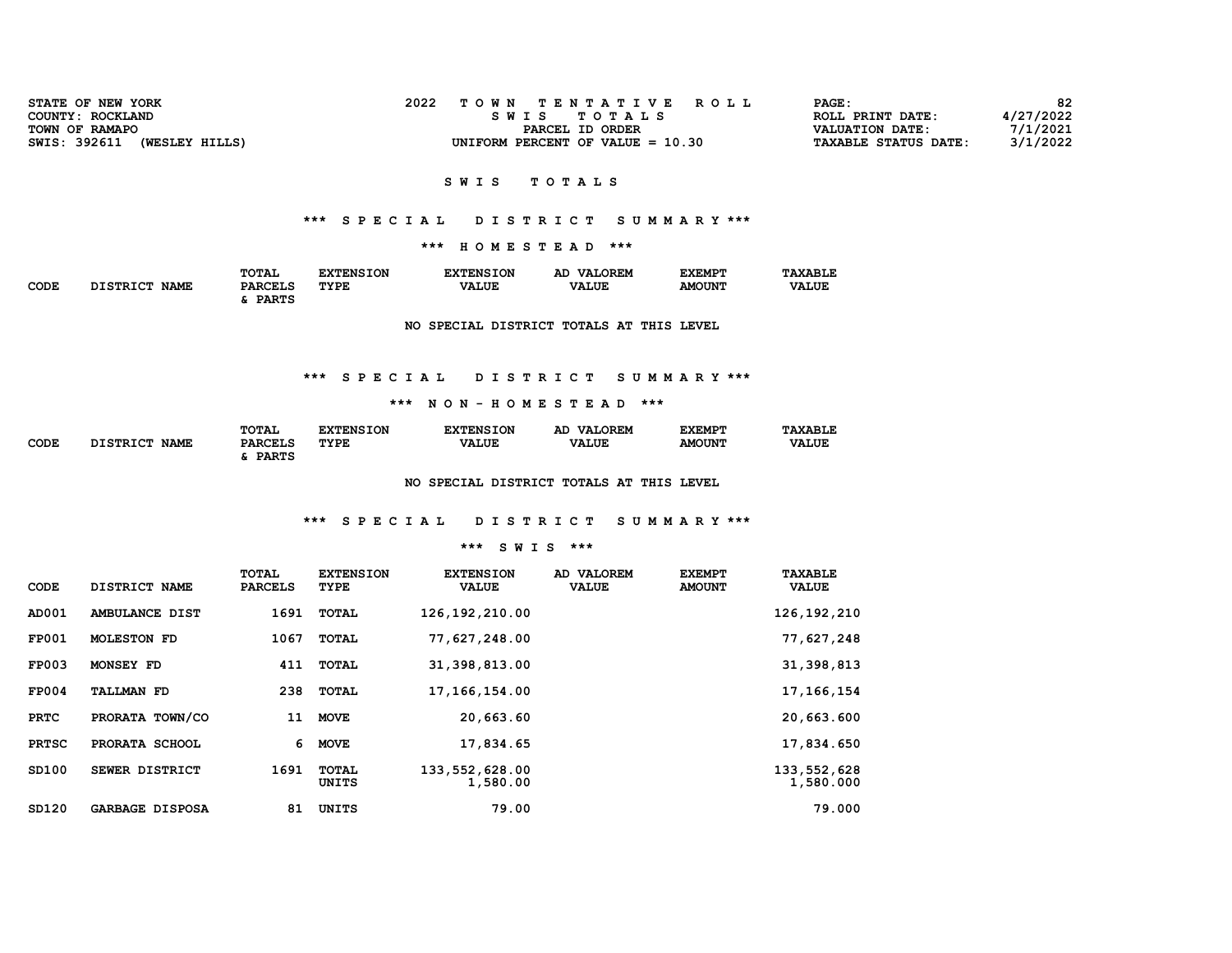STATE OF NEW YORK
COUNTY: ROCKLAND
TOWN OF RAMAPO
SWIS: 392611 (WESLEY HILLS)

2022 TOWN TENTATIVE ROLL
SWIS TOTALS
PARCEL ID ORDER
UNIFORM PERCENT OF VALUE = 10.30

PAGE: 82
ROLL PRINT DATE: 4/27/2022
VALUATION DATE: 7/1/2021
TAXABLE STATUS DATE: 3/1/2022

## SWIS TOTALS

### *** SPECIAL DISTRICT SUMMARY ***

#### *** HOMESTEAD ***

| CODE | DISTRICT NAME | TOTAL PARCELS & PARTS | EXTENSION TYPE | EXTENSION VALUE | AD VALOREM VALUE | EXEMPT AMOUNT | TAXABLE VALUE |
|---|---|---|---|---|---|---|---|

NO SPECIAL DISTRICT TOTALS AT THIS LEVEL

### *** SPECIAL DISTRICT SUMMARY ***

#### *** NON-HOMESTEAD ***

| CODE | DISTRICT NAME | TOTAL PARCELS & PARTS | EXTENSION TYPE | EXTENSION VALUE | AD VALOREM VALUE | EXEMPT AMOUNT | TAXABLE VALUE |
|---|---|---|---|---|---|---|---|

NO SPECIAL DISTRICT TOTALS AT THIS LEVEL

### *** SPECIAL DISTRICT SUMMARY ***

#### *** SWIS ***

| CODE | DISTRICT NAME | TOTAL PARCELS | EXTENSION TYPE | EXTENSION VALUE | AD VALOREM VALUE | EXEMPT AMOUNT | TAXABLE VALUE |
|---|---|---|---|---|---|---|---|
| AD001 | AMBULANCE DIST | 1691 | TOTAL | 126,192,210.00 | | | 126,192,210 |
| FP001 | MOLESTON FD | 1067 | TOTAL | 77,627,248.00 | | | 77,627,248 |
| FP003 | MONSEY FD | 411 | TOTAL | 31,398,813.00 | | | 31,398,813 |
| FP004 | TALLMAN FD | 238 | TOTAL | 17,166,154.00 | | | 17,166,154 |
| PRTC | PRORATA TOWN/CO | 11 | MOVE | 20,663.60 | | | 20,663.600 |
| PRTSC | PRORATA SCHOOL | 6 | MOVE | 17,834.65 | | | 17,834.650 |
| SD100 | SEWER DISTRICT | 1691 | TOTAL<br>UNITS | 133,552,628.00<br>1,580.00 | | | 133,552,628<br>1,580.000 |
| SD120 | GARBAGE DISPOSA | 81 | UNITS | 79.00 | | | 79.000 |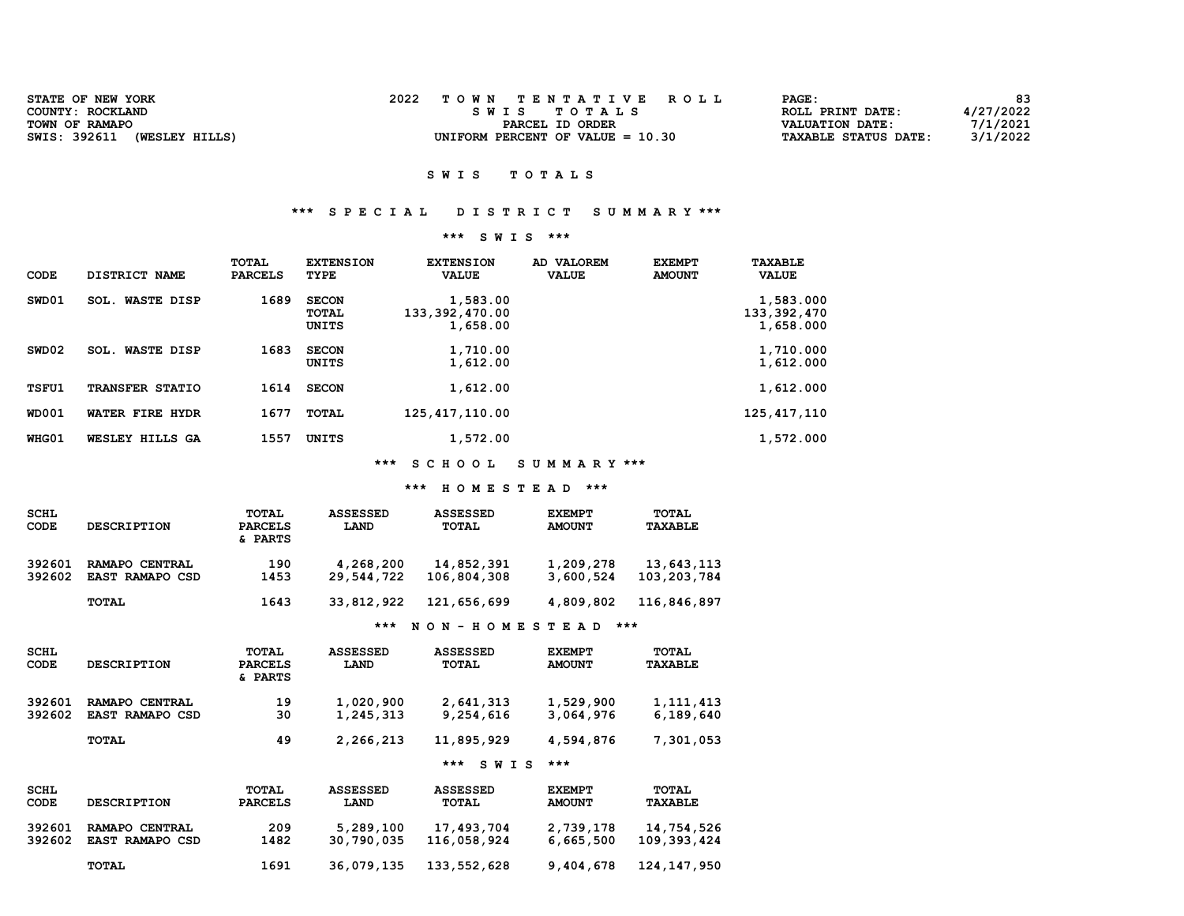STATE OF NEW YORK
COUNTY: ROCKLAND
TOWN OF RAMAPO
SWIS: 392611 (WESLEY HILLS)

2022 TOWN TENTATIVE ROLL
SWIS TOTALS
PARCEL ID ORDER
UNIFORM PERCENT OF VALUE = 10.30

ROLL PRINT DATE: 4/27/2022
VALUATION DATE: 7/1/2021
TAXABLE STATUS DATE: 3/1/2022

# SWIS TOTALS

## *** SPECIAL DISTRICT SUMMARY ***

### *** SWIS ***

| CODE | DISTRICT NAME | TOTAL PARCELS | EXTENSION TYPE | EXTENSION VALUE | AD VALOREM VALUE | EXEMPT AMOUNT | TAXABLE VALUE |
|---|---|---|---|---|---|---|---|
| SWD01 | SOL. WASTE DISP | 1689 | SECON | 1,583.00 | | | 1,583.000 |
| | | | TOTAL | 133,392,470.00 | | | 133,392,470 |
| | | | UNITS | 1,658.00 | | | 1,658.000 |
| SWD02 | SOL. WASTE DISP | 1683 | SECON | 1,710.00 | | | 1,710.000 |
| | | | UNITS | 1,612.00 | | | 1,612.000 |
| TSFU1 | TRANSFER STATIO | 1614 | SECON | 1,612.00 | | | 1,612.000 |
| WD001 | WATER FIRE HYDR | 1677 | TOTAL | 125,417,110.00 | | | 125,417,110 |
| WHG01 | WESLEY HILLS GA | 1557 | UNITS | 1,572.00 | | | 1,572.000 |

## *** SCHOOL SUMMARY ***

### *** HOMESTEAD ***

| SCHL CODE | DESCRIPTION | TOTAL PARCELS & PARTS | ASSESSED LAND | ASSESSED TOTAL | EXEMPT AMOUNT | TOTAL TAXABLE |
|---|---|---|---|---|---|---|
| 392601 | RAMAPO CENTRAL | 190 | 4,268,200 | 14,852,391 | 1,209,278 | 13,643,113 |
| 392602 | EAST RAMAPO CSD | 1453 | 29,544,722 | 106,804,308 | 3,600,524 | 103,203,784 |
| | TOTAL | 1643 | 33,812,922 | 121,656,699 | 4,809,802 | 116,846,897 |

### *** NON-HOMESTEAD ***

| SCHL CODE | DESCRIPTION | TOTAL PARCELS & PARTS | ASSESSED LAND | ASSESSED TOTAL | EXEMPT AMOUNT | TOTAL TAXABLE |
|---|---|---|---|---|---|---|
| 392601 | RAMAPO CENTRAL | 19 | 1,020,900 | 2,641,313 | 1,529,900 | 1,111,413 |
| 392602 | EAST RAMAPO CSD | 30 | 1,245,313 | 9,254,616 | 3,064,976 | 6,189,640 |
| | TOTAL | 49 | 2,266,213 | 11,895,929 | 4,594,876 | 7,301,053 |

### *** SWIS ***

| SCHL CODE | DESCRIPTION | TOTAL PARCELS | ASSESSED LAND | ASSESSED TOTAL | EXEMPT AMOUNT | TOTAL TAXABLE |
|---|---|---|---|---|---|---|
| 392601 | RAMAPO CENTRAL | 209 | 5,289,100 | 17,493,704 | 2,739,178 | 14,754,526 |
| 392602 | EAST RAMAPO CSD | 1482 | 30,790,035 | 116,058,924 | 6,665,500 | 109,393,424 |
| | TOTAL | 1691 | 36,079,135 | 133,552,628 | 9,404,678 | 124,147,950 |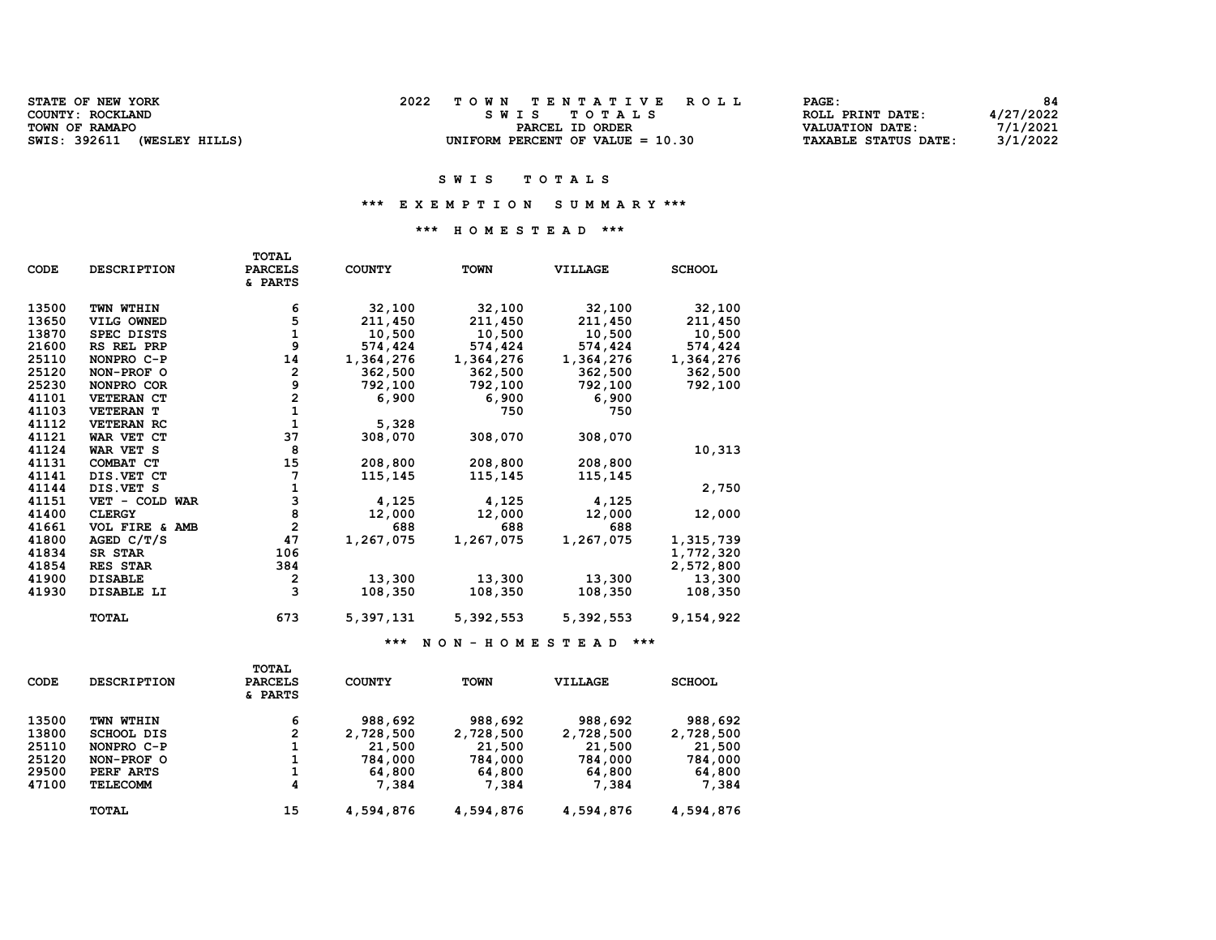STATE OF NEW YORK
COUNTY: ROCKLAND
TOWN OF RAMAPO
SWIS: 392611 (WESLEY HILLS)

2022 TOWN TENTATIVE ROLL
SWIS TOTALS
PARCEL ID ORDER
UNIFORM PERCENT OF VALUE = 10.30

ROLL PRINT DATE: 4/27/2022
VALUATION DATE: 7/1/2021
TAXABLE STATUS DATE: 3/1/2022

## SWIS TOTALS

### *** EXEMPTION SUMMARY ***

### *** HOMESTEAD ***

| CODE | DESCRIPTION | TOTAL PARCELS & PARTS | COUNTY | TOWN | VILLAGE | SCHOOL |
|---|---|---|---|---|---|---|
| 13500 | TWN WTHIN | 6 | 32,100 | 32,100 | 32,100 | 32,100 |
| 13650 | VILG OWNED | 5 | 211,450 | 211,450 | 211,450 | 211,450 |
| 13870 | SPEC DISTS | 1 | 10,500 | 10,500 | 10,500 | 10,500 |
| 21600 | RS REL PRP | 9 | 574,424 | 574,424 | 574,424 | 574,424 |
| 25110 | NONPRO C-P | 14 | 1,364,276 | 1,364,276 | 1,364,276 | 1,364,276 |
| 25120 | NON-PROF O | 2 | 362,500 | 362,500 | 362,500 | 362,500 |
| 25230 | NONPRO COR | 9 | 792,100 | 792,100 | 792,100 | 792,100 |
| 41101 | VETERAN CT | 2 | 6,900 | 6,900 | 6,900 | |
| 41103 | VETERAN T | 1 | | 750 | 750 | |
| 41112 | VETERAN RC | 1 | 5,328 | | | |
| 41121 | WAR VET CT | 37 | 308,070 | 308,070 | 308,070 | |
| 41124 | WAR VET S | 8 | | | | 10,313 |
| 41131 | COMBAT CT | 15 | 208,800 | 208,800 | 208,800 | |
| 41141 | DIS.VET CT | 7 | 115,145 | 115,145 | 115,145 | |
| 41144 | DIS.VET S | 1 | | | | 2,750 |
| 41151 | VET - COLD WAR | 3 | 4,125 | 4,125 | 4,125 | |
| 41400 | CLERGY | 8 | 12,000 | 12,000 | 12,000 | 12,000 |
| 41661 | VOL FIRE & AMB | 2 | 688 | 688 | 688 | |
| 41800 | AGED C/T/S | 47 | 1,267,075 | 1,267,075 | 1,267,075 | 1,315,739 |
| 41834 | SR STAR | 106 | | | | 1,772,320 |
| 41854 | RES STAR | 384 | | | | 2,572,800 |
| 41900 | DISABLE | 2 | 13,300 | 13,300 | 13,300 | 13,300 |
| 41930 | DISABLE LI | 3 | 108,350 | 108,350 | 108,350 | 108,350 |
| | TOTAL | 673 | 5,397,131 | 5,392,553 | 5,392,553 | 9,154,922 |

### *** NON-HOMESTEAD ***

| CODE | DESCRIPTION | TOTAL PARCELS & PARTS | COUNTY | TOWN | VILLAGE | SCHOOL |
|---|---|---|---|---|---|---|
| 13500 | TWN WTHIN | 6 | 988,692 | 988,692 | 988,692 | 988,692 |
| 13800 | SCHOOL DIS | 2 | 2,728,500 | 2,728,500 | 2,728,500 | 2,728,500 |
| 25110 | NONPRO C-P | 1 | 21,500 | 21,500 | 21,500 | 21,500 |
| 25120 | NON-PROF O | 1 | 784,000 | 784,000 | 784,000 | 784,000 |
| 29500 | PERF ARTS | 1 | 64,800 | 64,800 | 64,800 | 64,800 |
| 47100 | TELECOMM | 4 | 7,384 | 7,384 | 7,384 | 7,384 |
| | TOTAL | 15 | 4,594,876 | 4,594,876 | 4,594,876 | 4,594,876 |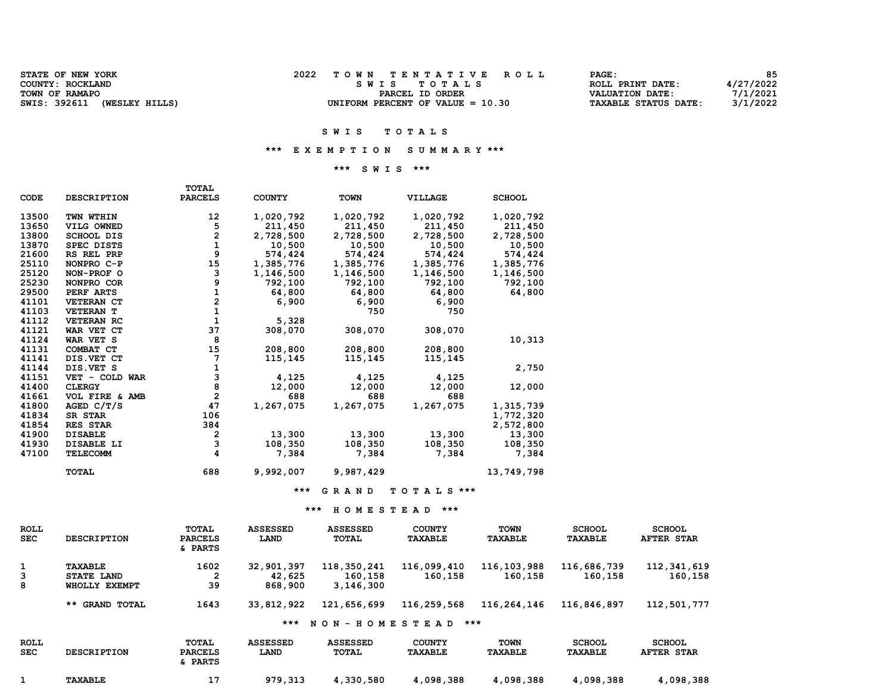STATE OF NEW YORK
COUNTY: ROCKLAND
TOWN OF RAMAPO
SWIS: 392611 (WESLEY HILLS)

2022 TOWN TENTATIVE ROLL
SWIS TOTALS
PARCEL ID ORDER
UNIFORM PERCENT OF VALUE = 10.30

ROLL PRINT DATE: 4/27/2022
VALUATION DATE: 7/1/2021
TAXABLE STATUS DATE: 3/1/2022

## SWIS TOTALS

### *** EXEMPTION SUMMARY ***

### *** SWIS ***

| CODE | DESCRIPTION | TOTAL PARCELS | COUNTY | TOWN | VILLAGE | SCHOOL |
|---|---|---|---|---|---|---|
| 13500 | TWN WTHIN | 12 | 1,020,792 | 1,020,792 | 1,020,792 | 1,020,792 |
| 13650 | VILG OWNED | 5 | 211,450 | 211,450 | 211,450 | 211,450 |
| 13800 | SCHOOL DIS | 2 | 2,728,500 | 2,728,500 | 2,728,500 | 2,728,500 |
| 13870 | SPEC DISTS | 1 | 10,500 | 10,500 | 10,500 | 10,500 |
| 21600 | RS REL PRP | 9 | 574,424 | 574,424 | 574,424 | 574,424 |
| 25110 | NONPRO C-P | 15 | 1,385,776 | 1,385,776 | 1,385,776 | 1,385,776 |
| 25120 | NON-PROF O | 3 | 1,146,500 | 1,146,500 | 1,146,500 | 1,146,500 |
| 25230 | NONPRO COR | 9 | 792,100 | 792,100 | 792,100 | 792,100 |
| 29500 | PERF ARTS | 1 | 64,800 | 64,800 | 64,800 | 64,800 |
| 41101 | VETERAN CT | 2 | 6,900 | 6,900 | 6,900 | |
| 41103 | VETERAN T | 1 | | 750 | 750 | |
| 41112 | VETERAN RC | 1 | 5,328 | | | |
| 41121 | WAR VET CT | 37 | 308,070 | 308,070 | 308,070 | |
| 41124 | WAR VET S | 8 | | | | 10,313 |
| 41131 | COMBAT CT | 15 | 208,800 | 208,800 | 208,800 | |
| 41141 | DIS.VET CT | 7 | 115,145 | 115,145 | 115,145 | |
| 41144 | DIS.VET S | 1 | | | | 2,750 |
| 41151 | VET - COLD WAR | 3 | 4,125 | 4,125 | 4,125 | |
| 41400 | CLERGY | 8 | 12,000 | 12,000 | 12,000 | 12,000 |
| 41661 | VOL FIRE & AMB | 2 | 688 | 688 | 688 | |
| 41800 | AGED C/T/S | 47 | 1,267,075 | 1,267,075 | 1,267,075 | 1,315,739 |
| 41834 | SR STAR | 106 | | | | 1,772,320 |
| 41854 | RES STAR | 384 | | | | 2,572,800 |
| 41900 | DISABLE | 2 | 13,300 | 13,300 | 13,300 | 13,300 |
| 41930 | DISABLE LI | 3 | 108,350 | 108,350 | 108,350 | 108,350 |
| 47100 | TELECOMM | 4 | 7,384 | 7,384 | 7,384 | 7,384 |
| | TOTAL | 688 | 9,992,007 | 9,987,429 | | 13,749,798 |

### *** GRAND TOTALS ***

### *** HOMESTEAD ***

| ROLL SEC | DESCRIPTION | TOTAL PARCELS & PARTS | ASSESSED LAND | ASSESSED TOTAL | COUNTY TAXABLE | TOWN TAXABLE | SCHOOL TAXABLE | SCHOOL AFTER STAR |
|---|---|---|---|---|---|---|---|---|
| 1 | TAXABLE | 1602 | 32,901,397 | 118,350,241 | 116,099,410 | 116,103,988 | 116,686,739 | 112,341,619 |
| 3 | STATE LAND | 2 | 42,625 | 160,158 | 160,158 | 160,158 | 160,158 | 160,158 |
| 8 | WHOLLY EXEMPT | 39 | 868,900 | 3,146,300 | | | | |
| | ** GRAND TOTAL | 1643 | 33,812,922 | 121,656,699 | 116,259,568 | 116,264,146 | 116,846,897 | 112,501,777 |

### *** NON-HOMESTEAD ***

| ROLL SEC | DESCRIPTION | TOTAL PARCELS & PARTS | ASSESSED LAND | ASSESSED TOTAL | COUNTY TAXABLE | TOWN TAXABLE | SCHOOL TAXABLE | SCHOOL AFTER STAR |
|---|---|---|---|---|---|---|---|---|
| 1 | TAXABLE | 17 | 979,313 | 4,330,580 | 4,098,388 | 4,098,388 | 4,098,388 | 4,098,388 |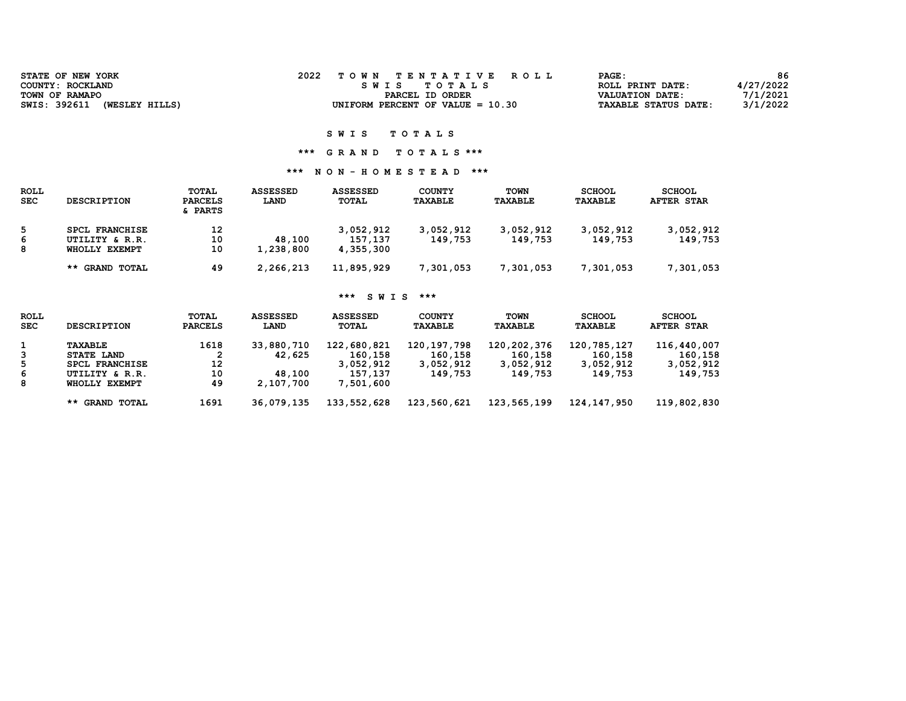STATE OF NEW YORK
COUNTY: ROCKLAND
TOWN OF RAMAPO
SWIS: 392611 (WESLEY HILLS)

2022 TOWN TENTATIVE ROLL
SWIS TOTALS
PARCEL ID ORDER
UNIFORM PERCENT OF VALUE = 10.30

ROLL PRINT DATE: 4/27/2022
VALUATION DATE: 7/1/2021
TAXABLE STATUS DATE: 3/1/2022

## SWIS TOTALS

### *** GRAND TOTALS ***

### *** NON-HOMESTEAD ***

| ROLL SEC | DESCRIPTION | TOTAL PARCELS & PARTS | ASSESSED LAND | ASSESSED TOTAL | COUNTY TAXABLE | TOWN TAXABLE | SCHOOL TAXABLE | SCHOOL AFTER STAR |
|---|---|---|---|---|---|---|---|---|
| 5 | SPCL FRANCHISE | 12 | | 3,052,912 | 3,052,912 | 3,052,912 | 3,052,912 | 3,052,912 |
| 6 | UTILITY & R.R. | 10 | 48,100 | 157,137 | 149,753 | 149,753 | 149,753 | 149,753 |
| 8 | WHOLLY EXEMPT | 10 | 1,238,800 | 4,355,300 | | | | |
| | ** GRAND TOTAL | 49 | 2,266,213 | 11,895,929 | 7,301,053 | 7,301,053 | 7,301,053 | 7,301,053 |

### *** SWIS ***

| ROLL SEC | DESCRIPTION | TOTAL PARCELS | ASSESSED LAND | ASSESSED TOTAL | COUNTY TAXABLE | TOWN TAXABLE | SCHOOL TAXABLE | SCHOOL AFTER STAR |
|---|---|---|---|---|---|---|---|---|
| 1 | TAXABLE | 1618 | 33,880,710 | 122,680,821 | 120,197,798 | 120,202,376 | 120,785,127 | 116,440,007 |
| 3 | STATE LAND | 2 | 42,625 | 160,158 | 160,158 | 160,158 | 160,158 | 160,158 |
| 5 | SPCL FRANCHISE | 12 | | 3,052,912 | 3,052,912 | 3,052,912 | 3,052,912 | 3,052,912 |
| 6 | UTILITY & R.R. | 10 | 48,100 | 157,137 | 149,753 | 149,753 | 149,753 | 149,753 |
| 8 | WHOLLY EXEMPT | 49 | 2,107,700 | 7,501,600 | | | | |
| | ** GRAND TOTAL | 1691 | 36,079,135 | 133,552,628 | 123,560,621 | 123,565,199 | 124,147,950 | 119,802,830 |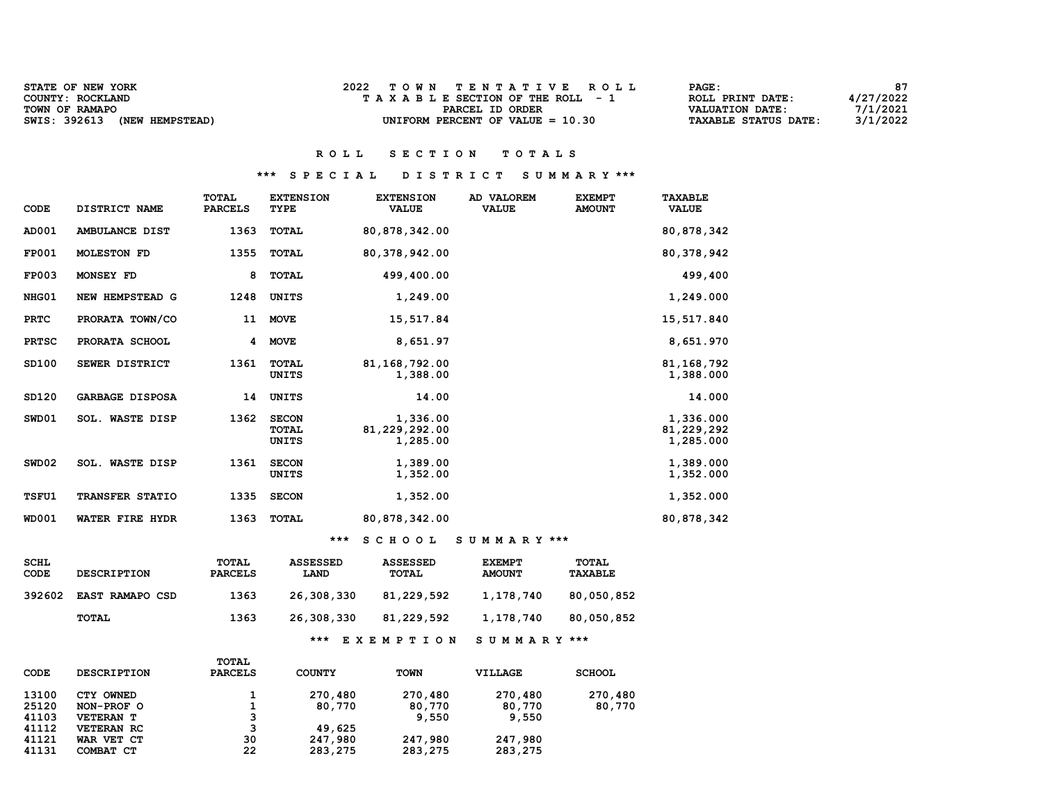STATE OF NEW YORK
COUNTY: ROCKLAND
TOWN OF RAMAPO
SWIS: 392613 (NEW HEMPSTEAD)

2022 TOWN TENTATIVE ROLL
TAXABLE SECTION OF THE ROLL - 1
PARCEL ID ORDER
UNIFORM PERCENT OF VALUE = 10.30

PAGE: 87
ROLL PRINT DATE: 4/27/2022
VALUATION DATE: 7/1/2021
TAXABLE STATUS DATE: 3/1/2022

# ROLL SECTION TOTALS

## *** SPECIAL DISTRICT SUMMARY ***

| CODE | DISTRICT NAME | TOTAL PARCELS | EXTENSION TYPE | EXTENSION VALUE | AD VALOREM VALUE | EXEMPT AMOUNT | TAXABLE VALUE |
|---|---|---|---|---|---|---|---|
| AD001 | AMBULANCE DIST | 1363 | TOTAL | 80,878,342.00 | | | 80,878,342 |
| FP001 | MOLESTON FD | 1355 | TOTAL | 80,378,942.00 | | | 80,378,942 |
| FP003 | MONSEY FD | 8 | TOTAL | 499,400.00 | | | 499,400 |
| NHG01 | NEW HEMPSTEAD G | 1248 | UNITS | 1,249.00 | | | 1,249.000 |
| PRTC | PRORATA TOWN/CO | 11 | MOVE | 15,517.84 | | | 15,517.840 |
| PRTSC | PRORATA SCHOOL | 4 | MOVE | 8,651.97 | | | 8,651.970 |
| SD100 | SEWER DISTRICT | 1361 | TOTAL | 81,168,792.00 | | | 81,168,792 |
| | | | UNITS | 1,388.00 | | | 1,388.000 |
| SD120 | GARBAGE DISPOSA | 14 | UNITS | 14.00 | | | 14.000 |
| SWD01 | SOL. WASTE DISP | 1362 | SECON | 1,336.00 | | | 1,336.000 |
| | | | TOTAL | 81,229,292.00 | | | 81,229,292 |
| | | | UNITS | 1,285.00 | | | 1,285.000 |
| SWD02 | SOL. WASTE DISP | 1361 | SECON | 1,389.00 | | | 1,389.000 |
| | | | UNITS | 1,352.00 | | | 1,352.000 |
| TSFU1 | TRANSFER STATIO | 1335 | SECON | 1,352.00 | | | 1,352.000 |
| WD001 | WATER FIRE HYDR | 1363 | TOTAL | 80,878,342.00 | | | 80,878,342 |

## *** SCHOOL SUMMARY ***

| SCHL CODE | DESCRIPTION | TOTAL PARCELS | ASSESSED LAND | ASSESSED TOTAL | EXEMPT AMOUNT | TOTAL TAXABLE |
|---|---|---|---|---|---|---|
| 392602 | EAST RAMAPO CSD | 1363 | 26,308,330 | 81,229,592 | 1,178,740 | 80,050,852 |
| | TOTAL | 1363 | 26,308,330 | 81,229,592 | 1,178,740 | 80,050,852 |

## *** EXEMPTION SUMMARY ***

| CODE | DESCRIPTION | TOTAL PARCELS | COUNTY | TOWN | VILLAGE | SCHOOL |
|---|---|---|---|---|---|---|
| 13100 | CTY OWNED | 1 | 270,480 | 270,480 | 270,480 | 270,480 |
| 25120 | NON-PROF O | 1 | 80,770 | 80,770 | 80,770 | 80,770 |
| 41103 | VETERAN T | 3 | | 9,550 | 9,550 | |
| 41112 | VETERAN RC | 3 | 49,625 | | | |
| 41121 | WAR VET CT | 30 | 247,980 | 247,980 | 247,980 | |
| 41131 | COMBAT CT | 22 | 283,275 | 283,275 | 283,275 | |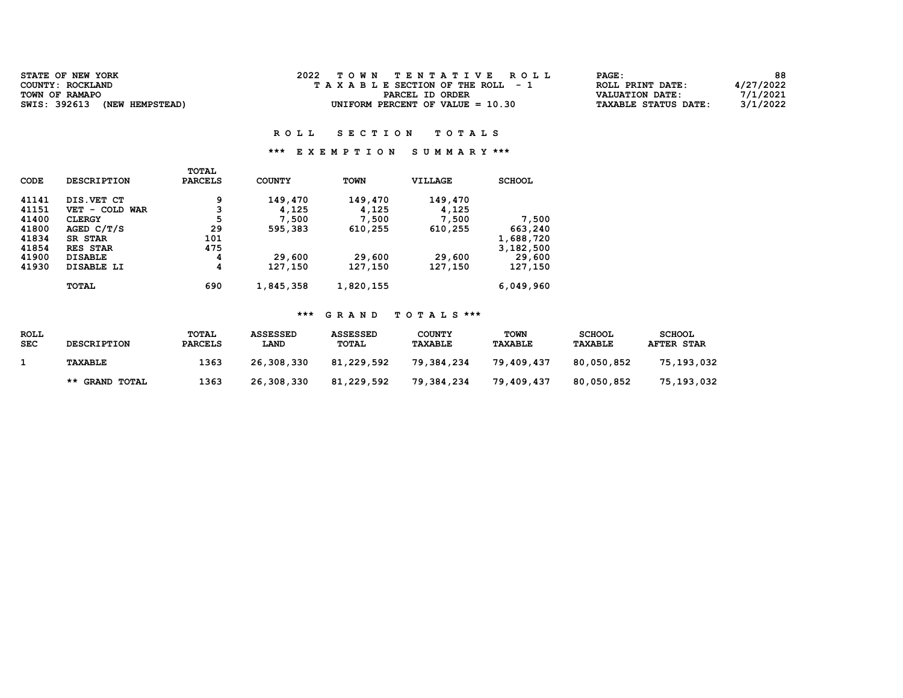STATE OF NEW YORK
COUNTY: ROCKLAND
TOWN OF RAMAPO
SWIS: 392613 (NEW HEMPSTEAD)

2022 TOWN TENTATIVE ROLL
TAXABLE SECTION OF THE ROLL - 1
PARCEL ID ORDER
UNIFORM PERCENT OF VALUE = 10.30

PAGE: 88
ROLL PRINT DATE: 4/27/2022
VALUATION DATE: 7/1/2021
TAXABLE STATUS DATE: 3/1/2022

## ROLL SECTION TOTALS

### *** EXEMPTION SUMMARY ***

| CODE | DESCRIPTION | TOTAL PARCELS | COUNTY | TOWN | VILLAGE | SCHOOL |
|---|---|---|---|---|---|---|
| 41141 | DIS.VET CT | 9 | 149,470 | 149,470 | 149,470 | |
| 41151 | VET - COLD WAR | 3 | 4,125 | 4,125 | 4,125 | |
| 41400 | CLERGY | 5 | 7,500 | 7,500 | 7,500 | 7,500 |
| 41800 | AGED C/T/S | 29 | 595,383 | 610,255 | 610,255 | 663,240 |
| 41834 | SR STAR | 101 | | | | 1,688,720 |
| 41854 | RES STAR | 475 | | | | 3,182,500 |
| 41900 | DISABLE | 4 | 29,600 | 29,600 | 29,600 | 29,600 |
| 41930 | DISABLE LI | 4 | 127,150 | 127,150 | 127,150 | 127,150 |
| | TOTAL | 690 | 1,845,358 | 1,820,155 | | 6,049,960 |

### *** GRAND TOTALS ***

| ROLL SEC | DESCRIPTION | TOTAL PARCELS | ASSESSED LAND | ASSESSED TOTAL | COUNTY TAXABLE | TOWN TAXABLE | SCHOOL TAXABLE | SCHOOL AFTER STAR |
|---|---|---|---|---|---|---|---|---|
| 1 | TAXABLE | 1363 | 26,308,330 | 81,229,592 | 79,384,234 | 79,409,437 | 80,050,852 | 75,193,032 |
| | ** GRAND TOTAL | 1363 | 26,308,330 | 81,229,592 | 79,384,234 | 79,409,437 | 80,050,852 | 75,193,032 |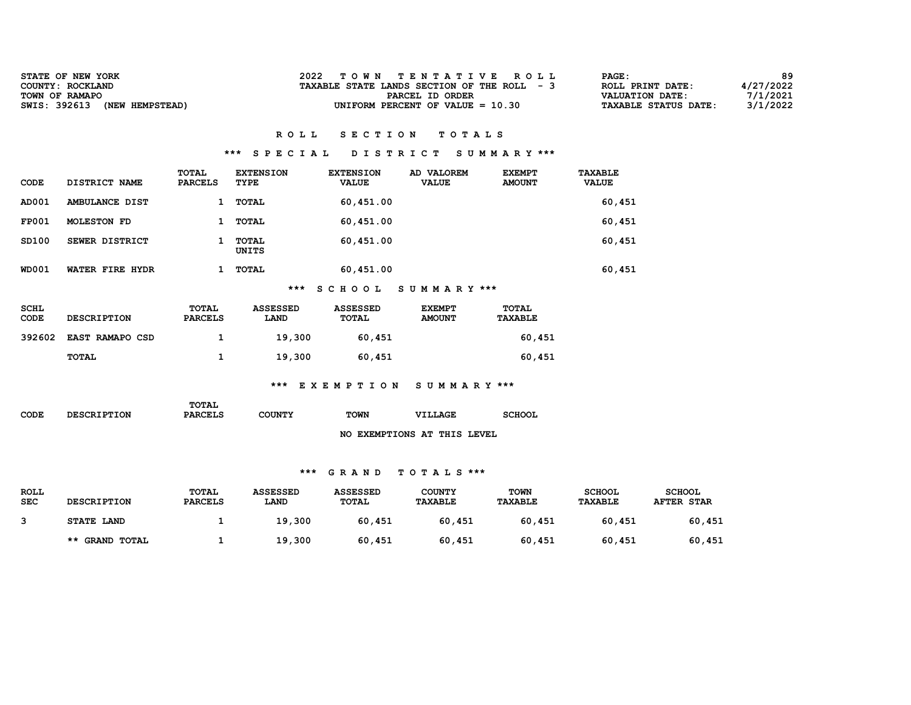STATE OF NEW YORK
COUNTY: ROCKLAND
TOWN OF RAMAPO
SWIS: 392613 (NEW HEMPSTEAD)

2022 TOWN TENTATIVE ROLL
TAXABLE STATE LANDS SECTION OF THE ROLL - 3
PARCEL ID ORDER
UNIFORM PERCENT OF VALUE = 10.30

PAGE: 89
ROLL PRINT DATE: 4/27/2022
VALUATION DATE: 7/1/2021
TAXABLE STATUS DATE: 3/1/2022

## ROLL SECTION TOTALS

### *** SPECIAL DISTRICT SUMMARY ***

| CODE | DISTRICT NAME | TOTAL PARCELS | EXTENSION TYPE | EXTENSION VALUE | AD VALOREM VALUE | EXEMPT AMOUNT | TAXABLE VALUE |
|---|---|---|---|---|---|---|---|
| AD001 | AMBULANCE DIST | 1 | TOTAL | 60,451.00 | | | 60,451 |
| FP001 | MOLESTON FD | 1 | TOTAL | 60,451.00 | | | 60,451 |
| SD100 | SEWER DISTRICT | 1 | TOTAL UNITS | 60,451.00 | | | 60,451 |
| WD001 | WATER FIRE HYDR | 1 | TOTAL | 60,451.00 | | | 60,451 |

### *** SCHOOL SUMMARY ***

| SCHL CODE | DESCRIPTION | TOTAL PARCELS | ASSESSED LAND | ASSESSED TOTAL | EXEMPT AMOUNT | TOTAL TAXABLE |
|---|---|---|---|---|---|---|
| 392602 | EAST RAMAPO CSD | 1 | 19,300 | 60,451 | | 60,451 |
| | TOTAL | 1 | 19,300 | 60,451 | | 60,451 |

### *** EXEMPTION SUMMARY ***

| CODE | DESCRIPTION | TOTAL PARCELS | COUNTY | TOWN | VILLAGE | SCHOOL |
|---|---|---|---|---|---|---|

NO EXEMPTIONS AT THIS LEVEL

### *** GRAND TOTALS ***

| ROLL SEC | DESCRIPTION | TOTAL PARCELS | ASSESSED LAND | ASSESSED TOTAL | COUNTY TAXABLE | TOWN TAXABLE | SCHOOL TAXABLE | SCHOOL AFTER STAR |
|---|---|---|---|---|---|---|---|---|
| 3 | STATE LAND | 1 | 19,300 | 60,451 | 60,451 | 60,451 | 60,451 | 60,451 |
| | ** GRAND TOTAL | 1 | 19,300 | 60,451 | 60,451 | 60,451 | 60,451 | 60,451 |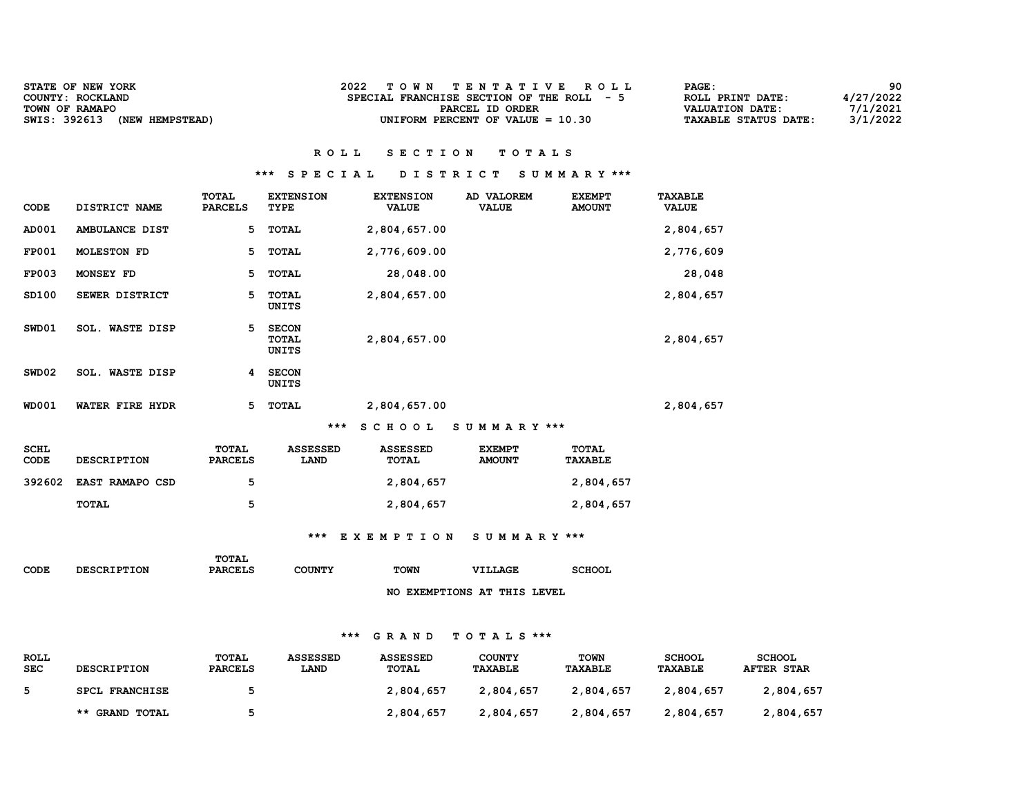STATE OF NEW YORK
COUNTY: ROCKLAND
TOWN OF RAMAPO
SWIS: 392613 (NEW HEMPSTEAD)

2022 TOWN TENTATIVE ROLL
SPECIAL FRANCHISE SECTION OF THE ROLL - 5
PARCEL ID ORDER
UNIFORM PERCENT OF VALUE = 10.30

PAGE: 90
ROLL PRINT DATE: 4/27/2022
VALUATION DATE: 7/1/2021
TAXABLE STATUS DATE: 3/1/2022

## ROLL SECTION TOTALS

### *** SPECIAL DISTRICT SUMMARY ***

| CODE | DISTRICT NAME | TOTAL PARCELS | EXTENSION TYPE | EXTENSION VALUE | AD VALOREM VALUE | EXEMPT AMOUNT | TAXABLE VALUE |
|---|---|---|---|---|---|---|---|
| AD001 | AMBULANCE DIST | 5 | TOTAL | 2,804,657.00 | | | 2,804,657 |
| FP001 | MOLESTON FD | 5 | TOTAL | 2,776,609.00 | | | 2,776,609 |
| FP003 | MONSEY FD | 5 | TOTAL | 28,048.00 | | | 28,048 |
| SD100 | SEWER DISTRICT | 5 | TOTAL UNITS | 2,804,657.00 | | | 2,804,657 |
| SWD01 | SOL. WASTE DISP | 5 | SECON TOTAL UNITS | 2,804,657.00 | | | 2,804,657 |
| SWD02 | SOL. WASTE DISP | 4 | SECON UNITS | | | | |
| WD001 | WATER FIRE HYDR | 5 | TOTAL | 2,804,657.00 | | | 2,804,657 |

### *** SCHOOL SUMMARY ***

| SCHL CODE | DESCRIPTION | TOTAL PARCELS | ASSESSED LAND | ASSESSED TOTAL | EXEMPT AMOUNT | TOTAL TAXABLE |
|---|---|---|---|---|---|---|
| 392602 | EAST RAMAPO CSD | 5 | | 2,804,657 | | 2,804,657 |
| | TOTAL | 5 | | 2,804,657 | | 2,804,657 |

### *** EXEMPTION SUMMARY ***

| CODE | DESCRIPTION | TOTAL PARCELS | COUNTY | TOWN | VILLAGE | SCHOOL |
|---|---|---|---|---|---|---|

NO EXEMPTIONS AT THIS LEVEL

### *** GRAND TOTALS ***

| ROLL SEC | DESCRIPTION | TOTAL PARCELS | ASSESSED LAND | ASSESSED TOTAL | COUNTY TAXABLE | TOWN TAXABLE | SCHOOL TAXABLE | SCHOOL AFTER STAR |
|---|---|---|---|---|---|---|---|---|
| 5 | SPCL FRANCHISE | 5 | | 2,804,657 | 2,804,657 | 2,804,657 | 2,804,657 | 2,804,657 |
| | ** GRAND TOTAL | 5 | | 2,804,657 | 2,804,657 | 2,804,657 | 2,804,657 | 2,804,657 |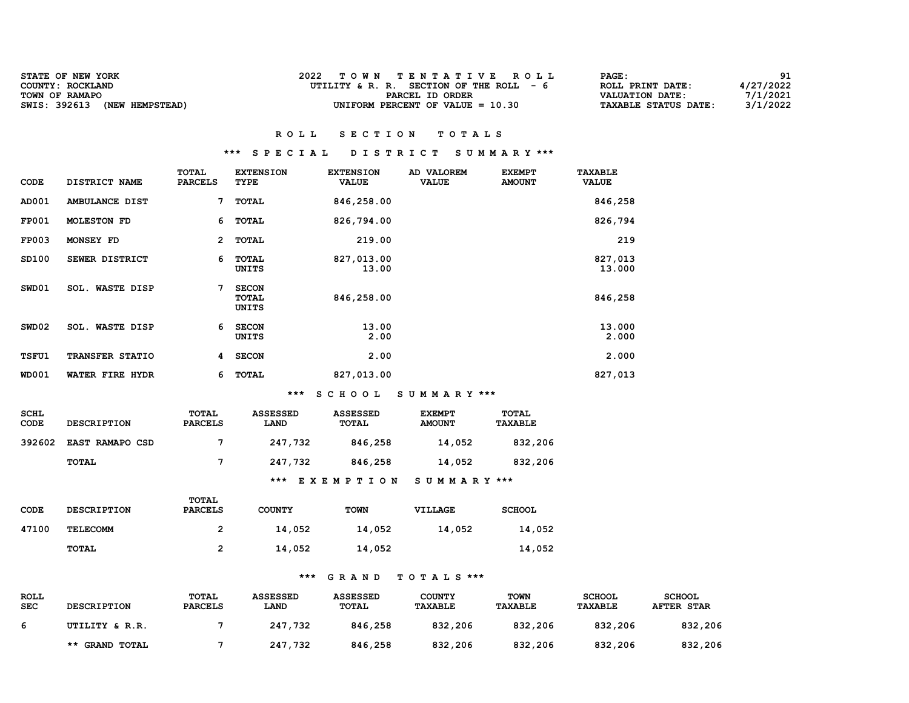STATE OF NEW YORK
COUNTY: ROCKLAND
TOWN OF RAMAPO
SWIS: 392613 (NEW HEMPSTEAD)

2022 TOWN TENTATIVE ROLL
UTILITY & R. R. SECTION OF THE ROLL - 6
PARCEL ID ORDER
UNIFORM PERCENT OF VALUE = 10.30

PAGE: 91
ROLL PRINT DATE: 4/27/2022
VALUATION DATE: 7/1/2021
TAXABLE STATUS DATE: 3/1/2022

## ROLL SECTION TOTALS

### *** SPECIAL DISTRICT SUMMARY ***

| CODE | DISTRICT NAME | TOTAL PARCELS | EXTENSION TYPE | EXTENSION VALUE | AD VALOREM VALUE | EXEMPT AMOUNT | TAXABLE VALUE |
|---|---|---|---|---|---|---|---|
| AD001 | AMBULANCE DIST | 7 | TOTAL | 846,258.00 | | | 846,258 |
| FP001 | MOLESTON FD | 6 | TOTAL | 826,794.00 | | | 826,794 |
| FP003 | MONSEY FD | 2 | TOTAL | 219.00 | | | 219 |
| SD100 | SEWER DISTRICT | 6 | TOTAL | 827,013.00 | | | 827,013 |
| | | | UNITS | 13.00 | | | 13.000 |
| SWD01 | SOL. WASTE DISP | 7 | SECON | | | | |
| | | | TOTAL | 846,258.00 | | | 846,258 |
| | | | UNITS | | | | |
| SWD02 | SOL. WASTE DISP | 6 | SECON | 13.00 | | | 13.000 |
| | | | UNITS | 2.00 | | | 2.000 |
| TSFU1 | TRANSFER STATIO | 4 | SECON | 2.00 | | | 2.000 |
| WD001 | WATER FIRE HYDR | 6 | TOTAL | 827,013.00 | | | 827,013 |

### *** SCHOOL SUMMARY ***

| SCHL CODE | DESCRIPTION | TOTAL PARCELS | ASSESSED LAND | ASSESSED TOTAL | EXEMPT AMOUNT | TOTAL TAXABLE |
|---|---|---|---|---|---|---|
| 392602 | EAST RAMAPO CSD | 7 | 247,732 | 846,258 | 14,052 | 832,206 |
| | TOTAL | 7 | 247,732 | 846,258 | 14,052 | 832,206 |

### *** EXEMPTION SUMMARY ***

| CODE | DESCRIPTION | TOTAL PARCELS | COUNTY | TOWN | VILLAGE | SCHOOL |
|---|---|---|---|---|---|---|
| 47100 | TELECOMM | 2 | 14,052 | 14,052 | 14,052 | 14,052 |
| | TOTAL | 2 | 14,052 | 14,052 | | 14,052 |

### *** GRAND TOTALS ***

| ROLL SEC | DESCRIPTION | TOTAL PARCELS | ASSESSED LAND | ASSESSED TOTAL | COUNTY TAXABLE | TOWN TAXABLE | SCHOOL TAXABLE | SCHOOL AFTER STAR |
|---|---|---|---|---|---|---|---|---|
| 6 | UTILITY & R.R. | 7 | 247,732 | 846,258 | 832,206 | 832,206 | 832,206 | 832,206 |
| | ** GRAND TOTAL | 7 | 247,732 | 846,258 | 832,206 | 832,206 | 832,206 | 832,206 |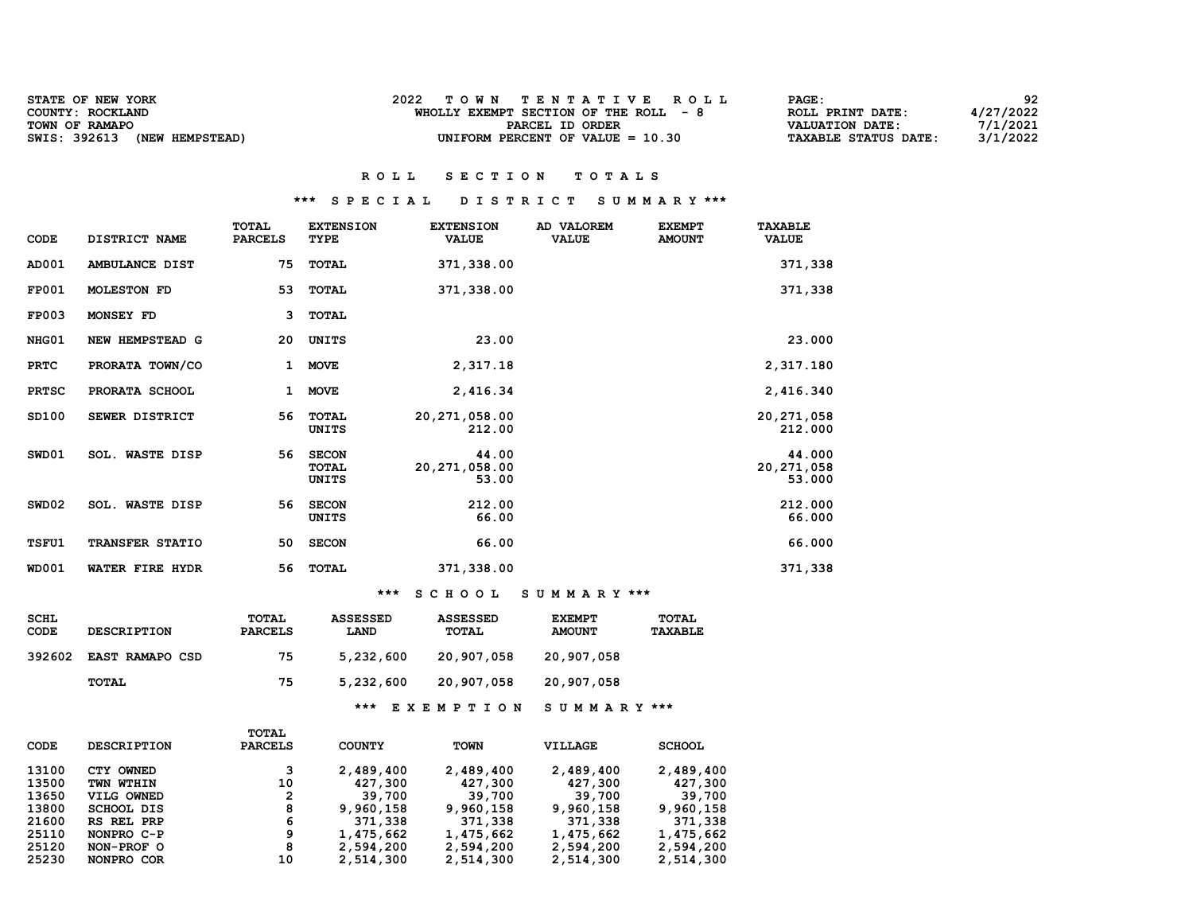STATE OF NEW YORK
COUNTY: ROCKLAND
TOWN OF RAMAPO
SWIS: 392613 (NEW HEMPSTEAD)

2022 TOWN TENTATIVE ROLL
WHOLLY EXEMPT SECTION OF THE ROLL - 8
PARCEL ID ORDER
UNIFORM PERCENT OF VALUE = 10.30

PAGE: 92
ROLL PRINT DATE: 4/27/2022
VALUATION DATE: 7/1/2021
TAXABLE STATUS DATE: 3/1/2022

## ROLL SECTION TOTALS

### *** SPECIAL DISTRICT SUMMARY ***

| CODE | DISTRICT NAME | TOTAL PARCELS | EXTENSION TYPE | EXTENSION VALUE | AD VALOREM VALUE | EXEMPT AMOUNT | TAXABLE VALUE |
|---|---|---|---|---|---|---|---|
| AD001 | AMBULANCE DIST | 75 | TOTAL | 371,338.00 | | | 371,338 |
| FP001 | MOLESTON FD | 53 | TOTAL | 371,338.00 | | | 371,338 |
| FP003 | MONSEY FD | 3 | TOTAL | | | | |
| NHG01 | NEW HEMPSTEAD G | 20 | UNITS | 23.00 | | | 23.000 |
| PRTC | PRORATA TOWN/CO | 1 | MOVE | 2,317.18 | | | 2,317.180 |
| PRTSC | PRORATA SCHOOL | 1 | MOVE | 2,416.34 | | | 2,416.340 |
| SD100 | SEWER DISTRICT | 56 | TOTAL | 20,271,058.00 | | | 20,271,058 |
| | | | UNITS | 212.00 | | | 212.000 |
| SWD01 | SOL. WASTE DISP | 56 | SECON | 44.00 | | | 44.000 |
| | | | TOTAL | 20,271,058.00 | | | 20,271,058 |
| | | | UNITS | 53.00 | | | 53.000 |
| SWD02 | SOL. WASTE DISP | 56 | SECON | 212.00 | | | 212.000 |
| | | | UNITS | 66.00 | | | 66.000 |
| TSFU1 | TRANSFER STATIO | 50 | SECON | 66.00 | | | 66.000 |
| WD001 | WATER FIRE HYDR | 56 | TOTAL | 371,338.00 | | | 371,338 |

### *** SCHOOL SUMMARY ***

| SCHL CODE | DESCRIPTION | TOTAL PARCELS | ASSESSED LAND | ASSESSED TOTAL | EXEMPT AMOUNT | TOTAL TAXABLE |
|---|---|---|---|---|---|---|
| 392602 | EAST RAMAPO CSD | 75 | 5,232,600 | 20,907,058 | 20,907,058 | |
| | TOTAL | 75 | 5,232,600 | 20,907,058 | 20,907,058 | |

### *** EXEMPTION SUMMARY ***

| CODE | DESCRIPTION | TOTAL PARCELS | COUNTY | TOWN | VILLAGE | SCHOOL |
|---|---|---|---|---|---|---|
| 13100 | CTY OWNED | 3 | 2,489,400 | 2,489,400 | 2,489,400 | 2,489,400 |
| 13500 | TWN WTHIN | 10 | 427,300 | 427,300 | 427,300 | 427,300 |
| 13650 | VILG OWNED | 2 | 39,700 | 39,700 | 39,700 | 39,700 |
| 13800 | SCHOOL DIS | 8 | 9,960,158 | 9,960,158 | 9,960,158 | 9,960,158 |
| 21600 | RS REL PRP | 6 | 371,338 | 371,338 | 371,338 | 371,338 |
| 25110 | NONPRO C-P | 9 | 1,475,662 | 1,475,662 | 1,475,662 | 1,475,662 |
| 25120 | NON-PROF O | 8 | 2,594,200 | 2,594,200 | 2,594,200 | 2,594,200 |
| 25230 | NONPRO COR | 10 | 2,514,300 | 2,514,300 | 2,514,300 | 2,514,300 |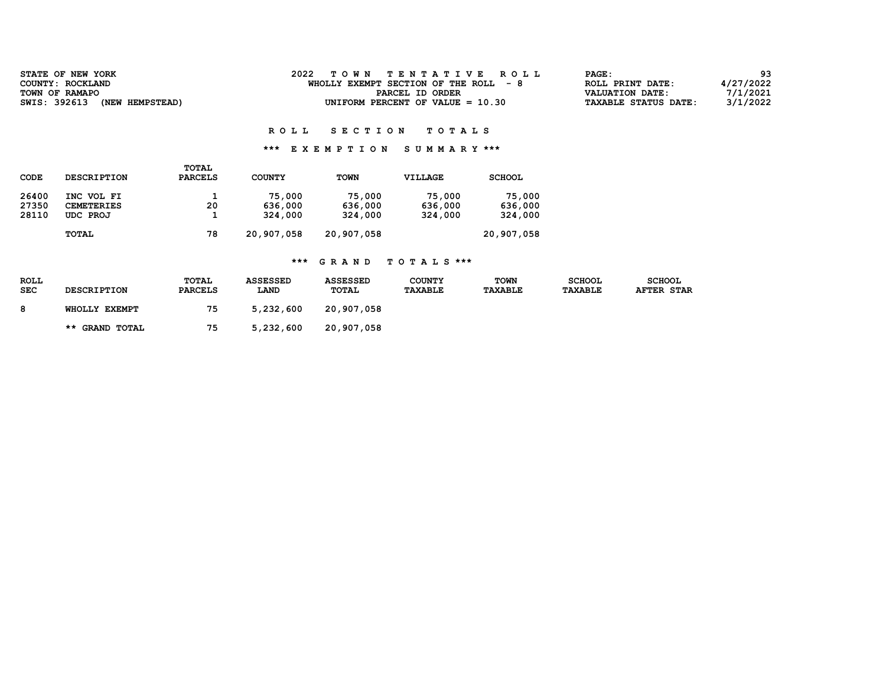STATE OF NEW YORK
COUNTY: ROCKLAND
TOWN OF RAMAPO
SWIS: 392613 (NEW HEMPSTEAD)

2022 TOWN TENTATIVE ROLL
WHOLLY EXEMPT SECTION OF THE ROLL - 8
PARCEL ID ORDER
UNIFORM PERCENT OF VALUE = 10.30

PAGE: 93
ROLL PRINT DATE: 4/27/2022
VALUATION DATE: 7/1/2021
TAXABLE STATUS DATE: 3/1/2022

## ROLL SECTION TOTALS

### *** EXEMPTION SUMMARY ***

| CODE | DESCRIPTION | TOTAL PARCELS | COUNTY | TOWN | VILLAGE | SCHOOL |
|---|---|---|---|---|---|---|
| 26400 | INC VOL FI | 1 | 75,000 | 75,000 | 75,000 | 75,000 |
| 27350 | CEMETERIES | 20 | 636,000 | 636,000 | 636,000 | 636,000 |
| 28110 | UDC PROJ | 1 | 324,000 | 324,000 | 324,000 | 324,000 |
| | TOTAL | 78 | 20,907,058 | 20,907,058 | | 20,907,058 |

### *** GRAND TOTALS ***

| ROLL SEC | DESCRIPTION | TOTAL PARCELS | ASSESSED LAND | ASSESSED TOTAL | COUNTY TAXABLE | TOWN TAXABLE | SCHOOL TAXABLE | SCHOOL AFTER STAR |
|---|---|---|---|---|---|---|---|---|
| 8 | WHOLLY EXEMPT | 75 | 5,232,600 | 20,907,058 | | | | |
| | ** GRAND TOTAL | 75 | 5,232,600 | 20,907,058 | | | | |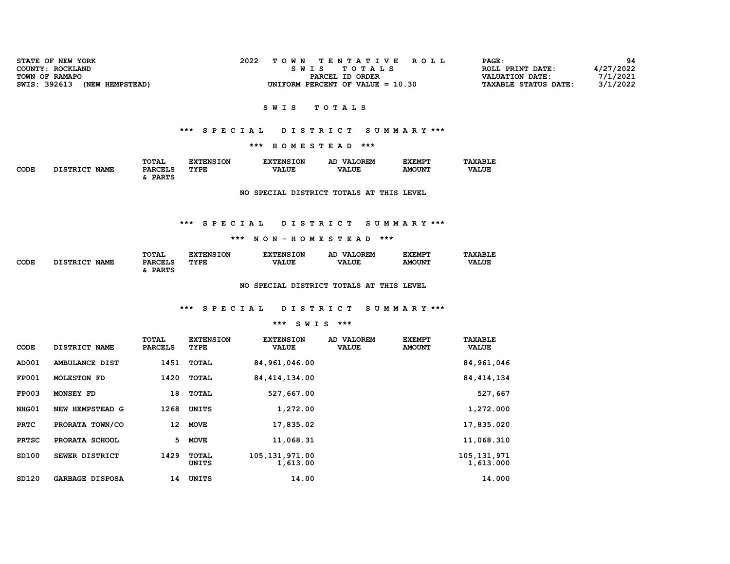STATE OF NEW YORK
COUNTY: ROCKLAND
TOWN OF RAMAPO
SWIS: 392613 (NEW HEMPSTEAD)

2022 TOWN TENTATIVE ROLL
SWIS TOTALS
PARCEL ID ORDER
UNIFORM PERCENT OF VALUE = 10.30

ROLL PRINT DATE: 4/27/2022
VALUATION DATE: 7/1/2021
TAXABLE STATUS DATE: 3/1/2022

## SWIS TOTALS

### *** SPECIAL DISTRICT SUMMARY ***

#### *** HOMESTEAD ***

| CODE | DISTRICT NAME | TOTAL PARCELS & PARTS | EXTENSION TYPE | EXTENSION VALUE | AD VALOREM VALUE | EXEMPT AMOUNT | TAXABLE VALUE |
|---|---|---|---|---|---|---|---|

NO SPECIAL DISTRICT TOTALS AT THIS LEVEL

### *** SPECIAL DISTRICT SUMMARY ***

#### *** NON-HOMESTEAD ***

| CODE | DISTRICT NAME | TOTAL PARCELS & PARTS | EXTENSION TYPE | EXTENSION VALUE | AD VALOREM VALUE | EXEMPT AMOUNT | TAXABLE VALUE |
|---|---|---|---|---|---|---|---|

NO SPECIAL DISTRICT TOTALS AT THIS LEVEL

### *** SPECIAL DISTRICT SUMMARY ***

#### *** SWIS ***

| CODE | DISTRICT NAME | TOTAL PARCELS | EXTENSION TYPE | EXTENSION VALUE | AD VALOREM VALUE | EXEMPT AMOUNT | TAXABLE VALUE |
|---|---|---|---|---|---|---|---|
| AD001 | AMBULANCE DIST | 1451 | TOTAL | 84,961,046.00 | | | 84,961,046 |
| FP001 | MOLESTON FD | 1420 | TOTAL | 84,414,134.00 | | | 84,414,134 |
| FP003 | MONSEY FD | 18 | TOTAL | 527,667.00 | | | 527,667 |
| NHG01 | NEW HEMPSTEAD G | 1268 | UNITS | 1,272.00 | | | 1,272.000 |
| PRTC | PRORATA TOWN/CO | 12 | MOVE | 17,835.02 | | | 17,835.020 |
| PRTSC | PRORATA SCHOOL | 5 | MOVE | 11,068.31 | | | 11,068.310 |
| SD100 | SEWER DISTRICT | 1429 | TOTAL | 105,131,971.00 | | | 105,131,971 |
| | | | UNITS | 1,613.00 | | | 1,613.000 |
| SD120 | GARBAGE DISPOSA | 14 | UNITS | 14.00 | | | 14.000 |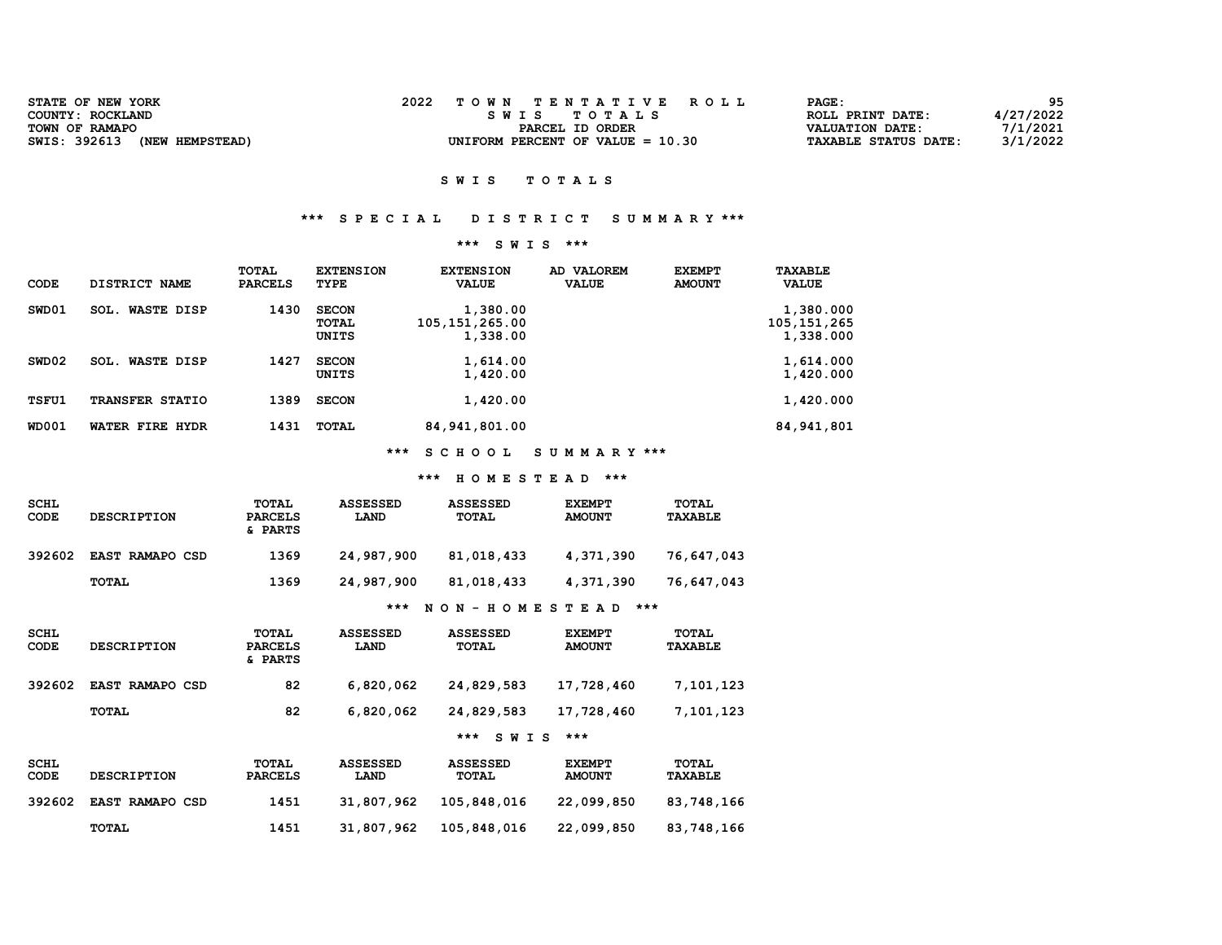STATE OF NEW YORK
COUNTY: ROCKLAND
TOWN OF RAMAPO
SWIS: 392613 (NEW HEMPSTEAD)

2022 TOWN TENTATIVE ROLL
SWIS TOTALS
PARCEL ID ORDER
UNIFORM PERCENT OF VALUE = 10.30

ROLL PRINT DATE: 4/27/2022
VALUATION DATE: 7/1/2021
TAXABLE STATUS DATE: 3/1/2022

# SWIS TOTALS

## *** SPECIAL DISTRICT SUMMARY ***

### *** SWIS ***

| CODE | DISTRICT NAME | TOTAL PARCELS | EXTENSION TYPE | EXTENSION VALUE | AD VALOREM VALUE | EXEMPT AMOUNT | TAXABLE VALUE |
|---|---|---|---|---|---|---|---|
| SWD01 | SOL. WASTE DISP | 1430 | SECON | 1,380.00 | | | 1,380.000 |
| | | | TOTAL | 105,151,265.00 | | | 105,151,265 |
| | | | UNITS | 1,338.00 | | | 1,338.000 |
| SWD02 | SOL. WASTE DISP | 1427 | SECON | 1,614.00 | | | 1,614.000 |
| | | | UNITS | 1,420.00 | | | 1,420.000 |
| TSFU1 | TRANSFER STATIO | 1389 | SECON | 1,420.00 | | | 1,420.000 |
| WD001 | WATER FIRE HYDR | 1431 | TOTAL | 84,941,801.00 | | | 84,941,801 |

## *** SCHOOL SUMMARY ***

### *** HOMESTEAD ***

| SCHL CODE | DESCRIPTION | TOTAL PARCELS & PARTS | ASSESSED LAND | ASSESSED TOTAL | EXEMPT AMOUNT | TOTAL TAXABLE |
|---|---|---|---|---|---|---|
| 392602 | EAST RAMAPO CSD | 1369 | 24,987,900 | 81,018,433 | 4,371,390 | 76,647,043 |
| | TOTAL | 1369 | 24,987,900 | 81,018,433 | 4,371,390 | 76,647,043 |

### *** NON-HOMESTEAD ***

| SCHL CODE | DESCRIPTION | TOTAL PARCELS & PARTS | ASSESSED LAND | ASSESSED TOTAL | EXEMPT AMOUNT | TOTAL TAXABLE |
|---|---|---|---|---|---|---|
| 392602 | EAST RAMAPO CSD | 82 | 6,820,062 | 24,829,583 | 17,728,460 | 7,101,123 |
| | TOTAL | 82 | 6,820,062 | 24,829,583 | 17,728,460 | 7,101,123 |

### *** SWIS ***

| SCHL CODE | DESCRIPTION | TOTAL PARCELS | ASSESSED LAND | ASSESSED TOTAL | EXEMPT AMOUNT | TOTAL TAXABLE |
|---|---|---|---|---|---|---|
| 392602 | EAST RAMAPO CSD | 1451 | 31,807,962 | 105,848,016 | 22,099,850 | 83,748,166 |
| | TOTAL | 1451 | 31,807,962 | 105,848,016 | 22,099,850 | 83,748,166 |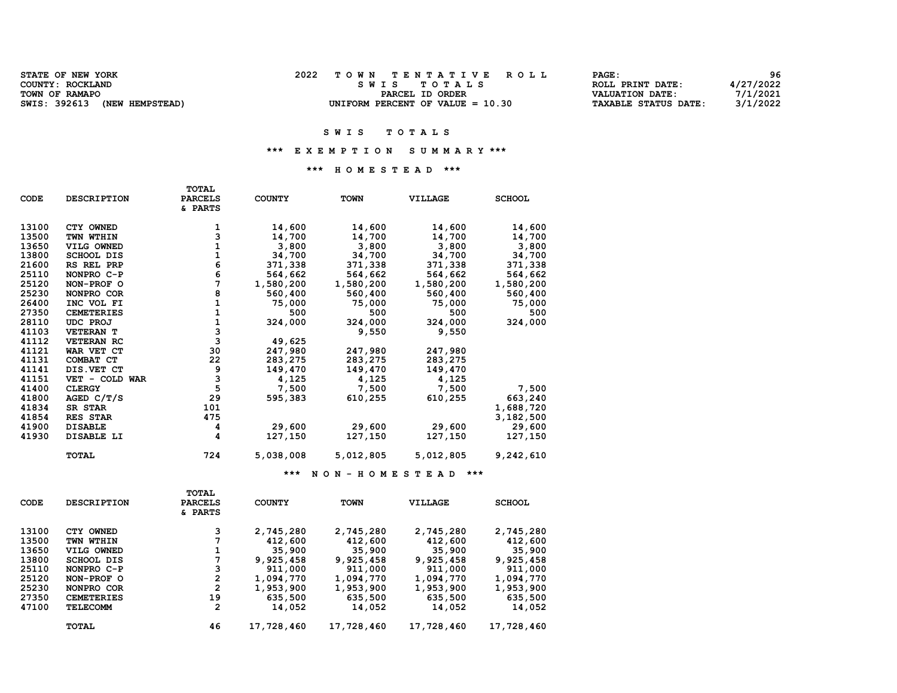STATE OF NEW YORK
COUNTY: ROCKLAND
TOWN OF RAMAPO
SWIS: 392613 (NEW HEMPSTEAD)

2022 TOWN TENTATIVE ROLL
SWIS TOTALS
PARCEL ID ORDER
UNIFORM PERCENT OF VALUE = 10.30

PAGE: 96
ROLL PRINT DATE: 4/27/2022
VALUATION DATE: 7/1/2021
TAXABLE STATUS DATE: 3/1/2022

## SWIS TOTALS

### *** EXEMPTION SUMMARY ***

### *** HOMESTEAD ***

| CODE | DESCRIPTION | TOTAL PARCELS & PARTS | COUNTY | TOWN | VILLAGE | SCHOOL |
|---|---|---|---|---|---|---|
| 13100 | CTY OWNED | 1 | 14,600 | 14,600 | 14,600 | 14,600 |
| 13500 | TWN WTHIN | 3 | 14,700 | 14,700 | 14,700 | 14,700 |
| 13650 | VILG OWNED | 1 | 3,800 | 3,800 | 3,800 | 3,800 |
| 13800 | SCHOOL DIS | 1 | 34,700 | 34,700 | 34,700 | 34,700 |
| 21600 | RS REL PRP | 6 | 371,338 | 371,338 | 371,338 | 371,338 |
| 25110 | NONPRO C-P | 6 | 564,662 | 564,662 | 564,662 | 564,662 |
| 25120 | NON-PROF O | 7 | 1,580,200 | 1,580,200 | 1,580,200 | 1,580,200 |
| 25230 | NONPRO COR | 8 | 560,400 | 560,400 | 560,400 | 560,400 |
| 26400 | INC VOL FI | 1 | 75,000 | 75,000 | 75,000 | 75,000 |
| 27350 | CEMETERIES | 1 | 500 | 500 | 500 | 500 |
| 28110 | UDC PROJ | 1 | 324,000 | 324,000 | 324,000 | 324,000 |
| 41103 | VETERAN T | 3 | | 9,550 | 9,550 | |
| 41112 | VETERAN RC | 3 | 49,625 | | | |
| 41121 | WAR VET CT | 30 | 247,980 | 247,980 | 247,980 | |
| 41131 | COMBAT CT | 22 | 283,275 | 283,275 | 283,275 | |
| 41141 | DIS.VET CT | 9 | 149,470 | 149,470 | 149,470 | |
| 41151 | VET - COLD WAR | 3 | 4,125 | 4,125 | 4,125 | |
| 41400 | CLERGY | 5 | 7,500 | 7,500 | 7,500 | 7,500 |
| 41800 | AGED C/T/S | 29 | 595,383 | 610,255 | 610,255 | 663,240 |
| 41834 | SR STAR | 101 | | | | 1,688,720 |
| 41854 | RES STAR | 475 | | | | 3,182,500 |
| 41900 | DISABLE | 4 | 29,600 | 29,600 | 29,600 | 29,600 |
| 41930 | DISABLE LI | 4 | 127,150 | 127,150 | 127,150 | 127,150 |
| | TOTAL | 724 | 5,038,008 | 5,012,805 | 5,012,805 | 9,242,610 |

### *** NON-HOMESTEAD ***

| CODE | DESCRIPTION | TOTAL PARCELS & PARTS | COUNTY | TOWN | VILLAGE | SCHOOL |
|---|---|---|---|---|---|---|
| 13100 | CTY OWNED | 3 | 2,745,280 | 2,745,280 | 2,745,280 | 2,745,280 |
| 13500 | TWN WTHIN | 7 | 412,600 | 412,600 | 412,600 | 412,600 |
| 13650 | VILG OWNED | 1 | 35,900 | 35,900 | 35,900 | 35,900 |
| 13800 | SCHOOL DIS | 7 | 9,925,458 | 9,925,458 | 9,925,458 | 9,925,458 |
| 25110 | NONPRO C-P | 3 | 911,000 | 911,000 | 911,000 | 911,000 |
| 25120 | NON-PROF O | 2 | 1,094,770 | 1,094,770 | 1,094,770 | 1,094,770 |
| 25230 | NONPRO COR | 2 | 1,953,900 | 1,953,900 | 1,953,900 | 1,953,900 |
| 27350 | CEMETERIES | 19 | 635,500 | 635,500 | 635,500 | 635,500 |
| 47100 | TELECOMM | 2 | 14,052 | 14,052 | 14,052 | 14,052 |
| | TOTAL | 46 | 17,728,460 | 17,728,460 | 17,728,460 | 17,728,460 |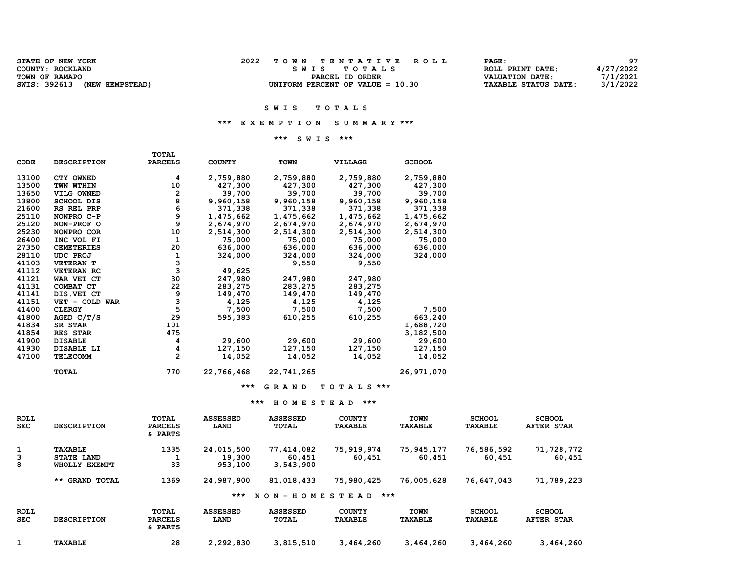STATE OF NEW YORK
COUNTY: ROCKLAND
TOWN OF RAMAPO
SWIS: 392613 (NEW HEMPSTEAD)

2022 TOWN TENTATIVE ROLL
SWIS TOTALS
PARCEL ID ORDER
UNIFORM PERCENT OF VALUE = 10.30

ROLL PRINT DATE: 4/27/2022
VALUATION DATE: 7/1/2021
TAXABLE STATUS DATE: 3/1/2022

## SWIS TOTALS

### *** EXEMPTION SUMMARY ***

### *** SWIS ***

| CODE | DESCRIPTION | TOTAL PARCELS | COUNTY | TOWN | VILLAGE | SCHOOL |
|---|---|---|---|---|---|---|
| 13100 | CTY OWNED | 4 | 2,759,880 | 2,759,880 | 2,759,880 | 2,759,880 |
| 13500 | TWN WTHIN | 10 | 427,300 | 427,300 | 427,300 | 427,300 |
| 13650 | VILG OWNED | 2 | 39,700 | 39,700 | 39,700 | 39,700 |
| 13800 | SCHOOL DIS | 8 | 9,960,158 | 9,960,158 | 9,960,158 | 9,960,158 |
| 21600 | RS REL PRP | 6 | 371,338 | 371,338 | 371,338 | 371,338 |
| 25110 | NONPRO C-P | 9 | 1,475,662 | 1,475,662 | 1,475,662 | 1,475,662 |
| 25120 | NON-PROF O | 9 | 2,674,970 | 2,674,970 | 2,674,970 | 2,674,970 |
| 25230 | NONPRO COR | 10 | 2,514,300 | 2,514,300 | 2,514,300 | 2,514,300 |
| 26400 | INC VOL FI | 1 | 75,000 | 75,000 | 75,000 | 75,000 |
| 27350 | CEMETERIES | 20 | 636,000 | 636,000 | 636,000 | 636,000 |
| 28110 | UDC PROJ | 1 | 324,000 | 324,000 | 324,000 | 324,000 |
| 41103 | VETERAN T | 3 | | 9,550 | 9,550 | |
| 41112 | VETERAN RC | 3 | 49,625 | | | |
| 41121 | WAR VET CT | 30 | 247,980 | 247,980 | 247,980 | |
| 41131 | COMBAT CT | 22 | 283,275 | 283,275 | 283,275 | |
| 41141 | DIS.VET CT | 9 | 149,470 | 149,470 | 149,470 | |
| 41151 | VET - COLD WAR | 3 | 4,125 | 4,125 | 4,125 | |
| 41400 | CLERGY | 5 | 7,500 | 7,500 | 7,500 | 7,500 |
| 41800 | AGED C/T/S | 29 | 595,383 | 610,255 | 610,255 | 663,240 |
| 41834 | SR STAR | 101 | | | | 1,688,720 |
| 41854 | RES STAR | 475 | | | | 3,182,500 |
| 41900 | DISABLE | 4 | 29,600 | 29,600 | 29,600 | 29,600 |
| 41930 | DISABLE LI | 4 | 127,150 | 127,150 | 127,150 | 127,150 |
| 47100 | TELECOMM | 2 | 14,052 | 14,052 | 14,052 | 14,052 |
| | TOTAL | 770 | 22,766,468 | 22,741,265 | | 26,971,070 |

### *** GRAND TOTALS ***

### *** HOMESTEAD ***

| ROLL SEC | DESCRIPTION | TOTAL PARCELS & PARTS | ASSESSED LAND | ASSESSED TOTAL | COUNTY TAXABLE | TOWN TAXABLE | SCHOOL TAXABLE | SCHOOL AFTER STAR |
|---|---|---|---|---|---|---|---|---|
| 1 | TAXABLE | 1335 | 24,015,500 | 77,414,082 | 75,919,974 | 75,945,177 | 76,586,592 | 71,728,772 |
| 3 | STATE LAND | 1 | 19,300 | 60,451 | 60,451 | 60,451 | 60,451 | 60,451 |
| 8 | WHOLLY EXEMPT | 33 | 953,100 | 3,543,900 | | | | |
| | ** GRAND TOTAL | 1369 | 24,987,900 | 81,018,433 | 75,980,425 | 76,005,628 | 76,647,043 | 71,789,223 |

### *** NON-HOMESTEAD ***

| ROLL SEC | DESCRIPTION | TOTAL PARCELS & PARTS | ASSESSED LAND | ASSESSED TOTAL | COUNTY TAXABLE | TOWN TAXABLE | SCHOOL TAXABLE | SCHOOL AFTER STAR |
|---|---|---|---|---|---|---|---|---|
| 1 | TAXABLE | 28 | 2,292,830 | 3,815,510 | 3,464,260 | 3,464,260 | 3,464,260 | 3,464,260 |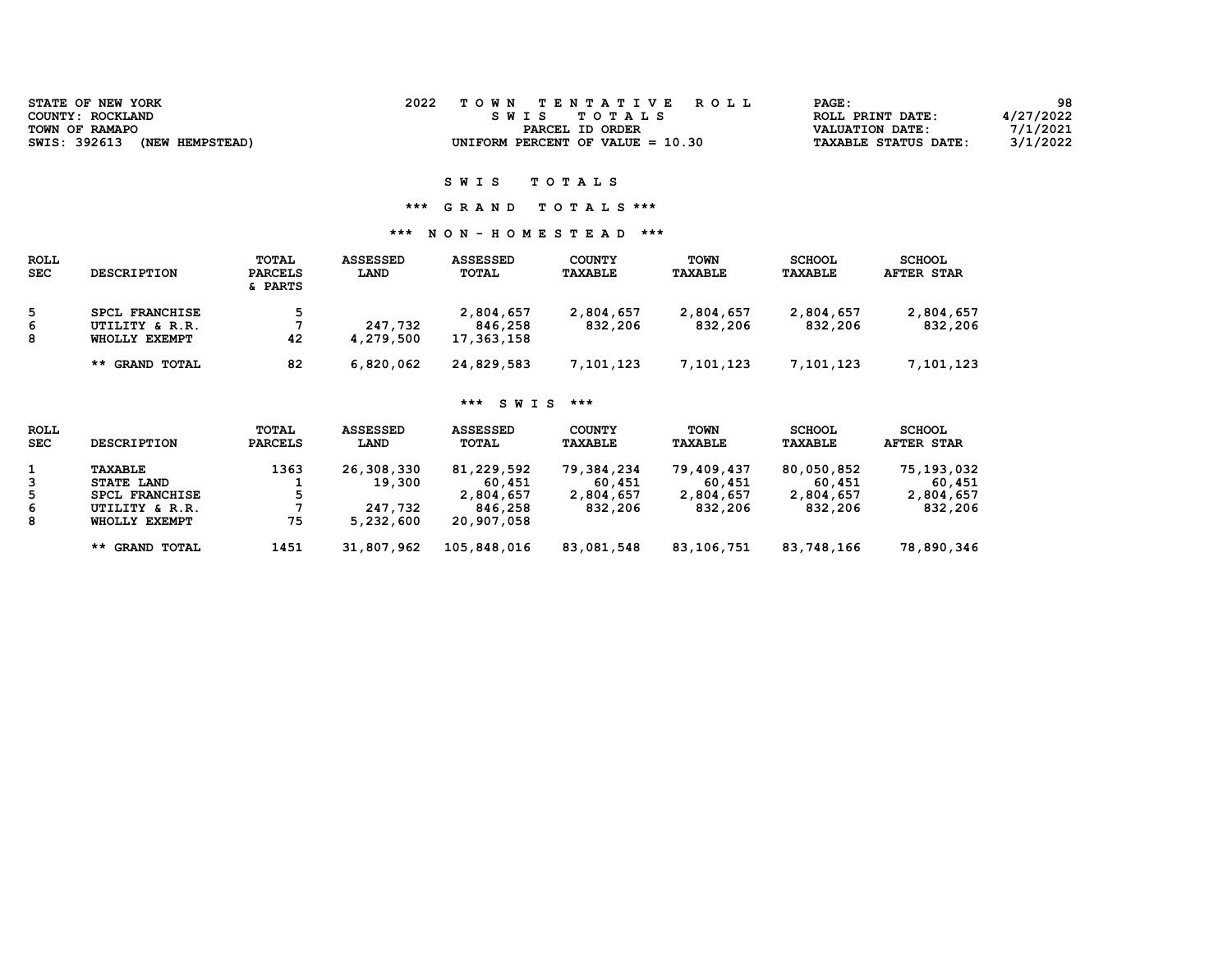STATE OF NEW YORK
COUNTY: ROCKLAND
TOWN OF RAMAPO
SWIS: 392613 (NEW HEMPSTEAD)

2022 TOWN TENTATIVE ROLL
SWIS TOTALS
PARCEL ID ORDER
UNIFORM PERCENT OF VALUE = 10.30

PAGE: 98
ROLL PRINT DATE: 4/27/2022
VALUATION DATE: 7/1/2021
TAXABLE STATUS DATE: 3/1/2022

## S W I S   T O T A L S

### *** G R A N D   T O T A L S ***

### *** N O N - H O M E S T E A D ***

| ROLL SEC | DESCRIPTION | TOTAL PARCELS & PARTS | ASSESSED LAND | ASSESSED TOTAL | COUNTY TAXABLE | TOWN TAXABLE | SCHOOL TAXABLE | SCHOOL AFTER STAR |
|---|---|---|---|---|---|---|---|---|
| 5 | SPCL FRANCHISE | 5 | | 2,804,657 | 2,804,657 | 2,804,657 | 2,804,657 | 2,804,657 |
| 6 | UTILITY & R.R. | 7 | 247,732 | 846,258 | 832,206 | 832,206 | 832,206 | 832,206 |
| 8 | WHOLLY EXEMPT | 42 | 4,279,500 | 17,363,158 | | | | |
| | ** GRAND TOTAL | 82 | 6,820,062 | 24,829,583 | 7,101,123 | 7,101,123 | 7,101,123 | 7,101,123 |

### *** S W I S ***

| ROLL SEC | DESCRIPTION | TOTAL PARCELS | ASSESSED LAND | ASSESSED TOTAL | COUNTY TAXABLE | TOWN TAXABLE | SCHOOL TAXABLE | SCHOOL AFTER STAR |
|---|---|---|---|---|---|---|---|---|
| 1 | TAXABLE | 1363 | 26,308,330 | 81,229,592 | 79,384,234 | 79,409,437 | 80,050,852 | 75,193,032 |
| 3 | STATE LAND | 1 | 19,300 | 60,451 | 60,451 | 60,451 | 60,451 | 60,451 |
| 5 | SPCL FRANCHISE | 5 | | 2,804,657 | 2,804,657 | 2,804,657 | 2,804,657 | 2,804,657 |
| 6 | UTILITY & R.R. | 7 | 247,732 | 846,258 | 832,206 | 832,206 | 832,206 | 832,206 |
| 8 | WHOLLY EXEMPT | 75 | 5,232,600 | 20,907,058 | | | | |
| | ** GRAND TOTAL | 1451 | 31,807,962 | 105,848,016 | 83,081,548 | 83,106,751 | 83,748,166 | 78,890,346 |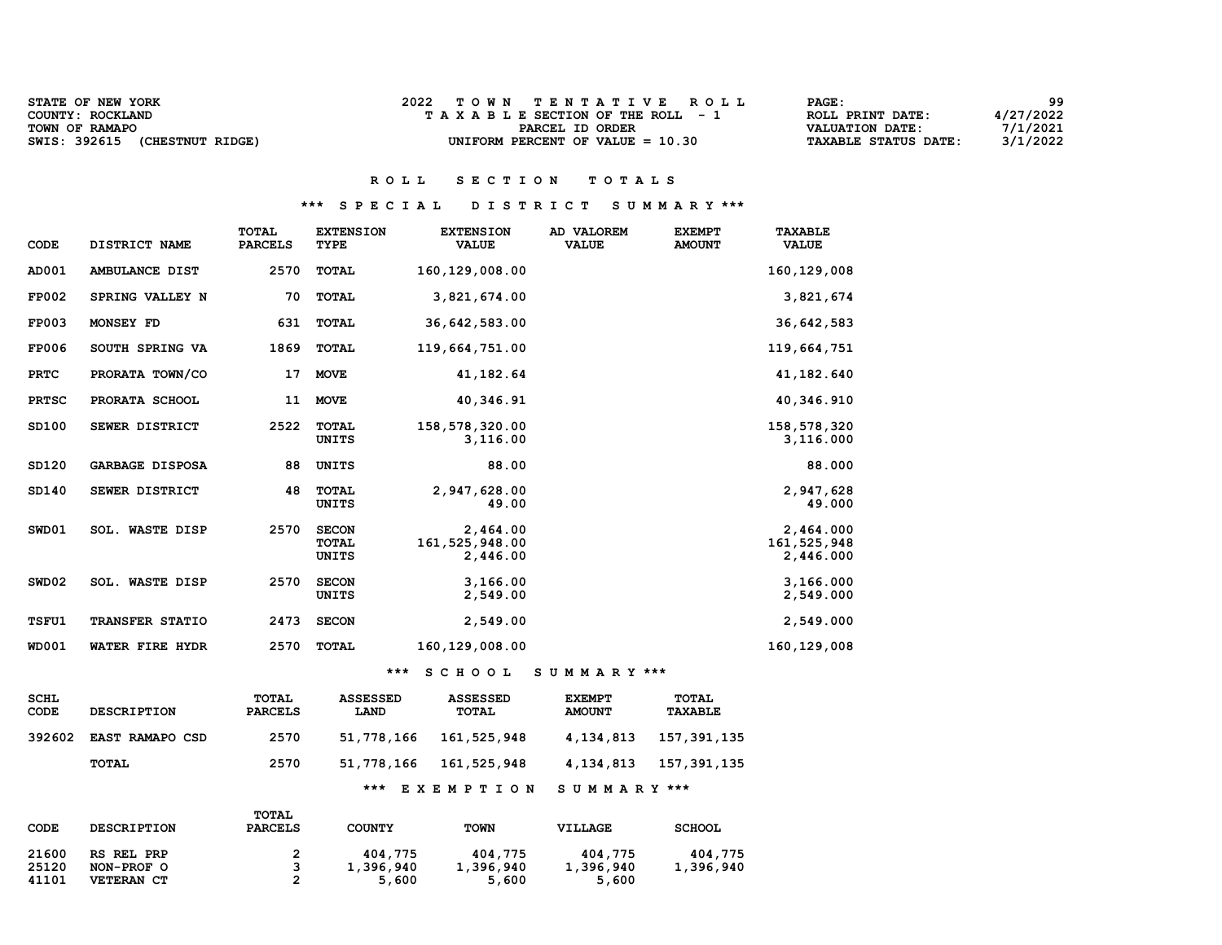STATE OF NEW YORK
COUNTY: ROCKLAND
TOWN OF RAMAPO
SWIS: 392615 (CHESTNUT RIDGE)

2022 TOWN TENTATIVE ROLL
TAXABLE SECTION OF THE ROLL - 1
PARCEL ID ORDER
UNIFORM PERCENT OF VALUE = 10.30

ROLL PRINT DATE: 4/27/2022
VALUATION DATE: 7/1/2021
TAXABLE STATUS DATE: 3/1/2022

# ROLL SECTION TOTALS

## *** SPECIAL DISTRICT SUMMARY ***

| CODE | DISTRICT NAME | TOTAL PARCELS | EXTENSION TYPE | EXTENSION VALUE | AD VALOREM VALUE | EXEMPT AMOUNT | TAXABLE VALUE |
|---|---|---|---|---|---|---|---|
| AD001 | AMBULANCE DIST | 2570 | TOTAL | 160,129,008.00 | | | 160,129,008 |
| FP002 | SPRING VALLEY N | 70 | TOTAL | 3,821,674.00 | | | 3,821,674 |
| FP003 | MONSEY FD | 631 | TOTAL | 36,642,583.00 | | | 36,642,583 |
| FP006 | SOUTH SPRING VA | 1869 | TOTAL | 119,664,751.00 | | | 119,664,751 |
| PRTC | PRORATA TOWN/CO | 17 | MOVE | 41,182.64 | | | 41,182.640 |
| PRTSC | PRORATA SCHOOL | 11 | MOVE | 40,346.91 | | | 40,346.910 |
| SD100 | SEWER DISTRICT | 2522 | TOTAL | 158,578,320.00 | | | 158,578,320 |
| | | | UNITS | 3,116.00 | | | 3,116.000 |
| SD120 | GARBAGE DISPOSA | 88 | UNITS | 88.00 | | | 88.000 |
| SD140 | SEWER DISTRICT | 48 | TOTAL | 2,947,628.00 | | | 2,947,628 |
| | | | UNITS | 49.00 | | | 49.000 |
| SWD01 | SOL. WASTE DISP | 2570 | SECON | 2,464.00 | | | 2,464.000 |
| | | | TOTAL | 161,525,948.00 | | | 161,525,948 |
| | | | UNITS | 2,446.00 | | | 2,446.000 |
| SWD02 | SOL. WASTE DISP | 2570 | SECON | 3,166.00 | | | 3,166.000 |
| | | | UNITS | 2,549.00 | | | 2,549.000 |
| TSFU1 | TRANSFER STATIO | 2473 | SECON | 2,549.00 | | | 2,549.000 |
| WD001 | WATER FIRE HYDR | 2570 | TOTAL | 160,129,008.00 | | | 160,129,008 |

## *** SCHOOL SUMMARY ***

| SCHL CODE | DESCRIPTION | TOTAL PARCELS | ASSESSED LAND | ASSESSED TOTAL | EXEMPT AMOUNT | TOTAL TAXABLE |
|---|---|---|---|---|---|---|
| 392602 | EAST RAMAPO CSD | 2570 | 51,778,166 | 161,525,948 | 4,134,813 | 157,391,135 |
| | TOTAL | 2570 | 51,778,166 | 161,525,948 | 4,134,813 | 157,391,135 |

## *** EXEMPTION SUMMARY ***

| CODE | DESCRIPTION | TOTAL PARCELS | COUNTY | TOWN | VILLAGE | SCHOOL |
|---|---|---|---|---|---|---|
| 21600 | RS REL PRP | 2 | 404,775 | 404,775 | 404,775 | 404,775 |
| 25120 | NON-PROF O | 3 | 1,396,940 | 1,396,940 | 1,396,940 | 1,396,940 |
| 41101 | VETERAN CT | 2 | 5,600 | 5,600 | 5,600 | |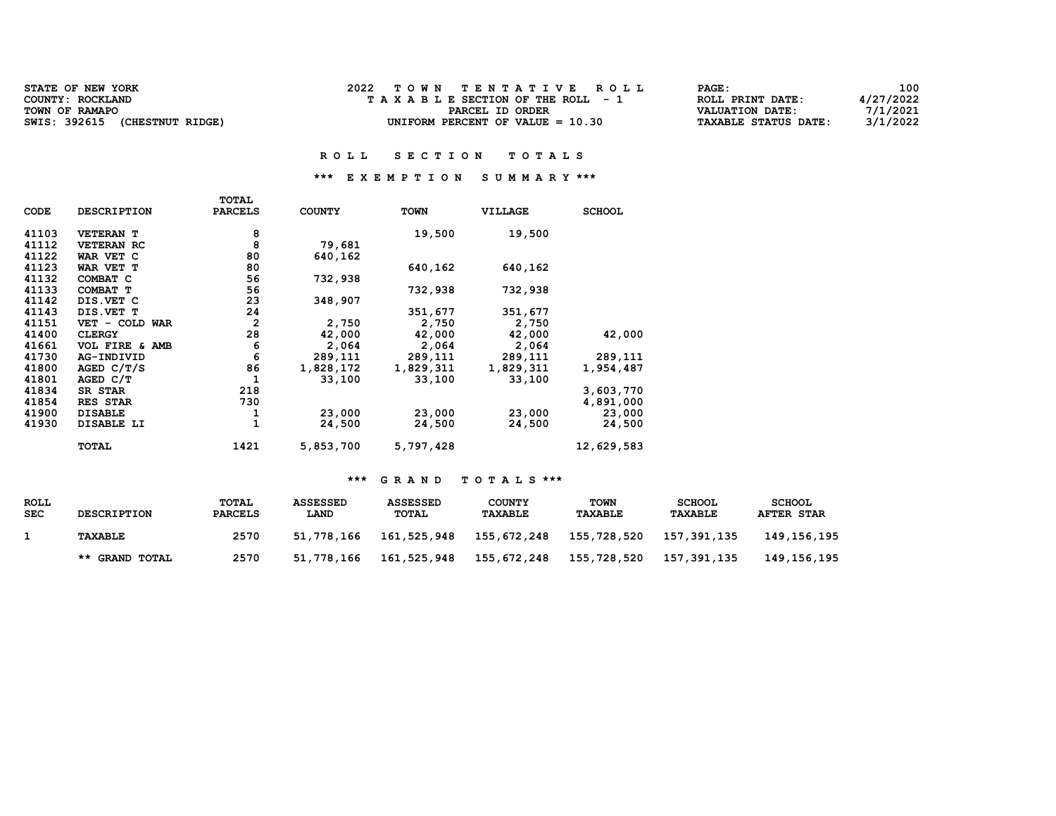STATE OF NEW YORK
COUNTY: ROCKLAND
TOWN OF RAMAPO
SWIS: 392615 (CHESTNUT RIDGE)

2022 T O W N  T E N T A T I V E  R O L L
T A X A B L E SECTION OF THE ROLL - 1
PARCEL ID ORDER
UNIFORM PERCENT OF VALUE = 10.30

ROLL PRINT DATE: 4/27/2022
VALUATION DATE: 7/1/2021
TAXABLE STATUS DATE: 3/1/2022

## R O L L  S E C T I O N  T O T A L S

### *** E X E M P T I O N  S U M M A R Y ***

| CODE | DESCRIPTION | TOTAL PARCELS | COUNTY | TOWN | VILLAGE | SCHOOL |
|---|---|---|---|---|---|---|
| 41103 | VETERAN T | 8 | | 19,500 | 19,500 | |
| 41112 | VETERAN RC | 8 | 79,681 | | | |
| 41122 | WAR VET C | 80 | 640,162 | | | |
| 41123 | WAR VET T | 80 | | 640,162 | 640,162 | |
| 41132 | COMBAT C | 56 | 732,938 | | | |
| 41133 | COMBAT T | 56 | | 732,938 | 732,938 | |
| 41142 | DIS.VET C | 23 | 348,907 | | | |
| 41143 | DIS.VET T | 24 | | 351,677 | 351,677 | |
| 41151 | VET - COLD WAR | 2 | 2,750 | 2,750 | 2,750 | |
| 41400 | CLERGY | 28 | 42,000 | 42,000 | 42,000 | 42,000 |
| 41661 | VOL FIRE & AMB | 6 | 2,064 | 2,064 | 2,064 | |
| 41730 | AG-INDIVID | 6 | 289,111 | 289,111 | 289,111 | 289,111 |
| 41800 | AGED C/T/S | 86 | 1,828,172 | 1,829,311 | 1,829,311 | 1,954,487 |
| 41801 | AGED C/T | 1 | 33,100 | 33,100 | 33,100 | |
| 41834 | SR STAR | 218 | | | | 3,603,770 |
| 41854 | RES STAR | 730 | | | | 4,891,000 |
| 41900 | DISABLE | 1 | 23,000 | 23,000 | 23,000 | 23,000 |
| 41930 | DISABLE LI | 1 | 24,500 | 24,500 | 24,500 | 24,500 |
| | TOTAL | 1421 | 5,853,700 | 5,797,428 | | 12,629,583 |

### *** G R A N D  T O T A L S ***

| ROLL SEC | DESCRIPTION | TOTAL PARCELS | ASSESSED LAND | ASSESSED TOTAL | COUNTY TAXABLE | TOWN TAXABLE | SCHOOL TAXABLE | SCHOOL AFTER STAR |
|---|---|---|---|---|---|---|---|---|
| 1 | TAXABLE | 2570 | 51,778,166 | 161,525,948 | 155,672,248 | 155,728,520 | 157,391,135 | 149,156,195 |
| | ** GRAND TOTAL | 2570 | 51,778,166 | 161,525,948 | 155,672,248 | 155,728,520 | 157,391,135 | 149,156,195 |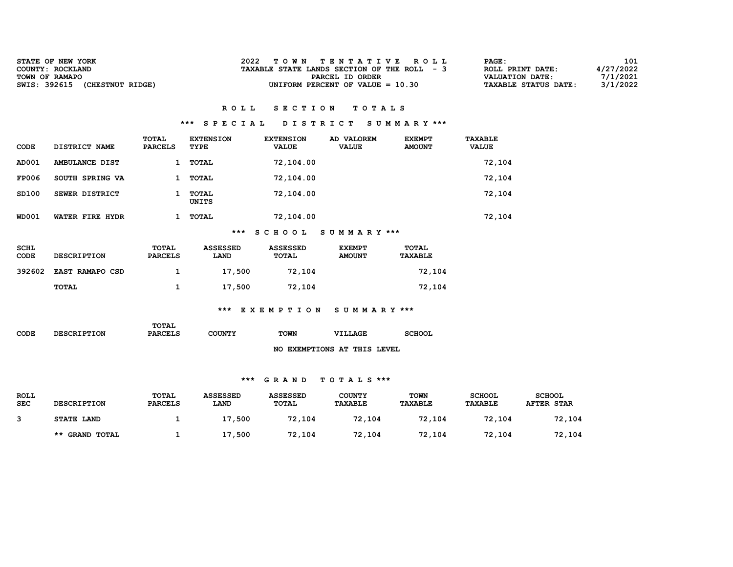STATE OF NEW YORK
COUNTY: ROCKLAND
TOWN OF RAMAPO
SWIS: 392615 (CHESTNUT RIDGE)

2022 TOWN TENTATIVE ROLL
TAXABLE STATE LANDS SECTION OF THE ROLL - 3
PARCEL ID ORDER
UNIFORM PERCENT OF VALUE = 10.30

ROLL PRINT DATE: 4/27/2022
VALUATION DATE: 7/1/2021
TAXABLE STATUS DATE: 3/1/2022

# ROLL SECTION TOTALS

## *** SPECIAL DISTRICT SUMMARY ***

| CODE | DISTRICT NAME | TOTAL PARCELS | EXTENSION TYPE | EXTENSION VALUE | AD VALOREM VALUE | EXEMPT AMOUNT | TAXABLE VALUE |
|---|---|---|---|---|---|---|---|
| AD001 | AMBULANCE DIST | 1 | TOTAL | 72,104.00 | | | 72,104 |
| FP006 | SOUTH SPRING VA | 1 | TOTAL | 72,104.00 | | | 72,104 |
| SD100 | SEWER DISTRICT | 1 | TOTAL UNITS | 72,104.00 | | | 72,104 |
| WD001 | WATER FIRE HYDR | 1 | TOTAL | 72,104.00 | | | 72,104 |

## *** SCHOOL SUMMARY ***

| SCHL CODE | DESCRIPTION | TOTAL PARCELS | ASSESSED LAND | ASSESSED TOTAL | EXEMPT AMOUNT | TOTAL TAXABLE |
|---|---|---|---|---|---|---|
| 392602 | EAST RAMAPO CSD | 1 | 17,500 | 72,104 | | 72,104 |
| | TOTAL | 1 | 17,500 | 72,104 | | 72,104 |

## *** EXEMPTION SUMMARY ***

| CODE | DESCRIPTION | TOTAL PARCELS | COUNTY | TOWN | VILLAGE | SCHOOL |
|---|---|---|---|---|---|---|

NO EXEMPTIONS AT THIS LEVEL

## *** GRAND TOTALS ***

| ROLL SEC | DESCRIPTION | TOTAL PARCELS | ASSESSED LAND | ASSESSED TOTAL | COUNTY TAXABLE | TOWN TAXABLE | SCHOOL TAXABLE | SCHOOL AFTER STAR |
|---|---|---|---|---|---|---|---|---|
| 3 | STATE LAND | 1 | 17,500 | 72,104 | 72,104 | 72,104 | 72,104 | 72,104 |
| | ** GRAND TOTAL | 1 | 17,500 | 72,104 | 72,104 | 72,104 | 72,104 | 72,104 |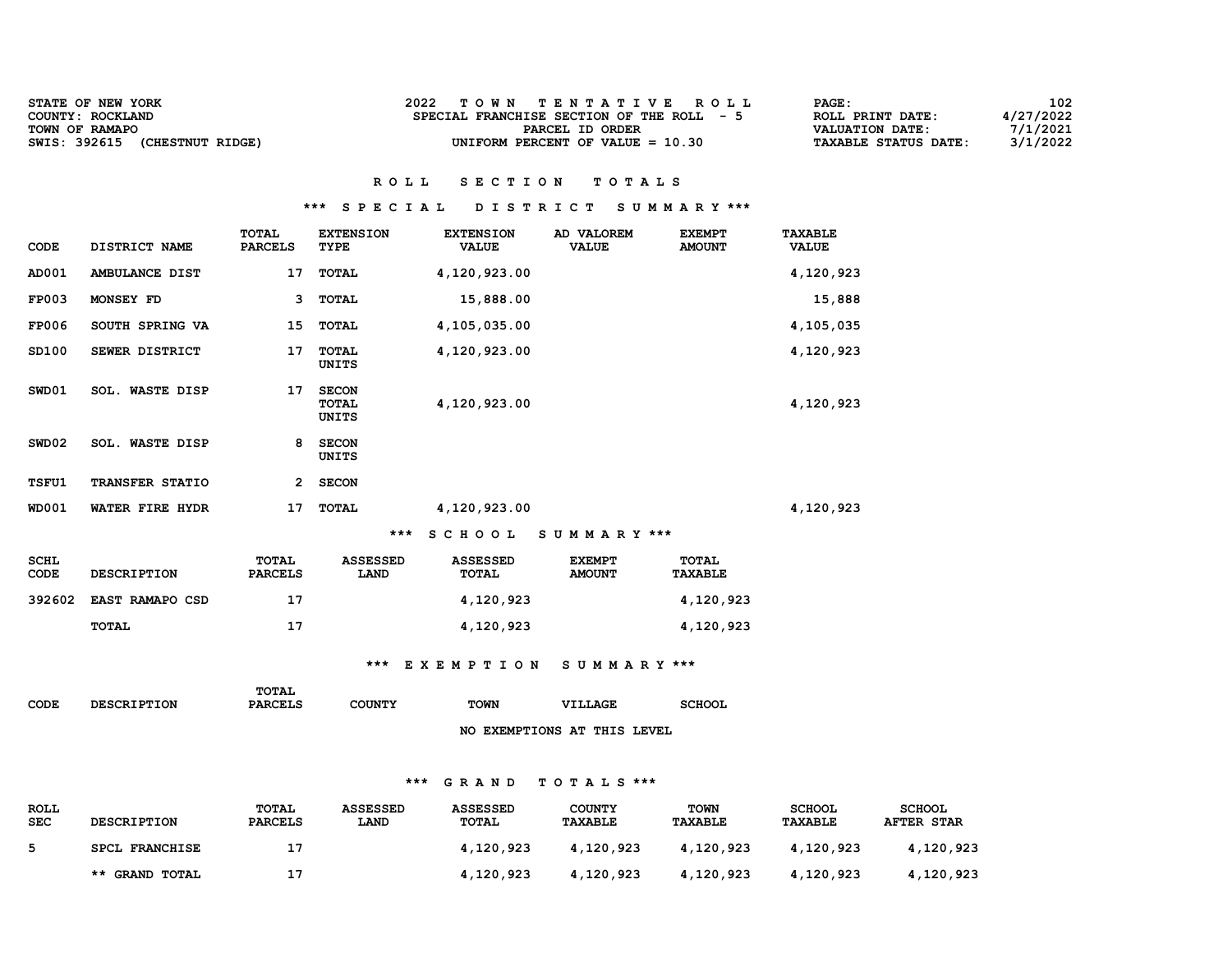STATE OF NEW YORK
COUNTY: ROCKLAND
TOWN OF RAMAPO
SWIS: 392615 (CHESTNUT RIDGE)

2022 TOWN TENTATIVE ROLL
SPECIAL FRANCHISE SECTION OF THE ROLL - 5
PARCEL ID ORDER
UNIFORM PERCENT OF VALUE = 10.30

ROLL PRINT DATE: 4/27/2022
VALUATION DATE: 7/1/2021
TAXABLE STATUS DATE: 3/1/2022

# ROLL SECTION TOTALS

## *** SPECIAL DISTRICT SUMMARY ***

| CODE | DISTRICT NAME | TOTAL PARCELS | EXTENSION TYPE | EXTENSION VALUE | AD VALOREM VALUE | EXEMPT AMOUNT | TAXABLE VALUE |
|---|---|---|---|---|---|---|---|
| AD001 | AMBULANCE DIST | 17 | TOTAL | 4,120,923.00 | | | 4,120,923 |
| FP003 | MONSEY FD | 3 | TOTAL | 15,888.00 | | | 15,888 |
| FP006 | SOUTH SPRING VA | 15 | TOTAL | 4,105,035.00 | | | 4,105,035 |
| SD100 | SEWER DISTRICT | 17 | TOTAL UNITS | 4,120,923.00 | | | 4,120,923 |
| SWD01 | SOL. WASTE DISP | 17 | SECON TOTAL UNITS | 4,120,923.00 | | | 4,120,923 |
| SWD02 | SOL. WASTE DISP | 8 | SECON UNITS | | | | |
| TSFU1 | TRANSFER STATIO | 2 | SECON | | | | |
| WD001 | WATER FIRE HYDR | 17 | TOTAL | 4,120,923.00 | | | 4,120,923 |

## *** SCHOOL SUMMARY ***

| SCHL CODE | DESCRIPTION | TOTAL PARCELS | ASSESSED LAND | ASSESSED TOTAL | EXEMPT AMOUNT | TOTAL TAXABLE |
|---|---|---|---|---|---|---|
| 392602 | EAST RAMAPO CSD | 17 | | 4,120,923 | | 4,120,923 |
| | TOTAL | 17 | | 4,120,923 | | 4,120,923 |

## *** EXEMPTION SUMMARY ***

| CODE | DESCRIPTION | TOTAL PARCELS | COUNTY | TOWN | VILLAGE | SCHOOL |
|---|---|---|---|---|---|---|

NO EXEMPTIONS AT THIS LEVEL

## *** GRAND TOTALS ***

| ROLL SEC | DESCRIPTION | TOTAL PARCELS | ASSESSED LAND | ASSESSED TOTAL | COUNTY TAXABLE | TOWN TAXABLE | SCHOOL TAXABLE | SCHOOL AFTER STAR |
|---|---|---|---|---|---|---|---|---|
| 5 | SPCL FRANCHISE | 17 | | 4,120,923 | 4,120,923 | 4,120,923 | 4,120,923 | 4,120,923 |
| | ** GRAND TOTAL | 17 | | 4,120,923 | 4,120,923 | 4,120,923 | 4,120,923 | 4,120,923 |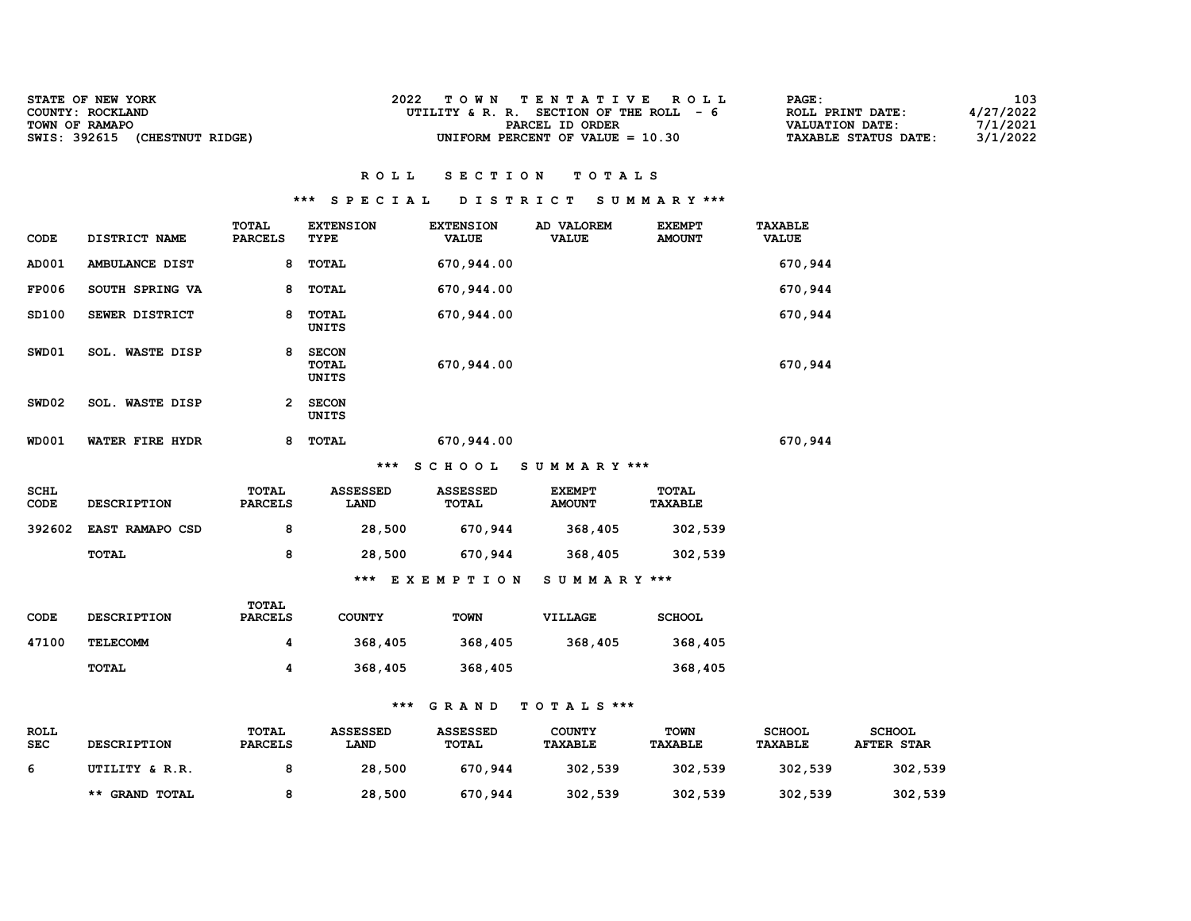STATE OF NEW YORK
COUNTY: ROCKLAND
TOWN OF RAMAPO
SWIS: 392615 (CHESTNUT RIDGE)

2022 TOWN TENTATIVE ROLL
UTILITY & R. R. SECTION OF THE ROLL - 6
PARCEL ID ORDER
UNIFORM PERCENT OF VALUE = 10.30

PAGE: 103
ROLL PRINT DATE: 4/27/2022
VALUATION DATE: 7/1/2021
TAXABLE STATUS DATE: 3/1/2022

## ROLL SECTION TOTALS

### *** SPECIAL DISTRICT SUMMARY ***

| CODE | DISTRICT NAME | TOTAL PARCELS | EXTENSION TYPE | EXTENSION VALUE | AD VALOREM VALUE | EXEMPT AMOUNT | TAXABLE VALUE |
|---|---|---|---|---|---|---|---|
| AD001 | AMBULANCE DIST | 8 | TOTAL | 670,944.00 | | | 670,944 |
| FP006 | SOUTH SPRING VA | 8 | TOTAL | 670,944.00 | | | 670,944 |
| SD100 | SEWER DISTRICT | 8 | TOTAL UNITS | 670,944.00 | | | 670,944 |
| SWD01 | SOL. WASTE DISP | 8 | SECON TOTAL UNITS | 670,944.00 | | | 670,944 |
| SWD02 | SOL. WASTE DISP | 2 | SECON UNITS | | | | |
| WD001 | WATER FIRE HYDR | 8 | TOTAL | 670,944.00 | | | 670,944 |

### *** SCHOOL SUMMARY ***

| SCHL CODE | DESCRIPTION | TOTAL PARCELS | ASSESSED LAND | ASSESSED TOTAL | EXEMPT AMOUNT | TOTAL TAXABLE |
|---|---|---|---|---|---|---|
| 392602 | EAST RAMAPO CSD | 8 | 28,500 | 670,944 | 368,405 | 302,539 |
| | TOTAL | 8 | 28,500 | 670,944 | 368,405 | 302,539 |

### *** EXEMPTION SUMMARY ***

| CODE | DESCRIPTION | TOTAL PARCELS | COUNTY | TOWN | VILLAGE | SCHOOL |
|---|---|---|---|---|---|---|
| 47100 | TELECOMM | 4 | 368,405 | 368,405 | 368,405 | 368,405 |
| | TOTAL | 4 | 368,405 | 368,405 | | 368,405 |

### *** GRAND TOTALS ***

| ROLL SEC | DESCRIPTION | TOTAL PARCELS | ASSESSED LAND | ASSESSED TOTAL | COUNTY TAXABLE | TOWN TAXABLE | SCHOOL TAXABLE | SCHOOL AFTER STAR |
|---|---|---|---|---|---|---|---|---|
| 6 | UTILITY & R.R. | 8 | 28,500 | 670,944 | 302,539 | 302,539 | 302,539 | 302,539 |
| | ** GRAND TOTAL | 8 | 28,500 | 670,944 | 302,539 | 302,539 | 302,539 | 302,539 |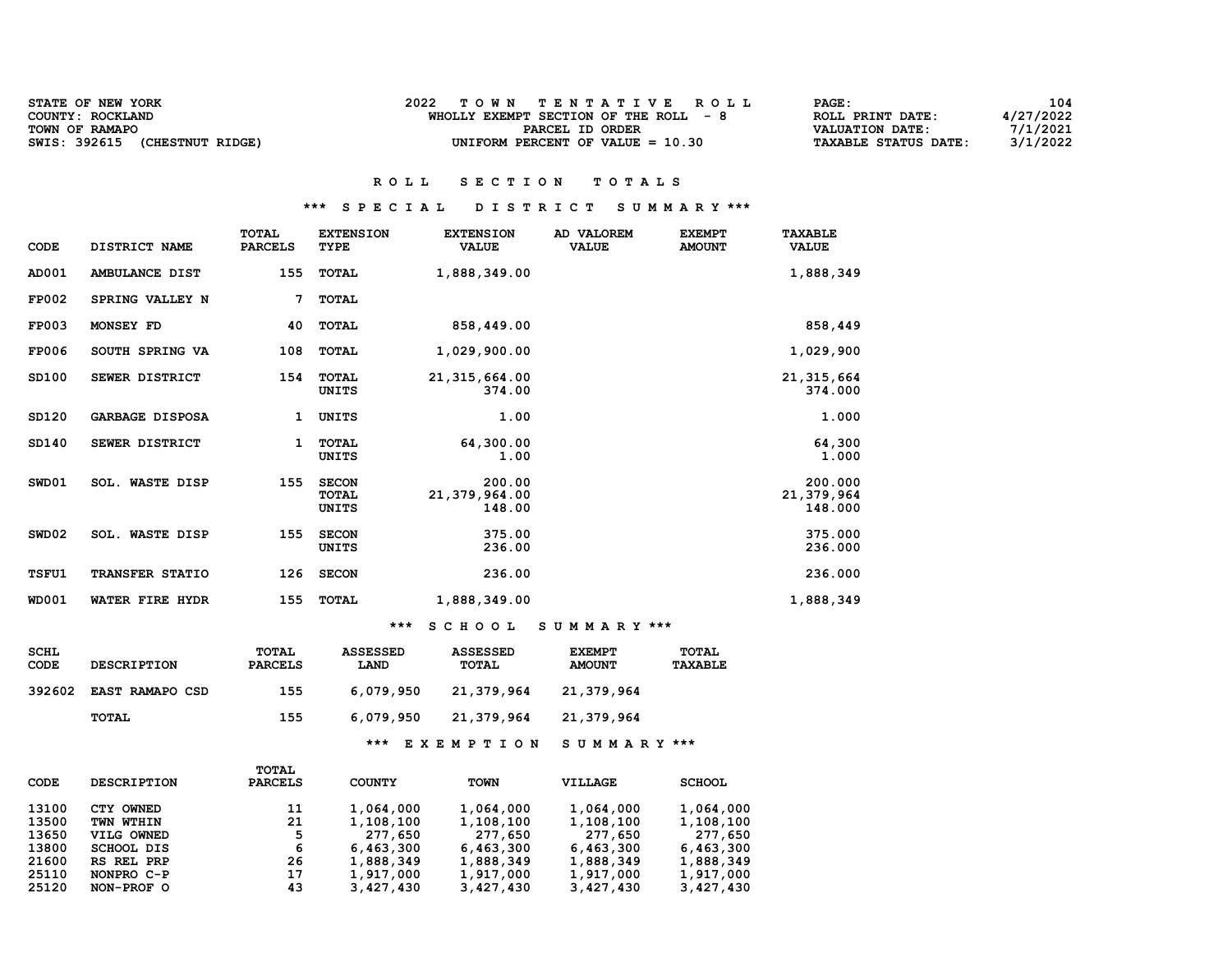STATE OF NEW YORK
COUNTY: ROCKLAND
TOWN OF RAMAPO
SWIS: 392615 (CHESTNUT RIDGE)

2022 TOWN TENTATIVE ROLL
WHOLLY EXEMPT SECTION OF THE ROLL - 8
PARCEL ID ORDER
UNIFORM PERCENT OF VALUE = 10.30

ROLL PRINT DATE: 4/27/2022
VALUATION DATE: 7/1/2021
TAXABLE STATUS DATE: 3/1/2022

# ROLL SECTION TOTALS

## *** SPECIAL DISTRICT SUMMARY ***

| CODE | DISTRICT NAME | TOTAL PARCELS | EXTENSION TYPE | EXTENSION VALUE | AD VALOREM VALUE | EXEMPT AMOUNT | TAXABLE VALUE |
|---|---|---|---|---|---|---|---|
| AD001 | AMBULANCE DIST | 155 | TOTAL | 1,888,349.00 | | | 1,888,349 |
| FP002 | SPRING VALLEY N | 7 | TOTAL | | | | |
| FP003 | MONSEY FD | 40 | TOTAL | 858,449.00 | | | 858,449 |
| FP006 | SOUTH SPRING VA | 108 | TOTAL | 1,029,900.00 | | | 1,029,900 |
| SD100 | SEWER DISTRICT | 154 | TOTAL | 21,315,664.00 | | | 21,315,664 |
| | | | UNITS | 374.00 | | | 374.000 |
| SD120 | GARBAGE DISPOSA | 1 | UNITS | 1.00 | | | 1.000 |
| SD140 | SEWER DISTRICT | 1 | TOTAL | 64,300.00 | | | 64,300 |
| | | | UNITS | 1.00 | | | 1.000 |
| SWD01 | SOL. WASTE DISP | 155 | SECON | 200.00 | | | 200.000 |
| | | | TOTAL | 21,379,964.00 | | | 21,379,964 |
| | | | UNITS | 148.00 | | | 148.000 |
| SWD02 | SOL. WASTE DISP | 155 | SECON | 375.00 | | | 375.000 |
| | | | UNITS | 236.00 | | | 236.000 |
| TSFU1 | TRANSFER STATIO | 126 | SECON | 236.00 | | | 236.000 |
| WD001 | WATER FIRE HYDR | 155 | TOTAL | 1,888,349.00 | | | 1,888,349 |

## *** SCHOOL SUMMARY ***

| SCHL CODE | DESCRIPTION | TOTAL PARCELS | ASSESSED LAND | ASSESSED TOTAL | EXEMPT AMOUNT | TOTAL TAXABLE |
|---|---|---|---|---|---|---|
| 392602 | EAST RAMAPO CSD | 155 | 6,079,950 | 21,379,964 | 21,379,964 | |
| | TOTAL | 155 | 6,079,950 | 21,379,964 | 21,379,964 | |

## *** EXEMPTION SUMMARY ***

| CODE | DESCRIPTION | TOTAL PARCELS | COUNTY | TOWN | VILLAGE | SCHOOL |
|---|---|---|---|---|---|---|
| 13100 | CTY OWNED | 11 | 1,064,000 | 1,064,000 | 1,064,000 | 1,064,000 |
| 13500 | TWN WTHIN | 21 | 1,108,100 | 1,108,100 | 1,108,100 | 1,108,100 |
| 13650 | VILG OWNED | 5 | 277,650 | 277,650 | 277,650 | 277,650 |
| 13800 | SCHOOL DIS | 6 | 6,463,300 | 6,463,300 | 6,463,300 | 6,463,300 |
| 21600 | RS REL PRP | 26 | 1,888,349 | 1,888,349 | 1,888,349 | 1,888,349 |
| 25110 | NONPRO C-P | 17 | 1,917,000 | 1,917,000 | 1,917,000 | 1,917,000 |
| 25120 | NON-PROF O | 43 | 3,427,430 | 3,427,430 | 3,427,430 | 3,427,430 |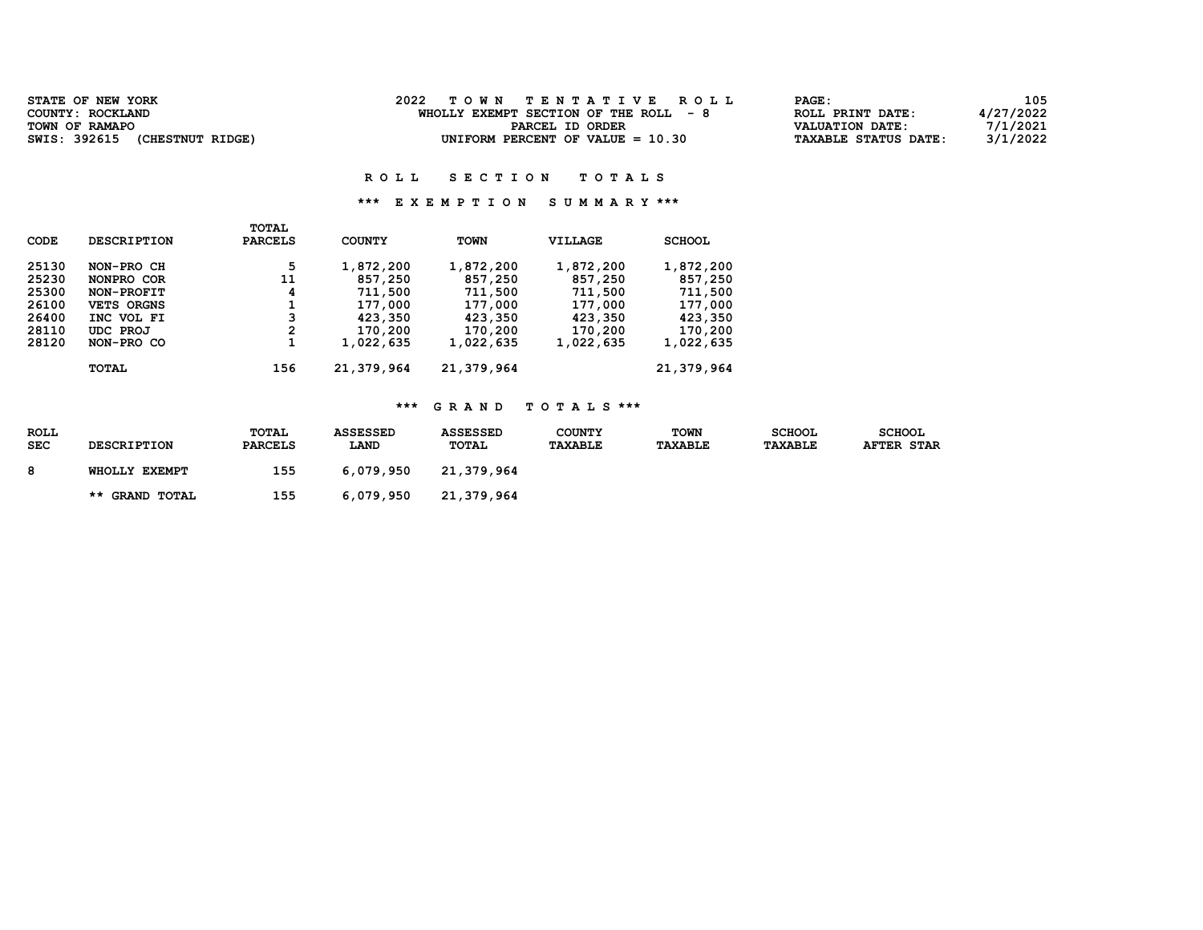STATE OF NEW YORK
COUNTY: ROCKLAND
TOWN OF RAMAPO
SWIS: 392615 (CHESTNUT RIDGE)

2022 TOWN TENTATIVE ROLL
WHOLLY EXEMPT SECTION OF THE ROLL - 8
PARCEL ID ORDER
UNIFORM PERCENT OF VALUE = 10.30

PAGE: 105
ROLL PRINT DATE: 4/27/2022
VALUATION DATE: 7/1/2021
TAXABLE STATUS DATE: 3/1/2022

## ROLL SECTION TOTALS

### *** EXEMPTION SUMMARY ***

| CODE | DESCRIPTION | TOTAL PARCELS | COUNTY | TOWN | VILLAGE | SCHOOL |
|---|---|---|---|---|---|---|
| 25130 | NON-PRO CH | 5 | 1,872,200 | 1,872,200 | 1,872,200 | 1,872,200 |
| 25230 | NONPRO COR | 11 | 857,250 | 857,250 | 857,250 | 857,250 |
| 25300 | NON-PROFIT | 4 | 711,500 | 711,500 | 711,500 | 711,500 |
| 26100 | VETS ORGNS | 1 | 177,000 | 177,000 | 177,000 | 177,000 |
| 26400 | INC VOL FI | 3 | 423,350 | 423,350 | 423,350 | 423,350 |
| 28110 | UDC PROJ | 2 | 170,200 | 170,200 | 170,200 | 170,200 |
| 28120 | NON-PRO CO | 1 | 1,022,635 | 1,022,635 | 1,022,635 | 1,022,635 |
| | TOTAL | 156 | 21,379,964 | 21,379,964 | | 21,379,964 |

### *** GRAND TOTALS ***

| ROLL SEC | DESCRIPTION | TOTAL PARCELS | ASSESSED LAND | ASSESSED TOTAL | COUNTY TAXABLE | TOWN TAXABLE | SCHOOL TAXABLE | SCHOOL AFTER STAR |
|---|---|---|---|---|---|---|---|---|
| 8 | WHOLLY EXEMPT | 155 | 6,079,950 | 21,379,964 | | | | |
| | ** GRAND TOTAL | 155 | 6,079,950 | 21,379,964 | | | | |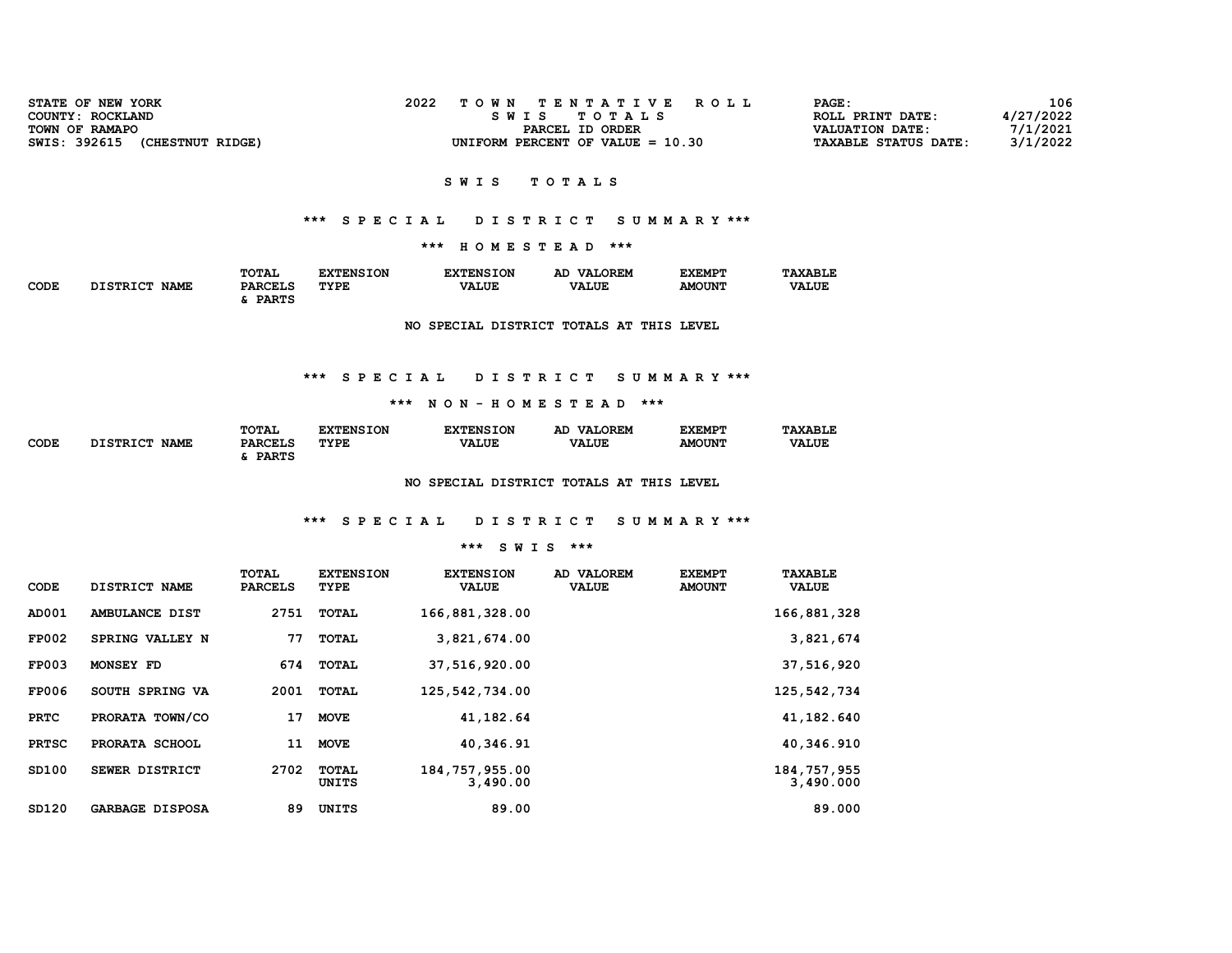STATE OF NEW YORK
COUNTY: ROCKLAND
TOWN OF RAMAPO
SWIS: 392615 (CHESTNUT RIDGE)

2022 TOWN TENTATIVE ROLL
SWIS TOTALS
PARCEL ID ORDER
UNIFORM PERCENT OF VALUE = 10.30

ROLL PRINT DATE: 4/27/2022
VALUATION DATE: 7/1/2021
TAXABLE STATUS DATE: 3/1/2022

# SWIS TOTALS

## *** SPECIAL DISTRICT SUMMARY ***

### *** HOMESTEAD ***

| CODE | DISTRICT NAME | TOTAL PARCELS & PARTS | EXTENSION TYPE | EXTENSION VALUE | AD VALOREM VALUE | EXEMPT AMOUNT | TAXABLE VALUE |
|---|---|---|---|---|---|---|---|

NO SPECIAL DISTRICT TOTALS AT THIS LEVEL

## *** SPECIAL DISTRICT SUMMARY ***

### *** NON-HOMESTEAD ***

| CODE | DISTRICT NAME | TOTAL PARCELS & PARTS | EXTENSION TYPE | EXTENSION VALUE | AD VALOREM VALUE | EXEMPT AMOUNT | TAXABLE VALUE |
|---|---|---|---|---|---|---|---|

NO SPECIAL DISTRICT TOTALS AT THIS LEVEL

## *** SPECIAL DISTRICT SUMMARY ***

### *** SWIS ***

| CODE | DISTRICT NAME | TOTAL PARCELS | EXTENSION TYPE | EXTENSION VALUE | AD VALOREM VALUE | EXEMPT AMOUNT | TAXABLE VALUE |
|---|---|---|---|---|---|---|---|
| AD001 | AMBULANCE DIST | 2751 | TOTAL | 166,881,328.00 | | | 166,881,328 |
| FP002 | SPRING VALLEY N | 77 | TOTAL | 3,821,674.00 | | | 3,821,674 |
| FP003 | MONSEY FD | 674 | TOTAL | 37,516,920.00 | | | 37,516,920 |
| FP006 | SOUTH SPRING VA | 2001 | TOTAL | 125,542,734.00 | | | 125,542,734 |
| PRTC | PRORATA TOWN/CO | 17 | MOVE | 41,182.64 | | | 41,182.640 |
| PRTSC | PRORATA SCHOOL | 11 | MOVE | 40,346.91 | | | 40,346.910 |
| SD100 | SEWER DISTRICT | 2702 | TOTAL | 184,757,955.00 | | | 184,757,955 |
| | | | UNITS | 3,490.00 | | | 3,490.000 |
| SD120 | GARBAGE DISPOSA | 89 | UNITS | 89.00 | | | 89.000 |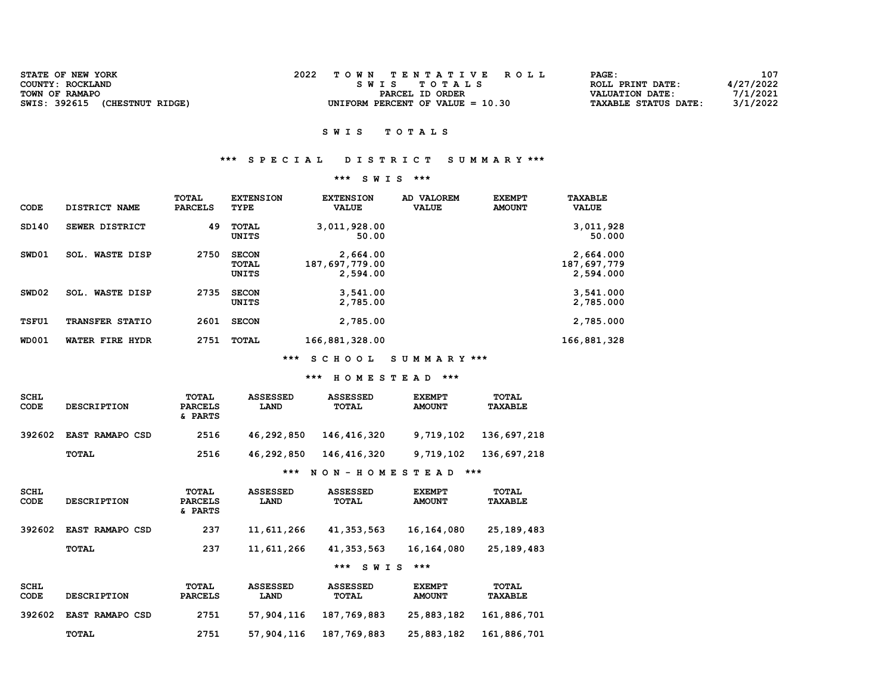STATE OF NEW YORK
COUNTY: ROCKLAND
TOWN OF RAMAPO
SWIS: 392615 (CHESTNUT RIDGE)

2022 TOWN TENTATIVE ROLL
SWIS TOTALS
PARCEL ID ORDER
UNIFORM PERCENT OF VALUE = 10.30

PAGE: 107
ROLL PRINT DATE: 4/27/2022
VALUATION DATE: 7/1/2021
TAXABLE STATUS DATE: 3/1/2022

# SWIS TOTALS

## *** SPECIAL DISTRICT SUMMARY ***

### *** SWIS ***

| CODE | DISTRICT NAME | TOTAL PARCELS | EXTENSION TYPE | EXTENSION VALUE | AD VALOREM VALUE | EXEMPT AMOUNT | TAXABLE VALUE |
|---|---|---|---|---|---|---|---|
| SD140 | SEWER DISTRICT | 49 | TOTAL | 3,011,928.00 | | | 3,011,928 |
| | | | UNITS | 50.00 | | | 50.000 |
| SWD01 | SOL. WASTE DISP | 2750 | SECON | 2,664.00 | | | 2,664.000 |
| | | | TOTAL | 187,697,779.00 | | | 187,697,779 |
| | | | UNITS | 2,594.00 | | | 2,594.000 |
| SWD02 | SOL. WASTE DISP | 2735 | SECON | 3,541.00 | | | 3,541.000 |
| | | | UNITS | 2,785.00 | | | 2,785.000 |
| TSFU1 | TRANSFER STATIO | 2601 | SECON | 2,785.00 | | | 2,785.000 |
| WD001 | WATER FIRE HYDR | 2751 | TOTAL | 166,881,328.00 | | | 166,881,328 |

## *** SCHOOL SUMMARY ***

### *** HOMESTEAD ***

| SCHL CODE | DESCRIPTION | TOTAL PARCELS & PARTS | ASSESSED LAND | ASSESSED TOTAL | EXEMPT AMOUNT | TOTAL TAXABLE |
|---|---|---|---|---|---|---|
| 392602 | EAST RAMAPO CSD | 2516 | 46,292,850 | 146,416,320 | 9,719,102 | 136,697,218 |
| | TOTAL | 2516 | 46,292,850 | 146,416,320 | 9,719,102 | 136,697,218 |

### *** NON-HOMESTEAD ***

| SCHL CODE | DESCRIPTION | TOTAL PARCELS & PARTS | ASSESSED LAND | ASSESSED TOTAL | EXEMPT AMOUNT | TOTAL TAXABLE |
|---|---|---|---|---|---|---|
| 392602 | EAST RAMAPO CSD | 237 | 11,611,266 | 41,353,563 | 16,164,080 | 25,189,483 |
| | TOTAL | 237 | 11,611,266 | 41,353,563 | 16,164,080 | 25,189,483 |

### *** SWIS ***

| SCHL CODE | DESCRIPTION | TOTAL PARCELS | ASSESSED LAND | ASSESSED TOTAL | EXEMPT AMOUNT | TOTAL TAXABLE |
|---|---|---|---|---|---|---|
| 392602 | EAST RAMAPO CSD | 2751 | 57,904,116 | 187,769,883 | 25,883,182 | 161,886,701 |
| | TOTAL | 2751 | 57,904,116 | 187,769,883 | 25,883,182 | 161,886,701 |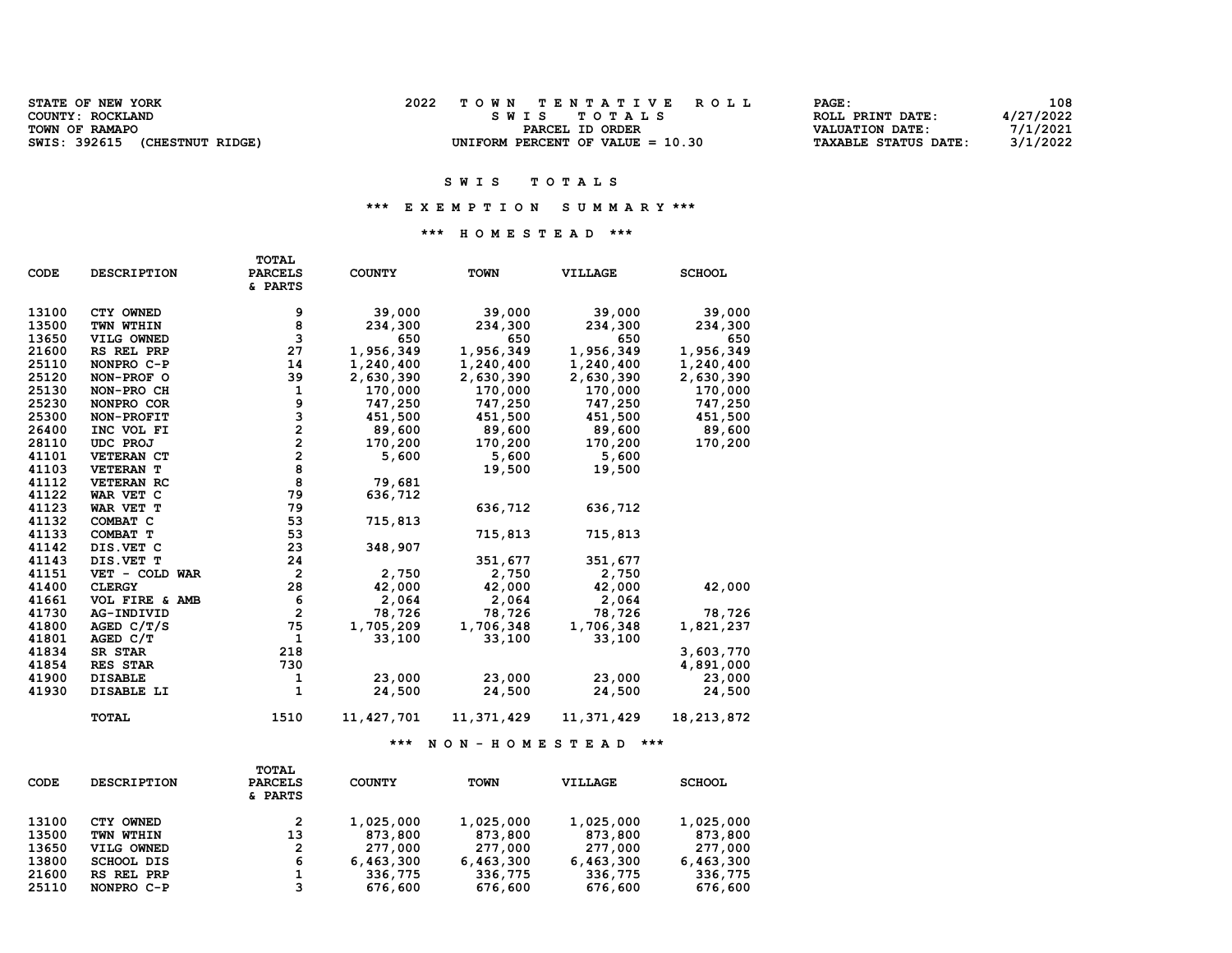STATE OF NEW YORK
COUNTY: ROCKLAND
TOWN OF RAMAPO
SWIS: 392615 (CHESTNUT RIDGE)

2022 TOWN TENTATIVE ROLL
SWIS TOTALS
PARCEL ID ORDER
UNIFORM PERCENT OF VALUE = 10.30

PAGE: 108
ROLL PRINT DATE: 4/27/2022
VALUATION DATE: 7/1/2021
TAXABLE STATUS DATE: 3/1/2022

## SWIS TOTALS

### *** EXEMPTION SUMMARY ***

### *** HOMESTEAD ***

| CODE | DESCRIPTION | TOTAL PARCELS & PARTS | COUNTY | TOWN | VILLAGE | SCHOOL |
|---|---|---|---|---|---|---|
| 13100 | CTY OWNED | 9 | 39,000 | 39,000 | 39,000 | 39,000 |
| 13500 | TWN WTHIN | 8 | 234,300 | 234,300 | 234,300 | 234,300 |
| 13650 | VILG OWNED | 3 | 650 | 650 | 650 | 650 |
| 21600 | RS REL PRP | 27 | 1,956,349 | 1,956,349 | 1,956,349 | 1,956,349 |
| 25110 | NONPRO C-P | 14 | 1,240,400 | 1,240,400 | 1,240,400 | 1,240,400 |
| 25120 | NON-PROF O | 39 | 2,630,390 | 2,630,390 | 2,630,390 | 2,630,390 |
| 25130 | NON-PRO CH | 1 | 170,000 | 170,000 | 170,000 | 170,000 |
| 25230 | NONPRO COR | 9 | 747,250 | 747,250 | 747,250 | 747,250 |
| 25300 | NON-PROFIT | 3 | 451,500 | 451,500 | 451,500 | 451,500 |
| 26400 | INC VOL FI | 2 | 89,600 | 89,600 | 89,600 | 89,600 |
| 28110 | UDC PROJ | 2 | 170,200 | 170,200 | 170,200 | 170,200 |
| 41101 | VETERAN CT | 2 | 5,600 | 5,600 | 5,600 | |
| 41103 | VETERAN T | 8 | | 19,500 | 19,500 | |
| 41112 | VETERAN RC | 8 | 79,681 | | | |
| 41122 | WAR VET C | 79 | 636,712 | | | |
| 41123 | WAR VET T | 79 | | 636,712 | 636,712 | |
| 41132 | COMBAT C | 53 | 715,813 | | | |
| 41133 | COMBAT T | 53 | | 715,813 | 715,813 | |
| 41142 | DIS.VET C | 23 | 348,907 | | | |
| 41143 | DIS.VET T | 24 | | 351,677 | 351,677 | |
| 41151 | VET - COLD WAR | 2 | 2,750 | 2,750 | 2,750 | |
| 41400 | CLERGY | 28 | 42,000 | 42,000 | 42,000 | 42,000 |
| 41661 | VOL FIRE & AMB | 6 | 2,064 | 2,064 | 2,064 | |
| 41730 | AG-INDIVID | 2 | 78,726 | 78,726 | 78,726 | 78,726 |
| 41800 | AGED C/T/S | 75 | 1,705,209 | 1,706,348 | 1,706,348 | 1,821,237 |
| 41801 | AGED C/T | 1 | 33,100 | 33,100 | 33,100 | |
| 41834 | SR STAR | 218 | | | | 3,603,770 |
| 41854 | RES STAR | 730 | | | | 4,891,000 |
| 41900 | DISABLE | 1 | 23,000 | 23,000 | 23,000 | 23,000 |
| 41930 | DISABLE LI | 1 | 24,500 | 24,500 | 24,500 | 24,500 |
| | TOTAL | 1510 | 11,427,701 | 11,371,429 | 11,371,429 | 18,213,872 |

### *** NON-HOMESTEAD ***

| CODE | DESCRIPTION | TOTAL PARCELS & PARTS | COUNTY | TOWN | VILLAGE | SCHOOL |
|---|---|---|---|---|---|---|
| 13100 | CTY OWNED | 2 | 1,025,000 | 1,025,000 | 1,025,000 | 1,025,000 |
| 13500 | TWN WTHIN | 13 | 873,800 | 873,800 | 873,800 | 873,800 |
| 13650 | VILG OWNED | 2 | 277,000 | 277,000 | 277,000 | 277,000 |
| 13800 | SCHOOL DIS | 6 | 6,463,300 | 6,463,300 | 6,463,300 | 6,463,300 |
| 21600 | RS REL PRP | 1 | 336,775 | 336,775 | 336,775 | 336,775 |
| 25110 | NONPRO C-P | 3 | 676,600 | 676,600 | 676,600 | 676,600 |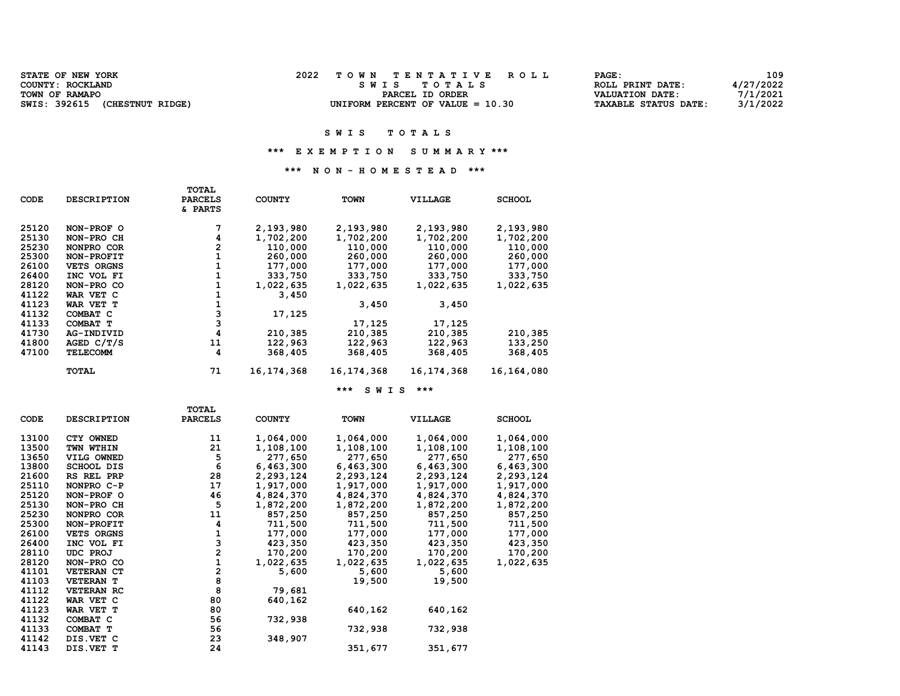STATE OF NEW YORK
COUNTY: ROCKLAND
TOWN OF RAMAPO
SWIS: 392615 (CHESTNUT RIDGE)

2022 TOWN TENTATIVE ROLL
SWIS TOTALS
PARCEL ID ORDER
UNIFORM PERCENT OF VALUE = 10.30

ROLL PRINT DATE: 4/27/2022
VALUATION DATE: 7/1/2021
TAXABLE STATUS DATE: 3/1/2022

## S W I S T O T A L S

### *** E X E M P T I O N S U M M A R Y ***

### *** N O N - H O M E S T E A D ***

| CODE | DESCRIPTION | TOTAL PARCELS & PARTS | COUNTY | TOWN | VILLAGE | SCHOOL |
|---|---|---|---|---|---|---|
| 25120 | NON-PROF O | 7 | 2,193,980 | 2,193,980 | 2,193,980 | 2,193,980 |
| 25130 | NON-PRO CH | 4 | 1,702,200 | 1,702,200 | 1,702,200 | 1,702,200 |
| 25230 | NONPRO COR | 2 | 110,000 | 110,000 | 110,000 | 110,000 |
| 25300 | NON-PROFIT | 1 | 260,000 | 260,000 | 260,000 | 260,000 |
| 26100 | VETS ORGNS | 1 | 177,000 | 177,000 | 177,000 | 177,000 |
| 26400 | INC VOL FI | 1 | 333,750 | 333,750 | 333,750 | 333,750 |
| 28120 | NON-PRO CO | 1 | 1,022,635 | 1,022,635 | 1,022,635 | 1,022,635 |
| 41122 | WAR VET C | 1 | 3,450 | | | |
| 41123 | WAR VET T | 1 | | 3,450 | 3,450 | |
| 41132 | COMBAT C | 3 | 17,125 | | | |
| 41133 | COMBAT T | 3 | | 17,125 | 17,125 | |
| 41730 | AG-INDIVID | 4 | 210,385 | 210,385 | 210,385 | 210,385 |
| 41800 | AGED C/T/S | 11 | 122,963 | 122,963 | 122,963 | 133,250 |
| 47100 | TELECOMM | 4 | 368,405 | 368,405 | 368,405 | 368,405 |
| | TOTAL | 71 | 16,174,368 | 16,174,368 | 16,174,368 | 16,164,080 |

### *** S W I S ***

| CODE | DESCRIPTION | TOTAL PARCELS | COUNTY | TOWN | VILLAGE | SCHOOL |
|---|---|---|---|---|---|---|
| 13100 | CTY OWNED | 11 | 1,064,000 | 1,064,000 | 1,064,000 | 1,064,000 |
| 13500 | TWN WTHIN | 21 | 1,108,100 | 1,108,100 | 1,108,100 | 1,108,100 |
| 13650 | VILG OWNED | 5 | 277,650 | 277,650 | 277,650 | 277,650 |
| 13800 | SCHOOL DIS | 6 | 6,463,300 | 6,463,300 | 6,463,300 | 6,463,300 |
| 21600 | RS REL PRP | 28 | 2,293,124 | 2,293,124 | 2,293,124 | 2,293,124 |
| 25110 | NONPRO C-P | 17 | 1,917,000 | 1,917,000 | 1,917,000 | 1,917,000 |
| 25120 | NON-PROF O | 46 | 4,824,370 | 4,824,370 | 4,824,370 | 4,824,370 |
| 25130 | NON-PRO CH | 5 | 1,872,200 | 1,872,200 | 1,872,200 | 1,872,200 |
| 25230 | NONPRO COR | 11 | 857,250 | 857,250 | 857,250 | 857,250 |
| 25300 | NON-PROFIT | 4 | 711,500 | 711,500 | 711,500 | 711,500 |
| 26100 | VETS ORGNS | 1 | 177,000 | 177,000 | 177,000 | 177,000 |
| 26400 | INC VOL FI | 3 | 423,350 | 423,350 | 423,350 | 423,350 |
| 28110 | UDC PROJ | 2 | 170,200 | 170,200 | 170,200 | 170,200 |
| 28120 | NON-PRO CO | 1 | 1,022,635 | 1,022,635 | 1,022,635 | 1,022,635 |
| 41101 | VETERAN CT | 2 | 5,600 | 5,600 | 5,600 | |
| 41103 | VETERAN T | 8 | | 19,500 | 19,500 | |
| 41112 | VETERAN RC | 8 | 79,681 | | | |
| 41122 | WAR VET C | 80 | 640,162 | | | |
| 41123 | WAR VET T | 80 | | 640,162 | 640,162 | |
| 41132 | COMBAT C | 56 | 732,938 | | | |
| 41133 | COMBAT T | 56 | | 732,938 | 732,938 | |
| 41142 | DIS.VET C | 23 | 348,907 | | | |
| 41143 | DIS.VET T | 24 | | 351,677 | 351,677 | |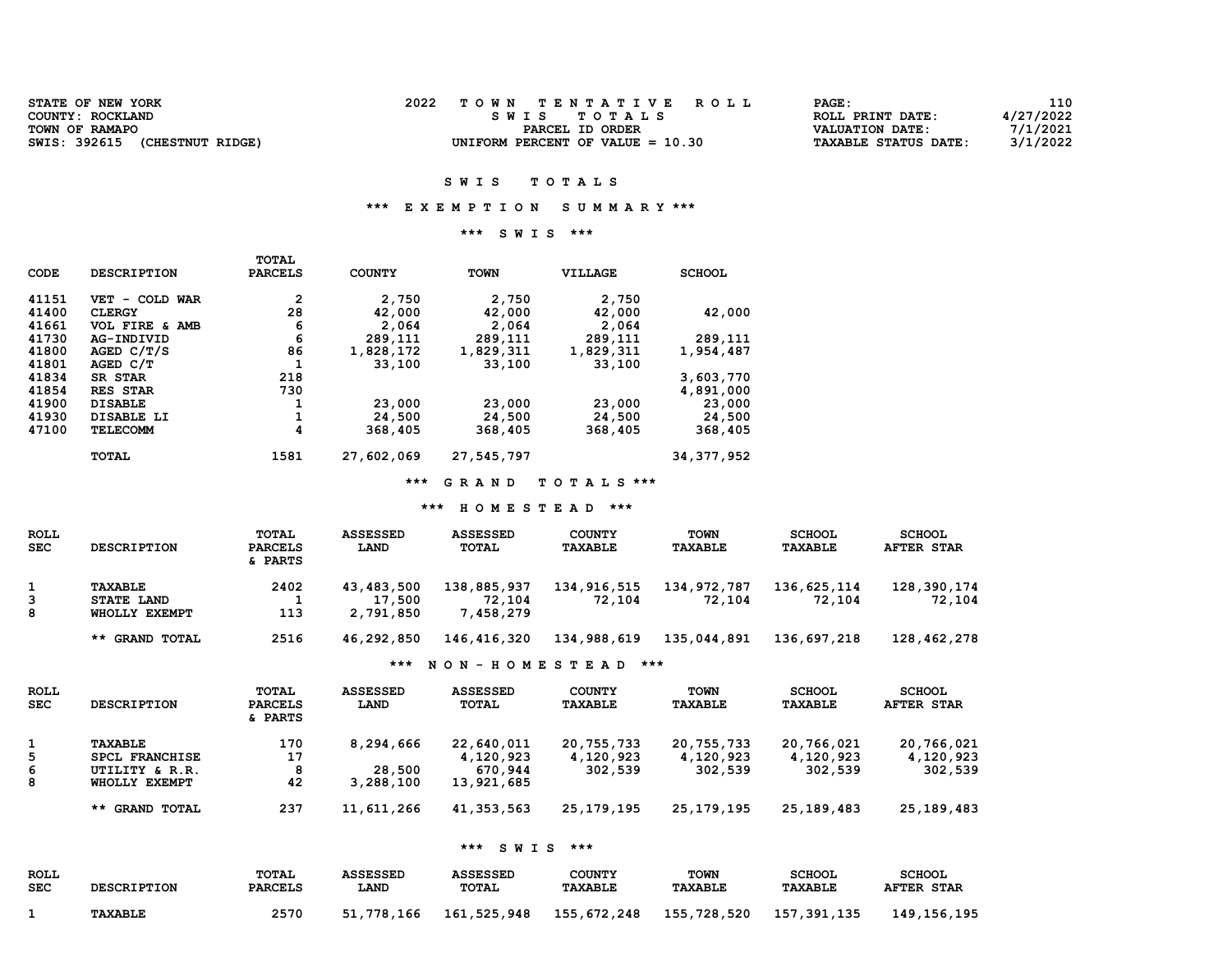STATE OF NEW YORK
COUNTY: ROCKLAND
TOWN OF RAMAPO
SWIS: 392615 (CHESTNUT RIDGE)

2022 TOWN TENTATIVE ROLL
SWIS TOTALS
PARCEL ID ORDER
UNIFORM PERCENT OF VALUE = 10.30

ROLL PRINT DATE: 4/27/2022
VALUATION DATE: 7/1/2021
TAXABLE STATUS DATE: 3/1/2022

## SWIS TOTALS

### *** EXEMPTION SUMMARY ***

### *** SWIS ***

| CODE | DESCRIPTION | TOTAL PARCELS | COUNTY | TOWN | VILLAGE | SCHOOL |
|---|---|---|---|---|---|---|
| 41151 | VET - COLD WAR | 2 | 2,750 | 2,750 | 2,750 | |
| 41400 | CLERGY | 28 | 42,000 | 42,000 | 42,000 | 42,000 |
| 41661 | VOL FIRE & AMB | 6 | 2,064 | 2,064 | 2,064 | |
| 41730 | AG-INDIVID | 6 | 289,111 | 289,111 | 289,111 | 289,111 |
| 41800 | AGED C/T/S | 86 | 1,828,172 | 1,829,311 | 1,829,311 | 1,954,487 |
| 41801 | AGED C/T | 1 | 33,100 | 33,100 | 33,100 | |
| 41834 | SR STAR | 218 | | | | 3,603,770 |
| 41854 | RES STAR | 730 | | | | 4,891,000 |
| 41900 | DISABLE | 1 | 23,000 | 23,000 | 23,000 | 23,000 |
| 41930 | DISABLE LI | 1 | 24,500 | 24,500 | 24,500 | 24,500 |
| 47100 | TELECOMM | 4 | 368,405 | 368,405 | 368,405 | 368,405 |
| | TOTAL | 1581 | 27,602,069 | 27,545,797 | | 34,377,952 |

### *** GRAND TOTALS ***

### *** HOMESTEAD ***

| ROLL SEC | DESCRIPTION | TOTAL PARCELS & PARTS | ASSESSED LAND | ASSESSED TOTAL | COUNTY TAXABLE | TOWN TAXABLE | SCHOOL TAXABLE | SCHOOL AFTER STAR |
|---|---|---|---|---|---|---|---|---|
| 1 | TAXABLE | 2402 | 43,483,500 | 138,885,937 | 134,916,515 | 134,972,787 | 136,625,114 | 128,390,174 |
| 3 | STATE LAND | 1 | 17,500 | 72,104 | 72,104 | 72,104 | 72,104 | 72,104 |
| 8 | WHOLLY EXEMPT | 113 | 2,791,850 | 7,458,279 | | | | |
| | ** GRAND TOTAL | 2516 | 46,292,850 | 146,416,320 | 134,988,619 | 135,044,891 | 136,697,218 | 128,462,278 |

### *** NON-HOMESTEAD ***

| ROLL SEC | DESCRIPTION | TOTAL PARCELS & PARTS | ASSESSED LAND | ASSESSED TOTAL | COUNTY TAXABLE | TOWN TAXABLE | SCHOOL TAXABLE | SCHOOL AFTER STAR |
|---|---|---|---|---|---|---|---|---|
| 1 | TAXABLE | 170 | 8,294,666 | 22,640,011 | 20,755,733 | 20,755,733 | 20,766,021 | 20,766,021 |
| 5 | SPCL FRANCHISE | 17 | | 4,120,923 | 4,120,923 | 4,120,923 | 4,120,923 | 4,120,923 |
| 6 | UTILITY & R.R. | 8 | 28,500 | 670,944 | 302,539 | 302,539 | 302,539 | 302,539 |
| 8 | WHOLLY EXEMPT | 42 | 3,288,100 | 13,921,685 | | | | |
| | ** GRAND TOTAL | 237 | 11,611,266 | 41,353,563 | 25,179,195 | 25,179,195 | 25,189,483 | 25,189,483 |

### *** SWIS ***

| ROLL SEC | DESCRIPTION | TOTAL PARCELS | ASSESSED LAND | ASSESSED TOTAL | COUNTY TAXABLE | TOWN TAXABLE | SCHOOL TAXABLE | SCHOOL AFTER STAR |
|---|---|---|---|---|---|---|---|---|
| 1 | TAXABLE | 2570 | 51,778,166 | 161,525,948 | 155,672,248 | 155,728,520 | 157,391,135 | 149,156,195 |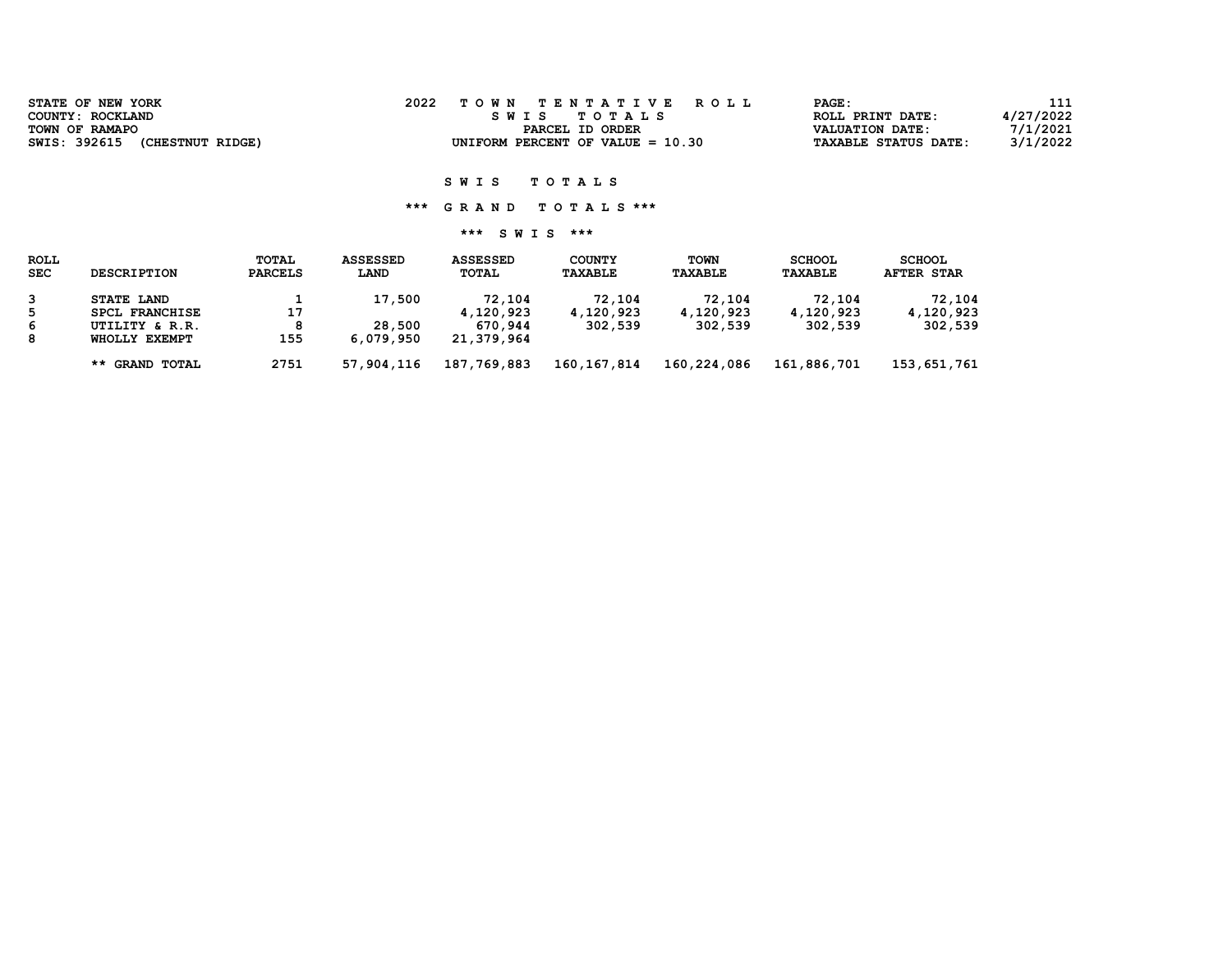STATE OF NEW YORK
COUNTY: ROCKLAND
TOWN OF RAMAPO
SWIS: 392615 (CHESTNUT RIDGE)

2022 T O W N T E N T A T I V E R O L L
S W I S T O T A L S
PARCEL ID ORDER
UNIFORM PERCENT OF VALUE = 10.30

ROLL PRINT DATE: 4/27/2022
VALUATION DATE: 7/1/2021
TAXABLE STATUS DATE: 3/1/2022

## S W I S T O T A L S

### *** G R A N D T O T A L S ***

### *** S W I S ***

| ROLL SEC | DESCRIPTION | TOTAL PARCELS | ASSESSED LAND | ASSESSED TOTAL | COUNTY TAXABLE | TOWN TAXABLE | SCHOOL TAXABLE | SCHOOL AFTER STAR |
|---|---|---|---|---|---|---|---|---|
| 3 | STATE LAND | 1 | 17,500 | 72,104 | 72,104 | 72,104 | 72,104 | 72,104 |
| 5 | SPCL FRANCHISE | 17 | | 4,120,923 | 4,120,923 | 4,120,923 | 4,120,923 | 4,120,923 |
| 6 | UTILITY & R.R. | 8 | 28,500 | 670,944 | 302,539 | 302,539 | 302,539 | 302,539 |
| 8 | WHOLLY EXEMPT | 155 | 6,079,950 | 21,379,964 | | | | |
| | ** GRAND TOTAL | 2751 | 57,904,116 | 187,769,883 | 160,167,814 | 160,224,086 | 161,886,701 | 153,651,761 |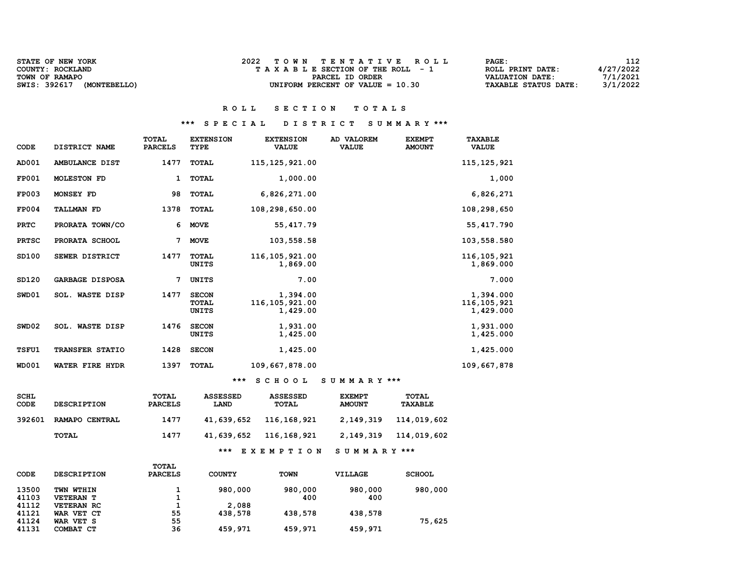STATE OF NEW YORK
COUNTY: ROCKLAND
TOWN OF RAMAPO
SWIS: 392617 (MONTEBELLO)

2022 TOWN TENTATIVE ROLL
TAXABLE SECTION OF THE ROLL - 1
PARCEL ID ORDER
UNIFORM PERCENT OF VALUE = 10.30

ROLL PRINT DATE: 4/27/2022
VALUATION DATE: 7/1/2021
TAXABLE STATUS DATE: 3/1/2022

# ROLL SECTION TOTALS

## *** SPECIAL DISTRICT SUMMARY ***

| CODE | DISTRICT NAME | TOTAL PARCELS | EXTENSION TYPE | EXTENSION VALUE | AD VALOREM VALUE | EXEMPT AMOUNT | TAXABLE VALUE |
|---|---|---|---|---|---|---|---|
| AD001 | AMBULANCE DIST | 1477 | TOTAL | 115,125,921.00 | | | 115,125,921 |
| FP001 | MOLESTON FD | 1 | TOTAL | 1,000.00 | | | 1,000 |
| FP003 | MONSEY FD | 98 | TOTAL | 6,826,271.00 | | | 6,826,271 |
| FP004 | TALLMAN FD | 1378 | TOTAL | 108,298,650.00 | | | 108,298,650 |
| PRTC | PRORATA TOWN/CO | 6 | MOVE | 55,417.79 | | | 55,417.790 |
| PRTSC | PRORATA SCHOOL | 7 | MOVE | 103,558.58 | | | 103,558.580 |
| SD100 | SEWER DISTRICT | 1477 | TOTAL | 116,105,921.00 | | | 116,105,921 |
| | | | UNITS | 1,869.00 | | | 1,869.000 |
| SD120 | GARBAGE DISPOSA | 7 | UNITS | 7.00 | | | 7.000 |
| SWD01 | SOL. WASTE DISP | 1477 | SECON | 1,394.00 | | | 1,394.000 |
| | | | TOTAL | 116,105,921.00 | | | 116,105,921 |
| | | | UNITS | 1,429.00 | | | 1,429.000 |
| SWD02 | SOL. WASTE DISP | 1476 | SECON | 1,931.00 | | | 1,931.000 |
| | | | UNITS | 1,425.00 | | | 1,425.000 |
| TSFU1 | TRANSFER STATIO | 1428 | SECON | 1,425.00 | | | 1,425.000 |
| WD001 | WATER FIRE HYDR | 1397 | TOTAL | 109,667,878.00 | | | 109,667,878 |

## *** SCHOOL SUMMARY ***

| SCHL CODE | DESCRIPTION | TOTAL PARCELS | ASSESSED LAND | ASSESSED TOTAL | EXEMPT AMOUNT | TOTAL TAXABLE |
|---|---|---|---|---|---|---|
| 392601 | RAMAPO CENTRAL | 1477 | 41,639,652 | 116,168,921 | 2,149,319 | 114,019,602 |
| | TOTAL | 1477 | 41,639,652 | 116,168,921 | 2,149,319 | 114,019,602 |

## *** EXEMPTION SUMMARY ***

| CODE | DESCRIPTION | TOTAL PARCELS | COUNTY | TOWN | VILLAGE | SCHOOL |
|---|---|---|---|---|---|---|
| 13500 | TWN WTHIN | 1 | 980,000 | 980,000 | 980,000 | 980,000 |
| 41103 | VETERAN T | 1 | | 400 | 400 | |
| 41112 | VETERAN RC | 1 | 2,088 | | | |
| 41121 | WAR VET CT | 55 | 438,578 | 438,578 | 438,578 | |
| 41124 | WAR VET S | 55 | | | | 75,625 |
| 41131 | COMBAT CT | 36 | 459,971 | 459,971 | 459,971 | |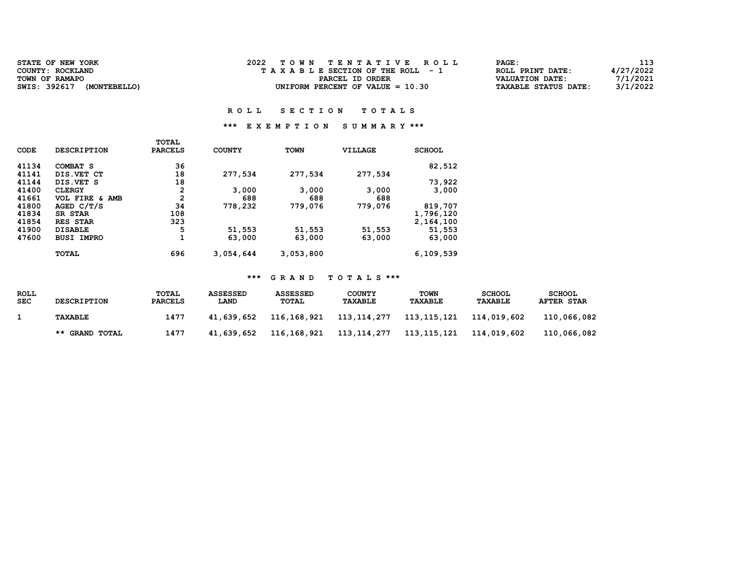STATE OF NEW YORK
COUNTY: ROCKLAND
TOWN OF RAMAPO
SWIS: 392617 (MONTEBELLO)

2022 TOWN TENTATIVE ROLL
TAXABLE SECTION OF THE ROLL - 1
PARCEL ID ORDER
UNIFORM PERCENT OF VALUE = 10.30

ROLL PRINT DATE: 4/27/2022
VALUATION DATE: 7/1/2021
TAXABLE STATUS DATE: 3/1/2022

## ROLL SECTION TOTALS

### *** EXEMPTION SUMMARY ***

| CODE | DESCRIPTION | TOTAL PARCELS | COUNTY | TOWN | VILLAGE | SCHOOL |
|---|---|---|---|---|---|---|
| 41134 | COMBAT S | 36 | | | | 82,512 |
| 41141 | DIS.VET CT | 18 | 277,534 | 277,534 | 277,534 | |
| 41144 | DIS.VET S | 18 | | | | 73,922 |
| 41400 | CLERGY | 2 | 3,000 | 3,000 | 3,000 | 3,000 |
| 41661 | VOL FIRE & AMB | 2 | 688 | 688 | 688 | |
| 41800 | AGED C/T/S | 34 | 778,232 | 779,076 | 779,076 | 819,707 |
| 41834 | SR STAR | 108 | | | | 1,796,120 |
| 41854 | RES STAR | 323 | | | | 2,164,100 |
| 41900 | DISABLE | 5 | 51,553 | 51,553 | 51,553 | 51,553 |
| 47600 | BUSI IMPRO | 1 | 63,000 | 63,000 | 63,000 | 63,000 |
| | TOTAL | 696 | 3,054,644 | 3,053,800 | | 6,109,539 |

### *** GRAND TOTALS ***

| ROLL SEC | DESCRIPTION | TOTAL PARCELS | ASSESSED LAND | ASSESSED TOTAL | COUNTY TAXABLE | TOWN TAXABLE | SCHOOL TAXABLE | SCHOOL AFTER STAR |
|---|---|---|---|---|---|---|---|---|
| 1 | TAXABLE | 1477 | 41,639,652 | 116,168,921 | 113,114,277 | 113,115,121 | 114,019,602 | 110,066,082 |
| | ** GRAND TOTAL | 1477 | 41,639,652 | 116,168,921 | 113,114,277 | 113,115,121 | 114,019,602 | 110,066,082 |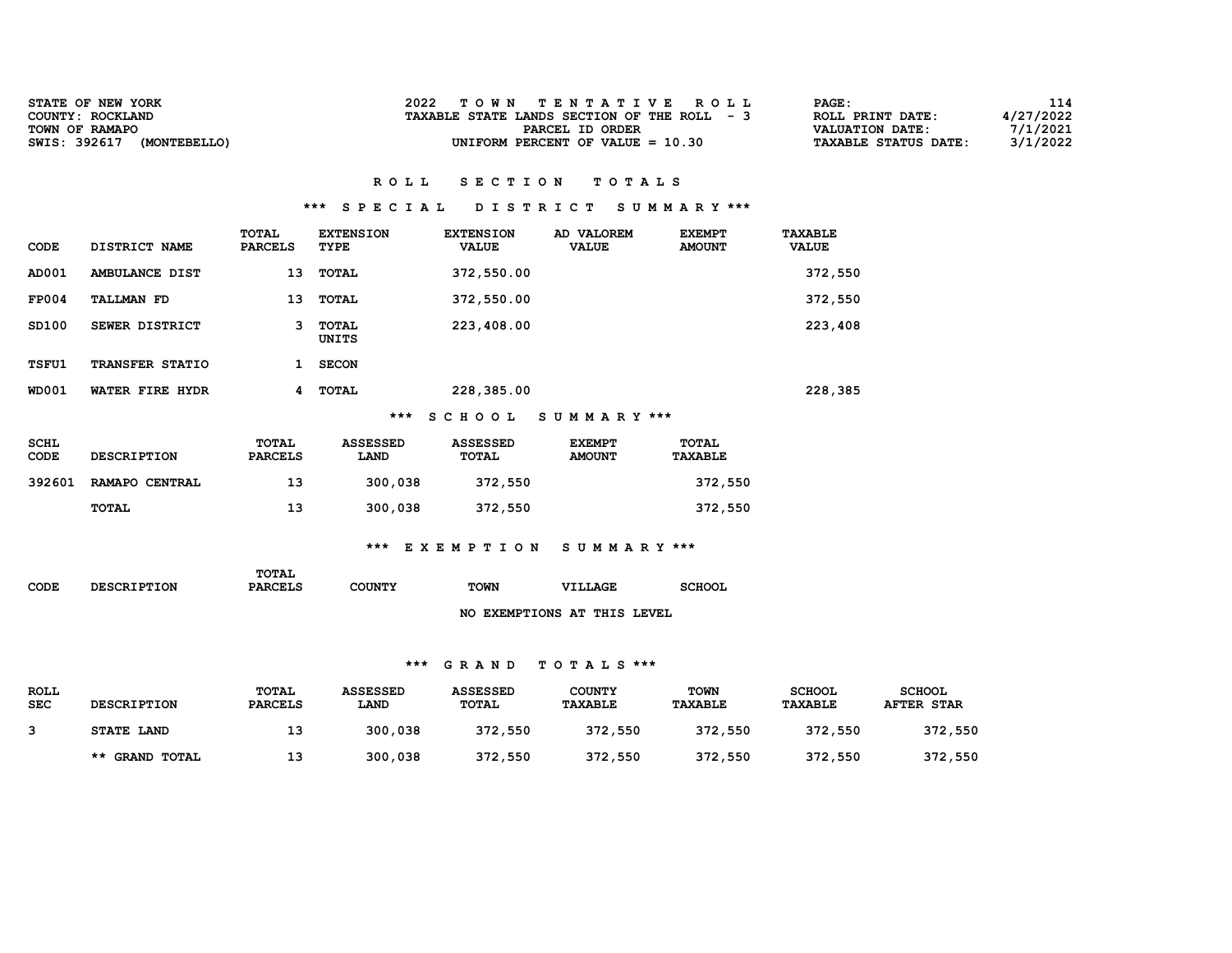STATE OF NEW YORK
COUNTY: ROCKLAND
TOWN OF RAMAPO
SWIS: 392617 (MONTEBELLO)

2022 TOWN TENTATIVE ROLL
TAXABLE STATE LANDS SECTION OF THE ROLL - 3
PARCEL ID ORDER
UNIFORM PERCENT OF VALUE = 10.30

ROLL PRINT DATE: 4/27/2022
VALUATION DATE: 7/1/2021
TAXABLE STATUS DATE: 3/1/2022

## ROLL SECTION TOTALS

### *** SPECIAL DISTRICT SUMMARY ***

| CODE | DISTRICT NAME | TOTAL PARCELS | EXTENSION TYPE | EXTENSION VALUE | AD VALOREM VALUE | EXEMPT AMOUNT | TAXABLE VALUE |
|---|---|---|---|---|---|---|---|
| AD001 | AMBULANCE DIST | 13 | TOTAL | 372,550.00 | | | 372,550 |
| FP004 | TALLMAN FD | 13 | TOTAL | 372,550.00 | | | 372,550 |
| SD100 | SEWER DISTRICT | 3 | TOTAL UNITS | 223,408.00 | | | 223,408 |
| TSFU1 | TRANSFER STATIO | 1 | SECON | | | | |
| WD001 | WATER FIRE HYDR | 4 | TOTAL | 228,385.00 | | | 228,385 |

### *** SCHOOL SUMMARY ***

| SCHL CODE | DESCRIPTION | TOTAL PARCELS | ASSESSED LAND | ASSESSED TOTAL | EXEMPT AMOUNT | TOTAL TAXABLE |
|---|---|---|---|---|---|---|
| 392601 | RAMAPO CENTRAL | 13 | 300,038 | 372,550 | | 372,550 |
| | TOTAL | 13 | 300,038 | 372,550 | | 372,550 |

### *** EXEMPTION SUMMARY ***

| CODE | DESCRIPTION | TOTAL PARCELS | COUNTY | TOWN | VILLAGE | SCHOOL |
|---|---|---|---|---|---|---|

NO EXEMPTIONS AT THIS LEVEL

### *** GRAND TOTALS ***

| ROLL SEC | DESCRIPTION | TOTAL PARCELS | ASSESSED LAND | ASSESSED TOTAL | COUNTY TAXABLE | TOWN TAXABLE | SCHOOL TAXABLE | SCHOOL AFTER STAR |
|---|---|---|---|---|---|---|---|---|
| 3 | STATE LAND | 13 | 300,038 | 372,550 | 372,550 | 372,550 | 372,550 | 372,550 |
| | ** GRAND TOTAL | 13 | 300,038 | 372,550 | 372,550 | 372,550 | 372,550 | 372,550 |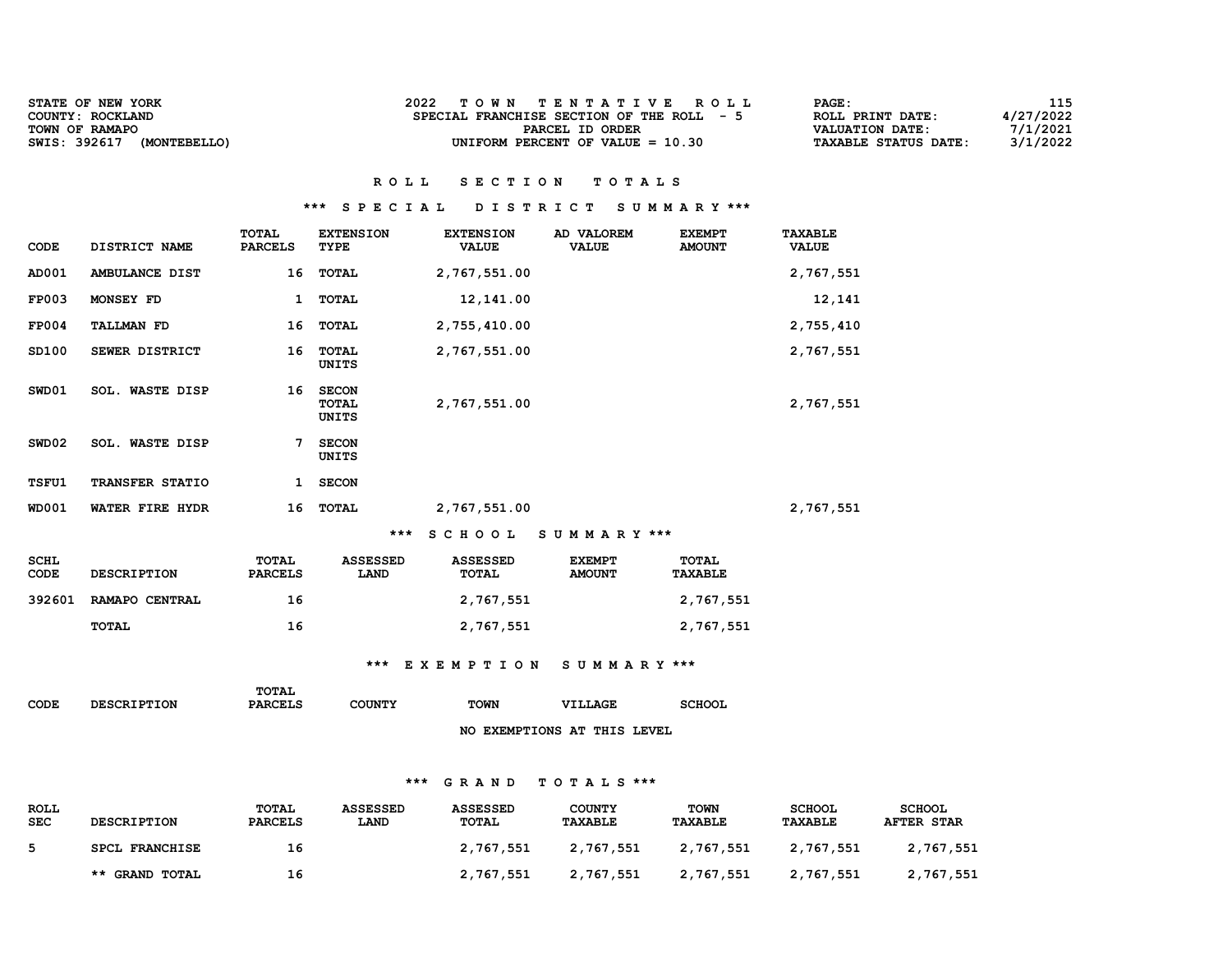STATE OF NEW YORK
COUNTY: ROCKLAND
TOWN OF RAMAPO
SWIS: 392617 (MONTEBELLO)

2022 TOWN TENTATIVE ROLL
SPECIAL FRANCHISE SECTION OF THE ROLL - 5
PARCEL ID ORDER
UNIFORM PERCENT OF VALUE = 10.30

ROLL PRINT DATE: 4/27/2022
VALUATION DATE: 7/1/2021
TAXABLE STATUS DATE: 3/1/2022

## ROLL SECTION TOTALS

### *** SPECIAL DISTRICT SUMMARY ***

| CODE | DISTRICT NAME | TOTAL PARCELS | EXTENSION TYPE | EXTENSION VALUE | AD VALOREM VALUE | EXEMPT AMOUNT | TAXABLE VALUE |
|---|---|---|---|---|---|---|---|
| AD001 | AMBULANCE DIST | 16 | TOTAL | 2,767,551.00 | | | 2,767,551 |
| FP003 | MONSEY FD | 1 | TOTAL | 12,141.00 | | | 12,141 |
| FP004 | TALLMAN FD | 16 | TOTAL | 2,755,410.00 | | | 2,755,410 |
| SD100 | SEWER DISTRICT | 16 | TOTAL UNITS | 2,767,551.00 | | | 2,767,551 |
| SWD01 | SOL. WASTE DISP | 16 | SECON TOTAL UNITS | 2,767,551.00 | | | 2,767,551 |
| SWD02 | SOL. WASTE DISP | 7 | SECON UNITS | | | | |
| TSFU1 | TRANSFER STATIO | 1 | SECON | | | | |
| WD001 | WATER FIRE HYDR | 16 | TOTAL | 2,767,551.00 | | | 2,767,551 |

### *** SCHOOL SUMMARY ***

| SCHL CODE | DESCRIPTION | TOTAL PARCELS | ASSESSED LAND | ASSESSED TOTAL | EXEMPT AMOUNT | TOTAL TAXABLE |
|---|---|---|---|---|---|---|
| 392601 | RAMAPO CENTRAL | 16 | | 2,767,551 | | 2,767,551 |
| | TOTAL | 16 | | 2,767,551 | | 2,767,551 |

### *** EXEMPTION SUMMARY ***

| CODE | DESCRIPTION | TOTAL PARCELS | COUNTY | TOWN | VILLAGE | SCHOOL |
|---|---|---|---|---|---|---|

NO EXEMPTIONS AT THIS LEVEL

### *** GRAND TOTALS ***

| ROLL SEC | DESCRIPTION | TOTAL PARCELS | ASSESSED LAND | ASSESSED TOTAL | COUNTY TAXABLE | TOWN TAXABLE | SCHOOL TAXABLE | SCHOOL AFTER STAR |
|---|---|---|---|---|---|---|---|---|
| 5 | SPCL FRANCHISE | 16 | | 2,767,551 | 2,767,551 | 2,767,551 | 2,767,551 | 2,767,551 |
| | ** GRAND TOTAL | 16 | | 2,767,551 | 2,767,551 | 2,767,551 | 2,767,551 | 2,767,551 |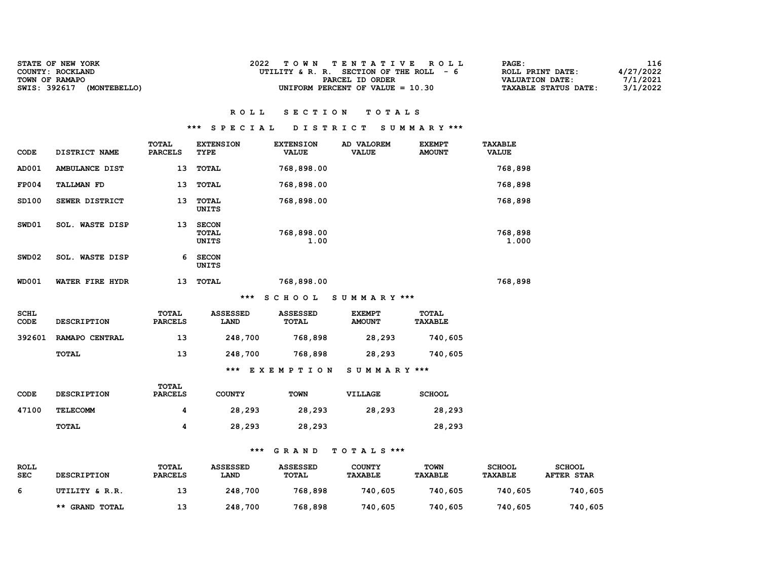STATE OF NEW YORK
COUNTY: ROCKLAND
TOWN OF RAMAPO
SWIS: 392617 (MONTEBELLO)

2022 TOWN TENTATIVE ROLL
UTILITY & R. R. SECTION OF THE ROLL - 6
PARCEL ID ORDER
UNIFORM PERCENT OF VALUE = 10.30

PAGE: 116
ROLL PRINT DATE: 4/27/2022
VALUATION DATE: 7/1/2021
TAXABLE STATUS DATE: 3/1/2022

## ROLL SECTION TOTALS

### *** SPECIAL DISTRICT SUMMARY ***

| CODE | DISTRICT NAME | TOTAL PARCELS | EXTENSION TYPE | EXTENSION VALUE | AD VALOREM VALUE | EXEMPT AMOUNT | TAXABLE VALUE |
|---|---|---|---|---|---|---|---|
| AD001 | AMBULANCE DIST | 13 | TOTAL | 768,898.00 | | | 768,898 |
| FP004 | TALLMAN FD | 13 | TOTAL | 768,898.00 | | | 768,898 |
| SD100 | SEWER DISTRICT | 13 | TOTAL<br>UNITS | 768,898.00 | | | 768,898 |
| SWD01 | SOL. WASTE DISP | 13 | SECON<br>TOTAL<br>UNITS | 768,898.00<br>1.00 | | | 768,898<br>1.000 |
| SWD02 | SOL. WASTE DISP | 6 | SECON<br>UNITS | | | | |
| WD001 | WATER FIRE HYDR | 13 | TOTAL | 768,898.00 | | | 768,898 |

### *** SCHOOL SUMMARY ***

| SCHL CODE | DESCRIPTION | TOTAL PARCELS | ASSESSED LAND | ASSESSED TOTAL | EXEMPT AMOUNT | TOTAL TAXABLE |
|---|---|---|---|---|---|---|
| 392601 | RAMAPO CENTRAL | 13 | 248,700 | 768,898 | 28,293 | 740,605 |
| | TOTAL | 13 | 248,700 | 768,898 | 28,293 | 740,605 |

### *** EXEMPTION SUMMARY ***

| CODE | DESCRIPTION | TOTAL PARCELS | COUNTY | TOWN | VILLAGE | SCHOOL |
|---|---|---|---|---|---|---|
| 47100 | TELECOMM | 4 | 28,293 | 28,293 | 28,293 | 28,293 |
| | TOTAL | 4 | 28,293 | 28,293 | | 28,293 |

### *** GRAND TOTALS ***

| ROLL SEC | DESCRIPTION | TOTAL PARCELS | ASSESSED LAND | ASSESSED TOTAL | COUNTY TAXABLE | TOWN TAXABLE | SCHOOL TAXABLE | SCHOOL AFTER STAR |
|---|---|---|---|---|---|---|---|---|
| 6 | UTILITY & R.R. | 13 | 248,700 | 768,898 | 740,605 | 740,605 | 740,605 | 740,605 |
| | ** GRAND TOTAL | 13 | 248,700 | 768,898 | 740,605 | 740,605 | 740,605 | 740,605 |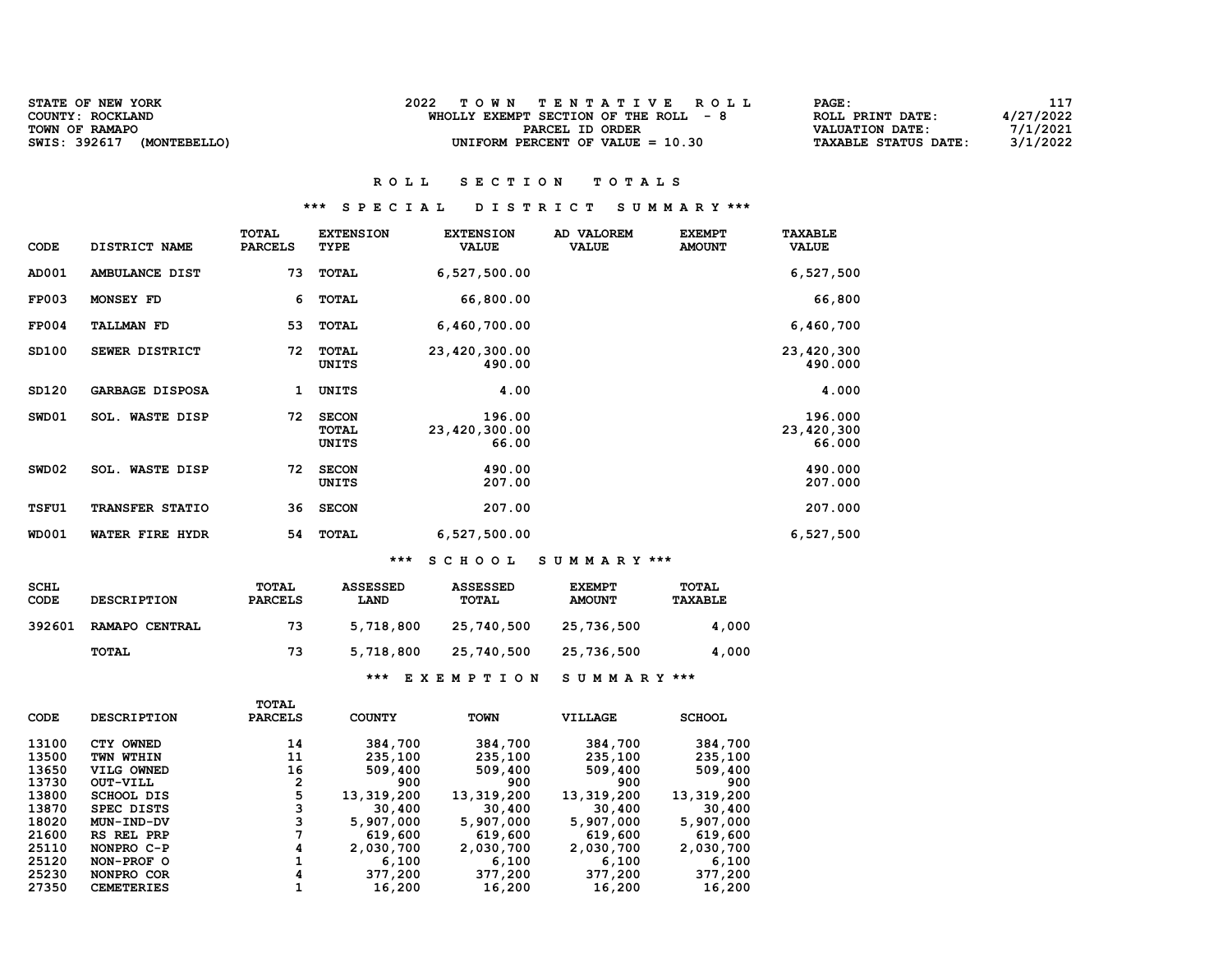STATE OF NEW YORK
COUNTY: ROCKLAND
TOWN OF RAMAPO
SWIS: 392617 (MONTEBELLO)

2022 TOWN TENTATIVE ROLL
WHOLLY EXEMPT SECTION OF THE ROLL - 8
PARCEL ID ORDER
UNIFORM PERCENT OF VALUE = 10.30

ROLL PRINT DATE: 4/27/2022
VALUATION DATE: 7/1/2021
TAXABLE STATUS DATE: 3/1/2022

## ROLL SECTION TOTALS

### *** SPECIAL DISTRICT SUMMARY ***

| CODE | DISTRICT NAME | TOTAL PARCELS | EXTENSION TYPE | EXTENSION VALUE | AD VALOREM VALUE | EXEMPT AMOUNT | TAXABLE VALUE |
|---|---|---|---|---|---|---|---|
| AD001 | AMBULANCE DIST | 73 | TOTAL | 6,527,500.00 | | | 6,527,500 |
| FP003 | MONSEY FD | 6 | TOTAL | 66,800.00 | | | 66,800 |
| FP004 | TALLMAN FD | 53 | TOTAL | 6,460,700.00 | | | 6,460,700 |
| SD100 | SEWER DISTRICT | 72 | TOTAL | 23,420,300.00 | | | 23,420,300 |
| | | | UNITS | 490.00 | | | 490.000 |
| SD120 | GARBAGE DISPOSA | 1 | UNITS | 4.00 | | | 4.000 |
| SWD01 | SOL. WASTE DISP | 72 | SECON | 196.00 | | | 196.000 |
| | | | TOTAL | 23,420,300.00 | | | 23,420,300 |
| | | | UNITS | 66.00 | | | 66.000 |
| SWD02 | SOL. WASTE DISP | 72 | SECON | 490.00 | | | 490.000 |
| | | | UNITS | 207.00 | | | 207.000 |
| TSFU1 | TRANSFER STATIO | 36 | SECON | 207.00 | | | 207.000 |
| WD001 | WATER FIRE HYDR | 54 | TOTAL | 6,527,500.00 | | | 6,527,500 |

### *** SCHOOL SUMMARY ***

| SCHL CODE | DESCRIPTION | TOTAL PARCELS | ASSESSED LAND | ASSESSED TOTAL | EXEMPT AMOUNT | TOTAL TAXABLE |
|---|---|---|---|---|---|---|
| 392601 | RAMAPO CENTRAL | 73 | 5,718,800 | 25,740,500 | 25,736,500 | 4,000 |
| | TOTAL | 73 | 5,718,800 | 25,740,500 | 25,736,500 | 4,000 |

### *** EXEMPTION SUMMARY ***

| CODE | DESCRIPTION | TOTAL PARCELS | COUNTY | TOWN | VILLAGE | SCHOOL |
|---|---|---|---|---|---|---|
| 13100 | CTY OWNED | 14 | 384,700 | 384,700 | 384,700 | 384,700 |
| 13500 | TWN WTHIN | 11 | 235,100 | 235,100 | 235,100 | 235,100 |
| 13650 | VILG OWNED | 16 | 509,400 | 509,400 | 509,400 | 509,400 |
| 13730 | OUT-VILL | 2 | 900 | 900 | 900 | 900 |
| 13800 | SCHOOL DIS | 5 | 13,319,200 | 13,319,200 | 13,319,200 | 13,319,200 |
| 13870 | SPEC DISTS | 3 | 30,400 | 30,400 | 30,400 | 30,400 |
| 18020 | MUN-IND-DV | 3 | 5,907,000 | 5,907,000 | 5,907,000 | 5,907,000 |
| 21600 | RS REL PRP | 7 | 619,600 | 619,600 | 619,600 | 619,600 |
| 25110 | NONPRO C-P | 4 | 2,030,700 | 2,030,700 | 2,030,700 | 2,030,700 |
| 25120 | NON-PROF O | 1 | 6,100 | 6,100 | 6,100 | 6,100 |
| 25230 | NONPRO COR | 4 | 377,200 | 377,200 | 377,200 | 377,200 |
| 27350 | CEMETERIES | 1 | 16,200 | 16,200 | 16,200 | 16,200 |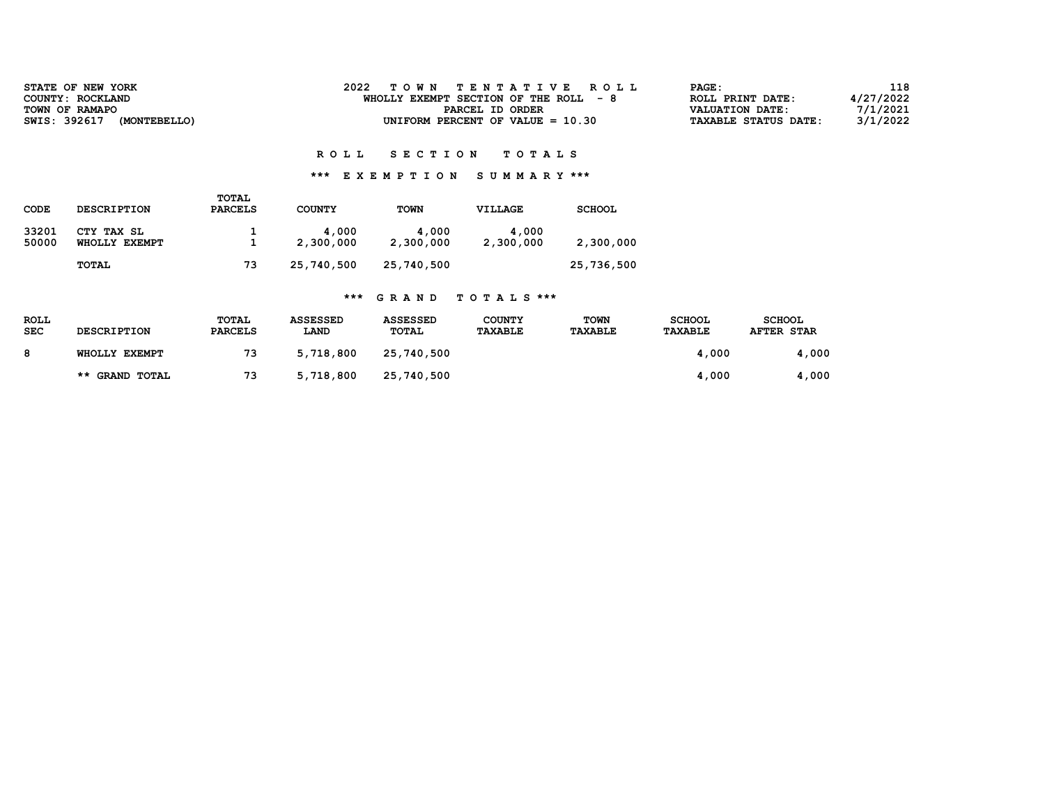STATE OF NEW YORK
COUNTY: ROCKLAND
TOWN OF RAMAPO
SWIS: 392617 (MONTEBELLO)

2022 TOWN TENTATIVE ROLL
WHOLLY EXEMPT SECTION OF THE ROLL - 8
PARCEL ID ORDER
UNIFORM PERCENT OF VALUE = 10.30

ROLL PRINT DATE: 4/27/2022
VALUATION DATE: 7/1/2021
TAXABLE STATUS DATE: 3/1/2022

## ROLL SECTION TOTALS

### *** EXEMPTION SUMMARY ***

| CODE | DESCRIPTION | TOTAL PARCELS | COUNTY | TOWN | VILLAGE | SCHOOL |
|---|---|---|---|---|---|---|
| 33201 | CTY TAX SL | 1 | 4,000 | 4,000 | 4,000 | |
| 50000 | WHOLLY EXEMPT | 1 | 2,300,000 | 2,300,000 | 2,300,000 | 2,300,000 |
| | TOTAL | 73 | 25,740,500 | 25,740,500 | | 25,736,500 |

### *** GRAND TOTALS ***

| ROLL SEC | DESCRIPTION | TOTAL PARCELS | ASSESSED LAND | ASSESSED TOTAL | COUNTY TAXABLE | TOWN TAXABLE | SCHOOL TAXABLE | SCHOOL AFTER STAR |
|---|---|---|---|---|---|---|---|---|
| 8 | WHOLLY EXEMPT | 73 | 5,718,800 | 25,740,500 | | | 4,000 | 4,000 |
| | ** GRAND TOTAL | 73 | 5,718,800 | 25,740,500 | | | 4,000 | 4,000 |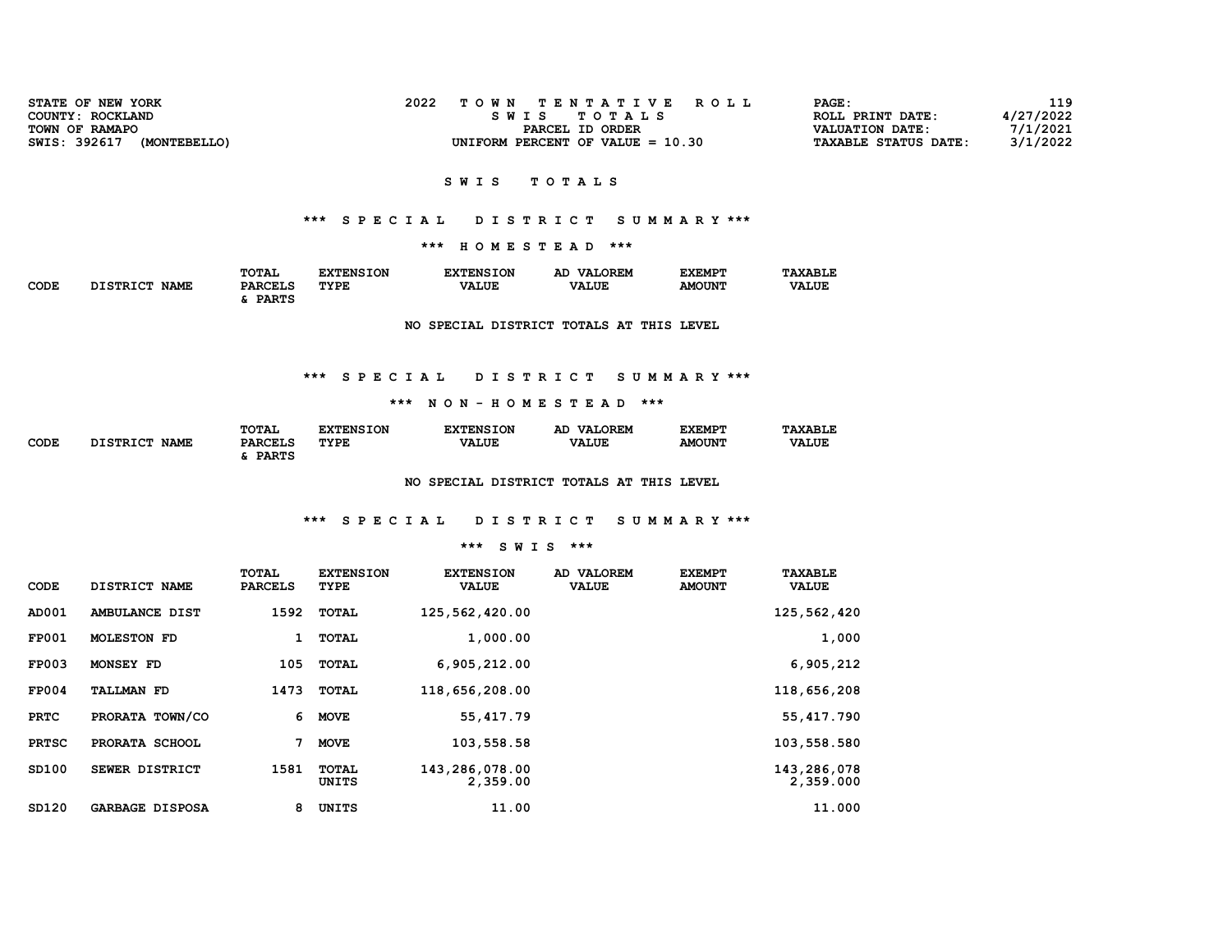STATE OF NEW YORK
COUNTY: ROCKLAND
TOWN OF RAMAPO
SWIS: 392617 (MONTEBELLO)

2022 TOWN TENTATIVE ROLL
SWIS TOTALS
PARCEL ID ORDER
UNIFORM PERCENT OF VALUE = 10.30

ROLL PRINT DATE: 4/27/2022
VALUATION DATE: 7/1/2021
TAXABLE STATUS DATE: 3/1/2022

# SWIS TOTALS

## *** SPECIAL DISTRICT SUMMARY ***

### *** HOMESTEAD ***

| CODE | DISTRICT NAME | TOTAL PARCELS & PARTS | EXTENSION TYPE | EXTENSION VALUE | AD VALOREM VALUE | EXEMPT AMOUNT | TAXABLE VALUE |
|---|---|---|---|---|---|---|---|

NO SPECIAL DISTRICT TOTALS AT THIS LEVEL

## *** SPECIAL DISTRICT SUMMARY ***

### *** NON-HOMESTEAD ***

| CODE | DISTRICT NAME | TOTAL PARCELS & PARTS | EXTENSION TYPE | EXTENSION VALUE | AD VALOREM VALUE | EXEMPT AMOUNT | TAXABLE VALUE |
|---|---|---|---|---|---|---|---|

NO SPECIAL DISTRICT TOTALS AT THIS LEVEL

## *** SPECIAL DISTRICT SUMMARY ***

### *** SWIS ***

| CODE | DISTRICT NAME | TOTAL PARCELS | EXTENSION TYPE | EXTENSION VALUE | AD VALOREM VALUE | EXEMPT AMOUNT | TAXABLE VALUE |
|---|---|---|---|---|---|---|---|
| AD001 | AMBULANCE DIST | 1592 | TOTAL | 125,562,420.00 | | | 125,562,420 |
| FP001 | MOLESTON FD | 1 | TOTAL | 1,000.00 | | | 1,000 |
| FP003 | MONSEY FD | 105 | TOTAL | 6,905,212.00 | | | 6,905,212 |
| FP004 | TALLMAN FD | 1473 | TOTAL | 118,656,208.00 | | | 118,656,208 |
| PRTC | PRORATA TOWN/CO | 6 | MOVE | 55,417.79 | | | 55,417.790 |
| PRTSC | PRORATA SCHOOL | 7 | MOVE | 103,558.58 | | | 103,558.580 |
| SD100 | SEWER DISTRICT | 1581 | TOTAL | 143,286,078.00 | | | 143,286,078 |
| | | | UNITS | 2,359.00 | | | 2,359.000 |
| SD120 | GARBAGE DISPOSA | 8 | UNITS | 11.00 | | | 11.000 |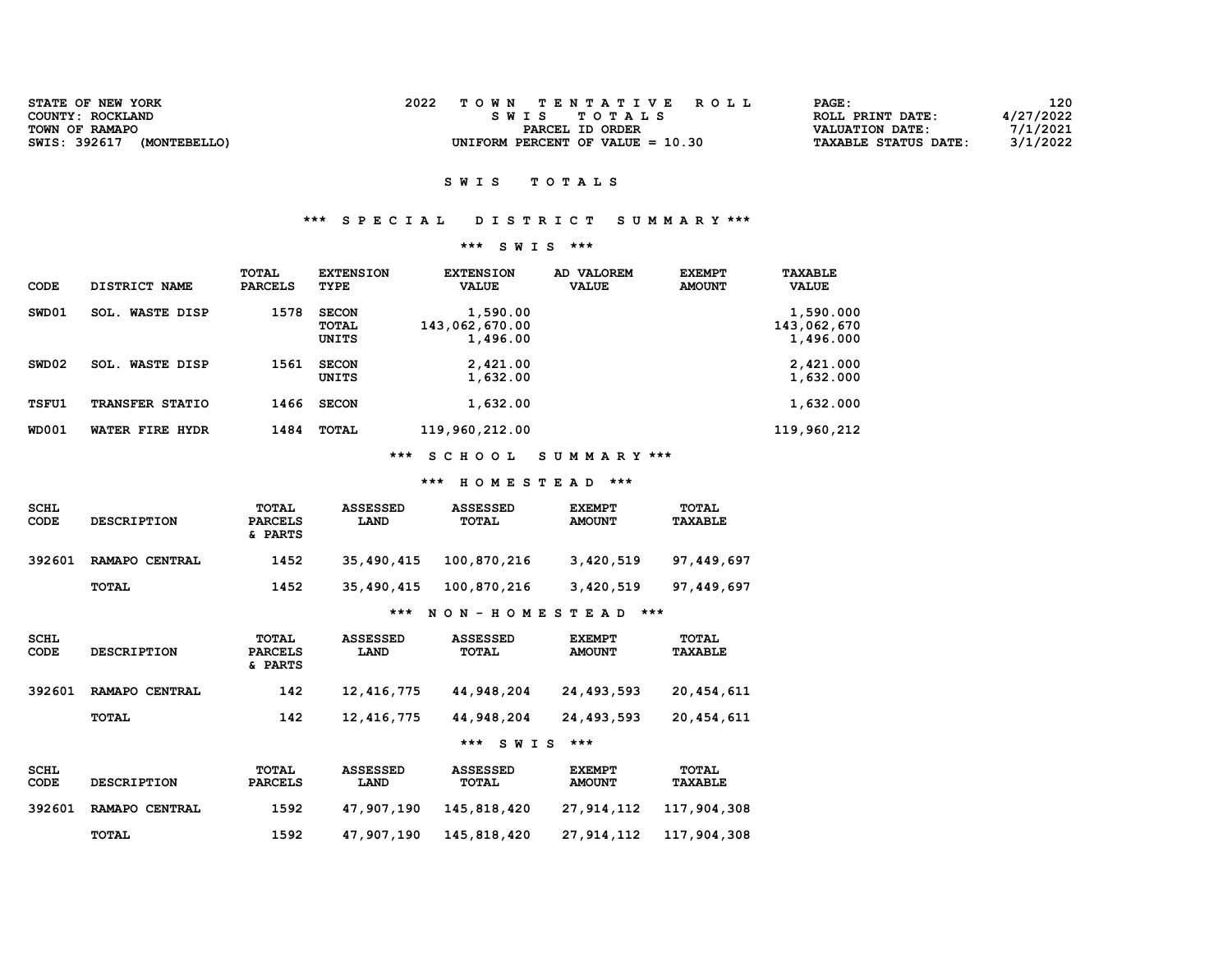STATE OF NEW YORK
COUNTY: ROCKLAND
TOWN OF RAMAPO
SWIS: 392617 (MONTEBELLO)

2022 TOWN TENTATIVE ROLL
SWIS TOTALS
PARCEL ID ORDER
UNIFORM PERCENT OF VALUE = 10.30

ROLL PRINT DATE: 4/27/2022
VALUATION DATE: 7/1/2021
TAXABLE STATUS DATE: 3/1/2022

# SWIS TOTALS

## *** SPECIAL DISTRICT SUMMARY ***

### *** SWIS ***

| CODE | DISTRICT NAME | TOTAL PARCELS | EXTENSION TYPE | EXTENSION VALUE | AD VALOREM VALUE | EXEMPT AMOUNT | TAXABLE VALUE |
|---|---|---|---|---|---|---|---|
| SWD01 | SOL. WASTE DISP | 1578 | SECON | 1,590.00 | | | 1,590.000 |
| | | | TOTAL | 143,062,670.00 | | | 143,062,670 |
| | | | UNITS | 1,496.00 | | | 1,496.000 |
| SWD02 | SOL. WASTE DISP | 1561 | SECON | 2,421.00 | | | 2,421.000 |
| | | | UNITS | 1,632.00 | | | 1,632.000 |
| TSFU1 | TRANSFER STATIO | 1466 | SECON | 1,632.00 | | | 1,632.000 |
| WD001 | WATER FIRE HYDR | 1484 | TOTAL | 119,960,212.00 | | | 119,960,212 |

## *** SCHOOL SUMMARY ***

### *** HOMESTEAD ***

| SCHL CODE | DESCRIPTION | TOTAL PARCELS & PARTS | ASSESSED LAND | ASSESSED TOTAL | EXEMPT AMOUNT | TOTAL TAXABLE |
|---|---|---|---|---|---|---|
| 392601 | RAMAPO CENTRAL | 1452 | 35,490,415 | 100,870,216 | 3,420,519 | 97,449,697 |
| | TOTAL | 1452 | 35,490,415 | 100,870,216 | 3,420,519 | 97,449,697 |

### *** NON-HOMESTEAD ***

| SCHL CODE | DESCRIPTION | TOTAL PARCELS & PARTS | ASSESSED LAND | ASSESSED TOTAL | EXEMPT AMOUNT | TOTAL TAXABLE |
|---|---|---|---|---|---|---|
| 392601 | RAMAPO CENTRAL | 142 | 12,416,775 | 44,948,204 | 24,493,593 | 20,454,611 |
| | TOTAL | 142 | 12,416,775 | 44,948,204 | 24,493,593 | 20,454,611 |

### *** SWIS ***

| SCHL CODE | DESCRIPTION | TOTAL PARCELS | ASSESSED LAND | ASSESSED TOTAL | EXEMPT AMOUNT | TOTAL TAXABLE |
|---|---|---|---|---|---|---|
| 392601 | RAMAPO CENTRAL | 1592 | 47,907,190 | 145,818,420 | 27,914,112 | 117,904,308 |
| | TOTAL | 1592 | 47,907,190 | 145,818,420 | 27,914,112 | 117,904,308 |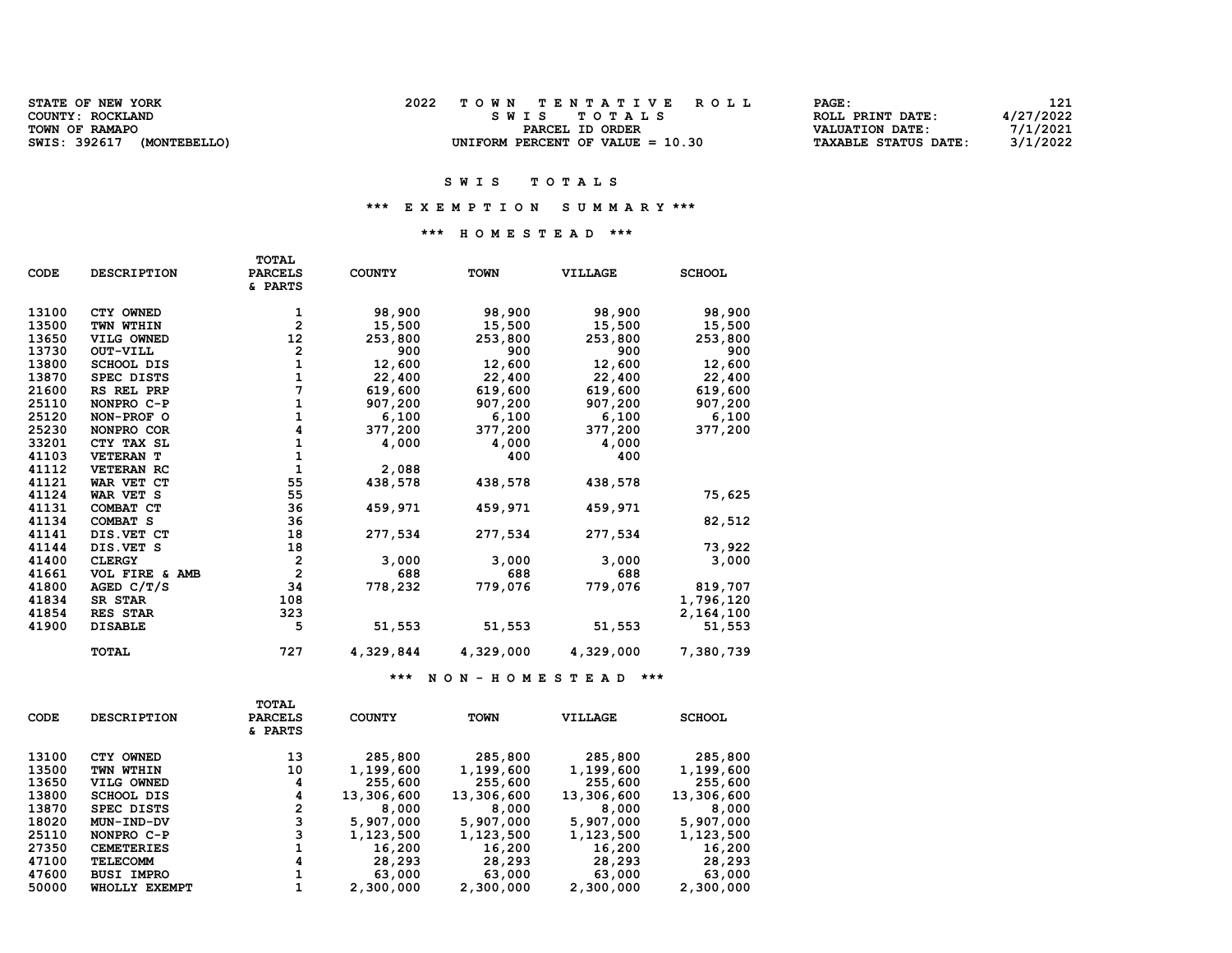STATE OF NEW YORK
COUNTY: ROCKLAND
TOWN OF RAMAPO
SWIS: 392617 (MONTEBELLO)

2022 TOWN TENTATIVE ROLL
SWIS TOTALS
PARCEL ID ORDER
UNIFORM PERCENT OF VALUE = 10.30

PAGE: 121
ROLL PRINT DATE: 4/27/2022
VALUATION DATE: 7/1/2021
TAXABLE STATUS DATE: 3/1/2022

## S W I S T O T A L S

### *** E X E M P T I O N S U M M A R Y ***

### *** H O M E S T E A D ***

| CODE | DESCRIPTION | TOTAL PARCELS & PARTS | COUNTY | TOWN | VILLAGE | SCHOOL |
|---|---|---|---|---|---|---|
| 13100 | CTY OWNED | 1 | 98,900 | 98,900 | 98,900 | 98,900 |
| 13500 | TWN WTHIN | 2 | 15,500 | 15,500 | 15,500 | 15,500 |
| 13650 | VILG OWNED | 12 | 253,800 | 253,800 | 253,800 | 253,800 |
| 13730 | OUT-VILL | 2 | 900 | 900 | 900 | 900 |
| 13800 | SCHOOL DIS | 1 | 12,600 | 12,600 | 12,600 | 12,600 |
| 13870 | SPEC DISTS | 1 | 22,400 | 22,400 | 22,400 | 22,400 |
| 21600 | RS REL PRP | 7 | 619,600 | 619,600 | 619,600 | 619,600 |
| 25110 | NONPRO C-P | 1 | 907,200 | 907,200 | 907,200 | 907,200 |
| 25120 | NON-PROF O | 1 | 6,100 | 6,100 | 6,100 | 6,100 |
| 25230 | NONPRO COR | 4 | 377,200 | 377,200 | 377,200 | 377,200 |
| 33201 | CTY TAX SL | 1 | 4,000 | 4,000 | 4,000 | |
| 41103 | VETERAN T | 1 | | 400 | 400 | |
| 41112 | VETERAN RC | 1 | 2,088 | | | |
| 41121 | WAR VET CT | 55 | 438,578 | 438,578 | 438,578 | |
| 41124 | WAR VET S | 55 | | | | 75,625 |
| 41131 | COMBAT CT | 36 | 459,971 | 459,971 | 459,971 | |
| 41134 | COMBAT S | 36 | | | | 82,512 |
| 41141 | DIS.VET CT | 18 | 277,534 | 277,534 | 277,534 | |
| 41144 | DIS.VET S | 18 | | | | 73,922 |
| 41400 | CLERGY | 2 | 3,000 | 3,000 | 3,000 | 3,000 |
| 41661 | VOL FIRE & AMB | 2 | 688 | 688 | 688 | |
| 41800 | AGED C/T/S | 34 | 778,232 | 779,076 | 779,076 | 819,707 |
| 41834 | SR STAR | 108 | | | | 1,796,120 |
| 41854 | RES STAR | 323 | | | | 2,164,100 |
| 41900 | DISABLE | 5 | 51,553 | 51,553 | 51,553 | 51,553 |
| | TOTAL | 727 | 4,329,844 | 4,329,000 | 4,329,000 | 7,380,739 |

### *** N O N - H O M E S T E A D ***

| CODE | DESCRIPTION | TOTAL PARCELS & PARTS | COUNTY | TOWN | VILLAGE | SCHOOL |
|---|---|---|---|---|---|---|
| 13100 | CTY OWNED | 13 | 285,800 | 285,800 | 285,800 | 285,800 |
| 13500 | TWN WTHIN | 10 | 1,199,600 | 1,199,600 | 1,199,600 | 1,199,600 |
| 13650 | VILG OWNED | 4 | 255,600 | 255,600 | 255,600 | 255,600 |
| 13800 | SCHOOL DIS | 4 | 13,306,600 | 13,306,600 | 13,306,600 | 13,306,600 |
| 13870 | SPEC DISTS | 2 | 8,000 | 8,000 | 8,000 | 8,000 |
| 18020 | MUN-IND-DV | 3 | 5,907,000 | 5,907,000 | 5,907,000 | 5,907,000 |
| 25110 | NONPRO C-P | 3 | 1,123,500 | 1,123,500 | 1,123,500 | 1,123,500 |
| 27350 | CEMETERIES | 1 | 16,200 | 16,200 | 16,200 | 16,200 |
| 47100 | TELECOMM | 4 | 28,293 | 28,293 | 28,293 | 28,293 |
| 47600 | BUSI IMPRO | 1 | 63,000 | 63,000 | 63,000 | 63,000 |
| 50000 | WHOLLY EXEMPT | 1 | 2,300,000 | 2,300,000 | 2,300,000 | 2,300,000 |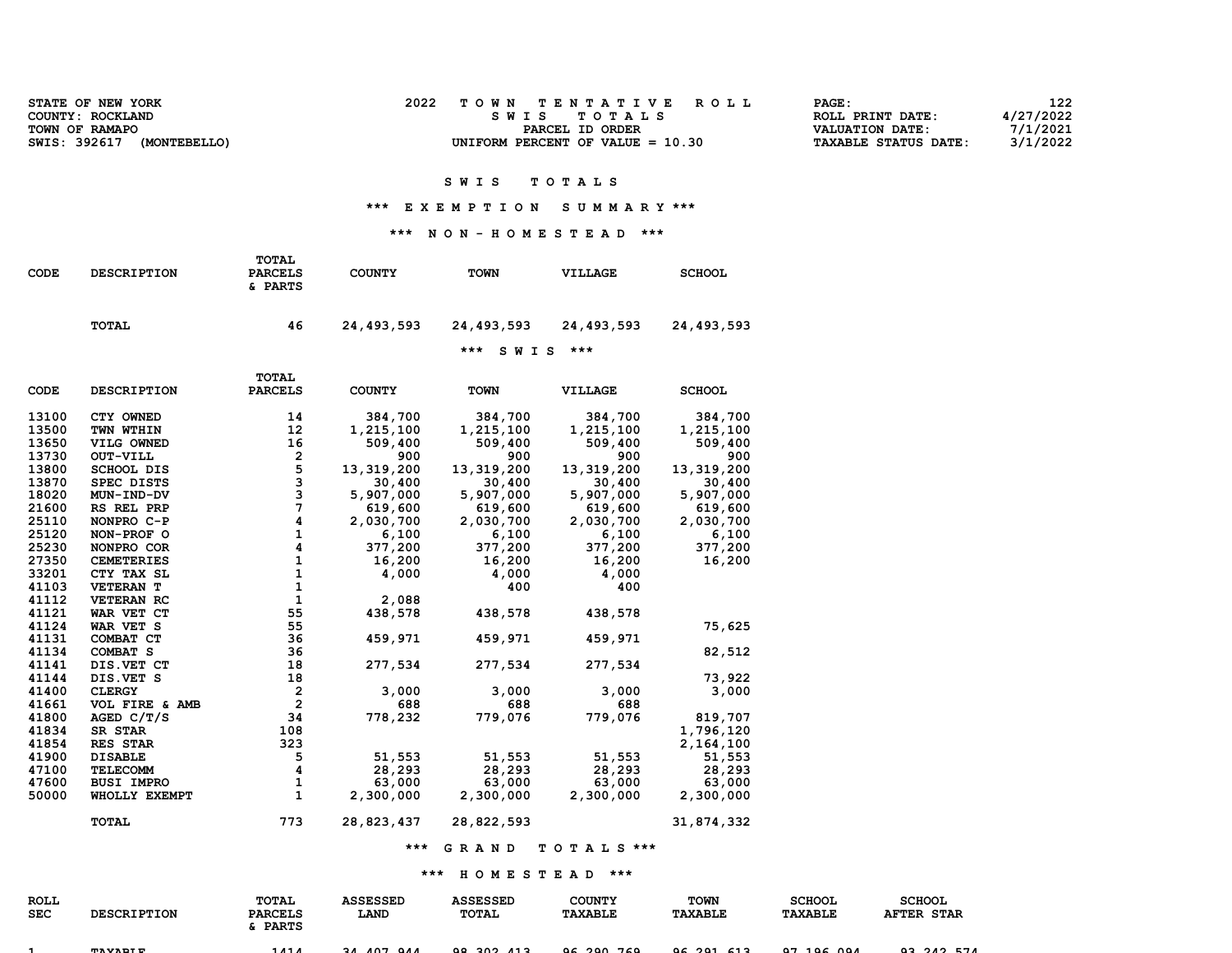STATE OF NEW YORK
COUNTY: ROCKLAND
TOWN OF RAMAPO
SWIS: 392617 (MONTEBELLO)

2022 TOWN TENTATIVE ROLL
SWIS TOTALS
PARCEL ID ORDER
UNIFORM PERCENT OF VALUE = 10.30

ROLL PRINT DATE: 4/27/2022
VALUATION DATE: 7/1/2021
TAXABLE STATUS DATE: 3/1/2022

## SWIS TOTALS

### *** EXEMPTION SUMMARY ***

### *** NON-HOMESTEAD ***

| CODE | DESCRIPTION | TOTAL PARCELS & PARTS | COUNTY | TOWN | VILLAGE | SCHOOL |
|---|---|---|---|---|---|---|
| | TOTAL | 46 | 24,493,593 | 24,493,593 | 24,493,593 | 24,493,593 |

### *** SWIS ***

| CODE | DESCRIPTION | TOTAL PARCELS | COUNTY | TOWN | VILLAGE | SCHOOL |
|---|---|---|---|---|---|---|
| 13100 | CTY OWNED | 14 | 384,700 | 384,700 | 384,700 | 384,700 |
| 13500 | TWN WTHIN | 12 | 1,215,100 | 1,215,100 | 1,215,100 | 1,215,100 |
| 13650 | VILG OWNED | 16 | 509,400 | 509,400 | 509,400 | 509,400 |
| 13730 | OUT-VILL | 2 | 900 | 900 | 900 | 900 |
| 13800 | SCHOOL DIS | 5 | 13,319,200 | 13,319,200 | 13,319,200 | 13,319,200 |
| 13870 | SPEC DISTS | 3 | 30,400 | 30,400 | 30,400 | 30,400 |
| 18020 | MUN-IND-DV | 3 | 5,907,000 | 5,907,000 | 5,907,000 | 5,907,000 |
| 21600 | RS REL PRP | 7 | 619,600 | 619,600 | 619,600 | 619,600 |
| 25110 | NONPRO C-P | 4 | 2,030,700 | 2,030,700 | 2,030,700 | 2,030,700 |
| 25120 | NON-PROF O | 1 | 6,100 | 6,100 | 6,100 | 6,100 |
| 25230 | NONPRO COR | 4 | 377,200 | 377,200 | 377,200 | 377,200 |
| 27350 | CEMETERIES | 1 | 16,200 | 16,200 | 16,200 | 16,200 |
| 33201 | CTY TAX SL | 1 | 4,000 | 4,000 | 4,000 | |
| 41103 | VETERAN T | 1 | | 400 | 400 | |
| 41112 | VETERAN RC | 1 | 2,088 | | | |
| 41121 | WAR VET CT | 55 | 438,578 | 438,578 | 438,578 | |
| 41124 | WAR VET S | 55 | | | | 75,625 |
| 41131 | COMBAT CT | 36 | 459,971 | 459,971 | 459,971 | |
| 41134 | COMBAT S | 36 | | | | 82,512 |
| 41141 | DIS.VET CT | 18 | 277,534 | 277,534 | 277,534 | |
| 41144 | DIS.VET S | 18 | | | | 73,922 |
| 41400 | CLERGY | 2 | 3,000 | 3,000 | 3,000 | 3,000 |
| 41661 | VOL FIRE & AMB | 2 | 688 | 688 | 688 | |
| 41800 | AGED C/T/S | 34 | 778,232 | 779,076 | 779,076 | 819,707 |
| 41834 | SR STAR | 108 | | | | 1,796,120 |
| 41854 | RES STAR | 323 | | | | 2,164,100 |
| 41900 | DISABLE | 5 | 51,553 | 51,553 | 51,553 | 51,553 |
| 47100 | TELECOMM | 4 | 28,293 | 28,293 | 28,293 | 28,293 |
| 47600 | BUSI IMPRO | 1 | 63,000 | 63,000 | 63,000 | 63,000 |
| 50000 | WHOLLY EXEMPT | 1 | 2,300,000 | 2,300,000 | 2,300,000 | 2,300,000 |
| | TOTAL | 773 | 28,823,437 | 28,822,593 | | 31,874,332 |

### *** GRAND TOTALS ***

### *** HOMESTEAD ***

| ROLL SEC | DESCRIPTION | TOTAL PARCELS & PARTS | ASSESSED LAND | ASSESSED TOTAL | COUNTY TAXABLE | TOWN TAXABLE | SCHOOL TAXABLE | SCHOOL AFTER STAR |
|---|---|---|---|---|---|---|---|---|
| 1 | TAXABLE | 1414 | 34,407,944 | 98,302,413 | 96,290,769 | 96,291,613 | 97,196,094 | 93,242,574 |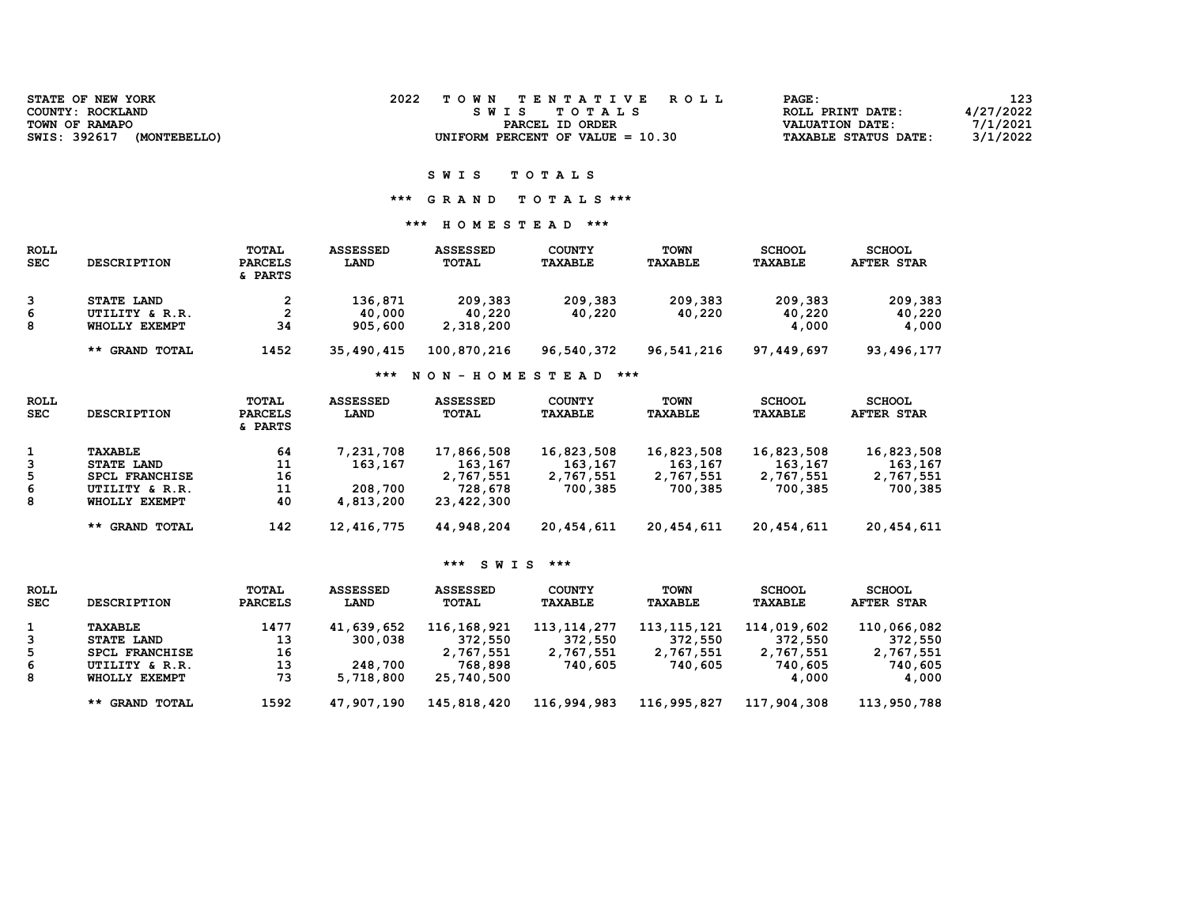STATE OF NEW YORK
COUNTY: ROCKLAND
TOWN OF RAMAPO
SWIS: 392617 (MONTEBELLO)

2022 TOWN TENTATIVE ROLL
SWIS TOTALS
PARCEL ID ORDER
UNIFORM PERCENT OF VALUE = 10.30

ROLL PRINT DATE: 4/27/2022
VALUATION DATE: 7/1/2021
TAXABLE STATUS DATE: 3/1/2022

## SWIS TOTALS

### *** GRAND TOTALS ***

### *** HOMESTEAD ***

| ROLL SEC | DESCRIPTION | TOTAL PARCELS & PARTS | ASSESSED LAND | ASSESSED TOTAL | COUNTY TAXABLE | TOWN TAXABLE | SCHOOL TAXABLE | SCHOOL AFTER STAR |
|---|---|---|---|---|---|---|---|---|
| 3 | STATE LAND | 2 | 136,871 | 209,383 | 209,383 | 209,383 | 209,383 | 209,383 |
| 6 | UTILITY & R.R. | 2 | 40,000 | 40,220 | 40,220 | 40,220 | 40,220 | 40,220 |
| 8 | WHOLLY EXEMPT | 34 | 905,600 | 2,318,200 | | | 4,000 | 4,000 |
| | ** GRAND TOTAL | 1452 | 35,490,415 | 100,870,216 | 96,540,372 | 96,541,216 | 97,449,697 | 93,496,177 |

### *** NON-HOMESTEAD ***

| ROLL SEC | DESCRIPTION | TOTAL PARCELS & PARTS | ASSESSED LAND | ASSESSED TOTAL | COUNTY TAXABLE | TOWN TAXABLE | SCHOOL TAXABLE | SCHOOL AFTER STAR |
|---|---|---|---|---|---|---|---|---|
| 1 | TAXABLE | 64 | 7,231,708 | 17,866,508 | 16,823,508 | 16,823,508 | 16,823,508 | 16,823,508 |
| 3 | STATE LAND | 11 | 163,167 | 163,167 | 163,167 | 163,167 | 163,167 | 163,167 |
| 5 | SPCL FRANCHISE | 16 | | 2,767,551 | 2,767,551 | 2,767,551 | 2,767,551 | 2,767,551 |
| 6 | UTILITY & R.R. | 11 | 208,700 | 728,678 | 700,385 | 700,385 | 700,385 | 700,385 |
| 8 | WHOLLY EXEMPT | 40 | 4,813,200 | 23,422,300 | | | | |
| | ** GRAND TOTAL | 142 | 12,416,775 | 44,948,204 | 20,454,611 | 20,454,611 | 20,454,611 | 20,454,611 |

### *** SWIS ***

| ROLL SEC | DESCRIPTION | TOTAL PARCELS | ASSESSED LAND | ASSESSED TOTAL | COUNTY TAXABLE | TOWN TAXABLE | SCHOOL TAXABLE | SCHOOL AFTER STAR |
|---|---|---|---|---|---|---|---|---|
| 1 | TAXABLE | 1477 | 41,639,652 | 116,168,921 | 113,114,277 | 113,115,121 | 114,019,602 | 110,066,082 |
| 3 | STATE LAND | 13 | 300,038 | 372,550 | 372,550 | 372,550 | 372,550 | 372,550 |
| 5 | SPCL FRANCHISE | 16 | | 2,767,551 | 2,767,551 | 2,767,551 | 2,767,551 | 2,767,551 |
| 6 | UTILITY & R.R. | 13 | 248,700 | 768,898 | 740,605 | 740,605 | 740,605 | 740,605 |
| 8 | WHOLLY EXEMPT | 73 | 5,718,800 | 25,740,500 | | | 4,000 | 4,000 |
| | ** GRAND TOTAL | 1592 | 47,907,190 | 145,818,420 | 116,994,983 | 116,995,827 | 117,904,308 | 113,950,788 |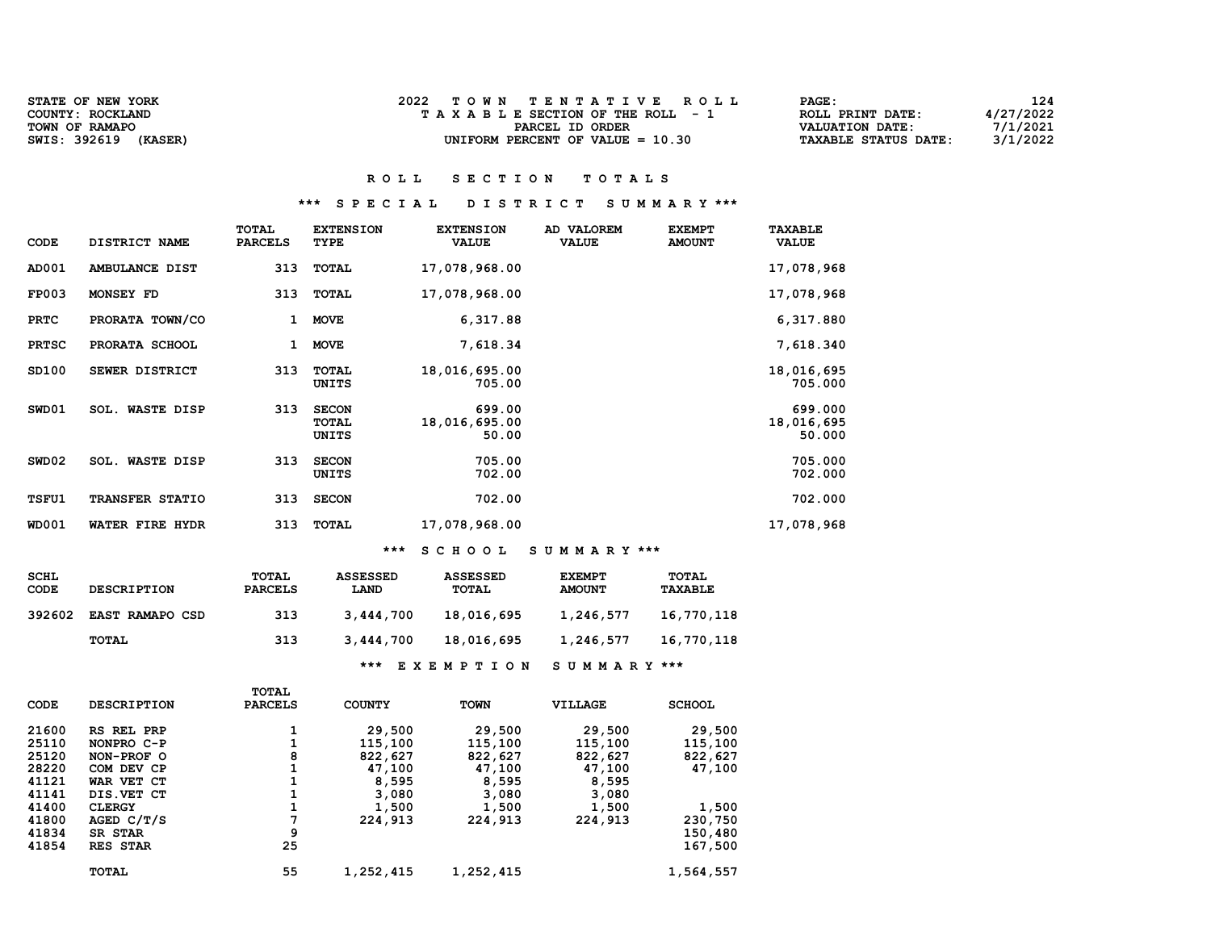STATE OF NEW YORK
COUNTY: ROCKLAND
TOWN OF RAMAPO
SWIS: 392619 (KASER)

2022 TOWN TENTATIVE ROLL
TAXABLE SECTION OF THE ROLL - 1
PARCEL ID ORDER
UNIFORM PERCENT OF VALUE = 10.30

PAGE: 124
ROLL PRINT DATE: 4/27/2022
VALUATION DATE: 7/1/2021
TAXABLE STATUS DATE: 3/1/2022

## ROLL SECTION TOTALS

### *** SPECIAL DISTRICT SUMMARY ***

| CODE | DISTRICT NAME | TOTAL PARCELS | EXTENSION TYPE | EXTENSION VALUE | AD VALOREM VALUE | EXEMPT AMOUNT | TAXABLE VALUE |
|---|---|---|---|---|---|---|---|
| AD001 | AMBULANCE DIST | 313 | TOTAL | 17,078,968.00 | | | 17,078,968 |
| FP003 | MONSEY FD | 313 | TOTAL | 17,078,968.00 | | | 17,078,968 |
| PRTC | PRORATA TOWN/CO | 1 | MOVE | 6,317.88 | | | 6,317.880 |
| PRTSC | PRORATA SCHOOL | 1 | MOVE | 7,618.34 | | | 7,618.340 |
| SD100 | SEWER DISTRICT | 313 | TOTAL | 18,016,695.00 | | | 18,016,695 |
| | | | UNITS | 705.00 | | | 705.000 |
| SWD01 | SOL. WASTE DISP | 313 | SECON | 699.00 | | | 699.000 |
| | | | TOTAL | 18,016,695.00 | | | 18,016,695 |
| | | | UNITS | 50.00 | | | 50.000 |
| SWD02 | SOL. WASTE DISP | 313 | SECON | 705.00 | | | 705.000 |
| | | | UNITS | 702.00 | | | 702.000 |
| TSFU1 | TRANSFER STATIO | 313 | SECON | 702.00 | | | 702.000 |
| WD001 | WATER FIRE HYDR | 313 | TOTAL | 17,078,968.00 | | | 17,078,968 |

### *** SCHOOL SUMMARY ***

| SCHL CODE | DESCRIPTION | TOTAL PARCELS | ASSESSED LAND | ASSESSED TOTAL | EXEMPT AMOUNT | TOTAL TAXABLE |
|---|---|---|---|---|---|---|
| 392602 | EAST RAMAPO CSD | 313 | 3,444,700 | 18,016,695 | 1,246,577 | 16,770,118 |
| | TOTAL | 313 | 3,444,700 | 18,016,695 | 1,246,577 | 16,770,118 |

### *** EXEMPTION SUMMARY ***

| CODE | DESCRIPTION | TOTAL PARCELS | COUNTY | TOWN | VILLAGE | SCHOOL |
|---|---|---|---|---|---|---|
| 21600 | RS REL PRP | 1 | 29,500 | 29,500 | 29,500 | 29,500 |
| 25110 | NONPRO C-P | 1 | 115,100 | 115,100 | 115,100 | 115,100 |
| 25120 | NON-PROF O | 8 | 822,627 | 822,627 | 822,627 | 822,627 |
| 28220 | COM DEV CP | 1 | 47,100 | 47,100 | 47,100 | 47,100 |
| 41121 | WAR VET CT | 1 | 8,595 | 8,595 | 8,595 | |
| 41141 | DIS.VET CT | 1 | 3,080 | 3,080 | 3,080 | |
| 41400 | CLERGY | 1 | 1,500 | 1,500 | 1,500 | 1,500 |
| 41800 | AGED C/T/S | 7 | 224,913 | 224,913 | 224,913 | 230,750 |
| 41834 | SR STAR | 9 | | | | 150,480 |
| 41854 | RES STAR | 25 | | | | 167,500 |
| | TOTAL | 55 | 1,252,415 | 1,252,415 | | 1,564,557 |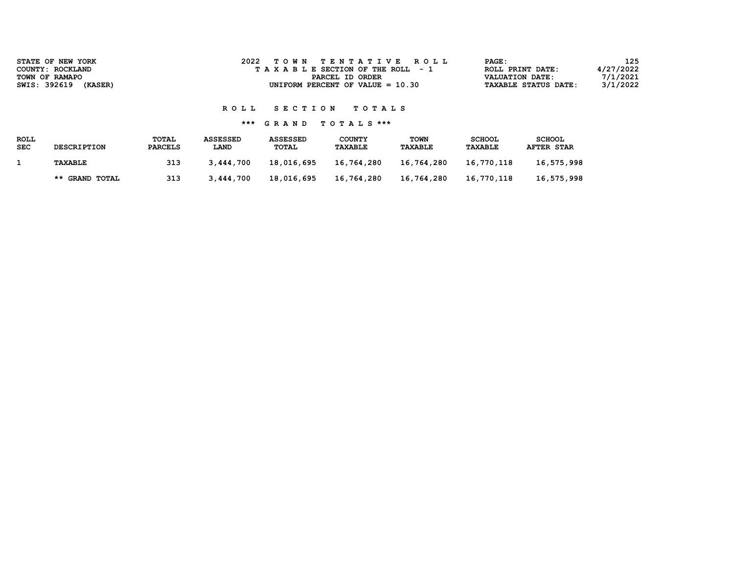STATE OF NEW YORK
COUNTY: ROCKLAND
TOWN OF RAMAPO
SWIS: 392619 (KASER)

2022 TOWN TENTATIVE ROLL
TAXABLE SECTION OF THE ROLL - 1
PARCEL ID ORDER
UNIFORM PERCENT OF VALUE = 10.30

ROLL PRINT DATE: 4/27/2022
VALUATION DATE: 7/1/2021
TAXABLE STATUS DATE: 3/1/2022

## ROLL SECTION TOTALS

### *** GRAND TOTALS ***

| ROLL SEC | DESCRIPTION | TOTAL PARCELS | ASSESSED LAND | ASSESSED TOTAL | COUNTY TAXABLE | TOWN TAXABLE | SCHOOL TAXABLE | SCHOOL AFTER STAR |
|---|---|---|---|---|---|---|---|---|
| 1 | TAXABLE | 313 | 3,444,700 | 18,016,695 | 16,764,280 | 16,764,280 | 16,770,118 | 16,575,998 |
| | ** GRAND TOTAL | 313 | 3,444,700 | 18,016,695 | 16,764,280 | 16,764,280 | 16,770,118 | 16,575,998 |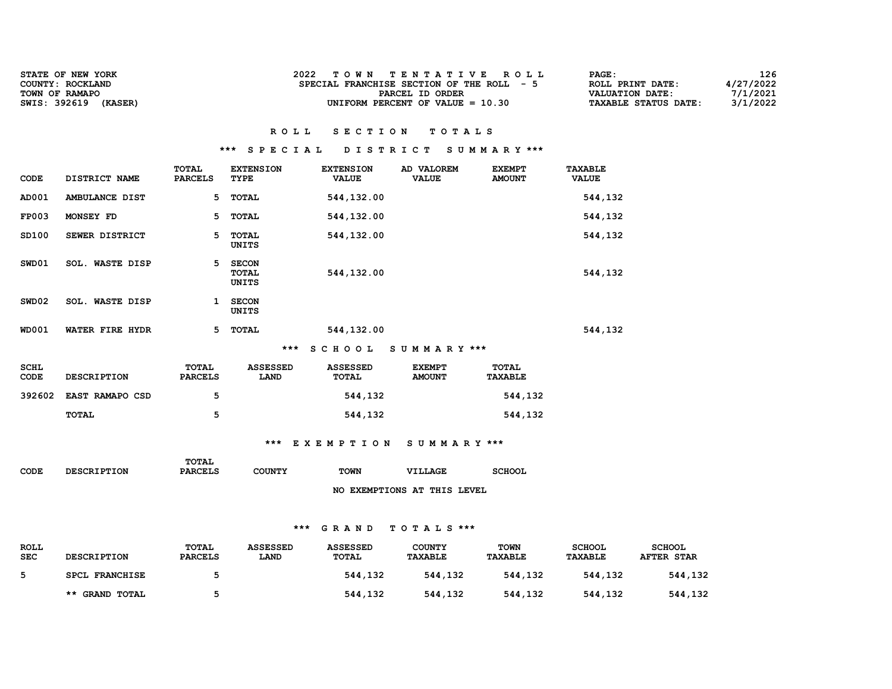STATE OF NEW YORK
COUNTY: ROCKLAND
TOWN OF RAMAPO
SWIS: 392619 (KASER)

2022 TOWN TENTATIVE ROLL
SPECIAL FRANCHISE SECTION OF THE ROLL - 5
PARCEL ID ORDER
UNIFORM PERCENT OF VALUE = 10.30

PAGE: 126
ROLL PRINT DATE: 4/27/2022
VALUATION DATE: 7/1/2021
TAXABLE STATUS DATE: 3/1/2022

## ROLL SECTION TOTALS

### *** SPECIAL DISTRICT SUMMARY ***

| CODE | DISTRICT NAME | TOTAL PARCELS | EXTENSION TYPE | EXTENSION VALUE | AD VALOREM VALUE | EXEMPT AMOUNT | TAXABLE VALUE |
|---|---|---|---|---|---|---|---|
| AD001 | AMBULANCE DIST | 5 | TOTAL | 544,132.00 | | | 544,132 |
| FP003 | MONSEY FD | 5 | TOTAL | 544,132.00 | | | 544,132 |
| SD100 | SEWER DISTRICT | 5 | TOTAL UNITS | 544,132.00 | | | 544,132 |
| SWD01 | SOL. WASTE DISP | 5 | SECON TOTAL UNITS | 544,132.00 | | | 544,132 |
| SWD02 | SOL. WASTE DISP | 1 | SECON UNITS | | | | |
| WD001 | WATER FIRE HYDR | 5 | TOTAL | 544,132.00 | | | 544,132 |

### *** SCHOOL SUMMARY ***

| SCHL CODE | DESCRIPTION | TOTAL PARCELS | ASSESSED LAND | ASSESSED TOTAL | EXEMPT AMOUNT | TOTAL TAXABLE |
|---|---|---|---|---|---|---|
| 392602 | EAST RAMAPO CSD | 5 | | 544,132 | | 544,132 |
| | TOTAL | 5 | | 544,132 | | 544,132 |

### *** EXEMPTION SUMMARY ***

| CODE | DESCRIPTION | TOTAL PARCELS | COUNTY | TOWN | VILLAGE | SCHOOL |
|---|---|---|---|---|---|---|

NO EXEMPTIONS AT THIS LEVEL

### *** GRAND TOTALS ***

| ROLL SEC | DESCRIPTION | TOTAL PARCELS | ASSESSED LAND | ASSESSED TOTAL | COUNTY TAXABLE | TOWN TAXABLE | SCHOOL TAXABLE | SCHOOL AFTER STAR |
|---|---|---|---|---|---|---|---|---|
| 5 | SPCL FRANCHISE | 5 | | 544,132 | 544,132 | 544,132 | 544,132 | 544,132 |
| | ** GRAND TOTAL | 5 | | 544,132 | 544,132 | 544,132 | 544,132 | 544,132 |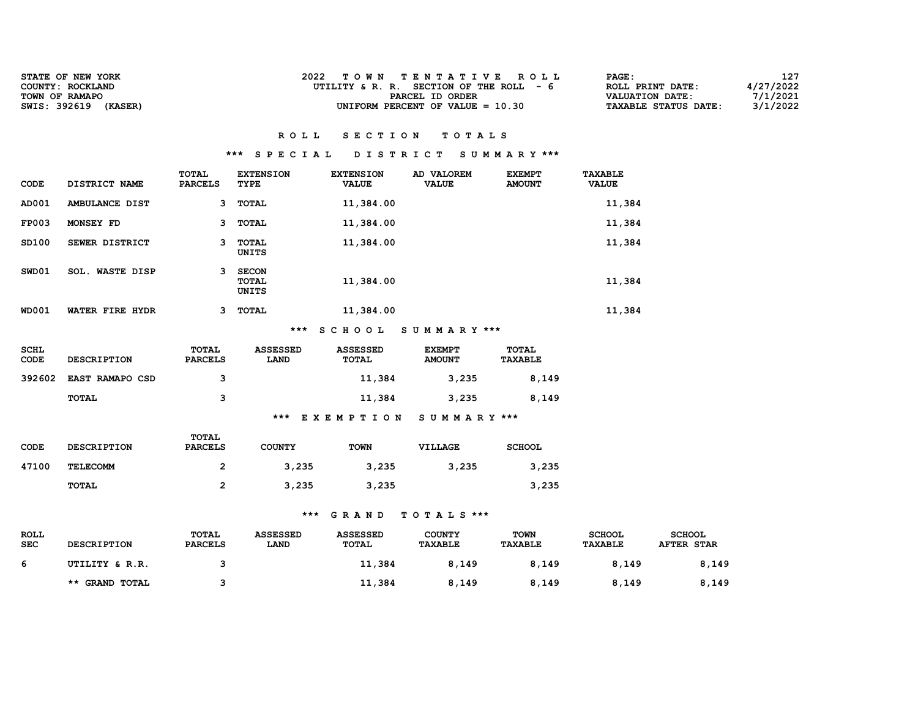STATE OF NEW YORK
COUNTY: ROCKLAND
TOWN OF RAMAPO
SWIS: 392619 (KASER)

2022 TOWN TENTATIVE ROLL
UTILITY & R. R. SECTION OF THE ROLL - 6
PARCEL ID ORDER
UNIFORM PERCENT OF VALUE = 10.30

PAGE: 127
ROLL PRINT DATE: 4/27/2022
VALUATION DATE: 7/1/2021
TAXABLE STATUS DATE: 3/1/2022

# ROLL SECTION TOTALS

## *** SPECIAL DISTRICT SUMMARY ***

| CODE | DISTRICT NAME | TOTAL PARCELS | EXTENSION TYPE | EXTENSION VALUE | AD VALOREM VALUE | EXEMPT AMOUNT | TAXABLE VALUE |
|---|---|---|---|---|---|---|---|
| AD001 | AMBULANCE DIST | 3 | TOTAL | 11,384.00 | | | 11,384 |
| FP003 | MONSEY FD | 3 | TOTAL | 11,384.00 | | | 11,384 |
| SD100 | SEWER DISTRICT | 3 | TOTAL UNITS | 11,384.00 | | | 11,384 |
| SWD01 | SOL. WASTE DISP | 3 | SECON TOTAL UNITS | 11,384.00 | | | 11,384 |
| WD001 | WATER FIRE HYDR | 3 | TOTAL | 11,384.00 | | | 11,384 |

## *** SCHOOL SUMMARY ***

| SCHL CODE | DESCRIPTION | TOTAL PARCELS | ASSESSED LAND | ASSESSED TOTAL | EXEMPT AMOUNT | TOTAL TAXABLE |
|---|---|---|---|---|---|---|
| 392602 | EAST RAMAPO CSD | 3 | | 11,384 | 3,235 | 8,149 |
| | TOTAL | 3 | | 11,384 | 3,235 | 8,149 |

## *** EXEMPTION SUMMARY ***

| CODE | DESCRIPTION | TOTAL PARCELS | COUNTY | TOWN | VILLAGE | SCHOOL |
|---|---|---|---|---|---|---|
| 47100 | TELECOMM | 2 | 3,235 | 3,235 | 3,235 | 3,235 |
| | TOTAL | 2 | 3,235 | 3,235 | | 3,235 |

## *** GRAND TOTALS ***

| ROLL SEC | DESCRIPTION | TOTAL PARCELS | ASSESSED LAND | ASSESSED TOTAL | COUNTY TAXABLE | TOWN TAXABLE | SCHOOL TAXABLE | SCHOOL AFTER STAR |
|---|---|---|---|---|---|---|---|---|
| 6 | UTILITY & R.R. | 3 | | 11,384 | 8,149 | 8,149 | 8,149 | 8,149 |
| | ** GRAND TOTAL | 3 | | 11,384 | 8,149 | 8,149 | 8,149 | 8,149 |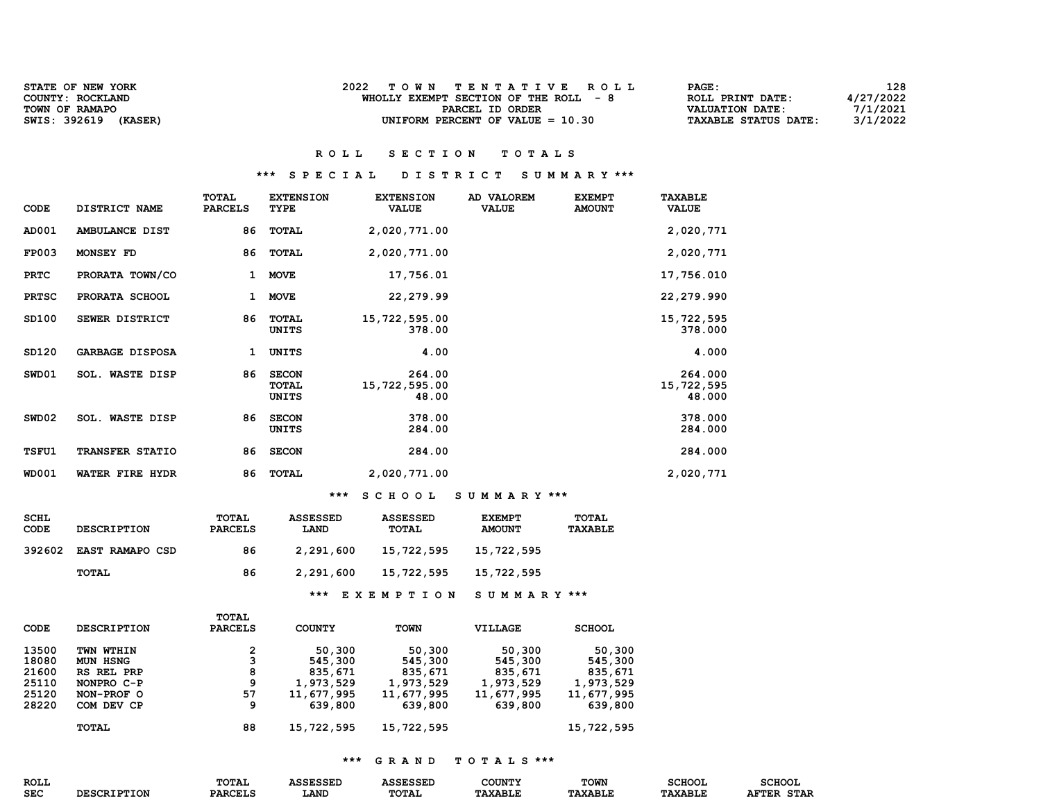STATE OF NEW YORK
COUNTY: ROCKLAND
TOWN OF RAMAPO
SWIS: 392619 (KASER)

2022 TOWN TENTATIVE ROLL
WHOLLY EXEMPT SECTION OF THE ROLL - 8
PARCEL ID ORDER
UNIFORM PERCENT OF VALUE = 10.30

ROLL PRINT DATE: 4/27/2022
VALUATION DATE: 7/1/2021
TAXABLE STATUS DATE: 3/1/2022

# ROLL SECTION TOTALS

## *** SPECIAL DISTRICT SUMMARY ***

| CODE | DISTRICT NAME | TOTAL PARCELS | EXTENSION TYPE | EXTENSION VALUE | AD VALOREM VALUE | EXEMPT AMOUNT | TAXABLE VALUE |
|---|---|---|---|---|---|---|---|
| AD001 | AMBULANCE DIST | 86 | TOTAL | 2,020,771.00 | | | 2,020,771 |
| FP003 | MONSEY FD | 86 | TOTAL | 2,020,771.00 | | | 2,020,771 |
| PRTC | PRORATA TOWN/CO | 1 | MOVE | 17,756.01 | | | 17,756.010 |
| PRTSC | PRORATA SCHOOL | 1 | MOVE | 22,279.99 | | | 22,279.990 |
| SD100 | SEWER DISTRICT | 86 | TOTAL | 15,722,595.00 | | | 15,722,595 |
| | | | UNITS | 378.00 | | | 378.000 |
| SD120 | GARBAGE DISPOSA | 1 | UNITS | 4.00 | | | 4.000 |
| SWD01 | SOL. WASTE DISP | 86 | SECON | 264.00 | | | 264.000 |
| | | | TOTAL | 15,722,595.00 | | | 15,722,595 |
| | | | UNITS | 48.00 | | | 48.000 |
| SWD02 | SOL. WASTE DISP | 86 | SECON | 378.00 | | | 378.000 |
| | | | UNITS | 284.00 | | | 284.000 |
| TSFU1 | TRANSFER STATIO | 86 | SECON | 284.00 | | | 284.000 |
| WD001 | WATER FIRE HYDR | 86 | TOTAL | 2,020,771.00 | | | 2,020,771 |

## *** SCHOOL SUMMARY ***

| SCHL CODE | DESCRIPTION | TOTAL PARCELS | ASSESSED LAND | ASSESSED TOTAL | EXEMPT AMOUNT | TOTAL TAXABLE |
|---|---|---|---|---|---|---|
| 392602 | EAST RAMAPO CSD | 86 | 2,291,600 | 15,722,595 | 15,722,595 | |
| | TOTAL | 86 | 2,291,600 | 15,722,595 | 15,722,595 | |

## *** EXEMPTION SUMMARY ***

| CODE | DESCRIPTION | TOTAL PARCELS | COUNTY | TOWN | VILLAGE | SCHOOL |
|---|---|---|---|---|---|---|
| 13500 | TWN WTHIN | 2 | 50,300 | 50,300 | 50,300 | 50,300 |
| 18080 | MUN HSNG | 3 | 545,300 | 545,300 | 545,300 | 545,300 |
| 21600 | RS REL PRP | 8 | 835,671 | 835,671 | 835,671 | 835,671 |
| 25110 | NONPRO C-P | 9 | 1,973,529 | 1,973,529 | 1,973,529 | 1,973,529 |
| 25120 | NON-PROF O | 57 | 11,677,995 | 11,677,995 | 11,677,995 | 11,677,995 |
| 28220 | COM DEV CP | 9 | 639,800 | 639,800 | 639,800 | 639,800 |
| | TOTAL | 88 | 15,722,595 | 15,722,595 | | 15,722,595 |

## *** GRAND TOTALS ***

| ROLL SEC | DESCRIPTION | TOTAL PARCELS | ASSESSED LAND | ASSESSED TOTAL | COUNTY TAXABLE | TOWN TAXABLE | SCHOOL TAXABLE | SCHOOL AFTER STAR |
|---|---|---|---|---|---|---|---|---|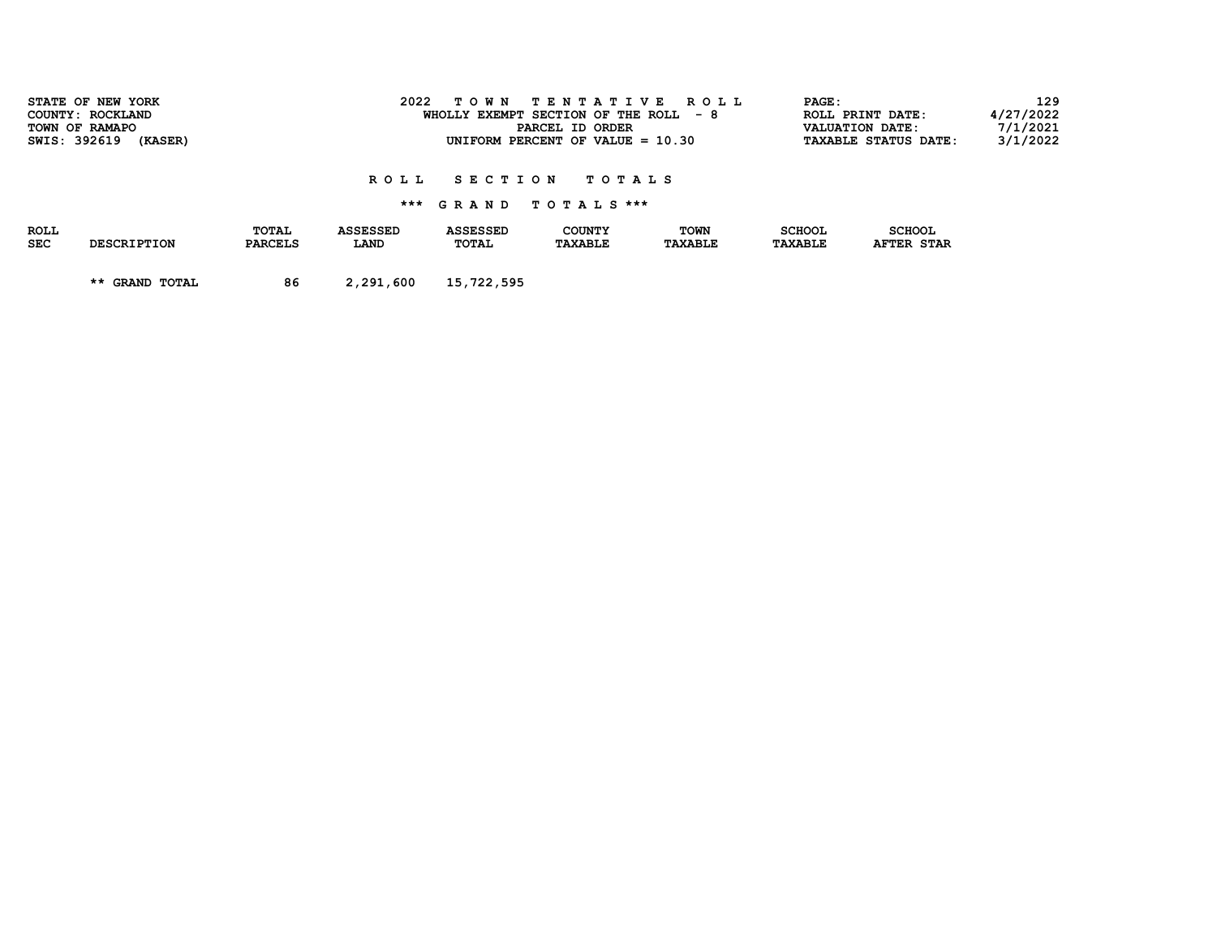STATE OF NEW YORK
COUNTY: ROCKLAND
TOWN OF RAMAPO
SWIS: 392619 (KASER)

2022 TOWN TENTATIVE ROLL
WHOLLY EXEMPT SECTION OF THE ROLL - 8
PARCEL ID ORDER
UNIFORM PERCENT OF VALUE = 10.30

PAGE: 129
ROLL PRINT DATE: 4/27/2022
VALUATION DATE: 7/1/2021
TAXABLE STATUS DATE: 3/1/2022

## ROLL SECTION TOTALS

### *** GRAND TOTALS ***

| ROLL SEC | DESCRIPTION | TOTAL PARCELS | ASSESSED LAND | ASSESSED TOTAL | COUNTY TAXABLE | TOWN TAXABLE | SCHOOL TAXABLE | SCHOOL AFTER STAR |
|---|---|---|---|---|---|---|---|---|
| | ** GRAND TOTAL | 86 | 2,291,600 | 15,722,595 | | | | |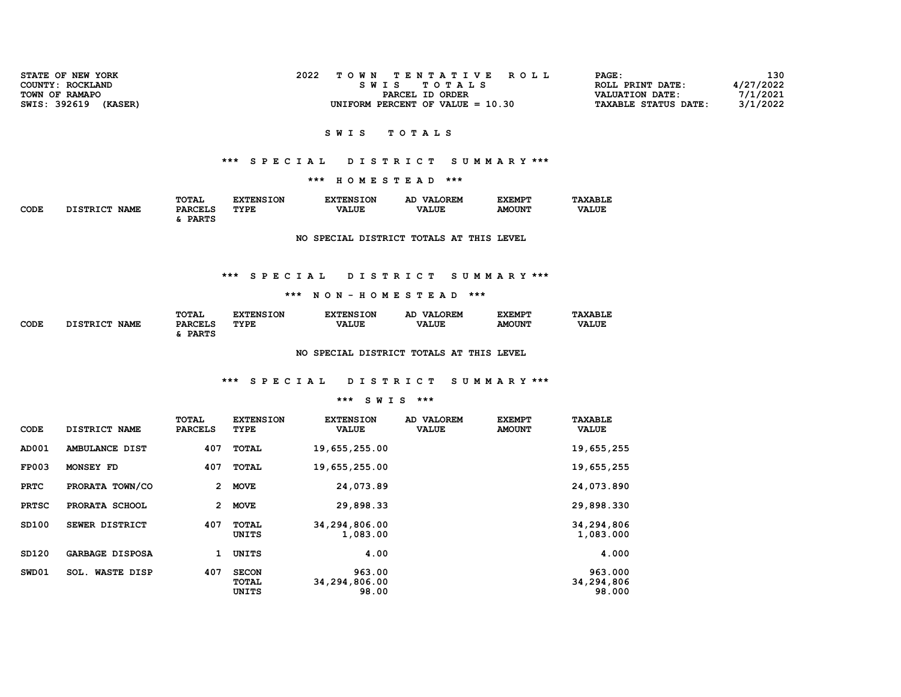STATE OF NEW YORK
COUNTY: ROCKLAND
TOWN OF RAMAPO
SWIS: 392619 (KASER)

2022 TOWN TENTATIVE ROLL
SWIS TOTALS
PARCEL ID ORDER
UNIFORM PERCENT OF VALUE = 10.30

ROLL PRINT DATE: 4/27/2022
VALUATION DATE: 7/1/2021
TAXABLE STATUS DATE: 3/1/2022

# SWIS TOTALS

## *** SPECIAL DISTRICT SUMMARY ***

### *** HOMESTEAD ***

| CODE | DISTRICT NAME | TOTAL PARCELS & PARTS | EXTENSION TYPE | EXTENSION VALUE | AD VALOREM VALUE | EXEMPT AMOUNT | TAXABLE VALUE |
|---|---|---|---|---|---|---|---|

NO SPECIAL DISTRICT TOTALS AT THIS LEVEL

## *** SPECIAL DISTRICT SUMMARY ***

### *** NON-HOMESTEAD ***

| CODE | DISTRICT NAME | TOTAL PARCELS & PARTS | EXTENSION TYPE | EXTENSION VALUE | AD VALOREM VALUE | EXEMPT AMOUNT | TAXABLE VALUE |
|---|---|---|---|---|---|---|---|

NO SPECIAL DISTRICT TOTALS AT THIS LEVEL

## *** SPECIAL DISTRICT SUMMARY ***

### *** SWIS ***

| CODE | DISTRICT NAME | TOTAL PARCELS | EXTENSION TYPE | EXTENSION VALUE | AD VALOREM VALUE | EXEMPT AMOUNT | TAXABLE VALUE |
|---|---|---|---|---|---|---|---|
| AD001 | AMBULANCE DIST | 407 | TOTAL | 19,655,255.00 | | | 19,655,255 |
| FP003 | MONSEY FD | 407 | TOTAL | 19,655,255.00 | | | 19,655,255 |
| PRTC | PRORATA TOWN/CO | 2 | MOVE | 24,073.89 | | | 24,073.890 |
| PRTSC | PRORATA SCHOOL | 2 | MOVE | 29,898.33 | | | 29,898.330 |
| SD100 | SEWER DISTRICT | 407 | TOTAL | 34,294,806.00 | | | 34,294,806 |
| | | | UNITS | 1,083.00 | | | 1,083.000 |
| SD120 | GARBAGE DISPOSA | 1 | UNITS | 4.00 | | | 4.000 |
| SWD01 | SOL. WASTE DISP | 407 | SECON | 963.00 | | | 963.000 |
| | | | TOTAL | 34,294,806.00 | | | 34,294,806 |
| | | | UNITS | 98.00 | | | 98.000 |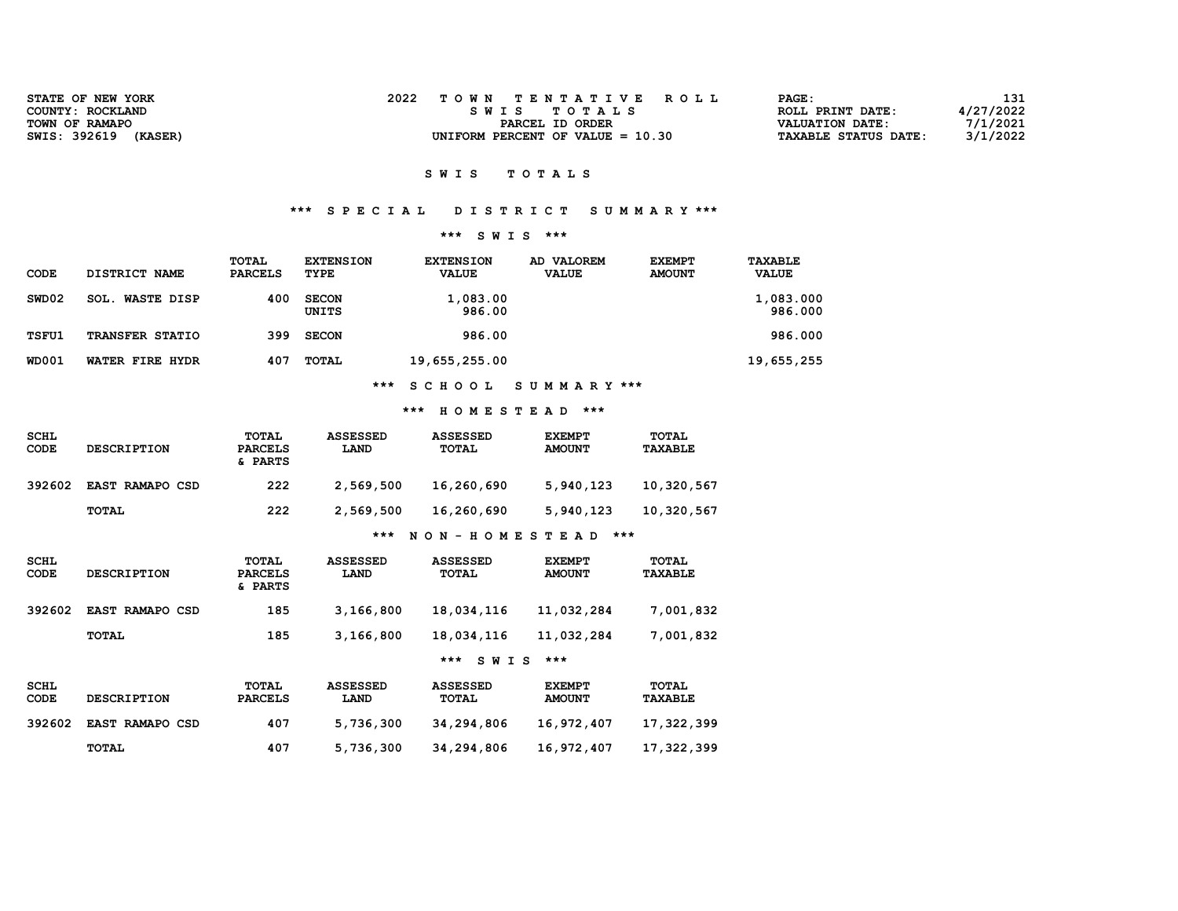STATE OF NEW YORK
COUNTY: ROCKLAND
TOWN OF RAMAPO
SWIS: 392619 (KASER)

2022 TOWN TENTATIVE ROLL
SWIS TOTALS
PARCEL ID ORDER
UNIFORM PERCENT OF VALUE = 10.30

ROLL PRINT DATE: 4/27/2022
VALUATION DATE: 7/1/2021
TAXABLE STATUS DATE: 3/1/2022

# SWIS TOTALS

## *** SPECIAL DISTRICT SUMMARY ***

### *** SWIS ***

| CODE | DISTRICT NAME | TOTAL PARCELS | EXTENSION TYPE | EXTENSION VALUE | AD VALOREM VALUE | EXEMPT AMOUNT | TAXABLE VALUE |
|---|---|---|---|---|---|---|---|
| SWD02 | SOL. WASTE DISP | 400 | SECON | 1,083.00 | | | 1,083.000 |
| | | | UNITS | 986.00 | | | 986.000 |
| TSFU1 | TRANSFER STATIO | 399 | SECON | 986.00 | | | 986.000 |
| WD001 | WATER FIRE HYDR | 407 | TOTAL | 19,655,255.00 | | | 19,655,255 |

## *** SCHOOL SUMMARY ***

### *** HOMESTEAD ***

| SCHL CODE | DESCRIPTION | TOTAL PARCELS & PARTS | ASSESSED LAND | ASSESSED TOTAL | EXEMPT AMOUNT | TOTAL TAXABLE |
|---|---|---|---|---|---|---|
| 392602 | EAST RAMAPO CSD | 222 | 2,569,500 | 16,260,690 | 5,940,123 | 10,320,567 |
| | TOTAL | 222 | 2,569,500 | 16,260,690 | 5,940,123 | 10,320,567 |

### *** NON-HOMESTEAD ***

| SCHL CODE | DESCRIPTION | TOTAL PARCELS & PARTS | ASSESSED LAND | ASSESSED TOTAL | EXEMPT AMOUNT | TOTAL TAXABLE |
|---|---|---|---|---|---|---|
| 392602 | EAST RAMAPO CSD | 185 | 3,166,800 | 18,034,116 | 11,032,284 | 7,001,832 |
| | TOTAL | 185 | 3,166,800 | 18,034,116 | 11,032,284 | 7,001,832 |

### *** SWIS ***

| SCHL CODE | DESCRIPTION | TOTAL PARCELS | ASSESSED LAND | ASSESSED TOTAL | EXEMPT AMOUNT | TOTAL TAXABLE |
|---|---|---|---|---|---|---|
| 392602 | EAST RAMAPO CSD | 407 | 5,736,300 | 34,294,806 | 16,972,407 | 17,322,399 |
| | TOTAL | 407 | 5,736,300 | 34,294,806 | 16,972,407 | 17,322,399 |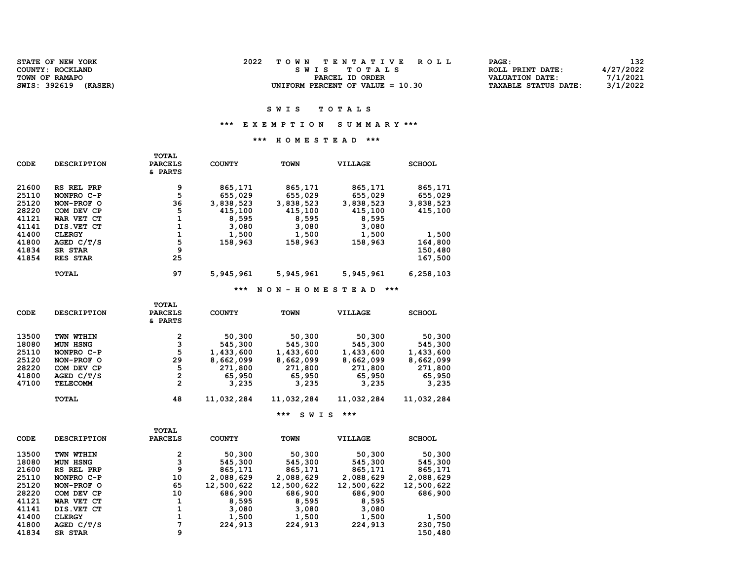STATE OF NEW YORK
COUNTY: ROCKLAND
TOWN OF RAMAPO
SWIS: 392619 (KASER)

2022 TOWN TENTATIVE ROLL
SWIS TOTALS
PARCEL ID ORDER
UNIFORM PERCENT OF VALUE = 10.30

ROLL PRINT DATE: 4/27/2022
VALUATION DATE: 7/1/2021
TAXABLE STATUS DATE: 3/1/2022

## SWIS TOTALS

### *** EXEMPTION SUMMARY ***

### *** HOMESTEAD ***

| CODE | DESCRIPTION | TOTAL PARCELS & PARTS | COUNTY | TOWN | VILLAGE | SCHOOL |
|---|---|---|---|---|---|---|
| 21600 | RS REL PRP | 9 | 865,171 | 865,171 | 865,171 | 865,171 |
| 25110 | NONPRO C-P | 5 | 655,029 | 655,029 | 655,029 | 655,029 |
| 25120 | NON-PROF O | 36 | 3,838,523 | 3,838,523 | 3,838,523 | 3,838,523 |
| 28220 | COM DEV CP | 5 | 415,100 | 415,100 | 415,100 | 415,100 |
| 41121 | WAR VET CT | 1 | 8,595 | 8,595 | 8,595 | |
| 41141 | DIS.VET CT | 1 | 3,080 | 3,080 | 3,080 | |
| 41400 | CLERGY | 1 | 1,500 | 1,500 | 1,500 | 1,500 |
| 41800 | AGED C/T/S | 5 | 158,963 | 158,963 | 158,963 | 164,800 |
| 41834 | SR STAR | 9 | | | | 150,480 |
| 41854 | RES STAR | 25 | | | | 167,500 |
| | TOTAL | 97 | 5,945,961 | 5,945,961 | 5,945,961 | 6,258,103 |

### *** NON-HOMESTEAD ***

| CODE | DESCRIPTION | TOTAL PARCELS & PARTS | COUNTY | TOWN | VILLAGE | SCHOOL |
|---|---|---|---|---|---|---|
| 13500 | TWN WTHIN | 2 | 50,300 | 50,300 | 50,300 | 50,300 |
| 18080 | MUN HSNG | 3 | 545,300 | 545,300 | 545,300 | 545,300 |
| 25110 | NONPRO C-P | 5 | 1,433,600 | 1,433,600 | 1,433,600 | 1,433,600 |
| 25120 | NON-PROF O | 29 | 8,662,099 | 8,662,099 | 8,662,099 | 8,662,099 |
| 28220 | COM DEV CP | 5 | 271,800 | 271,800 | 271,800 | 271,800 |
| 41800 | AGED C/T/S | 2 | 65,950 | 65,950 | 65,950 | 65,950 |
| 47100 | TELECOMM | 2 | 3,235 | 3,235 | 3,235 | 3,235 |
| | TOTAL | 48 | 11,032,284 | 11,032,284 | 11,032,284 | 11,032,284 |

### *** SWIS ***

| CODE | DESCRIPTION | TOTAL PARCELS | COUNTY | TOWN | VILLAGE | SCHOOL |
|---|---|---|---|---|---|---|
| 13500 | TWN WTHIN | 2 | 50,300 | 50,300 | 50,300 | 50,300 |
| 18080 | MUN HSNG | 3 | 545,300 | 545,300 | 545,300 | 545,300 |
| 21600 | RS REL PRP | 9 | 865,171 | 865,171 | 865,171 | 865,171 |
| 25110 | NONPRO C-P | 10 | 2,088,629 | 2,088,629 | 2,088,629 | 2,088,629 |
| 25120 | NON-PROF O | 65 | 12,500,622 | 12,500,622 | 12,500,622 | 12,500,622 |
| 28220 | COM DEV CP | 10 | 686,900 | 686,900 | 686,900 | 686,900 |
| 41121 | WAR VET CT | 1 | 8,595 | 8,595 | 8,595 | |
| 41141 | DIS.VET CT | 1 | 3,080 | 3,080 | 3,080 | |
| 41400 | CLERGY | 1 | 1,500 | 1,500 | 1,500 | 1,500 |
| 41800 | AGED C/T/S | 7 | 224,913 | 224,913 | 224,913 | 230,750 |
| 41834 | SR STAR | 9 | | | | 150,480 |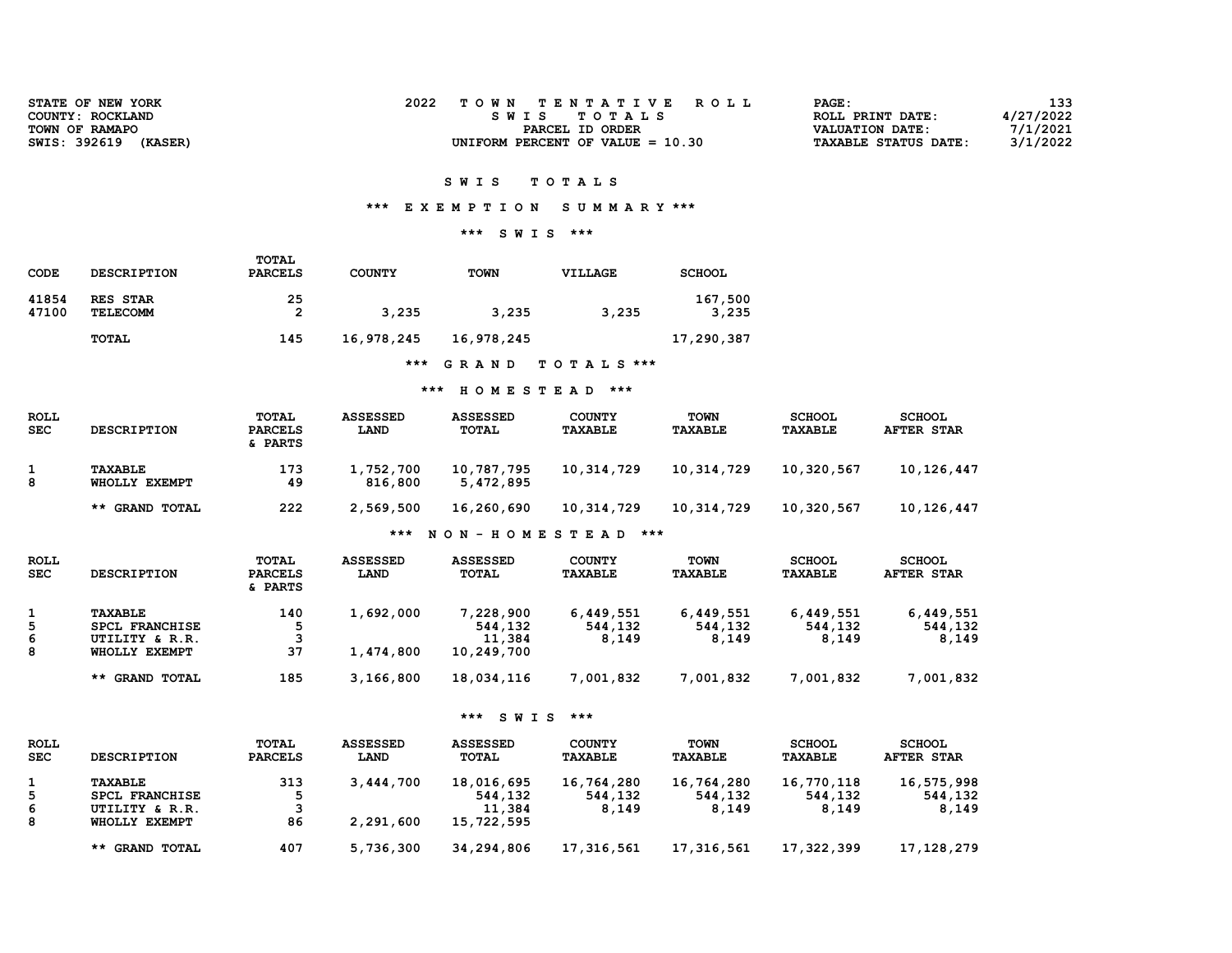STATE OF NEW YORK
COUNTY: ROCKLAND
TOWN OF RAMAPO
SWIS: 392619 (KASER)

2022 TOWN TENTATIVE ROLL
SWIS TOTALS
PARCEL ID ORDER
UNIFORM PERCENT OF VALUE = 10.30

ROLL PRINT DATE: 4/27/2022
VALUATION DATE: 7/1/2021
TAXABLE STATUS DATE: 3/1/2022

## SWIS TOTALS

### *** EXEMPTION SUMMARY ***

### *** SWIS ***

| CODE | DESCRIPTION | TOTAL PARCELS | COUNTY | TOWN | VILLAGE | SCHOOL |
|---|---|---|---|---|---|---|
| 41854 | RES STAR | 25 | | | | 167,500 |
| 47100 | TELECOMM | 2 | 3,235 | 3,235 | 3,235 | 3,235 |
| | TOTAL | 145 | 16,978,245 | 16,978,245 | | 17,290,387 |

### *** GRAND TOTALS ***

### *** HOMESTEAD ***

| ROLL SEC | DESCRIPTION | TOTAL PARCELS & PARTS | ASSESSED LAND | ASSESSED TOTAL | COUNTY TAXABLE | TOWN TAXABLE | SCHOOL TAXABLE | SCHOOL AFTER STAR |
|---|---|---|---|---|---|---|---|---|
| 1 | TAXABLE | 173 | 1,752,700 | 10,787,795 | 10,314,729 | 10,314,729 | 10,320,567 | 10,126,447 |
| 8 | WHOLLY EXEMPT | 49 | 816,800 | 5,472,895 | | | | |
| | ** GRAND TOTAL | 222 | 2,569,500 | 16,260,690 | 10,314,729 | 10,314,729 | 10,320,567 | 10,126,447 |

### *** NON-HOMESTEAD ***

| ROLL SEC | DESCRIPTION | TOTAL PARCELS & PARTS | ASSESSED LAND | ASSESSED TOTAL | COUNTY TAXABLE | TOWN TAXABLE | SCHOOL TAXABLE | SCHOOL AFTER STAR |
|---|---|---|---|---|---|---|---|---|
| 1 | TAXABLE | 140 | 1,692,000 | 7,228,900 | 6,449,551 | 6,449,551 | 6,449,551 | 6,449,551 |
| 5 | SPCL FRANCHISE | 5 | | 544,132 | 544,132 | 544,132 | 544,132 | 544,132 |
| 6 | UTILITY & R.R. | 3 | | 11,384 | 8,149 | 8,149 | 8,149 | 8,149 |
| 8 | WHOLLY EXEMPT | 37 | 1,474,800 | 10,249,700 | | | | |
| | ** GRAND TOTAL | 185 | 3,166,800 | 18,034,116 | 7,001,832 | 7,001,832 | 7,001,832 | 7,001,832 |

### *** SWIS ***

| ROLL SEC | DESCRIPTION | TOTAL PARCELS | ASSESSED LAND | ASSESSED TOTAL | COUNTY TAXABLE | TOWN TAXABLE | SCHOOL TAXABLE | SCHOOL AFTER STAR |
|---|---|---|---|---|---|---|---|---|
| 1 | TAXABLE | 313 | 3,444,700 | 18,016,695 | 16,764,280 | 16,764,280 | 16,770,118 | 16,575,998 |
| 5 | SPCL FRANCHISE | 5 | | 544,132 | 544,132 | 544,132 | 544,132 | 544,132 |
| 6 | UTILITY & R.R. | 3 | | 11,384 | 8,149 | 8,149 | 8,149 | 8,149 |
| 8 | WHOLLY EXEMPT | 86 | 2,291,600 | 15,722,595 | | | | |
| | ** GRAND TOTAL | 407 | 5,736,300 | 34,294,806 | 17,316,561 | 17,316,561 | 17,322,399 | 17,128,279 |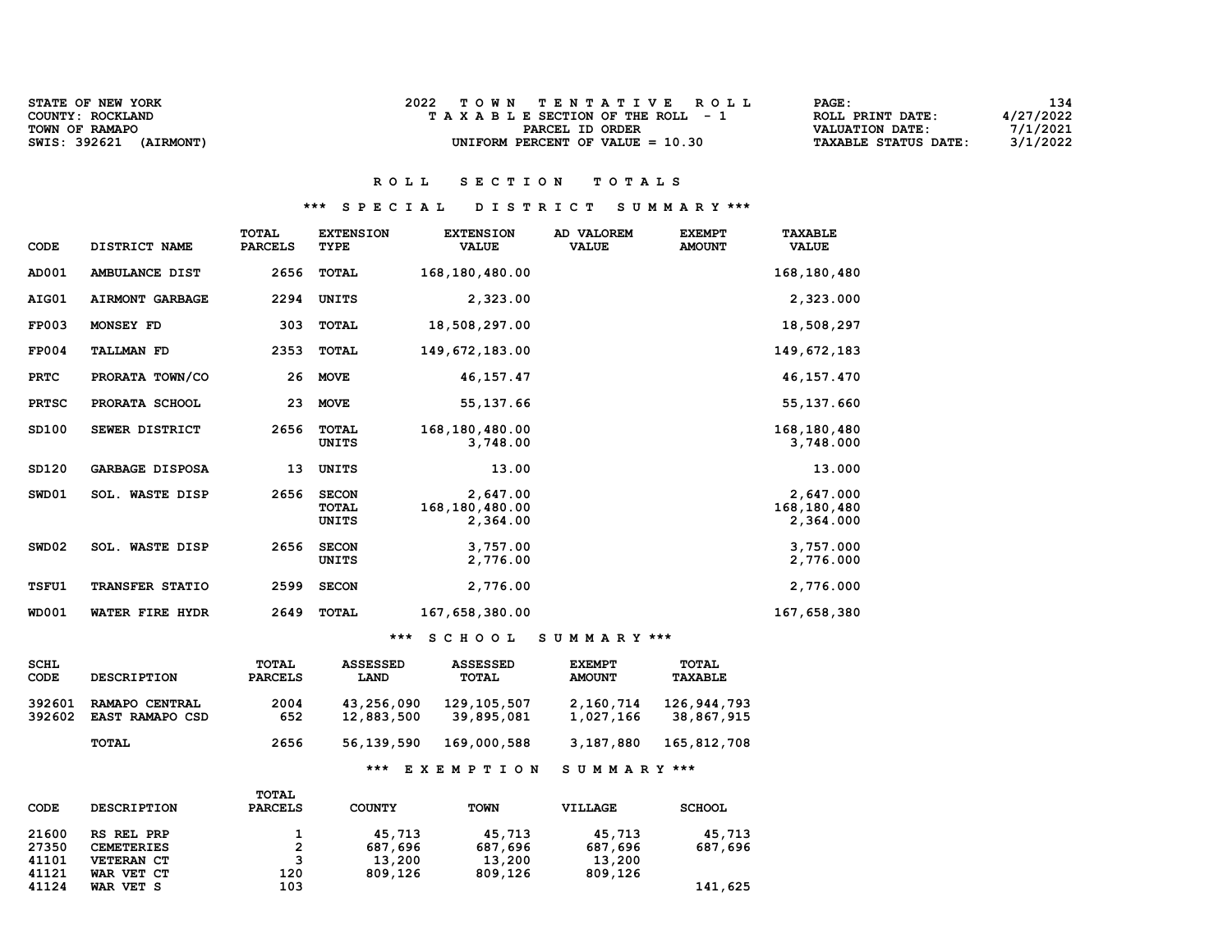STATE OF NEW YORK
COUNTY: ROCKLAND
TOWN OF RAMAPO
SWIS: 392621 (AIRMONT)

2022 TOWN TENTATIVE ROLL
TAXABLE SECTION OF THE ROLL - 1
PARCEL ID ORDER
UNIFORM PERCENT OF VALUE = 10.30

PAGE: 134
ROLL PRINT DATE: 4/27/2022
VALUATION DATE: 7/1/2021
TAXABLE STATUS DATE: 3/1/2022

## ROLL SECTION TOTALS

### *** SPECIAL DISTRICT SUMMARY ***

| CODE | DISTRICT NAME | TOTAL PARCELS | EXTENSION TYPE | EXTENSION VALUE | AD VALOREM VALUE | EXEMPT AMOUNT | TAXABLE VALUE |
|---|---|---|---|---|---|---|---|
| AD001 | AMBULANCE DIST | 2656 | TOTAL | 168,180,480.00 | | | 168,180,480 |
| AIG01 | AIRMONT GARBAGE | 2294 | UNITS | 2,323.00 | | | 2,323.000 |
| FP003 | MONSEY FD | 303 | TOTAL | 18,508,297.00 | | | 18,508,297 |
| FP004 | TALLMAN FD | 2353 | TOTAL | 149,672,183.00 | | | 149,672,183 |
| PRTC | PRORATA TOWN/CO | 26 | MOVE | 46,157.47 | | | 46,157.470 |
| PRTSC | PRORATA SCHOOL | 23 | MOVE | 55,137.66 | | | 55,137.660 |
| SD100 | SEWER DISTRICT | 2656 | TOTAL | 168,180,480.00 | | | 168,180,480 |
| | | | UNITS | 3,748.00 | | | 3,748.000 |
| SD120 | GARBAGE DISPOSA | 13 | UNITS | 13.00 | | | 13.000 |
| SWD01 | SOL. WASTE DISP | 2656 | SECON | 2,647.00 | | | 2,647.000 |
| | | | TOTAL | 168,180,480.00 | | | 168,180,480 |
| | | | UNITS | 2,364.00 | | | 2,364.000 |
| SWD02 | SOL. WASTE DISP | 2656 | SECON | 3,757.00 | | | 3,757.000 |
| | | | UNITS | 2,776.00 | | | 2,776.000 |
| TSFU1 | TRANSFER STATIO | 2599 | SECON | 2,776.00 | | | 2,776.000 |
| WD001 | WATER FIRE HYDR | 2649 | TOTAL | 167,658,380.00 | | | 167,658,380 |

### *** SCHOOL SUMMARY ***

| SCHL CODE | DESCRIPTION | TOTAL PARCELS | ASSESSED LAND | ASSESSED TOTAL | EXEMPT AMOUNT | TOTAL TAXABLE |
|---|---|---|---|---|---|---|
| 392601 | RAMAPO CENTRAL | 2004 | 43,256,090 | 129,105,507 | 2,160,714 | 126,944,793 |
| 392602 | EAST RAMAPO CSD | 652 | 12,883,500 | 39,895,081 | 1,027,166 | 38,867,915 |
| | TOTAL | 2656 | 56,139,590 | 169,000,588 | 3,187,880 | 165,812,708 |

### *** EXEMPTION SUMMARY ***

| CODE | DESCRIPTION | TOTAL PARCELS | COUNTY | TOWN | VILLAGE | SCHOOL |
|---|---|---|---|---|---|---|
| 21600 | RS REL PRP | 1 | 45,713 | 45,713 | 45,713 | 45,713 |
| 27350 | CEMETERIES | 2 | 687,696 | 687,696 | 687,696 | 687,696 |
| 41101 | VETERAN CT | 3 | 13,200 | 13,200 | 13,200 | |
| 41121 | WAR VET CT | 120 | 809,126 | 809,126 | 809,126 | |
| 41124 | WAR VET S | 103 | | | | 141,625 |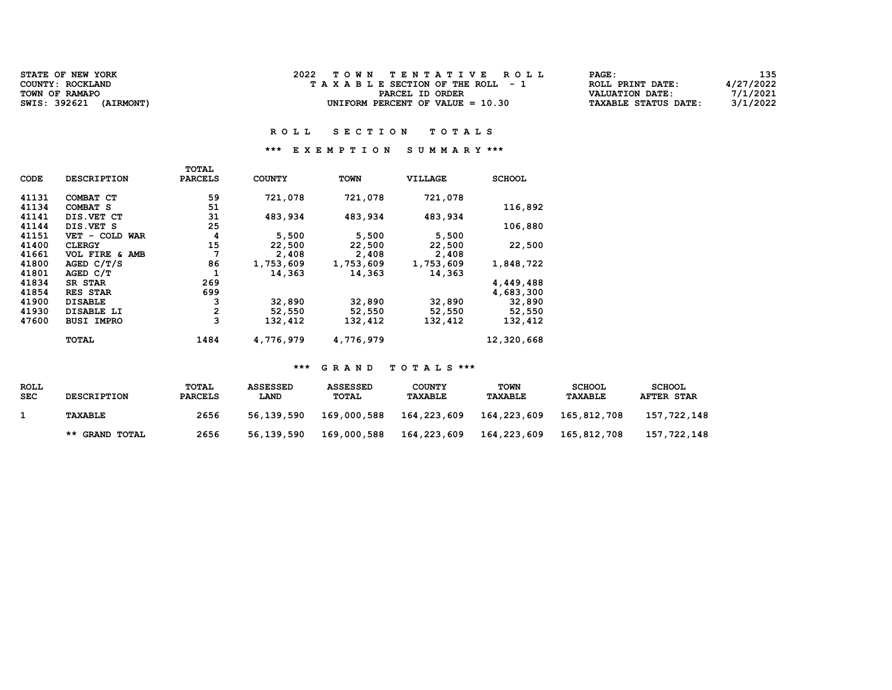STATE OF NEW YORK
COUNTY: ROCKLAND
TOWN OF RAMAPO
SWIS: 392621 (AIRMONT)

2022 TOWN TENTATIVE ROLL
TAXABLE SECTION OF THE ROLL - 1
PARCEL ID ORDER
UNIFORM PERCENT OF VALUE = 10.30

PAGE: 135
ROLL PRINT DATE: 4/27/2022
VALUATION DATE: 7/1/2021
TAXABLE STATUS DATE: 3/1/2022

## ROLL SECTION TOTALS

### *** EXEMPTION SUMMARY ***

| CODE | DESCRIPTION | TOTAL PARCELS | COUNTY | TOWN | VILLAGE | SCHOOL |
|---|---|---|---|---|---|---|
| 41131 | COMBAT CT | 59 | 721,078 | 721,078 | 721,078 | |
| 41134 | COMBAT S | 51 | | | | 116,892 |
| 41141 | DIS.VET CT | 31 | 483,934 | 483,934 | 483,934 | |
| 41144 | DIS.VET S | 25 | | | | 106,880 |
| 41151 | VET - COLD WAR | 4 | 5,500 | 5,500 | 5,500 | |
| 41400 | CLERGY | 15 | 22,500 | 22,500 | 22,500 | 22,500 |
| 41661 | VOL FIRE & AMB | 7 | 2,408 | 2,408 | 2,408 | |
| 41800 | AGED C/T/S | 86 | 1,753,609 | 1,753,609 | 1,753,609 | 1,848,722 |
| 41801 | AGED C/T | 1 | 14,363 | 14,363 | 14,363 | |
| 41834 | SR STAR | 269 | | | | 4,449,488 |
| 41854 | RES STAR | 699 | | | | 4,683,300 |
| 41900 | DISABLE | 3 | 32,890 | 32,890 | 32,890 | 32,890 |
| 41930 | DISABLE LI | 2 | 52,550 | 52,550 | 52,550 | 52,550 |
| 47600 | BUSI IMPRO | 3 | 132,412 | 132,412 | 132,412 | 132,412 |
| | TOTAL | 1484 | 4,776,979 | 4,776,979 | | 12,320,668 |

### *** GRAND TOTALS ***

| ROLL SEC | DESCRIPTION | TOTAL PARCELS | ASSESSED LAND | ASSESSED TOTAL | COUNTY TAXABLE | TOWN TAXABLE | SCHOOL TAXABLE | SCHOOL AFTER STAR |
|---|---|---|---|---|---|---|---|---|
| 1 | TAXABLE | 2656 | 56,139,590 | 169,000,588 | 164,223,609 | 164,223,609 | 165,812,708 | 157,722,148 |
| | ** GRAND TOTAL | 2656 | 56,139,590 | 169,000,588 | 164,223,609 | 164,223,609 | 165,812,708 | 157,722,148 |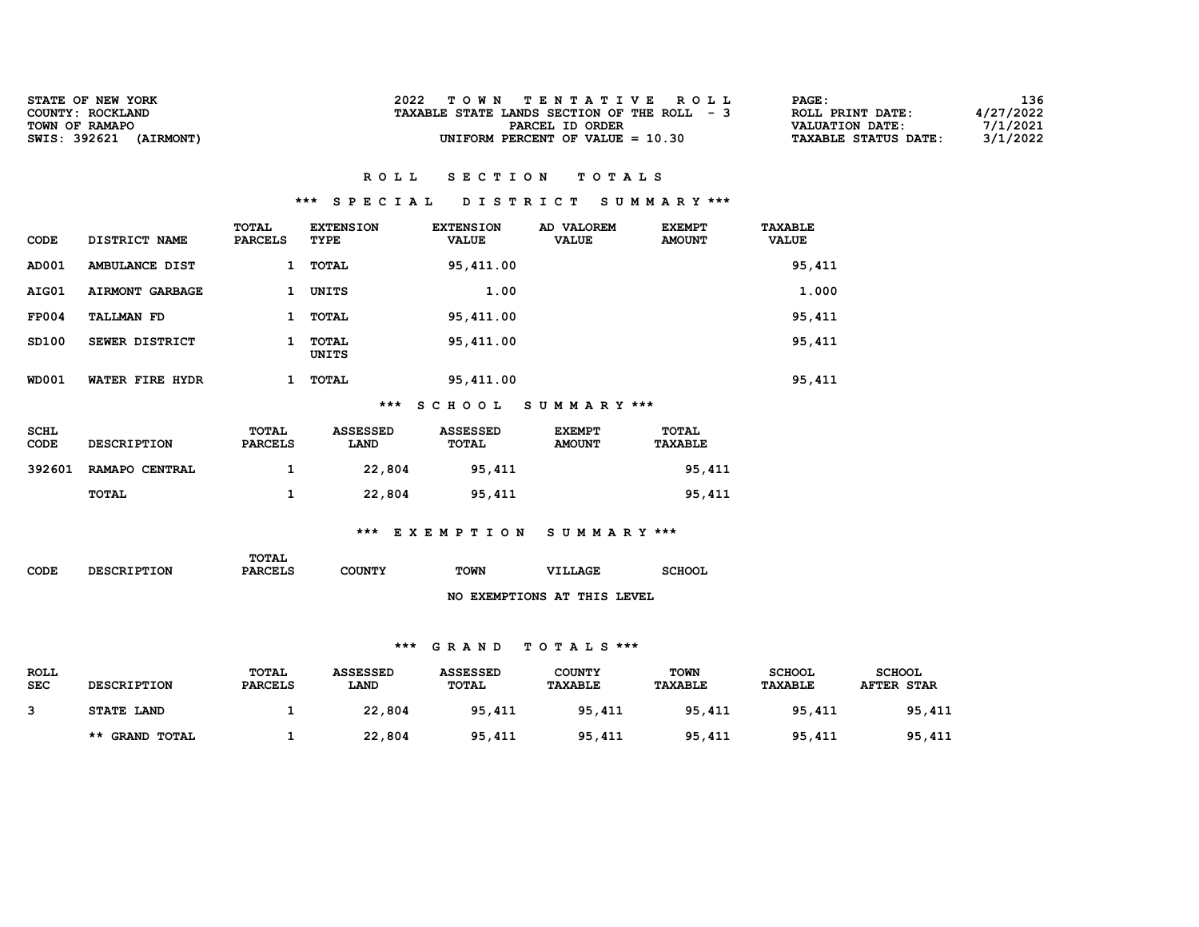STATE OF NEW YORK
COUNTY: ROCKLAND
TOWN OF RAMAPO
SWIS: 392621 (AIRMONT)

2022 TOWN TENTATIVE ROLL
TAXABLE STATE LANDS SECTION OF THE ROLL - 3
PARCEL ID ORDER
UNIFORM PERCENT OF VALUE = 10.30

PAGE: 136
ROLL PRINT DATE: 4/27/2022
VALUATION DATE: 7/1/2021
TAXABLE STATUS DATE: 3/1/2022

## ROLL SECTION TOTALS

### *** SPECIAL DISTRICT SUMMARY ***

| CODE | DISTRICT NAME | TOTAL PARCELS | EXTENSION TYPE | EXTENSION VALUE | AD VALOREM VALUE | EXEMPT AMOUNT | TAXABLE VALUE |
|---|---|---|---|---|---|---|---|
| AD001 | AMBULANCE DIST | 1 | TOTAL | 95,411.00 | | | 95,411 |
| AIG01 | AIRMONT GARBAGE | 1 | UNITS | 1.00 | | | 1.000 |
| FP004 | TALLMAN FD | 1 | TOTAL | 95,411.00 | | | 95,411 |
| SD100 | SEWER DISTRICT | 1 | TOTAL UNITS | 95,411.00 | | | 95,411 |
| WD001 | WATER FIRE HYDR | 1 | TOTAL | 95,411.00 | | | 95,411 |

### *** SCHOOL SUMMARY ***

| SCHL CODE | DESCRIPTION | TOTAL PARCELS | ASSESSED LAND | ASSESSED TOTAL | EXEMPT AMOUNT | TOTAL TAXABLE |
|---|---|---|---|---|---|---|
| 392601 | RAMAPO CENTRAL | 1 | 22,804 | 95,411 | | 95,411 |
| | TOTAL | 1 | 22,804 | 95,411 | | 95,411 |

### *** EXEMPTION SUMMARY ***

| CODE | DESCRIPTION | TOTAL PARCELS | COUNTY | TOWN | VILLAGE | SCHOOL |
|---|---|---|---|---|---|---|

NO EXEMPTIONS AT THIS LEVEL

### *** GRAND TOTALS ***

| ROLL SEC | DESCRIPTION | TOTAL PARCELS | ASSESSED LAND | ASSESSED TOTAL | COUNTY TAXABLE | TOWN TAXABLE | SCHOOL TAXABLE | SCHOOL AFTER STAR |
|---|---|---|---|---|---|---|---|---|
| 3 | STATE LAND | 1 | 22,804 | 95,411 | 95,411 | 95,411 | 95,411 | 95,411 |
| | ** GRAND TOTAL | 1 | 22,804 | 95,411 | 95,411 | 95,411 | 95,411 | 95,411 |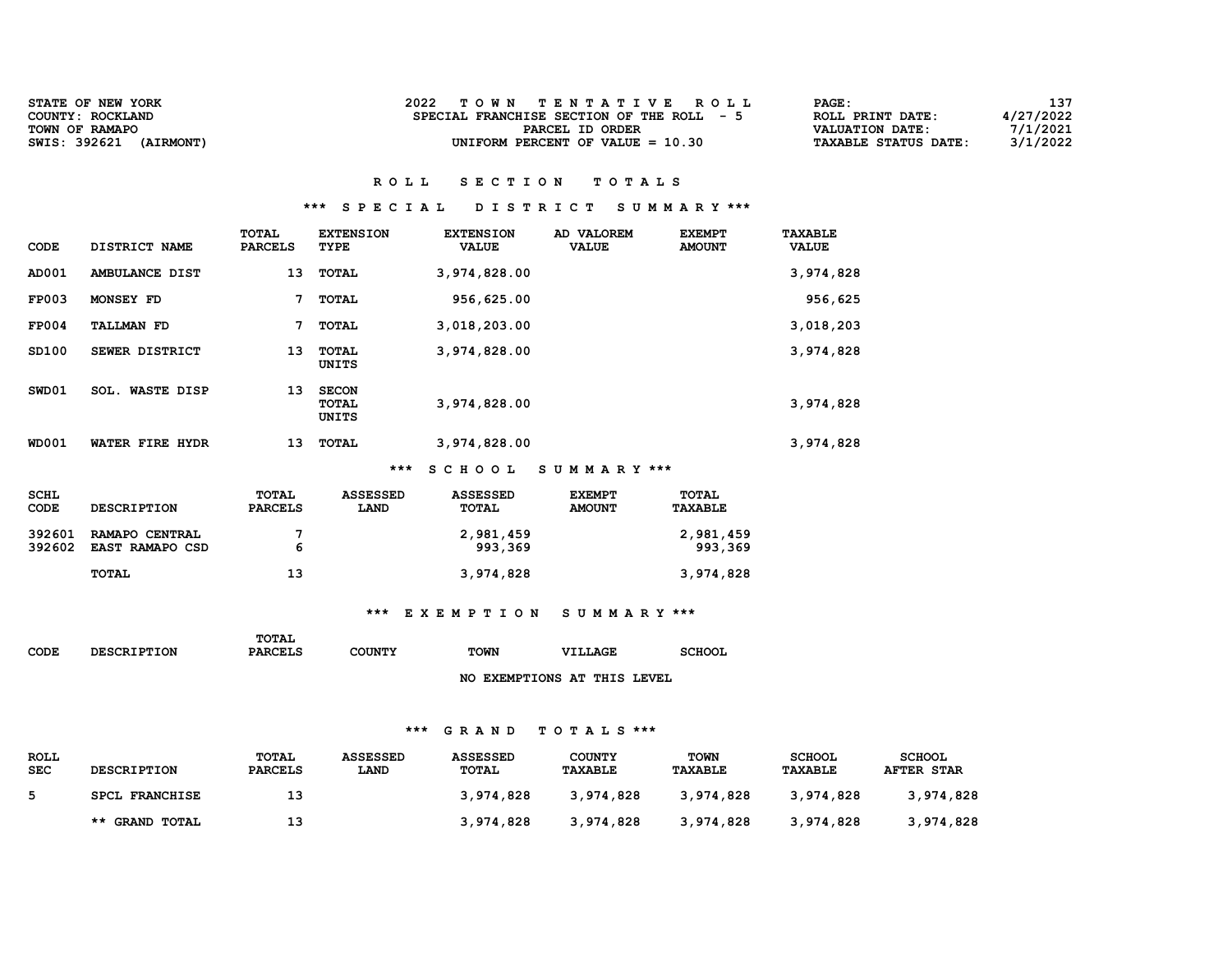STATE OF NEW YORK
COUNTY: ROCKLAND
TOWN OF RAMAPO
SWIS: 392621 (AIRMONT)

2022 TOWN TENTATIVE ROLL
SPECIAL FRANCHISE SECTION OF THE ROLL - 5
PARCEL ID ORDER
UNIFORM PERCENT OF VALUE = 10.30

PAGE: 137
ROLL PRINT DATE: 4/27/2022
VALUATION DATE: 7/1/2021
TAXABLE STATUS DATE: 3/1/2022

# ROLL SECTION TOTALS

## *** SPECIAL DISTRICT SUMMARY ***

| CODE | DISTRICT NAME | TOTAL PARCELS | EXTENSION TYPE | EXTENSION VALUE | AD VALOREM VALUE | EXEMPT AMOUNT | TAXABLE VALUE |
|---|---|---|---|---|---|---|---|
| AD001 | AMBULANCE DIST | 13 | TOTAL | 3,974,828.00 | | | 3,974,828 |
| FP003 | MONSEY FD | 7 | TOTAL | 956,625.00 | | | 956,625 |
| FP004 | TALLMAN FD | 7 | TOTAL | 3,018,203.00 | | | 3,018,203 |
| SD100 | SEWER DISTRICT | 13 | TOTAL UNITS | 3,974,828.00 | | | 3,974,828 |
| SWD01 | SOL. WASTE DISP | 13 | SECON TOTAL UNITS | 3,974,828.00 | | | 3,974,828 |
| WD001 | WATER FIRE HYDR | 13 | TOTAL | 3,974,828.00 | | | 3,974,828 |

## *** SCHOOL SUMMARY ***

| SCHL CODE | DESCRIPTION | TOTAL PARCELS | ASSESSED LAND | ASSESSED TOTAL | EXEMPT AMOUNT | TOTAL TAXABLE |
|---|---|---|---|---|---|---|
| 392601 | RAMAPO CENTRAL | 7 | | 2,981,459 | | 2,981,459 |
| 392602 | EAST RAMAPO CSD | 6 | | 993,369 | | 993,369 |
| | TOTAL | 13 | | 3,974,828 | | 3,974,828 |

## *** EXEMPTION SUMMARY ***

| CODE | DESCRIPTION | TOTAL PARCELS | COUNTY | TOWN | VILLAGE | SCHOOL |
|---|---|---|---|---|---|---|

NO EXEMPTIONS AT THIS LEVEL

## *** GRAND TOTALS ***

| ROLL SEC | DESCRIPTION | TOTAL PARCELS | ASSESSED LAND | ASSESSED TOTAL | COUNTY TAXABLE | TOWN TAXABLE | SCHOOL TAXABLE | SCHOOL AFTER STAR |
|---|---|---|---|---|---|---|---|---|
| 5 | SPCL FRANCHISE | 13 | | 3,974,828 | 3,974,828 | 3,974,828 | 3,974,828 | 3,974,828 |
| | ** GRAND TOTAL | 13 | | 3,974,828 | 3,974,828 | 3,974,828 | 3,974,828 | 3,974,828 |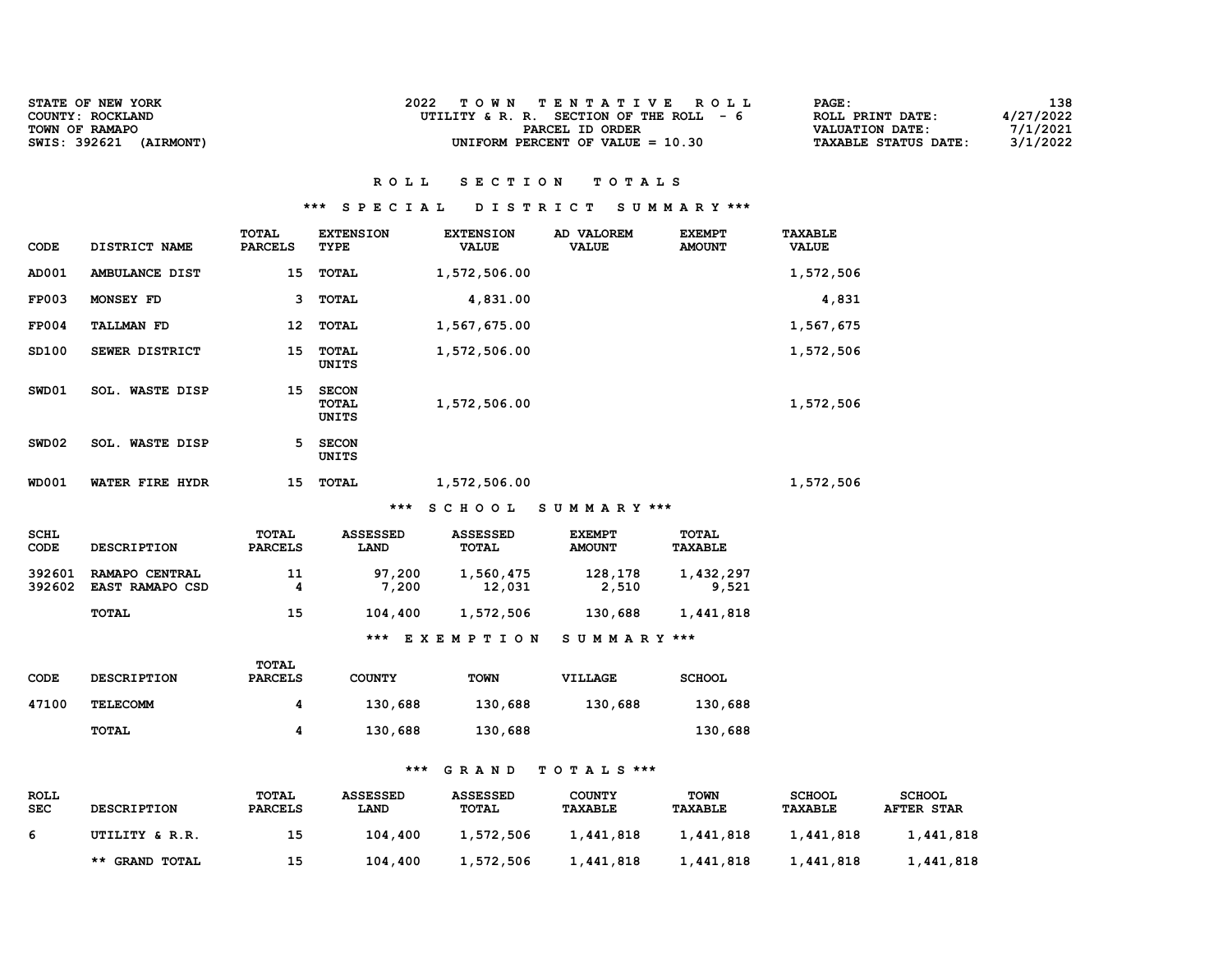STATE OF NEW YORK
COUNTY: ROCKLAND
TOWN OF RAMAPO
SWIS: 392621 (AIRMONT)

2022 TOWN TENTATIVE ROLL
UTILITY & R. R. SECTION OF THE ROLL - 6
PARCEL ID ORDER
UNIFORM PERCENT OF VALUE = 10.30

PAGE: 138
ROLL PRINT DATE: 4/27/2022
VALUATION DATE: 7/1/2021
TAXABLE STATUS DATE: 3/1/2022

## ROLL SECTION TOTALS

### *** SPECIAL DISTRICT SUMMARY ***

| CODE | DISTRICT NAME | TOTAL PARCELS | EXTENSION TYPE | EXTENSION VALUE | AD VALOREM VALUE | EXEMPT AMOUNT | TAXABLE VALUE |
|---|---|---|---|---|---|---|---|
| AD001 | AMBULANCE DIST | 15 | TOTAL | 1,572,506.00 | | | 1,572,506 |
| FP003 | MONSEY FD | 3 | TOTAL | 4,831.00 | | | 4,831 |
| FP004 | TALLMAN FD | 12 | TOTAL | 1,567,675.00 | | | 1,567,675 |
| SD100 | SEWER DISTRICT | 15 | TOTAL UNITS | 1,572,506.00 | | | 1,572,506 |
| SWD01 | SOL. WASTE DISP | 15 | SECON TOTAL UNITS | 1,572,506.00 | | | 1,572,506 |
| SWD02 | SOL. WASTE DISP | 5 | SECON UNITS | | | | |
| WD001 | WATER FIRE HYDR | 15 | TOTAL | 1,572,506.00 | | | 1,572,506 |

### *** SCHOOL SUMMARY ***

| SCHL CODE | DESCRIPTION | TOTAL PARCELS | ASSESSED LAND | ASSESSED TOTAL | EXEMPT AMOUNT | TOTAL TAXABLE |
|---|---|---|---|---|---|---|
| 392601 | RAMAPO CENTRAL | 11 | 97,200 | 1,560,475 | 128,178 | 1,432,297 |
| 392602 | EAST RAMAPO CSD | 4 | 7,200 | 12,031 | 2,510 | 9,521 |
| | TOTAL | 15 | 104,400 | 1,572,506 | 130,688 | 1,441,818 |

### *** EXEMPTION SUMMARY ***

| CODE | DESCRIPTION | TOTAL PARCELS | COUNTY | TOWN | VILLAGE | SCHOOL |
|---|---|---|---|---|---|---|
| 47100 | TELECOMM | 4 | 130,688 | 130,688 | 130,688 | 130,688 |
| | TOTAL | 4 | 130,688 | 130,688 | | 130,688 |

### *** GRAND TOTALS ***

| ROLL SEC | DESCRIPTION | TOTAL PARCELS | ASSESSED LAND | ASSESSED TOTAL | COUNTY TAXABLE | TOWN TAXABLE | SCHOOL TAXABLE | SCHOOL AFTER STAR |
|---|---|---|---|---|---|---|---|---|
| 6 | UTILITY & R.R. | 15 | 104,400 | 1,572,506 | 1,441,818 | 1,441,818 | 1,441,818 | 1,441,818 |
| | ** GRAND TOTAL | 15 | 104,400 | 1,572,506 | 1,441,818 | 1,441,818 | 1,441,818 | 1,441,818 |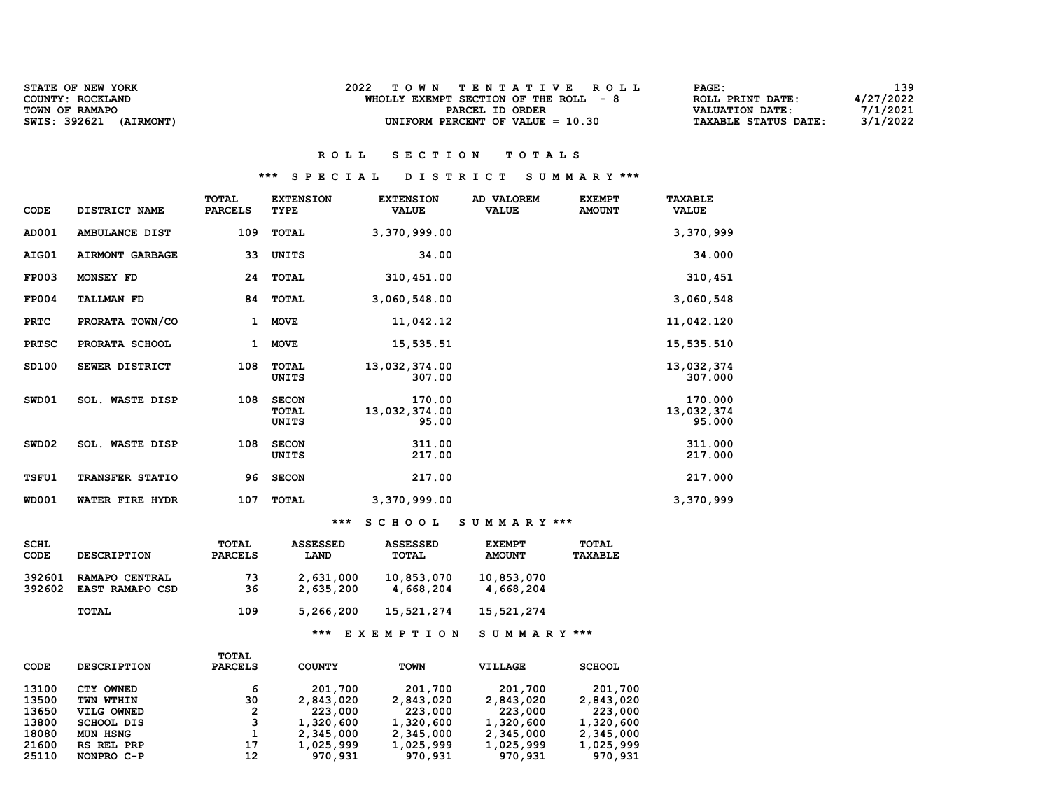STATE OF NEW YORK
COUNTY: ROCKLAND
TOWN OF RAMAPO
SWIS: 392621 (AIRMONT)

2022 TOWN TENTATIVE ROLL
WHOLLY EXEMPT SECTION OF THE ROLL - 8
PARCEL ID ORDER
UNIFORM PERCENT OF VALUE = 10.30

PAGE: 139
ROLL PRINT DATE: 4/27/2022
VALUATION DATE: 7/1/2021
TAXABLE STATUS DATE: 3/1/2022

## ROLL SECTION TOTALS

### *** SPECIAL DISTRICT SUMMARY ***

| CODE | DISTRICT NAME | TOTAL PARCELS | EXTENSION TYPE | EXTENSION VALUE | AD VALOREM VALUE | EXEMPT AMOUNT | TAXABLE VALUE |
|---|---|---|---|---|---|---|---|
| AD001 | AMBULANCE DIST | 109 | TOTAL | 3,370,999.00 | | | 3,370,999 |
| AIG01 | AIRMONT GARBAGE | 33 | UNITS | 34.00 | | | 34.000 |
| FP003 | MONSEY FD | 24 | TOTAL | 310,451.00 | | | 310,451 |
| FP004 | TALLMAN FD | 84 | TOTAL | 3,060,548.00 | | | 3,060,548 |
| PRTC | PRORATA TOWN/CO | 1 | MOVE | 11,042.12 | | | 11,042.120 |
| PRTSC | PRORATA SCHOOL | 1 | MOVE | 15,535.51 | | | 15,535.510 |
| SD100 | SEWER DISTRICT | 108 | TOTAL | 13,032,374.00 | | | 13,032,374 |
| | | | UNITS | 307.00 | | | 307.000 |
| SWD01 | SOL. WASTE DISP | 108 | SECON | 170.00 | | | 170.000 |
| | | | TOTAL | 13,032,374.00 | | | 13,032,374 |
| | | | UNITS | 95.00 | | | 95.000 |
| SWD02 | SOL. WASTE DISP | 108 | SECON | 311.00 | | | 311.000 |
| | | | UNITS | 217.00 | | | 217.000 |
| TSFU1 | TRANSFER STATIO | 96 | SECON | 217.00 | | | 217.000 |
| WD001 | WATER FIRE HYDR | 107 | TOTAL | 3,370,999.00 | | | 3,370,999 |

### *** SCHOOL SUMMARY ***

| SCHL CODE | DESCRIPTION | TOTAL PARCELS | ASSESSED LAND | ASSESSED TOTAL | EXEMPT AMOUNT | TOTAL TAXABLE |
|---|---|---|---|---|---|---|
| 392601 | RAMAPO CENTRAL | 73 | 2,631,000 | 10,853,070 | 10,853,070 | |
| 392602 | EAST RAMAPO CSD | 36 | 2,635,200 | 4,668,204 | 4,668,204 | |
| | TOTAL | 109 | 5,266,200 | 15,521,274 | 15,521,274 | |

### *** EXEMPTION SUMMARY ***

| CODE | DESCRIPTION | TOTAL PARCELS | COUNTY | TOWN | VILLAGE | SCHOOL |
|---|---|---|---|---|---|---|
| 13100 | CTY OWNED | 6 | 201,700 | 201,700 | 201,700 | 201,700 |
| 13500 | TWN WTHIN | 30 | 2,843,020 | 2,843,020 | 2,843,020 | 2,843,020 |
| 13650 | VILG OWNED | 2 | 223,000 | 223,000 | 223,000 | 223,000 |
| 13800 | SCHOOL DIS | 3 | 1,320,600 | 1,320,600 | 1,320,600 | 1,320,600 |
| 18080 | MUN HSNG | 1 | 2,345,000 | 2,345,000 | 2,345,000 | 2,345,000 |
| 21600 | RS REL PRP | 17 | 1,025,999 | 1,025,999 | 1,025,999 | 1,025,999 |
| 25110 | NONPRO C-P | 12 | 970,931 | 970,931 | 970,931 | 970,931 |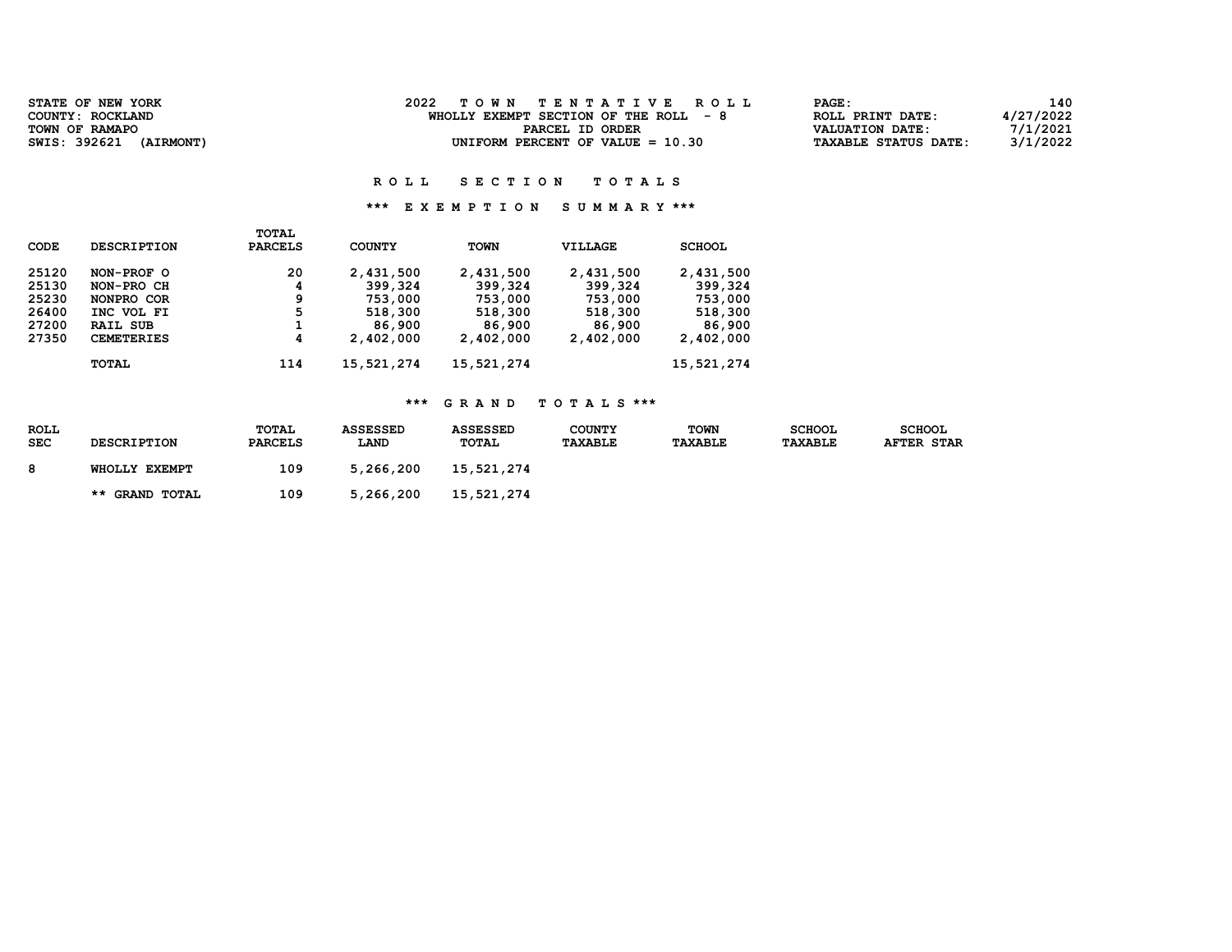STATE OF NEW YORK
COUNTY: ROCKLAND
TOWN OF RAMAPO
SWIS: 392621 (AIRMONT)

2022 TOWN TENTATIVE ROLL
WHOLLY EXEMPT SECTION OF THE ROLL - 8
PARCEL ID ORDER
UNIFORM PERCENT OF VALUE = 10.30

ROLL PRINT DATE: 4/27/2022
VALUATION DATE: 7/1/2021
TAXABLE STATUS DATE: 3/1/2022

## ROLL SECTION TOTALS

### *** EXEMPTION SUMMARY ***

| CODE | DESCRIPTION | TOTAL PARCELS | COUNTY | TOWN | VILLAGE | SCHOOL |
|---|---|---|---|---|---|---|
| 25120 | NON-PROF O | 20 | 2,431,500 | 2,431,500 | 2,431,500 | 2,431,500 |
| 25130 | NON-PRO CH | 4 | 399,324 | 399,324 | 399,324 | 399,324 |
| 25230 | NONPRO COR | 9 | 753,000 | 753,000 | 753,000 | 753,000 |
| 26400 | INC VOL FI | 5 | 518,300 | 518,300 | 518,300 | 518,300 |
| 27200 | RAIL SUB | 1 | 86,900 | 86,900 | 86,900 | 86,900 |
| 27350 | CEMETERIES | 4 | 2,402,000 | 2,402,000 | 2,402,000 | 2,402,000 |
| | TOTAL | 114 | 15,521,274 | 15,521,274 | | 15,521,274 |

### *** GRAND TOTALS ***

| ROLL SEC | DESCRIPTION | TOTAL PARCELS | ASSESSED LAND | ASSESSED TOTAL | COUNTY TAXABLE | TOWN TAXABLE | SCHOOL TAXABLE | SCHOOL AFTER STAR |
|---|---|---|---|---|---|---|---|---|
| 8 | WHOLLY EXEMPT | 109 | 5,266,200 | 15,521,274 | | | | |
| | ** GRAND TOTAL | 109 | 5,266,200 | 15,521,274 | | | | |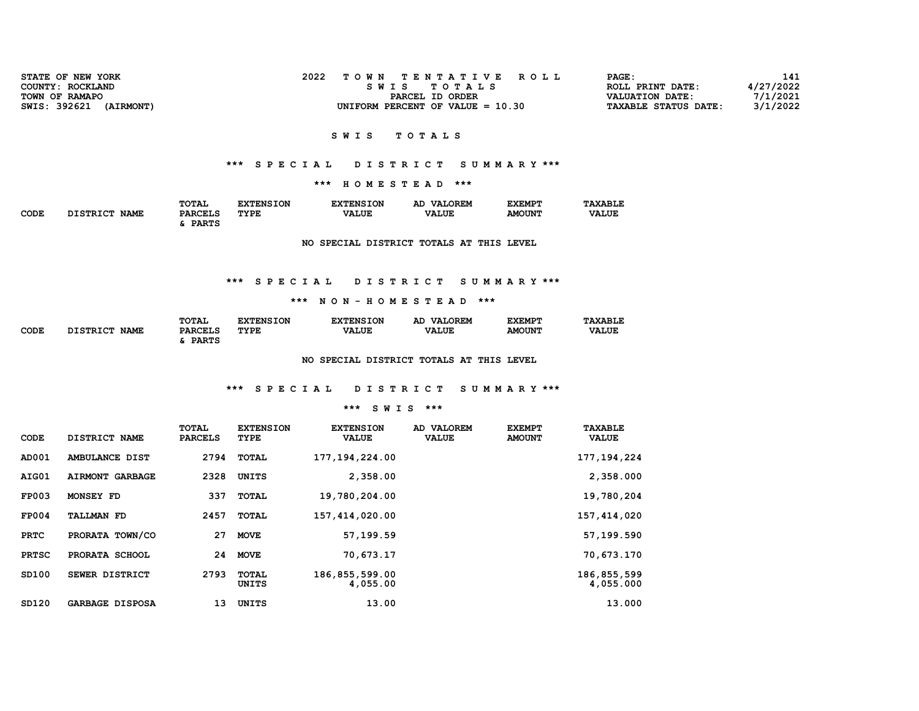STATE OF NEW YORK
COUNTY: ROCKLAND
TOWN OF RAMAPO
SWIS: 392621 (AIRMONT)

2022 TOWN TENTATIVE ROLL
SWIS TOTALS
PARCEL ID ORDER
UNIFORM PERCENT OF VALUE = 10.30

ROLL PRINT DATE: 4/27/2022
VALUATION DATE: 7/1/2021
TAXABLE STATUS DATE: 3/1/2022

# SWIS TOTALS

## *** SPECIAL DISTRICT SUMMARY ***

### *** HOMESTEAD ***

| CODE | DISTRICT NAME | TOTAL PARCELS & PARTS | EXTENSION TYPE | EXTENSION VALUE | AD VALOREM VALUE | EXEMPT AMOUNT | TAXABLE VALUE |
|---|---|---|---|---|---|---|---|

NO SPECIAL DISTRICT TOTALS AT THIS LEVEL

## *** SPECIAL DISTRICT SUMMARY ***

### *** NON-HOMESTEAD ***

| CODE | DISTRICT NAME | TOTAL PARCELS & PARTS | EXTENSION TYPE | EXTENSION VALUE | AD VALOREM VALUE | EXEMPT AMOUNT | TAXABLE VALUE |
|---|---|---|---|---|---|---|---|

NO SPECIAL DISTRICT TOTALS AT THIS LEVEL

## *** SPECIAL DISTRICT SUMMARY ***

### *** SWIS ***

| CODE | DISTRICT NAME | TOTAL PARCELS | EXTENSION TYPE | EXTENSION VALUE | AD VALOREM VALUE | EXEMPT AMOUNT | TAXABLE VALUE |
|---|---|---|---|---|---|---|---|
| AD001 | AMBULANCE DIST | 2794 | TOTAL | 177,194,224.00 | | | 177,194,224 |
| AIG01 | AIRMONT GARBAGE | 2328 | UNITS | 2,358.00 | | | 2,358.000 |
| FP003 | MONSEY FD | 337 | TOTAL | 19,780,204.00 | | | 19,780,204 |
| FP004 | TALLMAN FD | 2457 | TOTAL | 157,414,020.00 | | | 157,414,020 |
| PRTC | PRORATA TOWN/CO | 27 | MOVE | 57,199.59 | | | 57,199.590 |
| PRTSC | PRORATA SCHOOL | 24 | MOVE | 70,673.17 | | | 70,673.170 |
| SD100 | SEWER DISTRICT | 2793 | TOTAL | 186,855,599.00 | | | 186,855,599 |
| | | | UNITS | 4,055.00 | | | 4,055.000 |
| SD120 | GARBAGE DISPOSA | 13 | UNITS | 13.00 | | | 13.000 |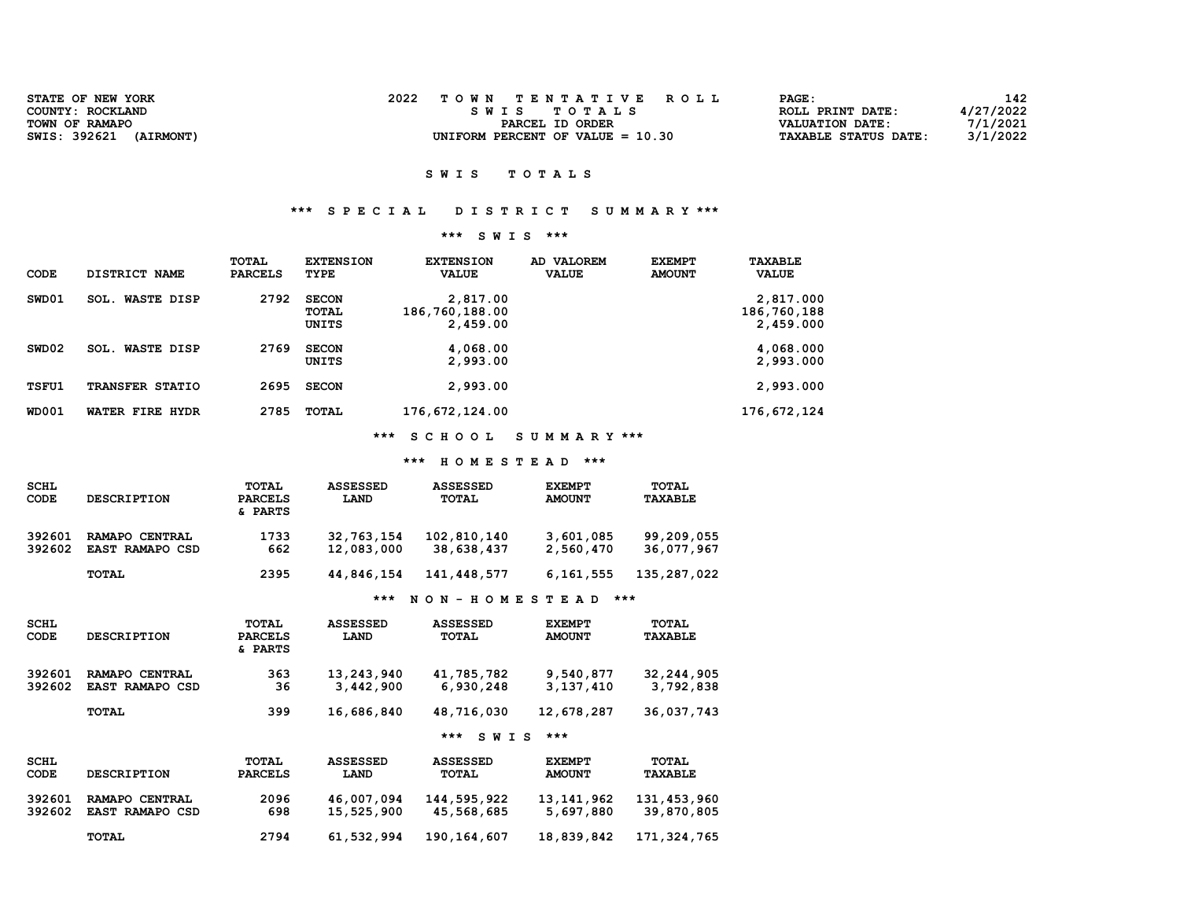STATE OF NEW YORK
COUNTY: ROCKLAND
TOWN OF RAMAPO
SWIS: 392621 (AIRMONT)

2022 TOWN TENTATIVE ROLL
SWIS TOTALS
PARCEL ID ORDER
UNIFORM PERCENT OF VALUE = 10.30

ROLL PRINT DATE: 4/27/2022
VALUATION DATE: 7/1/2021
TAXABLE STATUS DATE: 3/1/2022

# SWIS TOTALS

## *** SPECIAL DISTRICT SUMMARY ***

### *** SWIS ***

| CODE | DISTRICT NAME | TOTAL PARCELS | EXTENSION TYPE | EXTENSION VALUE | AD VALOREM VALUE | EXEMPT AMOUNT | TAXABLE VALUE |
|---|---|---|---|---|---|---|---|
| SWD01 | SOL. WASTE DISP | 2792 | SECON | 2,817.00 | | | 2,817.000 |
| | | | TOTAL | 186,760,188.00 | | | 186,760,188 |
| | | | UNITS | 2,459.00 | | | 2,459.000 |
| SWD02 | SOL. WASTE DISP | 2769 | SECON | 4,068.00 | | | 4,068.000 |
| | | | UNITS | 2,993.00 | | | 2,993.000 |
| TSFU1 | TRANSFER STATIO | 2695 | SECON | 2,993.00 | | | 2,993.000 |
| WD001 | WATER FIRE HYDR | 2785 | TOTAL | 176,672,124.00 | | | 176,672,124 |

## *** SCHOOL SUMMARY ***

### *** HOMESTEAD ***

| SCHL CODE | DESCRIPTION | TOTAL PARCELS & PARTS | ASSESSED LAND | ASSESSED TOTAL | EXEMPT AMOUNT | TOTAL TAXABLE |
|---|---|---|---|---|---|---|
| 392601 | RAMAPO CENTRAL | 1733 | 32,763,154 | 102,810,140 | 3,601,085 | 99,209,055 |
| 392602 | EAST RAMAPO CSD | 662 | 12,083,000 | 38,638,437 | 2,560,470 | 36,077,967 |
| | TOTAL | 2395 | 44,846,154 | 141,448,577 | 6,161,555 | 135,287,022 |

### *** NON-HOMESTEAD ***

| SCHL CODE | DESCRIPTION | TOTAL PARCELS & PARTS | ASSESSED LAND | ASSESSED TOTAL | EXEMPT AMOUNT | TOTAL TAXABLE |
|---|---|---|---|---|---|---|
| 392601 | RAMAPO CENTRAL | 363 | 13,243,940 | 41,785,782 | 9,540,877 | 32,244,905 |
| 392602 | EAST RAMAPO CSD | 36 | 3,442,900 | 6,930,248 | 3,137,410 | 3,792,838 |
| | TOTAL | 399 | 16,686,840 | 48,716,030 | 12,678,287 | 36,037,743 |

### *** SWIS ***

| SCHL CODE | DESCRIPTION | TOTAL PARCELS | ASSESSED LAND | ASSESSED TOTAL | EXEMPT AMOUNT | TOTAL TAXABLE |
|---|---|---|---|---|---|---|
| 392601 | RAMAPO CENTRAL | 2096 | 46,007,094 | 144,595,922 | 13,141,962 | 131,453,960 |
| 392602 | EAST RAMAPO CSD | 698 | 15,525,900 | 45,568,685 | 5,697,880 | 39,870,805 |
| | TOTAL | 2794 | 61,532,994 | 190,164,607 | 18,839,842 | 171,324,765 |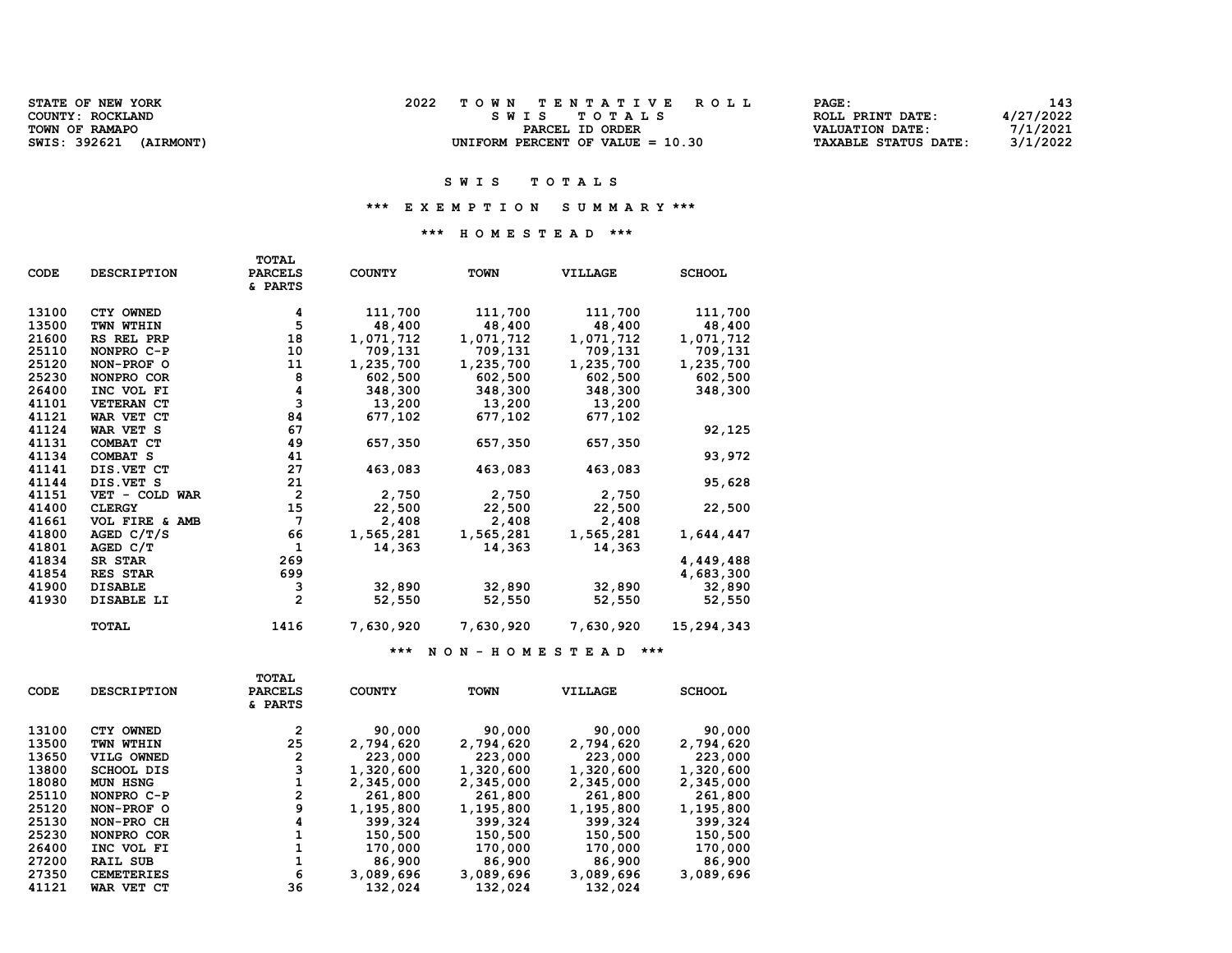STATE OF NEW YORK
COUNTY: ROCKLAND
TOWN OF RAMAPO
SWIS: 392621 (AIRMONT)

2022 TOWN TENTATIVE ROLL
SWIS TOTALS
PARCEL ID ORDER
UNIFORM PERCENT OF VALUE = 10.30

ROLL PRINT DATE: 4/27/2022
VALUATION DATE: 7/1/2021
TAXABLE STATUS DATE: 3/1/2022

## SWIS TOTALS

### *** EXEMPTION SUMMARY ***

### *** HOMESTEAD ***

| CODE | DESCRIPTION | TOTAL PARCELS & PARTS | COUNTY | TOWN | VILLAGE | SCHOOL |
|---|---|---|---|---|---|---|
| 13100 | CTY OWNED | 4 | 111,700 | 111,700 | 111,700 | 111,700 |
| 13500 | TWN WTHIN | 5 | 48,400 | 48,400 | 48,400 | 48,400 |
| 21600 | RS REL PRP | 18 | 1,071,712 | 1,071,712 | 1,071,712 | 1,071,712 |
| 25110 | NONPRO C-P | 10 | 709,131 | 709,131 | 709,131 | 709,131 |
| 25120 | NON-PROF O | 11 | 1,235,700 | 1,235,700 | 1,235,700 | 1,235,700 |
| 25230 | NONPRO COR | 8 | 602,500 | 602,500 | 602,500 | 602,500 |
| 26400 | INC VOL FI | 4 | 348,300 | 348,300 | 348,300 | 348,300 |
| 41101 | VETERAN CT | 3 | 13,200 | 13,200 | 13,200 | |
| 41121 | WAR VET CT | 84 | 677,102 | 677,102 | 677,102 | |
| 41124 | WAR VET S | 67 | | | | 92,125 |
| 41131 | COMBAT CT | 49 | 657,350 | 657,350 | 657,350 | |
| 41134 | COMBAT S | 41 | | | | 93,972 |
| 41141 | DIS.VET CT | 27 | 463,083 | 463,083 | 463,083 | |
| 41144 | DIS.VET S | 21 | | | | 95,628 |
| 41151 | VET - COLD WAR | 2 | 2,750 | 2,750 | 2,750 | |
| 41400 | CLERGY | 15 | 22,500 | 22,500 | 22,500 | 22,500 |
| 41661 | VOL FIRE & AMB | 7 | 2,408 | 2,408 | 2,408 | |
| 41800 | AGED C/T/S | 66 | 1,565,281 | 1,565,281 | 1,565,281 | 1,644,447 |
| 41801 | AGED C/T | 1 | 14,363 | 14,363 | 14,363 | |
| 41834 | SR STAR | 269 | | | | 4,449,488 |
| 41854 | RES STAR | 699 | | | | 4,683,300 |
| 41900 | DISABLE | 3 | 32,890 | 32,890 | 32,890 | 32,890 |
| 41930 | DISABLE LI | 2 | 52,550 | 52,550 | 52,550 | 52,550 |
| | TOTAL | 1416 | 7,630,920 | 7,630,920 | 7,630,920 | 15,294,343 |

### *** NON-HOMESTEAD ***

| CODE | DESCRIPTION | TOTAL PARCELS & PARTS | COUNTY | TOWN | VILLAGE | SCHOOL |
|---|---|---|---|---|---|---|
| 13100 | CTY OWNED | 2 | 90,000 | 90,000 | 90,000 | 90,000 |
| 13500 | TWN WTHIN | 25 | 2,794,620 | 2,794,620 | 2,794,620 | 2,794,620 |
| 13650 | VILG OWNED | 2 | 223,000 | 223,000 | 223,000 | 223,000 |
| 13800 | SCHOOL DIS | 3 | 1,320,600 | 1,320,600 | 1,320,600 | 1,320,600 |
| 18080 | MUN HSNG | 1 | 2,345,000 | 2,345,000 | 2,345,000 | 2,345,000 |
| 25110 | NONPRO C-P | 2 | 261,800 | 261,800 | 261,800 | 261,800 |
| 25120 | NON-PROF O | 9 | 1,195,800 | 1,195,800 | 1,195,800 | 1,195,800 |
| 25130 | NON-PRO CH | 4 | 399,324 | 399,324 | 399,324 | 399,324 |
| 25230 | NONPRO COR | 1 | 150,500 | 150,500 | 150,500 | 150,500 |
| 26400 | INC VOL FI | 1 | 170,000 | 170,000 | 170,000 | 170,000 |
| 27200 | RAIL SUB | 1 | 86,900 | 86,900 | 86,900 | 86,900 |
| 27350 | CEMETERIES | 6 | 3,089,696 | 3,089,696 | 3,089,696 | 3,089,696 |
| 41121 | WAR VET CT | 36 | 132,024 | 132,024 | 132,024 | |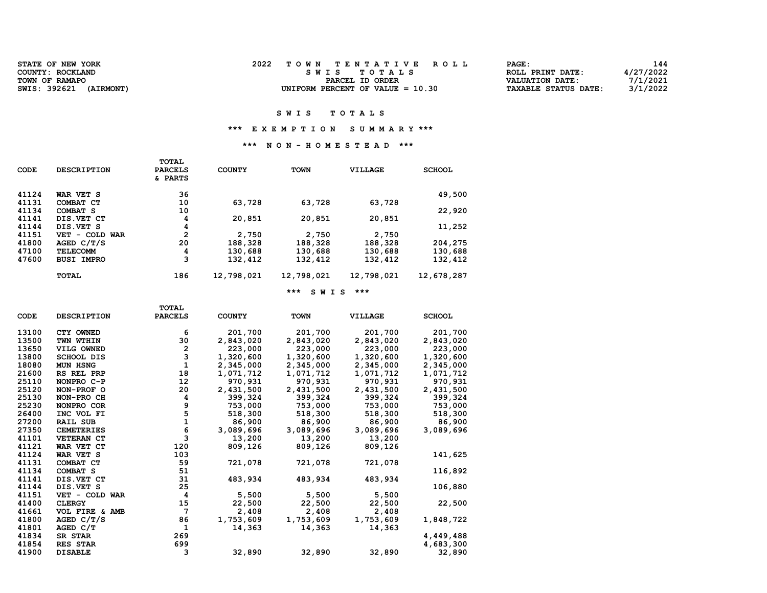STATE OF NEW YORK
COUNTY: ROCKLAND
TOWN OF RAMAPO
SWIS: 392621 (AIRMONT)

2022 TOWN TENTATIVE ROLL
SWIS TOTALS
PARCEL ID ORDER
UNIFORM PERCENT OF VALUE = 10.30

ROLL PRINT DATE: 4/27/2022
VALUATION DATE: 7/1/2021
TAXABLE STATUS DATE: 3/1/2022

## SWIS TOTALS

### *** EXEMPTION SUMMARY ***

### *** NON-HOMESTEAD ***

| CODE | DESCRIPTION | TOTAL PARCELS & PARTS | COUNTY | TOWN | VILLAGE | SCHOOL |
|---|---|---|---|---|---|---|
| 41124 | WAR VET S | 36 | | | | 49,500 |
| 41131 | COMBAT CT | 10 | 63,728 | 63,728 | 63,728 | |
| 41134 | COMBAT S | 10 | | | | 22,920 |
| 41141 | DIS.VET CT | 4 | 20,851 | 20,851 | 20,851 | |
| 41144 | DIS.VET S | 4 | | | | 11,252 |
| 41151 | VET - COLD WAR | 2 | 2,750 | 2,750 | 2,750 | |
| 41800 | AGED C/T/S | 20 | 188,328 | 188,328 | 188,328 | 204,275 |
| 47100 | TELECOMM | 4 | 130,688 | 130,688 | 130,688 | 130,688 |
| 47600 | BUSI IMPRO | 3 | 132,412 | 132,412 | 132,412 | 132,412 |
| | TOTAL | 186 | 12,798,021 | 12,798,021 | 12,798,021 | 12,678,287 |

### *** SWIS ***

| CODE | DESCRIPTION | TOTAL PARCELS | COUNTY | TOWN | VILLAGE | SCHOOL |
|---|---|---|---|---|---|---|
| 13100 | CTY OWNED | 6 | 201,700 | 201,700 | 201,700 | 201,700 |
| 13500 | TWN WTHIN | 30 | 2,843,020 | 2,843,020 | 2,843,020 | 2,843,020 |
| 13650 | VILG OWNED | 2 | 223,000 | 223,000 | 223,000 | 223,000 |
| 13800 | SCHOOL DIS | 3 | 1,320,600 | 1,320,600 | 1,320,600 | 1,320,600 |
| 18080 | MUN HSNG | 1 | 2,345,000 | 2,345,000 | 2,345,000 | 2,345,000 |
| 21600 | RS REL PRP | 18 | 1,071,712 | 1,071,712 | 1,071,712 | 1,071,712 |
| 25110 | NONPRO C-P | 12 | 970,931 | 970,931 | 970,931 | 970,931 |
| 25120 | NON-PROF O | 20 | 2,431,500 | 2,431,500 | 2,431,500 | 2,431,500 |
| 25130 | NON-PRO CH | 4 | 399,324 | 399,324 | 399,324 | 399,324 |
| 25230 | NONPRO COR | 9 | 753,000 | 753,000 | 753,000 | 753,000 |
| 26400 | INC VOL FI | 5 | 518,300 | 518,300 | 518,300 | 518,300 |
| 27200 | RAIL SUB | 1 | 86,900 | 86,900 | 86,900 | 86,900 |
| 27350 | CEMETERIES | 6 | 3,089,696 | 3,089,696 | 3,089,696 | 3,089,696 |
| 41101 | VETERAN CT | 3 | 13,200 | 13,200 | 13,200 | |
| 41121 | WAR VET CT | 120 | 809,126 | 809,126 | 809,126 | |
| 41124 | WAR VET S | 103 | | | | 141,625 |
| 41131 | COMBAT CT | 59 | 721,078 | 721,078 | 721,078 | |
| 41134 | COMBAT S | 51 | | | | 116,892 |
| 41141 | DIS.VET CT | 31 | 483,934 | 483,934 | 483,934 | |
| 41144 | DIS.VET S | 25 | | | | 106,880 |
| 41151 | VET - COLD WAR | 4 | 5,500 | 5,500 | 5,500 | |
| 41400 | CLERGY | 15 | 22,500 | 22,500 | 22,500 | 22,500 |
| 41661 | VOL FIRE & AMB | 7 | 2,408 | 2,408 | 2,408 | |
| 41800 | AGED C/T/S | 86 | 1,753,609 | 1,753,609 | 1,753,609 | 1,848,722 |
| 41801 | AGED C/T | 1 | 14,363 | 14,363 | 14,363 | |
| 41834 | SR STAR | 269 | | | | 4,449,488 |
| 41854 | RES STAR | 699 | | | | 4,683,300 |
| 41900 | DISABLE | 3 | 32,890 | 32,890 | 32,890 | 32,890 |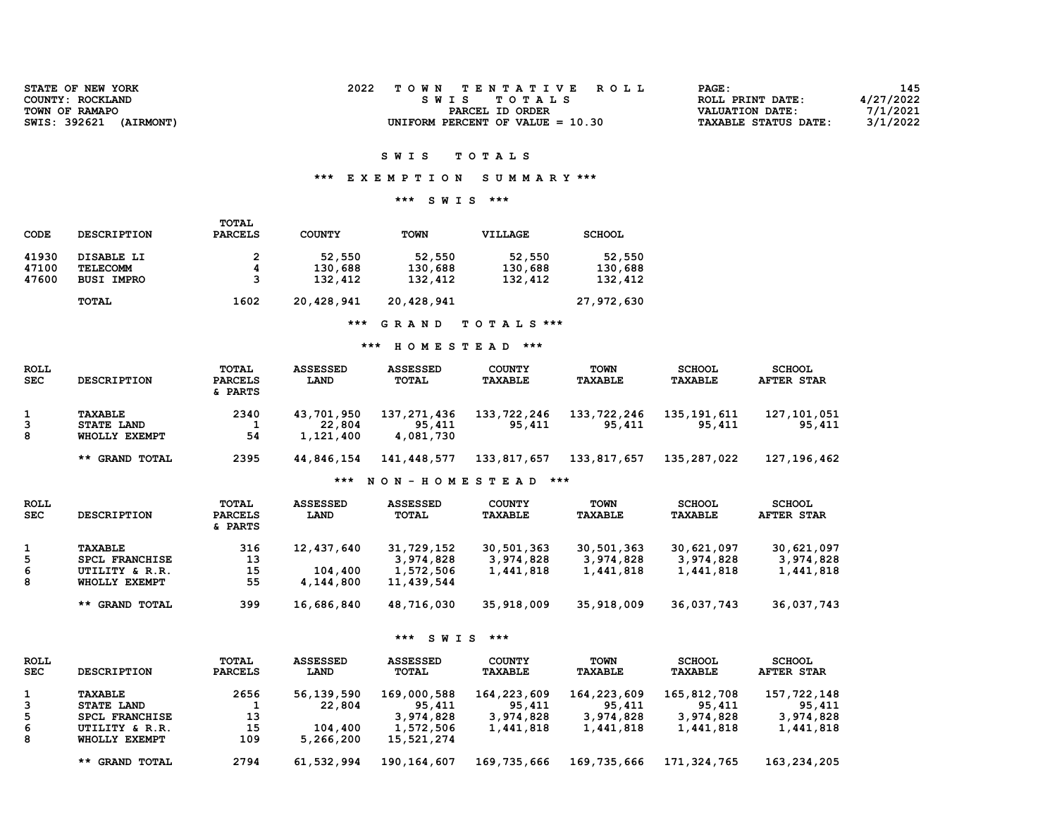STATE OF NEW YORK
COUNTY: ROCKLAND
TOWN OF RAMAPO
SWIS: 392621 (AIRMONT)

2022 TOWN TENTATIVE ROLL
SWIS TOTALS
PARCEL ID ORDER
UNIFORM PERCENT OF VALUE = 10.30

PAGE: 145
ROLL PRINT DATE: 4/27/2022
VALUATION DATE: 7/1/2021
TAXABLE STATUS DATE: 3/1/2022

## SWIS TOTALS

### *** EXEMPTION SUMMARY ***

#### *** SWIS ***

| CODE | DESCRIPTION | TOTAL PARCELS | COUNTY | TOWN | VILLAGE | SCHOOL |
|---|---|---|---|---|---|---|
| 41930 | DISABLE LI | 2 | 52,550 | 52,550 | 52,550 | 52,550 |
| 47100 | TELECOMM | 4 | 130,688 | 130,688 | 130,688 | 130,688 |
| 47600 | BUSI IMPRO | 3 | 132,412 | 132,412 | 132,412 | 132,412 |
| | TOTAL | 1602 | 20,428,941 | 20,428,941 | | 27,972,630 |

### *** GRAND TOTALS ***

#### *** HOMESTEAD ***

| ROLL SEC | DESCRIPTION | TOTAL PARCELS & PARTS | ASSESSED LAND | ASSESSED TOTAL | COUNTY TAXABLE | TOWN TAXABLE | SCHOOL TAXABLE | SCHOOL AFTER STAR |
|---|---|---|---|---|---|---|---|---|
| 1 | TAXABLE | 2340 | 43,701,950 | 137,271,436 | 133,722,246 | 133,722,246 | 135,191,611 | 127,101,051 |
| 3 | STATE LAND | 1 | 22,804 | 95,411 | 95,411 | 95,411 | 95,411 | 95,411 |
| 8 | WHOLLY EXEMPT | 54 | 1,121,400 | 4,081,730 | | | | |
| | ** GRAND TOTAL | 2395 | 44,846,154 | 141,448,577 | 133,817,657 | 133,817,657 | 135,287,022 | 127,196,462 |

#### *** NON-HOMESTEAD ***

| ROLL SEC | DESCRIPTION | TOTAL PARCELS & PARTS | ASSESSED LAND | ASSESSED TOTAL | COUNTY TAXABLE | TOWN TAXABLE | SCHOOL TAXABLE | SCHOOL AFTER STAR |
|---|---|---|---|---|---|---|---|---|
| 1 | TAXABLE | 316 | 12,437,640 | 31,729,152 | 30,501,363 | 30,501,363 | 30,621,097 | 30,621,097 |
| 5 | SPCL FRANCHISE | 13 | | 3,974,828 | 3,974,828 | 3,974,828 | 3,974,828 | 3,974,828 |
| 6 | UTILITY & R.R. | 15 | 104,400 | 1,572,506 | 1,441,818 | 1,441,818 | 1,441,818 | 1,441,818 |
| 8 | WHOLLY EXEMPT | 55 | 4,144,800 | 11,439,544 | | | | |
| | ** GRAND TOTAL | 399 | 16,686,840 | 48,716,030 | 35,918,009 | 35,918,009 | 36,037,743 | 36,037,743 |

#### *** SWIS ***

| ROLL SEC | DESCRIPTION | TOTAL PARCELS | ASSESSED LAND | ASSESSED TOTAL | COUNTY TAXABLE | TOWN TAXABLE | SCHOOL TAXABLE | SCHOOL AFTER STAR |
|---|---|---|---|---|---|---|---|---|
| 1 | TAXABLE | 2656 | 56,139,590 | 169,000,588 | 164,223,609 | 164,223,609 | 165,812,708 | 157,722,148 |
| 3 | STATE LAND | 1 | 22,804 | 95,411 | 95,411 | 95,411 | 95,411 | 95,411 |
| 5 | SPCL FRANCHISE | 13 | | 3,974,828 | 3,974,828 | 3,974,828 | 3,974,828 | 3,974,828 |
| 6 | UTILITY & R.R. | 15 | 104,400 | 1,572,506 | 1,441,818 | 1,441,818 | 1,441,818 | 1,441,818 |
| 8 | WHOLLY EXEMPT | 109 | 5,266,200 | 15,521,274 | | | | |
| | ** GRAND TOTAL | 2794 | 61,532,994 | 190,164,607 | 169,735,666 | 169,735,666 | 171,324,765 | 163,234,205 |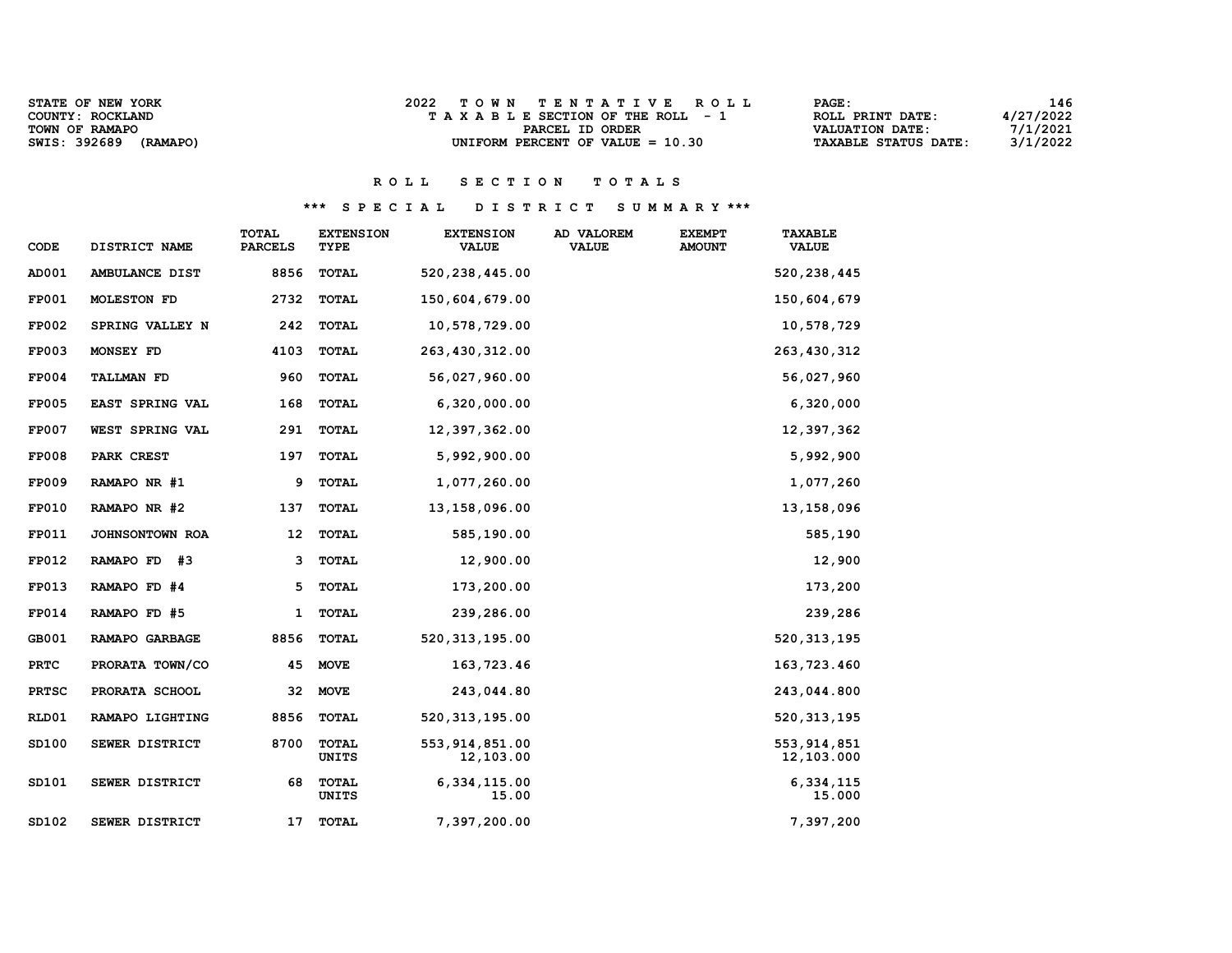STATE OF NEW YORK
COUNTY: ROCKLAND
TOWN OF RAMAPO
SWIS: 392689 (RAMAPO)

2022 TOWN TENTATIVE ROLL
TAXABLE SECTION OF THE ROLL - 1
PARCEL ID ORDER
UNIFORM PERCENT OF VALUE = 10.30

ROLL PRINT DATE: 4/27/2022
VALUATION DATE: 7/1/2021
TAXABLE STATUS DATE: 3/1/2022

## ROLL SECTION TOTALS

### *** SPECIAL DISTRICT SUMMARY ***

| CODE | DISTRICT NAME | TOTAL PARCELS | EXTENSION TYPE | EXTENSION VALUE | AD VALOREM VALUE | EXEMPT AMOUNT | TAXABLE VALUE |
|---|---|---|---|---|---|---|---|
| AD001 | AMBULANCE DIST | 8856 | TOTAL | 520,238,445.00 | | | 520,238,445 |
| FP001 | MOLESTON FD | 2732 | TOTAL | 150,604,679.00 | | | 150,604,679 |
| FP002 | SPRING VALLEY N | 242 | TOTAL | 10,578,729.00 | | | 10,578,729 |
| FP003 | MONSEY FD | 4103 | TOTAL | 263,430,312.00 | | | 263,430,312 |
| FP004 | TALLMAN FD | 960 | TOTAL | 56,027,960.00 | | | 56,027,960 |
| FP005 | EAST SPRING VAL | 168 | TOTAL | 6,320,000.00 | | | 6,320,000 |
| FP007 | WEST SPRING VAL | 291 | TOTAL | 12,397,362.00 | | | 12,397,362 |
| FP008 | PARK CREST | 197 | TOTAL | 5,992,900.00 | | | 5,992,900 |
| FP009 | RAMAPO NR #1 | 9 | TOTAL | 1,077,260.00 | | | 1,077,260 |
| FP010 | RAMAPO NR #2 | 137 | TOTAL | 13,158,096.00 | | | 13,158,096 |
| FP011 | JOHNSONTOWN ROA | 12 | TOTAL | 585,190.00 | | | 585,190 |
| FP012 | RAMAPO FD #3 | 3 | TOTAL | 12,900.00 | | | 12,900 |
| FP013 | RAMAPO FD #4 | 5 | TOTAL | 173,200.00 | | | 173,200 |
| FP014 | RAMAPO FD #5 | 1 | TOTAL | 239,286.00 | | | 239,286 |
| GB001 | RAMAPO GARBAGE | 8856 | TOTAL | 520,313,195.00 | | | 520,313,195 |
| PRTC | PRORATA TOWN/CO | 45 | MOVE | 163,723.46 | | | 163,723.460 |
| PRTSC | PRORATA SCHOOL | 32 | MOVE | 243,044.80 | | | 243,044.800 |
| RLD01 | RAMAPO LIGHTING | 8856 | TOTAL | 520,313,195.00 | | | 520,313,195 |
| SD100 | SEWER DISTRICT | 8700 | TOTAL | 553,914,851.00 | | | 553,914,851 |
| | | | UNITS | 12,103.00 | | | 12,103.000 |
| SD101 | SEWER DISTRICT | 68 | TOTAL | 6,334,115.00 | | | 6,334,115 |
| | | | UNITS | 15.00 | | | 15.000 |
| SD102 | SEWER DISTRICT | 17 | TOTAL | 7,397,200.00 | | | 7,397,200 |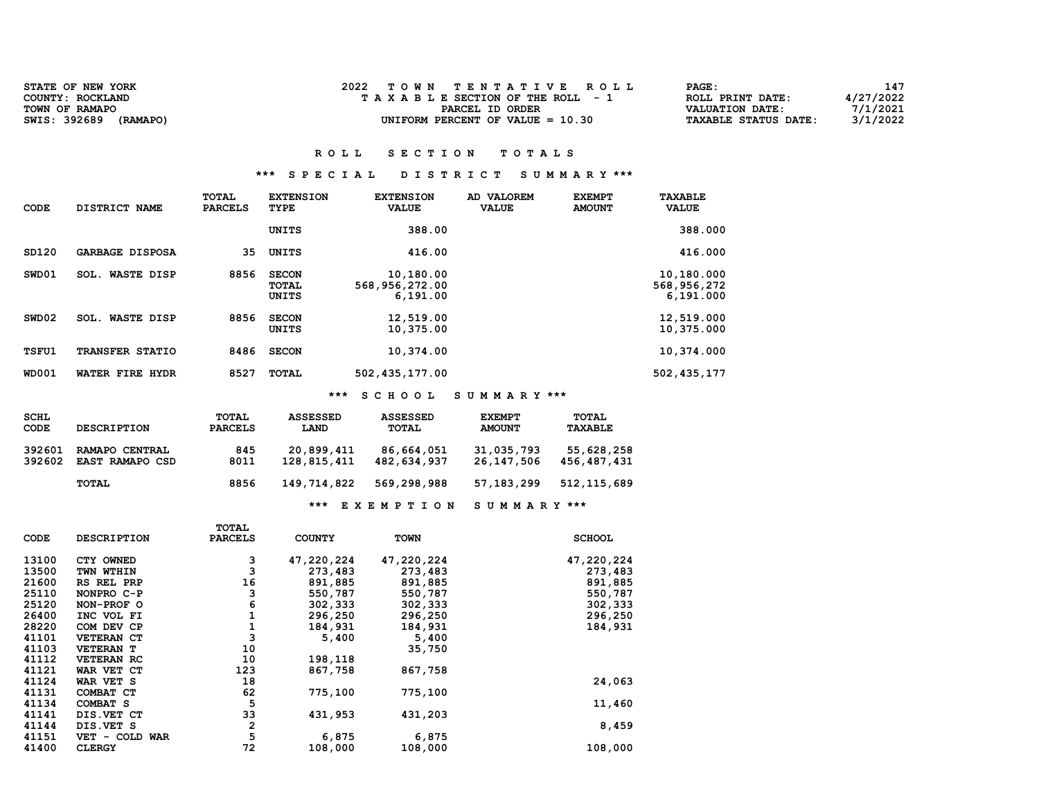STATE OF NEW YORK
COUNTY: ROCKLAND
TOWN OF RAMAPO
SWIS: 392689 (RAMAPO)

2022 TOWN TENTATIVE ROLL
TAXABLE SECTION OF THE ROLL - 1
PARCEL ID ORDER
UNIFORM PERCENT OF VALUE = 10.30

ROLL PRINT DATE: 4/27/2022
VALUATION DATE: 7/1/2021
TAXABLE STATUS DATE: 3/1/2022

# ROLL SECTION TOTALS

## *** SPECIAL DISTRICT SUMMARY ***

| CODE | DISTRICT NAME | TOTAL PARCELS | EXTENSION TYPE | EXTENSION VALUE | AD VALOREM VALUE | EXEMPT AMOUNT | TAXABLE VALUE |
|---|---|---|---|---|---|---|---|
| | | | UNITS | 388.00 | | | 388.000 |
| SD120 | GARBAGE DISPOSA | 35 | UNITS | 416.00 | | | 416.000 |
| SWD01 | SOL. WASTE DISP | 8856 | SECON | 10,180.00 | | | 10,180.000 |
| | | | TOTAL | 568,956,272.00 | | | 568,956,272 |
| | | | UNITS | 6,191.00 | | | 6,191.000 |
| SWD02 | SOL. WASTE DISP | 8856 | SECON | 12,519.00 | | | 12,519.000 |
| | | | UNITS | 10,375.00 | | | 10,375.000 |
| TSFU1 | TRANSFER STATIO | 8486 | SECON | 10,374.00 | | | 10,374.000 |
| WD001 | WATER FIRE HYDR | 8527 | TOTAL | 502,435,177.00 | | | 502,435,177 |

## *** SCHOOL SUMMARY ***

| SCHL CODE | DESCRIPTION | TOTAL PARCELS | ASSESSED LAND | ASSESSED TOTAL | EXEMPT AMOUNT | TOTAL TAXABLE |
|---|---|---|---|---|---|---|
| 392601 | RAMAPO CENTRAL | 845 | 20,899,411 | 86,664,051 | 31,035,793 | 55,628,258 |
| 392602 | EAST RAMAPO CSD | 8011 | 128,815,411 | 482,634,937 | 26,147,506 | 456,487,431 |
| | TOTAL | 8856 | 149,714,822 | 569,298,988 | 57,183,299 | 512,115,689 |

## *** EXEMPTION SUMMARY ***

| CODE | DESCRIPTION | TOTAL PARCELS | COUNTY | TOWN | SCHOOL |
|---|---|---|---|---|---|
| 13100 | CTY OWNED | 3 | 47,220,224 | 47,220,224 | 47,220,224 |
| 13500 | TWN WTHIN | 3 | 273,483 | 273,483 | 273,483 |
| 21600 | RS REL PRP | 16 | 891,885 | 891,885 | 891,885 |
| 25110 | NONPRO C-P | 3 | 550,787 | 550,787 | 550,787 |
| 25120 | NON-PROF O | 6 | 302,333 | 302,333 | 302,333 |
| 26400 | INC VOL FI | 1 | 296,250 | 296,250 | 296,250 |
| 28220 | COM DEV CP | 1 | 184,931 | 184,931 | 184,931 |
| 41101 | VETERAN CT | 3 | 5,400 | 5,400 | |
| 41103 | VETERAN T | 10 | | 35,750 | |
| 41112 | VETERAN RC | 10 | 198,118 | | |
| 41121 | WAR VET CT | 123 | 867,758 | 867,758 | |
| 41124 | WAR VET S | 18 | | | 24,063 |
| 41131 | COMBAT CT | 62 | 775,100 | 775,100 | |
| 41134 | COMBAT S | 5 | | | 11,460 |
| 41141 | DIS.VET CT | 33 | 431,953 | 431,203 | |
| 41144 | DIS.VET S | 2 | | | 8,459 |
| 41151 | VET - COLD WAR | 5 | 6,875 | 6,875 | |
| 41400 | CLERGY | 72 | 108,000 | 108,000 | 108,000 |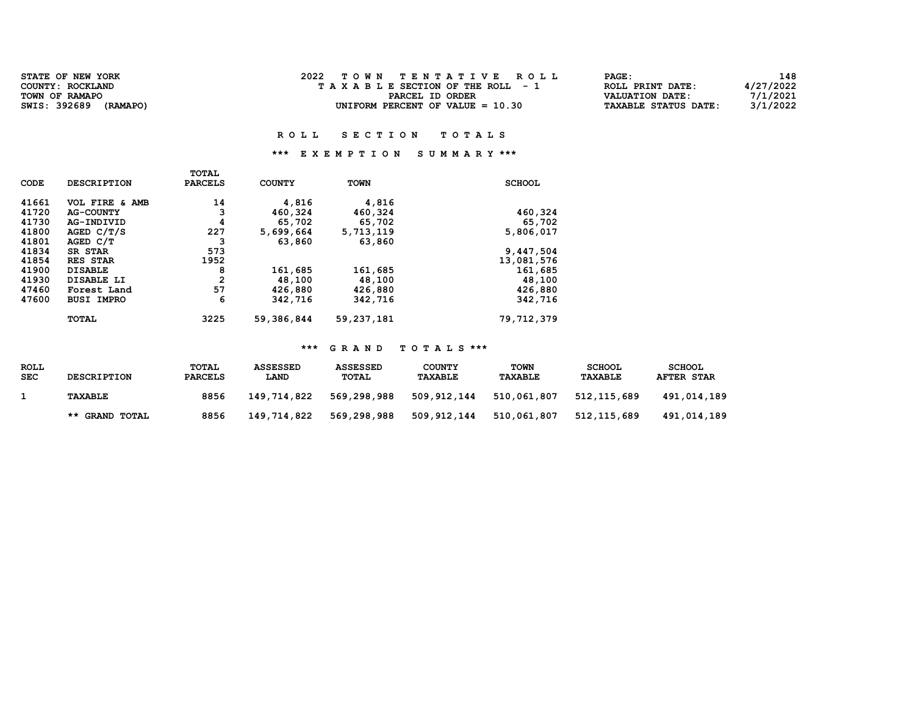STATE OF NEW YORK
COUNTY: ROCKLAND
TOWN OF RAMAPO
SWIS: 392689 (RAMAPO)

2022 TOWN TENTATIVE ROLL
TAXABLE SECTION OF THE ROLL - 1
PARCEL ID ORDER
UNIFORM PERCENT OF VALUE = 10.30

PAGE: 148
ROLL PRINT DATE: 4/27/2022
VALUATION DATE: 7/1/2021
TAXABLE STATUS DATE: 3/1/2022

## ROLL SECTION TOTALS

### *** EXEMPTION SUMMARY ***

| CODE | DESCRIPTION | TOTAL PARCELS | COUNTY | TOWN | SCHOOL |
|---|---|---|---|---|---|
| 41661 | VOL FIRE & AMB | 14 | 4,816 | 4,816 | |
| 41720 | AG-COUNTY | 3 | 460,324 | 460,324 | 460,324 |
| 41730 | AG-INDIVID | 4 | 65,702 | 65,702 | 65,702 |
| 41800 | AGED C/T/S | 227 | 5,699,664 | 5,713,119 | 5,806,017 |
| 41801 | AGED C/T | 3 | 63,860 | 63,860 | |
| 41834 | SR STAR | 573 | | | 9,447,504 |
| 41854 | RES STAR | 1952 | | | 13,081,576 |
| 41900 | DISABLE | 8 | 161,685 | 161,685 | 161,685 |
| 41930 | DISABLE LI | 2 | 48,100 | 48,100 | 48,100 |
| 47460 | Forest Land | 57 | 426,880 | 426,880 | 426,880 |
| 47600 | BUSI IMPRO | 6 | 342,716 | 342,716 | 342,716 |
| | TOTAL | 3225 | 59,386,844 | 59,237,181 | 79,712,379 |

### *** GRAND TOTALS ***

| ROLL SEC | DESCRIPTION | TOTAL PARCELS | ASSESSED LAND | ASSESSED TOTAL | COUNTY TAXABLE | TOWN TAXABLE | SCHOOL TAXABLE | SCHOOL AFTER STAR |
|---|---|---|---|---|---|---|---|---|
| 1 | TAXABLE | 8856 | 149,714,822 | 569,298,988 | 509,912,144 | 510,061,807 | 512,115,689 | 491,014,189 |
| | ** GRAND TOTAL | 8856 | 149,714,822 | 569,298,988 | 509,912,144 | 510,061,807 | 512,115,689 | 491,014,189 |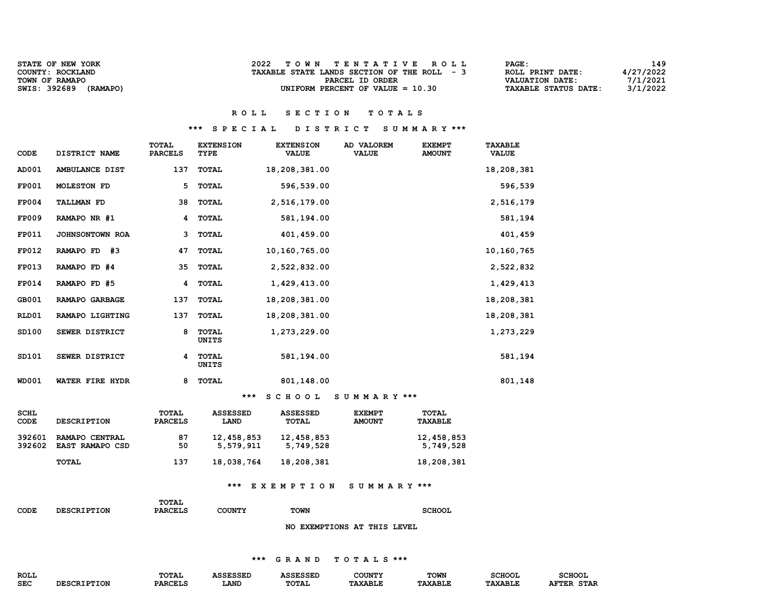STATE OF NEW YORK
COUNTY: ROCKLAND
TOWN OF RAMAPO
SWIS: 392689 (RAMAPO)

2022 TOWN TENTATIVE ROLL
TAXABLE STATE LANDS SECTION OF THE ROLL - 3
PARCEL ID ORDER
UNIFORM PERCENT OF VALUE = 10.30

PAGE: 149
ROLL PRINT DATE: 4/27/2022
VALUATION DATE: 7/1/2021
TAXABLE STATUS DATE: 3/1/2022

## ROLL SECTION TOTALS

### *** SPECIAL DISTRICT SUMMARY ***

| CODE | DISTRICT NAME | TOTAL PARCELS | EXTENSION TYPE | EXTENSION VALUE | AD VALOREM VALUE | EXEMPT AMOUNT | TAXABLE VALUE |
|---|---|---|---|---|---|---|---|
| AD001 | AMBULANCE DIST | 137 | TOTAL | 18,208,381.00 | | | 18,208,381 |
| FP001 | MOLESTON FD | 5 | TOTAL | 596,539.00 | | | 596,539 |
| FP004 | TALLMAN FD | 38 | TOTAL | 2,516,179.00 | | | 2,516,179 |
| FP009 | RAMAPO NR #1 | 4 | TOTAL | 581,194.00 | | | 581,194 |
| FP011 | JOHNSONTOWN ROA | 3 | TOTAL | 401,459.00 | | | 401,459 |
| FP012 | RAMAPO FD #3 | 47 | TOTAL | 10,160,765.00 | | | 10,160,765 |
| FP013 | RAMAPO FD #4 | 35 | TOTAL | 2,522,832.00 | | | 2,522,832 |
| FP014 | RAMAPO FD #5 | 4 | TOTAL | 1,429,413.00 | | | 1,429,413 |
| GB001 | RAMAPO GARBAGE | 137 | TOTAL | 18,208,381.00 | | | 18,208,381 |
| RLD01 | RAMAPO LIGHTING | 137 | TOTAL | 18,208,381.00 | | | 18,208,381 |
| SD100 | SEWER DISTRICT | 8 | TOTAL UNITS | 1,273,229.00 | | | 1,273,229 |
| SD101 | SEWER DISTRICT | 4 | TOTAL UNITS | 581,194.00 | | | 581,194 |
| WD001 | WATER FIRE HYDR | 8 | TOTAL | 801,148.00 | | | 801,148 |

### *** SCHOOL SUMMARY ***

| SCHL CODE | DESCRIPTION | TOTAL PARCELS | ASSESSED LAND | ASSESSED TOTAL | EXEMPT AMOUNT | TOTAL TAXABLE |
|---|---|---|---|---|---|---|
| 392601 | RAMAPO CENTRAL | 87 | 12,458,853 | 12,458,853 | | 12,458,853 |
| 392602 | EAST RAMAPO CSD | 50 | 5,579,911 | 5,749,528 | | 5,749,528 |
| | TOTAL | 137 | 18,038,764 | 18,208,381 | | 18,208,381 |

### *** EXEMPTION SUMMARY ***

| CODE | DESCRIPTION | TOTAL PARCELS | COUNTY | TOWN | SCHOOL |
|---|---|---|---|---|---|

NO EXEMPTIONS AT THIS LEVEL

### *** GRAND TOTALS ***

| ROLL SEC | DESCRIPTION | TOTAL PARCELS | ASSESSED LAND | ASSESSED TOTAL | COUNTY TAXABLE | TOWN TAXABLE | SCHOOL TAXABLE | SCHOOL AFTER STAR |
|---|---|---|---|---|---|---|---|---|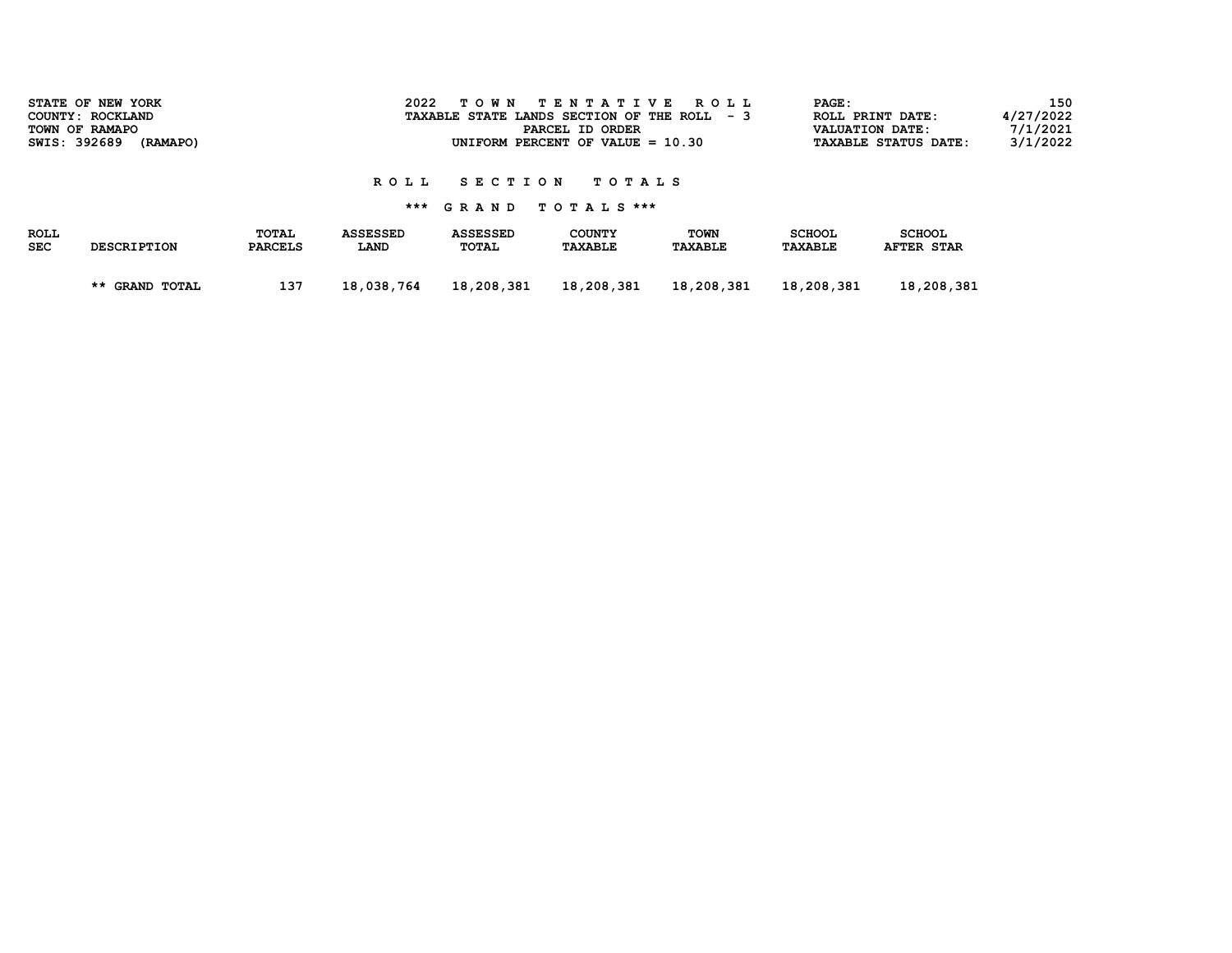STATE OF NEW YORK
COUNTY: ROCKLAND
TOWN OF RAMAPO
SWIS: 392689 (RAMAPO)

2022 TOWN TENTATIVE ROLL
TAXABLE STATE LANDS SECTION OF THE ROLL - 3
PARCEL ID ORDER
UNIFORM PERCENT OF VALUE = 10.30

ROLL PRINT DATE: 4/27/2022
VALUATION DATE: 7/1/2021
TAXABLE STATUS DATE: 3/1/2022

## ROLL SECTION TOTALS

### *** GRAND TOTALS ***

| ROLL SEC | DESCRIPTION | TOTAL PARCELS | ASSESSED LAND | ASSESSED TOTAL | COUNTY TAXABLE | TOWN TAXABLE | SCHOOL TAXABLE | SCHOOL AFTER STAR |
|---|---|---|---|---|---|---|---|---|
| | ** GRAND TOTAL | 137 | 18,038,764 | 18,208,381 | 18,208,381 | 18,208,381 | 18,208,381 | 18,208,381 |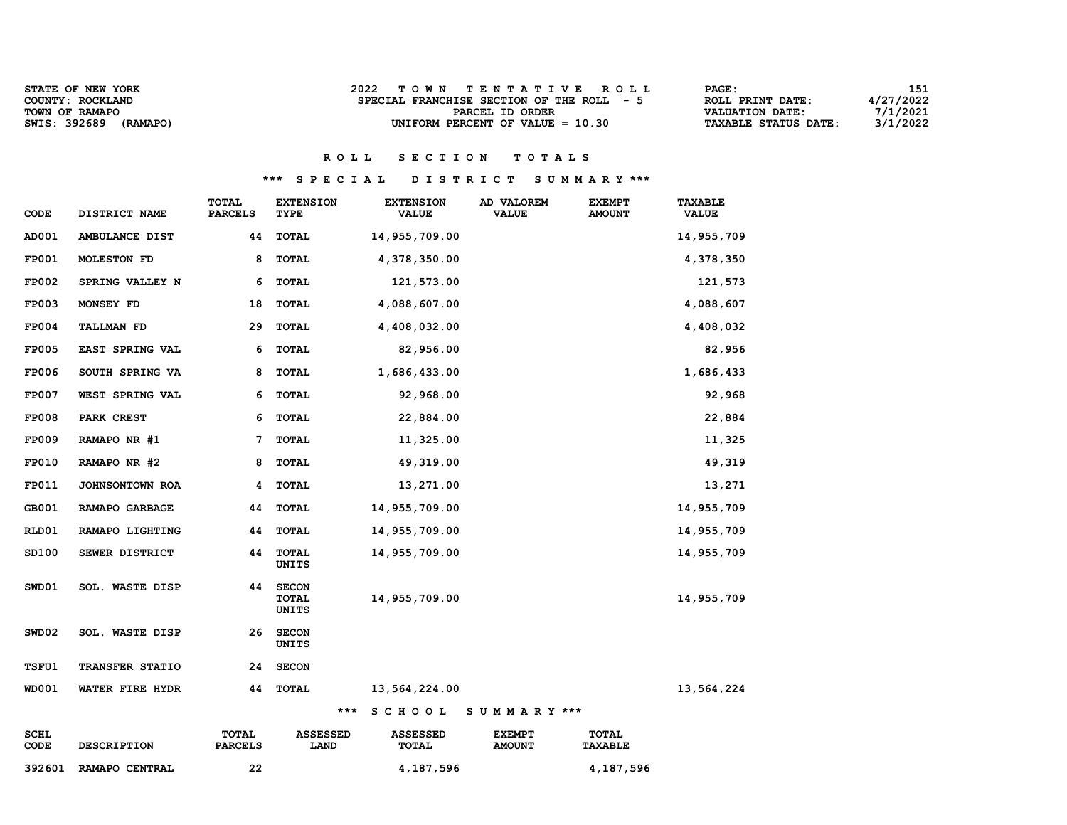STATE OF NEW YORK
COUNTY: ROCKLAND
TOWN OF RAMAPO
SWIS: 392689 (RAMAPO)

2022 TOWN TENTATIVE ROLL
SPECIAL FRANCHISE SECTION OF THE ROLL - 5
PARCEL ID ORDER
UNIFORM PERCENT OF VALUE = 10.30

ROLL PRINT DATE: 4/27/2022
VALUATION DATE: 7/1/2021
TAXABLE STATUS DATE: 3/1/2022

## ROLL SECTION TOTALS

### *** SPECIAL DISTRICT SUMMARY ***

| CODE | DISTRICT NAME | TOTAL PARCELS | EXTENSION TYPE | EXTENSION VALUE | AD VALOREM VALUE | EXEMPT AMOUNT | TAXABLE VALUE |
|---|---|---|---|---|---|---|---|
| AD001 | AMBULANCE DIST | 44 | TOTAL | 14,955,709.00 | | | 14,955,709 |
| FP001 | MOLESTON FD | 8 | TOTAL | 4,378,350.00 | | | 4,378,350 |
| FP002 | SPRING VALLEY N | 6 | TOTAL | 121,573.00 | | | 121,573 |
| FP003 | MONSEY FD | 18 | TOTAL | 4,088,607.00 | | | 4,088,607 |
| FP004 | TALLMAN FD | 29 | TOTAL | 4,408,032.00 | | | 4,408,032 |
| FP005 | EAST SPRING VAL | 6 | TOTAL | 82,956.00 | | | 82,956 |
| FP006 | SOUTH SPRING VA | 8 | TOTAL | 1,686,433.00 | | | 1,686,433 |
| FP007 | WEST SPRING VAL | 6 | TOTAL | 92,968.00 | | | 92,968 |
| FP008 | PARK CREST | 6 | TOTAL | 22,884.00 | | | 22,884 |
| FP009 | RAMAPO NR #1 | 7 | TOTAL | 11,325.00 | | | 11,325 |
| FP010 | RAMAPO NR #2 | 8 | TOTAL | 49,319.00 | | | 49,319 |
| FP011 | JOHNSONTOWN ROA | 4 | TOTAL | 13,271.00 | | | 13,271 |
| GB001 | RAMAPO GARBAGE | 44 | TOTAL | 14,955,709.00 | | | 14,955,709 |
| RLD01 | RAMAPO LIGHTING | 44 | TOTAL | 14,955,709.00 | | | 14,955,709 |
| SD100 | SEWER DISTRICT | 44 | TOTAL UNITS | 14,955,709.00 | | | 14,955,709 |
| SWD01 | SOL. WASTE DISP | 44 | SECON TOTAL UNITS | 14,955,709.00 | | | 14,955,709 |
| SWD02 | SOL. WASTE DISP | 26 | SECON UNITS | | | | |
| TSFU1 | TRANSFER STATIO | 24 | SECON | | | | |
| WD001 | WATER FIRE HYDR | 44 | TOTAL | 13,564,224.00 | | | 13,564,224 |

### *** SCHOOL SUMMARY ***

| SCHL CODE | DESCRIPTION | TOTAL PARCELS | ASSESSED LAND | ASSESSED TOTAL | EXEMPT AMOUNT | TOTAL TAXABLE |
|---|---|---|---|---|---|---|
| 392601 | RAMAPO CENTRAL | 22 | | 4,187,596 | | 4,187,596 |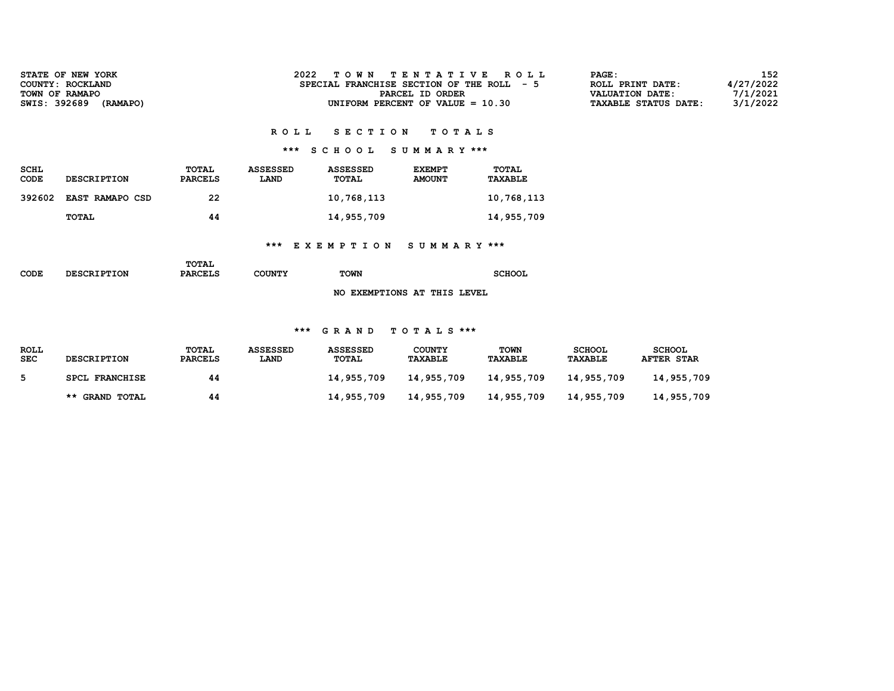STATE OF NEW YORK
COUNTY: ROCKLAND
TOWN OF RAMAPO
SWIS: 392689 (RAMAPO)

2022 TOWN TENTATIVE ROLL
SPECIAL FRANCHISE SECTION OF THE ROLL - 5
PARCEL ID ORDER
UNIFORM PERCENT OF VALUE = 10.30

PAGE: 152
ROLL PRINT DATE: 4/27/2022
VALUATION DATE: 7/1/2021
TAXABLE STATUS DATE: 3/1/2022

## ROLL SECTION TOTALS

### *** SCHOOL SUMMARY ***

| SCHL CODE | DESCRIPTION | TOTAL PARCELS | ASSESSED LAND | ASSESSED TOTAL | EXEMPT AMOUNT | TOTAL TAXABLE |
|---|---|---|---|---|---|---|
| 392602 | EAST RAMAPO CSD | 22 | | 10,768,113 | | 10,768,113 |
| | TOTAL | 44 | | 14,955,709 | | 14,955,709 |

### *** EXEMPTION SUMMARY ***

| CODE | DESCRIPTION | TOTAL PARCELS | COUNTY | TOWN | SCHOOL |
|---|---|---|---|---|---|

NO EXEMPTIONS AT THIS LEVEL

### *** GRAND TOTALS ***

| ROLL SEC | DESCRIPTION | TOTAL PARCELS | ASSESSED LAND | ASSESSED TOTAL | COUNTY TAXABLE | TOWN TAXABLE | SCHOOL TAXABLE | SCHOOL AFTER STAR |
|---|---|---|---|---|---|---|---|---|
| 5 | SPCL FRANCHISE | 44 | | 14,955,709 | 14,955,709 | 14,955,709 | 14,955,709 | 14,955,709 |
| | ** GRAND TOTAL | 44 | | 14,955,709 | 14,955,709 | 14,955,709 | 14,955,709 | 14,955,709 |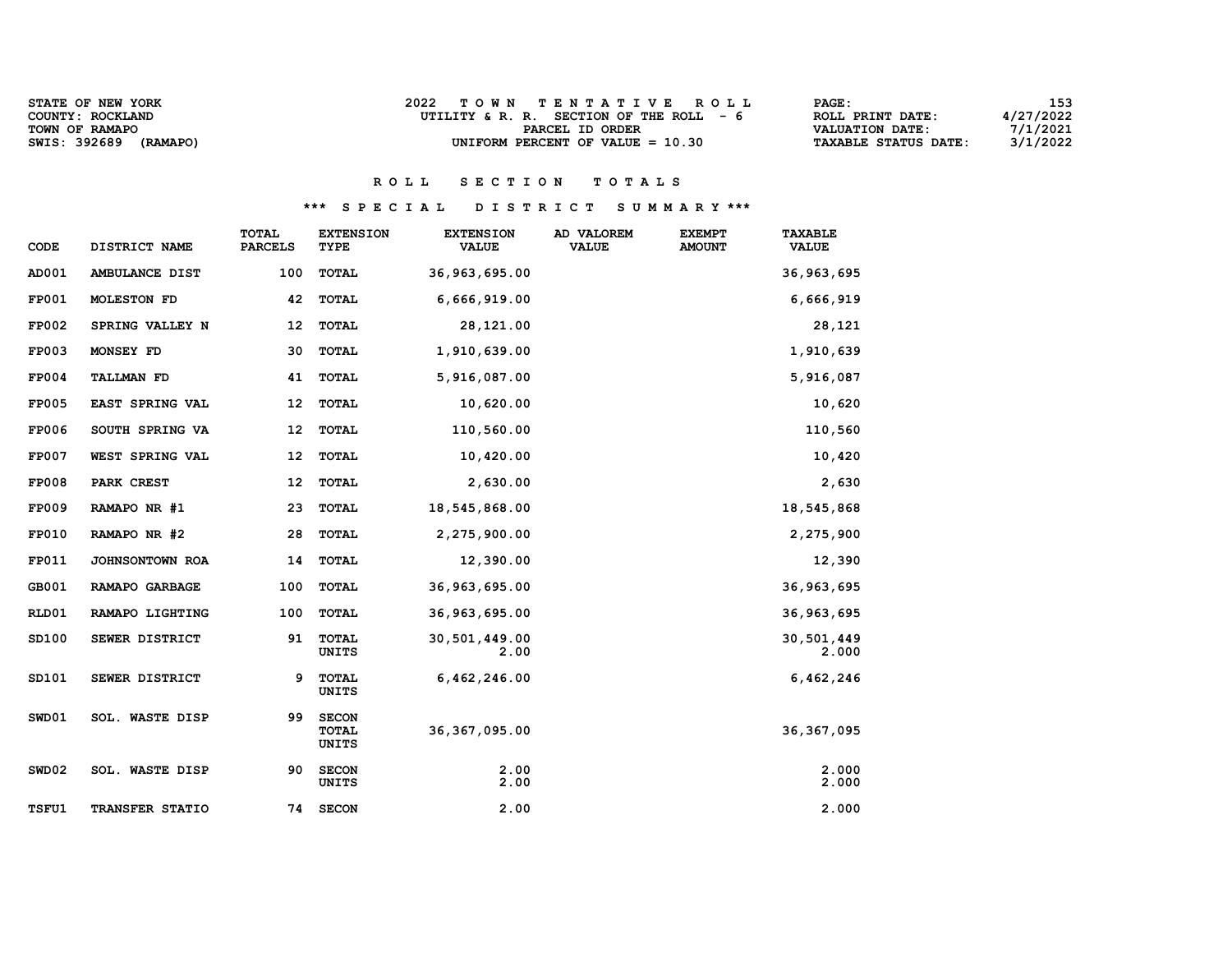STATE OF NEW YORK
COUNTY: ROCKLAND
TOWN OF RAMAPO
SWIS: 392689 (RAMAPO)

2022 T O W N T E N T A T I V E R O L L
UTILITY & R. R. SECTION OF THE ROLL - 6
PARCEL ID ORDER
UNIFORM PERCENT OF VALUE = 10.30

ROLL PRINT DATE: 4/27/2022
VALUATION DATE: 7/1/2021
TAXABLE STATUS DATE: 3/1/2022

## R O L L S E C T I O N T O T A L S

### \*\*\* S P E C I A L D I S T R I C T S U M M A R Y \*\*\*

| CODE | DISTRICT NAME | TOTAL PARCELS | EXTENSION TYPE | EXTENSION VALUE | AD VALOREM VALUE | EXEMPT AMOUNT | TAXABLE VALUE |
|---|---|---|---|---|---|---|---|
| AD001 | AMBULANCE DIST | 100 | TOTAL | 36,963,695.00 | | | 36,963,695 |
| FP001 | MOLESTON FD | 42 | TOTAL | 6,666,919.00 | | | 6,666,919 |
| FP002 | SPRING VALLEY N | 12 | TOTAL | 28,121.00 | | | 28,121 |
| FP003 | MONSEY FD | 30 | TOTAL | 1,910,639.00 | | | 1,910,639 |
| FP004 | TALLMAN FD | 41 | TOTAL | 5,916,087.00 | | | 5,916,087 |
| FP005 | EAST SPRING VAL | 12 | TOTAL | 10,620.00 | | | 10,620 |
| FP006 | SOUTH SPRING VA | 12 | TOTAL | 110,560.00 | | | 110,560 |
| FP007 | WEST SPRING VAL | 12 | TOTAL | 10,420.00 | | | 10,420 |
| FP008 | PARK CREST | 12 | TOTAL | 2,630.00 | | | 2,630 |
| FP009 | RAMAPO NR #1 | 23 | TOTAL | 18,545,868.00 | | | 18,545,868 |
| FP010 | RAMAPO NR #2 | 28 | TOTAL | 2,275,900.00 | | | 2,275,900 |
| FP011 | JOHNSONTOWN ROA | 14 | TOTAL | 12,390.00 | | | 12,390 |
| GB001 | RAMAPO GARBAGE | 100 | TOTAL | 36,963,695.00 | | | 36,963,695 |
| RLD01 | RAMAPO LIGHTING | 100 | TOTAL | 36,963,695.00 | | | 36,963,695 |
| SD100 | SEWER DISTRICT | 91 | TOTAL | 30,501,449.00 | | | 30,501,449 |
| | | | UNITS | 2.00 | | | 2.000 |
| SD101 | SEWER DISTRICT | 9 | TOTAL | 6,462,246.00 | | | 6,462,246 |
| | | | UNITS | | | | |
| SWD01 | SOL. WASTE DISP | 99 | SECON | | | | |
| | | | TOTAL | 36,367,095.00 | | | 36,367,095 |
| | | | UNITS | | | | |
| SWD02 | SOL. WASTE DISP | 90 | SECON | 2.00 | | | 2.000 |
| | | | UNITS | 2.00 | | | 2.000 |
| TSFU1 | TRANSFER STATIO | 74 | SECON | 2.00 | | | 2.000 |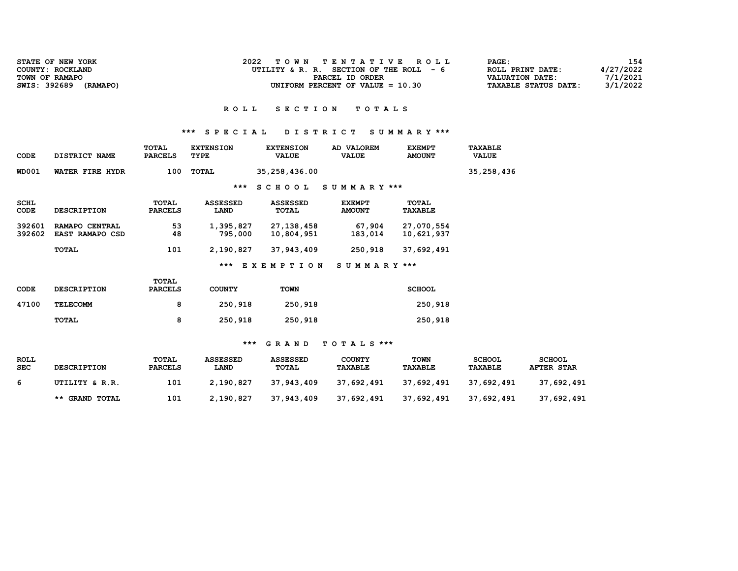STATE OF NEW YORK
COUNTY: ROCKLAND
TOWN OF RAMAPO
SWIS: 392689 (RAMAPO)

2022 TOWN TENTATIVE ROLL
UTILITY & R. R. SECTION OF THE ROLL - 6
PARCEL ID ORDER
UNIFORM PERCENT OF VALUE = 10.30

PAGE: 154
ROLL PRINT DATE: 4/27/2022
VALUATION DATE: 7/1/2021
TAXABLE STATUS DATE: 3/1/2022

## ROLL SECTION TOTALS

### *** SPECIAL DISTRICT SUMMARY ***

| CODE | DISTRICT NAME | TOTAL PARCELS | EXTENSION TYPE | EXTENSION VALUE | AD VALOREM VALUE | EXEMPT AMOUNT | TAXABLE VALUE |
|---|---|---|---|---|---|---|---|
| WD001 | WATER FIRE HYDR | 100 | TOTAL | 35,258,436.00 | | | 35,258,436 |

### *** SCHOOL SUMMARY ***

| SCHL CODE | DESCRIPTION | TOTAL PARCELS | ASSESSED LAND | ASSESSED TOTAL | EXEMPT AMOUNT | TOTAL TAXABLE |
|---|---|---|---|---|---|---|
| 392601 | RAMAPO CENTRAL | 53 | 1,395,827 | 27,138,458 | 67,904 | 27,070,554 |
| 392602 | EAST RAMAPO CSD | 48 | 795,000 | 10,804,951 | 183,014 | 10,621,937 |
| | TOTAL | 101 | 2,190,827 | 37,943,409 | 250,918 | 37,692,491 |

### *** EXEMPTION SUMMARY ***

| CODE | DESCRIPTION | TOTAL PARCELS | COUNTY | TOWN | SCHOOL |
|---|---|---|---|---|---|
| 47100 | TELECOMM | 8 | 250,918 | 250,918 | 250,918 |
| | TOTAL | 8 | 250,918 | 250,918 | 250,918 |

### *** GRAND TOTALS ***

| ROLL SEC | DESCRIPTION | TOTAL PARCELS | ASSESSED LAND | ASSESSED TOTAL | COUNTY TAXABLE | TOWN TAXABLE | SCHOOL TAXABLE | SCHOOL AFTER STAR |
|---|---|---|---|---|---|---|---|---|
| 6 | UTILITY & R.R. | 101 | 2,190,827 | 37,943,409 | 37,692,491 | 37,692,491 | 37,692,491 | 37,692,491 |
| | ** GRAND TOTAL | 101 | 2,190,827 | 37,943,409 | 37,692,491 | 37,692,491 | 37,692,491 | 37,692,491 |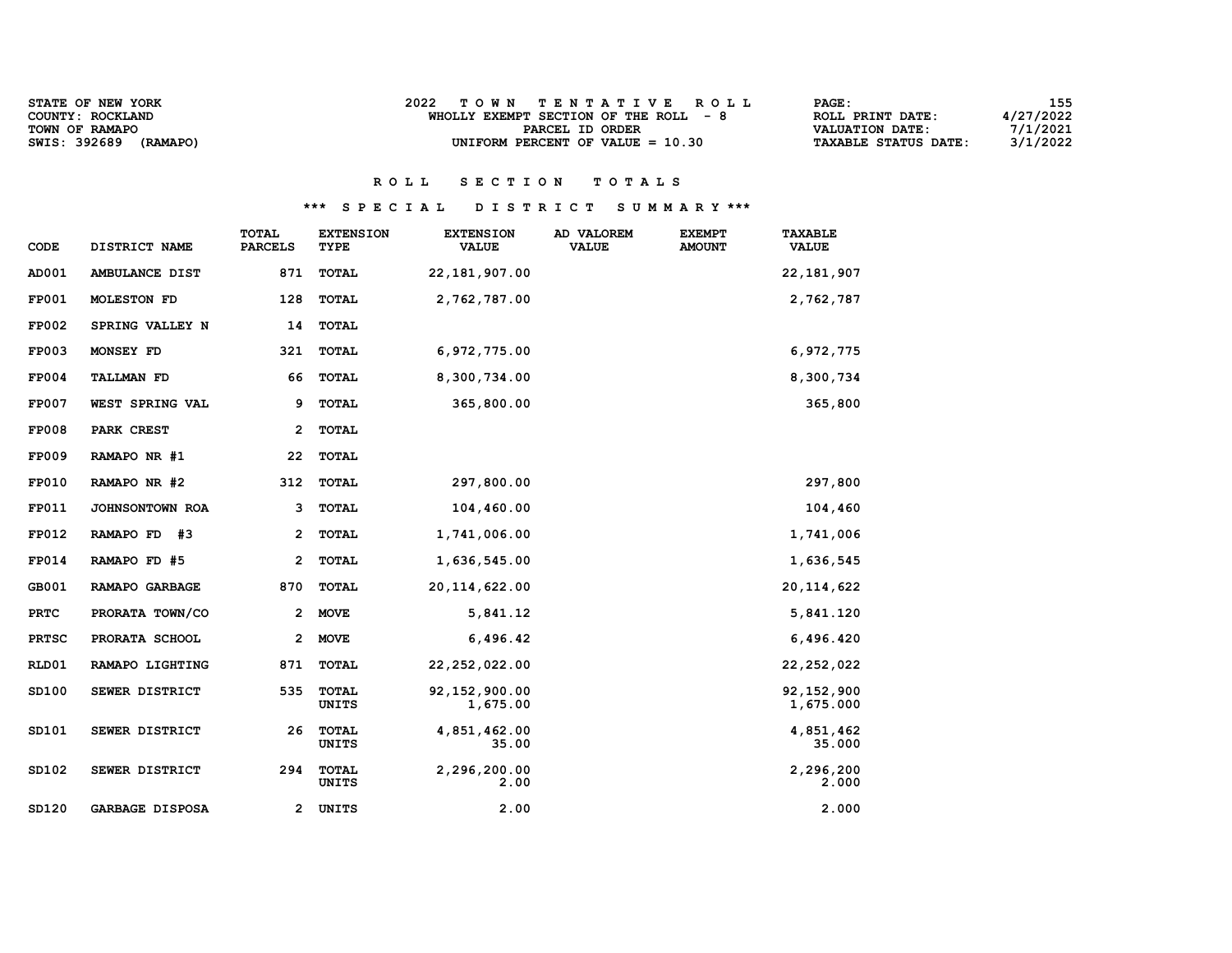STATE OF NEW YORK
COUNTY: ROCKLAND
TOWN OF RAMAPO
SWIS: 392689 (RAMAPO)

2022 TOWN TENTATIVE ROLL
WHOLLY EXEMPT SECTION OF THE ROLL - 8
PARCEL ID ORDER
UNIFORM PERCENT OF VALUE = 10.30

ROLL PRINT DATE: 4/27/2022
VALUATION DATE: 7/1/2021
TAXABLE STATUS DATE: 3/1/2022

## ROLL SECTION TOTALS

### \*\*\* SPECIAL DISTRICT SUMMARY \*\*\*

| CODE | DISTRICT NAME | TOTAL PARCELS | EXTENSION TYPE | EXTENSION VALUE | AD VALOREM VALUE | EXEMPT AMOUNT | TAXABLE VALUE |
|---|---|---|---|---|---|---|---|
| AD001 | AMBULANCE DIST | 871 | TOTAL | 22,181,907.00 | | | 22,181,907 |
| FP001 | MOLESTON FD | 128 | TOTAL | 2,762,787.00 | | | 2,762,787 |
| FP002 | SPRING VALLEY N | 14 | TOTAL | | | | |
| FP003 | MONSEY FD | 321 | TOTAL | 6,972,775.00 | | | 6,972,775 |
| FP004 | TALLMAN FD | 66 | TOTAL | 8,300,734.00 | | | 8,300,734 |
| FP007 | WEST SPRING VAL | 9 | TOTAL | 365,800.00 | | | 365,800 |
| FP008 | PARK CREST | 2 | TOTAL | | | | |
| FP009 | RAMAPO NR #1 | 22 | TOTAL | | | | |
| FP010 | RAMAPO NR #2 | 312 | TOTAL | 297,800.00 | | | 297,800 |
| FP011 | JOHNSONTOWN ROA | 3 | TOTAL | 104,460.00 | | | 104,460 |
| FP012 | RAMAPO FD #3 | 2 | TOTAL | 1,741,006.00 | | | 1,741,006 |
| FP014 | RAMAPO FD #5 | 2 | TOTAL | 1,636,545.00 | | | 1,636,545 |
| GB001 | RAMAPO GARBAGE | 870 | TOTAL | 20,114,622.00 | | | 20,114,622 |
| PRTC | PRORATA TOWN/CO | 2 | MOVE | 5,841.12 | | | 5,841.120 |
| PRTSC | PRORATA SCHOOL | 2 | MOVE | 6,496.42 | | | 6,496.420 |
| RLD01 | RAMAPO LIGHTING | 871 | TOTAL | 22,252,022.00 | | | 22,252,022 |
| SD100 | SEWER DISTRICT | 535 | TOTAL | 92,152,900.00 | | | 92,152,900 |
| | | | UNITS | 1,675.00 | | | 1,675.000 |
| SD101 | SEWER DISTRICT | 26 | TOTAL | 4,851,462.00 | | | 4,851,462 |
| | | | UNITS | 35.00 | | | 35.000 |
| SD102 | SEWER DISTRICT | 294 | TOTAL | 2,296,200.00 | | | 2,296,200 |
| | | | UNITS | 2.00 | | | 2.000 |
| SD120 | GARBAGE DISPOSA | 2 | UNITS | 2.00 | | | 2.000 |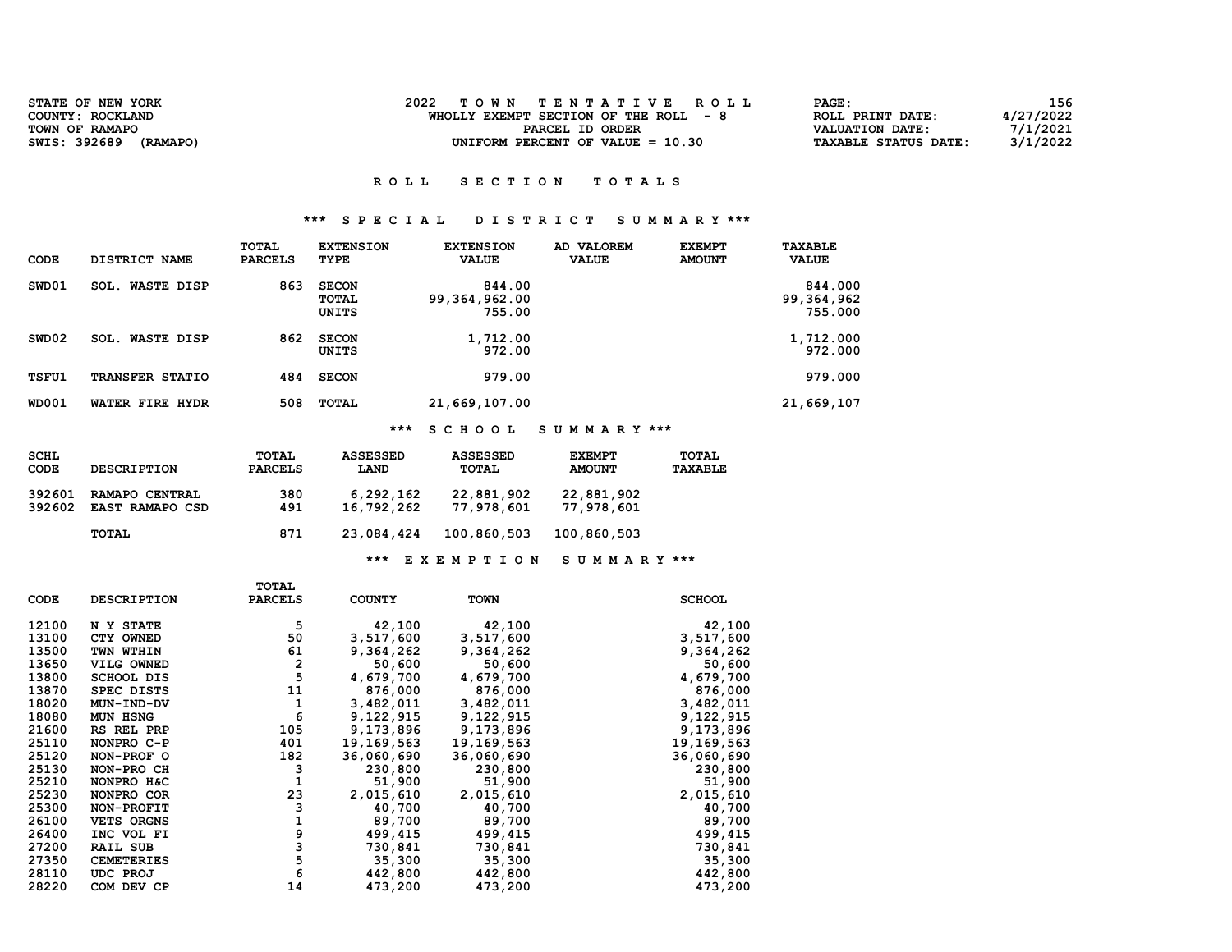STATE OF NEW YORK
COUNTY: ROCKLAND
TOWN OF RAMAPO
SWIS: 392689 (RAMAPO)

2022 TOWN TENTATIVE ROLL
WHOLLY EXEMPT SECTION OF THE ROLL - 8
PARCEL ID ORDER
UNIFORM PERCENT OF VALUE = 10.30

PAGE: 156
ROLL PRINT DATE: 4/27/2022
VALUATION DATE: 7/1/2021
TAXABLE STATUS DATE: 3/1/2022

# ROLL SECTION TOTALS

## *** SPECIAL DISTRICT SUMMARY ***

| CODE | DISTRICT NAME | TOTAL PARCELS | EXTENSION TYPE | EXTENSION VALUE | AD VALOREM VALUE | EXEMPT AMOUNT | TAXABLE VALUE |
|---|---|---|---|---|---|---|---|
| SWD01 | SOL. WASTE DISP | 863 | SECON | 844.00 | | | 844.000 |
| | | | TOTAL | 99,364,962.00 | | | 99,364,962 |
| | | | UNITS | 755.00 | | | 755.000 |
| SWD02 | SOL. WASTE DISP | 862 | SECON | 1,712.00 | | | 1,712.000 |
| | | | UNITS | 972.00 | | | 972.000 |
| TSFU1 | TRANSFER STATIO | 484 | SECON | 979.00 | | | 979.000 |
| WD001 | WATER FIRE HYDR | 508 | TOTAL | 21,669,107.00 | | | 21,669,107 |

## *** SCHOOL SUMMARY ***

| SCHL CODE | DESCRIPTION | TOTAL PARCELS | ASSESSED LAND | ASSESSED TOTAL | EXEMPT AMOUNT | TOTAL TAXABLE |
|---|---|---|---|---|---|---|
| 392601 | RAMAPO CENTRAL | 380 | 6,292,162 | 22,881,902 | 22,881,902 | |
| 392602 | EAST RAMAPO CSD | 491 | 16,792,262 | 77,978,601 | 77,978,601 | |
| | TOTAL | 871 | 23,084,424 | 100,860,503 | 100,860,503 | |

## *** EXEMPTION SUMMARY ***

| CODE | DESCRIPTION | TOTAL PARCELS | COUNTY | TOWN | SCHOOL |
|---|---|---|---|---|---|
| 12100 | N Y STATE | 5 | 42,100 | 42,100 | 42,100 |
| 13100 | CTY OWNED | 50 | 3,517,600 | 3,517,600 | 3,517,600 |
| 13500 | TWN WTHIN | 61 | 9,364,262 | 9,364,262 | 9,364,262 |
| 13650 | VILG OWNED | 2 | 50,600 | 50,600 | 50,600 |
| 13800 | SCHOOL DIS | 5 | 4,679,700 | 4,679,700 | 4,679,700 |
| 13870 | SPEC DISTS | 11 | 876,000 | 876,000 | 876,000 |
| 18020 | MUN-IND-DV | 1 | 3,482,011 | 3,482,011 | 3,482,011 |
| 18080 | MUN HSNG | 6 | 9,122,915 | 9,122,915 | 9,122,915 |
| 21600 | RS REL PRP | 105 | 9,173,896 | 9,173,896 | 9,173,896 |
| 25110 | NONPRO C-P | 401 | 19,169,563 | 19,169,563 | 19,169,563 |
| 25120 | NON-PROF O | 182 | 36,060,690 | 36,060,690 | 36,060,690 |
| 25130 | NON-PRO CH | 3 | 230,800 | 230,800 | 230,800 |
| 25210 | NONPRO H&C | 1 | 51,900 | 51,900 | 51,900 |
| 25230 | NONPRO COR | 23 | 2,015,610 | 2,015,610 | 2,015,610 |
| 25300 | NON-PROFIT | 3 | 40,700 | 40,700 | 40,700 |
| 26100 | VETS ORGNS | 1 | 89,700 | 89,700 | 89,700 |
| 26400 | INC VOL FI | 9 | 499,415 | 499,415 | 499,415 |
| 27200 | RAIL SUB | 3 | 730,841 | 730,841 | 730,841 |
| 27350 | CEMETERIES | 5 | 35,300 | 35,300 | 35,300 |
| 28110 | UDC PROJ | 6 | 442,800 | 442,800 | 442,800 |
| 28220 | COM DEV CP | 14 | 473,200 | 473,200 | 473,200 |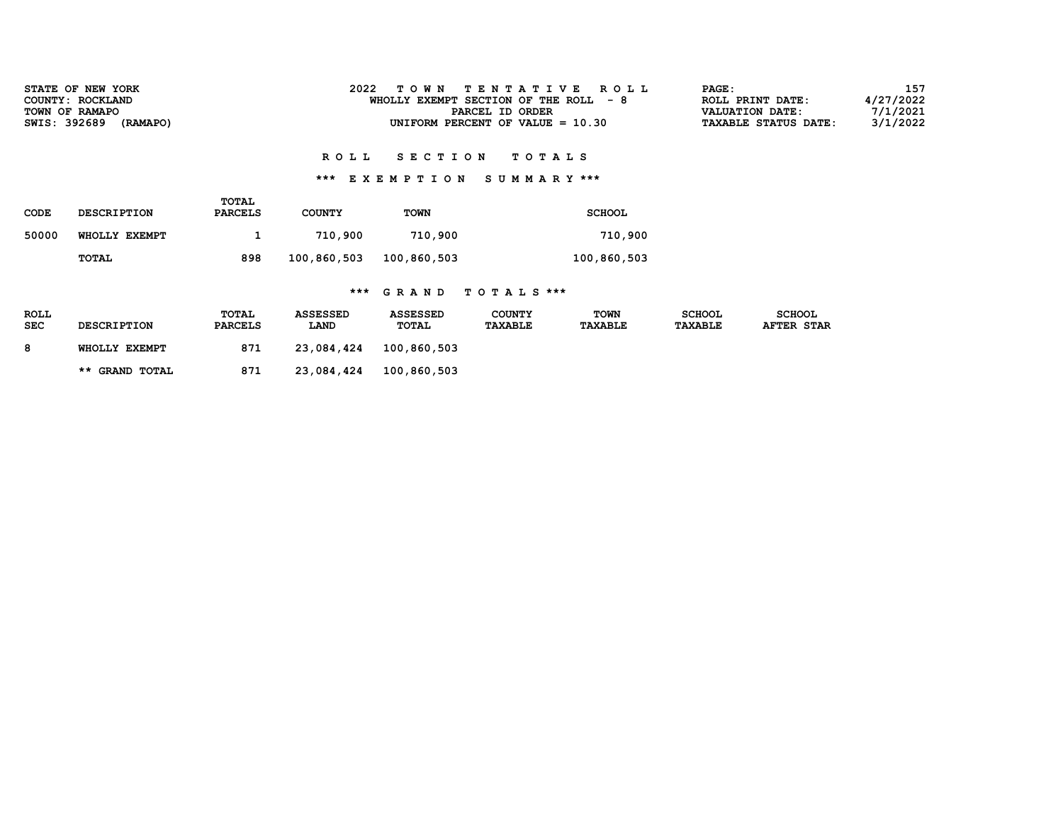STATE OF NEW YORK
COUNTY: ROCKLAND
TOWN OF RAMAPO
SWIS: 392689 (RAMAPO)

2022 T O W N T E N T A T I V E R O L L
WHOLLY EXEMPT SECTION OF THE ROLL - 8
PARCEL ID ORDER
UNIFORM PERCENT OF VALUE = 10.30

ROLL PRINT DATE: 4/27/2022
VALUATION DATE: 7/1/2021
TAXABLE STATUS DATE: 3/1/2022

## R O L L S E C T I O N T O T A L S

### \*\*\* E X E M P T I O N S U M M A R Y \*\*\*

| CODE | DESCRIPTION | TOTAL PARCELS | COUNTY | TOWN | SCHOOL |
|---|---|---|---|---|---|
| 50000 | WHOLLY EXEMPT | 1 | 710,900 | 710,900 | 710,900 |
| | TOTAL | 898 | 100,860,503 | 100,860,503 | 100,860,503 |

### \*\*\* G R A N D T O T A L S \*\*\*

| ROLL SEC | DESCRIPTION | TOTAL PARCELS | ASSESSED LAND | ASSESSED TOTAL | COUNTY TAXABLE | TOWN TAXABLE | SCHOOL TAXABLE | SCHOOL AFTER STAR |
|---|---|---|---|---|---|---|---|---|
| 8 | WHOLLY EXEMPT | 871 | 23,084,424 | 100,860,503 | | | | |
| | ** GRAND TOTAL | 871 | 23,084,424 | 100,860,503 | | | | |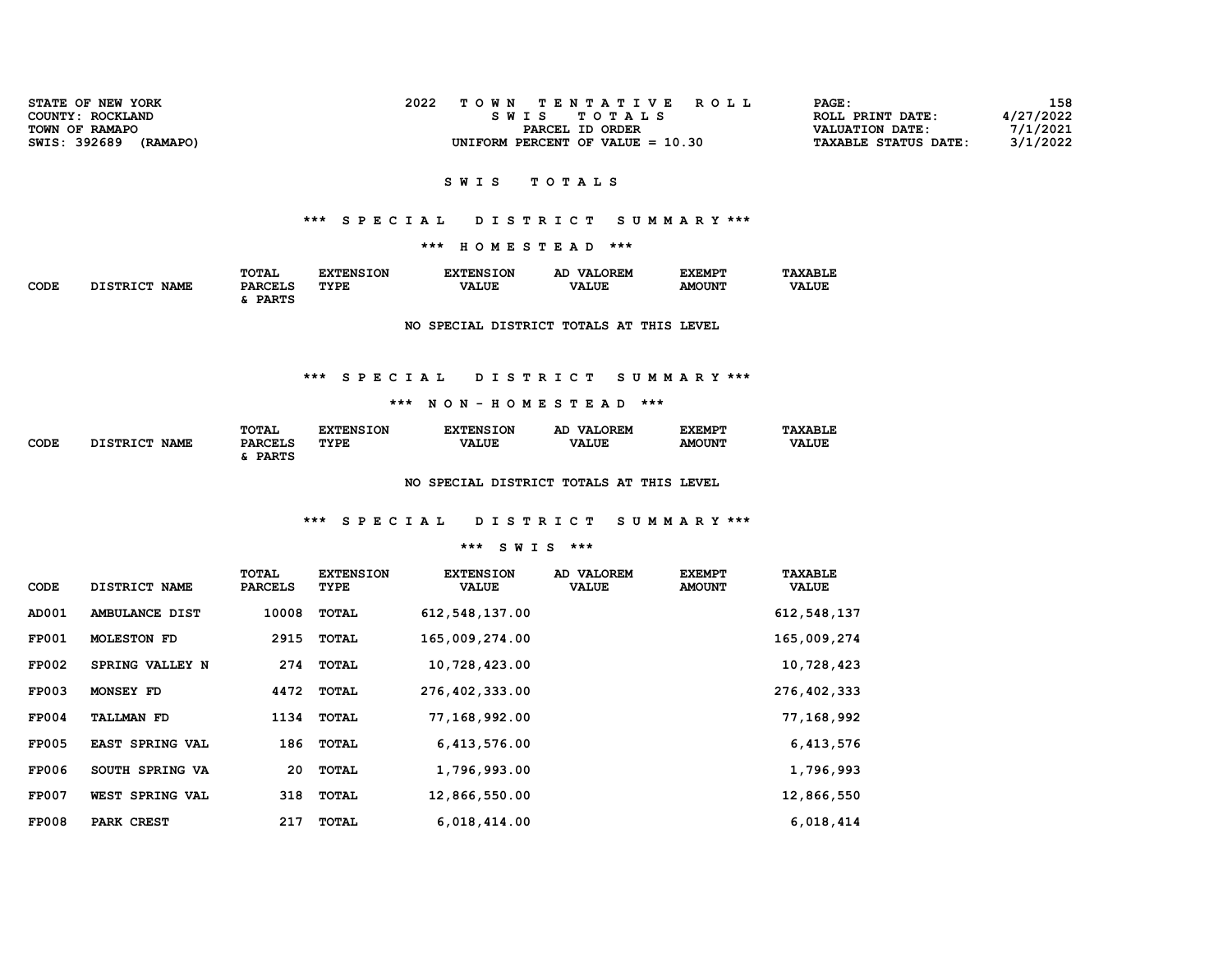STATE OF NEW YORK
COUNTY: ROCKLAND
TOWN OF RAMAPO
SWIS: 392689 (RAMAPO)

2022 TOWN TENTATIVE ROLL
SWIS TOTALS
PARCEL ID ORDER
UNIFORM PERCENT OF VALUE = 10.30

ROLL PRINT DATE: 4/27/2022
VALUATION DATE: 7/1/2021
TAXABLE STATUS DATE: 3/1/2022

# SWIS TOTALS

## *** SPECIAL DISTRICT SUMMARY ***

### *** HOMESTEAD ***

| CODE | DISTRICT NAME | TOTAL PARCELS & PARTS | EXTENSION TYPE | EXTENSION VALUE | AD VALOREM VALUE | EXEMPT AMOUNT | TAXABLE VALUE |
|---|---|---|---|---|---|---|---|

NO SPECIAL DISTRICT TOTALS AT THIS LEVEL

## *** SPECIAL DISTRICT SUMMARY ***

### *** NON-HOMESTEAD ***

| CODE | DISTRICT NAME | TOTAL PARCELS & PARTS | EXTENSION TYPE | EXTENSION VALUE | AD VALOREM VALUE | EXEMPT AMOUNT | TAXABLE VALUE |
|---|---|---|---|---|---|---|---|

NO SPECIAL DISTRICT TOTALS AT THIS LEVEL

## *** SPECIAL DISTRICT SUMMARY ***

### *** SWIS ***

| CODE | DISTRICT NAME | TOTAL PARCELS | EXTENSION TYPE | EXTENSION VALUE | AD VALOREM VALUE | EXEMPT AMOUNT | TAXABLE VALUE |
|---|---|---|---|---|---|---|---|
| AD001 | AMBULANCE DIST | 10008 | TOTAL | 612,548,137.00 | | | 612,548,137 |
| FP001 | MOLESTON FD | 2915 | TOTAL | 165,009,274.00 | | | 165,009,274 |
| FP002 | SPRING VALLEY N | 274 | TOTAL | 10,728,423.00 | | | 10,728,423 |
| FP003 | MONSEY FD | 4472 | TOTAL | 276,402,333.00 | | | 276,402,333 |
| FP004 | TALLMAN FD | 1134 | TOTAL | 77,168,992.00 | | | 77,168,992 |
| FP005 | EAST SPRING VAL | 186 | TOTAL | 6,413,576.00 | | | 6,413,576 |
| FP006 | SOUTH SPRING VA | 20 | TOTAL | 1,796,993.00 | | | 1,796,993 |
| FP007 | WEST SPRING VAL | 318 | TOTAL | 12,866,550.00 | | | 12,866,550 |
| FP008 | PARK CREST | 217 | TOTAL | 6,018,414.00 | | | 6,018,414 |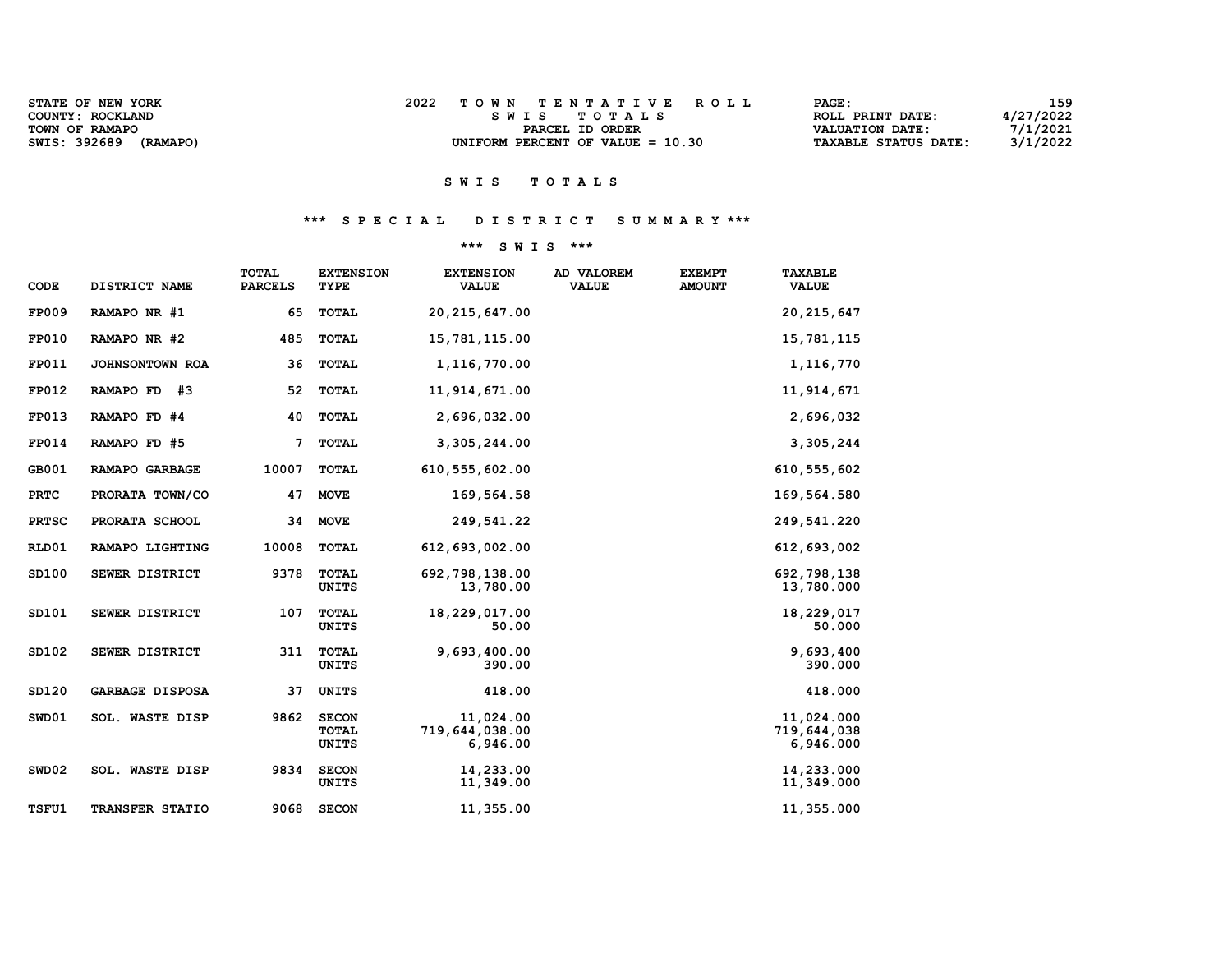STATE OF NEW YORK
COUNTY: ROCKLAND
TOWN OF RAMAPO
SWIS: 392689 (RAMAPO)

2022 TOWN TENTATIVE ROLL
SWIS TOTALS
PARCEL ID ORDER
UNIFORM PERCENT OF VALUE = 10.30

ROLL PRINT DATE: 4/27/2022
VALUATION DATE: 7/1/2021
TAXABLE STATUS DATE: 3/1/2022

# SWIS TOTALS

## *** SPECIAL DISTRICT SUMMARY ***

### *** SWIS ***

| CODE | DISTRICT NAME | TOTAL PARCELS | EXTENSION TYPE | EXTENSION VALUE | AD VALOREM VALUE | EXEMPT AMOUNT | TAXABLE VALUE |
|---|---|---|---|---|---|---|---|
| FP009 | RAMAPO NR #1 | 65 | TOTAL | 20,215,647.00 | | | 20,215,647 |
| FP010 | RAMAPO NR #2 | 485 | TOTAL | 15,781,115.00 | | | 15,781,115 |
| FP011 | JOHNSONTOWN ROA | 36 | TOTAL | 1,116,770.00 | | | 1,116,770 |
| FP012 | RAMAPO FD #3 | 52 | TOTAL | 11,914,671.00 | | | 11,914,671 |
| FP013 | RAMAPO FD #4 | 40 | TOTAL | 2,696,032.00 | | | 2,696,032 |
| FP014 | RAMAPO FD #5 | 7 | TOTAL | 3,305,244.00 | | | 3,305,244 |
| GB001 | RAMAPO GARBAGE | 10007 | TOTAL | 610,555,602.00 | | | 610,555,602 |
| PRTC | PRORATA TOWN/CO | 47 | MOVE | 169,564.58 | | | 169,564.580 |
| PRTSC | PRORATA SCHOOL | 34 | MOVE | 249,541.22 | | | 249,541.220 |
| RLD01 | RAMAPO LIGHTING | 10008 | TOTAL | 612,693,002.00 | | | 612,693,002 |
| SD100 | SEWER DISTRICT | 9378 | TOTAL | 692,798,138.00 | | | 692,798,138 |
| | | | UNITS | 13,780.00 | | | 13,780.000 |
| SD101 | SEWER DISTRICT | 107 | TOTAL | 18,229,017.00 | | | 18,229,017 |
| | | | UNITS | 50.00 | | | 50.000 |
| SD102 | SEWER DISTRICT | 311 | TOTAL | 9,693,400.00 | | | 9,693,400 |
| | | | UNITS | 390.00 | | | 390.000 |
| SD120 | GARBAGE DISPOSA | 37 | UNITS | 418.00 | | | 418.000 |
| SWD01 | SOL. WASTE DISP | 9862 | SECON | 11,024.00 | | | 11,024.000 |
| | | | TOTAL | 719,644,038.00 | | | 719,644,038 |
| | | | UNITS | 6,946.00 | | | 6,946.000 |
| SWD02 | SOL. WASTE DISP | 9834 | SECON | 14,233.00 | | | 14,233.000 |
| | | | UNITS | 11,349.00 | | | 11,349.000 |
| TSFU1 | TRANSFER STATIO | 9068 | SECON | 11,355.00 | | | 11,355.000 |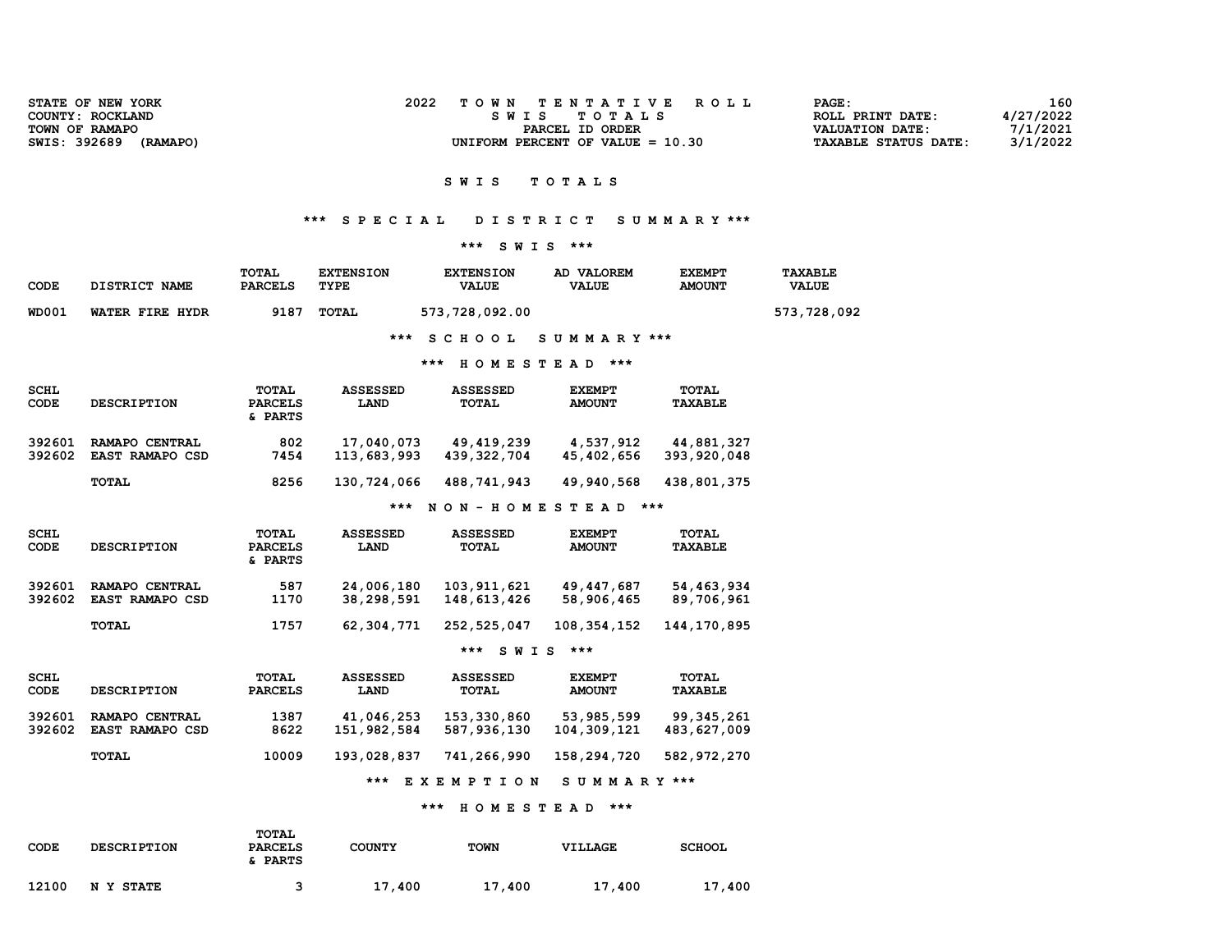STATE OF NEW YORK | 2022 TOWN TENTATIVE ROLL | PAGE: 160
COUNTY: ROCKLAND | SWIS TOTALS | ROLL PRINT DATE: 4/27/2022
TOWN OF RAMAPO | PARCEL ID ORDER | VALUATION DATE: 7/1/2021
SWIS: 392689 (RAMAPO) | UNIFORM PERCENT OF VALUE = 10.30 | TAXABLE STATUS DATE: 3/1/2022

# SWIS TOTALS

## *** SPECIAL DISTRICT SUMMARY ***

### *** SWIS ***

| CODE | DISTRICT NAME | TOTAL PARCELS | EXTENSION TYPE | EXTENSION VALUE | AD VALOREM VALUE | EXEMPT AMOUNT | TAXABLE VALUE |
|---|---|---|---|---|---|---|---|
| WD001 | WATER FIRE HYDR | 9187 | TOTAL | 573,728,092.00 | | | 573,728,092 |

## *** SCHOOL SUMMARY ***

### *** HOMESTEAD ***

| SCHL CODE | DESCRIPTION | TOTAL PARCELS & PARTS | ASSESSED LAND | ASSESSED TOTAL | EXEMPT AMOUNT | TOTAL TAXABLE |
|---|---|---|---|---|---|---|
| 392601 | RAMAPO CENTRAL | 802 | 17,040,073 | 49,419,239 | 4,537,912 | 44,881,327 |
| 392602 | EAST RAMAPO CSD | 7454 | 113,683,993 | 439,322,704 | 45,402,656 | 393,920,048 |
| | TOTAL | 8256 | 130,724,066 | 488,741,943 | 49,940,568 | 438,801,375 |

### *** NON-HOMESTEAD ***

| SCHL CODE | DESCRIPTION | TOTAL PARCELS & PARTS | ASSESSED LAND | ASSESSED TOTAL | EXEMPT AMOUNT | TOTAL TAXABLE |
|---|---|---|---|---|---|---|
| 392601 | RAMAPO CENTRAL | 587 | 24,006,180 | 103,911,621 | 49,447,687 | 54,463,934 |
| 392602 | EAST RAMAPO CSD | 1170 | 38,298,591 | 148,613,426 | 58,906,465 | 89,706,961 |
| | TOTAL | 1757 | 62,304,771 | 252,525,047 | 108,354,152 | 144,170,895 |

### *** SWIS ***

| SCHL CODE | DESCRIPTION | TOTAL PARCELS | ASSESSED LAND | ASSESSED TOTAL | EXEMPT AMOUNT | TOTAL TAXABLE |
|---|---|---|---|---|---|---|
| 392601 | RAMAPO CENTRAL | 1387 | 41,046,253 | 153,330,860 | 53,985,599 | 99,345,261 |
| 392602 | EAST RAMAPO CSD | 8622 | 151,982,584 | 587,936,130 | 104,309,121 | 483,627,009 |
| | TOTAL | 10009 | 193,028,837 | 741,266,990 | 158,294,720 | 582,972,270 |

## *** EXEMPTION SUMMARY ***

### *** HOMESTEAD ***

| CODE | DESCRIPTION | TOTAL PARCELS & PARTS | COUNTY | TOWN | VILLAGE | SCHOOL |
|---|---|---|---|---|---|---|
| 12100 | N Y STATE | 3 | 17,400 | 17,400 | 17,400 | 17,400 |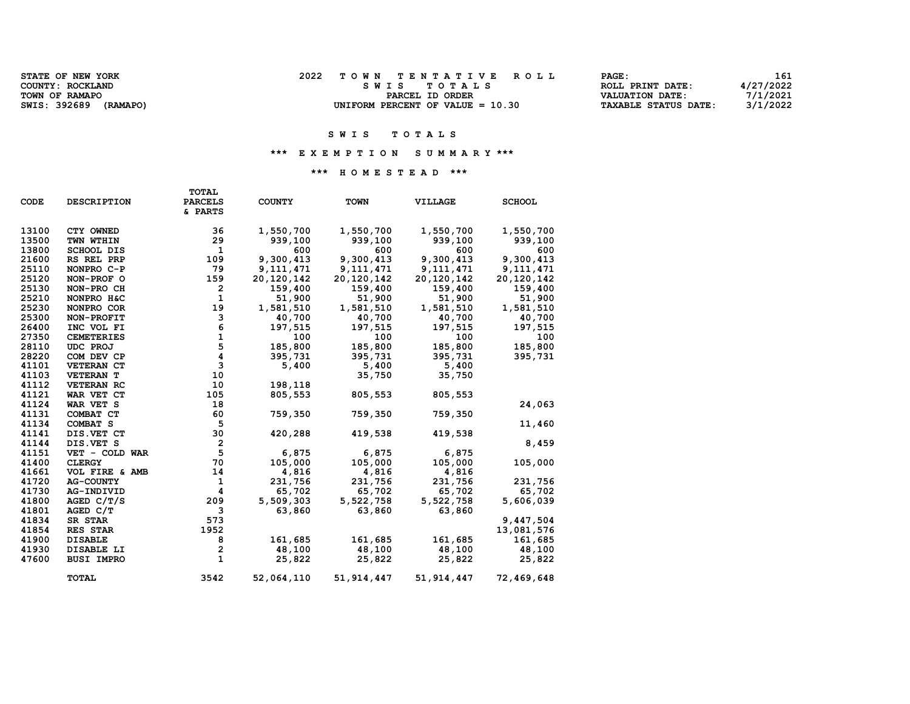STATE OF NEW YORK
COUNTY: ROCKLAND
TOWN OF RAMAPO
SWIS: 392689 (RAMAPO)

2022 TOWN TENTATIVE ROLL
SWIS TOTALS
PARCEL ID ORDER
UNIFORM PERCENT OF VALUE = 10.30

PAGE: 161
ROLL PRINT DATE: 4/27/2022
VALUATION DATE: 7/1/2021
TAXABLE STATUS DATE: 3/1/2022

## SWIS TOTALS

### *** EXEMPTION SUMMARY ***

### *** HOMESTEAD ***

| CODE | DESCRIPTION | TOTAL PARCELS & PARTS | COUNTY | TOWN | VILLAGE | SCHOOL |
|---|---|---|---|---|---|---|
| 13100 | CTY OWNED | 36 | 1,550,700 | 1,550,700 | 1,550,700 | 1,550,700 |
| 13500 | TWN WTHIN | 29 | 939,100 | 939,100 | 939,100 | 939,100 |
| 13800 | SCHOOL DIS | 1 | 600 | 600 | 600 | 600 |
| 21600 | RS REL PRP | 109 | 9,300,413 | 9,300,413 | 9,300,413 | 9,300,413 |
| 25110 | NONPRO C-P | 79 | 9,111,471 | 9,111,471 | 9,111,471 | 9,111,471 |
| 25120 | NON-PROF O | 159 | 20,120,142 | 20,120,142 | 20,120,142 | 20,120,142 |
| 25130 | NON-PRO CH | 2 | 159,400 | 159,400 | 159,400 | 159,400 |
| 25210 | NONPRO H&C | 1 | 51,900 | 51,900 | 51,900 | 51,900 |
| 25230 | NONPRO COR | 19 | 1,581,510 | 1,581,510 | 1,581,510 | 1,581,510 |
| 25300 | NON-PROFIT | 3 | 40,700 | 40,700 | 40,700 | 40,700 |
| 26400 | INC VOL FI | 6 | 197,515 | 197,515 | 197,515 | 197,515 |
| 27350 | CEMETERIES | 1 | 100 | 100 | 100 | 100 |
| 28110 | UDC PROJ | 5 | 185,800 | 185,800 | 185,800 | 185,800 |
| 28220 | COM DEV CP | 4 | 395,731 | 395,731 | 395,731 | 395,731 |
| 41101 | VETERAN CT | 3 | 5,400 | 5,400 | 5,400 | |
| 41103 | VETERAN T | 10 | | 35,750 | 35,750 | |
| 41112 | VETERAN RC | 10 | 198,118 | | | |
| 41121 | WAR VET CT | 105 | 805,553 | 805,553 | 805,553 | |
| 41124 | WAR VET S | 18 | | | | 24,063 |
| 41131 | COMBAT CT | 60 | 759,350 | 759,350 | 759,350 | |
| 41134 | COMBAT S | 5 | | | | 11,460 |
| 41141 | DIS.VET CT | 30 | 420,288 | 419,538 | 419,538 | |
| 41144 | DIS.VET S | 2 | | | | 8,459 |
| 41151 | VET - COLD WAR | 5 | 6,875 | 6,875 | 6,875 | |
| 41400 | CLERGY | 70 | 105,000 | 105,000 | 105,000 | 105,000 |
| 41661 | VOL FIRE & AMB | 14 | 4,816 | 4,816 | 4,816 | |
| 41720 | AG-COUNTY | 1 | 231,756 | 231,756 | 231,756 | 231,756 |
| 41730 | AG-INDIVID | 4 | 65,702 | 65,702 | 65,702 | 65,702 |
| 41800 | AGED C/T/S | 209 | 5,509,303 | 5,522,758 | 5,522,758 | 5,606,039 |
| 41801 | AGED C/T | 3 | 63,860 | 63,860 | 63,860 | |
| 41834 | SR STAR | 573 | | | | 9,447,504 |
| 41854 | RES STAR | 1952 | | | | 13,081,576 |
| 41900 | DISABLE | 8 | 161,685 | 161,685 | 161,685 | 161,685 |
| 41930 | DISABLE LI | 2 | 48,100 | 48,100 | 48,100 | 48,100 |
| 47600 | BUSI IMPRO | 1 | 25,822 | 25,822 | 25,822 | 25,822 |
| | TOTAL | 3542 | 52,064,110 | 51,914,447 | 51,914,447 | 72,469,648 |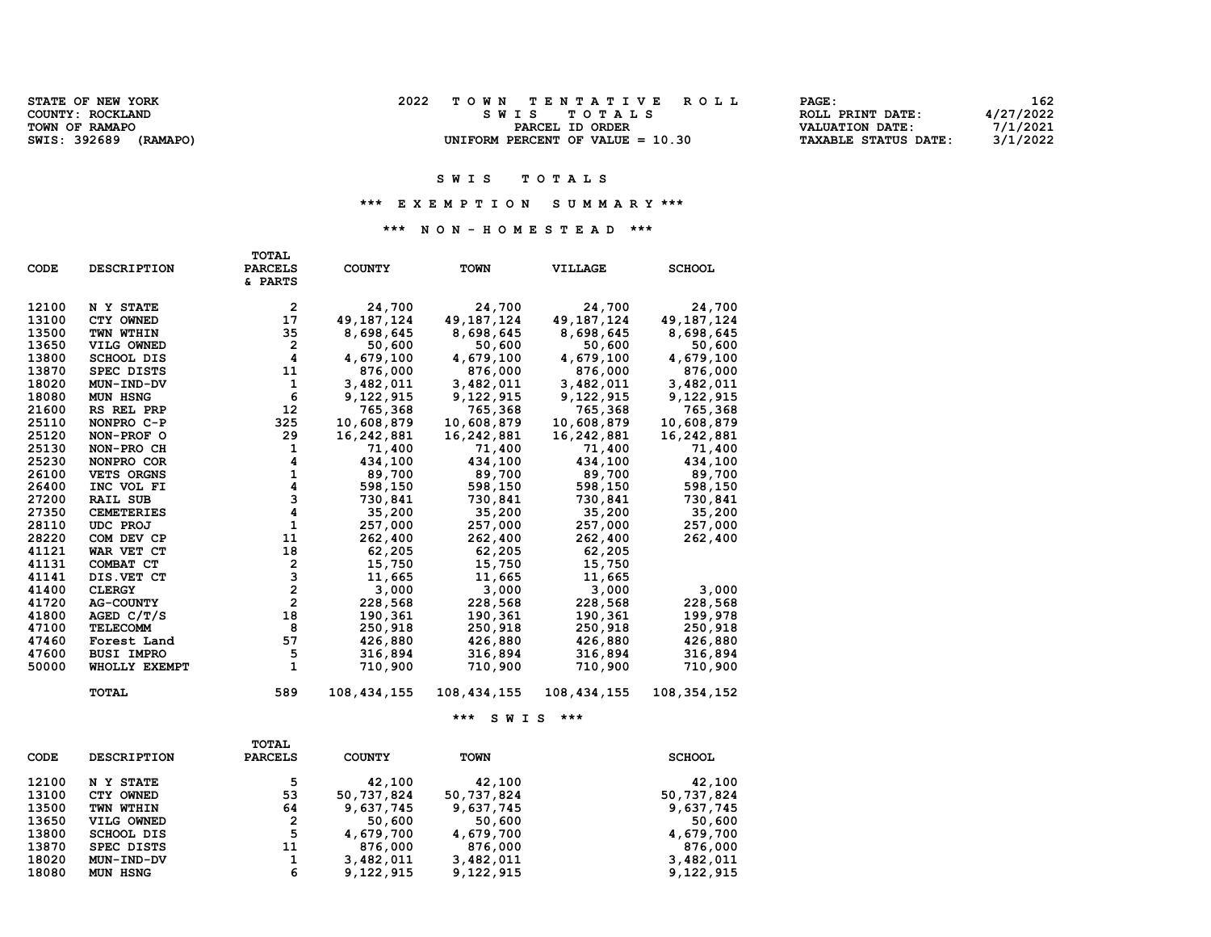STATE OF NEW YORK
COUNTY: ROCKLAND
TOWN OF RAMAPO
SWIS: 392689 (RAMAPO)

2022 TOWN TENTATIVE ROLL
SWIS TOTALS
PARCEL ID ORDER
UNIFORM PERCENT OF VALUE = 10.30

ROLL PRINT DATE: 4/27/2022
VALUATION DATE: 7/1/2021
TAXABLE STATUS DATE: 3/1/2022

## S W I S   T O T A L S

### \*\*\* E X E M P T I O N   S U M M A R Y \*\*\*

### \*\*\* N O N - H O M E S T E A D \*\*\*

| CODE | DESCRIPTION | TOTAL PARCELS & PARTS | COUNTY | TOWN | VILLAGE | SCHOOL |
|---|---|---|---|---|---|---|
| 12100 | N Y STATE | 2 | 24,700 | 24,700 | 24,700 | 24,700 |
| 13100 | CTY OWNED | 17 | 49,187,124 | 49,187,124 | 49,187,124 | 49,187,124 |
| 13500 | TWN WTHIN | 35 | 8,698,645 | 8,698,645 | 8,698,645 | 8,698,645 |
| 13650 | VILG OWNED | 2 | 50,600 | 50,600 | 50,600 | 50,600 |
| 13800 | SCHOOL DIS | 4 | 4,679,100 | 4,679,100 | 4,679,100 | 4,679,100 |
| 13870 | SPEC DISTS | 11 | 876,000 | 876,000 | 876,000 | 876,000 |
| 18020 | MUN-IND-DV | 1 | 3,482,011 | 3,482,011 | 3,482,011 | 3,482,011 |
| 18080 | MUN HSNG | 6 | 9,122,915 | 9,122,915 | 9,122,915 | 9,122,915 |
| 21600 | RS REL PRP | 12 | 765,368 | 765,368 | 765,368 | 765,368 |
| 25110 | NONPRO C-P | 325 | 10,608,879 | 10,608,879 | 10,608,879 | 10,608,879 |
| 25120 | NON-PROF O | 29 | 16,242,881 | 16,242,881 | 16,242,881 | 16,242,881 |
| 25130 | NON-PRO CH | 1 | 71,400 | 71,400 | 71,400 | 71,400 |
| 25230 | NONPRO COR | 4 | 434,100 | 434,100 | 434,100 | 434,100 |
| 26100 | VETS ORGNS | 1 | 89,700 | 89,700 | 89,700 | 89,700 |
| 26400 | INC VOL FI | 4 | 598,150 | 598,150 | 598,150 | 598,150 |
| 27200 | RAIL SUB | 3 | 730,841 | 730,841 | 730,841 | 730,841 |
| 27350 | CEMETERIES | 4 | 35,200 | 35,200 | 35,200 | 35,200 |
| 28110 | UDC PROJ | 1 | 257,000 | 257,000 | 257,000 | 257,000 |
| 28220 | COM DEV CP | 11 | 262,400 | 262,400 | 262,400 | 262,400 |
| 41121 | WAR VET CT | 18 | 62,205 | 62,205 | 62,205 | |
| 41131 | COMBAT CT | 2 | 15,750 | 15,750 | 15,750 | |
| 41141 | DIS.VET CT | 3 | 11,665 | 11,665 | 11,665 | |
| 41400 | CLERGY | 2 | 3,000 | 3,000 | 3,000 | 3,000 |
| 41720 | AG-COUNTY | 2 | 228,568 | 228,568 | 228,568 | 228,568 |
| 41800 | AGED C/T/S | 18 | 190,361 | 190,361 | 190,361 | 199,978 |
| 47100 | TELECOMM | 8 | 250,918 | 250,918 | 250,918 | 250,918 |
| 47460 | Forest Land | 57 | 426,880 | 426,880 | 426,880 | 426,880 |
| 47600 | BUSI IMPRO | 5 | 316,894 | 316,894 | 316,894 | 316,894 |
| 50000 | WHOLLY EXEMPT | 1 | 710,900 | 710,900 | 710,900 | 710,900 |
| | TOTAL | 589 | 108,434,155 | 108,434,155 | 108,434,155 | 108,354,152 |

### \*\*\* S W I S \*\*\*

| CODE | DESCRIPTION | TOTAL PARCELS | COUNTY | TOWN | SCHOOL |
|---|---|---|---|---|---|
| 12100 | N Y STATE | 5 | 42,100 | 42,100 | 42,100 |
| 13100 | CTY OWNED | 53 | 50,737,824 | 50,737,824 | 50,737,824 |
| 13500 | TWN WTHIN | 64 | 9,637,745 | 9,637,745 | 9,637,745 |
| 13650 | VILG OWNED | 2 | 50,600 | 50,600 | 50,600 |
| 13800 | SCHOOL DIS | 5 | 4,679,700 | 4,679,700 | 4,679,700 |
| 13870 | SPEC DISTS | 11 | 876,000 | 876,000 | 876,000 |
| 18020 | MUN-IND-DV | 1 | 3,482,011 | 3,482,011 | 3,482,011 |
| 18080 | MUN HSNG | 6 | 9,122,915 | 9,122,915 | 9,122,915 |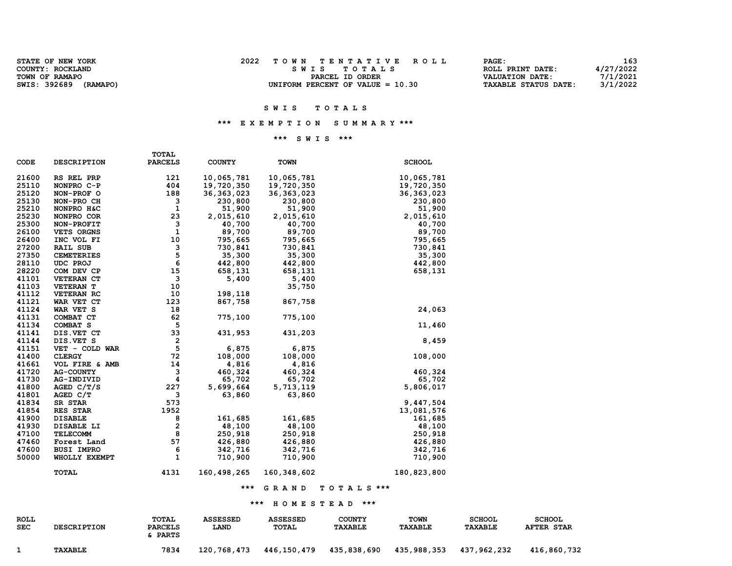## S W I S T O T A L S

### \*\*\* E X E M P T I O N S U M M A R Y \*\*\*

### \*\*\* S W I S \*\*\*

| CODE | DESCRIPTION | TOTAL PARCELS | COUNTY | TOWN | SCHOOL |
|---|---|---|---|---|---|
| 21600 | RS REL PRP | 121 | 10,065,781 | 10,065,781 | 10,065,781 |
| 25110 | NONPRO C-P | 404 | 19,720,350 | 19,720,350 | 19,720,350 |
| 25120 | NON-PROF O | 188 | 36,363,023 | 36,363,023 | 36,363,023 |
| 25130 | NON-PRO CH | 3 | 230,800 | 230,800 | 230,800 |
| 25210 | NONPRO H&C | 1 | 51,900 | 51,900 | 51,900 |
| 25230 | NONPRO COR | 23 | 2,015,610 | 2,015,610 | 2,015,610 |
| 25300 | NON-PROFIT | 3 | 40,700 | 40,700 | 40,700 |
| 26100 | VETS ORGNS | 1 | 89,700 | 89,700 | 89,700 |
| 26400 | INC VOL FI | 10 | 795,665 | 795,665 | 795,665 |
| 27200 | RAIL SUB | 3 | 730,841 | 730,841 | 730,841 |
| 27350 | CEMETERIES | 5 | 35,300 | 35,300 | 35,300 |
| 28110 | UDC PROJ | 6 | 442,800 | 442,800 | 442,800 |
| 28220 | COM DEV CP | 15 | 658,131 | 658,131 | 658,131 |
| 41101 | VETERAN CT | 3 | 5,400 | 5,400 | |
| 41103 | VETERAN T | 10 | | 35,750 | |
| 41112 | VETERAN RC | 10 | 198,118 | | |
| 41121 | WAR VET CT | 123 | 867,758 | 867,758 | |
| 41124 | WAR VET S | 18 | | | 24,063 |
| 41131 | COMBAT CT | 62 | 775,100 | 775,100 | |
| 41134 | COMBAT S | 5 | | | 11,460 |
| 41141 | DIS.VET CT | 33 | 431,953 | 431,203 | |
| 41144 | DIS.VET S | 2 | | | 8,459 |
| 41151 | VET - COLD WAR | 5 | 6,875 | 6,875 | |
| 41400 | CLERGY | 72 | 108,000 | 108,000 | 108,000 |
| 41661 | VOL FIRE & AMB | 14 | 4,816 | 4,816 | |
| 41720 | AG-COUNTY | 3 | 460,324 | 460,324 | 460,324 |
| 41730 | AG-INDIVID | 4 | 65,702 | 65,702 | 65,702 |
| 41800 | AGED C/T/S | 227 | 5,699,664 | 5,713,119 | 5,806,017 |
| 41801 | AGED C/T | 3 | 63,860 | 63,860 | |
| 41834 | SR STAR | 573 | | | 9,447,504 |
| 41854 | RES STAR | 1952 | | | 13,081,576 |
| 41900 | DISABLE | 8 | 161,685 | 161,685 | 161,685 |
| 41930 | DISABLE LI | 2 | 48,100 | 48,100 | 48,100 |
| 47100 | TELECOMM | 8 | 250,918 | 250,918 | 250,918 |
| 47460 | Forest Land | 57 | 426,880 | 426,880 | 426,880 |
| 47600 | BUSI IMPRO | 6 | 342,716 | 342,716 | 342,716 |
| 50000 | WHOLLY EXEMPT | 1 | 710,900 | 710,900 | 710,900 |
| | TOTAL | 4131 | 160,498,265 | 160,348,602 | 180,823,800 |

### \*\*\* G R A N D T O T A L S \*\*\*

### \*\*\* H O M E S T E A D \*\*\*

| ROLL SEC | DESCRIPTION | TOTAL PARCELS & PARTS | ASSESSED LAND | ASSESSED TOTAL | COUNTY TAXABLE | TOWN TAXABLE | SCHOOL TAXABLE | SCHOOL AFTER STAR |
|---|---|---|---|---|---|---|---|---|
| 1 | TAXABLE | 7834 | 120,768,473 | 446,150,479 | 435,838,690 | 435,988,353 | 437,962,232 | 416,860,732 |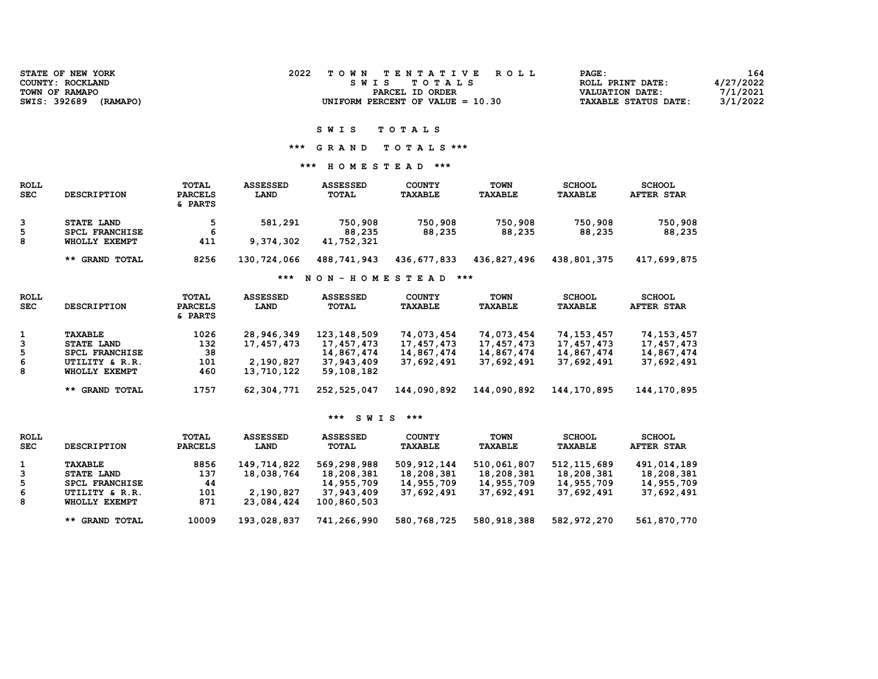STATE OF NEW YORK
COUNTY: ROCKLAND
TOWN OF RAMAPO
SWIS: 392689 (RAMAPO)

2022 TOWN TENTATIVE ROLL
SWIS TOTALS
PARCEL ID ORDER
UNIFORM PERCENT OF VALUE = 10.30

PAGE: 164
ROLL PRINT DATE: 4/27/2022
VALUATION DATE: 7/1/2021
TAXABLE STATUS DATE: 3/1/2022

## SWIS TOTALS

### *** GRAND TOTALS ***

### *** HOMESTEAD ***

| ROLL SEC | DESCRIPTION | TOTAL PARCELS & PARTS | ASSESSED LAND | ASSESSED TOTAL | COUNTY TAXABLE | TOWN TAXABLE | SCHOOL TAXABLE | SCHOOL AFTER STAR |
|---|---|---|---|---|---|---|---|---|
| 3 | STATE LAND | 5 | 581,291 | 750,908 | 750,908 | 750,908 | 750,908 | 750,908 |
| 5 | SPCL FRANCHISE | 6 | | 88,235 | 88,235 | 88,235 | 88,235 | 88,235 |
| 8 | WHOLLY EXEMPT | 411 | 9,374,302 | 41,752,321 | | | | |
| | ** GRAND TOTAL | 8256 | 130,724,066 | 488,741,943 | 436,677,833 | 436,827,496 | 438,801,375 | 417,699,875 |

### *** NON-HOMESTEAD ***

| ROLL SEC | DESCRIPTION | TOTAL PARCELS & PARTS | ASSESSED LAND | ASSESSED TOTAL | COUNTY TAXABLE | TOWN TAXABLE | SCHOOL TAXABLE | SCHOOL AFTER STAR |
|---|---|---|---|---|---|---|---|---|
| 1 | TAXABLE | 1026 | 28,946,349 | 123,148,509 | 74,073,454 | 74,073,454 | 74,153,457 | 74,153,457 |
| 3 | STATE LAND | 132 | 17,457,473 | 17,457,473 | 17,457,473 | 17,457,473 | 17,457,473 | 17,457,473 |
| 5 | SPCL FRANCHISE | 38 | | 14,867,474 | 14,867,474 | 14,867,474 | 14,867,474 | 14,867,474 |
| 6 | UTILITY & R.R. | 101 | 2,190,827 | 37,943,409 | 37,692,491 | 37,692,491 | 37,692,491 | 37,692,491 |
| 8 | WHOLLY EXEMPT | 460 | 13,710,122 | 59,108,182 | | | | |
| | ** GRAND TOTAL | 1757 | 62,304,771 | 252,525,047 | 144,090,892 | 144,090,892 | 144,170,895 | 144,170,895 |

### *** SWIS ***

| ROLL SEC | DESCRIPTION | TOTAL PARCELS | ASSESSED LAND | ASSESSED TOTAL | COUNTY TAXABLE | TOWN TAXABLE | SCHOOL TAXABLE | SCHOOL AFTER STAR |
|---|---|---|---|---|---|---|---|---|
| 1 | TAXABLE | 8856 | 149,714,822 | 569,298,988 | 509,912,144 | 510,061,807 | 512,115,689 | 491,014,189 |
| 3 | STATE LAND | 137 | 18,038,764 | 18,208,381 | 18,208,381 | 18,208,381 | 18,208,381 | 18,208,381 |
| 5 | SPCL FRANCHISE | 44 | | 14,955,709 | 14,955,709 | 14,955,709 | 14,955,709 | 14,955,709 |
| 6 | UTILITY & R.R. | 101 | 2,190,827 | 37,943,409 | 37,692,491 | 37,692,491 | 37,692,491 | 37,692,491 |
| 8 | WHOLLY EXEMPT | 871 | 23,084,424 | 100,860,503 | | | | |
| | ** GRAND TOTAL | 10009 | 193,028,837 | 741,266,990 | 580,768,725 | 580,918,388 | 582,972,270 | 561,870,770 |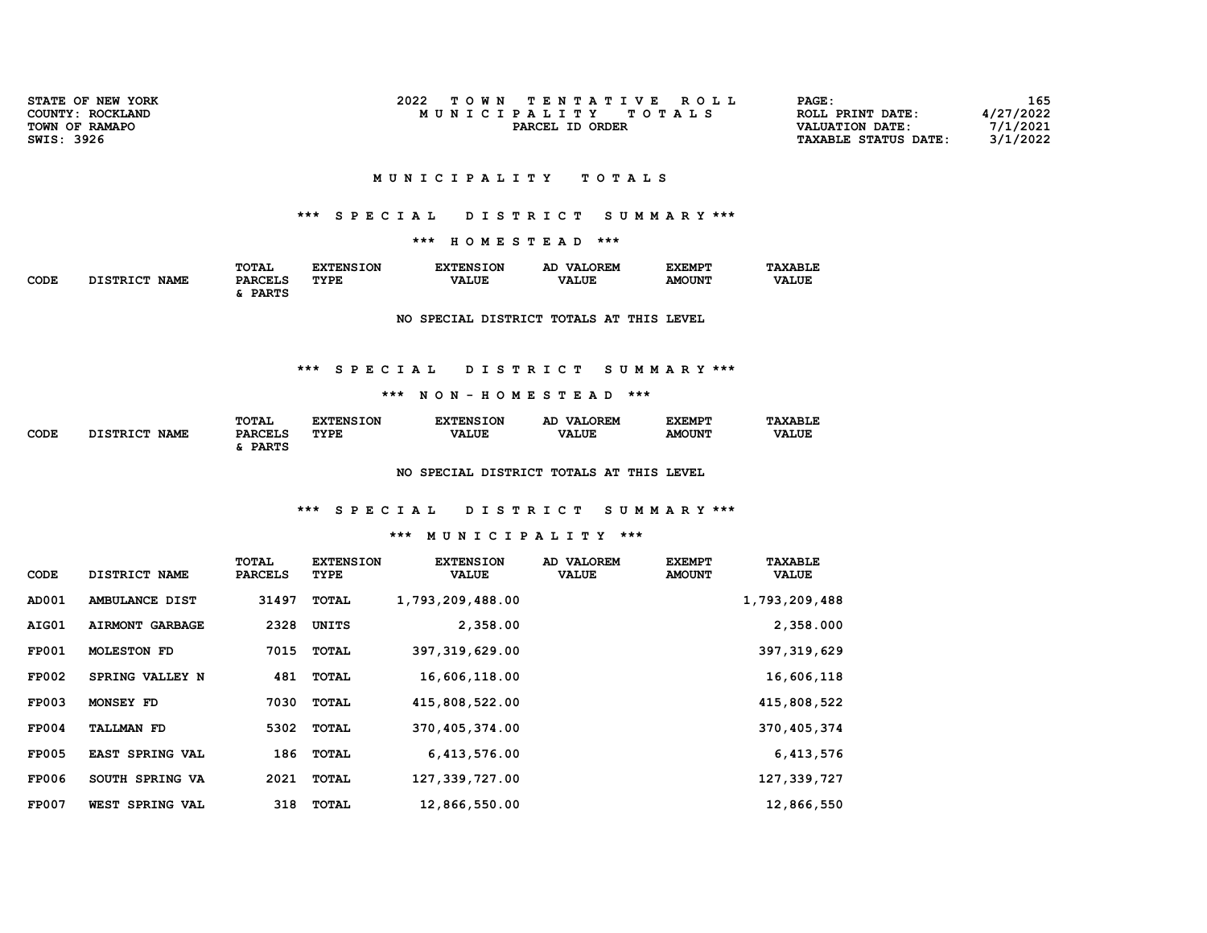STATE OF NEW YORK
COUNTY: ROCKLAND
TOWN OF RAMAPO
SWIS: 3926

2022 TOWN TENTATIVE ROLL
MUNICIPALITY TOTALS
PARCEL ID ORDER

ROLL PRINT DATE: 4/27/2022
VALUATION DATE: 7/1/2021
TAXABLE STATUS DATE: 3/1/2022

# MUNICIPALITY TOTALS

## *** SPECIAL DISTRICT SUMMARY ***

### *** HOMESTEAD ***

| CODE | DISTRICT NAME | TOTAL PARCELS & PARTS | EXTENSION TYPE | EXTENSION VALUE | AD VALOREM VALUE | EXEMPT AMOUNT | TAXABLE VALUE |
|---|---|---|---|---|---|---|---|

NO SPECIAL DISTRICT TOTALS AT THIS LEVEL

## *** SPECIAL DISTRICT SUMMARY ***

### *** NON-HOMESTEAD ***

| CODE | DISTRICT NAME | TOTAL PARCELS & PARTS | EXTENSION TYPE | EXTENSION VALUE | AD VALOREM VALUE | EXEMPT AMOUNT | TAXABLE VALUE |
|---|---|---|---|---|---|---|---|

NO SPECIAL DISTRICT TOTALS AT THIS LEVEL

## *** SPECIAL DISTRICT SUMMARY ***

### *** MUNICIPALITY ***

| CODE | DISTRICT NAME | TOTAL PARCELS | EXTENSION TYPE | EXTENSION VALUE | AD VALOREM VALUE | EXEMPT AMOUNT | TAXABLE VALUE |
|---|---|---|---|---|---|---|---|
| AD001 | AMBULANCE DIST | 31497 | TOTAL | 1,793,209,488.00 | | | 1,793,209,488 |
| AIG01 | AIRMONT GARBAGE | 2328 | UNITS | 2,358.00 | | | 2,358.000 |
| FP001 | MOLESTON FD | 7015 | TOTAL | 397,319,629.00 | | | 397,319,629 |
| FP002 | SPRING VALLEY N | 481 | TOTAL | 16,606,118.00 | | | 16,606,118 |
| FP003 | MONSEY FD | 7030 | TOTAL | 415,808,522.00 | | | 415,808,522 |
| FP004 | TALLMAN FD | 5302 | TOTAL | 370,405,374.00 | | | 370,405,374 |
| FP005 | EAST SPRING VAL | 186 | TOTAL | 6,413,576.00 | | | 6,413,576 |
| FP006 | SOUTH SPRING VA | 2021 | TOTAL | 127,339,727.00 | | | 127,339,727 |
| FP007 | WEST SPRING VAL | 318 | TOTAL | 12,866,550.00 | | | 12,866,550 |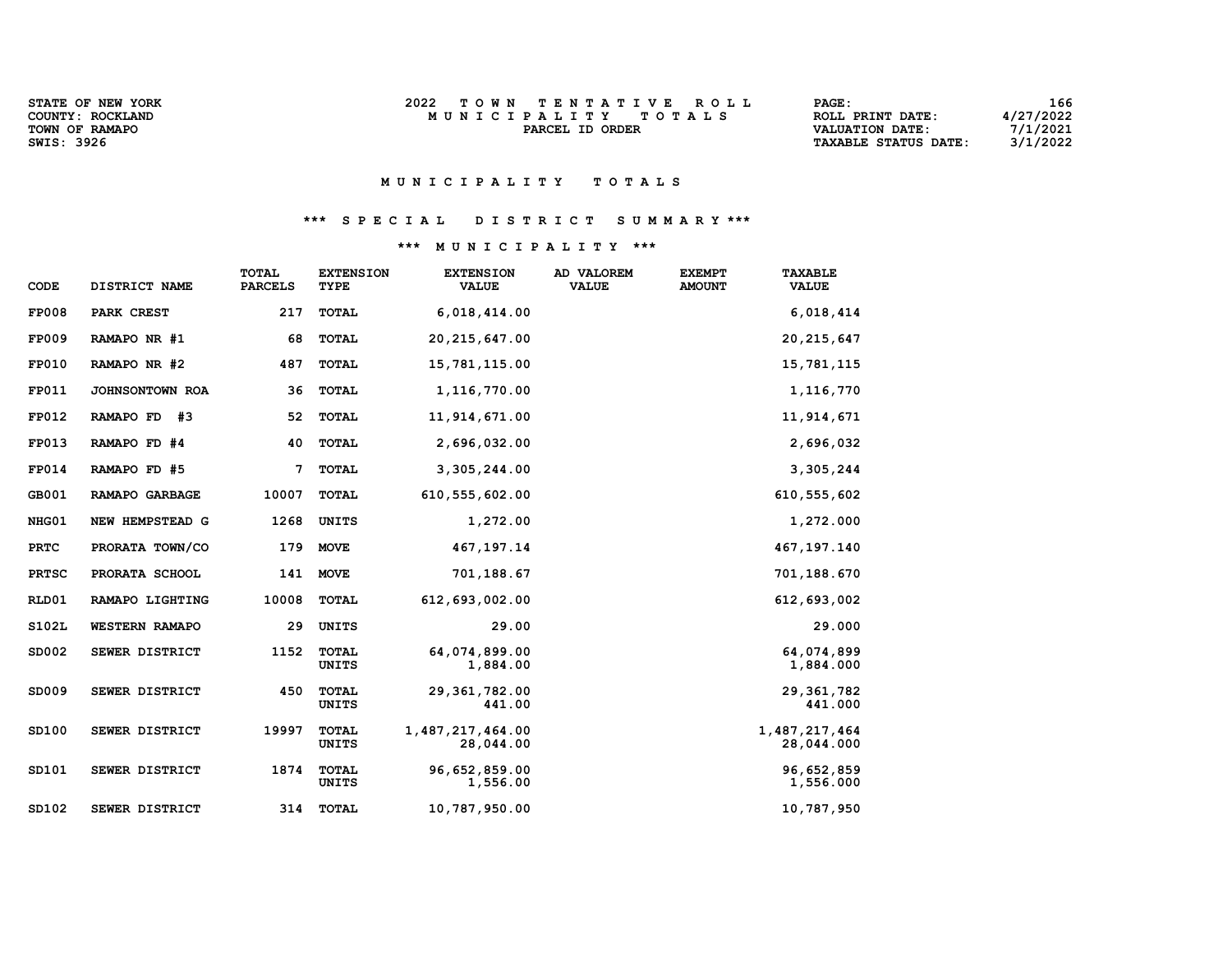STATE OF NEW YORK
COUNTY: ROCKLAND
TOWN OF RAMAPO
SWIS: 3926

2022 TOWN TENTATIVE ROLL
MUNICIPALITY TOTALS
PARCEL ID ORDER

PAGE: 166
ROLL PRINT DATE: 4/27/2022
VALUATION DATE: 7/1/2021
TAXABLE STATUS DATE: 3/1/2022

# MUNICIPALITY TOTALS

## *** SPECIAL DISTRICT SUMMARY ***

### *** MUNICIPALITY ***

| CODE | DISTRICT NAME | TOTAL PARCELS | EXTENSION TYPE | EXTENSION VALUE | AD VALOREM VALUE | EXEMPT AMOUNT | TAXABLE VALUE |
|---|---|---|---|---|---|---|---|
| FP008 | PARK CREST | 217 | TOTAL | 6,018,414.00 | | | 6,018,414 |
| FP009 | RAMAPO NR #1 | 68 | TOTAL | 20,215,647.00 | | | 20,215,647 |
| FP010 | RAMAPO NR #2 | 487 | TOTAL | 15,781,115.00 | | | 15,781,115 |
| FP011 | JOHNSONTOWN ROA | 36 | TOTAL | 1,116,770.00 | | | 1,116,770 |
| FP012 | RAMAPO FD #3 | 52 | TOTAL | 11,914,671.00 | | | 11,914,671 |
| FP013 | RAMAPO FD #4 | 40 | TOTAL | 2,696,032.00 | | | 2,696,032 |
| FP014 | RAMAPO FD #5 | 7 | TOTAL | 3,305,244.00 | | | 3,305,244 |
| GB001 | RAMAPO GARBAGE | 10007 | TOTAL | 610,555,602.00 | | | 610,555,602 |
| NHG01 | NEW HEMPSTEAD G | 1268 | UNITS | 1,272.00 | | | 1,272.000 |
| PRTC | PRORATA TOWN/CO | 179 | MOVE | 467,197.14 | | | 467,197.140 |
| PRTSC | PRORATA SCHOOL | 141 | MOVE | 701,188.67 | | | 701,188.670 |
| RLD01 | RAMAPO LIGHTING | 10008 | TOTAL | 612,693,002.00 | | | 612,693,002 |
| S102L | WESTERN RAMAPO | 29 | UNITS | 29.00 | | | 29.000 |
| SD002 | SEWER DISTRICT | 1152 | TOTAL | 64,074,899.00 | | | 64,074,899 |
| | | | UNITS | 1,884.00 | | | 1,884.000 |
| SD009 | SEWER DISTRICT | 450 | TOTAL | 29,361,782.00 | | | 29,361,782 |
| | | | UNITS | 441.00 | | | 441.000 |
| SD100 | SEWER DISTRICT | 19997 | TOTAL | 1,487,217,464.00 | | | 1,487,217,464 |
| | | | UNITS | 28,044.00 | | | 28,044.000 |
| SD101 | SEWER DISTRICT | 1874 | TOTAL | 96,652,859.00 | | | 96,652,859 |
| | | | UNITS | 1,556.00 | | | 1,556.000 |
| SD102 | SEWER DISTRICT | 314 | TOTAL | 10,787,950.00 | | | 10,787,950 |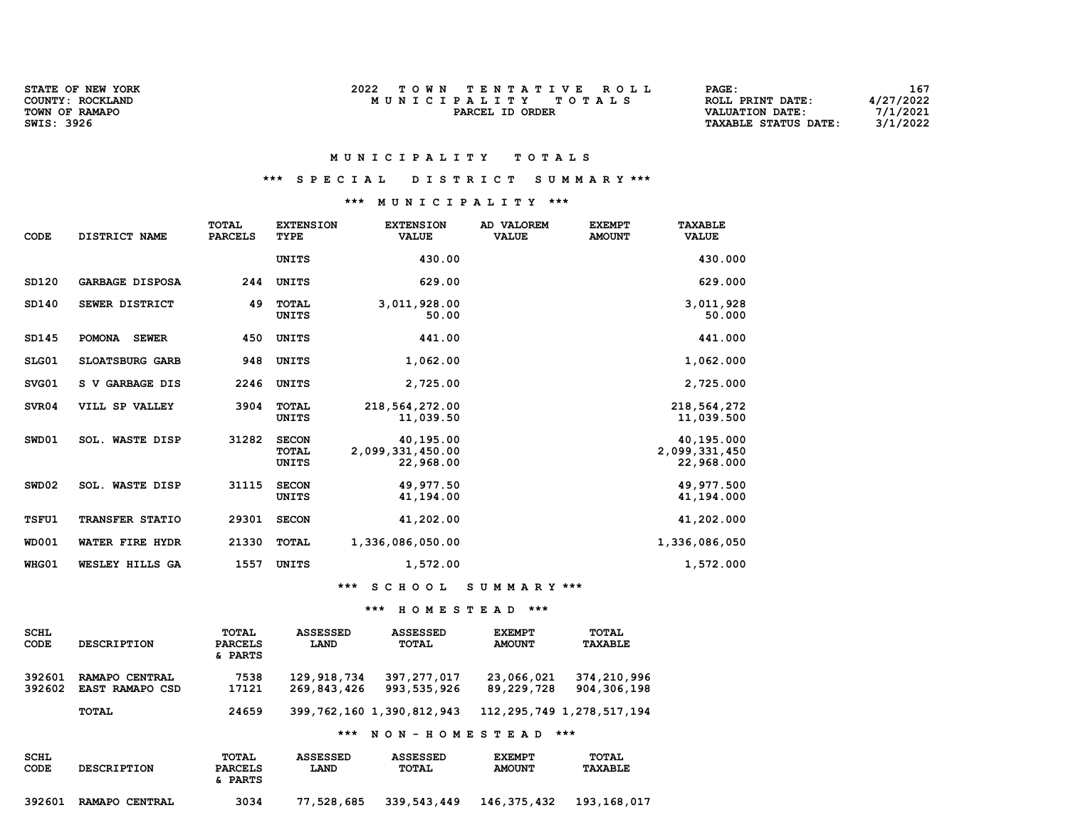STATE OF NEW YORK
COUNTY: ROCKLAND
TOWN OF RAMAPO
SWIS: 3926

2022 TOWN TENTATIVE ROLL
MUNICIPALITY TOTALS
PARCEL ID ORDER

ROLL PRINT DATE: 4/27/2022
VALUATION DATE: 7/1/2021
TAXABLE STATUS DATE: 3/1/2022

## MUNICIPALITY TOTALS

### *** SPECIAL DISTRICT SUMMARY ***

### *** MUNICIPALITY ***

| CODE | DISTRICT NAME | TOTAL PARCELS | EXTENSION TYPE | EXTENSION VALUE | AD VALOREM VALUE | EXEMPT AMOUNT | TAXABLE VALUE |
|---|---|---|---|---|---|---|---|
| | | | UNITS | 430.00 | | | 430.000 |
| SD120 | GARBAGE DISPOSA | 244 | UNITS | 629.00 | | | 629.000 |
| SD140 | SEWER DISTRICT | 49 | TOTAL | 3,011,928.00 | | | 3,011,928 |
| | | | UNITS | 50.00 | | | 50.000 |
| SD145 | POMONA SEWER | 450 | UNITS | 441.00 | | | 441.000 |
| SLG01 | SLOATSBURG GARB | 948 | UNITS | 1,062.00 | | | 1,062.000 |
| SVG01 | S V GARBAGE DIS | 2246 | UNITS | 2,725.00 | | | 2,725.000 |
| SVR04 | VILL SP VALLEY | 3904 | TOTAL | 218,564,272.00 | | | 218,564,272 |
| | | | UNITS | 11,039.50 | | | 11,039.500 |
| SWD01 | SOL. WASTE DISP | 31282 | SECON | 40,195.00 | | | 40,195.000 |
| | | | TOTAL | 2,099,331,450.00 | | | 2,099,331,450 |
| | | | UNITS | 22,968.00 | | | 22,968.000 |
| SWD02 | SOL. WASTE DISP | 31115 | SECON | 49,977.50 | | | 49,977.500 |
| | | | UNITS | 41,194.00 | | | 41,194.000 |
| TSFU1 | TRANSFER STATIO | 29301 | SECON | 41,202.00 | | | 41,202.000 |
| WD001 | WATER FIRE HYDR | 21330 | TOTAL | 1,336,086,050.00 | | | 1,336,086,050 |
| WHG01 | WESLEY HILLS GA | 1557 | UNITS | 1,572.00 | | | 1,572.000 |

### *** SCHOOL SUMMARY ***

### *** HOMESTEAD ***

| SCHL CODE | DESCRIPTION | TOTAL PARCELS & PARTS | ASSESSED LAND | ASSESSED TOTAL | EXEMPT AMOUNT | TOTAL TAXABLE |
|---|---|---|---|---|---|---|
| 392601 | RAMAPO CENTRAL | 7538 | 129,918,734 | 397,277,017 | 23,066,021 | 374,210,996 |
| 392602 | EAST RAMAPO CSD | 17121 | 269,843,426 | 993,535,926 | 89,229,728 | 904,306,198 |
| | TOTAL | 24659 | 399,762,160 | 1,390,812,943 | 112,295,749 | 1,278,517,194 |

### *** NON-HOMESTEAD ***

| SCHL CODE | DESCRIPTION | TOTAL PARCELS & PARTS | ASSESSED LAND | ASSESSED TOTAL | EXEMPT AMOUNT | TOTAL TAXABLE |
|---|---|---|---|---|---|---|
| 392601 | RAMAPO CENTRAL | 3034 | 77,528,685 | 339,543,449 | 146,375,432 | 193,168,017 |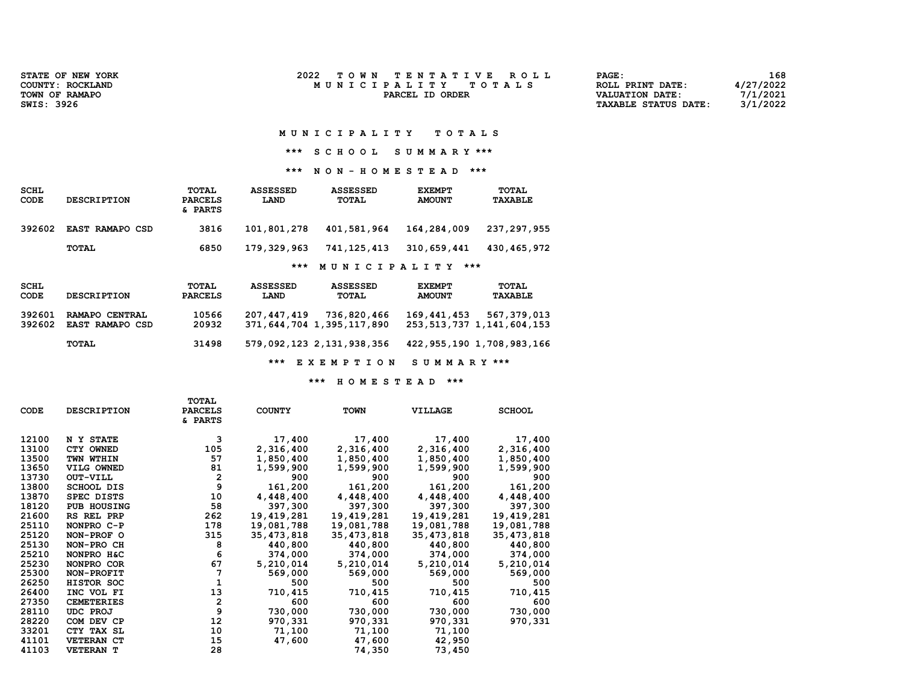STATE OF NEW YORK
COUNTY: ROCKLAND
TOWN OF RAMAPO
SWIS: 3926

2022 TOWN TENTATIVE ROLL
MUNICIPALITY TOTALS
PARCEL ID ORDER

PAGE: 168
ROLL PRINT DATE: 4/27/2022
VALUATION DATE: 7/1/2021
TAXABLE STATUS DATE: 3/1/2022

# MUNICIPALITY TOTALS

## *** SCHOOL SUMMARY ***

### *** NON-HOMESTEAD ***

| SCHL CODE | DESCRIPTION | TOTAL PARCELS & PARTS | ASSESSED LAND | ASSESSED TOTAL | EXEMPT AMOUNT | TOTAL TAXABLE |
|---|---|---|---|---|---|---|
| 392602 | EAST RAMAPO CSD | 3816 | 101,801,278 | 401,581,964 | 164,284,009 | 237,297,955 |
| | **TOTAL** | 6850 | 179,329,963 | 741,125,413 | 310,659,441 | 430,465,972 |

### *** MUNICIPALITY ***

| SCHL CODE | DESCRIPTION | TOTAL PARCELS | ASSESSED LAND | ASSESSED TOTAL | EXEMPT AMOUNT | TOTAL TAXABLE |
|---|---|---|---|---|---|---|
| 392601 | RAMAPO CENTRAL | 10566 | 207,447,419 | 736,820,466 | 169,441,453 | 567,379,013 |
| 392602 | EAST RAMAPO CSD | 20932 | 371,644,704 | 1,395,117,890 | 253,513,737 | 1,141,604,153 |
| | **TOTAL** | 31498 | 579,092,123 | 2,131,938,356 | 422,955,190 | 1,708,983,166 |

## *** EXEMPTION SUMMARY ***

### *** HOMESTEAD ***

| CODE | DESCRIPTION | TOTAL PARCELS & PARTS | COUNTY | TOWN | VILLAGE | SCHOOL |
|---|---|---|---|---|---|---|
| 12100 | N Y STATE | 3 | 17,400 | 17,400 | 17,400 | 17,400 |
| 13100 | CTY OWNED | 105 | 2,316,400 | 2,316,400 | 2,316,400 | 2,316,400 |
| 13500 | TWN WTHIN | 57 | 1,850,400 | 1,850,400 | 1,850,400 | 1,850,400 |
| 13650 | VILG OWNED | 81 | 1,599,900 | 1,599,900 | 1,599,900 | 1,599,900 |
| 13730 | OUT-VILL | 2 | 900 | 900 | 900 | 900 |
| 13800 | SCHOOL DIS | 9 | 161,200 | 161,200 | 161,200 | 161,200 |
| 13870 | SPEC DISTS | 10 | 4,448,400 | 4,448,400 | 4,448,400 | 4,448,400 |
| 18120 | PUB HOUSING | 58 | 397,300 | 397,300 | 397,300 | 397,300 |
| 21600 | RS REL PRP | 262 | 19,419,281 | 19,419,281 | 19,419,281 | 19,419,281 |
| 25110 | NONPRO C-P | 178 | 19,081,788 | 19,081,788 | 19,081,788 | 19,081,788 |
| 25120 | NON-PROF O | 315 | 35,473,818 | 35,473,818 | 35,473,818 | 35,473,818 |
| 25130 | NON-PRO CH | 8 | 440,800 | 440,800 | 440,800 | 440,800 |
| 25210 | NONPRO H&C | 6 | 374,000 | 374,000 | 374,000 | 374,000 |
| 25230 | NONPRO COR | 67 | 5,210,014 | 5,210,014 | 5,210,014 | 5,210,014 |
| 25300 | NON-PROFIT | 7 | 569,000 | 569,000 | 569,000 | 569,000 |
| 26250 | HISTOR SOC | 1 | 500 | 500 | 500 | 500 |
| 26400 | INC VOL FI | 13 | 710,415 | 710,415 | 710,415 | 710,415 |
| 27350 | CEMETERIES | 2 | 600 | 600 | 600 | 600 |
| 28110 | UDC PROJ | 9 | 730,000 | 730,000 | 730,000 | 730,000 |
| 28220 | COM DEV CP | 12 | 970,331 | 970,331 | 970,331 | 970,331 |
| 33201 | CTY TAX SL | 10 | 71,100 | 71,100 | 71,100 | |
| 41101 | VETERAN CT | 15 | 47,600 | 47,600 | 42,950 | |
| 41103 | VETERAN T | 28 | | 74,350 | 73,450 | |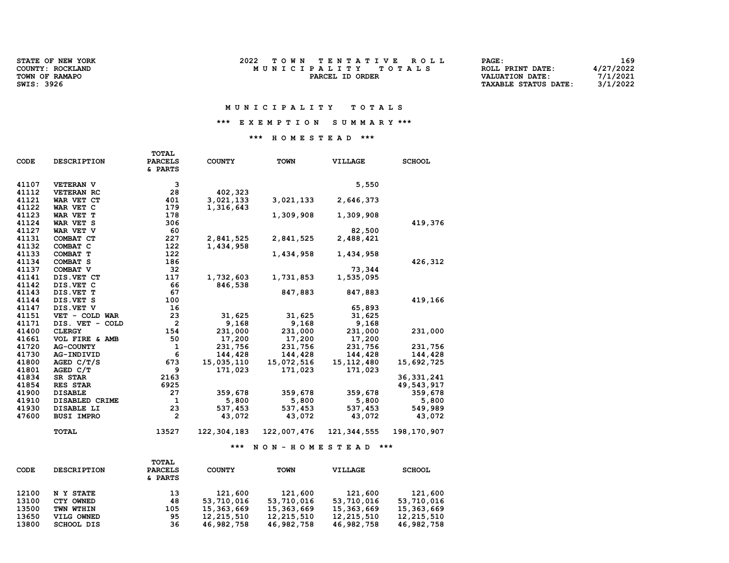STATE OF NEW YORK
COUNTY: ROCKLAND
TOWN OF RAMAPO
SWIS: 3926

2022 TOWN TENTATIVE ROLL
MUNICIPALITY TOTALS
PARCEL ID ORDER

ROLL PRINT DATE: 4/27/2022
VALUATION DATE: 7/1/2021
TAXABLE STATUS DATE: 3/1/2022

# MUNICIPALITY TOTALS

## *** EXEMPTION SUMMARY ***

### *** HOMESTEAD ***

| CODE | DESCRIPTION | TOTAL PARCELS & PARTS | COUNTY | TOWN | VILLAGE | SCHOOL |
|---|---|---|---|---|---|---|
| 41107 | VETERAN V | 3 | | | 5,550 | |
| 41112 | VETERAN RC | 28 | 402,323 | | | |
| 41121 | WAR VET CT | 401 | 3,021,133 | 3,021,133 | 2,646,373 | |
| 41122 | WAR VET C | 179 | 1,316,643 | | | |
| 41123 | WAR VET T | 178 | | 1,309,908 | 1,309,908 | |
| 41124 | WAR VET S | 306 | | | | 419,376 |
| 41127 | WAR VET V | 60 | | | 82,500 | |
| 41131 | COMBAT CT | 227 | 2,841,525 | 2,841,525 | 2,488,421 | |
| 41132 | COMBAT C | 122 | 1,434,958 | | | |
| 41133 | COMBAT T | 122 | | 1,434,958 | 1,434,958 | |
| 41134 | COMBAT S | 186 | | | | 426,312 |
| 41137 | COMBAT V | 32 | | | 73,344 | |
| 41141 | DIS.VET CT | 117 | 1,732,603 | 1,731,853 | 1,535,095 | |
| 41142 | DIS.VET C | 66 | 846,538 | | | |
| 41143 | DIS.VET T | 67 | | 847,883 | 847,883 | |
| 41144 | DIS.VET S | 100 | | | | 419,166 |
| 41147 | DIS.VET V | 16 | | | 65,893 | |
| 41151 | VET - COLD WAR | 23 | 31,625 | 31,625 | 31,625 | |
| 41171 | DIS. VET - COLD | 2 | 9,168 | 9,168 | 9,168 | |
| 41400 | CLERGY | 154 | 231,000 | 231,000 | 231,000 | 231,000 |
| 41661 | VOL FIRE & AMB | 50 | 17,200 | 17,200 | 17,200 | |
| 41720 | AG-COUNTY | 1 | 231,756 | 231,756 | 231,756 | 231,756 |
| 41730 | AG-INDIVID | 6 | 144,428 | 144,428 | 144,428 | 144,428 |
| 41800 | AGED C/T/S | 673 | 15,035,110 | 15,072,516 | 15,112,480 | 15,692,725 |
| 41801 | AGED C/T | 9 | 171,023 | 171,023 | 171,023 | |
| 41834 | SR STAR | 2163 | | | | 36,331,241 |
| 41854 | RES STAR | 6925 | | | | 49,543,917 |
| 41900 | DISABLE | 27 | 359,678 | 359,678 | 359,678 | 359,678 |
| 41910 | DISABLED CRIME | 1 | 5,800 | 5,800 | 5,800 | 5,800 |
| 41930 | DISABLE LI | 23 | 537,453 | 537,453 | 537,453 | 549,989 |
| 47600 | BUSI IMPRO | 2 | 43,072 | 43,072 | 43,072 | 43,072 |
| | TOTAL | 13527 | 122,304,183 | 122,007,476 | 121,344,555 | 198,170,907 |

### *** NON-HOMESTEAD ***

| CODE | DESCRIPTION | TOTAL PARCELS & PARTS | COUNTY | TOWN | VILLAGE | SCHOOL |
|---|---|---|---|---|---|---|
| 12100 | N Y STATE | 13 | 121,600 | 121,600 | 121,600 | 121,600 |
| 13100 | CTY OWNED | 48 | 53,710,016 | 53,710,016 | 53,710,016 | 53,710,016 |
| 13500 | TWN WTHIN | 105 | 15,363,669 | 15,363,669 | 15,363,669 | 15,363,669 |
| 13650 | VILG OWNED | 95 | 12,215,510 | 12,215,510 | 12,215,510 | 12,215,510 |
| 13800 | SCHOOL DIS | 36 | 46,982,758 | 46,982,758 | 46,982,758 | 46,982,758 |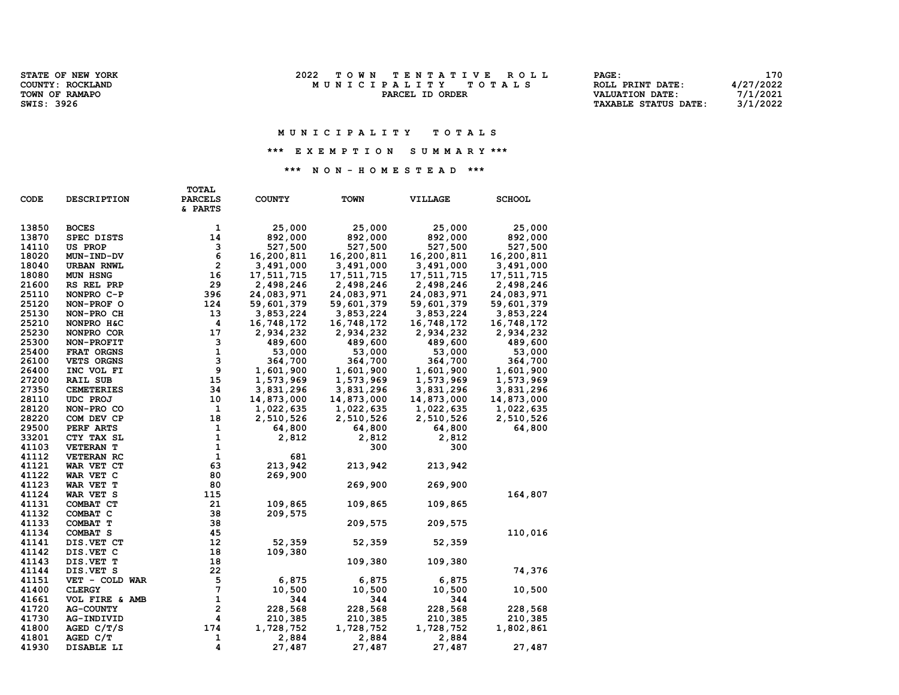STATE OF NEW YORK
COUNTY: ROCKLAND
TOWN OF RAMAPO
SWIS: 3926

2022 TOWN TENTATIVE ROLL
MUNICIPALITY TOTALS
PARCEL ID ORDER

ROLL PRINT DATE: 4/27/2022
VALUATION DATE: 7/1/2021
TAXABLE STATUS DATE: 3/1/2022

## MUNICIPALITY TOTALS

### *** EXEMPTION SUMMARY ***

### *** NON-HOMESTEAD ***

| CODE | DESCRIPTION | TOTAL PARCELS & PARTS | COUNTY | TOWN | VILLAGE | SCHOOL |
|---|---|---|---|---|---|---|
| 13850 | BOCES | 1 | 25,000 | 25,000 | 25,000 | 25,000 |
| 13870 | SPEC DISTS | 14 | 892,000 | 892,000 | 892,000 | 892,000 |
| 14110 | US PROP | 3 | 527,500 | 527,500 | 527,500 | 527,500 |
| 18020 | MUN-IND-DV | 6 | 16,200,811 | 16,200,811 | 16,200,811 | 16,200,811 |
| 18040 | URBAN RNWL | 2 | 3,491,000 | 3,491,000 | 3,491,000 | 3,491,000 |
| 18080 | MUN HSNG | 16 | 17,511,715 | 17,511,715 | 17,511,715 | 17,511,715 |
| 21600 | RS REL PRP | 29 | 2,498,246 | 2,498,246 | 2,498,246 | 2,498,246 |
| 25110 | NONPRO C-P | 396 | 24,083,971 | 24,083,971 | 24,083,971 | 24,083,971 |
| 25120 | NON-PROF O | 124 | 59,601,379 | 59,601,379 | 59,601,379 | 59,601,379 |
| 25130 | NON-PRO CH | 13 | 3,853,224 | 3,853,224 | 3,853,224 | 3,853,224 |
| 25210 | NONPRO H&C | 4 | 16,748,172 | 16,748,172 | 16,748,172 | 16,748,172 |
| 25230 | NONPRO COR | 17 | 2,934,232 | 2,934,232 | 2,934,232 | 2,934,232 |
| 25300 | NON-PROFIT | 3 | 489,600 | 489,600 | 489,600 | 489,600 |
| 25400 | FRAT ORGNS | 1 | 53,000 | 53,000 | 53,000 | 53,000 |
| 26100 | VETS ORGNS | 3 | 364,700 | 364,700 | 364,700 | 364,700 |
| 26400 | INC VOL FI | 9 | 1,601,900 | 1,601,900 | 1,601,900 | 1,601,900 |
| 27200 | RAIL SUB | 15 | 1,573,969 | 1,573,969 | 1,573,969 | 1,573,969 |
| 27350 | CEMETERIES | 34 | 3,831,296 | 3,831,296 | 3,831,296 | 3,831,296 |
| 28110 | UDC PROJ | 10 | 14,873,000 | 14,873,000 | 14,873,000 | 14,873,000 |
| 28120 | NON-PRO CO | 1 | 1,022,635 | 1,022,635 | 1,022,635 | 1,022,635 |
| 28220 | COM DEV CP | 18 | 2,510,526 | 2,510,526 | 2,510,526 | 2,510,526 |
| 29500 | PERF ARTS | 1 | 64,800 | 64,800 | 64,800 | 64,800 |
| 33201 | CTY TAX SL | 1 | 2,812 | 2,812 | 2,812 | |
| 41103 | VETERAN T | 1 | | 300 | 300 | |
| 41112 | VETERAN RC | 1 | 681 | | | |
| 41121 | WAR VET CT | 63 | 213,942 | 213,942 | 213,942 | |
| 41122 | WAR VET C | 80 | 269,900 | | | |
| 41123 | WAR VET T | 80 | | 269,900 | 269,900 | |
| 41124 | WAR VET S | 115 | | | | 164,807 |
| 41131 | COMBAT CT | 21 | 109,865 | 109,865 | 109,865 | |
| 41132 | COMBAT C | 38 | 209,575 | | | |
| 41133 | COMBAT T | 38 | | 209,575 | 209,575 | |
| 41134 | COMBAT S | 45 | | | | 110,016 |
| 41141 | DIS.VET CT | 12 | 52,359 | 52,359 | 52,359 | |
| 41142 | DIS.VET C | 18 | 109,380 | | | |
| 41143 | DIS.VET T | 18 | | 109,380 | 109,380 | |
| 41144 | DIS.VET S | 22 | | | | 74,376 |
| 41151 | VET - COLD WAR | 5 | 6,875 | 6,875 | 6,875 | |
| 41400 | CLERGY | 7 | 10,500 | 10,500 | 10,500 | 10,500 |
| 41661 | VOL FIRE & AMB | 1 | 344 | 344 | 344 | |
| 41720 | AG-COUNTY | 2 | 228,568 | 228,568 | 228,568 | 228,568 |
| 41730 | AG-INDIVID | 4 | 210,385 | 210,385 | 210,385 | 210,385 |
| 41800 | AGED C/T/S | 174 | 1,728,752 | 1,728,752 | 1,728,752 | 1,802,861 |
| 41801 | AGED C/T | 1 | 2,884 | 2,884 | 2,884 | |
| 41930 | DISABLE LI | 4 | 27,487 | 27,487 | 27,487 | 27,487 |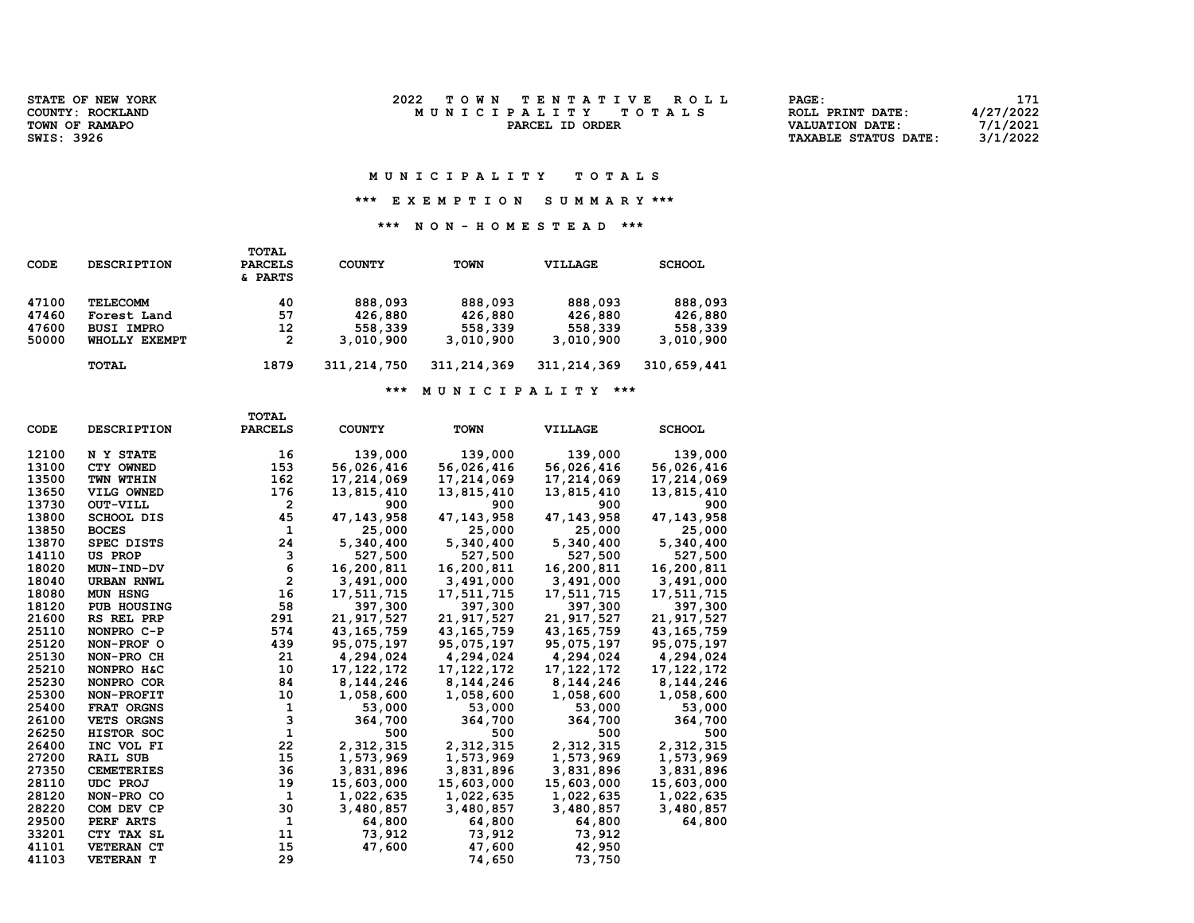STATE OF NEW YORK
COUNTY: ROCKLAND
TOWN OF RAMAPO
SWIS: 3926

2022 TOWN TENTATIVE ROLL
MUNICIPALITY TOTALS
PARCEL ID ORDER

ROLL PRINT DATE: 4/27/2022
VALUATION DATE: 7/1/2021
TAXABLE STATUS DATE: 3/1/2022

# MUNICIPALITY TOTALS

## *** EXEMPTION SUMMARY ***

### *** NON-HOMESTEAD ***

| CODE | DESCRIPTION | TOTAL PARCELS & PARTS | COUNTY | TOWN | VILLAGE | SCHOOL |
|---|---|---|---|---|---|---|
| 47100 | TELECOMM | 40 | 888,093 | 888,093 | 888,093 | 888,093 |
| 47460 | Forest Land | 57 | 426,880 | 426,880 | 426,880 | 426,880 |
| 47600 | BUSI IMPRO | 12 | 558,339 | 558,339 | 558,339 | 558,339 |
| 50000 | WHOLLY EXEMPT | 2 | 3,010,900 | 3,010,900 | 3,010,900 | 3,010,900 |
| | TOTAL | 1879 | 311,214,750 | 311,214,369 | 311,214,369 | 310,659,441 |

### *** MUNICIPALITY ***

| CODE | DESCRIPTION | TOTAL PARCELS | COUNTY | TOWN | VILLAGE | SCHOOL |
|---|---|---|---|---|---|---|
| 12100 | N Y STATE | 16 | 139,000 | 139,000 | 139,000 | 139,000 |
| 13100 | CTY OWNED | 153 | 56,026,416 | 56,026,416 | 56,026,416 | 56,026,416 |
| 13500 | TWN WTHIN | 162 | 17,214,069 | 17,214,069 | 17,214,069 | 17,214,069 |
| 13650 | VILG OWNED | 176 | 13,815,410 | 13,815,410 | 13,815,410 | 13,815,410 |
| 13730 | OUT-VILL | 2 | 900 | 900 | 900 | 900 |
| 13800 | SCHOOL DIS | 45 | 47,143,958 | 47,143,958 | 47,143,958 | 47,143,958 |
| 13850 | BOCES | 1 | 25,000 | 25,000 | 25,000 | 25,000 |
| 13870 | SPEC DISTS | 24 | 5,340,400 | 5,340,400 | 5,340,400 | 5,340,400 |
| 14110 | US PROP | 3 | 527,500 | 527,500 | 527,500 | 527,500 |
| 18020 | MUN-IND-DV | 6 | 16,200,811 | 16,200,811 | 16,200,811 | 16,200,811 |
| 18040 | URBAN RNWL | 2 | 3,491,000 | 3,491,000 | 3,491,000 | 3,491,000 |
| 18080 | MUN HSNG | 16 | 17,511,715 | 17,511,715 | 17,511,715 | 17,511,715 |
| 18120 | PUB HOUSING | 58 | 397,300 | 397,300 | 397,300 | 397,300 |
| 21600 | RS REL PRP | 291 | 21,917,527 | 21,917,527 | 21,917,527 | 21,917,527 |
| 25110 | NONPRO C-P | 574 | 43,165,759 | 43,165,759 | 43,165,759 | 43,165,759 |
| 25120 | NON-PROF O | 439 | 95,075,197 | 95,075,197 | 95,075,197 | 95,075,197 |
| 25130 | NON-PRO CH | 21 | 4,294,024 | 4,294,024 | 4,294,024 | 4,294,024 |
| 25210 | NONPRO H&C | 10 | 17,122,172 | 17,122,172 | 17,122,172 | 17,122,172 |
| 25230 | NONPRO COR | 84 | 8,144,246 | 8,144,246 | 8,144,246 | 8,144,246 |
| 25300 | NON-PROFIT | 10 | 1,058,600 | 1,058,600 | 1,058,600 | 1,058,600 |
| 25400 | FRAT ORGNS | 1 | 53,000 | 53,000 | 53,000 | 53,000 |
| 26100 | VETS ORGNS | 3 | 364,700 | 364,700 | 364,700 | 364,700 |
| 26250 | HISTOR SOC | 1 | 500 | 500 | 500 | 500 |
| 26400 | INC VOL FI | 22 | 2,312,315 | 2,312,315 | 2,312,315 | 2,312,315 |
| 27200 | RAIL SUB | 15 | 1,573,969 | 1,573,969 | 1,573,969 | 1,573,969 |
| 27350 | CEMETERIES | 36 | 3,831,896 | 3,831,896 | 3,831,896 | 3,831,896 |
| 28110 | UDC PROJ | 19 | 15,603,000 | 15,603,000 | 15,603,000 | 15,603,000 |
| 28120 | NON-PRO CO | 1 | 1,022,635 | 1,022,635 | 1,022,635 | 1,022,635 |
| 28220 | COM DEV CP | 30 | 3,480,857 | 3,480,857 | 3,480,857 | 3,480,857 |
| 29500 | PERF ARTS | 1 | 64,800 | 64,800 | 64,800 | 64,800 |
| 33201 | CTY TAX SL | 11 | 73,912 | 73,912 | 73,912 | |
| 41101 | VETERAN CT | 15 | 47,600 | 47,600 | 42,950 | |
| 41103 | VETERAN T | 29 | | 74,650 | 73,750 | |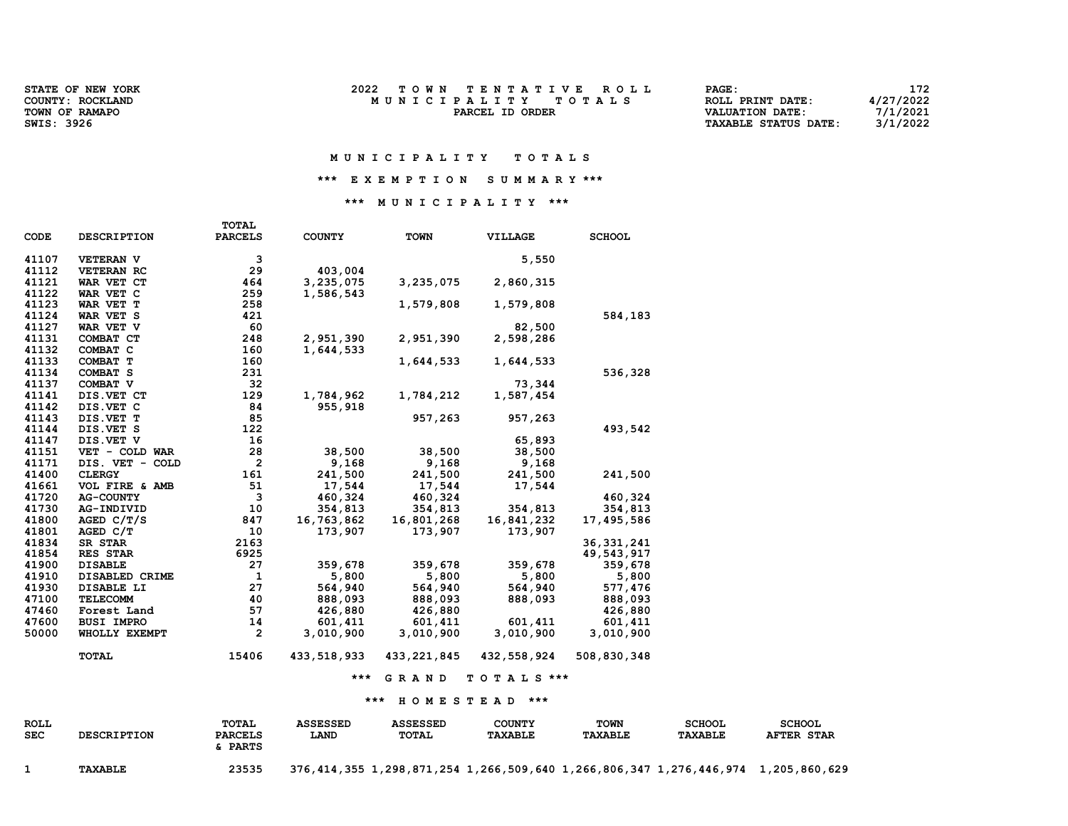STATE OF NEW YORK
COUNTY: ROCKLAND
TOWN OF RAMAPO
SWIS: 3926

2022 TOWN TENTATIVE ROLL
MUNICIPALITY TOTALS
PARCEL ID ORDER

ROLL PRINT DATE: 4/27/2022
VALUATION DATE: 7/1/2021
TAXABLE STATUS DATE: 3/1/2022

## MUNICIPALITY TOTALS

### *** EXEMPTION SUMMARY ***

### *** MUNICIPALITY ***

| CODE | DESCRIPTION | TOTAL PARCELS | COUNTY | TOWN | VILLAGE | SCHOOL |
|---|---|---|---|---|---|---|
| 41107 | VETERAN V | 3 | | | 5,550 | |
| 41112 | VETERAN RC | 29 | 403,004 | | | |
| 41121 | WAR VET CT | 464 | 3,235,075 | 3,235,075 | 2,860,315 | |
| 41122 | WAR VET C | 259 | 1,586,543 | | | |
| 41123 | WAR VET T | 258 | | 1,579,808 | 1,579,808 | |
| 41124 | WAR VET S | 421 | | | | 584,183 |
| 41127 | WAR VET V | 60 | | | 82,500 | |
| 41131 | COMBAT CT | 248 | 2,951,390 | 2,951,390 | 2,598,286 | |
| 41132 | COMBAT C | 160 | 1,644,533 | | | |
| 41133 | COMBAT T | 160 | | 1,644,533 | 1,644,533 | |
| 41134 | COMBAT S | 231 | | | | 536,328 |
| 41137 | COMBAT V | 32 | | | 73,344 | |
| 41141 | DIS.VET CT | 129 | 1,784,962 | 1,784,212 | 1,587,454 | |
| 41142 | DIS.VET C | 84 | 955,918 | | | |
| 41143 | DIS.VET T | 85 | | 957,263 | 957,263 | |
| 41144 | DIS.VET S | 122 | | | | 493,542 |
| 41147 | DIS.VET V | 16 | | | 65,893 | |
| 41151 | VET - COLD WAR | 28 | 38,500 | 38,500 | 38,500 | |
| 41171 | DIS. VET - COLD | 2 | 9,168 | 9,168 | 9,168 | |
| 41400 | CLERGY | 161 | 241,500 | 241,500 | 241,500 | 241,500 |
| 41661 | VOL FIRE & AMB | 51 | 17,544 | 17,544 | 17,544 | |
| 41720 | AG-COUNTY | 3 | 460,324 | 460,324 | | 460,324 |
| 41730 | AG-INDIVID | 10 | 354,813 | 354,813 | 354,813 | 354,813 |
| 41800 | AGED C/T/S | 847 | 16,763,862 | 16,801,268 | 16,841,232 | 17,495,586 |
| 41801 | AGED C/T | 10 | 173,907 | 173,907 | 173,907 | |
| 41834 | SR STAR | 2163 | | | | 36,331,241 |
| 41854 | RES STAR | 6925 | | | | 49,543,917 |
| 41900 | DISABLE | 27 | 359,678 | 359,678 | 359,678 | 359,678 |
| 41910 | DISABLED CRIME | 1 | 5,800 | 5,800 | 5,800 | 5,800 |
| 41930 | DISABLE LI | 27 | 564,940 | 564,940 | 564,940 | 577,476 |
| 47100 | TELECOMM | 40 | 888,093 | 888,093 | 888,093 | 888,093 |
| 47460 | Forest Land | 57 | 426,880 | 426,880 | | 426,880 |
| 47600 | BUSI IMPRO | 14 | 601,411 | 601,411 | 601,411 | 601,411 |
| 50000 | WHOLLY EXEMPT | 2 | 3,010,900 | 3,010,900 | 3,010,900 | 3,010,900 |
| | TOTAL | 15406 | 433,518,933 | 433,221,845 | 432,558,924 | 508,830,348 |

### *** GRAND TOTALS ***

### *** HOMESTEAD ***

| ROLL SEC | DESCRIPTION | TOTAL PARCELS & PARTS | ASSESSED LAND | ASSESSED TOTAL | COUNTY TAXABLE | TOWN TAXABLE | SCHOOL TAXABLE | SCHOOL AFTER STAR |
|---|---|---|---|---|---|---|---|---|
| 1 | TAXABLE | 23535 | 376,414,355 | 1,298,871,254 | 1,266,509,640 | 1,266,806,347 | 1,276,446,974 | 1,205,860,629 |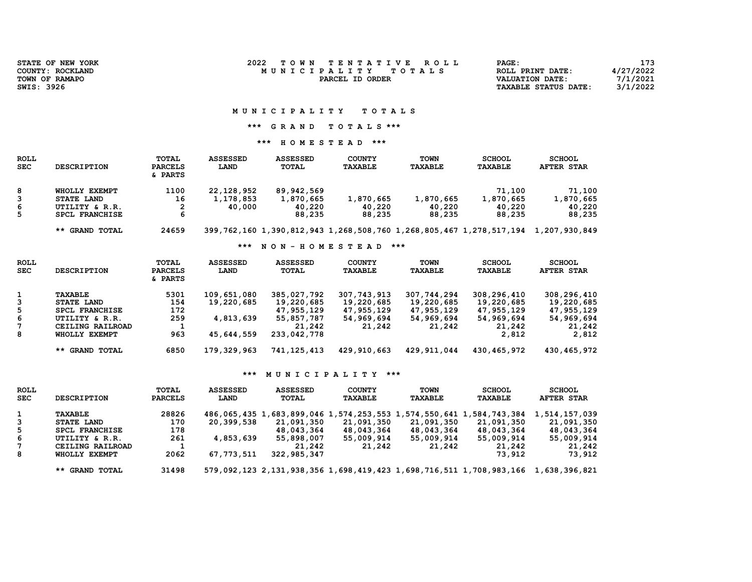STATE OF NEW YORK
COUNTY: ROCKLAND
TOWN OF RAMAPO
SWIS: 3926

2022 TOWN TENTATIVE ROLL
MUNICIPALITY TOTALS
PARCEL ID ORDER

ROLL PRINT DATE: 4/27/2022
VALUATION DATE: 7/1/2021
TAXABLE STATUS DATE: 3/1/2022

# MUNICIPALITY TOTALS

## *** GRAND TOTALS ***

### *** HOMESTEAD ***

| ROLL SEC | DESCRIPTION | TOTAL PARCELS & PARTS | ASSESSED LAND | ASSESSED TOTAL | COUNTY TAXABLE | TOWN TAXABLE | SCHOOL TAXABLE | SCHOOL AFTER STAR |
|---|---|---|---|---|---|---|---|---|
| 8 | WHOLLY EXEMPT | 1100 | 22,128,952 | 89,942,569 | | | 71,100 | 71,100 |
| 3 | STATE LAND | 16 | 1,178,853 | 1,870,665 | 1,870,665 | 1,870,665 | 1,870,665 | 1,870,665 |
| 6 | UTILITY & R.R. | 2 | 40,000 | 40,220 | 40,220 | 40,220 | 40,220 | 40,220 |
| 5 | SPCL FRANCHISE | 6 | | 88,235 | 88,235 | 88,235 | 88,235 | 88,235 |
| | ** GRAND TOTAL | 24659 | 399,762,160 | 1,390,812,943 | 1,268,508,760 | 1,268,805,467 | 1,278,517,194 | 1,207,930,849 |

### *** NON-HOMESTEAD ***

| ROLL SEC | DESCRIPTION | TOTAL PARCELS & PARTS | ASSESSED LAND | ASSESSED TOTAL | COUNTY TAXABLE | TOWN TAXABLE | SCHOOL TAXABLE | SCHOOL AFTER STAR |
|---|---|---|---|---|---|---|---|---|
| 1 | TAXABLE | 5301 | 109,651,080 | 385,027,792 | 307,743,913 | 307,744,294 | 308,296,410 | 308,296,410 |
| 3 | STATE LAND | 154 | 19,220,685 | 19,220,685 | 19,220,685 | 19,220,685 | 19,220,685 | 19,220,685 |
| 5 | SPCL FRANCHISE | 172 | | 47,955,129 | 47,955,129 | 47,955,129 | 47,955,129 | 47,955,129 |
| 6 | UTILITY & R.R. | 259 | 4,813,639 | 55,857,787 | 54,969,694 | 54,969,694 | 54,969,694 | 54,969,694 |
| 7 | CEILING RAILROAD | 1 | | 21,242 | 21,242 | 21,242 | 21,242 | 21,242 |
| 8 | WHOLLY EXEMPT | 963 | 45,644,559 | 233,042,778 | | | 2,812 | 2,812 |
| | ** GRAND TOTAL | 6850 | 179,329,963 | 741,125,413 | 429,910,663 | 429,911,044 | 430,465,972 | 430,465,972 |

### *** MUNICIPALITY ***

| ROLL SEC | DESCRIPTION | TOTAL PARCELS | ASSESSED LAND | ASSESSED TOTAL | COUNTY TAXABLE | TOWN TAXABLE | SCHOOL TAXABLE | SCHOOL AFTER STAR |
|---|---|---|---|---|---|---|---|---|
| 1 | TAXABLE | 28826 | 486,065,435 | 1,683,899,046 | 1,574,253,553 | 1,574,550,641 | 1,584,743,384 | 1,514,157,039 |
| 3 | STATE LAND | 170 | 20,399,538 | 21,091,350 | 21,091,350 | 21,091,350 | 21,091,350 | 21,091,350 |
| 5 | SPCL FRANCHISE | 178 | | 48,043,364 | 48,043,364 | 48,043,364 | 48,043,364 | 48,043,364 |
| 6 | UTILITY & R.R. | 261 | 4,853,639 | 55,898,007 | 55,009,914 | 55,009,914 | 55,009,914 | 55,009,914 |
| 7 | CEILING RAILROAD | 1 | | 21,242 | 21,242 | 21,242 | 21,242 | 21,242 |
| 8 | WHOLLY EXEMPT | 2062 | 67,773,511 | 322,985,347 | | | 73,912 | 73,912 |
| | ** GRAND TOTAL | 31498 | 579,092,123 | 2,131,938,356 | 1,698,419,423 | 1,698,716,511 | 1,708,983,166 | 1,638,396,821 |